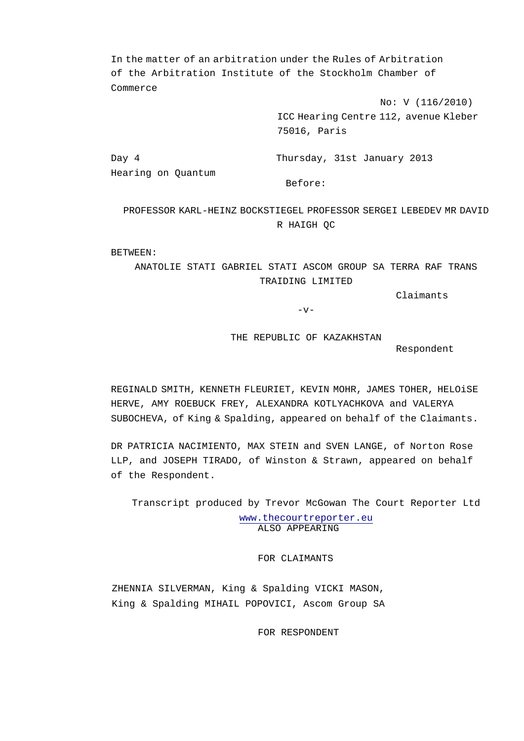In the matter of an arbitration under the Rules of Arbitration of the Arbitration Institute of the Stockholm Chamber of Commerce

No: V (116/2010)

ICC Hearing Centre 112, avenue Kleber
75016, Paris

Day 4

Hearing on Quantum

Thursday, 31st January 2013

Before:

PROFESSOR KARL-HEINZ BOCKSTIEGEL PROFESSOR SERGEI LEBEDEV MR DAVID R HAIGH QC

BETWEEN:

ANATOLIE STATI GABRIEL STATI ASCOM GROUP SA TERRA RAF TRANS TRAIDING LIMITED

Claimants

-v-

THE REPUBLIC OF KAZAKHSTAN

Respondent

REGINALD SMITH, KENNETH FLEURIET, KEVIN MOHR, JAMES TOHER, HELOiSE HERVE, AMY ROEBUCK FREY, ALEXANDRA KOTLYACHKOVA and VALERYA SUBOCHEVA, of King & Spalding, appeared on behalf of the Claimants.

DR PATRICIA NACIMIENTO, MAX STEIN and SVEN LANGE, of Norton Rose LLP, and JOSEPH TIRADO, of Winston & Strawn, appeared on behalf of the Respondent.

Transcript produced by Trevor McGowan The Court Reporter Ltd
www.thecourtreporter.eu

ALSO APPEARING

FOR CLAIMANTS

ZHENNIA SILVERMAN, King & Spalding VICKI MASON, King & Spalding MIHAIL POPOVICI, Ascom Group SA

FOR RESPONDENT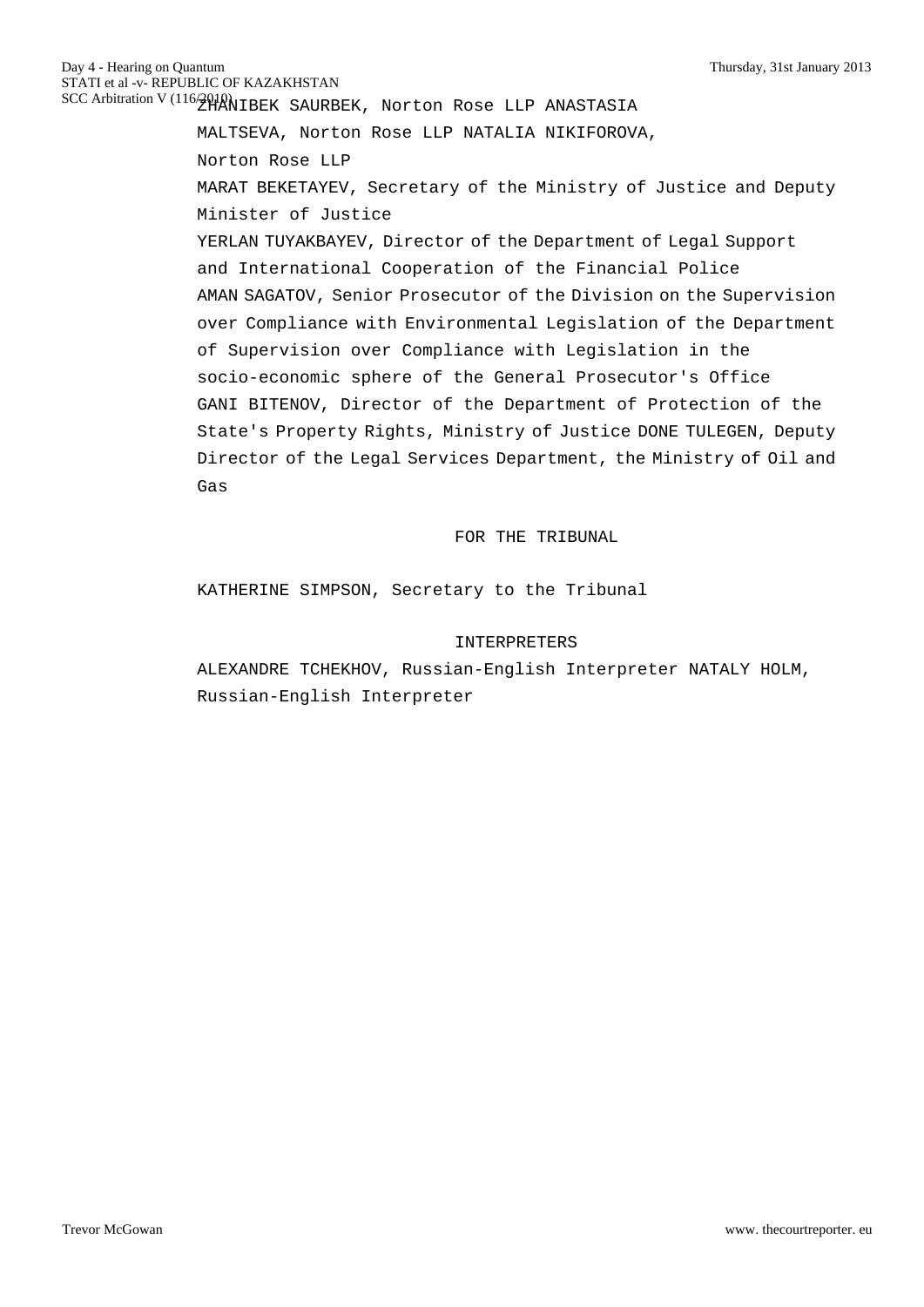ZHANIBEK SAURBEK, Norton Rose LLP ANASTASIA MALTSEVA, Norton Rose LLP NATALIA NIKIFOROVA, Norton Rose LLP

MARAT BEKETAYEV, Secretary of the Ministry of Justice and Deputy Minister of Justice

YERLAN TUYAKBAYEV, Director of the Department of Legal Support and International Cooperation of the Financial Police

AMAN SAGATOV, Senior Prosecutor of the Division on the Supervision over Compliance with Environmental Legislation of the Department of Supervision over Compliance with Legislation in the socio-economic sphere of the General Prosecutor's Office

GANI BITENOV, Director of the Department of Protection of the State's Property Rights, Ministry of Justice DONE TULEGEN, Deputy Director of the Legal Services Department, the Ministry of Oil and Gas

FOR THE TRIBUNAL

KATHERINE SIMPSON, Secretary to the Tribunal

INTERPRETERS

ALEXANDRE TCHEKHOV, Russian-English Interpreter NATALY HOLM, Russian-English Interpreter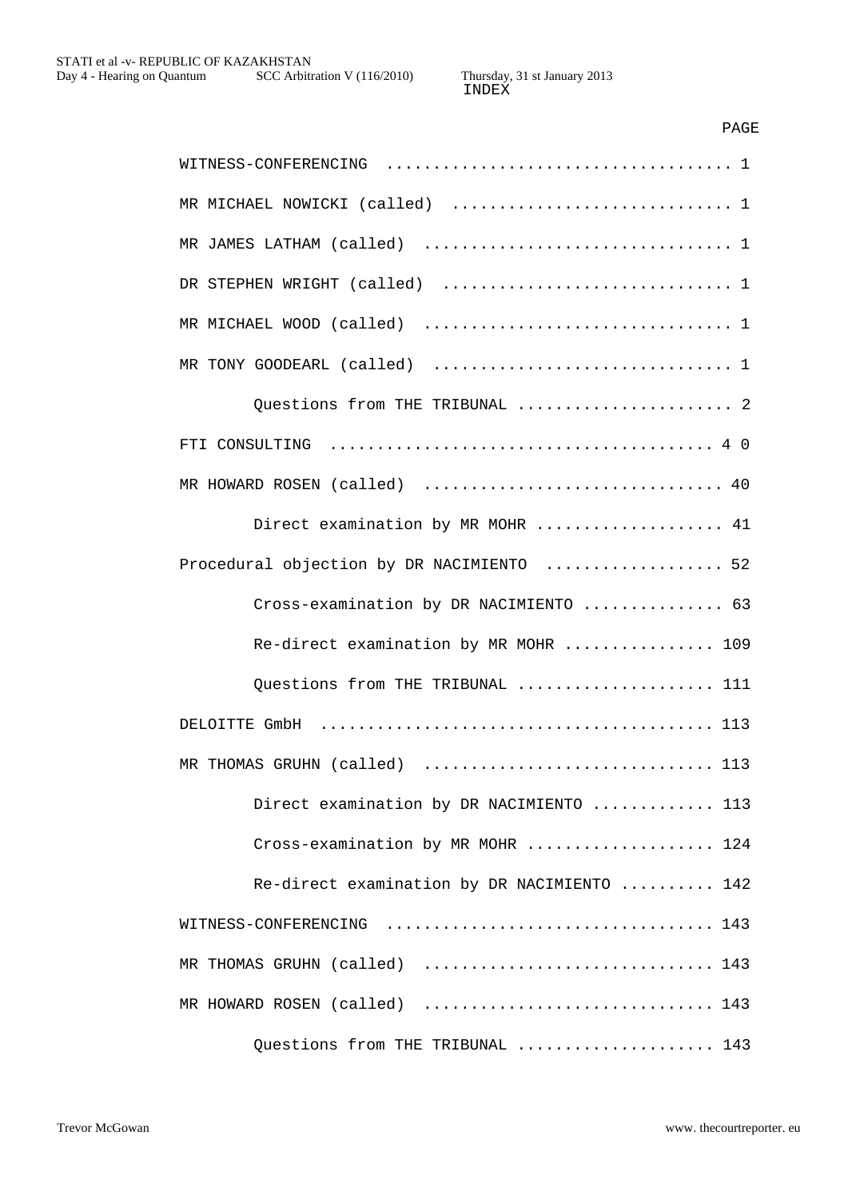INDEX

PAGE

| | |
|---|---|
| WITNESS-CONFERENCING | 1 |
| MR MICHAEL NOWICKI (called) | 1 |
| MR JAMES LATHAM (called) | 1 |
| DR STEPHEN WRIGHT (called) | 1 |
| MR MICHAEL WOOD (called) | 1 |
| MR TONY GOODEARL (called) | 1 |
| Questions from THE TRIBUNAL | 2 |
| FTI CONSULTING | 4 0 |
| MR HOWARD ROSEN (called) | 40 |
| Direct examination by MR MOHR | 41 |
| Procedural objection by DR NACIMIENTO | 52 |
| Cross-examination by DR NACIMIENTO | 63 |
| Re-direct examination by MR MOHR | 109 |
| Questions from THE TRIBUNAL | 111 |
| DELOITTE GmbH | 113 |
| MR THOMAS GRUHN (called) | 113 |
| Direct examination by DR NACIMIENTO | 113 |
| Cross-examination by MR MOHR | 124 |
| Re-direct examination by DR NACIMIENTO | 142 |
| WITNESS-CONFERENCING | 143 |
| MR THOMAS GRUHN (called) | 143 |
| MR HOWARD ROSEN (called) | 143 |
| Questions from THE TRIBUNAL | 143 |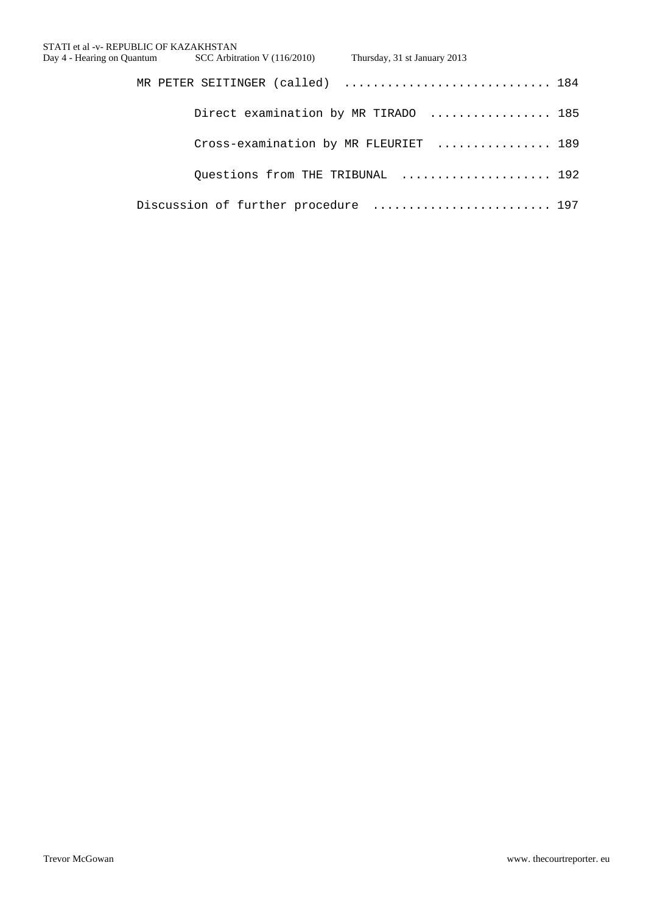MR PETER SEITINGER (called) ............................. 184

Direct examination by MR TIRADO ................. 185

Cross-examination by MR FLEURIET ................ 189

Questions from THE TRIBUNAL ..................... 192

Discussion of further procedure ......................... 197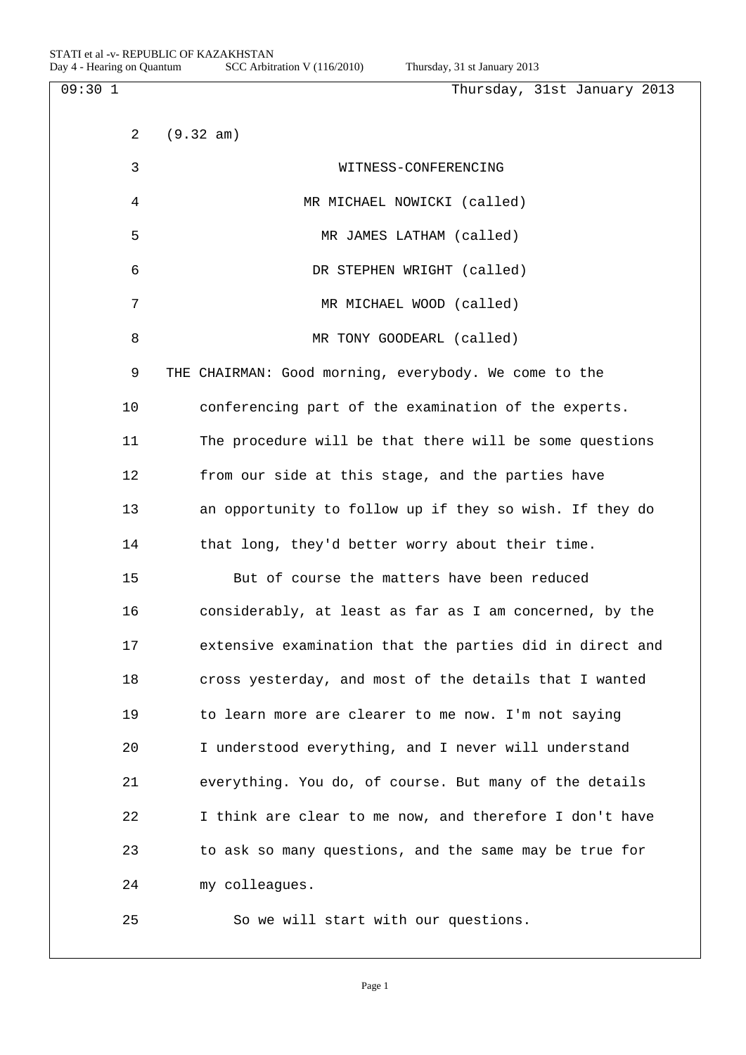Thursday, 31st January 2013

(9.32 am)

WITNESS-CONFERENCING

MR MICHAEL NOWICKI (called)

MR JAMES LATHAM (called)

DR STEPHEN WRIGHT (called)

MR MICHAEL WOOD (called)

MR TONY GOODEARL (called)

THE CHAIRMAN: Good morning, everybody. We come to the conferencing part of the examination of the experts. The procedure will be that there will be some questions from our side at this stage, and the parties have an opportunity to follow up if they so wish. If they do that long, they'd better worry about their time.

But of course the matters have been reduced considerably, at least as far as I am concerned, by the extensive examination that the parties did in direct and cross yesterday, and most of the details that I wanted to learn more are clearer to me now. I'm not saying I understood everything, and I never will understand everything. You do, of course. But many of the details I think are clear to me now, and therefore I don't have to ask so many questions, and the same may be true for my colleagues.

So we will start with our questions.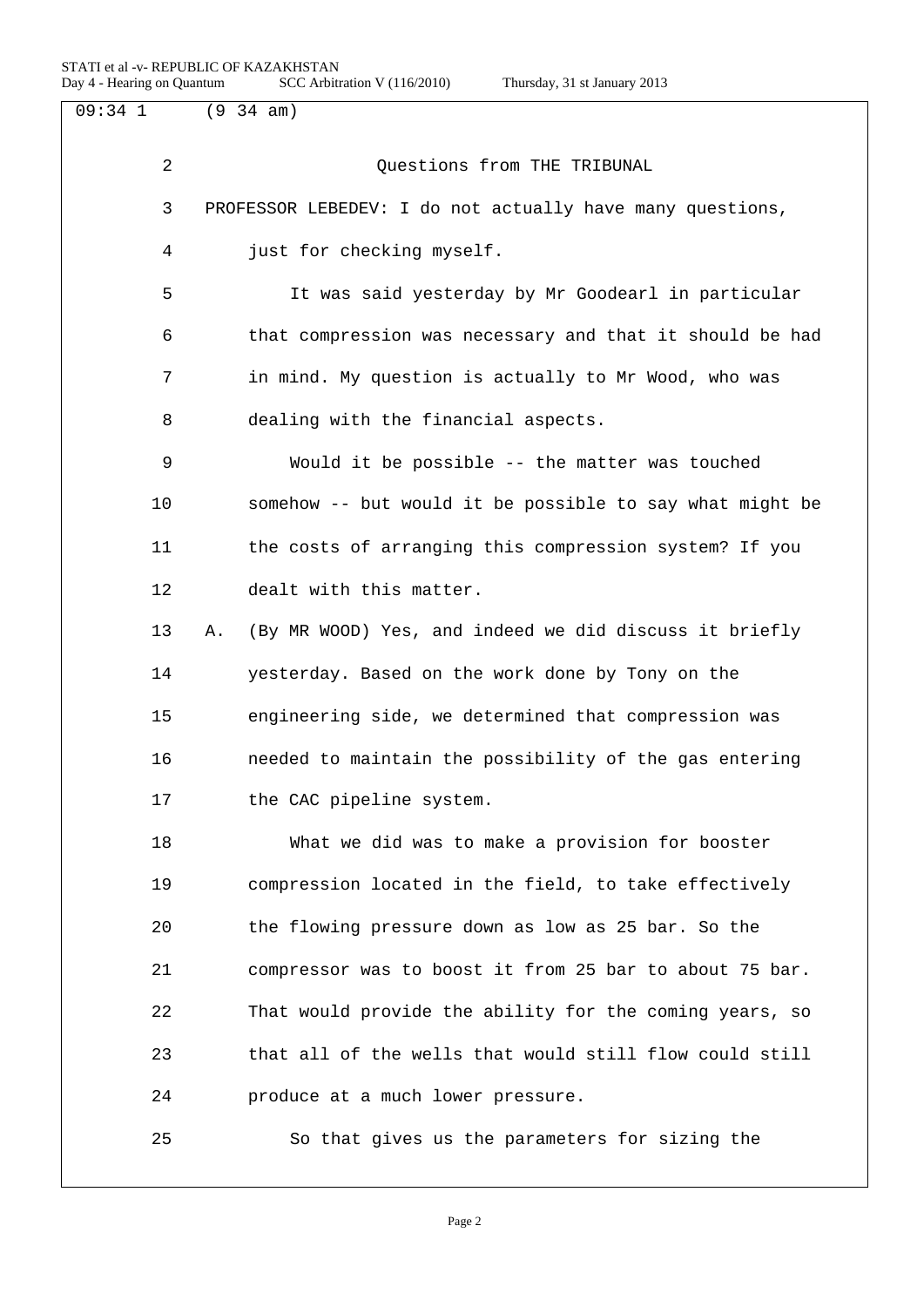(9 34 am)

## Questions from THE TRIBUNAL

PROFESSOR LEBEDEV: I do not actually have many questions, just for checking myself.

It was said yesterday by Mr Goodearl in particular that compression was necessary and that it should be had in mind. My question is actually to Mr Wood, who was dealing with the financial aspects.

Would it be possible -- the matter was touched somehow -- but would it be possible to say what might be the costs of arranging this compression system? If you dealt with this matter.

A. (By MR WOOD) Yes, and indeed we did discuss it briefly yesterday. Based on the work done by Tony on the engineering side, we determined that compression was needed to maintain the possibility of the gas entering the CAC pipeline system.

What we did was to make a provision for booster compression located in the field, to take effectively the flowing pressure down as low as 25 bar. So the compressor was to boost it from 25 bar to about 75 bar. That would provide the ability for the coming years, so that all of the wells that would still flow could still produce at a much lower pressure.

So that gives us the parameters for sizing the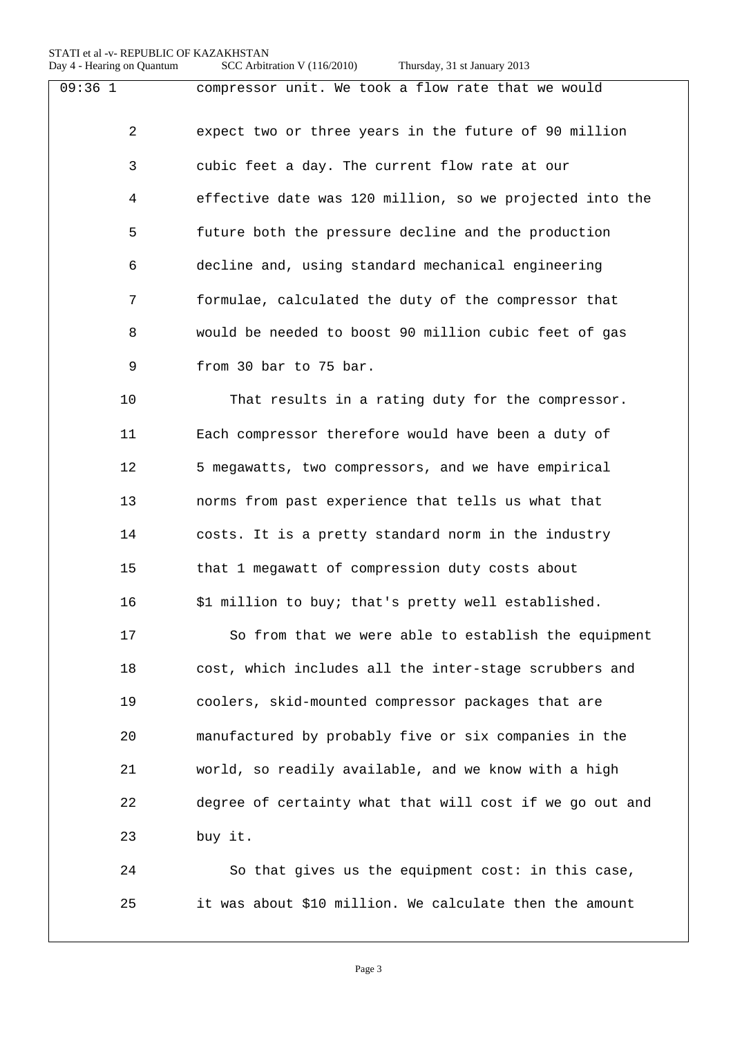09:36 1 compressor unit. We took a flow rate that we would

2 expect two or three years in the future of 90 million

3 cubic feet a day. The current flow rate at our

4 effective date was 120 million, so we projected into the

5 future both the pressure decline and the production

6 decline and, using standard mechanical engineering

7 formulae, calculated the duty of the compressor that

8 would be needed to boost 90 million cubic feet of gas

9 from 30 bar to 75 bar.

10 That results in a rating duty for the compressor.

11 Each compressor therefore would have been a duty of

12 5 megawatts, two compressors, and we have empirical

13 norms from past experience that tells us what that

14 costs. It is a pretty standard norm in the industry

15 that 1 megawatt of compression duty costs about

16 $1 million to buy; that's pretty well established.

17 So from that we were able to establish the equipment

18 cost, which includes all the inter-stage scrubbers and

19 coolers, skid-mounted compressor packages that are

20 manufactured by probably five or six companies in the

21 world, so readily available, and we know with a high

22 degree of certainty what that will cost if we go out and

23 buy it.

24 So that gives us the equipment cost: in this case,

25 it was about $10 million. We calculate then the amount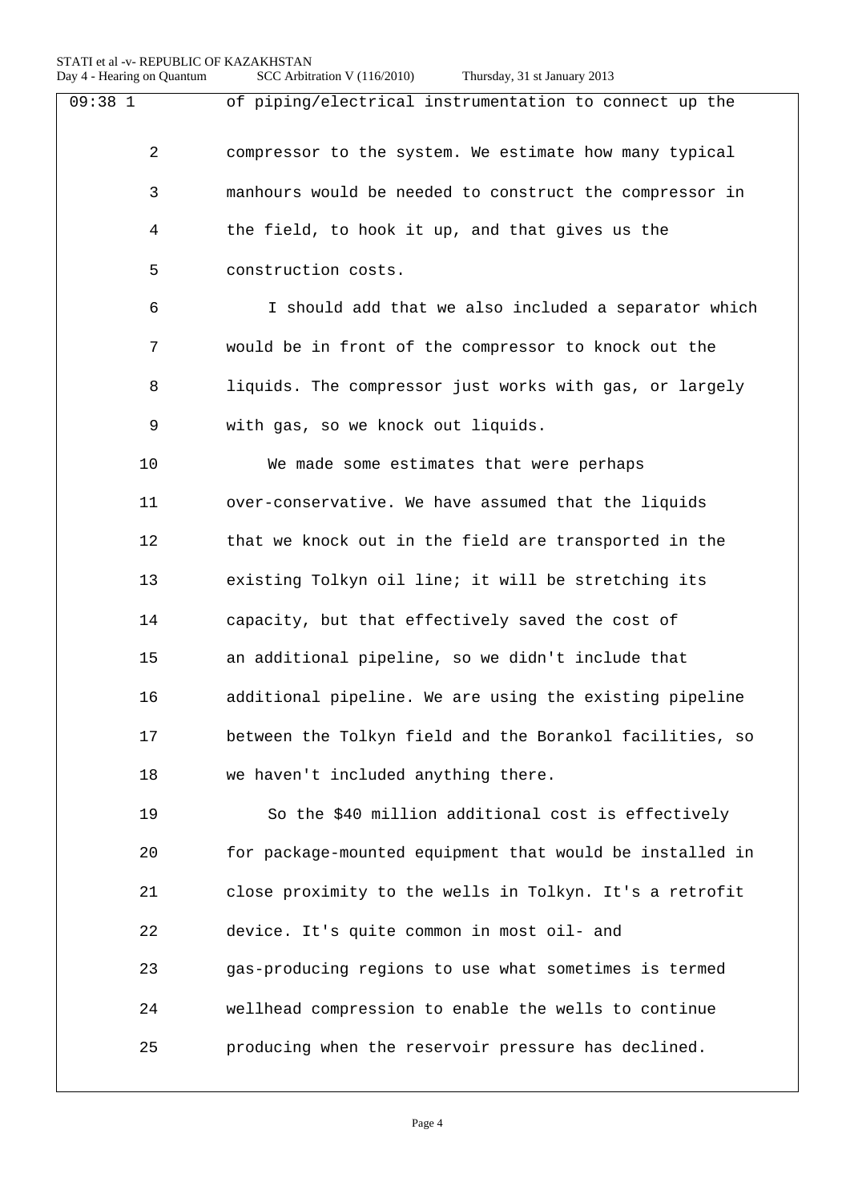09:38 1 of piping/electrical instrumentation to connect up the

2 compressor to the system. We estimate how many typical

3 manhours would be needed to construct the compressor in

4 the field, to hook it up, and that gives us the

5 construction costs.

6 I should add that we also included a separator which

7 would be in front of the compressor to knock out the

8 liquids. The compressor just works with gas, or largely

9 with gas, so we knock out liquids.

10 We made some estimates that were perhaps

11 over-conservative. We have assumed that the liquids

12 that we knock out in the field are transported in the

13 existing Tolkyn oil line; it will be stretching its

14 capacity, but that effectively saved the cost of

15 an additional pipeline, so we didn't include that

16 additional pipeline. We are using the existing pipeline

17 between the Tolkyn field and the Borankol facilities, so

18 we haven't included anything there.

19 So the $40 million additional cost is effectively

20 for package-mounted equipment that would be installed in

21 close proximity to the wells in Tolkyn. It's a retrofit

22 device. It's quite common in most oil- and

23 gas-producing regions to use what sometimes is termed

24 wellhead compression to enable the wells to continue

25 producing when the reservoir pressure has declined.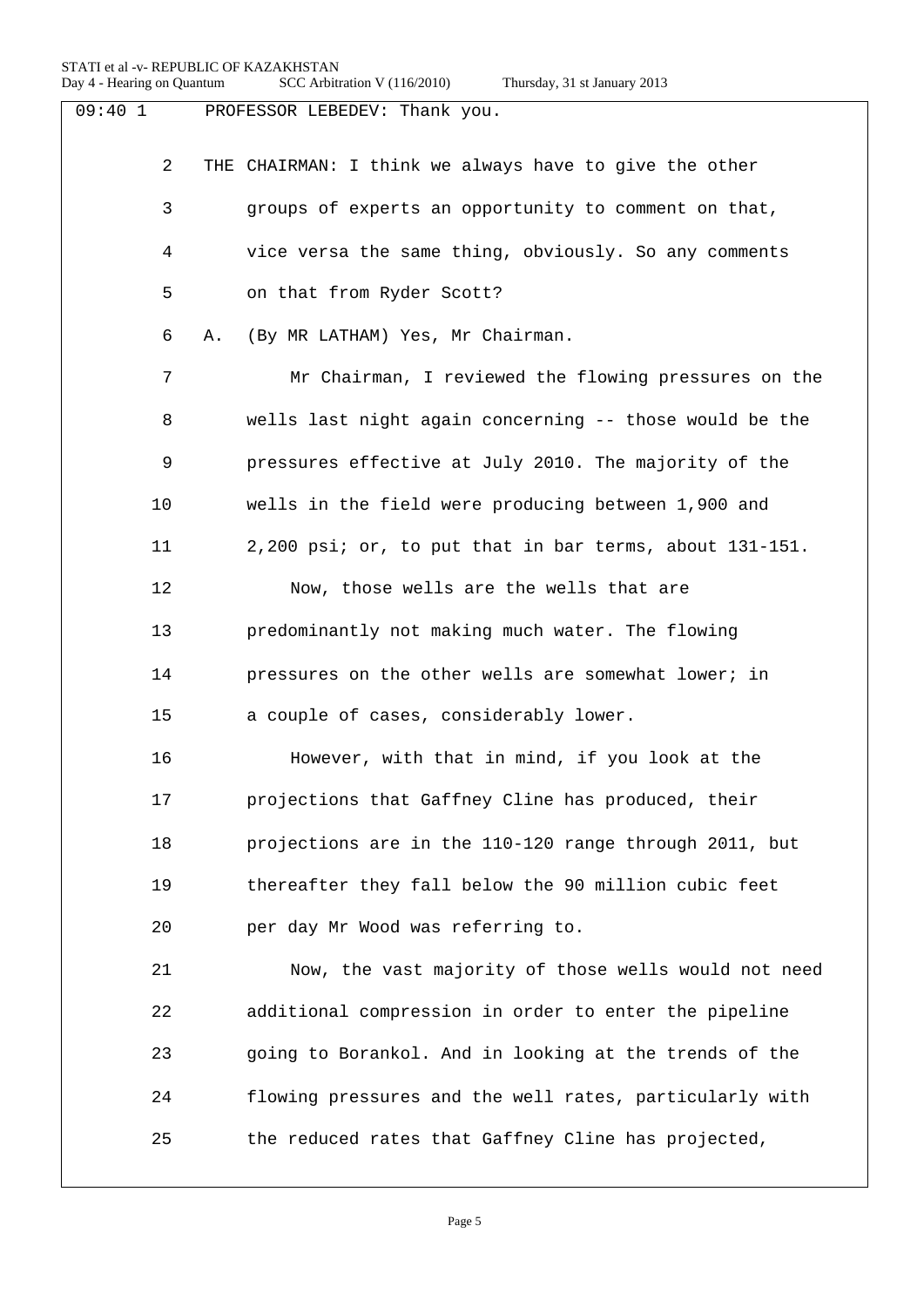09:40 1 PROFESSOR LEBEDEV: Thank you.

2 THE CHAIRMAN: I think we always have to give the other
3 groups of experts an opportunity to comment on that,
4 vice versa the same thing, obviously. So any comments
5 on that from Ryder Scott?

6 A. (By MR LATHAM) Yes, Mr Chairman.

7 Mr Chairman, I reviewed the flowing pressures on the
8 wells last night again concerning -- those would be the
9 pressures effective at July 2010. The majority of the
10 wells in the field were producing between 1,900 and
11 2,200 psi; or, to put that in bar terms, about 131-151.

12 Now, those wells are the wells that are
13 predominantly not making much water. The flowing
14 pressures on the other wells are somewhat lower; in
15 a couple of cases, considerably lower.

16 However, with that in mind, if you look at the
17 projections that Gaffney Cline has produced, their
18 projections are in the 110-120 range through 2011, but
19 thereafter they fall below the 90 million cubic feet
20 per day Mr Wood was referring to.

21 Now, the vast majority of those wells would not need
22 additional compression in order to enter the pipeline
23 going to Borankol. And in looking at the trends of the
24 flowing pressures and the well rates, particularly with
25 the reduced rates that Gaffney Cline has projected,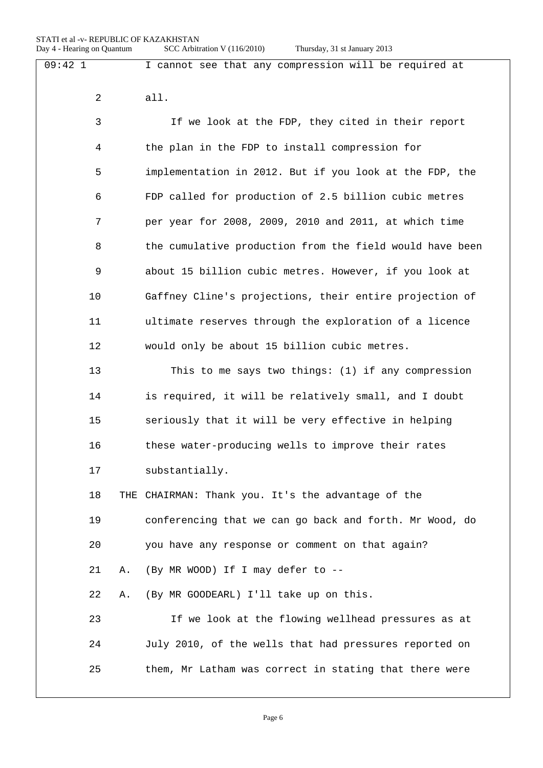09:42 1 I cannot see that any compression will be required at

2 all.

3 If we look at the FDP, they cited in their report

4 the plan in the FDP to install compression for

5 implementation in 2012. But if you look at the FDP, the

6 FDP called for production of 2.5 billion cubic metres

7 per year for 2008, 2009, 2010 and 2011, at which time

8 the cumulative production from the field would have been

9 about 15 billion cubic metres. However, if you look at

10 Gaffney Cline's projections, their entire projection of

11 ultimate reserves through the exploration of a licence

12 would only be about 15 billion cubic metres.

13 This to me says two things: (1) if any compression

14 is required, it will be relatively small, and I doubt

15 seriously that it will be very effective in helping

16 these water-producing wells to improve their rates

17 substantially.

18 THE CHAIRMAN: Thank you. It's the advantage of the

19 conferencing that we can go back and forth. Mr Wood, do

20 you have any response or comment on that again?

21 A. (By MR WOOD) If I may defer to --

22 A. (By MR GOODEARL) I'll take up on this.

23 If we look at the flowing wellhead pressures as at

24 July 2010, of the wells that had pressures reported on

25 them, Mr Latham was correct in stating that there were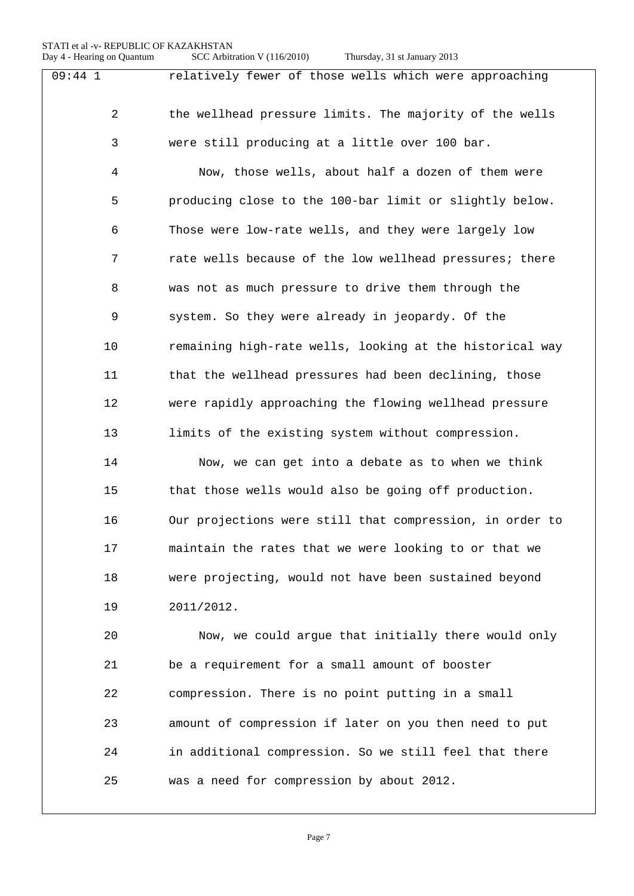09:44 1 relatively fewer of those wells which were approaching

2 the wellhead pressure limits. The majority of the wells

3 were still producing at a little over 100 bar.

4 Now, those wells, about half a dozen of them were

5 producing close to the 100-bar limit or slightly below.

6 Those were low-rate wells, and they were largely low

7 rate wells because of the low wellhead pressures; there

8 was not as much pressure to drive them through the

9 system. So they were already in jeopardy. Of the

10 remaining high-rate wells, looking at the historical way

11 that the wellhead pressures had been declining, those

12 were rapidly approaching the flowing wellhead pressure

13 limits of the existing system without compression.

14 Now, we can get into a debate as to when we think

15 that those wells would also be going off production.

16 Our projections were still that compression, in order to

17 maintain the rates that we were looking to or that we

18 were projecting, would not have been sustained beyond

19 2011/2012.

20 Now, we could argue that initially there would only

21 be a requirement for a small amount of booster

22 compression. There is no point putting in a small

23 amount of compression if later on you then need to put

24 in additional compression. So we still feel that there

25 was a need for compression by about 2012.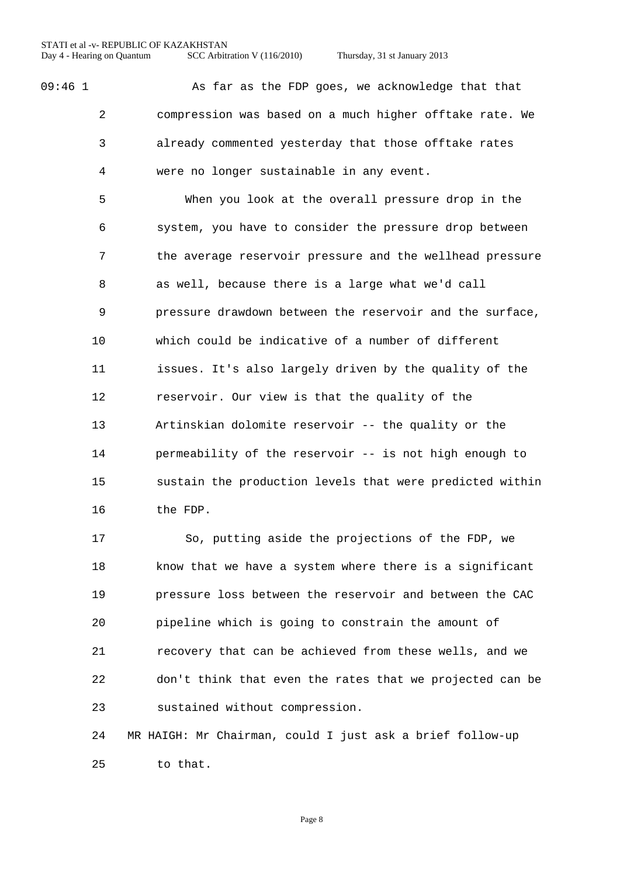As far as the FDP goes, we acknowledge that that compression was based on a much higher offtake rate. We already commented yesterday that those offtake rates were no longer sustainable in any event.

When you look at the overall pressure drop in the system, you have to consider the pressure drop between the average reservoir pressure and the wellhead pressure as well, because there is a large what we'd call pressure drawdown between the reservoir and the surface, which could be indicative of a number of different issues. It's also largely driven by the quality of the reservoir. Our view is that the quality of the Artinskian dolomite reservoir -- the quality or the permeability of the reservoir -- is not high enough to sustain the production levels that were predicted within the FDP.

So, putting aside the projections of the FDP, we know that we have a system where there is a significant pressure loss between the reservoir and between the CAC pipeline which is going to constrain the amount of recovery that can be achieved from these wells, and we don't think that even the rates that we projected can be sustained without compression.

MR HAIGH: Mr Chairman, could I just ask a brief follow-up to that.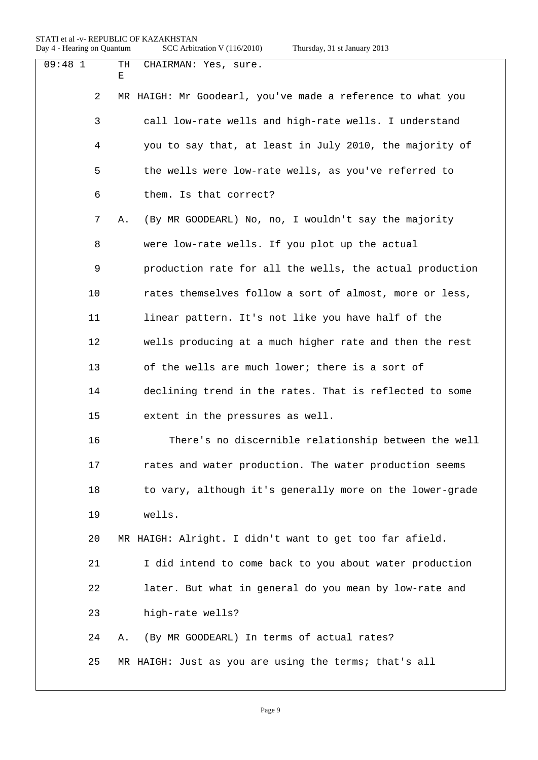09:48 1 THE CHAIRMAN: Yes, sure.

2 MR HAIGH: Mr Goodearl, you've made a reference to what you

3 call low-rate wells and high-rate wells. I understand

4 you to say that, at least in July 2010, the majority of

5 the wells were low-rate wells, as you've referred to

6 them. Is that correct?

7 A. (By MR GOODEARL) No, no, I wouldn't say the majority

8 were low-rate wells. If you plot up the actual

9 production rate for all the wells, the actual production

10 rates themselves follow a sort of almost, more or less,

11 linear pattern. It's not like you have half of the

12 wells producing at a much higher rate and then the rest

13 of the wells are much lower; there is a sort of

14 declining trend in the rates. That is reflected to some

15 extent in the pressures as well.

16 There's no discernible relationship between the well

17 rates and water production. The water production seems

18 to vary, although it's generally more on the lower-grade

19 wells.

20 MR HAIGH: Alright. I didn't want to get too far afield.

21 I did intend to come back to you about water production

22 later. But what in general do you mean by low-rate and

23 high-rate wells?

24 A. (By MR GOODEARL) In terms of actual rates?

25 MR HAIGH: Just as you are using the terms; that's all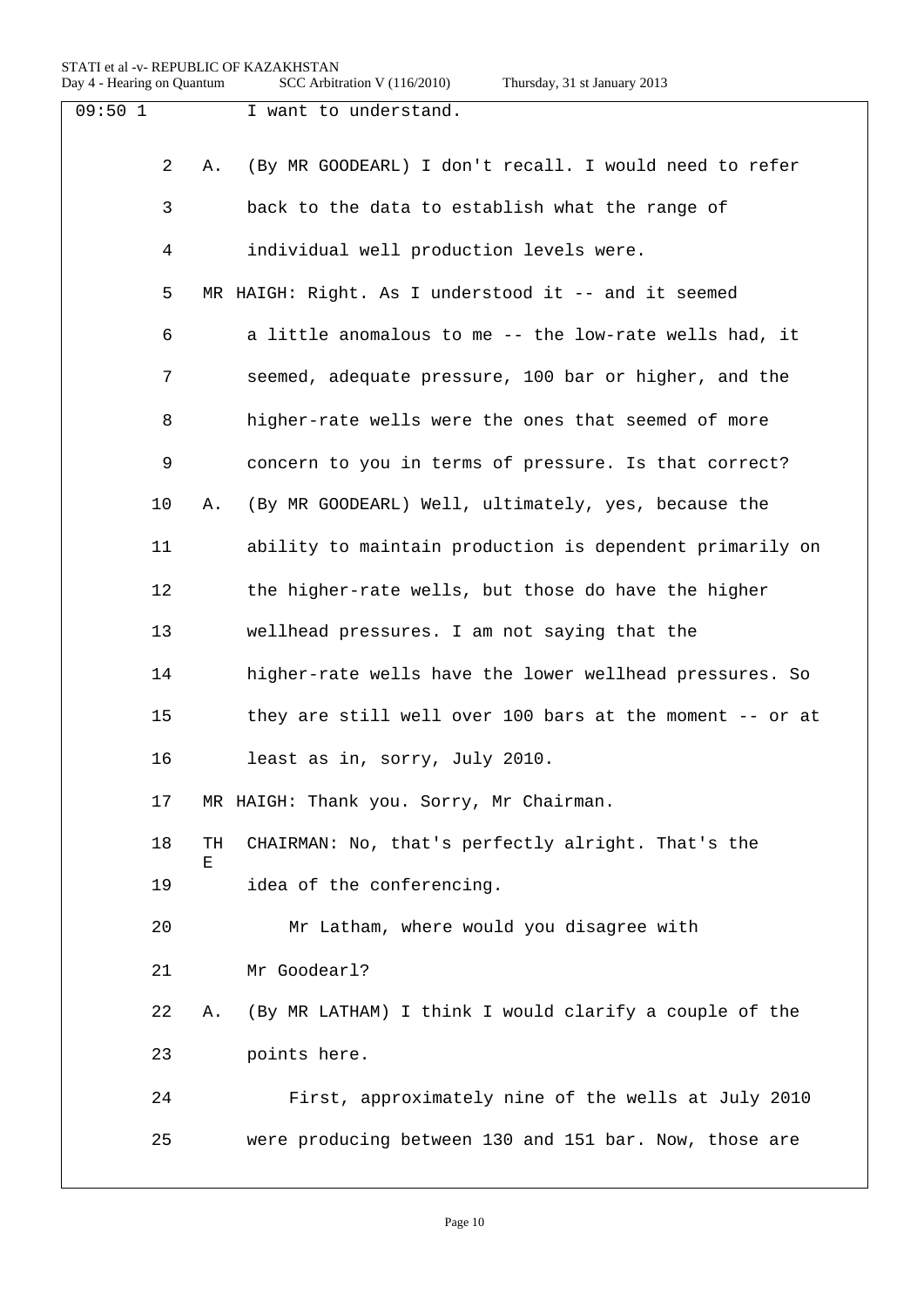I want to understand.

A. (By MR GOODEARL) I don't recall. I would need to refer back to the data to establish what the range of individual well production levels were.

MR HAIGH: Right. As I understood it -- and it seemed a little anomalous to me -- the low-rate wells had, it seemed, adequate pressure, 100 bar or higher, and the higher-rate wells were the ones that seemed of more concern to you in terms of pressure. Is that correct?

A. (By MR GOODEARL) Well, ultimately, yes, because the ability to maintain production is dependent primarily on the higher-rate wells, but those do have the higher wellhead pressures. I am not saying that the higher-rate wells have the lower wellhead pressures. So they are still well over 100 bars at the moment -- or at least as in, sorry, July 2010.

MR HAIGH: Thank you. Sorry, Mr Chairman.

THE CHAIRMAN: No, that's perfectly alright. That's the idea of the conferencing.

Mr Latham, where would you disagree with Mr Goodearl?

A. (By MR LATHAM) I think I would clarify a couple of the points here.

First, approximately nine of the wells at July 2010 were producing between 130 and 151 bar. Now, those are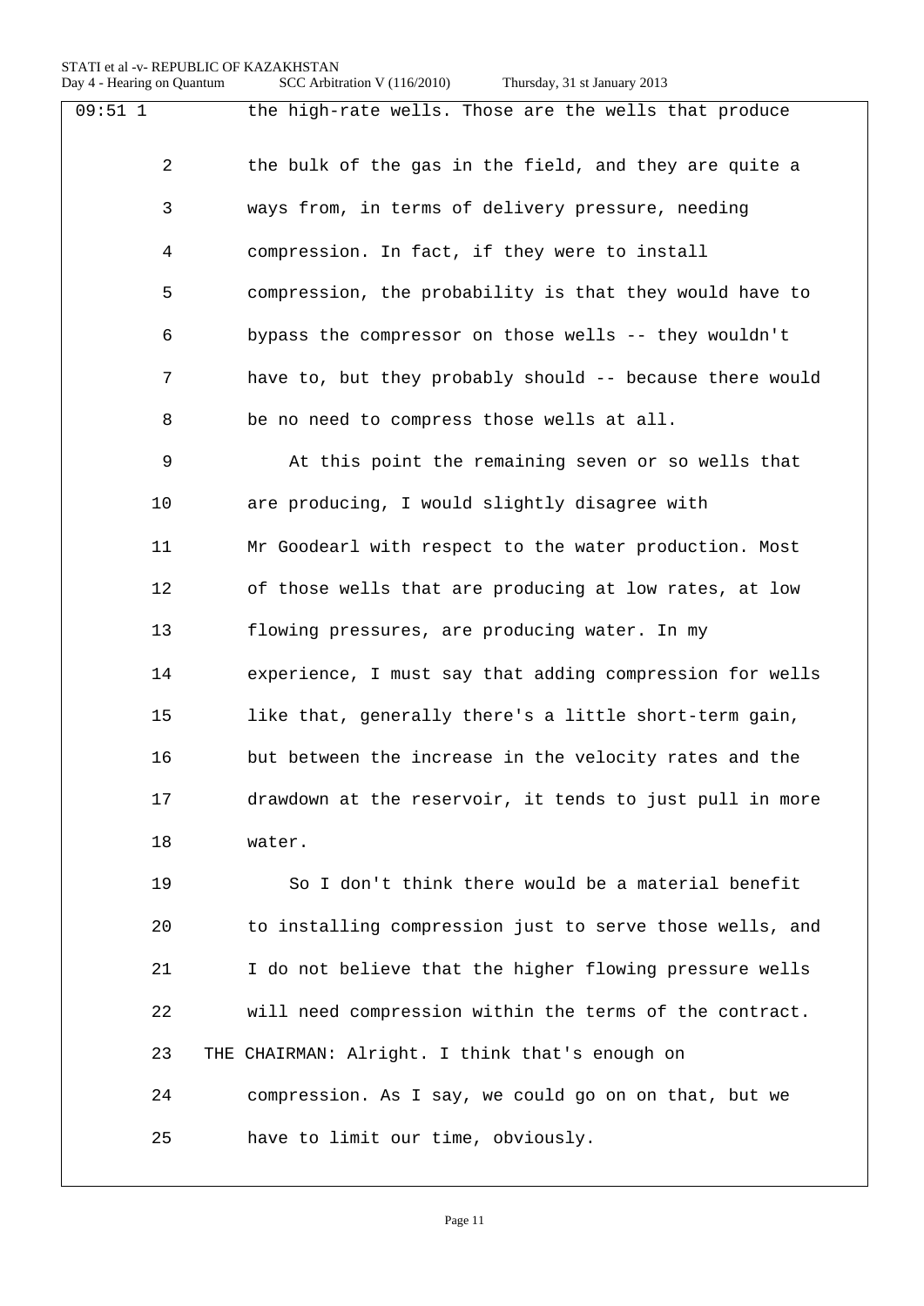09:51 1 the high-rate wells. Those are the wells that produce

2 the bulk of the gas in the field, and they are quite a

3 ways from, in terms of delivery pressure, needing

4 compression. In fact, if they were to install

5 compression, the probability is that they would have to

6 bypass the compressor on those wells -- they wouldn't

7 have to, but they probably should -- because there would

8 be no need to compress those wells at all.

9 At this point the remaining seven or so wells that

10 are producing, I would slightly disagree with

11 Mr Goodearl with respect to the water production. Most

12 of those wells that are producing at low rates, at low

13 flowing pressures, are producing water. In my

14 experience, I must say that adding compression for wells

15 like that, generally there's a little short-term gain,

16 but between the increase in the velocity rates and the

17 drawdown at the reservoir, it tends to just pull in more

18 water.

19 So I don't think there would be a material benefit

20 to installing compression just to serve those wells, and

21 I do not believe that the higher flowing pressure wells

22 will need compression within the terms of the contract.

23 THE CHAIRMAN: Alright. I think that's enough on

24 compression. As I say, we could go on on that, but we

25 have to limit our time, obviously.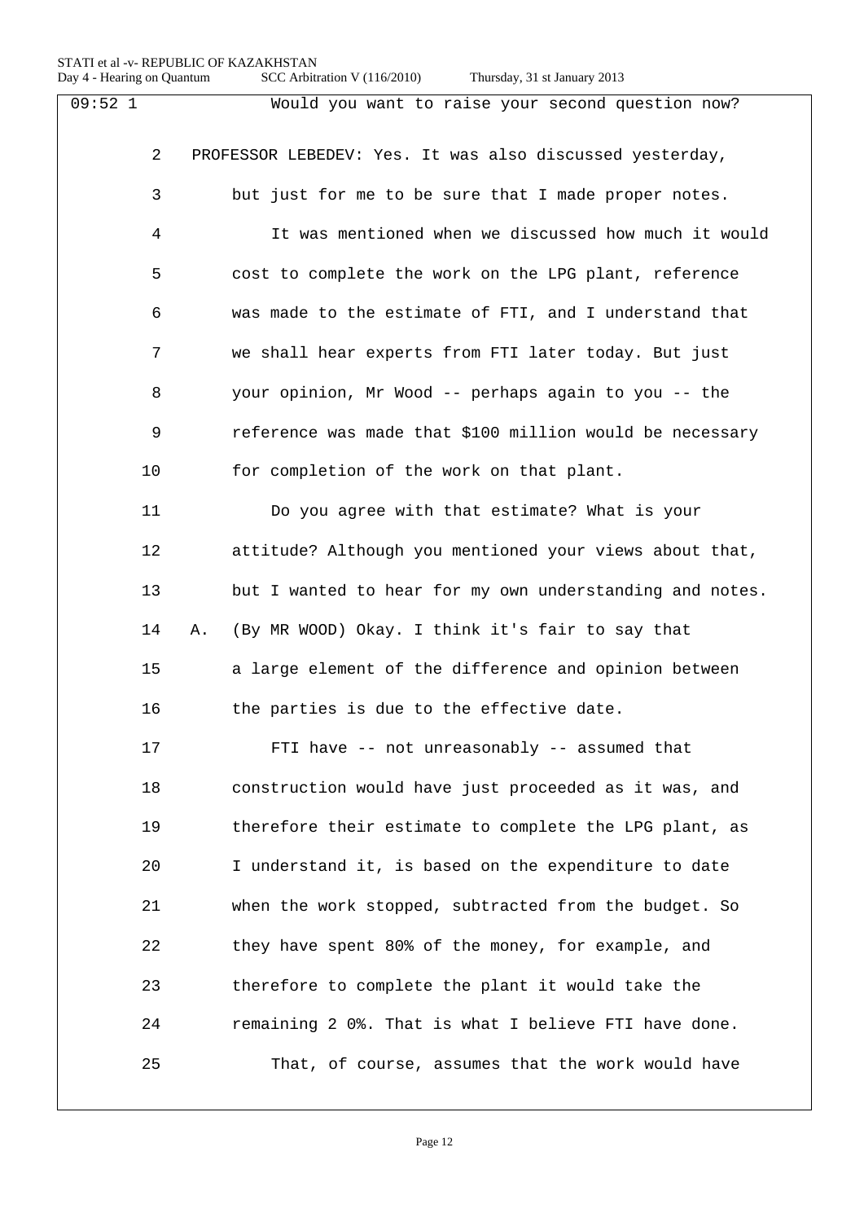09:52 1 Would you want to raise your second question now?

2 PROFESSOR LEBEDEV: Yes. It was also discussed yesterday,

3 but just for me to be sure that I made proper notes.

4 It was mentioned when we discussed how much it would

5 cost to complete the work on the LPG plant, reference

6 was made to the estimate of FTI, and I understand that

7 we shall hear experts from FTI later today. But just

8 your opinion, Mr Wood -- perhaps again to you -- the

9 reference was made that $100 million would be necessary

10 for completion of the work on that plant.

11 Do you agree with that estimate? What is your

12 attitude? Although you mentioned your views about that,

13 but I wanted to hear for my own understanding and notes.

14 A. (By MR WOOD) Okay. I think it's fair to say that

15 a large element of the difference and opinion between

16 the parties is due to the effective date.

17 FTI have -- not unreasonably -- assumed that

18 construction would have just proceeded as it was, and

19 therefore their estimate to complete the LPG plant, as

20 I understand it, is based on the expenditure to date

21 when the work stopped, subtracted from the budget. So

22 they have spent 80% of the money, for example, and

23 therefore to complete the plant it would take the

24 remaining 2 0%. That is what I believe FTI have done.

25 That, of course, assumes that the work would have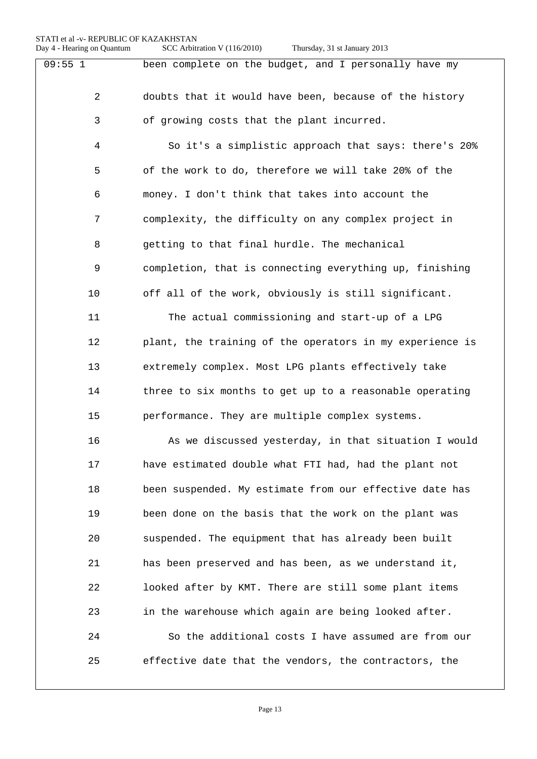09:55 1 been complete on the budget, and I personally have my

2 doubts that it would have been, because of the history

3 of growing costs that the plant incurred.

4 So it's a simplistic approach that says: there's 20%

5 of the work to do, therefore we will take 20% of the

6 money. I don't think that takes into account the

7 complexity, the difficulty on any complex project in

8 getting to that final hurdle. The mechanical

9 completion, that is connecting everything up, finishing

10 off all of the work, obviously is still significant.

11 The actual commissioning and start-up of a LPG

12 plant, the training of the operators in my experience is

13 extremely complex. Most LPG plants effectively take

14 three to six months to get up to a reasonable operating

15 performance. They are multiple complex systems.

16 As we discussed yesterday, in that situation I would

17 have estimated double what FTI had, had the plant not

18 been suspended. My estimate from our effective date has

19 been done on the basis that the work on the plant was

20 suspended. The equipment that has already been built

21 has been preserved and has been, as we understand it,

22 looked after by KMT. There are still some plant items

23 in the warehouse which again are being looked after.

24 So the additional costs I have assumed are from our

25 effective date that the vendors, the contractors, the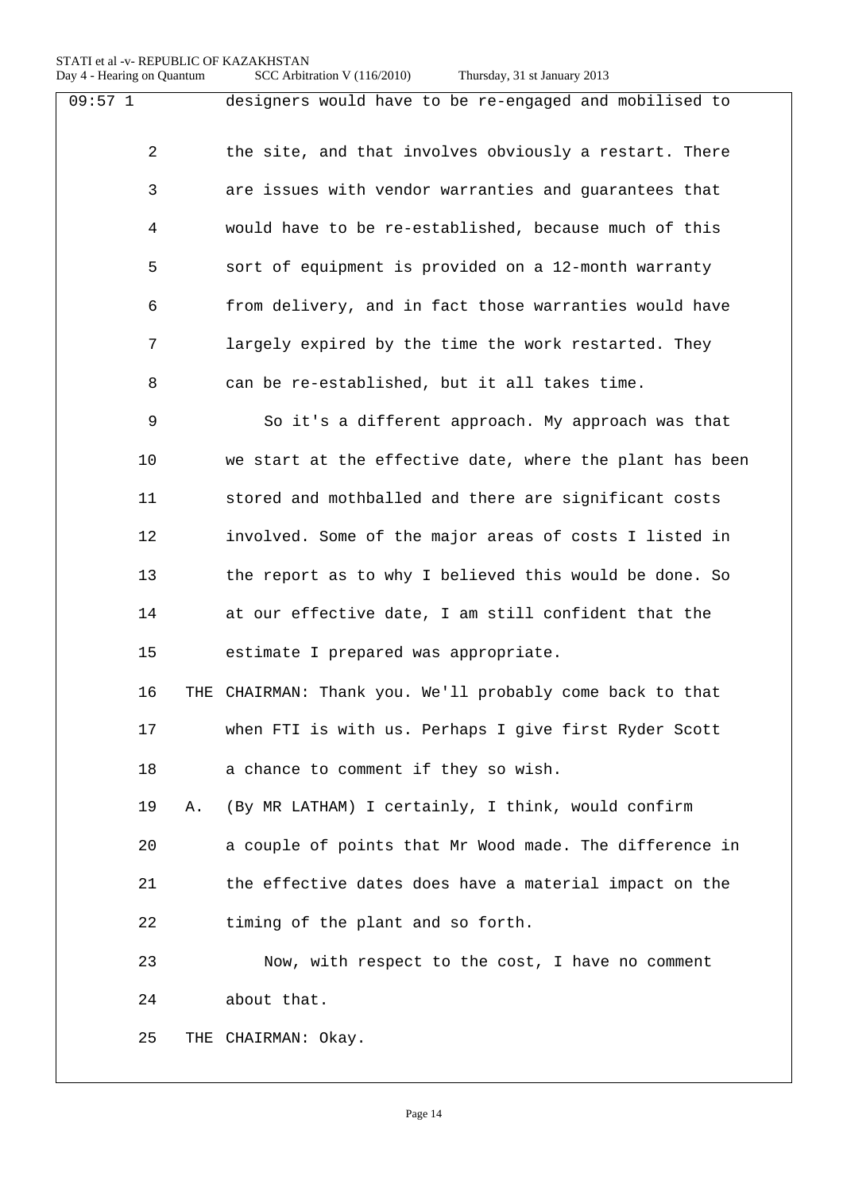09:57 1 designers would have to be re-engaged and mobilised to
2 the site, and that involves obviously a restart. There
3 are issues with vendor warranties and guarantees that
4 would have to be re-established, because much of this
5 sort of equipment is provided on a 12-month warranty
6 from delivery, and in fact those warranties would have
7 largely expired by the time the work restarted. They
8 can be re-established, but it all takes time.
9 So it's a different approach. My approach was that
10 we start at the effective date, where the plant has been
11 stored and mothballed and there are significant costs
12 involved. Some of the major areas of costs I listed in
13 the report as to why I believed this would be done. So
14 at our effective date, I am still confident that the
15 estimate I prepared was appropriate.
16 THE CHAIRMAN: Thank you. We'll probably come back to that
17 when FTI is with us. Perhaps I give first Ryder Scott
18 a chance to comment if they so wish.
19 A. (By MR LATHAM) I certainly, I think, would confirm
20 a couple of points that Mr Wood made. The difference in
21 the effective dates does have a material impact on the
22 timing of the plant and so forth.
23 Now, with respect to the cost, I have no comment
24 about that.
25 THE CHAIRMAN: Okay.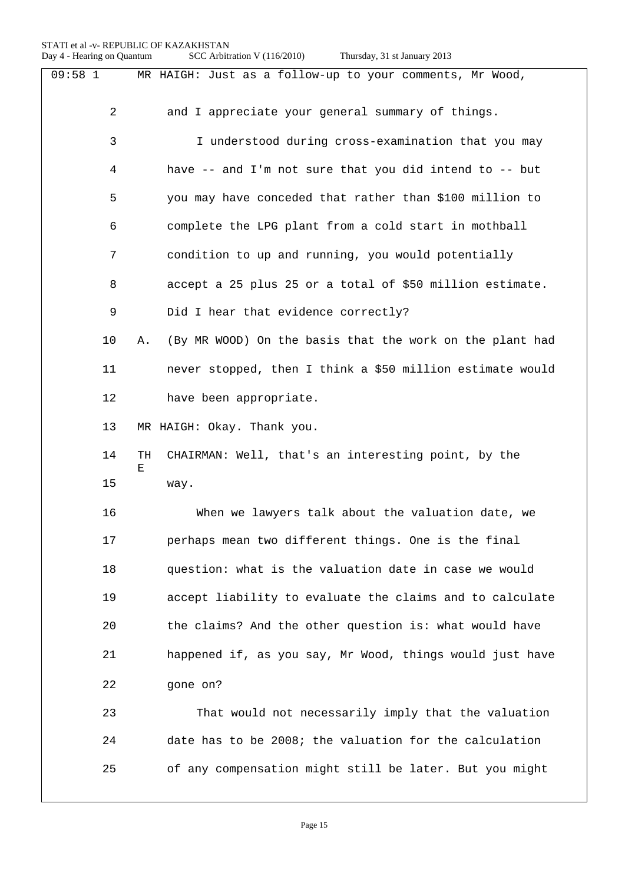09:58 1 MR HAIGH: Just as a follow-up to your comments, Mr Wood,

2 and I appreciate your general summary of things.

3 I understood during cross-examination that you may

4 have -- and I'm not sure that you did intend to -- but

5 you may have conceded that rather than $100 million to

6 complete the LPG plant from a cold start in mothball

7 condition to up and running, you would potentially

8 accept a 25 plus 25 or a total of $50 million estimate.

9 Did I hear that evidence correctly?

10 A. (By MR WOOD) On the basis that the work on the plant had

11 never stopped, then I think a $50 million estimate would

12 have been appropriate.

13 MR HAIGH: Okay. Thank you.

14 THE CHAIRMAN: Well, that's an interesting point, by the

15 way.

16 When we lawyers talk about the valuation date, we

17 perhaps mean two different things. One is the final

18 question: what is the valuation date in case we would

19 accept liability to evaluate the claims and to calculate

20 the claims? And the other question is: what would have

21 happened if, as you say, Mr Wood, things would just have

22 gone on?

23 That would not necessarily imply that the valuation

24 date has to be 2008; the valuation for the calculation

25 of any compensation might still be later. But you might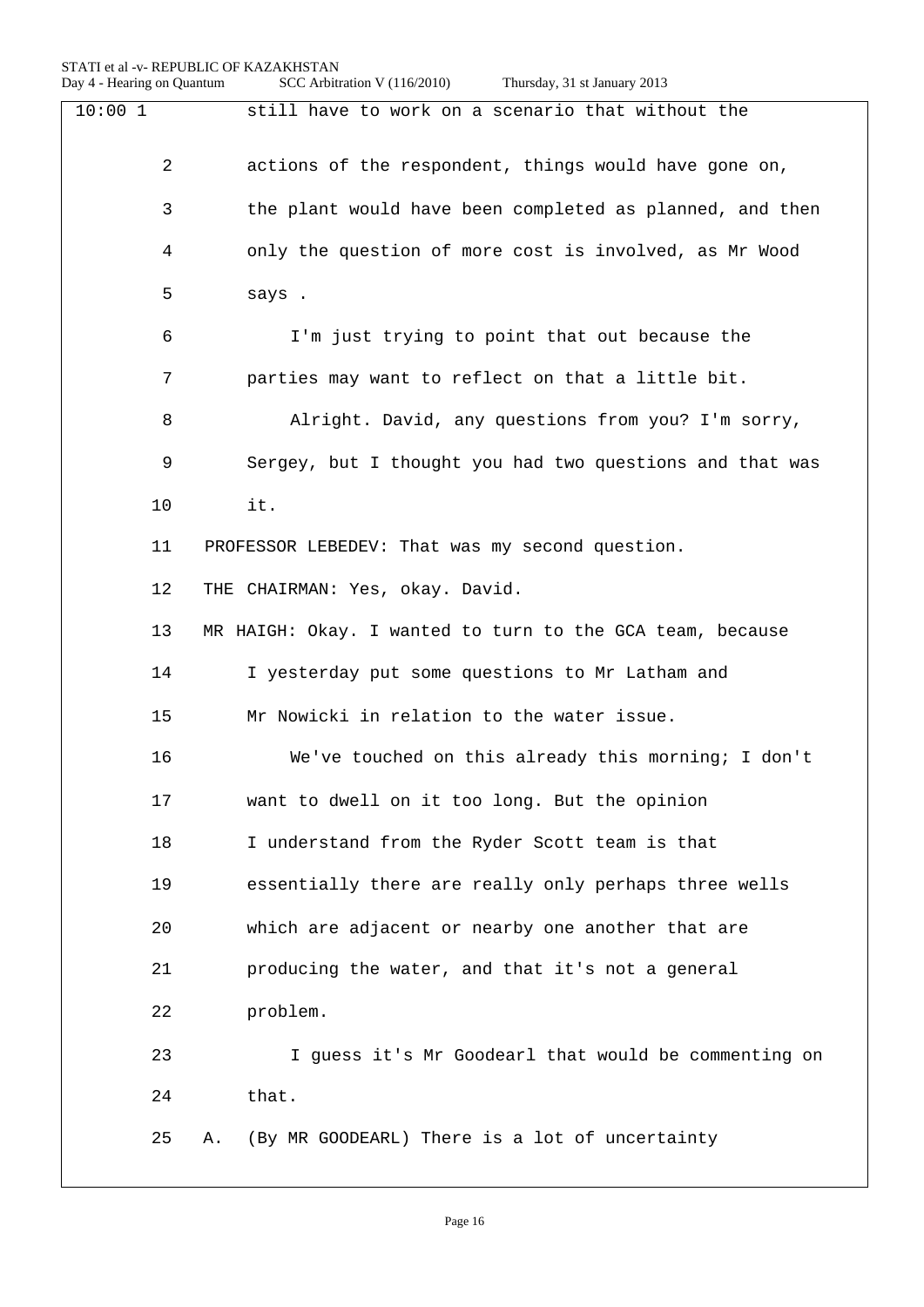10:00 1 still have to work on a scenario that without the

2 actions of the respondent, things would have gone on,

3 the plant would have been completed as planned, and then

4 only the question of more cost is involved, as Mr Wood

5 says .

6 I'm just trying to point that out because the

7 parties may want to reflect on that a little bit.

8 Alright. David, any questions from you? I'm sorry,

9 Sergey, but I thought you had two questions and that was

10 it.

11 PROFESSOR LEBEDEV: That was my second question.

12 THE CHAIRMAN: Yes, okay. David.

13 MR HAIGH: Okay. I wanted to turn to the GCA team, because

14 I yesterday put some questions to Mr Latham and

15 Mr Nowicki in relation to the water issue.

16 We've touched on this already this morning; I don't

17 want to dwell on it too long. But the opinion

18 I understand from the Ryder Scott team is that

19 essentially there are really only perhaps three wells

20 which are adjacent or nearby one another that are

21 producing the water, and that it's not a general

22 problem.

23 I guess it's Mr Goodearl that would be commenting on

24 that.

25 A. (By MR GOODEARL) There is a lot of uncertainty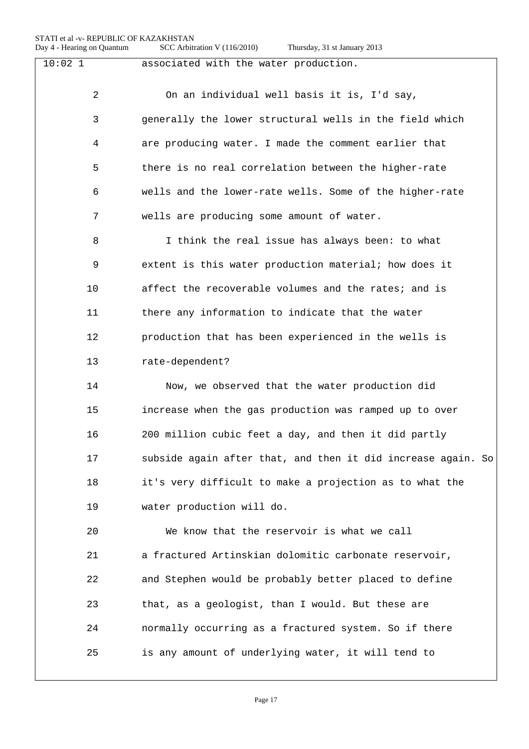associated with the water production.

On an individual well basis it is, I'd say, generally the lower structural wells in the field which are producing water. I made the comment earlier that there is no real correlation between the higher-rate wells and the lower-rate wells. Some of the higher-rate wells are producing some amount of water.

I think the real issue has always been: to what extent is this water production material; how does it affect the recoverable volumes and the rates; and is there any information to indicate that the water production that has been experienced in the wells is rate-dependent?

Now, we observed that the water production did increase when the gas production was ramped up to over 200 million cubic feet a day, and then it did partly subside again after that, and then it did increase again. So it's very difficult to make a projection as to what the water production will do.

We know that the reservoir is what we call a fractured Artinskian dolomitic carbonate reservoir, and Stephen would be probably better placed to define that, as a geologist, than I would. But these are normally occurring as a fractured system. So if there is any amount of underlying water, it will tend to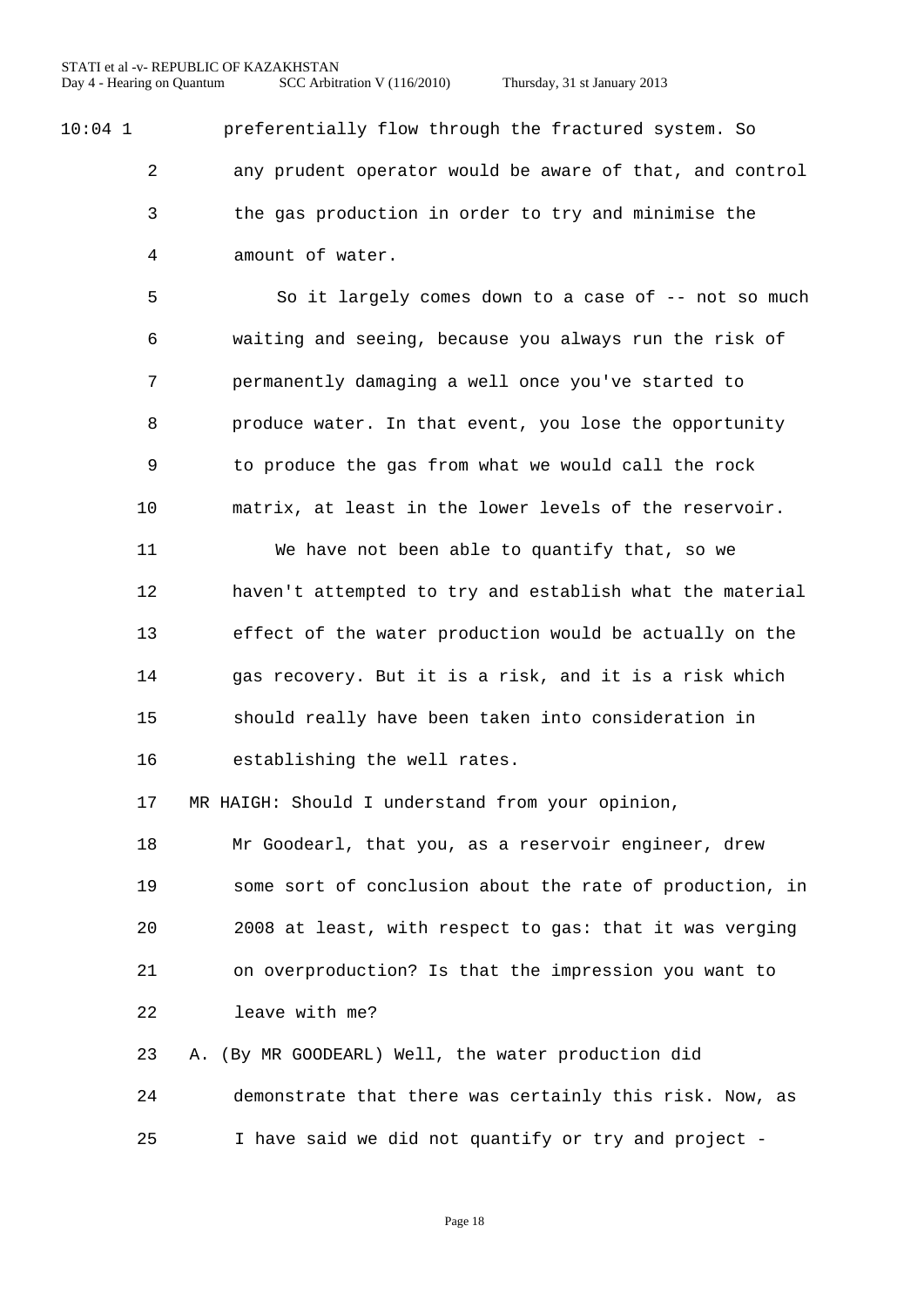preferentially flow through the fractured system. So any prudent operator would be aware of that, and control the gas production in order to try and minimise the amount of water.

So it largely comes down to a case of -- not so much waiting and seeing, because you always run the risk of permanently damaging a well once you've started to produce water. In that event, you lose the opportunity to produce the gas from what we would call the rock matrix, at least in the lower levels of the reservoir.

We have not been able to quantify that, so we haven't attempted to try and establish what the material effect of the water production would be actually on the gas recovery. But it is a risk, and it is a risk which should really have been taken into consideration in establishing the well rates.

MR HAIGH: Should I understand from your opinion, Mr Goodearl, that you, as a reservoir engineer, drew some sort of conclusion about the rate of production, in 2008 at least, with respect to gas: that it was verging on overproduction? Is that the impression you want to leave with me?

A. (By MR GOODEARL) Well, the water production did demonstrate that there was certainly this risk. Now, as I have said we did not quantify or try and project -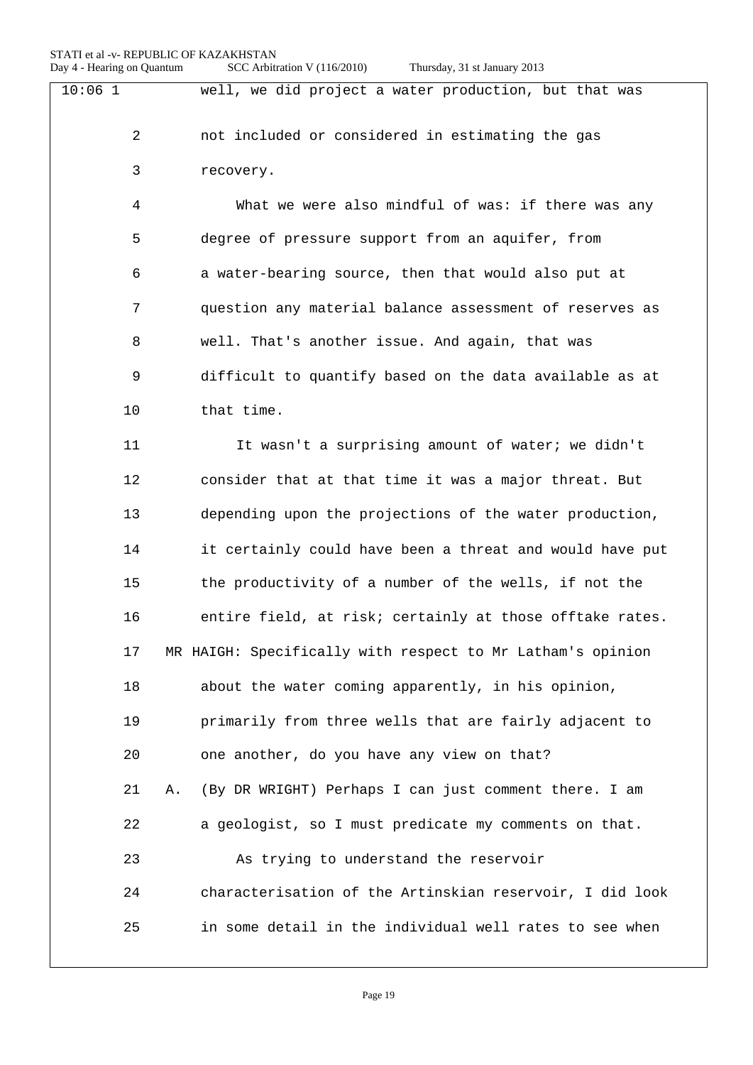10:06 1 well, we did project a water production, but that was

2 not included or considered in estimating the gas

3 recovery.

4 What we were also mindful of was: if there was any

5 degree of pressure support from an aquifer, from

6 a water-bearing source, then that would also put at

7 question any material balance assessment of reserves as

8 well. That's another issue. And again, that was

9 difficult to quantify based on the data available as at

10 that time.

11 It wasn't a surprising amount of water; we didn't

12 consider that at that time it was a major threat. But

13 depending upon the projections of the water production,

14 it certainly could have been a threat and would have put

15 the productivity of a number of the wells, if not the

16 entire field, at risk; certainly at those offtake rates.

17 MR HAIGH: Specifically with respect to Mr Latham's opinion

18 about the water coming apparently, in his opinion,

19 primarily from three wells that are fairly adjacent to

20 one another, do you have any view on that?

21 A. (By DR WRIGHT) Perhaps I can just comment there. I am

22 a geologist, so I must predicate my comments on that.

23 As trying to understand the reservoir

24 characterisation of the Artinskian reservoir, I did look

25 in some detail in the individual well rates to see when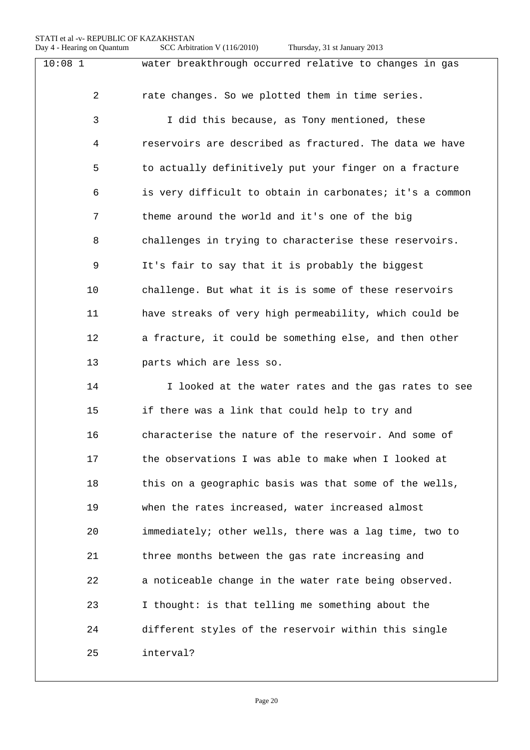10:08 1 water breakthrough occurred relative to changes in gas

2 rate changes. So we plotted them in time series.

3 I did this because, as Tony mentioned, these

4 reservoirs are described as fractured. The data we have

5 to actually definitively put your finger on a fracture

6 is very difficult to obtain in carbonates; it's a common

7 theme around the world and it's one of the big

8 challenges in trying to characterise these reservoirs.

9 It's fair to say that it is probably the biggest

10 challenge. But what it is is some of these reservoirs

11 have streaks of very high permeability, which could be

12 a fracture, it could be something else, and then other

13 parts which are less so.

14 I looked at the water rates and the gas rates to see

15 if there was a link that could help to try and

16 characterise the nature of the reservoir. And some of

17 the observations I was able to make when I looked at

18 this on a geographic basis was that some of the wells,

19 when the rates increased, water increased almost

20 immediately; other wells, there was a lag time, two to

21 three months between the gas rate increasing and

22 a noticeable change in the water rate being observed.

23 I thought: is that telling me something about the

24 different styles of the reservoir within this single

25 interval?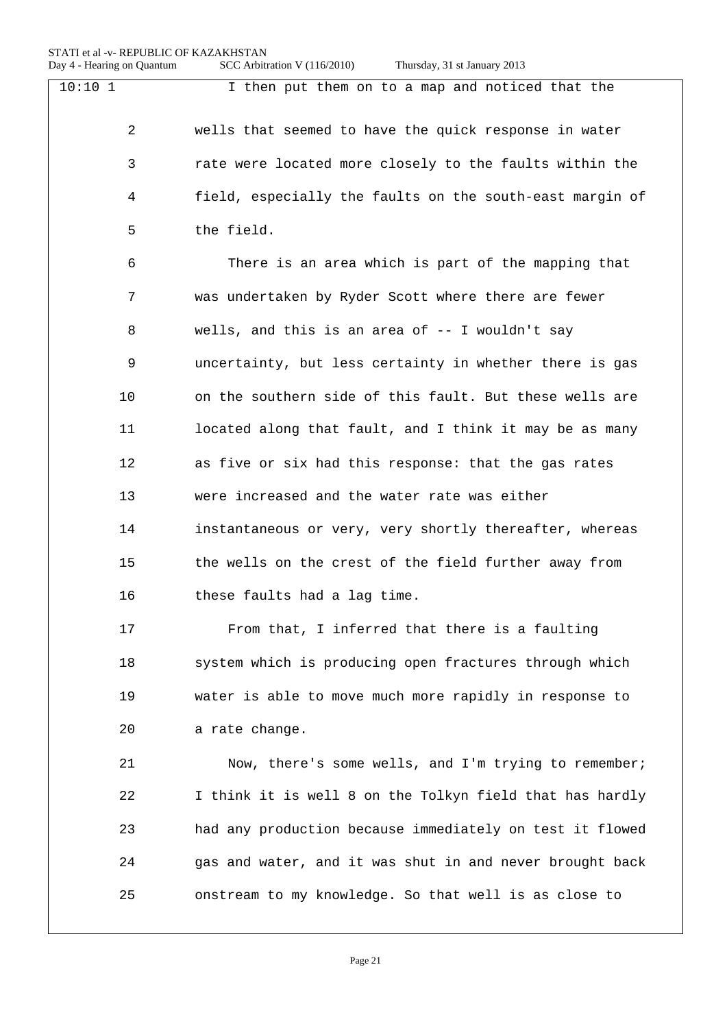I then put them on to a map and noticed that the wells that seemed to have the quick response in water rate were located more closely to the faults within the field, especially the faults on the south-east margin of the field.

There is an area which is part of the mapping that was undertaken by Ryder Scott where there are fewer wells, and this is an area of -- I wouldn't say uncertainty, but less certainty in whether there is gas on the southern side of this fault. But these wells are located along that fault, and I think it may be as many as five or six had this response: that the gas rates were increased and the water rate was either instantaneous or very, very shortly thereafter, whereas the wells on the crest of the field further away from these faults had a lag time.

From that, I inferred that there is a faulting system which is producing open fractures through which water is able to move much more rapidly in response to a rate change.

Now, there's some wells, and I'm trying to remember; I think it is well 8 on the Tolkyn field that has hardly had any production because immediately on test it flowed gas and water, and it was shut in and never brought back onstream to my knowledge. So that well is as close to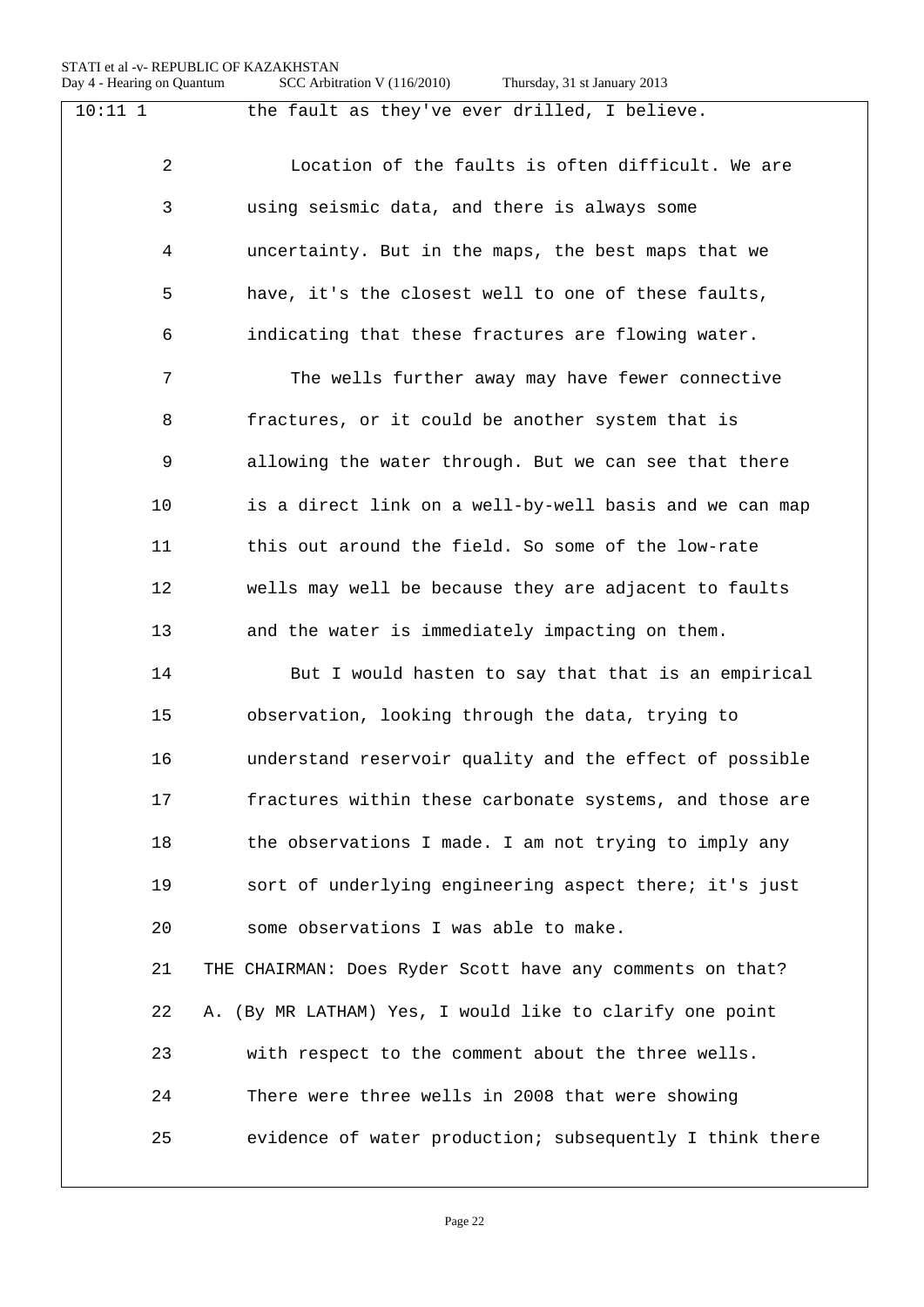10:11 1 the fault as they've ever drilled, I believe.

2 Location of the faults is often difficult. We are

3 using seismic data, and there is always some

4 uncertainty. But in the maps, the best maps that we

5 have, it's the closest well to one of these faults,

6 indicating that these fractures are flowing water.

7 The wells further away may have fewer connective

8 fractures, or it could be another system that is

9 allowing the water through. But we can see that there

10 is a direct link on a well-by-well basis and we can map

11 this out around the field. So some of the low-rate

12 wells may well be because they are adjacent to faults

13 and the water is immediately impacting on them.

14 But I would hasten to say that that is an empirical

15 observation, looking through the data, trying to

16 understand reservoir quality and the effect of possible

17 fractures within these carbonate systems, and those are

18 the observations I made. I am not trying to imply any

19 sort of underlying engineering aspect there; it's just

20 some observations I was able to make.

21 THE CHAIRMAN: Does Ryder Scott have any comments on that?

22 A. (By MR LATHAM) Yes, I would like to clarify one point

23 with respect to the comment about the three wells.

24 There were three wells in 2008 that were showing

25 evidence of water production; subsequently I think there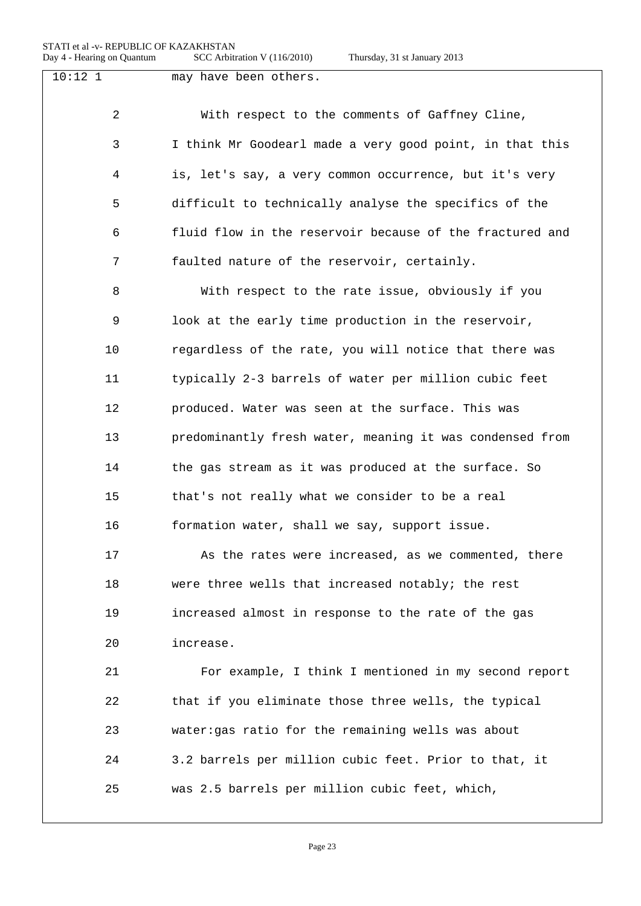may have been others.

With respect to the comments of Gaffney Cline, I think Mr Goodearl made a very good point, in that this is, let's say, a very common occurrence, but it's very difficult to technically analyse the specifics of the fluid flow in the reservoir because of the fractured and faulted nature of the reservoir, certainly.

With respect to the rate issue, obviously if you look at the early time production in the reservoir, regardless of the rate, you will notice that there was typically 2-3 barrels of water per million cubic feet produced. Water was seen at the surface. This was predominantly fresh water, meaning it was condensed from the gas stream as it was produced at the surface. So that's not really what we consider to be a real formation water, shall we say, support issue.

As the rates were increased, as we commented, there were three wells that increased notably; the rest increased almost in response to the rate of the gas increase.

For example, I think I mentioned in my second report that if you eliminate those three wells, the typical water:gas ratio for the remaining wells was about 3.2 barrels per million cubic feet. Prior to that, it was 2.5 barrels per million cubic feet, which,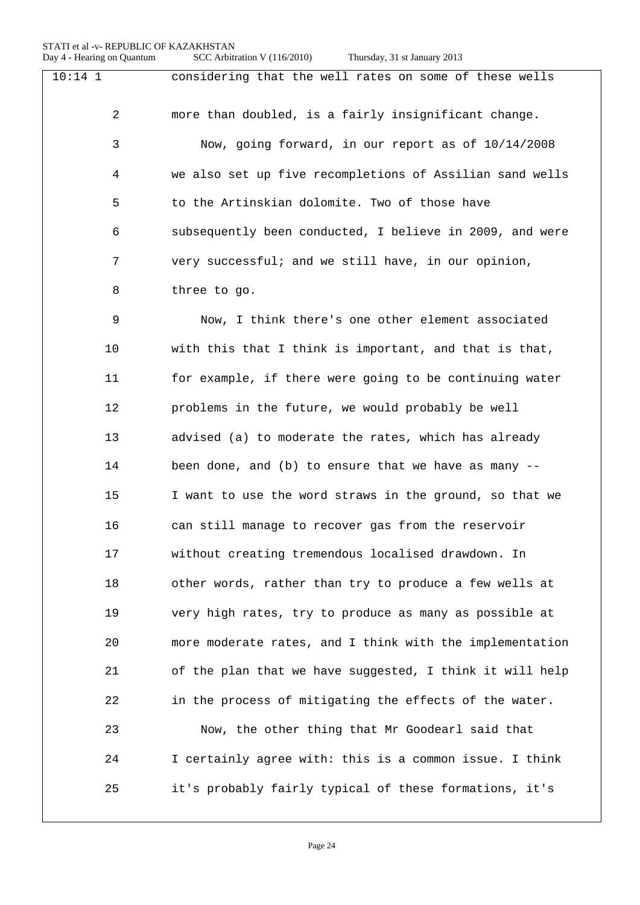10:14 1 considering that the well rates on some of these wells

2 more than doubled, is a fairly insignificant change.

3 Now, going forward, in our report as of 10/14/2008

4 we also set up five recompletions of Assilian sand wells

5 to the Artinskian dolomite. Two of those have

6 subsequently been conducted, I believe in 2009, and were

7 very successful; and we still have, in our opinion,

8 three to go.

9 Now, I think there's one other element associated

10 with this that I think is important, and that is that,

11 for example, if there were going to be continuing water

12 problems in the future, we would probably be well

13 advised (a) to moderate the rates, which has already

14 been done, and (b) to ensure that we have as many --

15 I want to use the word straws in the ground, so that we

16 can still manage to recover gas from the reservoir

17 without creating tremendous localised drawdown. In

18 other words, rather than try to produce a few wells at

19 very high rates, try to produce as many as possible at

20 more moderate rates, and I think with the implementation

21 of the plan that we have suggested, I think it will help

22 in the process of mitigating the effects of the water.

23 Now, the other thing that Mr Goodearl said that

24 I certainly agree with: this is a common issue. I think

25 it's probably fairly typical of these formations, it's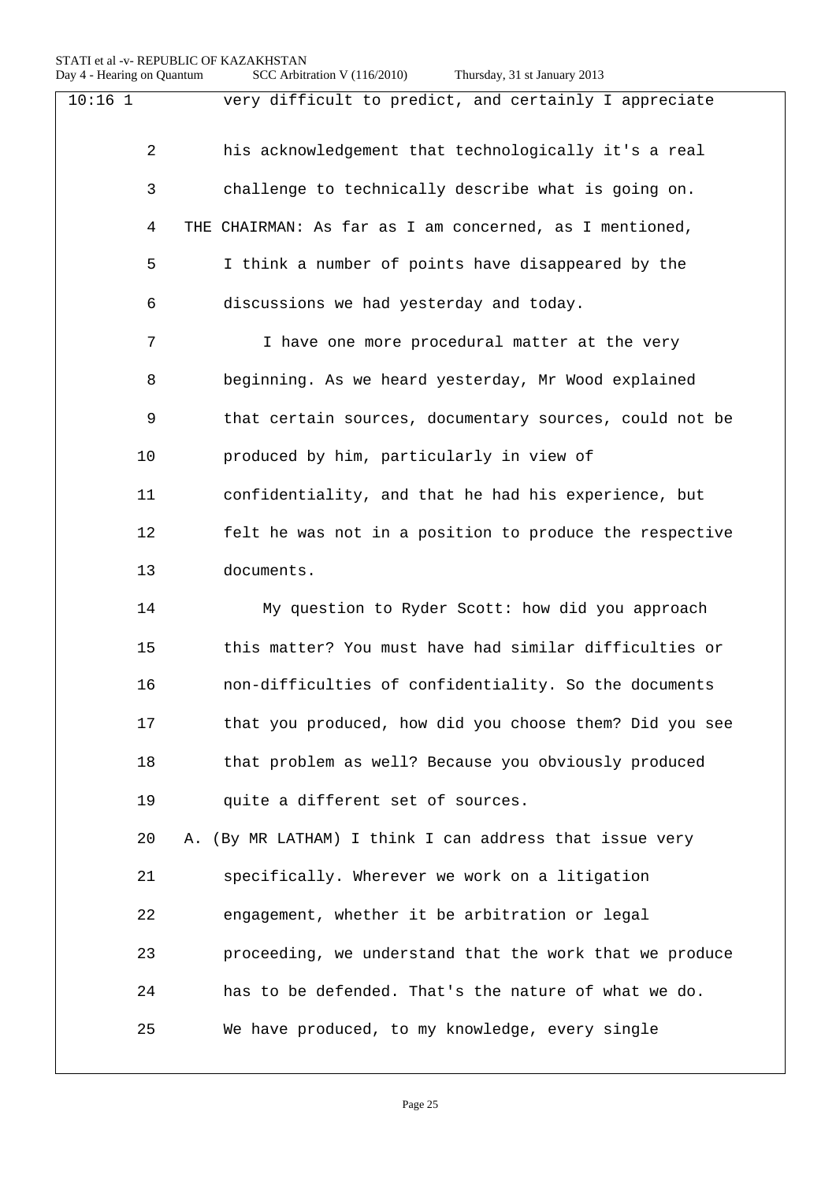10:16 1 very difficult to predict, and certainly I appreciate

2 his acknowledgement that technologically it's a real

3 challenge to technically describe what is going on.

4 THE CHAIRMAN: As far as I am concerned, as I mentioned,

5 I think a number of points have disappeared by the

6 discussions we had yesterday and today.

7 I have one more procedural matter at the very

8 beginning. As we heard yesterday, Mr Wood explained

9 that certain sources, documentary sources, could not be

10 produced by him, particularly in view of

11 confidentiality, and that he had his experience, but

12 felt he was not in a position to produce the respective

13 documents.

14 My question to Ryder Scott: how did you approach

15 this matter? You must have had similar difficulties or

16 non-difficulties of confidentiality. So the documents

17 that you produced, how did you choose them? Did you see

18 that problem as well? Because you obviously produced

19 quite a different set of sources.

20 A. (By MR LATHAM) I think I can address that issue very

21 specifically. Wherever we work on a litigation

22 engagement, whether it be arbitration or legal

23 proceeding, we understand that the work that we produce

24 has to be defended. That's the nature of what we do.

25 We have produced, to my knowledge, every single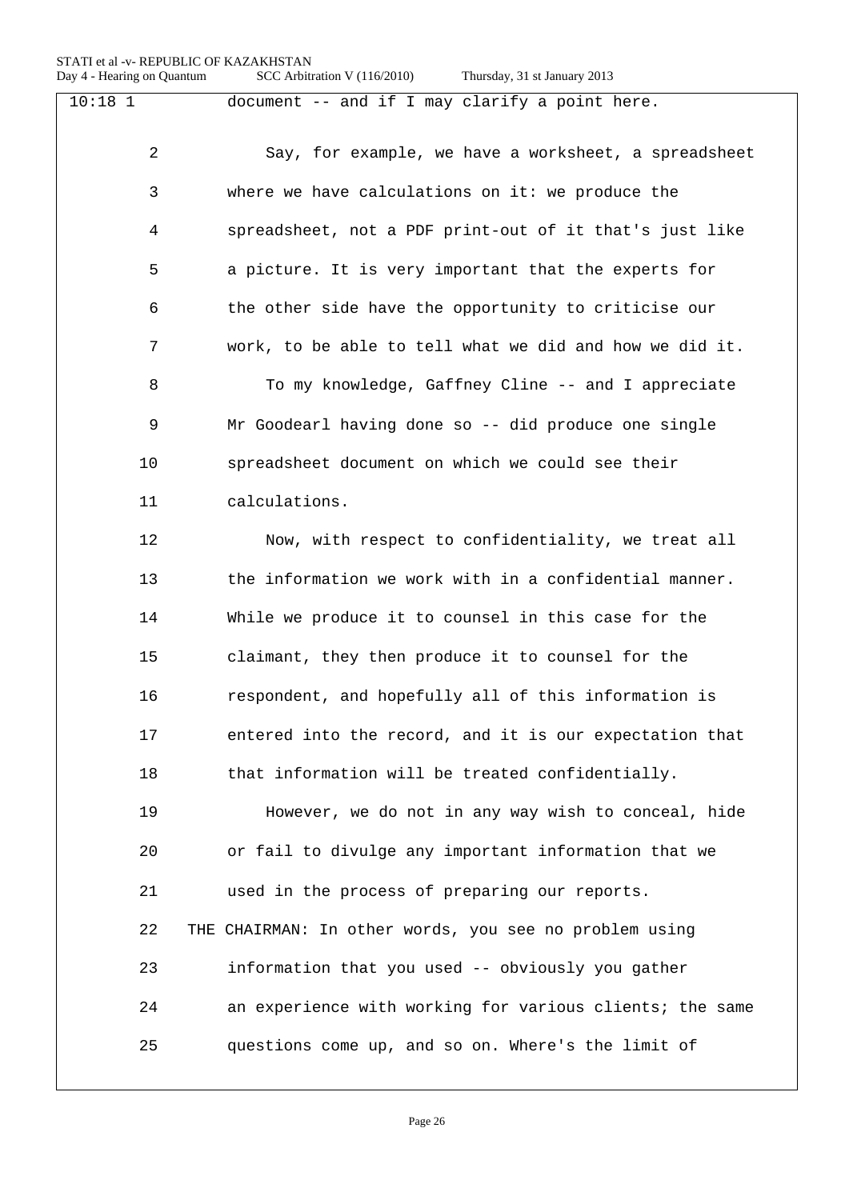10:18 1 document -- and if I may clarify a point here.

2 Say, for example, we have a worksheet, a spreadsheet

3 where we have calculations on it: we produce the

4 spreadsheet, not a PDF print-out of it that's just like

5 a picture. It is very important that the experts for

6 the other side have the opportunity to criticise our

7 work, to be able to tell what we did and how we did it.

8 To my knowledge, Gaffney Cline -- and I appreciate

9 Mr Goodearl having done so -- did produce one single

10 spreadsheet document on which we could see their

11 calculations.

12 Now, with respect to confidentiality, we treat all

13 the information we work with in a confidential manner.

14 While we produce it to counsel in this case for the

15 claimant, they then produce it to counsel for the

16 respondent, and hopefully all of this information is

17 entered into the record, and it is our expectation that

18 that information will be treated confidentially.

19 However, we do not in any way wish to conceal, hide

20 or fail to divulge any important information that we

21 used in the process of preparing our reports.

22 THE CHAIRMAN: In other words, you see no problem using

23 information that you used -- obviously you gather

24 an experience with working for various clients; the same

25 questions come up, and so on. Where's the limit of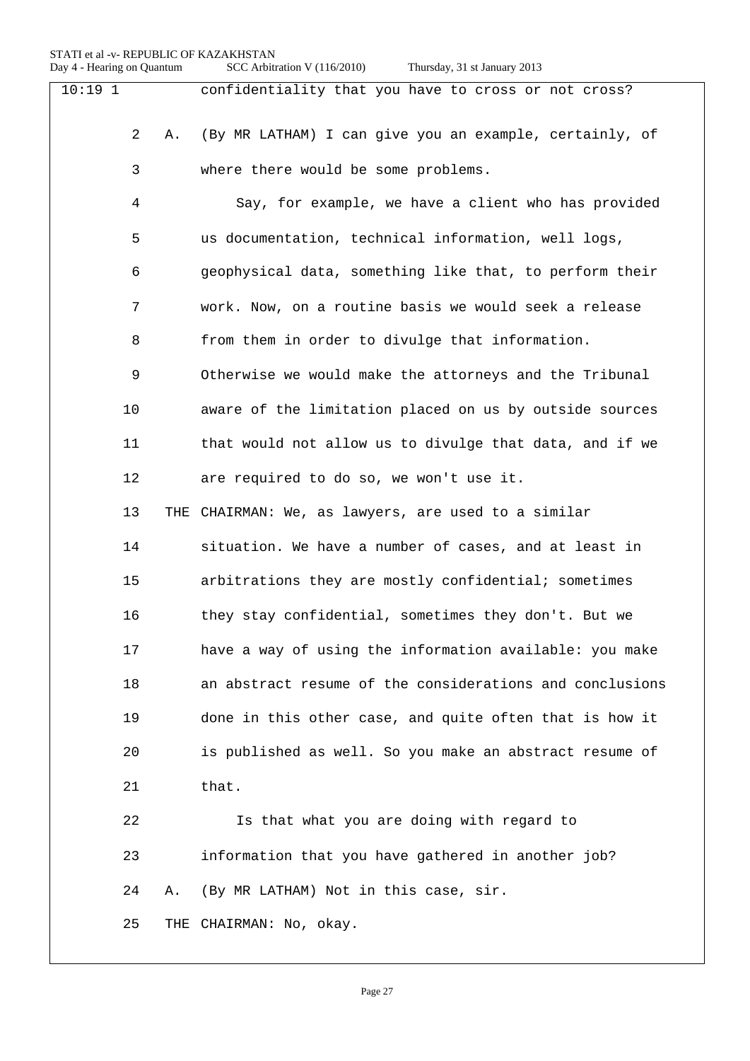10:19 1 confidentiality that you have to cross or not cross?

2 A. (By MR LATHAM) I can give you an example, certainly, of

3 where there would be some problems.

4 Say, for example, we have a client who has provided

5 us documentation, technical information, well logs,

6 geophysical data, something like that, to perform their

7 work. Now, on a routine basis we would seek a release

8 from them in order to divulge that information.

9 Otherwise we would make the attorneys and the Tribunal

10 aware of the limitation placed on us by outside sources

11 that would not allow us to divulge that data, and if we

12 are required to do so, we won't use it.

13 THE CHAIRMAN: We, as lawyers, are used to a similar

14 situation. We have a number of cases, and at least in

15 arbitrations they are mostly confidential; sometimes

16 they stay confidential, sometimes they don't. But we

17 have a way of using the information available: you make

18 an abstract resume of the considerations and conclusions

19 done in this other case, and quite often that is how it

20 is published as well. So you make an abstract resume of

21 that.

22 Is that what you are doing with regard to

23 information that you have gathered in another job?

24 A. (By MR LATHAM) Not in this case, sir.

25 THE CHAIRMAN: No, okay.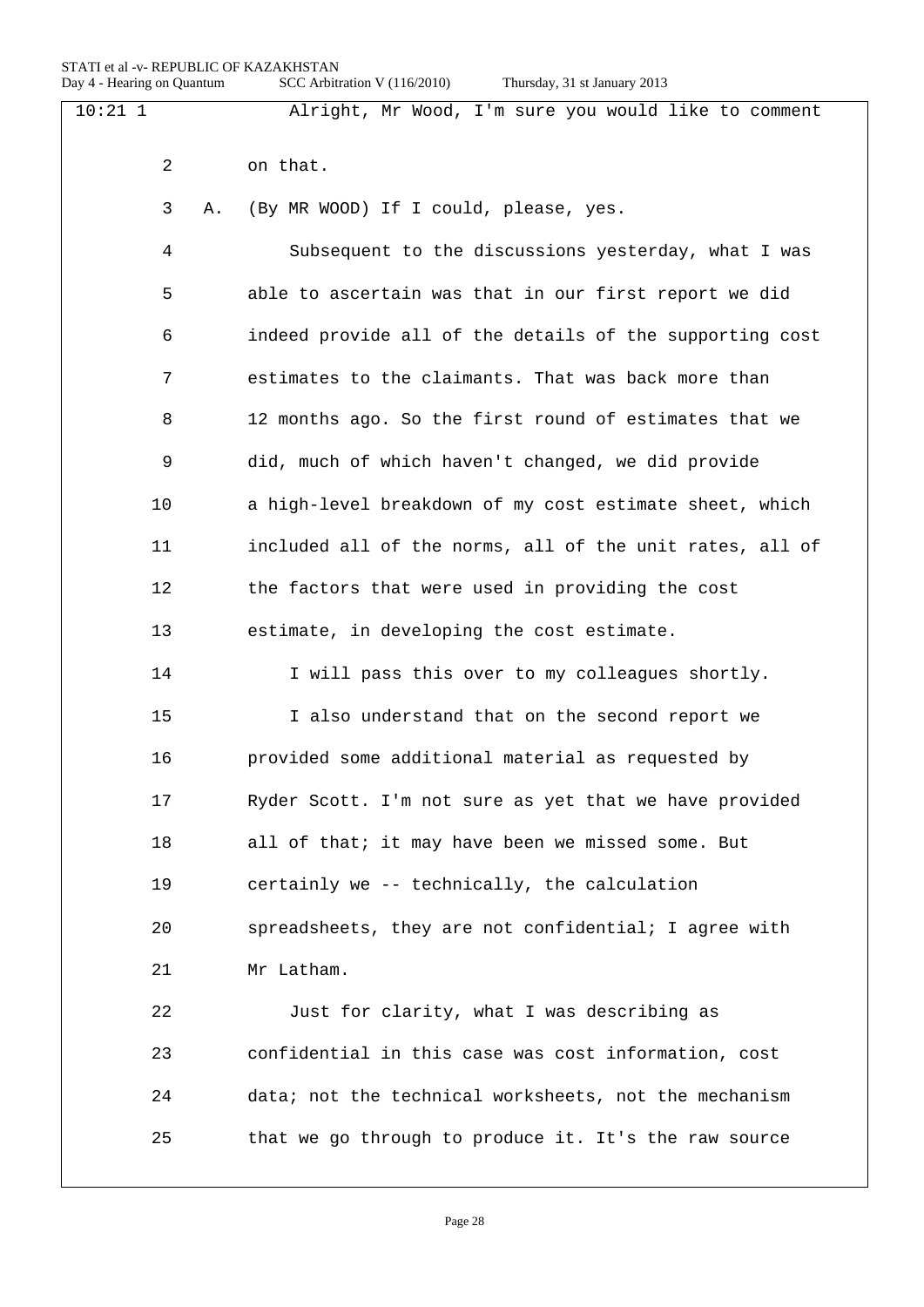10:21 1 Alright, Mr Wood, I'm sure you would like to comment

2 on that.

3 A. (By MR WOOD) If I could, please, yes.

4 Subsequent to the discussions yesterday, what I was

5 able to ascertain was that in our first report we did

6 indeed provide all of the details of the supporting cost

7 estimates to the claimants. That was back more than

8 12 months ago. So the first round of estimates that we

9 did, much of which haven't changed, we did provide

10 a high-level breakdown of my cost estimate sheet, which

11 included all of the norms, all of the unit rates, all of

12 the factors that were used in providing the cost

13 estimate, in developing the cost estimate.

14 I will pass this over to my colleagues shortly.

15 I also understand that on the second report we

16 provided some additional material as requested by

17 Ryder Scott. I'm not sure as yet that we have provided

18 all of that; it may have been we missed some. But

19 certainly we -- technically, the calculation

20 spreadsheets, they are not confidential; I agree with

21 Mr Latham.

22 Just for clarity, what I was describing as

23 confidential in this case was cost information, cost

24 data; not the technical worksheets, not the mechanism

25 that we go through to produce it. It's the raw source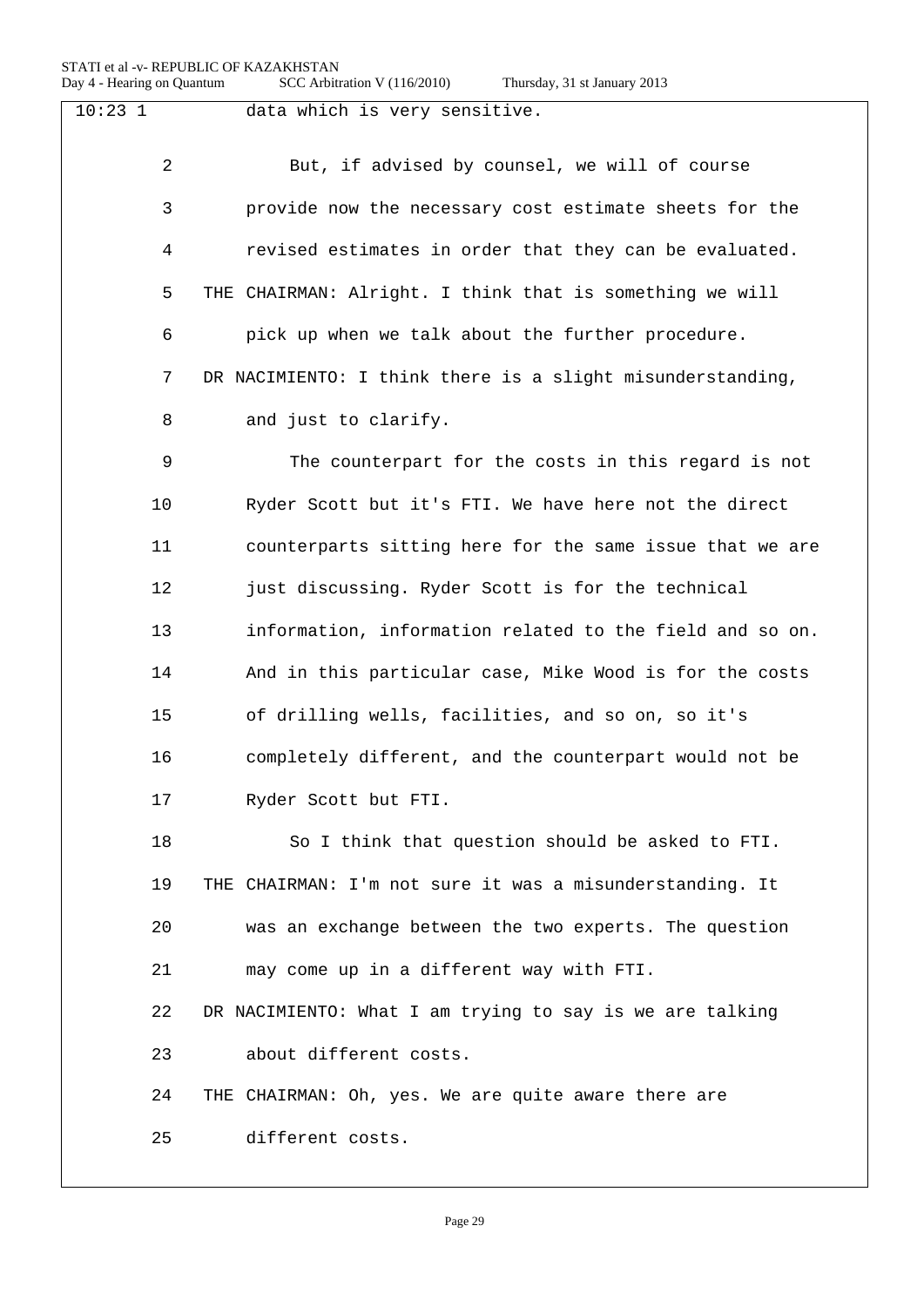10:23 1 data which is very sensitive.

2 But, if advised by counsel, we will of course

3 provide now the necessary cost estimate sheets for the

4 revised estimates in order that they can be evaluated.

5 THE CHAIRMAN: Alright. I think that is something we will

6 pick up when we talk about the further procedure.

7 DR NACIMIENTO: I think there is a slight misunderstanding,

8 and just to clarify.

9 The counterpart for the costs in this regard is not

10 Ryder Scott but it's FTI. We have here not the direct

11 counterparts sitting here for the same issue that we are

12 just discussing. Ryder Scott is for the technical

13 information, information related to the field and so on.

14 And in this particular case, Mike Wood is for the costs

15 of drilling wells, facilities, and so on, so it's

16 completely different, and the counterpart would not be

17 Ryder Scott but FTI.

18 So I think that question should be asked to FTI.

19 THE CHAIRMAN: I'm not sure it was a misunderstanding. It

20 was an exchange between the two experts. The question

21 may come up in a different way with FTI.

22 DR NACIMIENTO: What I am trying to say is we are talking

23 about different costs.

24 THE CHAIRMAN: Oh, yes. We are quite aware there are

25 different costs.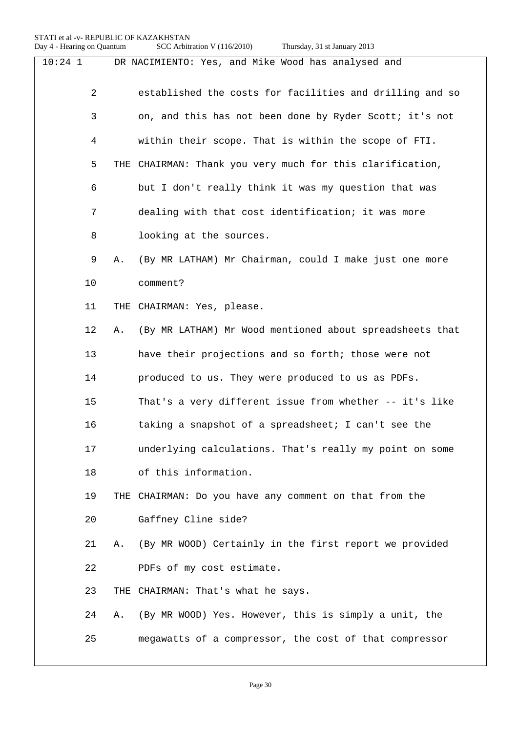10:24 1 DR NACIMIENTO: Yes, and Mike Wood has analysed and

2 established the costs for facilities and drilling and so

3 on, and this has not been done by Ryder Scott; it's not

4 within their scope. That is within the scope of FTI.

5 THE CHAIRMAN: Thank you very much for this clarification,

6 but I don't really think it was my question that was

7 dealing with that cost identification; it was more

8 looking at the sources.

9 A. (By MR LATHAM) Mr Chairman, could I make just one more

10 comment?

11 THE CHAIRMAN: Yes, please.

12 A. (By MR LATHAM) Mr Wood mentioned about spreadsheets that

13 have their projections and so forth; those were not

14 produced to us. They were produced to us as PDFs.

15 That's a very different issue from whether -- it's like

16 taking a snapshot of a spreadsheet; I can't see the

17 underlying calculations. That's really my point on some

18 of this information.

19 THE CHAIRMAN: Do you have any comment on that from the

20 Gaffney Cline side?

21 A. (By MR WOOD) Certainly in the first report we provided

22 PDFs of my cost estimate.

23 THE CHAIRMAN: That's what he says.

24 A. (By MR WOOD) Yes. However, this is simply a unit, the

25 megawatts of a compressor, the cost of that compressor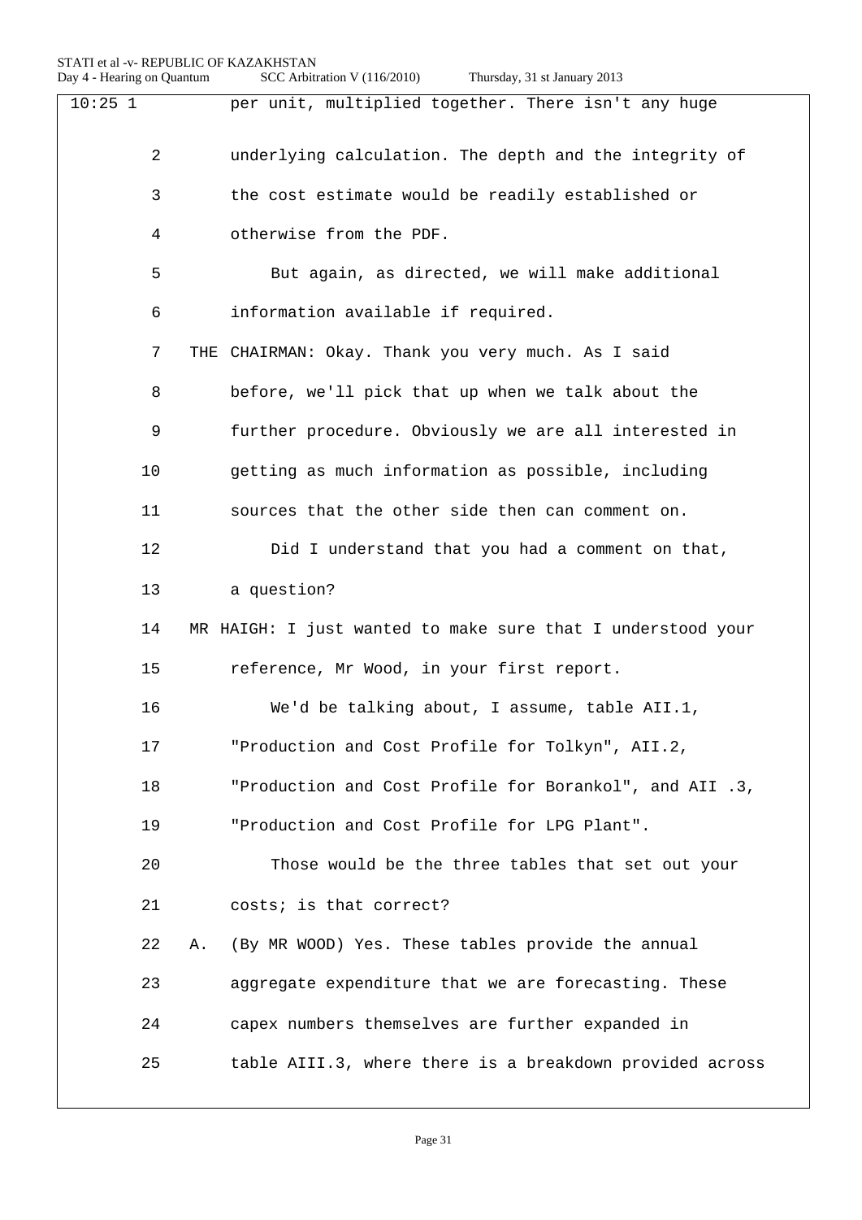10:25 1 per unit, multiplied together. There isn't any huge

2 underlying calculation. The depth and the integrity of

3 the cost estimate would be readily established or

4 otherwise from the PDF.

5 But again, as directed, we will make additional

6 information available if required.

7 THE CHAIRMAN: Okay. Thank you very much. As I said

8 before, we'll pick that up when we talk about the

9 further procedure. Obviously we are all interested in

10 getting as much information as possible, including

11 sources that the other side then can comment on.

12 Did I understand that you had a comment on that,

13 a question?

14 MR HAIGH: I just wanted to make sure that I understood your

15 reference, Mr Wood, in your first report.

16 We'd be talking about, I assume, table AII.1,

17 "Production and Cost Profile for Tolkyn", AII.2,

18 "Production and Cost Profile for Borankol", and AII .3,

19 "Production and Cost Profile for LPG Plant".

20 Those would be the three tables that set out your

21 costs; is that correct?

22 A. (By MR WOOD) Yes. These tables provide the annual

23 aggregate expenditure that we are forecasting. These

24 capex numbers themselves are further expanded in

25 table AIII.3, where there is a breakdown provided across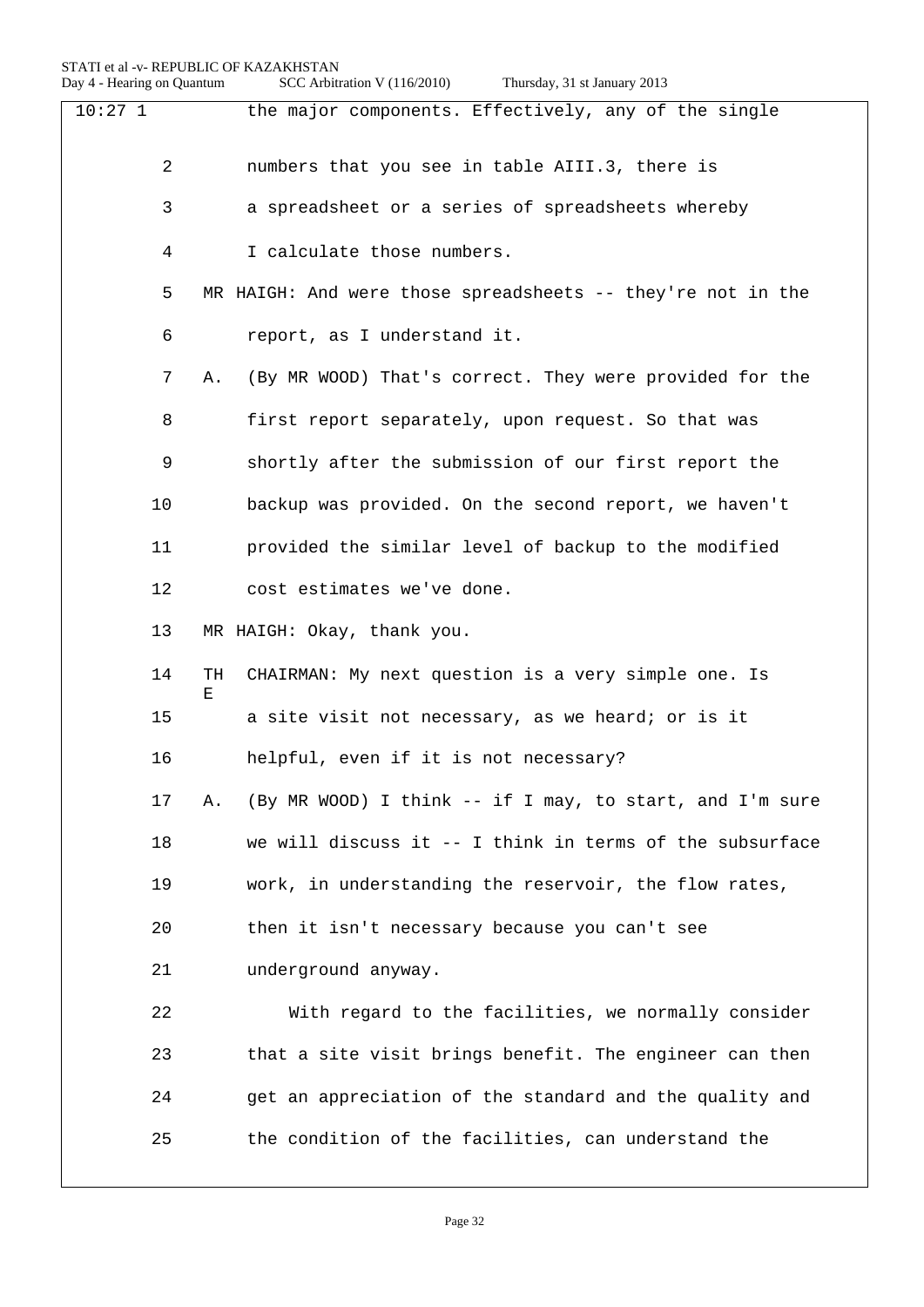10:27 1 the major components. Effectively, any of the single

2 numbers that you see in table AIII.3, there is

3 a spreadsheet or a series of spreadsheets whereby

4 I calculate those numbers.

5 MR HAIGH: And were those spreadsheets -- they're not in the

6 report, as I understand it.

7 A. (By MR WOOD) That's correct. They were provided for the

8 first report separately, upon request. So that was

9 shortly after the submission of our first report the

10 backup was provided. On the second report, we haven't

11 provided the similar level of backup to the modified

12 cost estimates we've done.

13 MR HAIGH: Okay, thank you.

14 THE CHAIRMAN: My next question is a very simple one. Is

15 a site visit not necessary, as we heard; or is it

16 helpful, even if it is not necessary?

17 A. (By MR WOOD) I think -- if I may, to start, and I'm sure

18 we will discuss it -- I think in terms of the subsurface

19 work, in understanding the reservoir, the flow rates,

20 then it isn't necessary because you can't see

21 underground anyway.

22 With regard to the facilities, we normally consider

23 that a site visit brings benefit. The engineer can then

24 get an appreciation of the standard and the quality and

25 the condition of the facilities, can understand the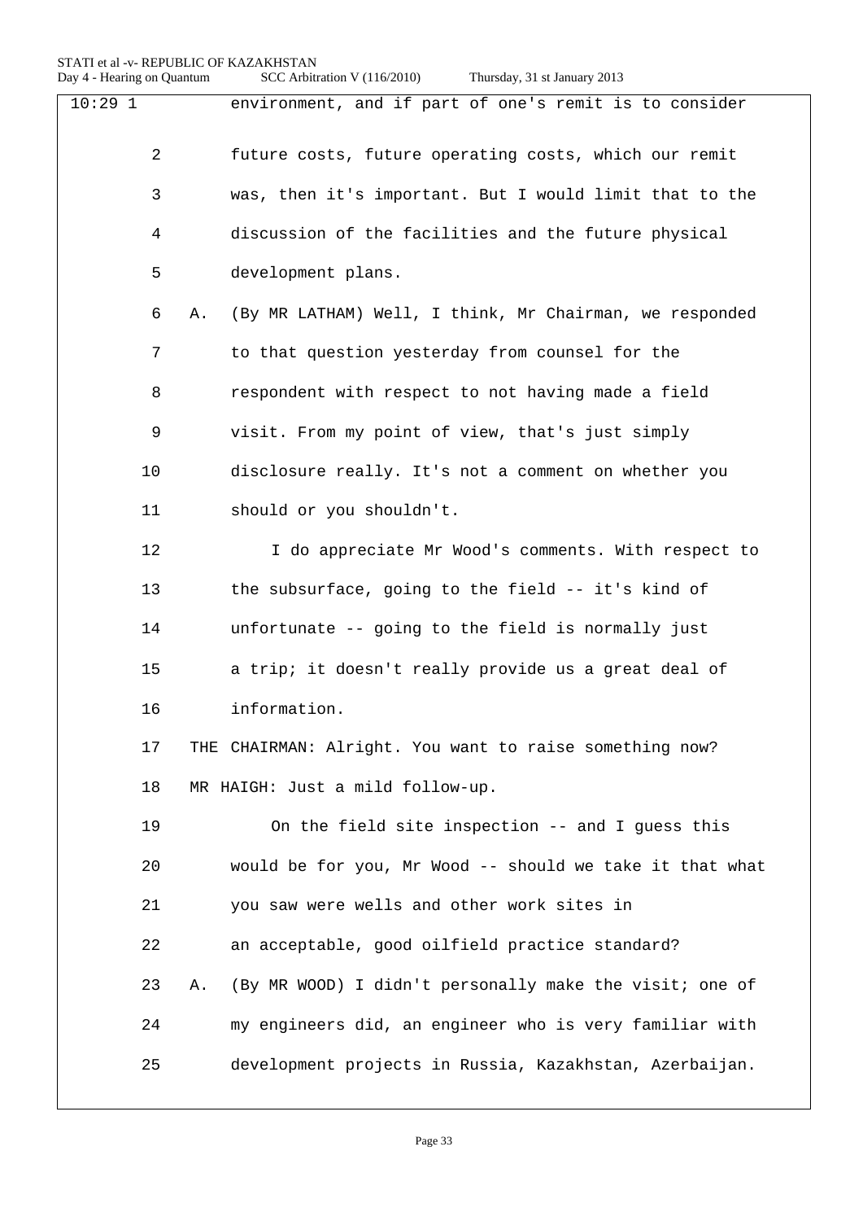environment, and if part of one's remit is to consider future costs, future operating costs, which our remit was, then it's important. But I would limit that to the discussion of the facilities and the future physical development plans.

A. (By MR LATHAM) Well, I think, Mr Chairman, we responded to that question yesterday from counsel for the respondent with respect to not having made a field visit. From my point of view, that's just simply disclosure really. It's not a comment on whether you should or you shouldn't.

I do appreciate Mr Wood's comments. With respect to the subsurface, going to the field -- it's kind of unfortunate -- going to the field is normally just a trip; it doesn't really provide us a great deal of information.

THE CHAIRMAN: Alright. You want to raise something now?

MR HAIGH: Just a mild follow-up.

On the field site inspection -- and I guess this would be for you, Mr Wood -- should we take it that what you saw were wells and other work sites in an acceptable, good oilfield practice standard?

A. (By MR WOOD) I didn't personally make the visit; one of my engineers did, an engineer who is very familiar with development projects in Russia, Kazakhstan, Azerbaijan.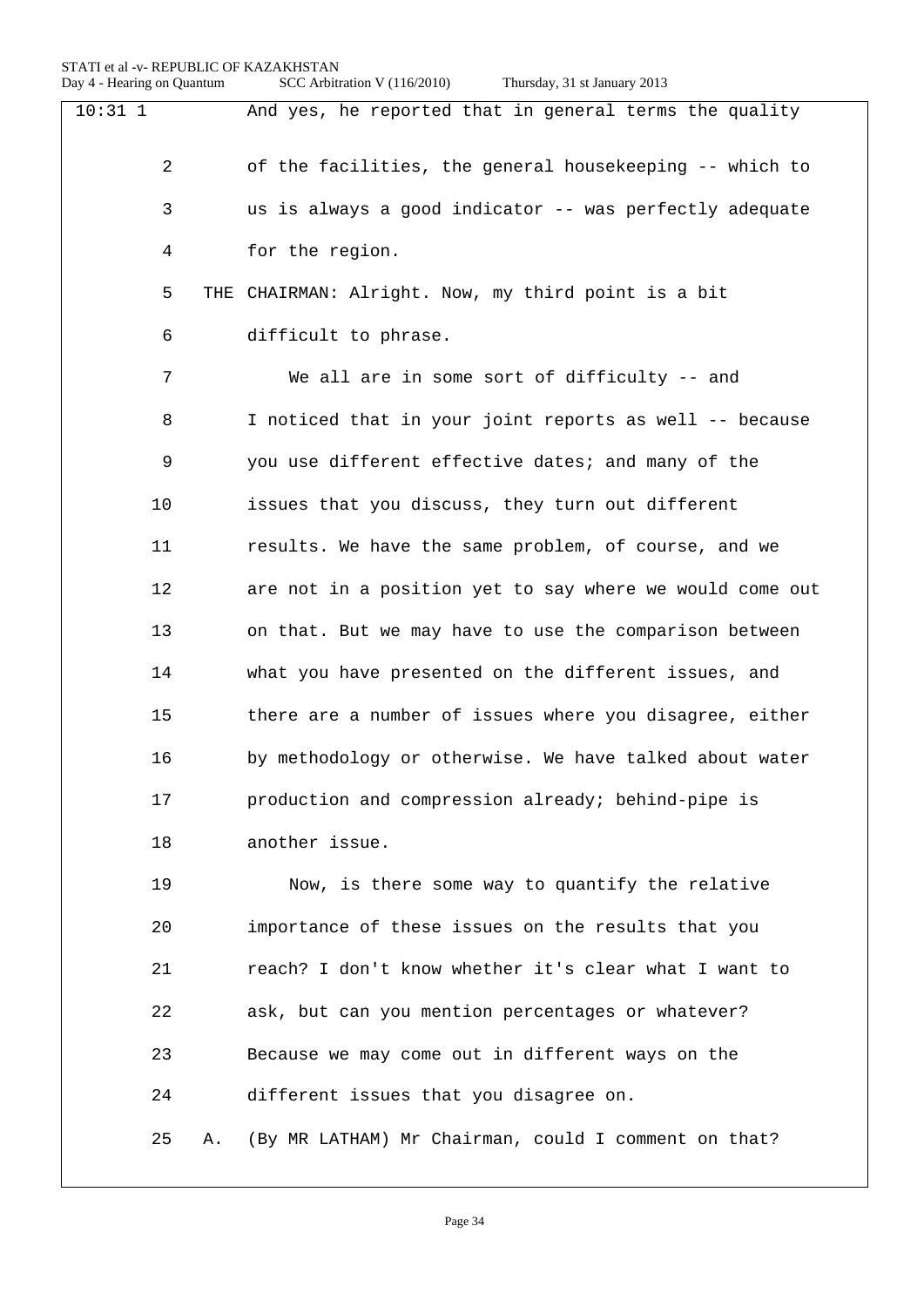10:31 1 And yes, he reported that in general terms the quality

2 of the facilities, the general housekeeping -- which to

3 us is always a good indicator -- was perfectly adequate

4 for the region.

5 THE CHAIRMAN: Alright. Now, my third point is a bit

6 difficult to phrase.

7 We all are in some sort of difficulty -- and

8 I noticed that in your joint reports as well -- because

9 you use different effective dates; and many of the

10 issues that you discuss, they turn out different

11 results. We have the same problem, of course, and we

12 are not in a position yet to say where we would come out

13 on that. But we may have to use the comparison between

14 what you have presented on the different issues, and

15 there are a number of issues where you disagree, either

16 by methodology or otherwise. We have talked about water

17 production and compression already; behind-pipe is

18 another issue.

19 Now, is there some way to quantify the relative

20 importance of these issues on the results that you

21 reach? I don't know whether it's clear what I want to

22 ask, but can you mention percentages or whatever?

23 Because we may come out in different ways on the

24 different issues that you disagree on.

25 A. (By MR LATHAM) Mr Chairman, could I comment on that?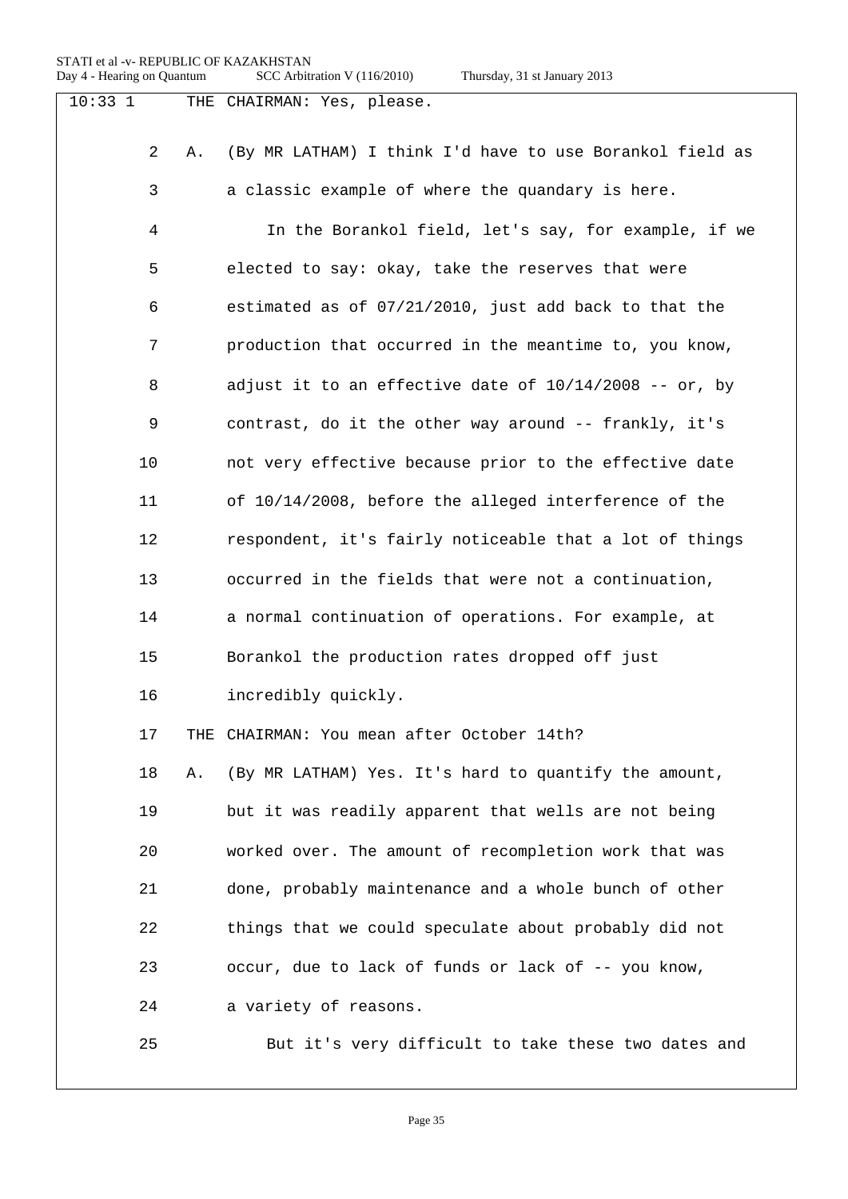10:33 1 THE CHAIRMAN: Yes, please.

2 A. (By MR LATHAM) I think I'd have to use Borankol field as

3 a classic example of where the quandary is here.

4 In the Borankol field, let's say, for example, if we

5 elected to say: okay, take the reserves that were

6 estimated as of 07/21/2010, just add back to that the

7 production that occurred in the meantime to, you know,

8 adjust it to an effective date of 10/14/2008 -- or, by

9 contrast, do it the other way around -- frankly, it's

10 not very effective because prior to the effective date

11 of 10/14/2008, before the alleged interference of the

12 respondent, it's fairly noticeable that a lot of things

13 occurred in the fields that were not a continuation,

14 a normal continuation of operations. For example, at

15 Borankol the production rates dropped off just

16 incredibly quickly.

17 THE CHAIRMAN: You mean after October 14th?

18 A. (By MR LATHAM) Yes. It's hard to quantify the amount,

19 but it was readily apparent that wells are not being

20 worked over. The amount of recompletion work that was

21 done, probably maintenance and a whole bunch of other

22 things that we could speculate about probably did not

23 occur, due to lack of funds or lack of -- you know,

24 a variety of reasons.

25 But it's very difficult to take these two dates and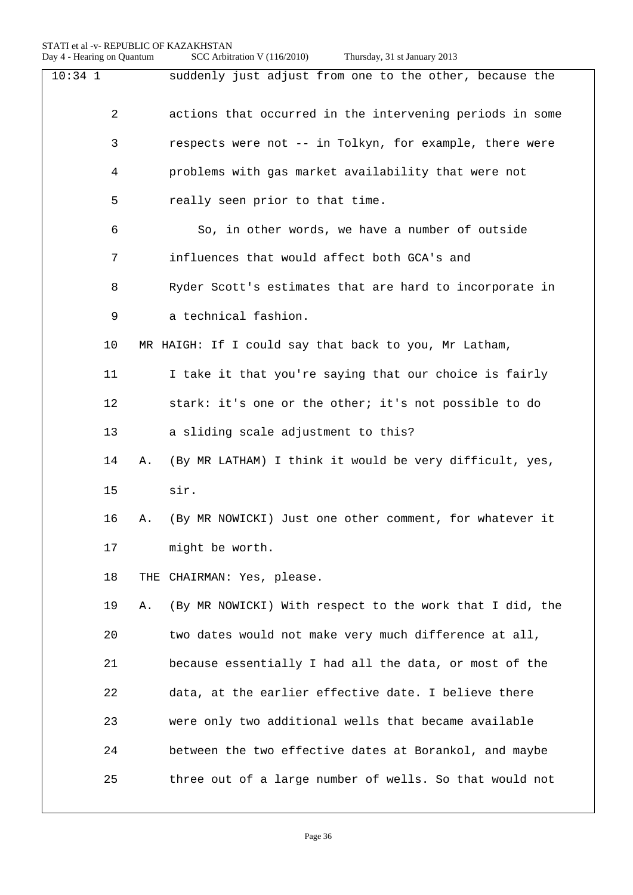10:34 1 suddenly just adjust from one to the other, because the

2 actions that occurred in the intervening periods in some

3 respects were not -- in Tolkyn, for example, there were

4 problems with gas market availability that were not

5 really seen prior to that time.

6 So, in other words, we have a number of outside

7 influences that would affect both GCA's and

8 Ryder Scott's estimates that are hard to incorporate in

9 a technical fashion.

10 MR HAIGH: If I could say that back to you, Mr Latham,

11 I take it that you're saying that our choice is fairly

12 stark: it's one or the other; it's not possible to do

13 a sliding scale adjustment to this?

14 A. (By MR LATHAM) I think it would be very difficult, yes,

15 sir.

16 A. (By MR NOWICKI) Just one other comment, for whatever it

17 might be worth.

18 THE CHAIRMAN: Yes, please.

19 A. (By MR NOWICKI) With respect to the work that I did, the

20 two dates would not make very much difference at all,

21 because essentially I had all the data, or most of the

22 data, at the earlier effective date. I believe there

23 were only two additional wells that became available

24 between the two effective dates at Borankol, and maybe

25 three out of a large number of wells. So that would not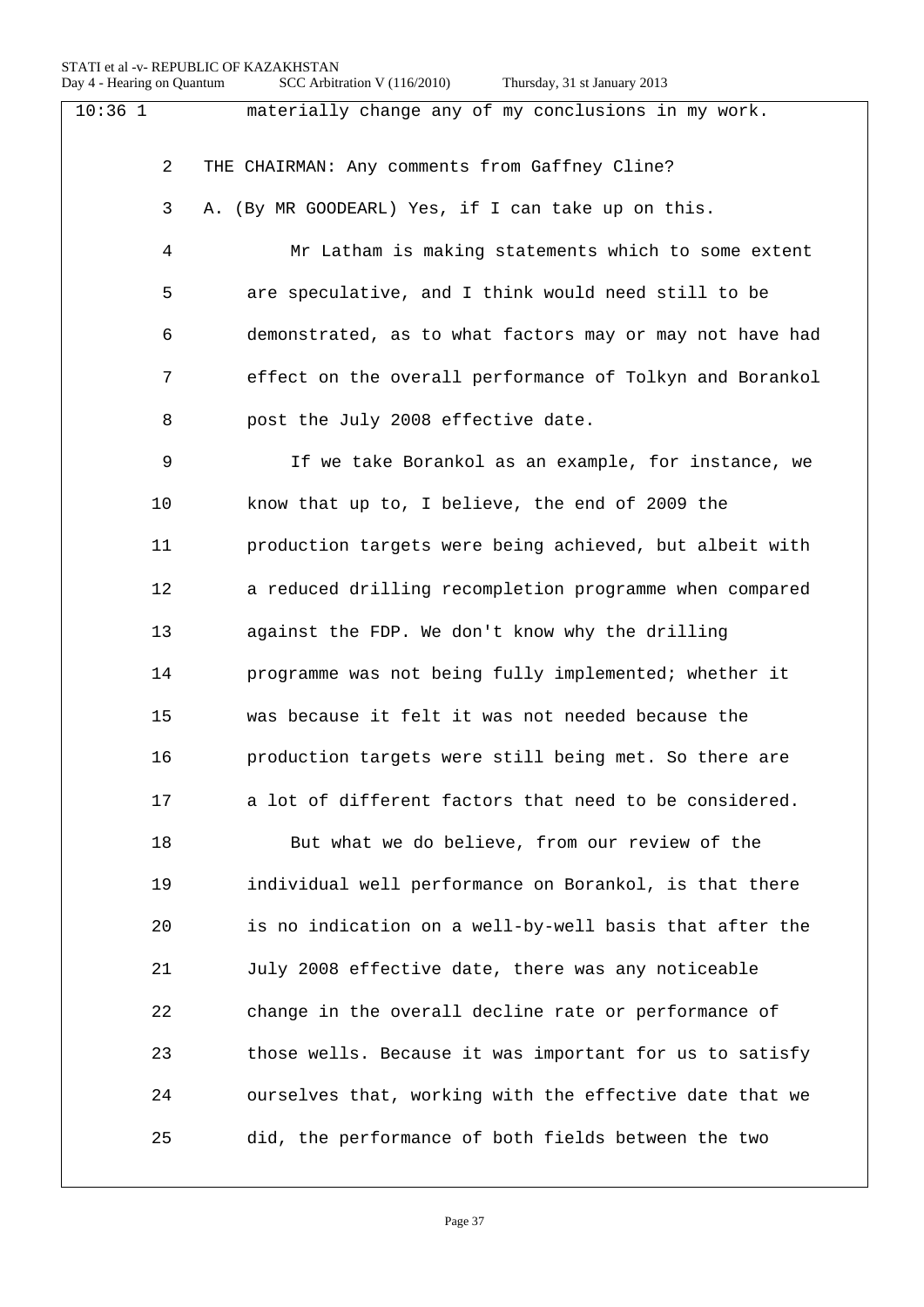materially change any of my conclusions in my work.

THE CHAIRMAN: Any comments from Gaffney Cline?

A. (By MR GOODEARL) Yes, if I can take up on this.

Mr Latham is making statements which to some extent are speculative, and I think would need still to be demonstrated, as to what factors may or may not have had effect on the overall performance of Tolkyn and Borankol post the July 2008 effective date.

If we take Borankol as an example, for instance, we know that up to, I believe, the end of 2009 the production targets were being achieved, but albeit with a reduced drilling recompletion programme when compared against the FDP. We don't know why the drilling programme was not being fully implemented; whether it was because it felt it was not needed because the production targets were still being met. So there are a lot of different factors that need to be considered.

But what we do believe, from our review of the individual well performance on Borankol, is that there is no indication on a well-by-well basis that after the July 2008 effective date, there was any noticeable change in the overall decline rate or performance of those wells. Because it was important for us to satisfy ourselves that, working with the effective date that we did, the performance of both fields between the two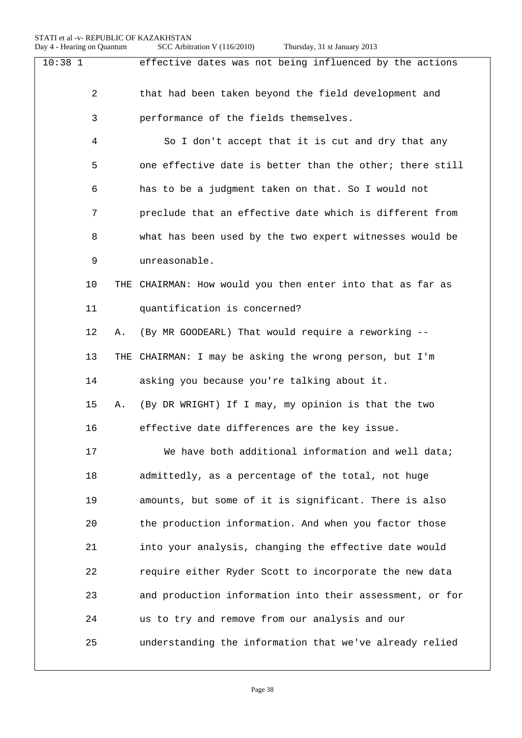10:38 1 effective dates was not being influenced by the actions

2 that had been taken beyond the field development and

3 performance of the fields themselves.

4 So I don't accept that it is cut and dry that any

5 one effective date is better than the other; there still

6 has to be a judgment taken on that. So I would not

7 preclude that an effective date which is different from

8 what has been used by the two expert witnesses would be

9 unreasonable.

10 THE CHAIRMAN: How would you then enter into that as far as

11 quantification is concerned?

12 A. (By MR GOODEARL) That would require a reworking --

13 THE CHAIRMAN: I may be asking the wrong person, but I'm

14 asking you because you're talking about it.

15 A. (By DR WRIGHT) If I may, my opinion is that the two

16 effective date differences are the key issue.

17 We have both additional information and well data;

18 admittedly, as a percentage of the total, not huge

19 amounts, but some of it is significant. There is also

20 the production information. And when you factor those

21 into your analysis, changing the effective date would

22 require either Ryder Scott to incorporate the new data

23 and production information into their assessment, or for

24 us to try and remove from our analysis and our

25 understanding the information that we've already relied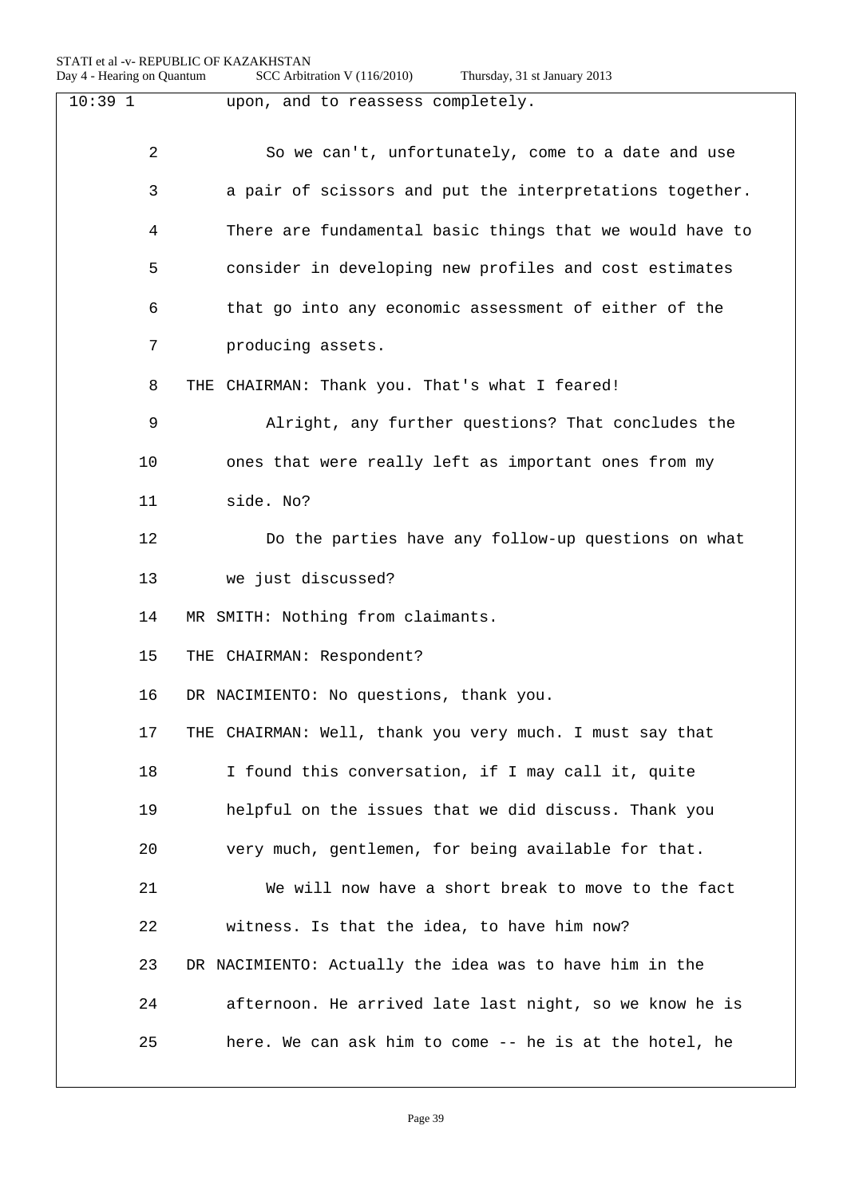10:39 1 upon, and to reassess completely.

2 So we can't, unfortunately, come to a date and use

3 a pair of scissors and put the interpretations together.

4 There are fundamental basic things that we would have to

5 consider in developing new profiles and cost estimates

6 that go into any economic assessment of either of the

7 producing assets.

8 THE CHAIRMAN: Thank you. That's what I feared!

9 Alright, any further questions? That concludes the

10 ones that were really left as important ones from my

11 side. No?

12 Do the parties have any follow-up questions on what

13 we just discussed?

14 MR SMITH: Nothing from claimants.

15 THE CHAIRMAN: Respondent?

16 DR NACIMIENTO: No questions, thank you.

17 THE CHAIRMAN: Well, thank you very much. I must say that

18 I found this conversation, if I may call it, quite

19 helpful on the issues that we did discuss. Thank you

20 very much, gentlemen, for being available for that.

21 We will now have a short break to move to the fact

22 witness. Is that the idea, to have him now?

23 DR NACIMIENTO: Actually the idea was to have him in the

24 afternoon. He arrived late last night, so we know he is

25 here. We can ask him to come -- he is at the hotel, he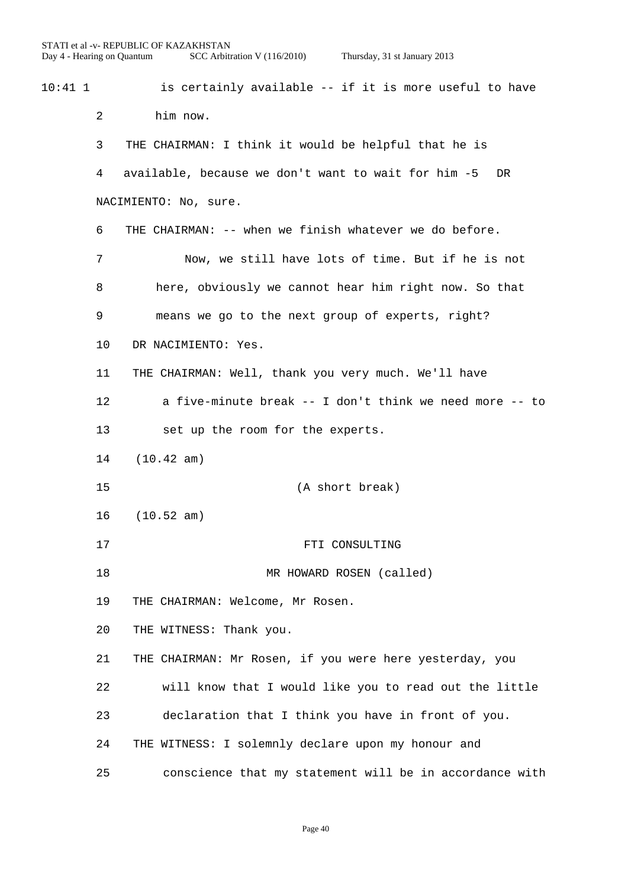10:41 1 is certainly available -- if it is more useful to have

2 him now.

3 THE CHAIRMAN: I think it would be helpful that he is

4 available, because we don't want to wait for him -5 DR NACIMIENTO: No, sure.

6 THE CHAIRMAN: -- when we finish whatever we do before.

7 Now, we still have lots of time. But if he is not

8 here, obviously we cannot hear him right now. So that

9 means we go to the next group of experts, right?

10 DR NACIMIENTO: Yes.

11 THE CHAIRMAN: Well, thank you very much. We'll have

12 a five-minute break -- I don't think we need more -- to

13 set up the room for the experts.

14 (10.42 am)

15 (A short break)

16 (10.52 am)

17 FTI CONSULTING

18 MR HOWARD ROSEN (called)

19 THE CHAIRMAN: Welcome, Mr Rosen.

20 THE WITNESS: Thank you.

21 THE CHAIRMAN: Mr Rosen, if you were here yesterday, you

22 will know that I would like you to read out the little

23 declaration that I think you have in front of you.

24 THE WITNESS: I solemnly declare upon my honour and

25 conscience that my statement will be in accordance with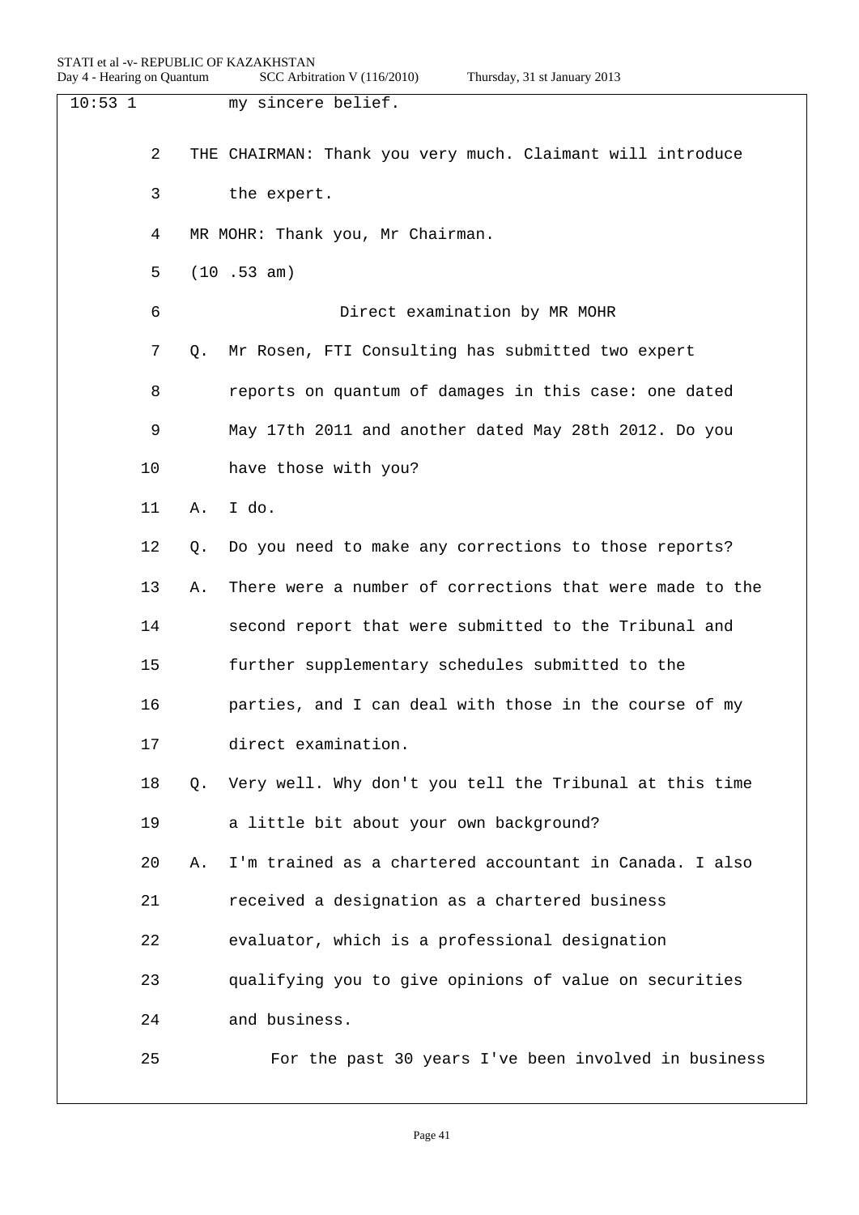10:53 1 my sincere belief.

2 THE CHAIRMAN: Thank you very much. Claimant will introduce

3 the expert.

4 MR MOHR: Thank you, Mr Chairman.

5 (10 .53 am)

6 Direct examination by MR MOHR

7 Q. Mr Rosen, FTI Consulting has submitted two expert

8 reports on quantum of damages in this case: one dated

9 May 17th 2011 and another dated May 28th 2012. Do you

10 have those with you?

11 A. I do.

12 Q. Do you need to make any corrections to those reports?

13 A. There were a number of corrections that were made to the

14 second report that were submitted to the Tribunal and

15 further supplementary schedules submitted to the

16 parties, and I can deal with those in the course of my

17 direct examination.

18 Q. Very well. Why don't you tell the Tribunal at this time

19 a little bit about your own background?

20 A. I'm trained as a chartered accountant in Canada. I also

21 received a designation as a chartered business

22 evaluator, which is a professional designation

23 qualifying you to give opinions of value on securities

24 and business.

25 For the past 30 years I've been involved in business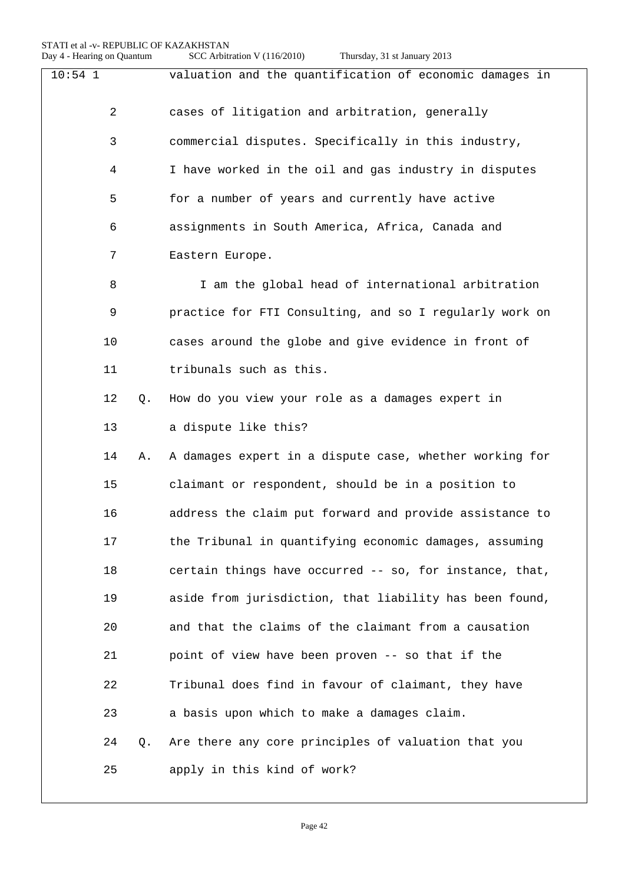10:54 1 valuation and the quantification of economic damages in

2 cases of litigation and arbitration, generally

3 commercial disputes. Specifically in this industry,

4 I have worked in the oil and gas industry in disputes

5 for a number of years and currently have active

6 assignments in South America, Africa, Canada and

7 Eastern Europe.

8 I am the global head of international arbitration

9 practice for FTI Consulting, and so I regularly work on

10 cases around the globe and give evidence in front of

11 tribunals such as this.

12 Q. How do you view your role as a damages expert in

13 a dispute like this?

14 A. A damages expert in a dispute case, whether working for

15 claimant or respondent, should be in a position to

16 address the claim put forward and provide assistance to

17 the Tribunal in quantifying economic damages, assuming

18 certain things have occurred -- so, for instance, that,

19 aside from jurisdiction, that liability has been found,

20 and that the claims of the claimant from a causation

21 point of view have been proven -- so that if the

22 Tribunal does find in favour of claimant, they have

23 a basis upon which to make a damages claim.

24 Q. Are there any core principles of valuation that you

25 apply in this kind of work?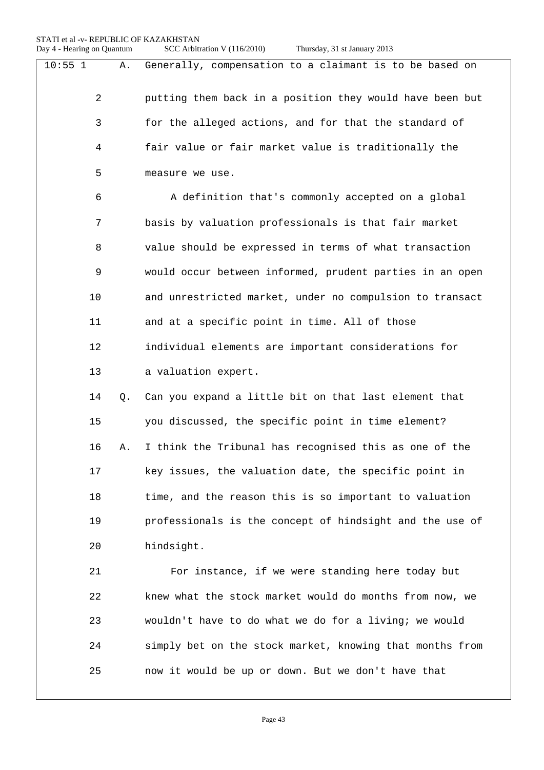10:55 1 A. Generally, compensation to a claimant is to be based on
2 putting them back in a position they would have been but
3 for the alleged actions, and for that the standard of
4 fair value or fair market value is traditionally the
5 measure we use.
6 A definition that's commonly accepted on a global
7 basis by valuation professionals is that fair market
8 value should be expressed in terms of what transaction
9 would occur between informed, prudent parties in an open
10 and unrestricted market, under no compulsion to transact
11 and at a specific point in time. All of those
12 individual elements are important considerations for
13 a valuation expert.
14 Q. Can you expand a little bit on that last element that
15 you discussed, the specific point in time element?
16 A. I think the Tribunal has recognised this as one of the
17 key issues, the valuation date, the specific point in
18 time, and the reason this is so important to valuation
19 professionals is the concept of hindsight and the use of
20 hindsight.
21 For instance, if we were standing here today but
22 knew what the stock market would do months from now, we
23 wouldn't have to do what we do for a living; we would
24 simply bet on the stock market, knowing that months from
25 now it would be up or down. But we don't have that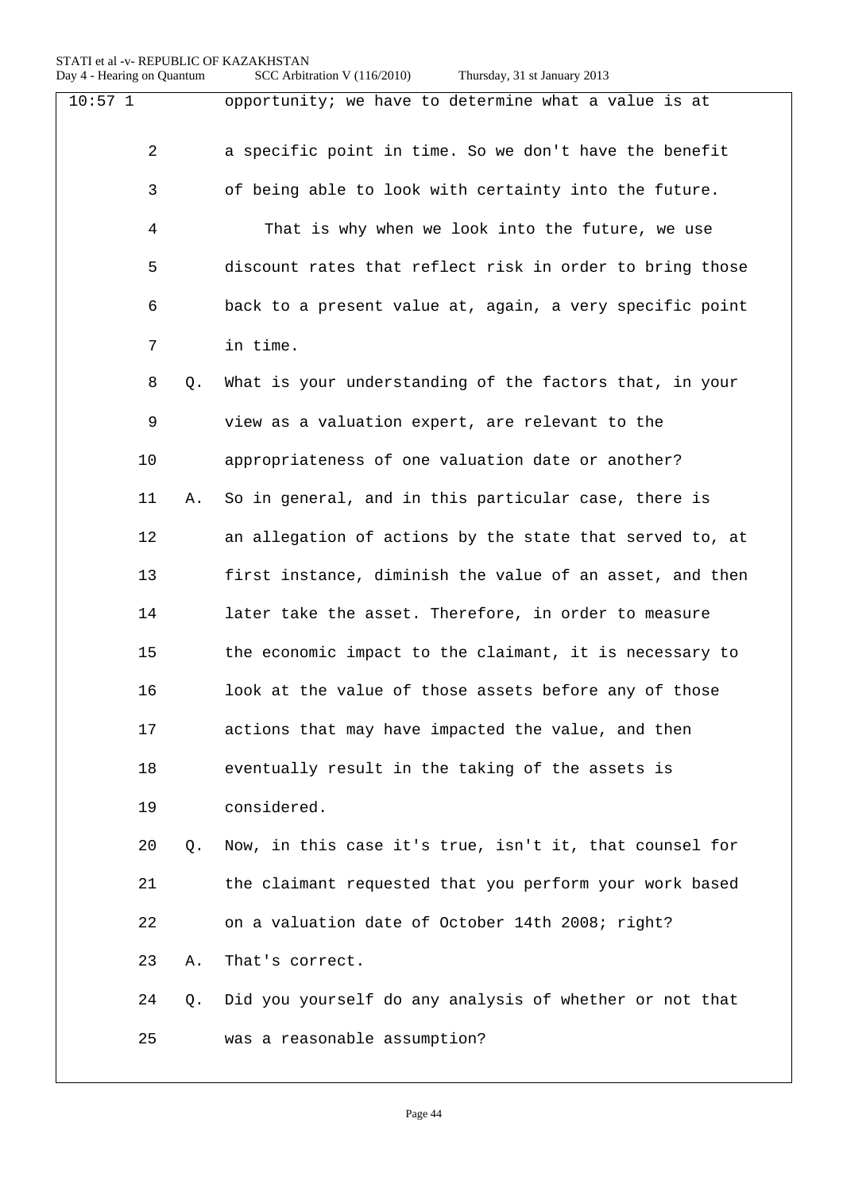10:57 1 opportunity; we have to determine what a value is at

2 a specific point in time. So we don't have the benefit

3 of being able to look with certainty into the future.

4 That is why when we look into the future, we use

5 discount rates that reflect risk in order to bring those

6 back to a present value at, again, a very specific point

7 in time.

8 Q. What is your understanding of the factors that, in your

9 view as a valuation expert, are relevant to the

10 appropriateness of one valuation date or another?

11 A. So in general, and in this particular case, there is

12 an allegation of actions by the state that served to, at

13 first instance, diminish the value of an asset, and then

14 later take the asset. Therefore, in order to measure

15 the economic impact to the claimant, it is necessary to

16 look at the value of those assets before any of those

17 actions that may have impacted the value, and then

18 eventually result in the taking of the assets is

19 considered.

20 Q. Now, in this case it's true, isn't it, that counsel for

21 the claimant requested that you perform your work based

22 on a valuation date of October 14th 2008; right?

23 A. That's correct.

24 Q. Did you yourself do any analysis of whether or not that

25 was a reasonable assumption?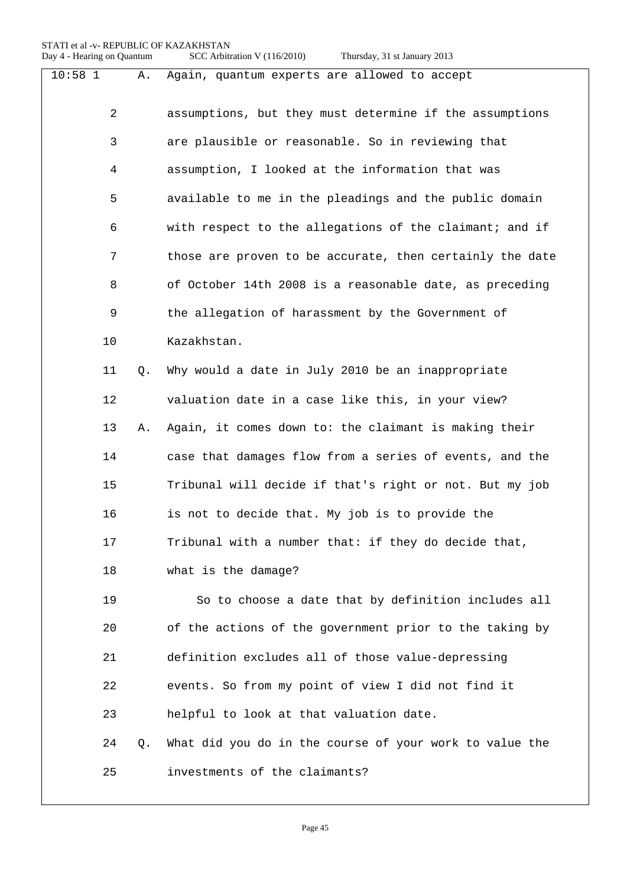10:58 1 A. Again, quantum experts are allowed to accept

2 assumptions, but they must determine if the assumptions

3 are plausible or reasonable. So in reviewing that

4 assumption, I looked at the information that was

5 available to me in the pleadings and the public domain

6 with respect to the allegations of the claimant; and if

7 those are proven to be accurate, then certainly the date

8 of October 14th 2008 is a reasonable date, as preceding

9 the allegation of harassment by the Government of

10 Kazakhstan.

11 Q. Why would a date in July 2010 be an inappropriate

12 valuation date in a case like this, in your view?

13 A. Again, it comes down to: the claimant is making their

14 case that damages flow from a series of events, and the

15 Tribunal will decide if that's right or not. But my job

16 is not to decide that. My job is to provide the

17 Tribunal with a number that: if they do decide that,

18 what is the damage?

19 So to choose a date that by definition includes all

20 of the actions of the government prior to the taking by

21 definition excludes all of those value-depressing

22 events. So from my point of view I did not find it

23 helpful to look at that valuation date.

24 Q. What did you do in the course of your work to value the

25 investments of the claimants?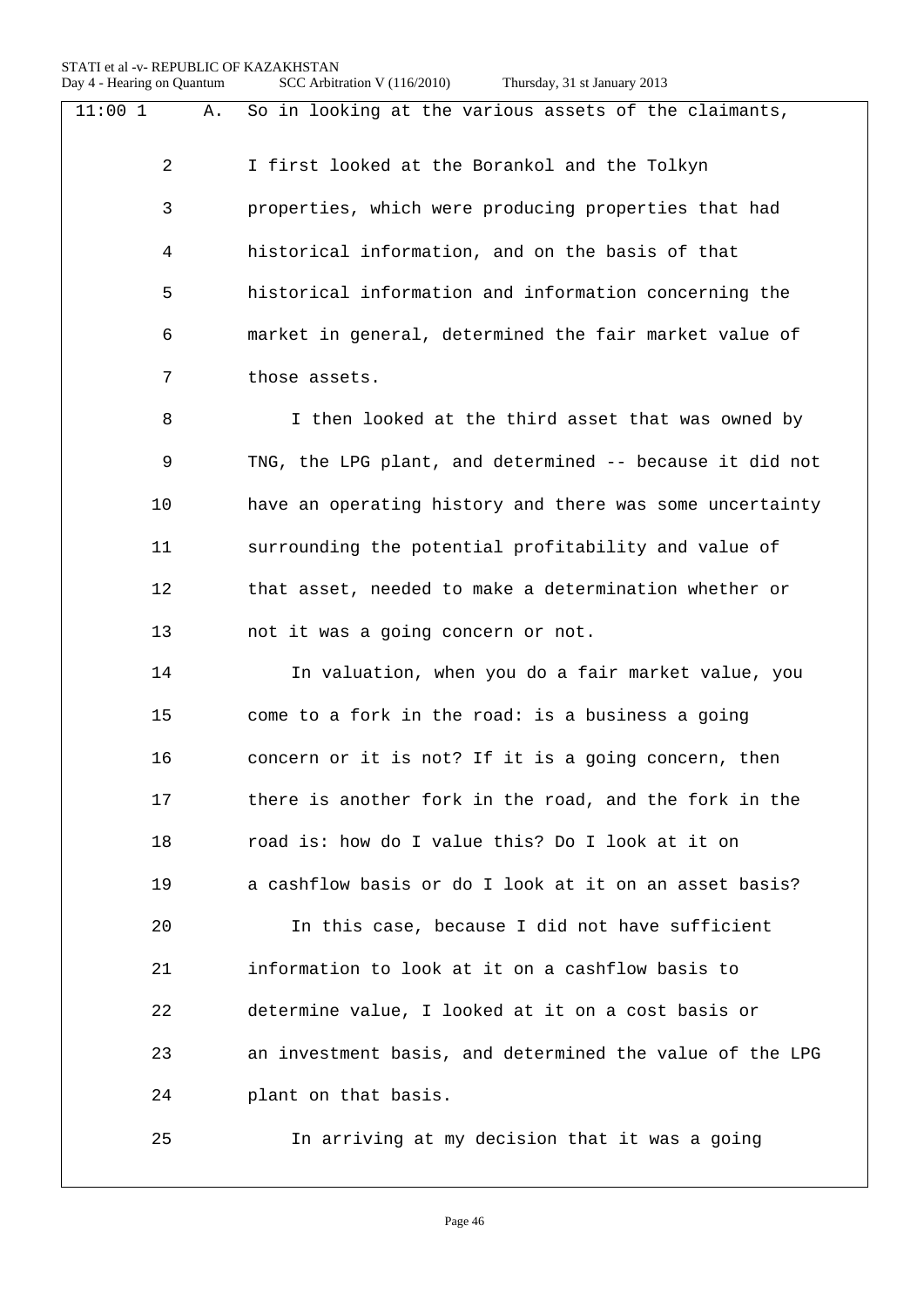11:00 1 A. So in looking at the various assets of the claimants,

2 I first looked at the Borankol and the Tolkyn

3 properties, which were producing properties that had

4 historical information, and on the basis of that

5 historical information and information concerning the

6 market in general, determined the fair market value of

7 those assets.

8 I then looked at the third asset that was owned by

9 TNG, the LPG plant, and determined -- because it did not

10 have an operating history and there was some uncertainty

11 surrounding the potential profitability and value of

12 that asset, needed to make a determination whether or

13 not it was a going concern or not.

14 In valuation, when you do a fair market value, you

15 come to a fork in the road: is a business a going

16 concern or it is not? If it is a going concern, then

17 there is another fork in the road, and the fork in the

18 road is: how do I value this? Do I look at it on

19 a cashflow basis or do I look at it on an asset basis?

20 In this case, because I did not have sufficient

21 information to look at it on a cashflow basis to

22 determine value, I looked at it on a cost basis or

23 an investment basis, and determined the value of the LPG

24 plant on that basis.

25 In arriving at my decision that it was a going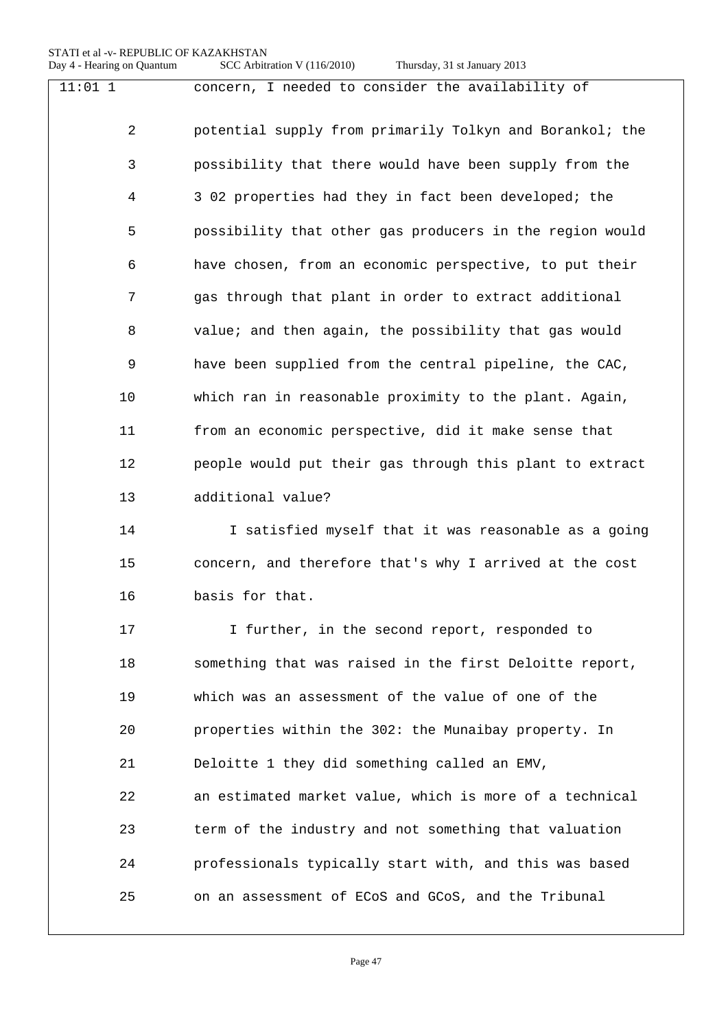11:01 1 concern, I needed to consider the availability of

2 potential supply from primarily Tolkyn and Borankol; the

3 possibility that there would have been supply from the

4 3 02 properties had they in fact been developed; the

5 possibility that other gas producers in the region would

6 have chosen, from an economic perspective, to put their

7 gas through that plant in order to extract additional

8 value; and then again, the possibility that gas would

9 have been supplied from the central pipeline, the CAC,

10 which ran in reasonable proximity to the plant. Again,

11 from an economic perspective, did it make sense that

12 people would put their gas through this plant to extract

13 additional value?

14 I satisfied myself that it was reasonable as a going

15 concern, and therefore that's why I arrived at the cost

16 basis for that.

17 I further, in the second report, responded to

18 something that was raised in the first Deloitte report,

19 which was an assessment of the value of one of the

20 properties within the 302: the Munaibay property. In

21 Deloitte 1 they did something called an EMV,

22 an estimated market value, which is more of a technical

23 term of the industry and not something that valuation

24 professionals typically start with, and this was based

25 on an assessment of ECoS and GCoS, and the Tribunal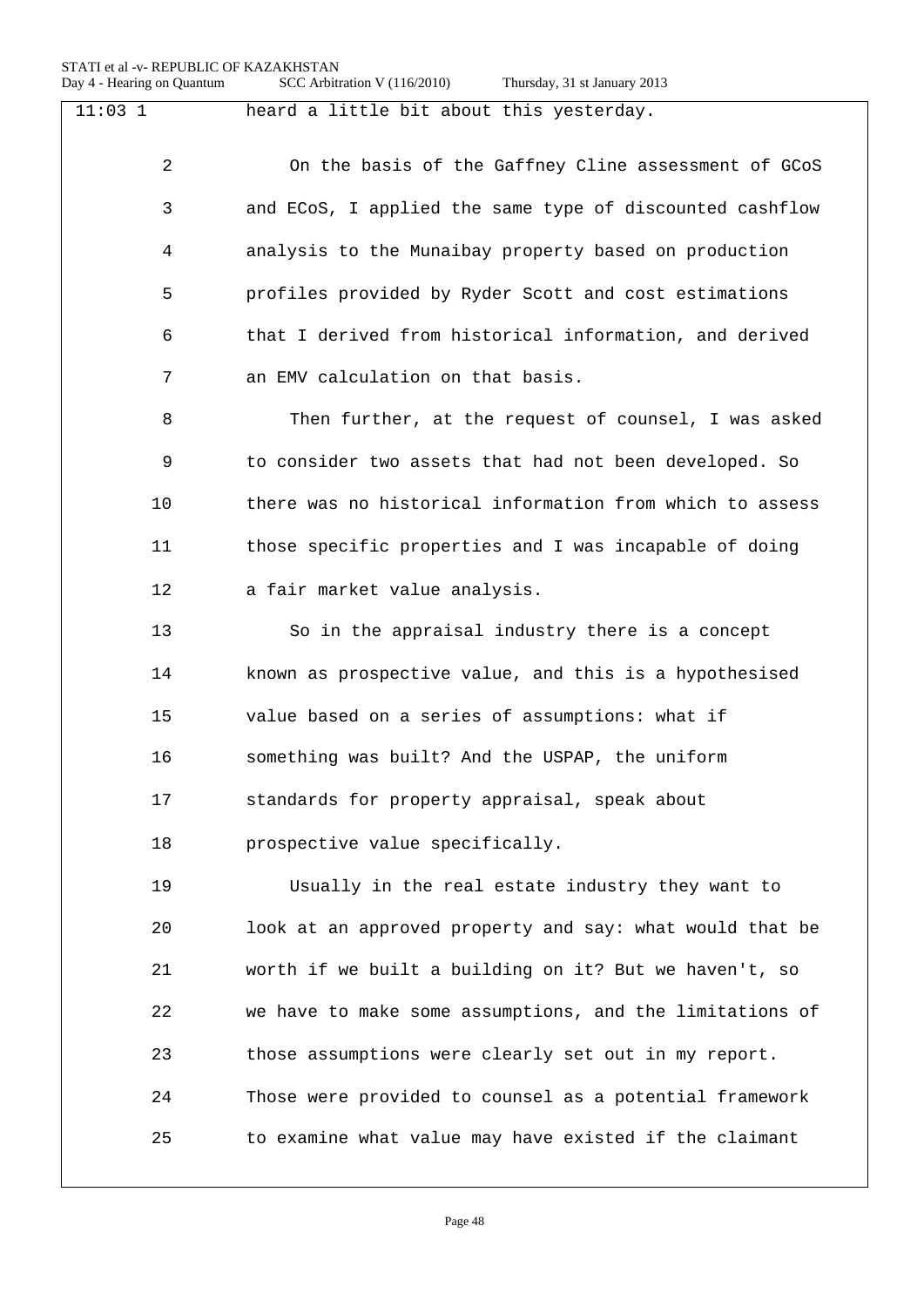heard a little bit about this yesterday.

On the basis of the Gaffney Cline assessment of GCoS and ECoS, I applied the same type of discounted cashflow analysis to the Munaibay property based on production profiles provided by Ryder Scott and cost estimations that I derived from historical information, and derived an EMV calculation on that basis.

Then further, at the request of counsel, I was asked to consider two assets that had not been developed. So there was no historical information from which to assess those specific properties and I was incapable of doing a fair market value analysis.

So in the appraisal industry there is a concept known as prospective value, and this is a hypothesised value based on a series of assumptions: what if something was built? And the USPAP, the uniform standards for property appraisal, speak about prospective value specifically.

Usually in the real estate industry they want to look at an approved property and say: what would that be worth if we built a building on it? But we haven't, so we have to make some assumptions, and the limitations of those assumptions were clearly set out in my report. Those were provided to counsel as a potential framework to examine what value may have existed if the claimant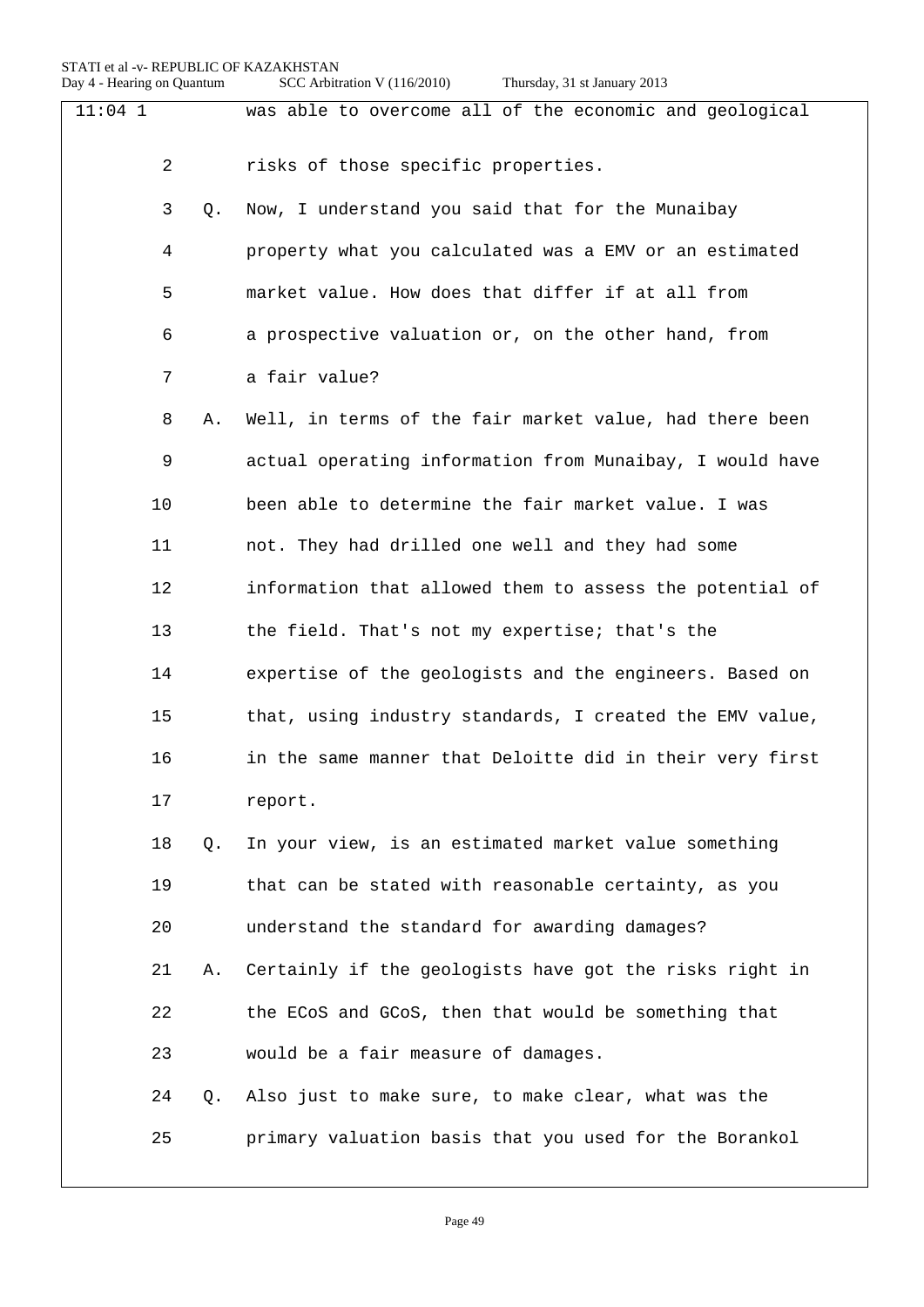11:04 1 was able to overcome all of the economic and geological

2 risks of those specific properties.

3 Q. Now, I understand you said that for the Munaibay

4 property what you calculated was a EMV or an estimated

5 market value. How does that differ if at all from

6 a prospective valuation or, on the other hand, from

7 a fair value?

8 A. Well, in terms of the fair market value, had there been

9 actual operating information from Munaibay, I would have

10 been able to determine the fair market value. I was

11 not. They had drilled one well and they had some

12 information that allowed them to assess the potential of

13 the field. That's not my expertise; that's the

14 expertise of the geologists and the engineers. Based on

15 that, using industry standards, I created the EMV value,

16 in the same manner that Deloitte did in their very first

17 report.

18 Q. In your view, is an estimated market value something

19 that can be stated with reasonable certainty, as you

20 understand the standard for awarding damages?

21 A. Certainly if the geologists have got the risks right in

22 the ECoS and GCoS, then that would be something that

23 would be a fair measure of damages.

24 Q. Also just to make sure, to make clear, what was the

25 primary valuation basis that you used for the Borankol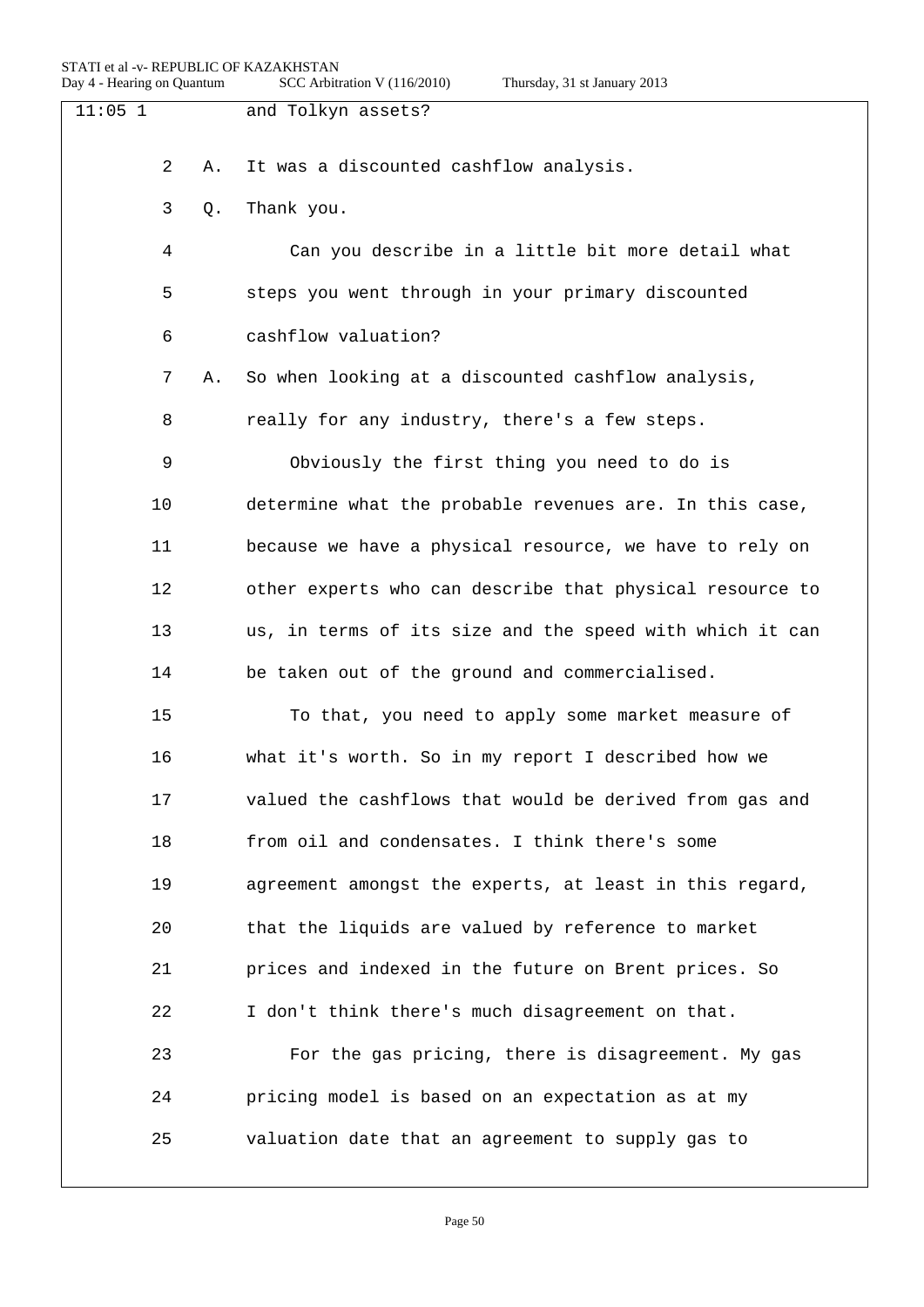11:05 1 and Tolkyn assets?

2 A. It was a discounted cashflow analysis.

3 Q. Thank you.

4 Can you describe in a little bit more detail what

5 steps you went through in your primary discounted

6 cashflow valuation?

7 A. So when looking at a discounted cashflow analysis,

8 really for any industry, there's a few steps.

9 Obviously the first thing you need to do is

10 determine what the probable revenues are. In this case,

11 because we have a physical resource, we have to rely on

12 other experts who can describe that physical resource to

13 us, in terms of its size and the speed with which it can

14 be taken out of the ground and commercialised.

15 To that, you need to apply some market measure of

16 what it's worth. So in my report I described how we

17 valued the cashflows that would be derived from gas and

18 from oil and condensates. I think there's some

19 agreement amongst the experts, at least in this regard,

20 that the liquids are valued by reference to market

21 prices and indexed in the future on Brent prices. So

22 I don't think there's much disagreement on that.

23 For the gas pricing, there is disagreement. My gas

24 pricing model is based on an expectation as at my

25 valuation date that an agreement to supply gas to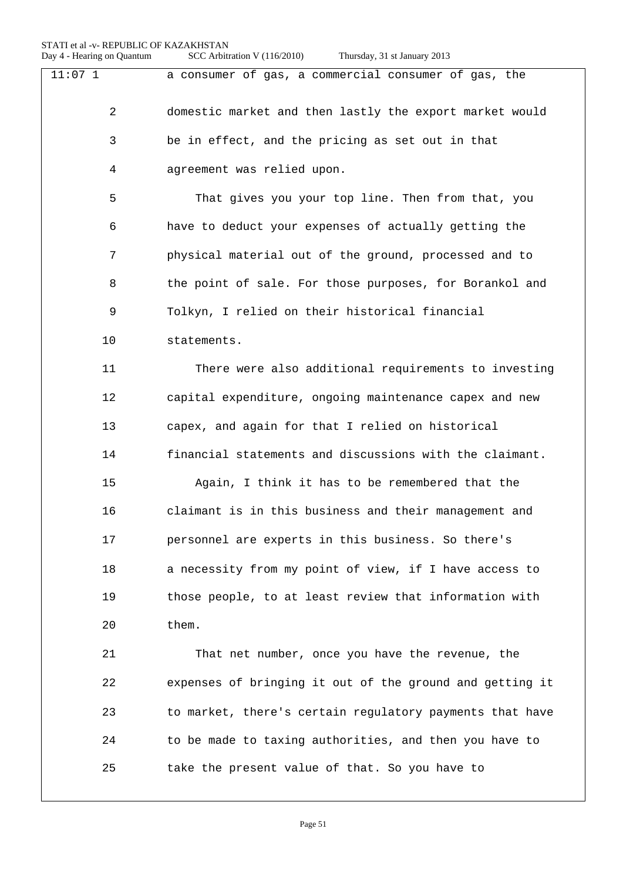11:07 1 a consumer of gas, a commercial consumer of gas, the

2 domestic market and then lastly the export market would

3 be in effect, and the pricing as set out in that

4 agreement was relied upon.

5 That gives you your top line. Then from that, you

6 have to deduct your expenses of actually getting the

7 physical material out of the ground, processed and to

8 the point of sale. For those purposes, for Borankol and

9 Tolkyn, I relied on their historical financial

10 statements.

11 There were also additional requirements to investing

12 capital expenditure, ongoing maintenance capex and new

13 capex, and again for that I relied on historical

14 financial statements and discussions with the claimant.

15 Again, I think it has to be remembered that the

16 claimant is in this business and their management and

17 personnel are experts in this business. So there's

18 a necessity from my point of view, if I have access to

19 those people, to at least review that information with

20 them.

21 That net number, once you have the revenue, the

22 expenses of bringing it out of the ground and getting it

23 to market, there's certain regulatory payments that have

24 to be made to taxing authorities, and then you have to

25 take the present value of that. So you have to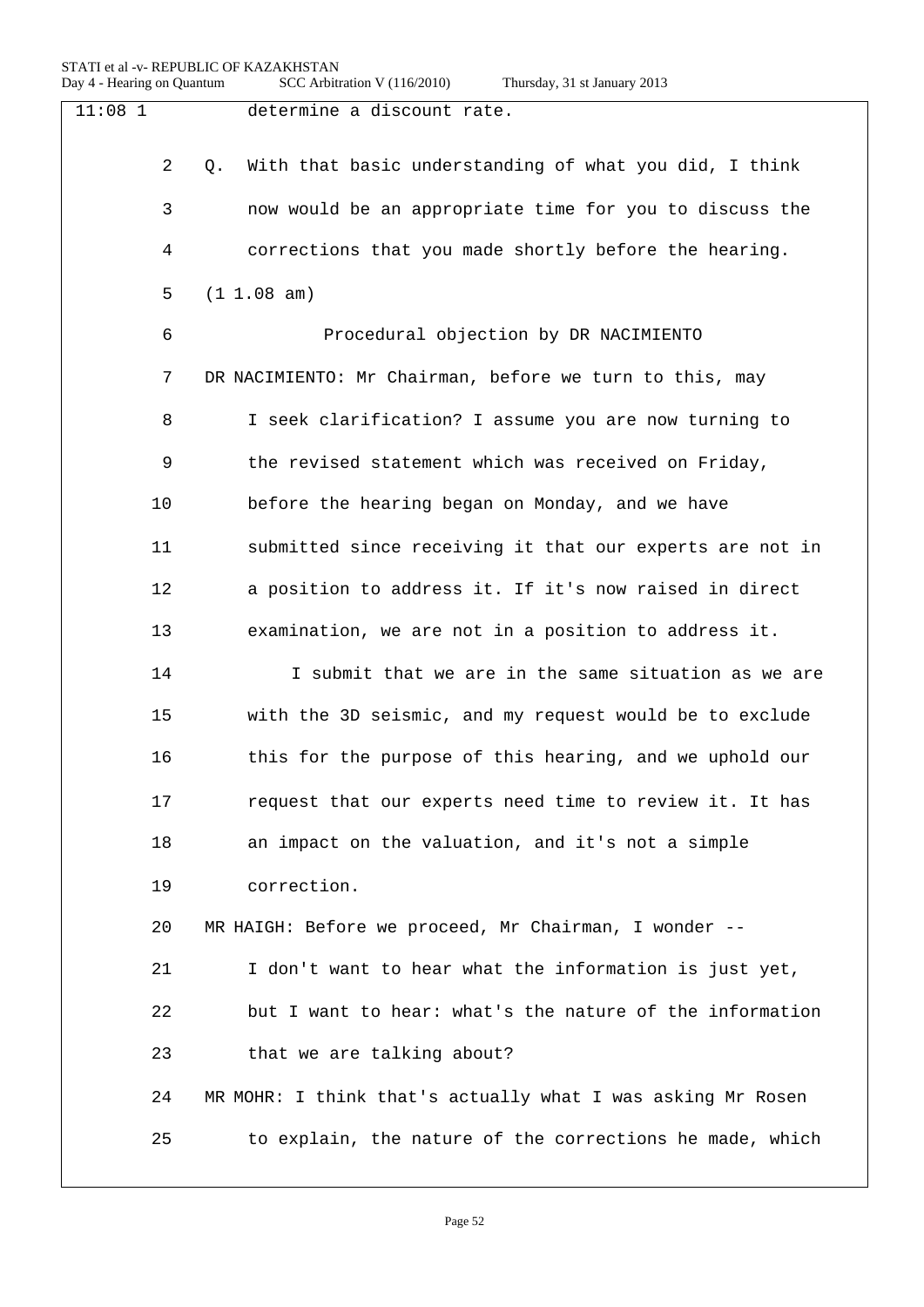11:08 1 determine a discount rate.

2 Q. With that basic understanding of what you did, I think

3 now would be an appropriate time for you to discuss the

4 corrections that you made shortly before the hearing.

5 (1 1.08 am)

6 Procedural objection by DR NACIMIENTO

7 DR NACIMIENTO: Mr Chairman, before we turn to this, may

8 I seek clarification? I assume you are now turning to

9 the revised statement which was received on Friday,

10 before the hearing began on Monday, and we have

11 submitted since receiving it that our experts are not in

12 a position to address it. If it's now raised in direct

13 examination, we are not in a position to address it.

14 I submit that we are in the same situation as we are

15 with the 3D seismic, and my request would be to exclude

16 this for the purpose of this hearing, and we uphold our

17 request that our experts need time to review it. It has

18 an impact on the valuation, and it's not a simple

19 correction.

20 MR HAIGH: Before we proceed, Mr Chairman, I wonder --

21 I don't want to hear what the information is just yet,

22 but I want to hear: what's the nature of the information

23 that we are talking about?

24 MR MOHR: I think that's actually what I was asking Mr Rosen

25 to explain, the nature of the corrections he made, which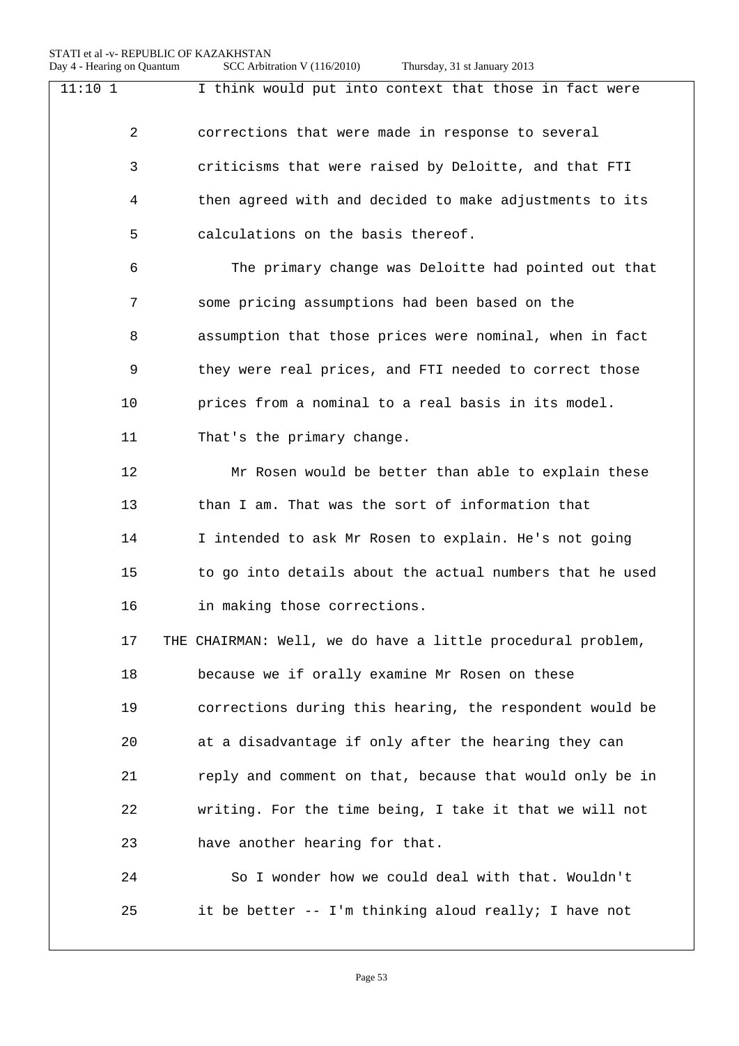I think would put into context that those in fact were corrections that were made in response to several criticisms that were raised by Deloitte, and that FTI then agreed with and decided to make adjustments to its calculations on the basis thereof.

The primary change was Deloitte had pointed out that some pricing assumptions had been based on the assumption that those prices were nominal, when in fact they were real prices, and FTI needed to correct those prices from a nominal to a real basis in its model. That's the primary change.

Mr Rosen would be better than able to explain these than I am. That was the sort of information that I intended to ask Mr Rosen to explain. He's not going to go into details about the actual numbers that he used in making those corrections.

THE CHAIRMAN: Well, we do have a little procedural problem, because we if orally examine Mr Rosen on these corrections during this hearing, the respondent would be at a disadvantage if only after the hearing they can reply and comment on that, because that would only be in writing. For the time being, I take it that we will not have another hearing for that.

So I wonder how we could deal with that. Wouldn't it be better -- I'm thinking aloud really; I have not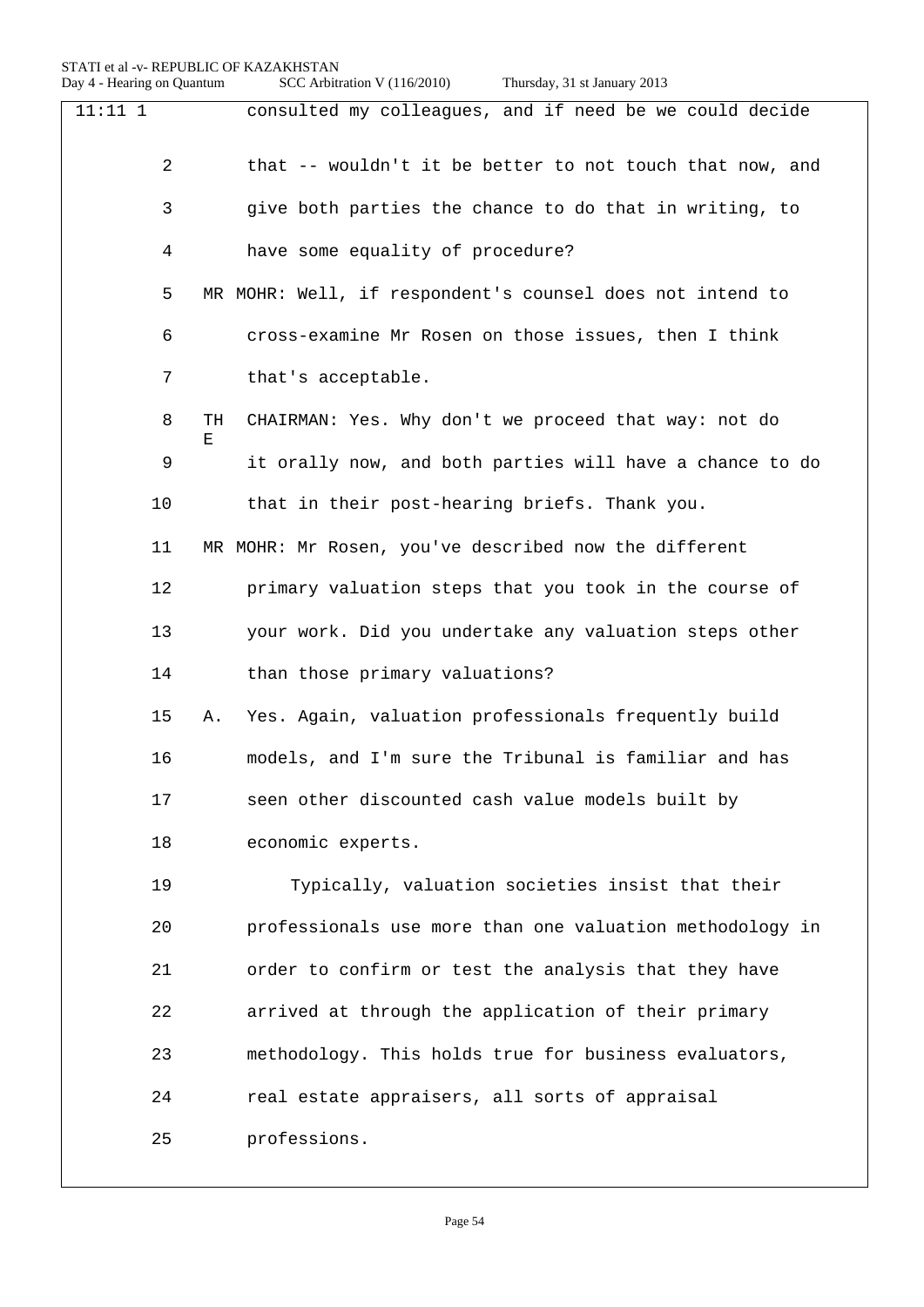11:11 1 consulted my colleagues, and if need be we could decide

2 that -- wouldn't it be better to not touch that now, and

3 give both parties the chance to do that in writing, to

4 have some equality of procedure?

5 MR MOHR: Well, if respondent's counsel does not intend to

6 cross-examine Mr Rosen on those issues, then I think

7 that's acceptable.

8 THE CHAIRMAN: Yes. Why don't we proceed that way: not do

9 it orally now, and both parties will have a chance to do

10 that in their post-hearing briefs. Thank you.

11 MR MOHR: Mr Rosen, you've described now the different

12 primary valuation steps that you took in the course of

13 your work. Did you undertake any valuation steps other

14 than those primary valuations?

15 A. Yes. Again, valuation professionals frequently build

16 models, and I'm sure the Tribunal is familiar and has

17 seen other discounted cash value models built by

18 economic experts.

19 Typically, valuation societies insist that their

20 professionals use more than one valuation methodology in

21 order to confirm or test the analysis that they have

22 arrived at through the application of their primary

23 methodology. This holds true for business evaluators,

24 real estate appraisers, all sorts of appraisal

25 professions.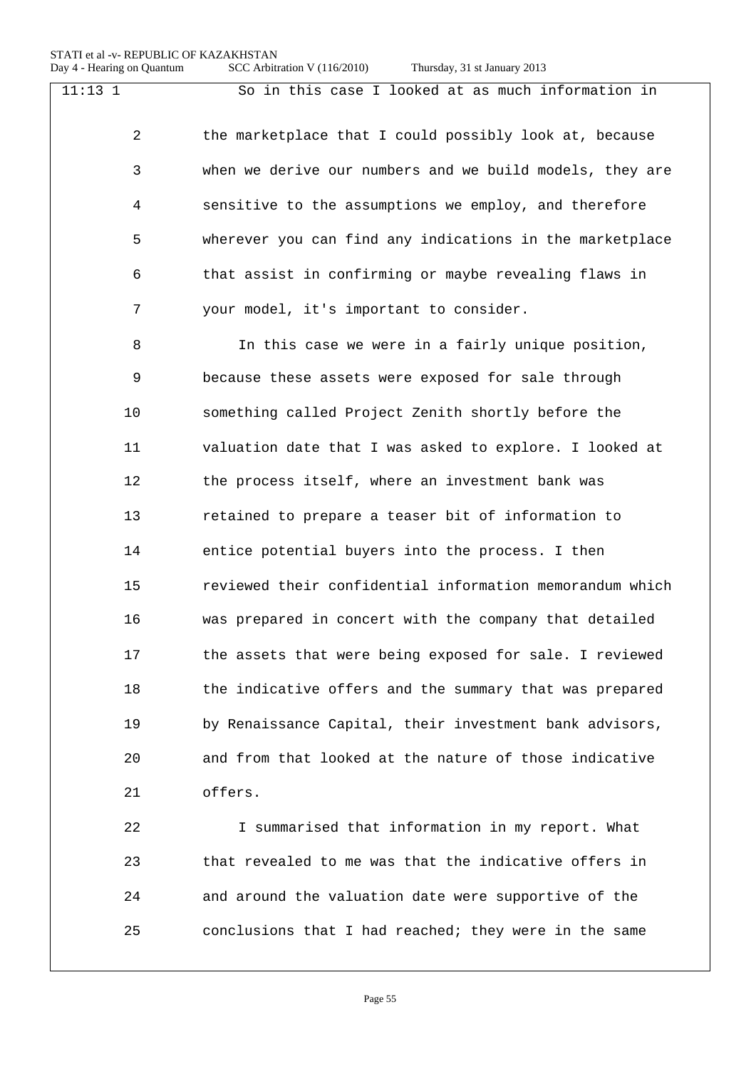So in this case I looked at as much information in the marketplace that I could possibly look at, because when we derive our numbers and we build models, they are sensitive to the assumptions we employ, and therefore wherever you can find any indications in the marketplace that assist in confirming or maybe revealing flaws in your model, it's important to consider.

In this case we were in a fairly unique position, because these assets were exposed for sale through something called Project Zenith shortly before the valuation date that I was asked to explore. I looked at the process itself, where an investment bank was retained to prepare a teaser bit of information to entice potential buyers into the process. I then reviewed their confidential information memorandum which was prepared in concert with the company that detailed the assets that were being exposed for sale. I reviewed the indicative offers and the summary that was prepared by Renaissance Capital, their investment bank advisors, and from that looked at the nature of those indicative offers.

I summarised that information in my report. What that revealed to me was that the indicative offers in and around the valuation date were supportive of the conclusions that I had reached; they were in the same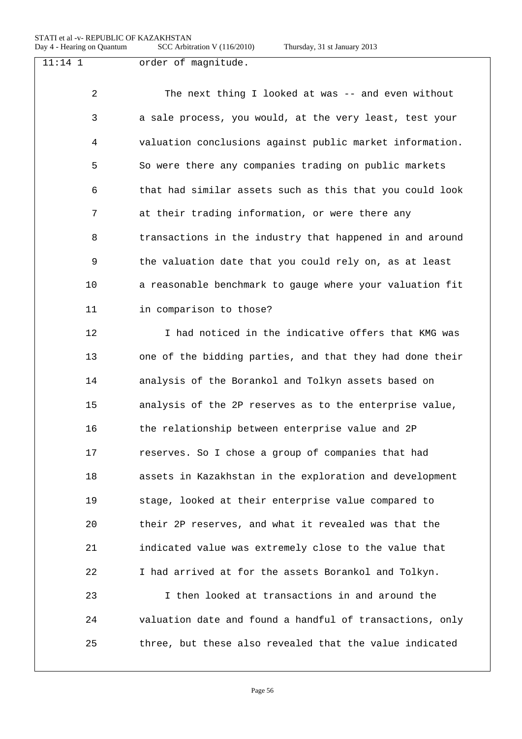order of magnitude.

The next thing I looked at was -- and even without a sale process, you would, at the very least, test your valuation conclusions against public market information. So were there any companies trading on public markets that had similar assets such as this that you could look at their trading information, or were there any transactions in the industry that happened in and around the valuation date that you could rely on, as at least a reasonable benchmark to gauge where your valuation fit in comparison to those?

I had noticed in the indicative offers that KMG was one of the bidding parties, and that they had done their analysis of the Borankol and Tolkyn assets based on analysis of the 2P reserves as to the enterprise value, the relationship between enterprise value and 2P reserves. So I chose a group of companies that had assets in Kazakhstan in the exploration and development stage, looked at their enterprise value compared to their 2P reserves, and what it revealed was that the indicated value was extremely close to the value that I had arrived at for the assets Borankol and Tolkyn.

I then looked at transactions in and around the valuation date and found a handful of transactions, only three, but these also revealed that the value indicated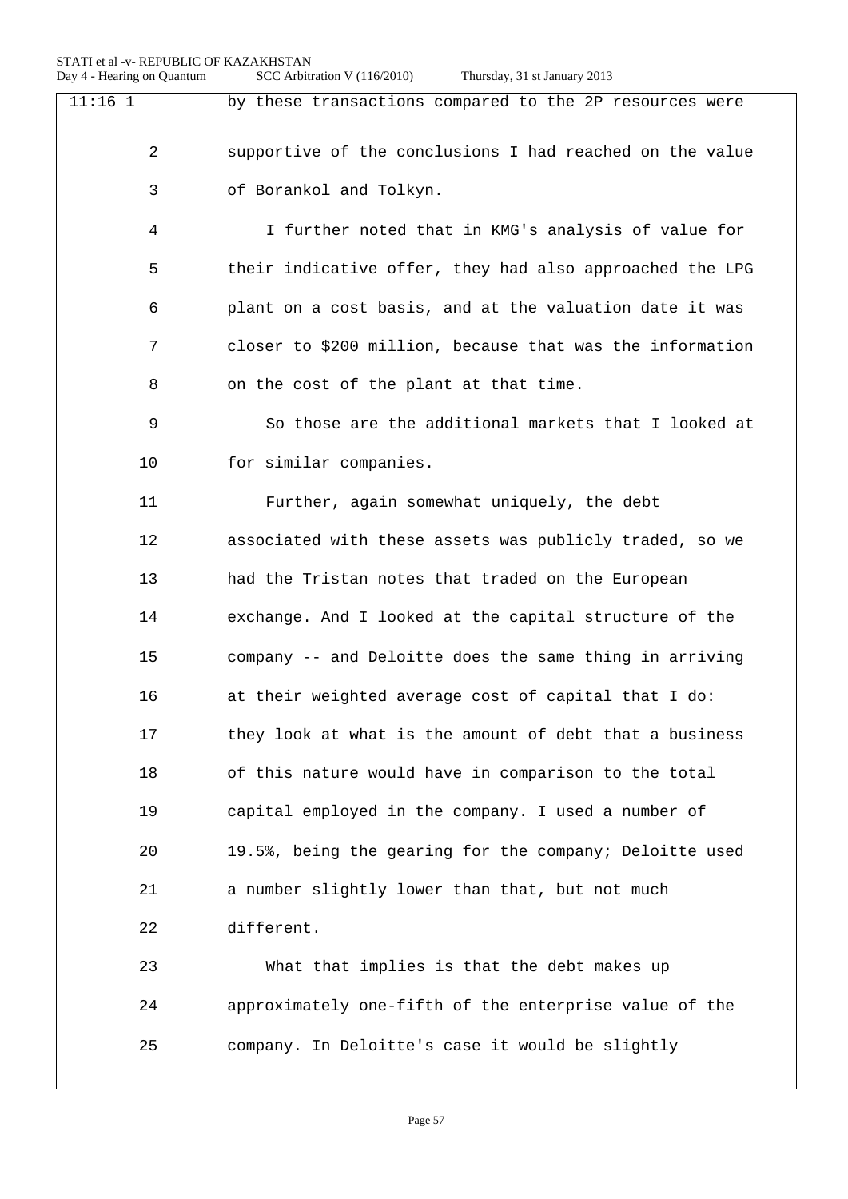by these transactions compared to the 2P resources were supportive of the conclusions I had reached on the value of Borankol and Tolkyn.

I further noted that in KMG's analysis of value for their indicative offer, they had also approached the LPG plant on a cost basis, and at the valuation date it was closer to $200 million, because that was the information on the cost of the plant at that time.

So those are the additional markets that I looked at for similar companies.

Further, again somewhat uniquely, the debt associated with these assets was publicly traded, so we had the Tristan notes that traded on the European exchange. And I looked at the capital structure of the company -- and Deloitte does the same thing in arriving at their weighted average cost of capital that I do: they look at what is the amount of debt that a business of this nature would have in comparison to the total capital employed in the company. I used a number of 19.5%, being the gearing for the company; Deloitte used a number slightly lower than that, but not much different.

What that implies is that the debt makes up approximately one-fifth of the enterprise value of the company. In Deloitte's case it would be slightly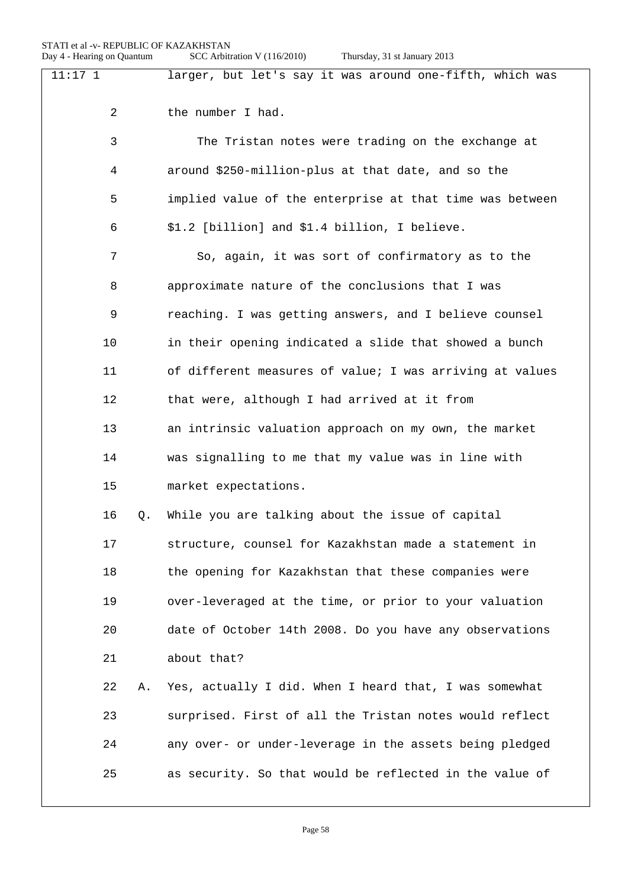11:17 1 larger, but let's say it was around one-fifth, which was

2 the number I had.

3 The Tristan notes were trading on the exchange at

4 around $250-million-plus at that date, and so the

5 implied value of the enterprise at that time was between

6 $1.2 [billion] and $1.4 billion, I believe.

7 So, again, it was sort of confirmatory as to the

8 approximate nature of the conclusions that I was

9 reaching. I was getting answers, and I believe counsel

10 in their opening indicated a slide that showed a bunch

11 of different measures of value; I was arriving at values

12 that were, although I had arrived at it from

13 an intrinsic valuation approach on my own, the market

14 was signalling to me that my value was in line with

15 market expectations.

16 Q. While you are talking about the issue of capital

17 structure, counsel for Kazakhstan made a statement in

18 the opening for Kazakhstan that these companies were

19 over-leveraged at the time, or prior to your valuation

20 date of October 14th 2008. Do you have any observations

21 about that?

22 A. Yes, actually I did. When I heard that, I was somewhat

23 surprised. First of all the Tristan notes would reflect

24 any over- or under-leverage in the assets being pledged

25 as security. So that would be reflected in the value of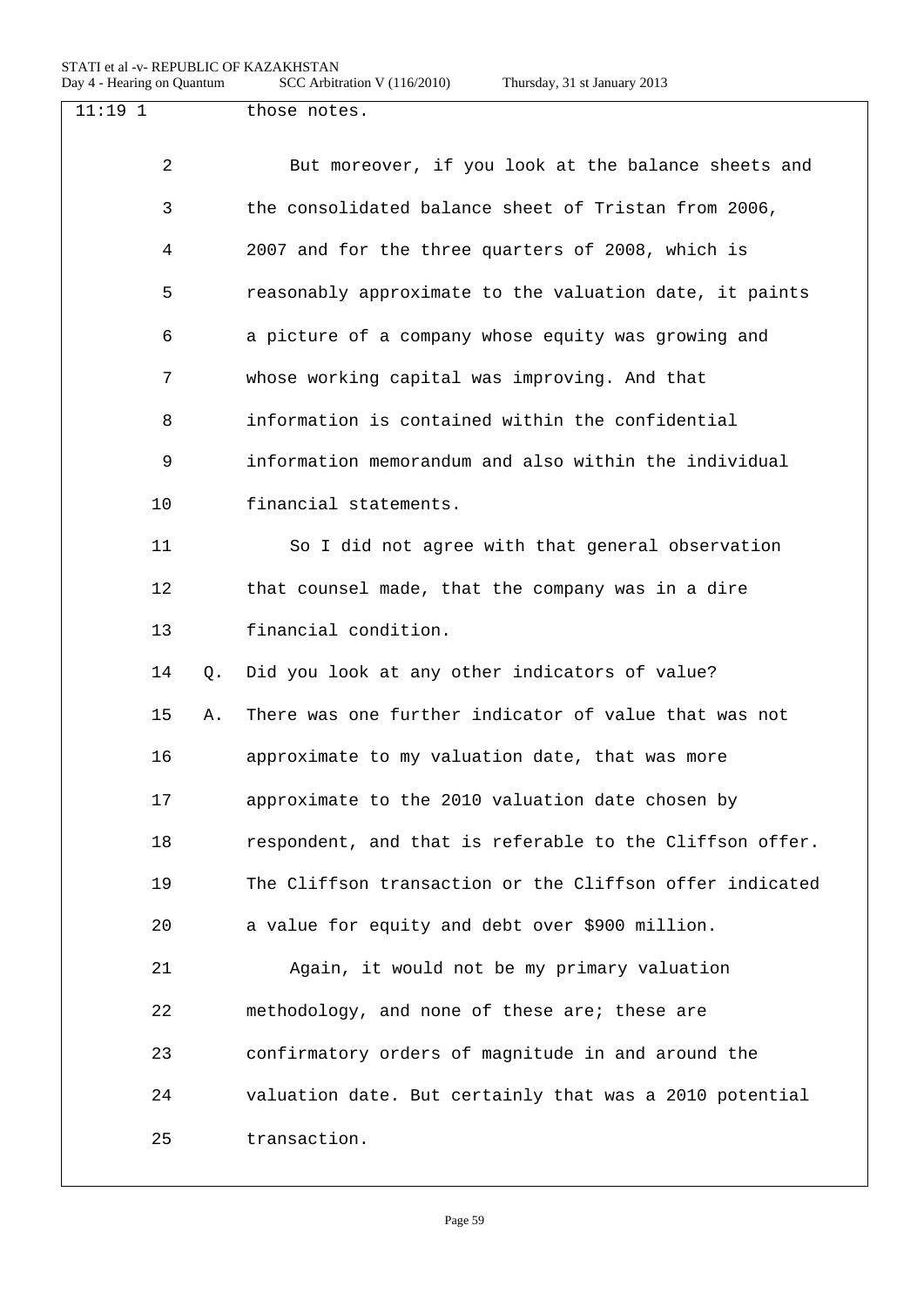11:19 1 those notes.

2 But moreover, if you look at the balance sheets and
3 the consolidated balance sheet of Tristan from 2006,
4 2007 and for the three quarters of 2008, which is
5 reasonably approximate to the valuation date, it paints
6 a picture of a company whose equity was growing and
7 whose working capital was improving. And that
8 information is contained within the confidential
9 information memorandum and also within the individual
10 financial statements.

11 So I did not agree with that general observation
12 that counsel made, that the company was in a dire
13 financial condition.

14 Q. Did you look at any other indicators of value?

15 A. There was one further indicator of value that was not
16 approximate to my valuation date, that was more
17 approximate to the 2010 valuation date chosen by
18 respondent, and that is referable to the Cliffson offer.
19 The Cliffson transaction or the Cliffson offer indicated
20 a value for equity and debt over $900 million.

21 Again, it would not be my primary valuation
22 methodology, and none of these are; these are
23 confirmatory orders of magnitude in and around the
24 valuation date. But certainly that was a 2010 potential
25 transaction.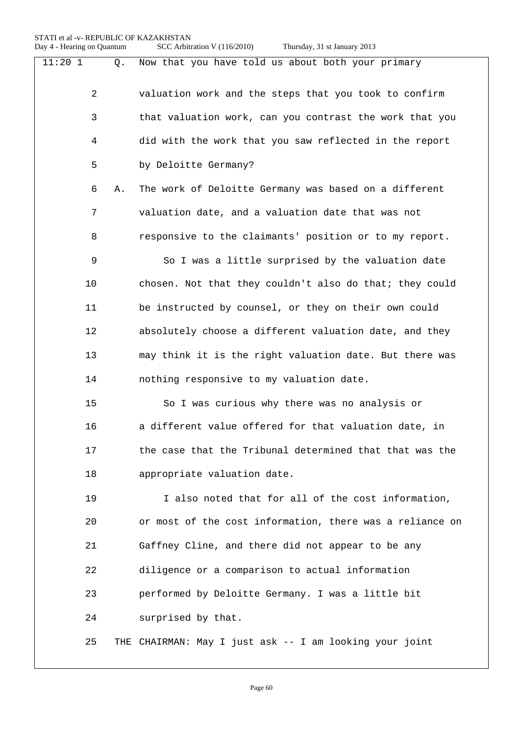11:20 1 Q. Now that you have told us about both your primary

2 valuation work and the steps that you took to confirm

3 that valuation work, can you contrast the work that you

4 did with the work that you saw reflected in the report

5 by Deloitte Germany?

6 A. The work of Deloitte Germany was based on a different

7 valuation date, and a valuation date that was not

8 responsive to the claimants' position or to my report.

9 So I was a little surprised by the valuation date

10 chosen. Not that they couldn't also do that; they could

11 be instructed by counsel, or they on their own could

12 absolutely choose a different valuation date, and they

13 may think it is the right valuation date. But there was

14 nothing responsive to my valuation date.

15 So I was curious why there was no analysis or

16 a different value offered for that valuation date, in

17 the case that the Tribunal determined that that was the

18 appropriate valuation date.

19 I also noted that for all of the cost information,

20 or most of the cost information, there was a reliance on

21 Gaffney Cline, and there did not appear to be any

22 diligence or a comparison to actual information

23 performed by Deloitte Germany. I was a little bit

24 surprised by that.

25 THE CHAIRMAN: May I just ask -- I am looking your joint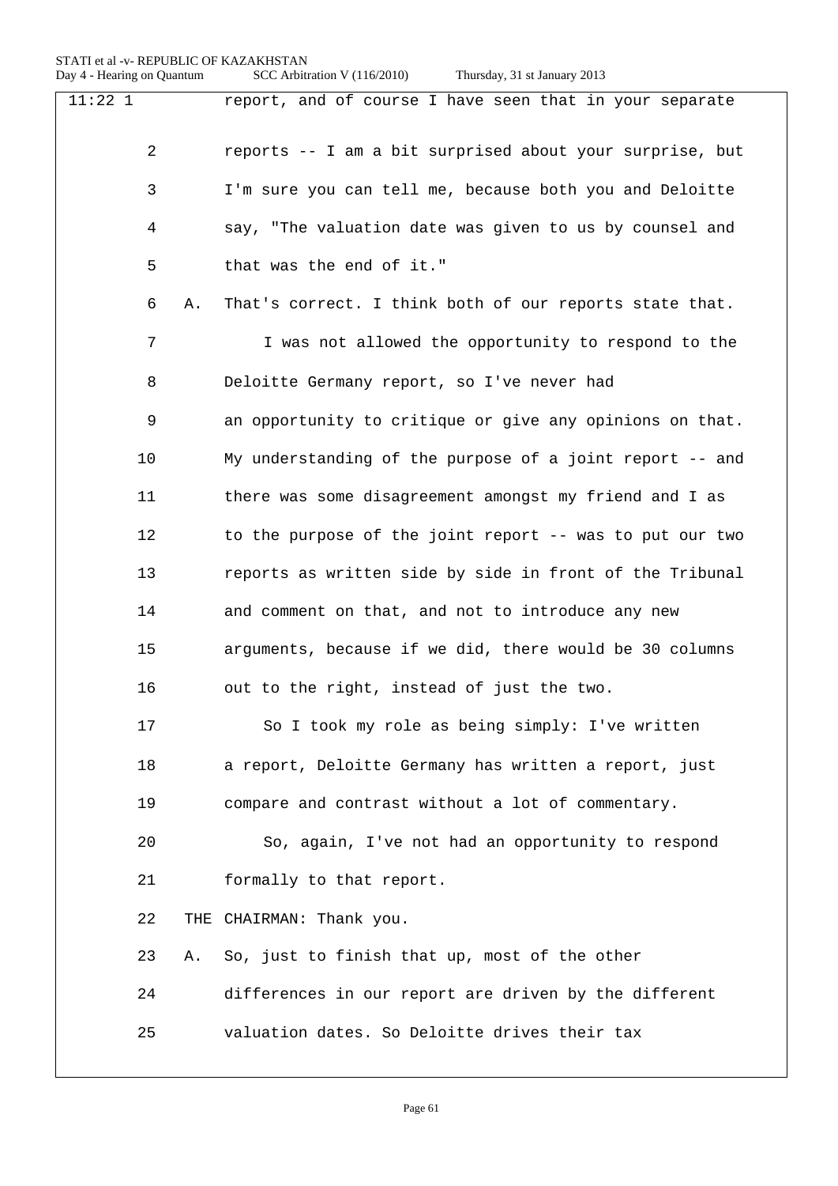11:22 1 report, and of course I have seen that in your separate

2 reports -- I am a bit surprised about your surprise, but

3 I'm sure you can tell me, because both you and Deloitte

4 say, "The valuation date was given to us by counsel and

5 that was the end of it."

6 A. That's correct. I think both of our reports state that.

7 I was not allowed the opportunity to respond to the

8 Deloitte Germany report, so I've never had

9 an opportunity to critique or give any opinions on that.

10 My understanding of the purpose of a joint report -- and

11 there was some disagreement amongst my friend and I as

12 to the purpose of the joint report -- was to put our two

13 reports as written side by side in front of the Tribunal

14 and comment on that, and not to introduce any new

15 arguments, because if we did, there would be 30 columns

16 out to the right, instead of just the two.

17 So I took my role as being simply: I've written

18 a report, Deloitte Germany has written a report, just

19 compare and contrast without a lot of commentary.

20 So, again, I've not had an opportunity to respond

21 formally to that report.

22 THE CHAIRMAN: Thank you.

23 A. So, just to finish that up, most of the other

24 differences in our report are driven by the different

25 valuation dates. So Deloitte drives their tax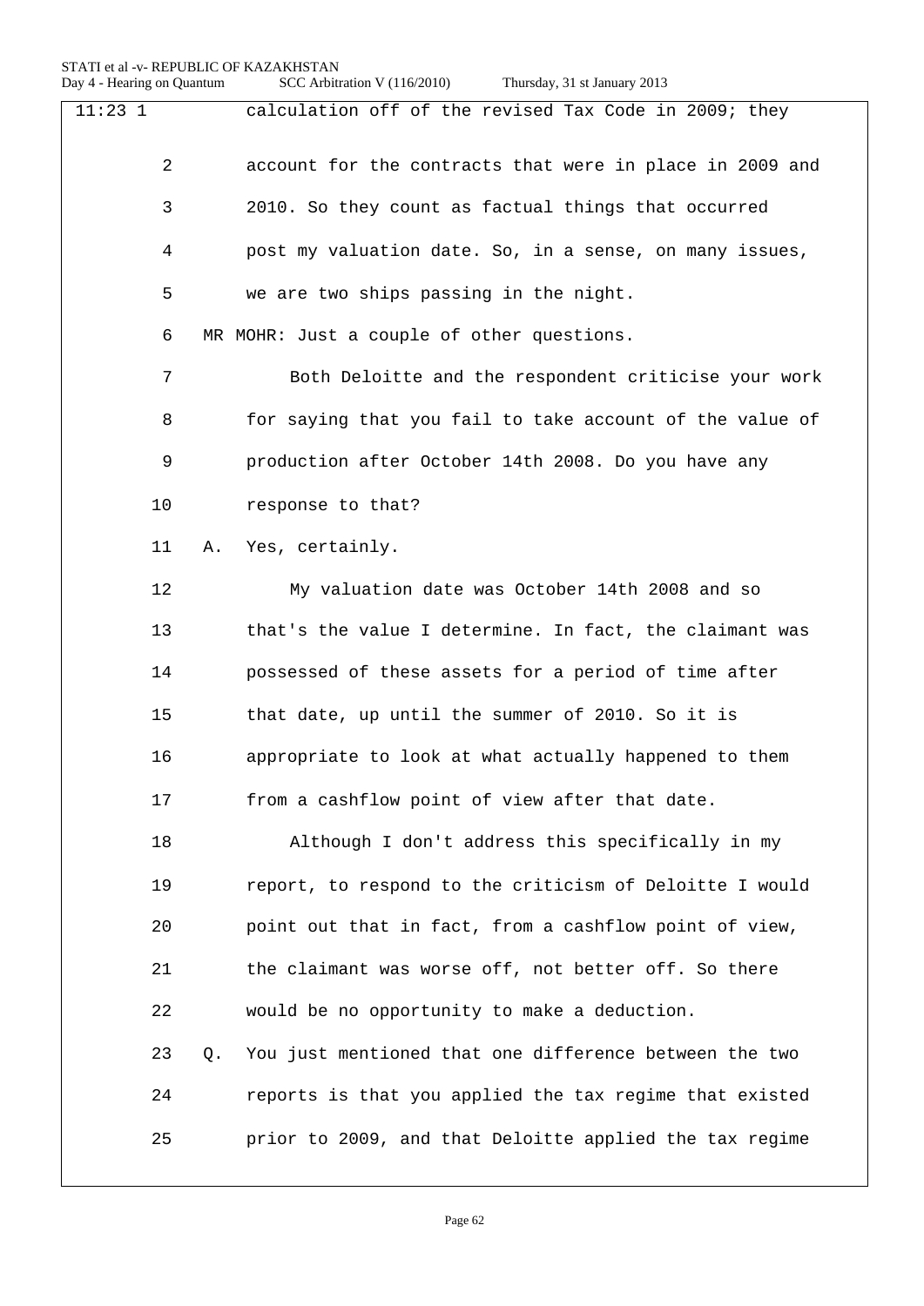11:23 1 calculation off of the revised Tax Code in 2009; they

2 account for the contracts that were in place in 2009 and

3 2010. So they count as factual things that occurred

4 post my valuation date. So, in a sense, on many issues,

5 we are two ships passing in the night.

6 MR MOHR: Just a couple of other questions.

7 Both Deloitte and the respondent criticise your work

8 for saying that you fail to take account of the value of

9 production after October 14th 2008. Do you have any

10 response to that?

11 A. Yes, certainly.

12 My valuation date was October 14th 2008 and so

13 that's the value I determine. In fact, the claimant was

14 possessed of these assets for a period of time after

15 that date, up until the summer of 2010. So it is

16 appropriate to look at what actually happened to them

17 from a cashflow point of view after that date.

18 Although I don't address this specifically in my

19 report, to respond to the criticism of Deloitte I would

20 point out that in fact, from a cashflow point of view,

21 the claimant was worse off, not better off. So there

22 would be no opportunity to make a deduction.

23 Q. You just mentioned that one difference between the two

24 reports is that you applied the tax regime that existed

25 prior to 2009, and that Deloitte applied the tax regime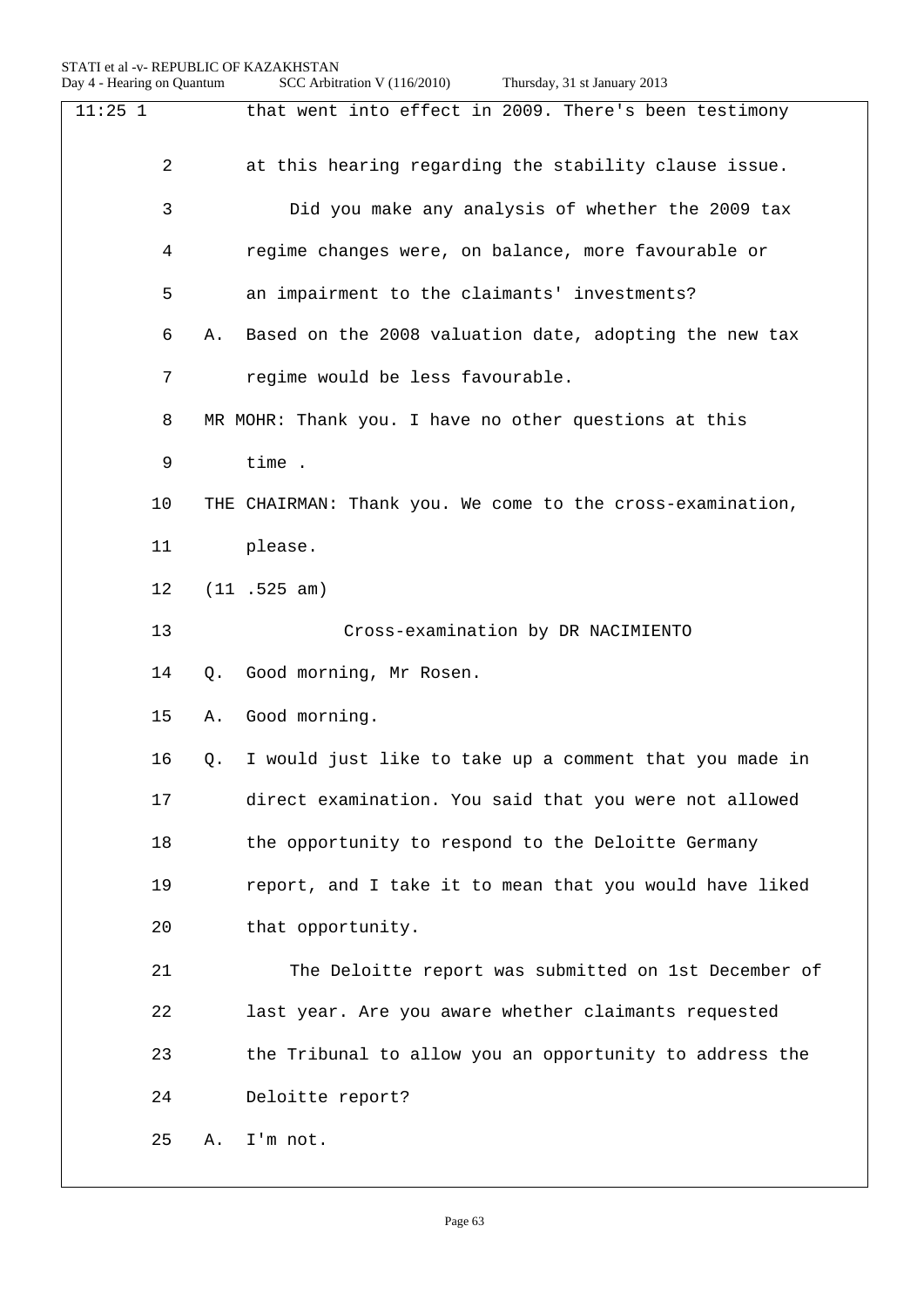11:25 1 that went into effect in 2009. There's been testimony

2 at this hearing regarding the stability clause issue.

3 Did you make any analysis of whether the 2009 tax

4 regime changes were, on balance, more favourable or

5 an impairment to the claimants' investments?

6 A. Based on the 2008 valuation date, adopting the new tax

7 regime would be less favourable.

8 MR MOHR: Thank you. I have no other questions at this

9 time .

10 THE CHAIRMAN: Thank you. We come to the cross-examination,

11 please.

12 (11 .525 am)

13 Cross-examination by DR NACIMIENTO

14 Q. Good morning, Mr Rosen.

15 A. Good morning.

16 Q. I would just like to take up a comment that you made in

17 direct examination. You said that you were not allowed

18 the opportunity to respond to the Deloitte Germany

19 report, and I take it to mean that you would have liked

20 that opportunity.

21 The Deloitte report was submitted on 1st December of

22 last year. Are you aware whether claimants requested

23 the Tribunal to allow you an opportunity to address the

24 Deloitte report?

25 A. I'm not.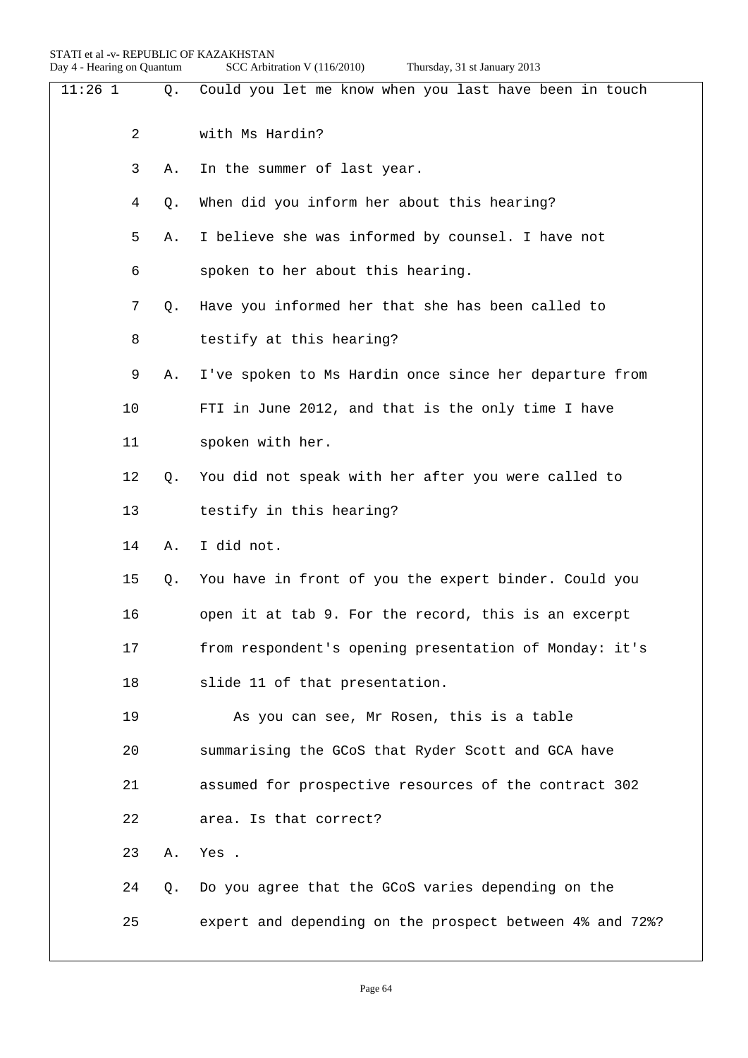11:26 1 Q. Could you let me know when you last have been in touch

2 with Ms Hardin?

3 A. In the summer of last year.

4 Q. When did you inform her about this hearing?

5 A. I believe she was informed by counsel. I have not

6 spoken to her about this hearing.

7 Q. Have you informed her that she has been called to

8 testify at this hearing?

9 A. I've spoken to Ms Hardin once since her departure from

10 FTI in June 2012, and that is the only time I have

11 spoken with her.

12 Q. You did not speak with her after you were called to

13 testify in this hearing?

14 A. I did not.

15 Q. You have in front of you the expert binder. Could you

16 open it at tab 9. For the record, this is an excerpt

17 from respondent's opening presentation of Monday: it's

18 slide 11 of that presentation.

19 As you can see, Mr Rosen, this is a table

20 summarising the GCoS that Ryder Scott and GCA have

21 assumed for prospective resources of the contract 302

22 area. Is that correct?

23 A. Yes .

24 Q. Do you agree that the GCoS varies depending on the

25 expert and depending on the prospect between 4% and 72%?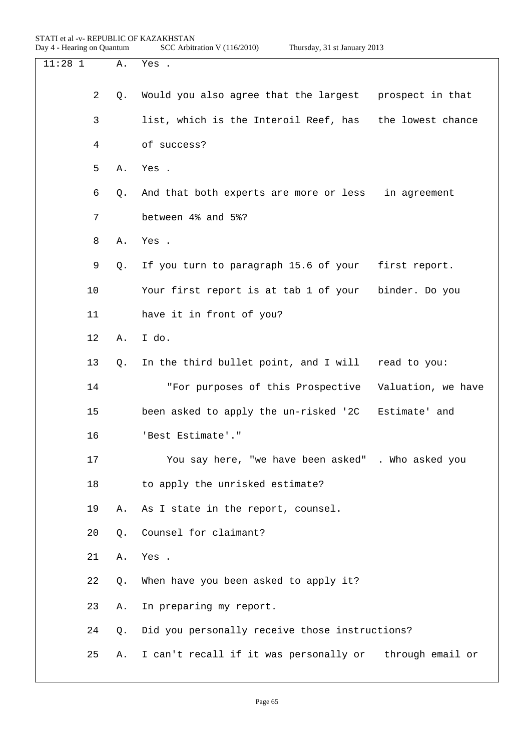11:28 1 A. Yes .

2 Q. Would you also agree that the largest prospect in that

3 list, which is the Interoil Reef, has the lowest chance

4 of success?

5 A. Yes .

6 Q. And that both experts are more or less in agreement

7 between 4% and 5%?

8 A. Yes .

9 Q. If you turn to paragraph 15.6 of your first report.

10 Your first report is at tab 1 of your binder. Do you

11 have it in front of you?

12 A. I do.

13 Q. In the third bullet point, and I will read to you:

14 "For purposes of this Prospective Valuation, we have

15 been asked to apply the un-risked '2C Estimate' and

16 'Best Estimate'."

17 You say here, "we have been asked" . Who asked you

18 to apply the unrisked estimate?

19 A. As I state in the report, counsel.

20 Q. Counsel for claimant?

21 A. Yes .

22 Q. When have you been asked to apply it?

23 A. In preparing my report.

24 Q. Did you personally receive those instructions?

25 A. I can't recall if it was personally or through email or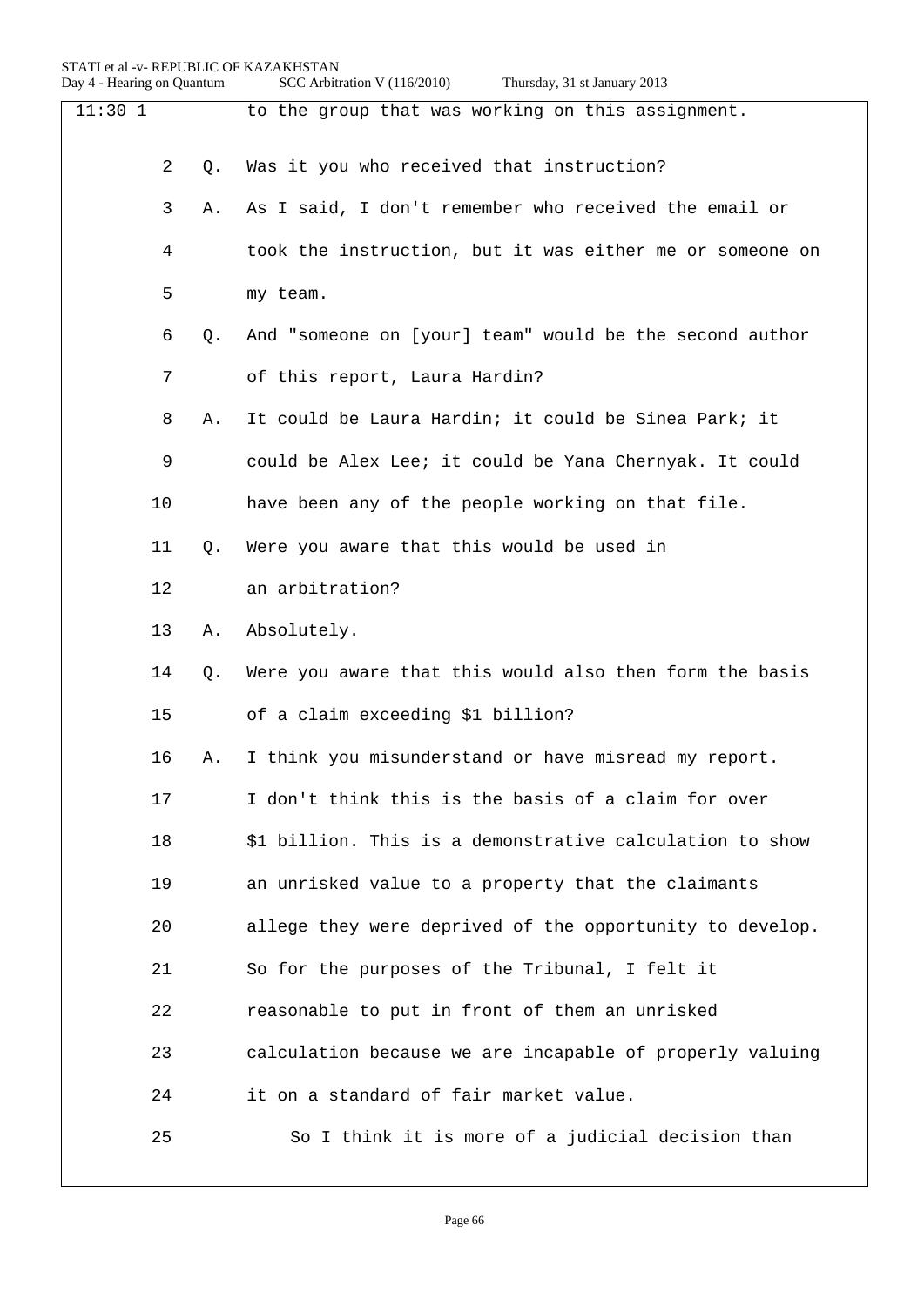11:30 1 to the group that was working on this assignment.

2 Q. Was it you who received that instruction?

3 A. As I said, I don't remember who received the email or

4 took the instruction, but it was either me or someone on

5 my team.

6 Q. And "someone on [your] team" would be the second author

7 of this report, Laura Hardin?

8 A. It could be Laura Hardin; it could be Sinea Park; it

9 could be Alex Lee; it could be Yana Chernyak. It could

10 have been any of the people working on that file.

11 Q. Were you aware that this would be used in

12 an arbitration?

13 A. Absolutely.

14 Q. Were you aware that this would also then form the basis

15 of a claim exceeding $1 billion?

16 A. I think you misunderstand or have misread my report.

17 I don't think this is the basis of a claim for over

18 $1 billion. This is a demonstrative calculation to show

19 an unrisked value to a property that the claimants

20 allege they were deprived of the opportunity to develop.

21 So for the purposes of the Tribunal, I felt it

22 reasonable to put in front of them an unrisked

23 calculation because we are incapable of properly valuing

24 it on a standard of fair market value.

25 So I think it is more of a judicial decision than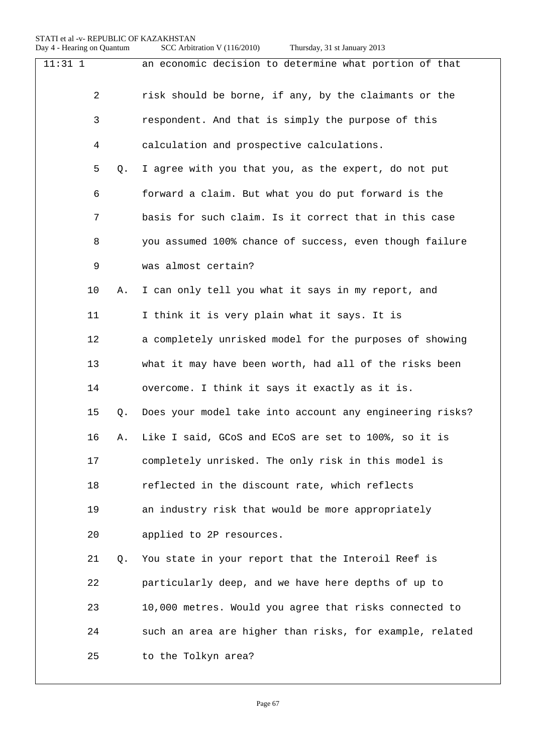11:31 1 an economic decision to determine what portion of that

2 risk should be borne, if any, by the claimants or the

3 respondent. And that is simply the purpose of this

4 calculation and prospective calculations.

5 Q. I agree with you that you, as the expert, do not put

6 forward a claim. But what you do put forward is the

7 basis for such claim. Is it correct that in this case

8 you assumed 100% chance of success, even though failure

9 was almost certain?

10 A. I can only tell you what it says in my report, and

11 I think it is very plain what it says. It is

12 a completely unrisked model for the purposes of showing

13 what it may have been worth, had all of the risks been

14 overcome. I think it says it exactly as it is.

15 Q. Does your model take into account any engineering risks?

16 A. Like I said, GCoS and ECoS are set to 100%, so it is

17 completely unrisked. The only risk in this model is

18 reflected in the discount rate, which reflects

19 an industry risk that would be more appropriately

20 applied to 2P resources.

21 Q. You state in your report that the Interoil Reef is

22 particularly deep, and we have here depths of up to

23 10,000 metres. Would you agree that risks connected to

24 such an area are higher than risks, for example, related

25 to the Tolkyn area?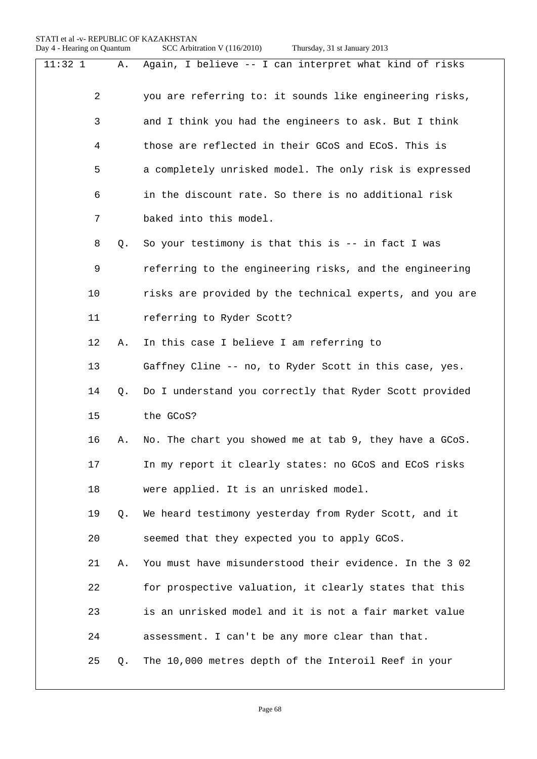11:32 1 A. Again, I believe -- I can interpret what kind of risks
2 you are referring to: it sounds like engineering risks,
3 and I think you had the engineers to ask. But I think
4 those are reflected in their GCoS and ECoS. This is
5 a completely unrisked model. The only risk is expressed
6 in the discount rate. So there is no additional risk
7 baked into this model.
8 Q. So your testimony is that this is -- in fact I was
9 referring to the engineering risks, and the engineering
10 risks are provided by the technical experts, and you are
11 referring to Ryder Scott?
12 A. In this case I believe I am referring to
13 Gaffney Cline -- no, to Ryder Scott in this case, yes.
14 Q. Do I understand you correctly that Ryder Scott provided
15 the GCoS?
16 A. No. The chart you showed me at tab 9, they have a GCoS.
17 In my report it clearly states: no GCoS and ECoS risks
18 were applied. It is an unrisked model.
19 Q. We heard testimony yesterday from Ryder Scott, and it
20 seemed that they expected you to apply GCoS.
21 A. You must have misunderstood their evidence. In the 3 02
22 for prospective valuation, it clearly states that this
23 is an unrisked model and it is not a fair market value
24 assessment. I can't be any more clear than that.
25 Q. The 10,000 metres depth of the Interoil Reef in your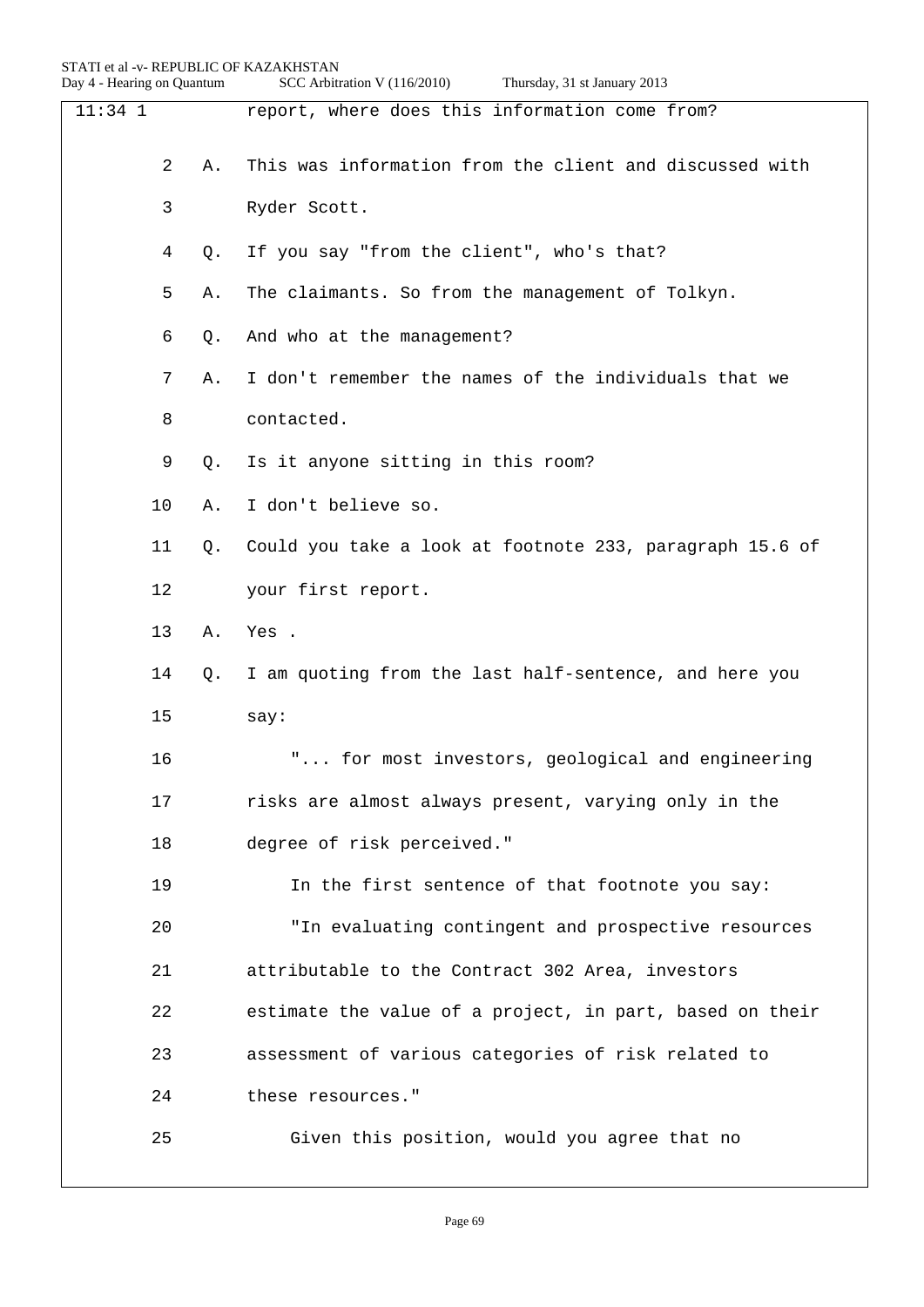11:34 1 report, where does this information come from?

2 A. This was information from the client and discussed with

3 Ryder Scott.

4 Q. If you say "from the client", who's that?

5 A. The claimants. So from the management of Tolkyn.

6 Q. And who at the management?

7 A. I don't remember the names of the individuals that we

8 contacted.

9 Q. Is it anyone sitting in this room?

10 A. I don't believe so.

11 Q. Could you take a look at footnote 233, paragraph 15.6 of

12 your first report.

13 A. Yes .

14 Q. I am quoting from the last half-sentence, and here you

15 say:

16 "... for most investors, geological and engineering

17 risks are almost always present, varying only in the

18 degree of risk perceived."

19 In the first sentence of that footnote you say:

20 "In evaluating contingent and prospective resources

21 attributable to the Contract 302 Area, investors

22 estimate the value of a project, in part, based on their

23 assessment of various categories of risk related to

24 these resources."

25 Given this position, would you agree that no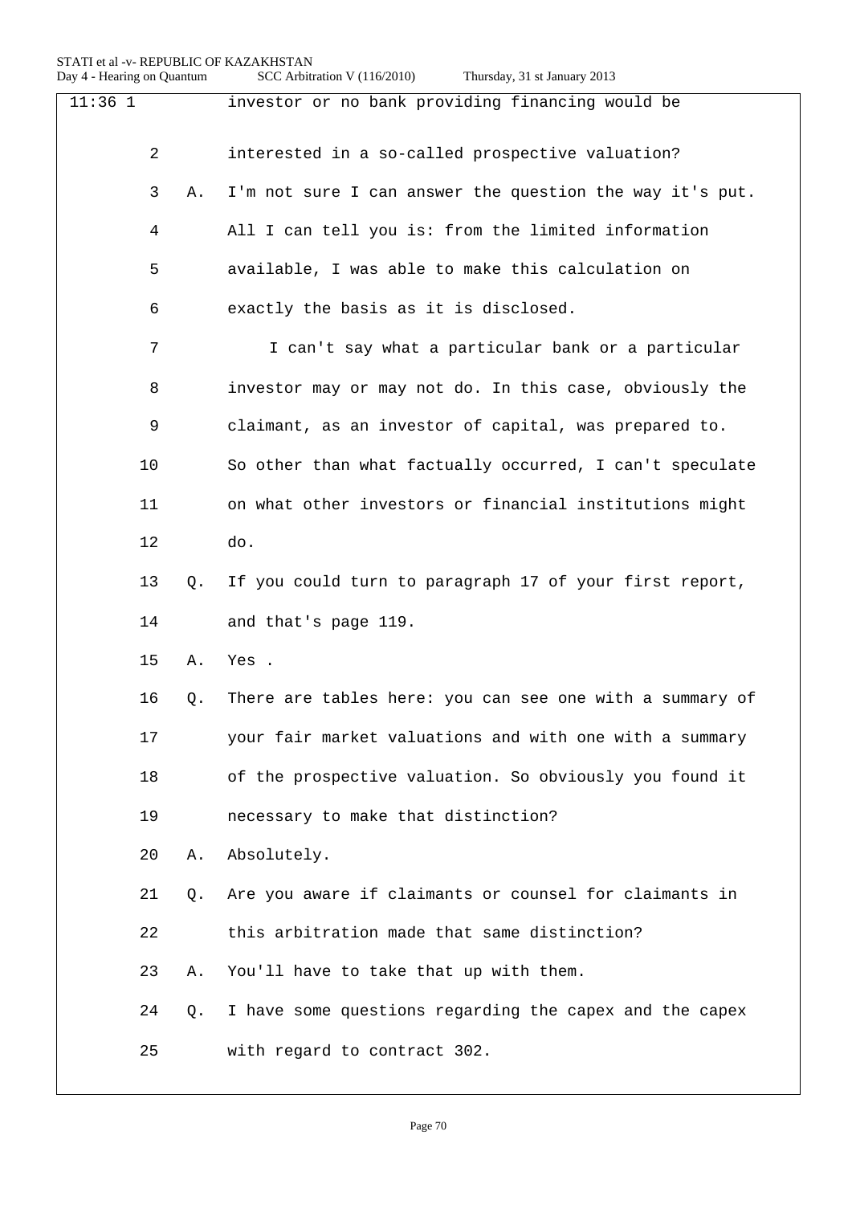11:36 1 investor or no bank providing financing would be

2 interested in a so-called prospective valuation?

3 A. I'm not sure I can answer the question the way it's put.

4 All I can tell you is: from the limited information

5 available, I was able to make this calculation on

6 exactly the basis as it is disclosed.

7 I can't say what a particular bank or a particular

8 investor may or may not do. In this case, obviously the

9 claimant, as an investor of capital, was prepared to.

10 So other than what factually occurred, I can't speculate

11 on what other investors or financial institutions might

12 do.

13 Q. If you could turn to paragraph 17 of your first report,

14 and that's page 119.

15 A. Yes .

16 Q. There are tables here: you can see one with a summary of

17 your fair market valuations and with one with a summary

18 of the prospective valuation. So obviously you found it

19 necessary to make that distinction?

20 A. Absolutely.

21 Q. Are you aware if claimants or counsel for claimants in

22 this arbitration made that same distinction?

23 A. You'll have to take that up with them.

24 Q. I have some questions regarding the capex and the capex

25 with regard to contract 302.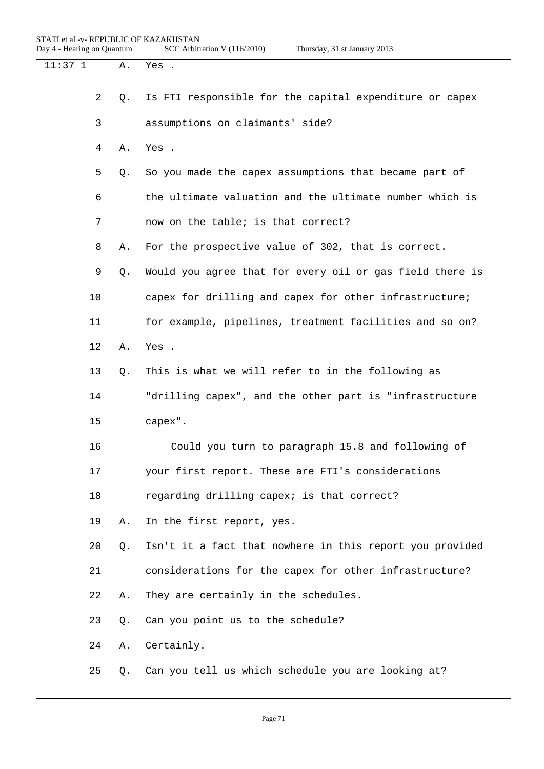11:37 1 A. Yes .

2 Q. Is FTI responsible for the capital expenditure or capex

3 assumptions on claimants' side?

4 A. Yes .

5 Q. So you made the capex assumptions that became part of

6 the ultimate valuation and the ultimate number which is

7 now on the table; is that correct?

8 A. For the prospective value of 302, that is correct.

9 Q. Would you agree that for every oil or gas field there is

10 capex for drilling and capex for other infrastructure;

11 for example, pipelines, treatment facilities and so on?

12 A. Yes .

13 Q. This is what we will refer to in the following as

14 "drilling capex", and the other part is "infrastructure

15 capex".

16 Could you turn to paragraph 15.8 and following of

17 your first report. These are FTI's considerations

18 regarding drilling capex; is that correct?

19 A. In the first report, yes.

20 Q. Isn't it a fact that nowhere in this report you provided

21 considerations for the capex for other infrastructure?

22 A. They are certainly in the schedules.

23 Q. Can you point us to the schedule?

24 A. Certainly.

25 Q. Can you tell us which schedule you are looking at?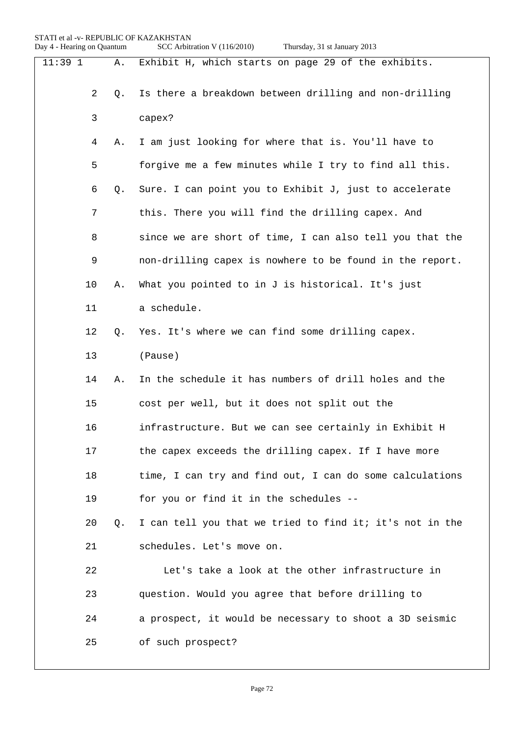11:39 1 A. Exhibit H, which starts on page 29 of the exhibits.

2 Q. Is there a breakdown between drilling and non-drilling

3 capex?

4 A. I am just looking for where that is. You'll have to

5 forgive me a few minutes while I try to find all this.

6 Q. Sure. I can point you to Exhibit J, just to accelerate

7 this. There you will find the drilling capex. And

8 since we are short of time, I can also tell you that the

9 non-drilling capex is nowhere to be found in the report.

10 A. What you pointed to in J is historical. It's just

11 a schedule.

12 Q. Yes. It's where we can find some drilling capex.

13 (Pause)

14 A. In the schedule it has numbers of drill holes and the

15 cost per well, but it does not split out the

16 infrastructure. But we can see certainly in Exhibit H

17 the capex exceeds the drilling capex. If I have more

18 time, I can try and find out, I can do some calculations

19 for you or find it in the schedules --

20 Q. I can tell you that we tried to find it; it's not in the

21 schedules. Let's move on.

22 Let's take a look at the other infrastructure in

23 question. Would you agree that before drilling to

24 a prospect, it would be necessary to shoot a 3D seismic

25 of such prospect?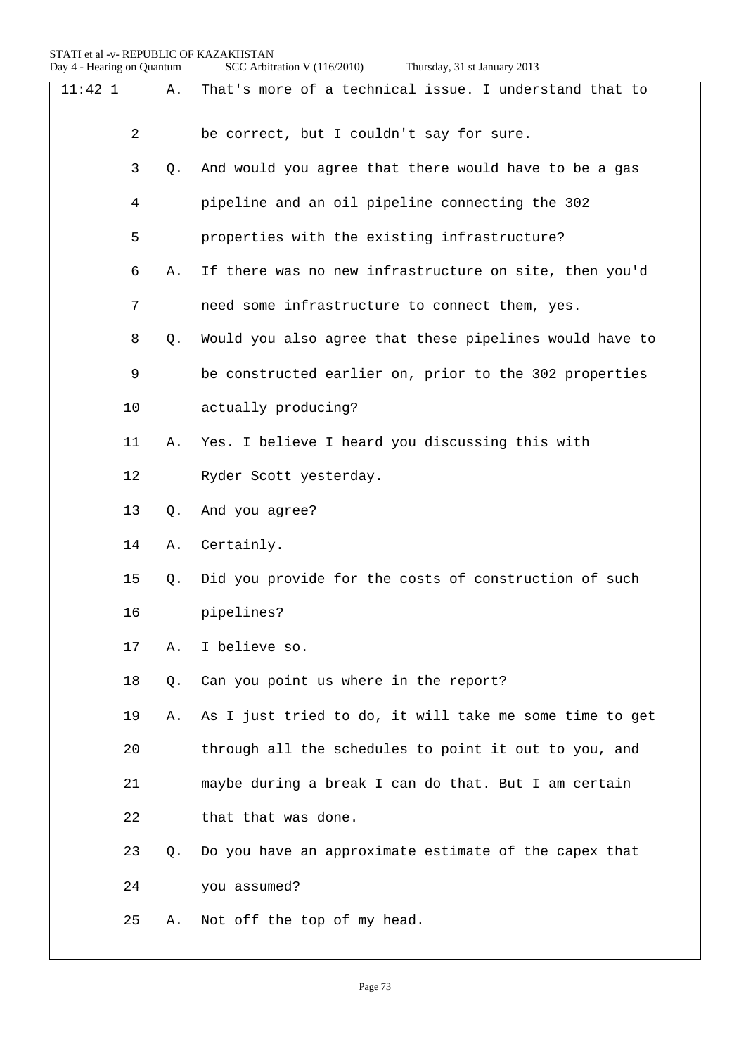11:42 1 A. That's more of a technical issue. I understand that to

2 be correct, but I couldn't say for sure.

3 Q. And would you agree that there would have to be a gas

4 pipeline and an oil pipeline connecting the 302

5 properties with the existing infrastructure?

6 A. If there was no new infrastructure on site, then you'd

7 need some infrastructure to connect them, yes.

8 Q. Would you also agree that these pipelines would have to

9 be constructed earlier on, prior to the 302 properties

10 actually producing?

11 A. Yes. I believe I heard you discussing this with

12 Ryder Scott yesterday.

13 Q. And you agree?

14 A. Certainly.

15 Q. Did you provide for the costs of construction of such

16 pipelines?

17 A. I believe so.

18 Q. Can you point us where in the report?

19 A. As I just tried to do, it will take me some time to get

20 through all the schedules to point it out to you, and

21 maybe during a break I can do that. But I am certain

22 that that was done.

23 Q. Do you have an approximate estimate of the capex that

24 you assumed?

25 A. Not off the top of my head.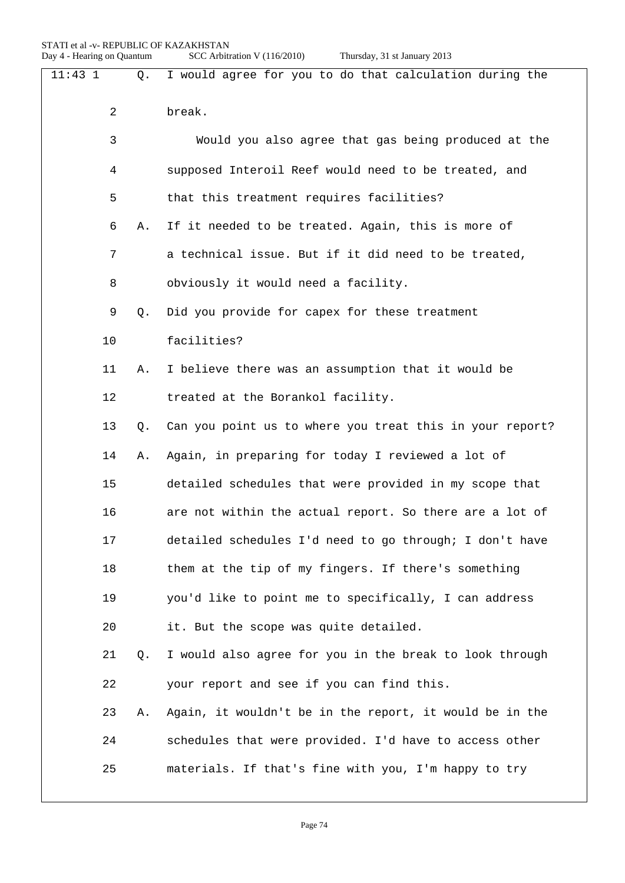11:43 1 Q. I would agree for you to do that calculation during the

2 break.

3 Would you also agree that gas being produced at the

4 supposed Interoil Reef would need to be treated, and

5 that this treatment requires facilities?

6 A. If it needed to be treated. Again, this is more of

7 a technical issue. But if it did need to be treated,

8 obviously it would need a facility.

9 Q. Did you provide for capex for these treatment

10 facilities?

11 A. I believe there was an assumption that it would be

12 treated at the Borankol facility.

13 Q. Can you point us to where you treat this in your report?

14 A. Again, in preparing for today I reviewed a lot of

15 detailed schedules that were provided in my scope that

16 are not within the actual report. So there are a lot of

17 detailed schedules I'd need to go through; I don't have

18 them at the tip of my fingers. If there's something

19 you'd like to point me to specifically, I can address

20 it. But the scope was quite detailed.

21 Q. I would also agree for you in the break to look through

22 your report and see if you can find this.

23 A. Again, it wouldn't be in the report, it would be in the

24 schedules that were provided. I'd have to access other

25 materials. If that's fine with you, I'm happy to try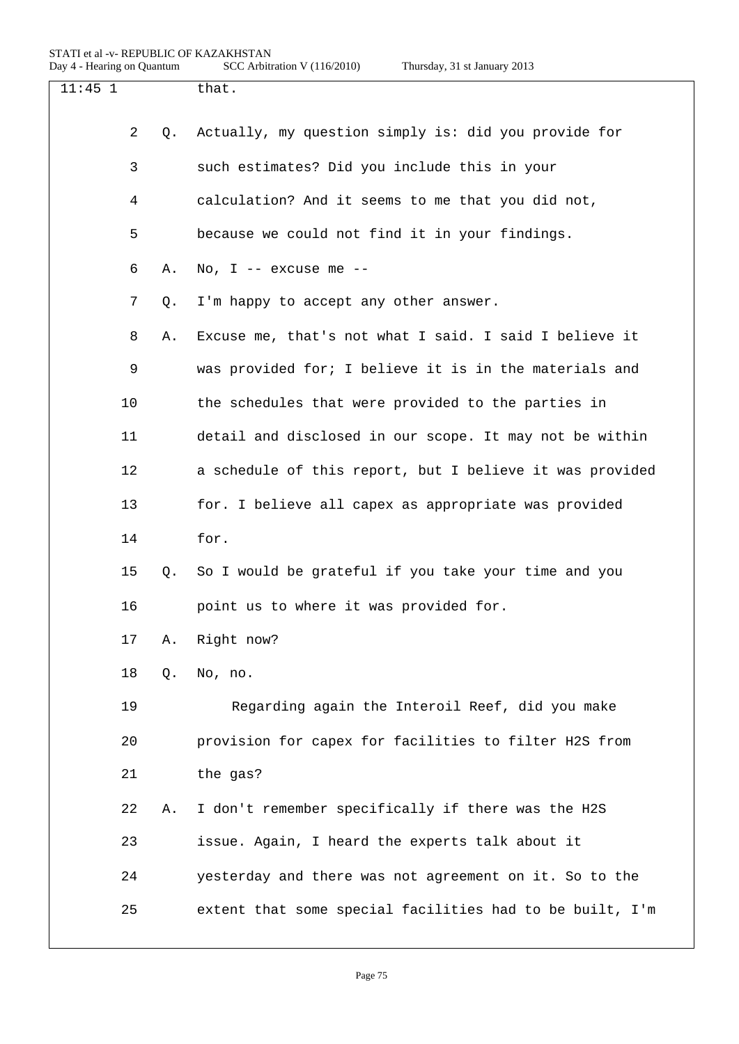11:45 1 that.

2 Q. Actually, my question simply is: did you provide for

3 such estimates? Did you include this in your

4 calculation? And it seems to me that you did not,

5 because we could not find it in your findings.

6 A. No, I -- excuse me --

7 Q. I'm happy to accept any other answer.

8 A. Excuse me, that's not what I said. I said I believe it

9 was provided for; I believe it is in the materials and

10 the schedules that were provided to the parties in

11 detail and disclosed in our scope. It may not be within

12 a schedule of this report, but I believe it was provided

13 for. I believe all capex as appropriate was provided

14 for.

15 Q. So I would be grateful if you take your time and you

16 point us to where it was provided for.

17 A. Right now?

18 Q. No, no.

19 Regarding again the Interoil Reef, did you make

20 provision for capex for facilities to filter H2S from

21 the gas?

22 A. I don't remember specifically if there was the H2S

23 issue. Again, I heard the experts talk about it

24 yesterday and there was not agreement on it. So to the

25 extent that some special facilities had to be built, I'm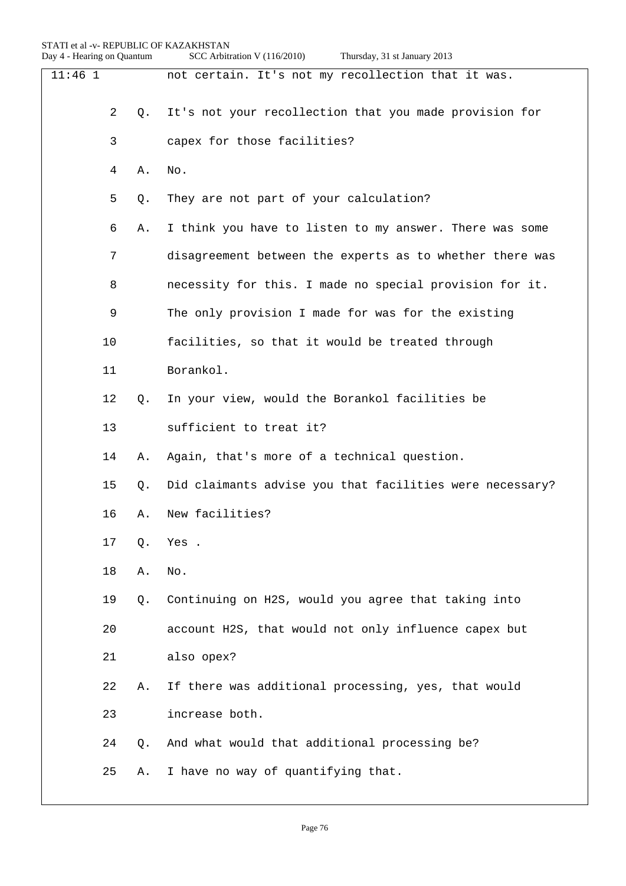11:46 1 not certain. It's not my recollection that it was.

2 Q. It's not your recollection that you made provision for

3 capex for those facilities?

4 A. No.

5 Q. They are not part of your calculation?

6 A. I think you have to listen to my answer. There was some

7 disagreement between the experts as to whether there was

8 necessity for this. I made no special provision for it.

9 The only provision I made for was for the existing

10 facilities, so that it would be treated through

11 Borankol.

12 Q. In your view, would the Borankol facilities be

13 sufficient to treat it?

14 A. Again, that's more of a technical question.

15 Q. Did claimants advise you that facilities were necessary?

16 A. New facilities?

17 Q. Yes .

18 A. No.

19 Q. Continuing on H2S, would you agree that taking into

20 account H2S, that would not only influence capex but

21 also opex?

22 A. If there was additional processing, yes, that would

23 increase both.

24 Q. And what would that additional processing be?

25 A. I have no way of quantifying that.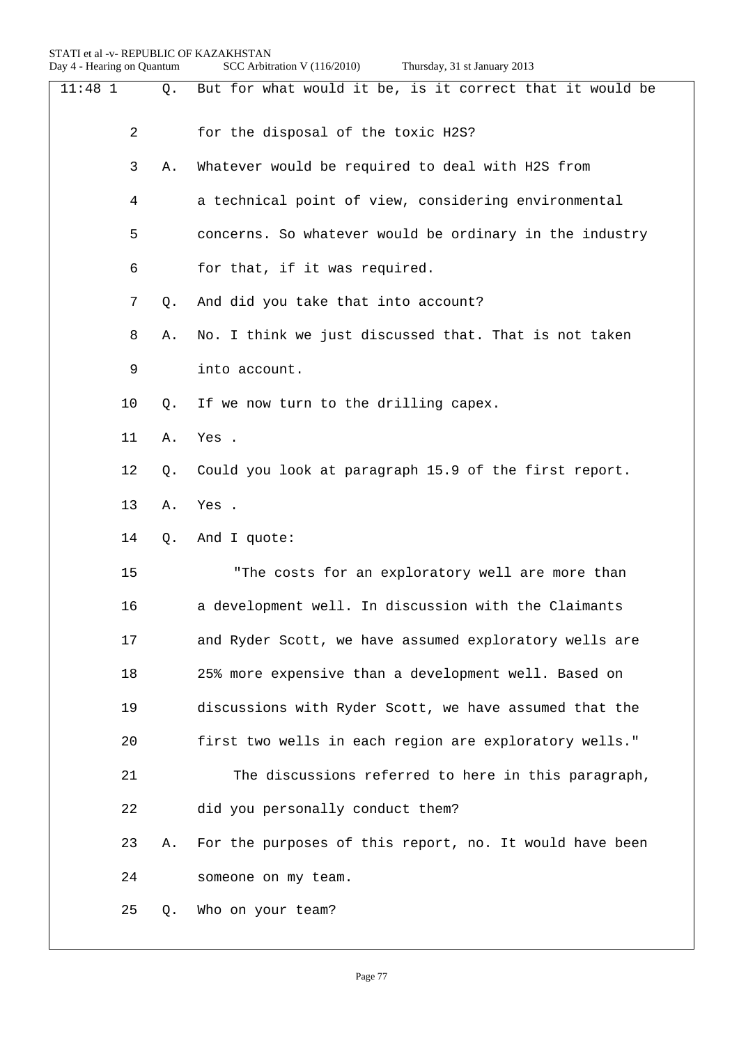11:48 1 Q. But for what would it be, is it correct that it would be

2 for the disposal of the toxic $H_2S$?

3 A. Whatever would be required to deal with $H_2S$ from

4 a technical point of view, considering environmental

5 concerns. So whatever would be ordinary in the industry

6 for that, if it was required.

7 Q. And did you take that into account?

8 A. No. I think we just discussed that. That is not taken

9 into account.

10 Q. If we now turn to the drilling capex.

11 A. Yes .

12 Q. Could you look at paragraph 15.9 of the first report.

13 A. Yes .

14 Q. And I quote:

15 "The costs for an exploratory well are more than

16 a development well. In discussion with the Claimants

17 and Ryder Scott, we have assumed exploratory wells are

18 25% more expensive than a development well. Based on

19 discussions with Ryder Scott, we have assumed that the

20 first two wells in each region are exploratory wells."

21 The discussions referred to here in this paragraph,

22 did you personally conduct them?

23 A. For the purposes of this report, no. It would have been

24 someone on my team.

25 Q. Who on your team?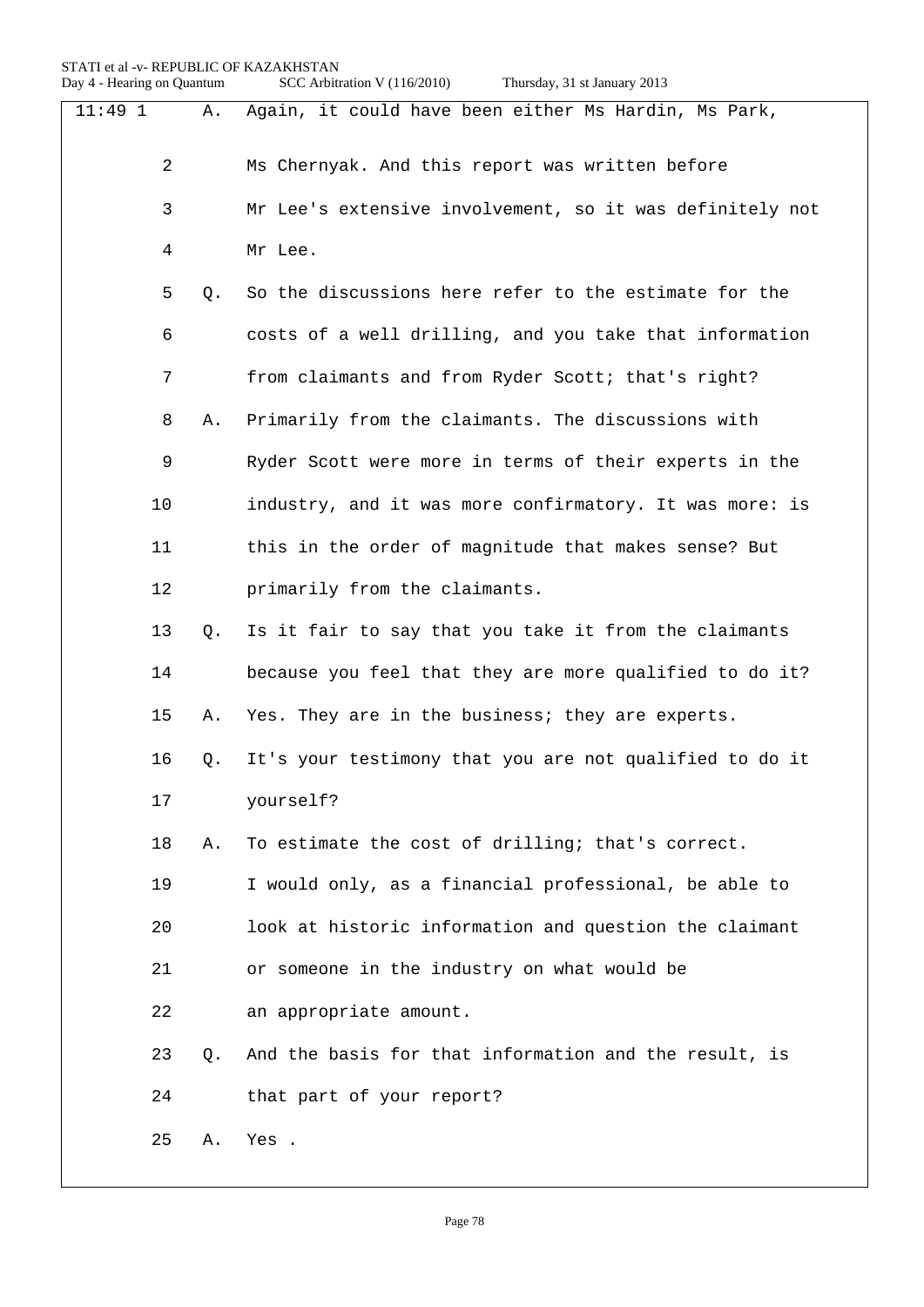11:49 1 A. Again, it could have been either Ms Hardin, Ms Park,

2 Ms Chernyak. And this report was written before

3 Mr Lee's extensive involvement, so it was definitely not

4 Mr Lee.

5 Q. So the discussions here refer to the estimate for the

6 costs of a well drilling, and you take that information

7 from claimants and from Ryder Scott; that's right?

8 A. Primarily from the claimants. The discussions with

9 Ryder Scott were more in terms of their experts in the

10 industry, and it was more confirmatory. It was more: is

11 this in the order of magnitude that makes sense? But

12 primarily from the claimants.

13 Q. Is it fair to say that you take it from the claimants

14 because you feel that they are more qualified to do it?

15 A. Yes. They are in the business; they are experts.

16 Q. It's your testimony that you are not qualified to do it

17 yourself?

18 A. To estimate the cost of drilling; that's correct.

19 I would only, as a financial professional, be able to

20 look at historic information and question the claimant

21 or someone in the industry on what would be

22 an appropriate amount.

23 Q. And the basis for that information and the result, is

24 that part of your report?

25 A. Yes .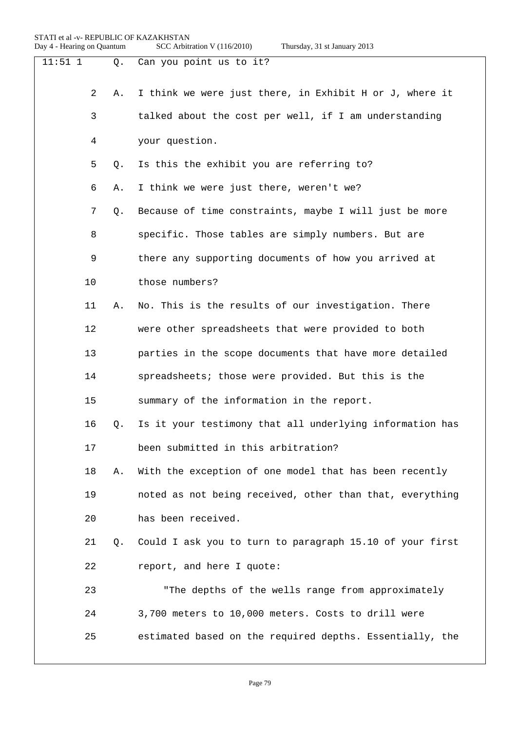11:51 1 Q. Can you point us to it?

2 A. I think we were just there, in Exhibit H or J, where it

3 talked about the cost per well, if I am understanding

4 your question.

5 Q. Is this the exhibit you are referring to?

6 A. I think we were just there, weren't we?

7 Q. Because of time constraints, maybe I will just be more

8 specific. Those tables are simply numbers. But are

9 there any supporting documents of how you arrived at

10 those numbers?

11 A. No. This is the results of our investigation. There

12 were other spreadsheets that were provided to both

13 parties in the scope documents that have more detailed

14 spreadsheets; those were provided. But this is the

15 summary of the information in the report.

16 Q. Is it your testimony that all underlying information has

17 been submitted in this arbitration?

18 A. With the exception of one model that has been recently

19 noted as not being received, other than that, everything

20 has been received.

21 Q. Could I ask you to turn to paragraph 15.10 of your first

22 report, and here I quote:

23 "The depths of the wells range from approximately

24 3,700 meters to 10,000 meters. Costs to drill were

25 estimated based on the required depths. Essentially, the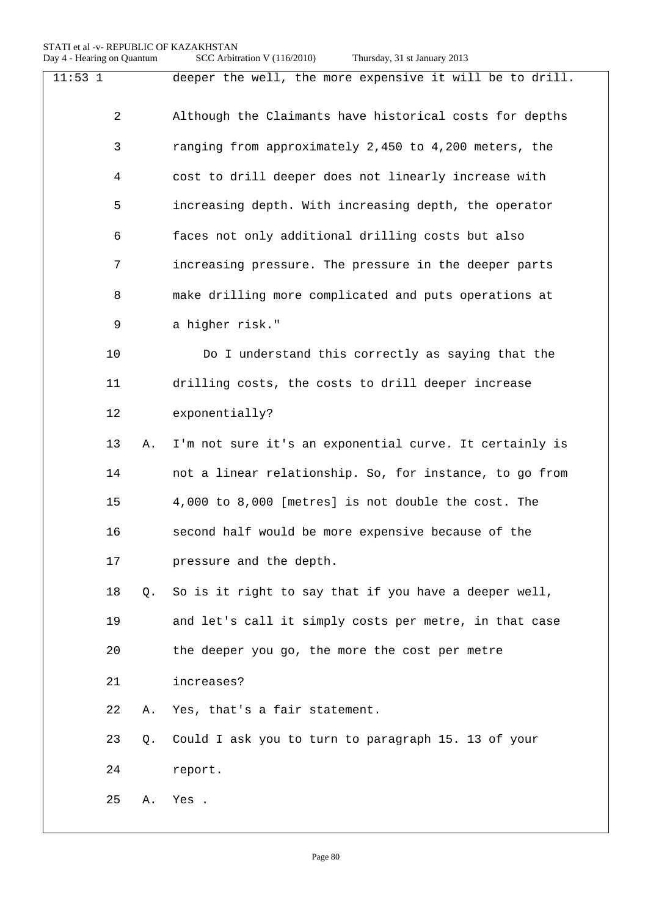deeper the well, the more expensive it will be to drill.

Although the Claimants have historical costs for depths ranging from approximately 2,450 to 4,200 meters, the cost to drill deeper does not linearly increase with increasing depth. With increasing depth, the operator faces not only additional drilling costs but also increasing pressure. The pressure in the deeper parts make drilling more complicated and puts operations at a higher risk."

Do I understand this correctly as saying that the drilling costs, the costs to drill deeper increase exponentially?

A. I'm not sure it's an exponential curve. It certainly is not a linear relationship. So, for instance, to go from 4,000 to 8,000 [metres] is not double the cost. The second half would be more expensive because of the pressure and the depth.

Q. So is it right to say that if you have a deeper well, and let's call it simply costs per metre, in that case the deeper you go, the more the cost per metre increases?

A. Yes, that's a fair statement.

Q. Could I ask you to turn to paragraph 15. 13 of your report.

A. Yes .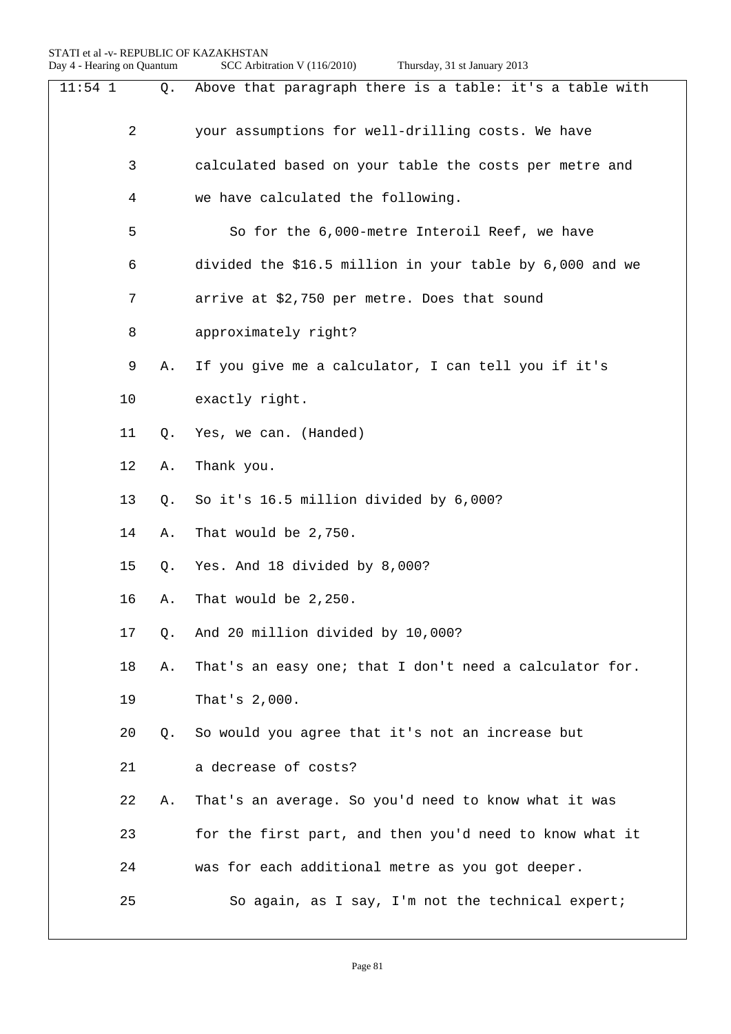11:54 1 Q. Above that paragraph there is a table: it's a table with

2 your assumptions for well-drilling costs. We have

3 calculated based on your table the costs per metre and

4 we have calculated the following.

5 So for the 6,000-metre Interoil Reef, we have

6 divided the $16.5 million in your table by 6,000 and we

7 arrive at $2,750 per metre. Does that sound

8 approximately right?

9 A. If you give me a calculator, I can tell you if it's

10 exactly right.

11 Q. Yes, we can. (Handed)

12 A. Thank you.

13 Q. So it's 16.5 million divided by 6,000?

14 A. That would be 2,750.

15 Q. Yes. And 18 divided by 8,000?

16 A. That would be 2,250.

17 Q. And 20 million divided by 10,000?

18 A. That's an easy one; that I don't need a calculator for.

19 That's 2,000.

20 Q. So would you agree that it's not an increase but

21 a decrease of costs?

22 A. That's an average. So you'd need to know what it was

23 for the first part, and then you'd need to know what it

24 was for each additional metre as you got deeper.

25 So again, as I say, I'm not the technical expert;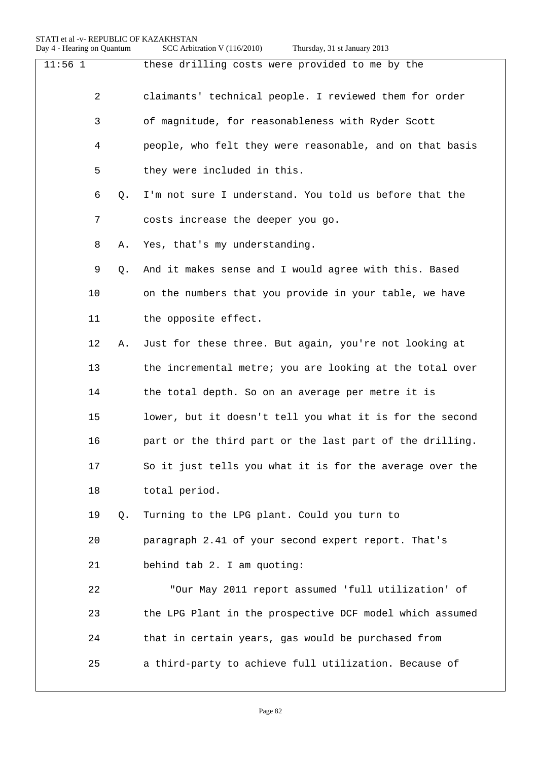11:56 1 these drilling costs were provided to me by the

2 claimants' technical people. I reviewed them for order

3 of magnitude, for reasonableness with Ryder Scott

4 people, who felt they were reasonable, and on that basis

5 they were included in this.

6 Q. I'm not sure I understand. You told us before that the

7 costs increase the deeper you go.

8 A. Yes, that's my understanding.

9 Q. And it makes sense and I would agree with this. Based

10 on the numbers that you provide in your table, we have

11 the opposite effect.

12 A. Just for these three. But again, you're not looking at

13 the incremental metre; you are looking at the total over

14 the total depth. So on an average per metre it is

15 lower, but it doesn't tell you what it is for the second

16 part or the third part or the last part of the drilling.

17 So it just tells you what it is for the average over the

18 total period.

19 Q. Turning to the LPG plant. Could you turn to

20 paragraph 2.41 of your second expert report. That's

21 behind tab 2. I am quoting:

22 "Our May 2011 report assumed 'full utilization' of

23 the LPG Plant in the prospective DCF model which assumed

24 that in certain years, gas would be purchased from

25 a third-party to achieve full utilization. Because of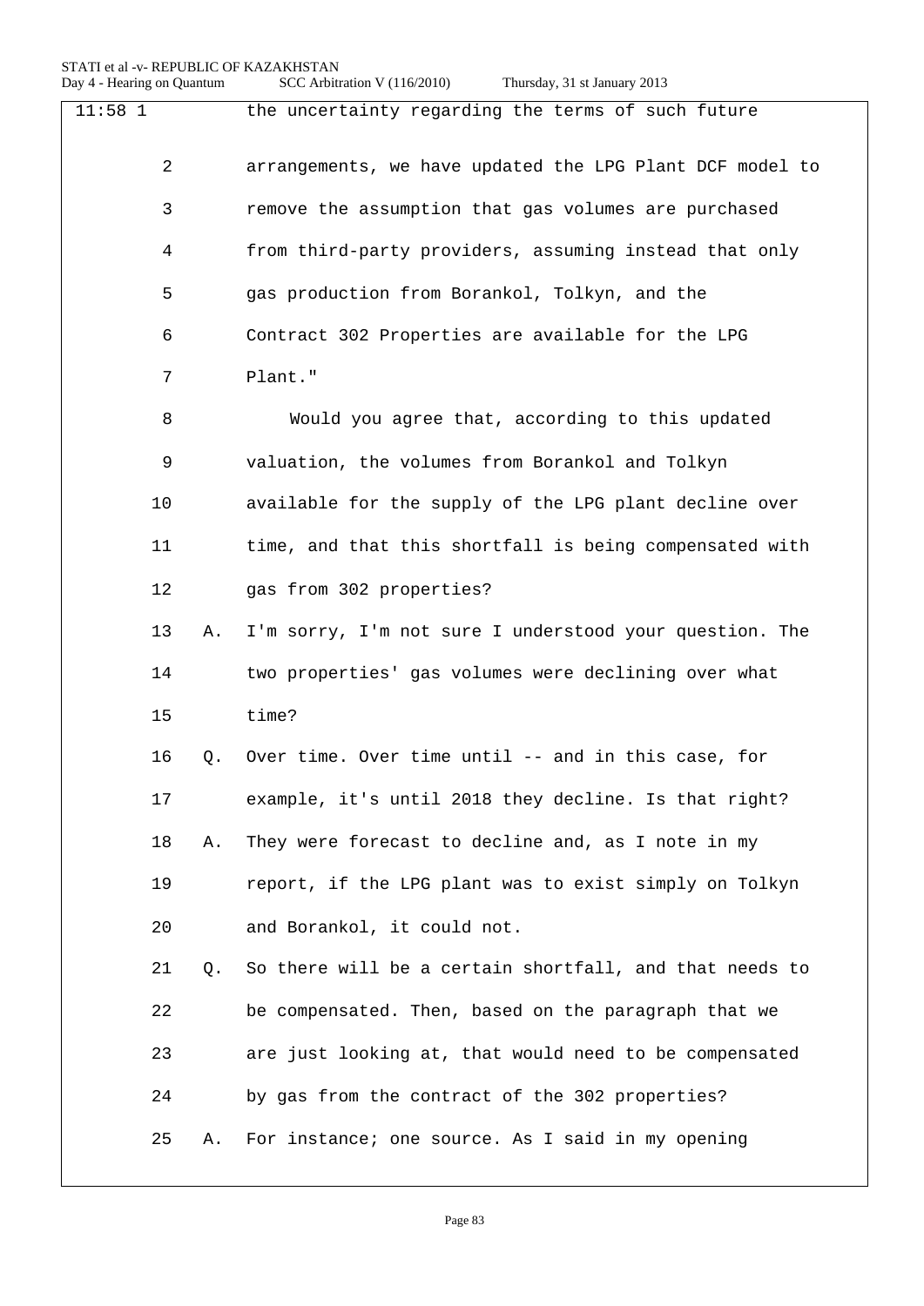11:58 1 the uncertainty regarding the terms of such future

2 arrangements, we have updated the LPG Plant DCF model to

3 remove the assumption that gas volumes are purchased

4 from third-party providers, assuming instead that only

5 gas production from Borankol, Tolkyn, and the

6 Contract 302 Properties are available for the LPG

7 Plant."

8 Would you agree that, according to this updated

9 valuation, the volumes from Borankol and Tolkyn

10 available for the supply of the LPG plant decline over

11 time, and that this shortfall is being compensated with

12 gas from 302 properties?

13 A. I'm sorry, I'm not sure I understood your question. The

14 two properties' gas volumes were declining over what

15 time?

16 Q. Over time. Over time until -- and in this case, for

17 example, it's until 2018 they decline. Is that right?

18 A. They were forecast to decline and, as I note in my

19 report, if the LPG plant was to exist simply on Tolkyn

20 and Borankol, it could not.

21 Q. So there will be a certain shortfall, and that needs to

22 be compensated. Then, based on the paragraph that we

23 are just looking at, that would need to be compensated

24 by gas from the contract of the 302 properties?

25 A. For instance; one source. As I said in my opening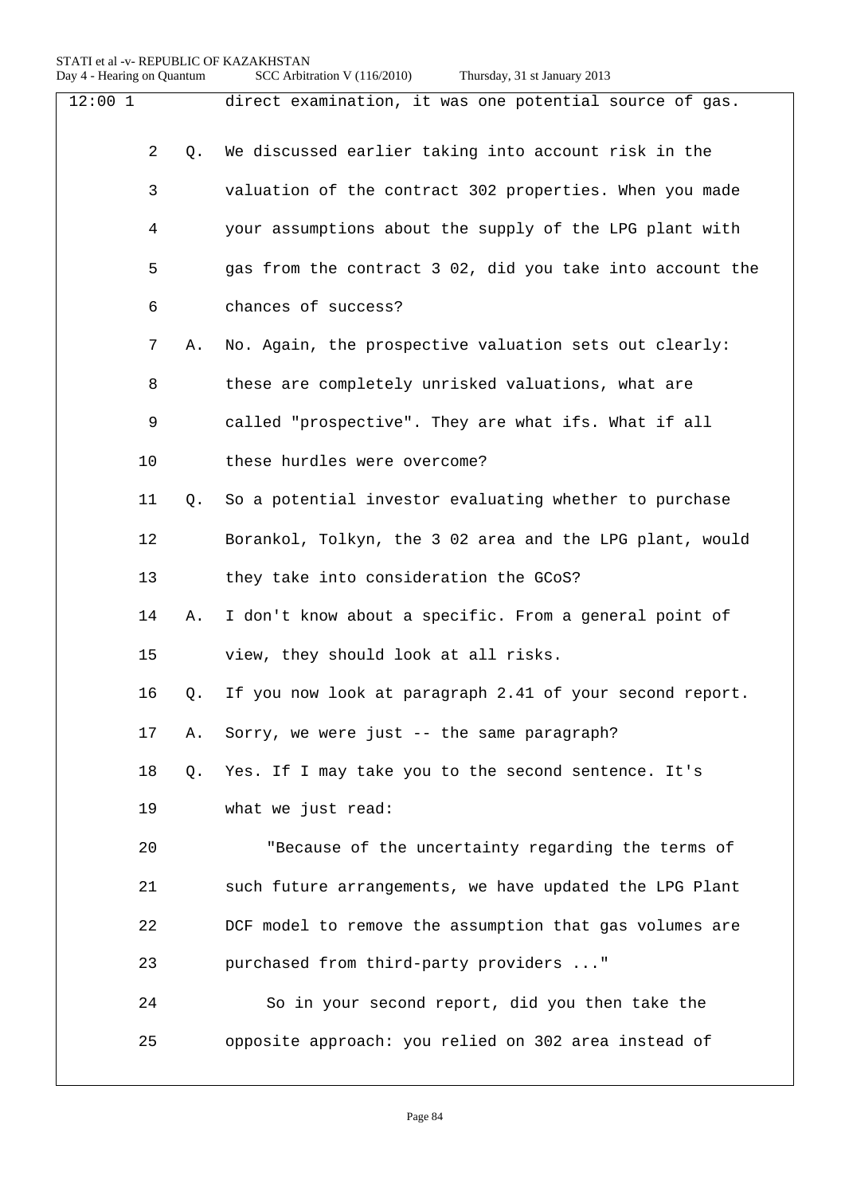12:00 1 direct examination, it was one potential source of gas.

2 Q. We discussed earlier taking into account risk in the

3 valuation of the contract 302 properties. When you made

4 your assumptions about the supply of the LPG plant with

5 gas from the contract 3 02, did you take into account the

6 chances of success?

7 A. No. Again, the prospective valuation sets out clearly:

8 these are completely unrisked valuations, what are

9 called "prospective". They are what ifs. What if all

10 these hurdles were overcome?

11 Q. So a potential investor evaluating whether to purchase

12 Borankol, Tolkyn, the 3 02 area and the LPG plant, would

13 they take into consideration the GCoS?

14 A. I don't know about a specific. From a general point of

15 view, they should look at all risks.

16 Q. If you now look at paragraph 2.41 of your second report.

17 A. Sorry, we were just -- the same paragraph?

18 Q. Yes. If I may take you to the second sentence. It's

19 what we just read:

20 "Because of the uncertainty regarding the terms of

21 such future arrangements, we have updated the LPG Plant

22 DCF model to remove the assumption that gas volumes are

23 purchased from third-party providers ..."

24 So in your second report, did you then take the

25 opposite approach: you relied on 302 area instead of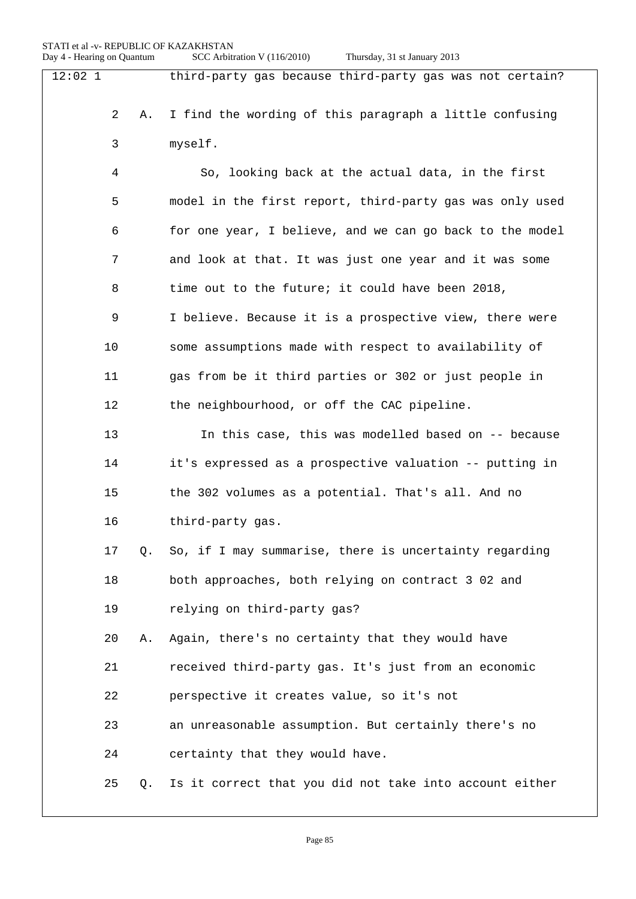12:02 1 third-party gas because third-party gas was not certain?

2 A. I find the wording of this paragraph a little confusing

3 myself.

4 So, looking back at the actual data, in the first

5 model in the first report, third-party gas was only used

6 for one year, I believe, and we can go back to the model

7 and look at that. It was just one year and it was some

8 time out to the future; it could have been 2018,

9 I believe. Because it is a prospective view, there were

10 some assumptions made with respect to availability of

11 gas from be it third parties or 302 or just people in

12 the neighbourhood, or off the CAC pipeline.

13 In this case, this was modelled based on -- because

14 it's expressed as a prospective valuation -- putting in

15 the 302 volumes as a potential. That's all. And no

16 third-party gas.

17 Q. So, if I may summarise, there is uncertainty regarding

18 both approaches, both relying on contract 3 02 and

19 relying on third-party gas?

20 A. Again, there's no certainty that they would have

21 received third-party gas. It's just from an economic

22 perspective it creates value, so it's not

23 an unreasonable assumption. But certainly there's no

24 certainty that they would have.

25 Q. Is it correct that you did not take into account either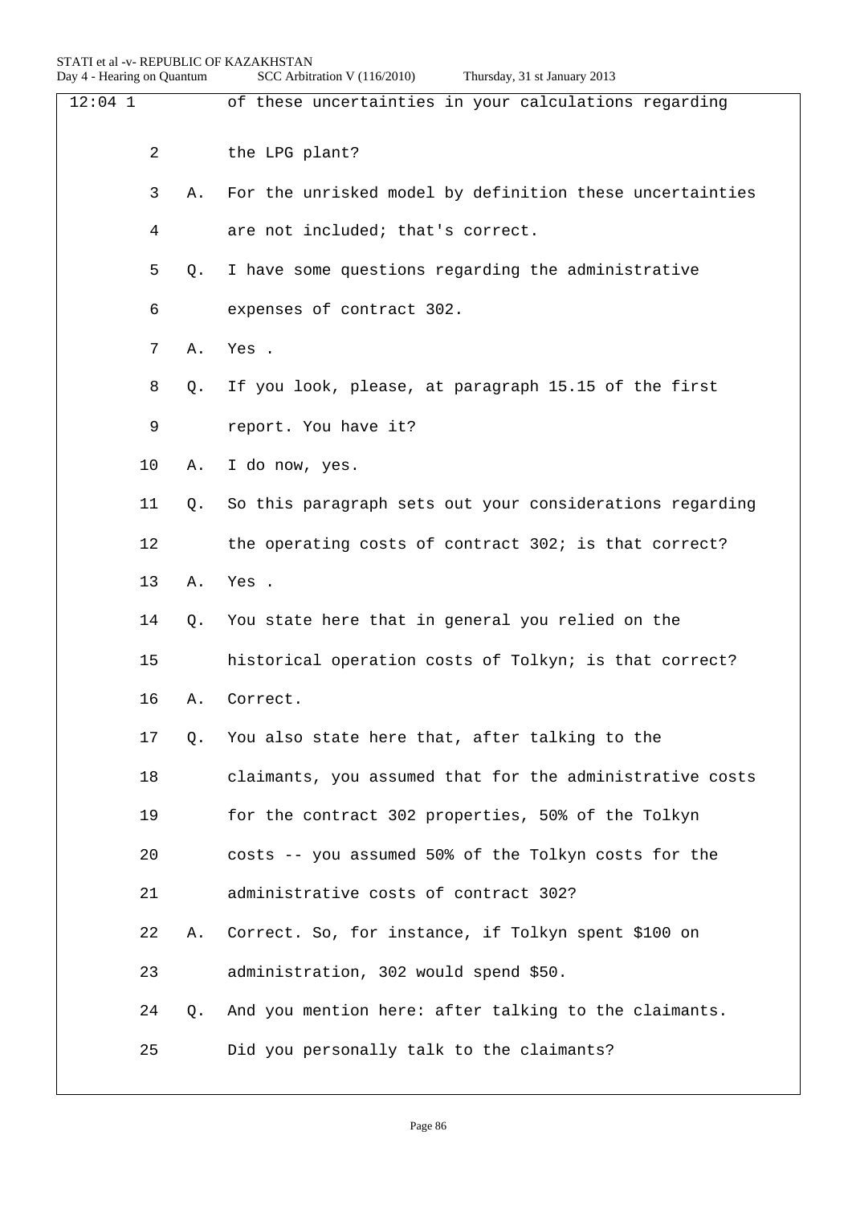12:04 1 of these uncertainties in your calculations regarding

2 the LPG plant?

3 A. For the unrisked model by definition these uncertainties

4 are not included; that's correct.

5 Q. I have some questions regarding the administrative

6 expenses of contract 302.

7 A. Yes .

8 Q. If you look, please, at paragraph 15.15 of the first

9 report. You have it?

10 A. I do now, yes.

11 Q. So this paragraph sets out your considerations regarding

12 the operating costs of contract 302; is that correct?

13 A. Yes .

14 Q. You state here that in general you relied on the

15 historical operation costs of Tolkyn; is that correct?

16 A. Correct.

17 Q. You also state here that, after talking to the

18 claimants, you assumed that for the administrative costs

19 for the contract 302 properties, 50% of the Tolkyn

20 costs -- you assumed 50% of the Tolkyn costs for the

21 administrative costs of contract 302?

22 A. Correct. So, for instance, if Tolkyn spent $100 on

23 administration, 302 would spend $50.

24 Q. And you mention here: after talking to the claimants.

25 Did you personally talk to the claimants?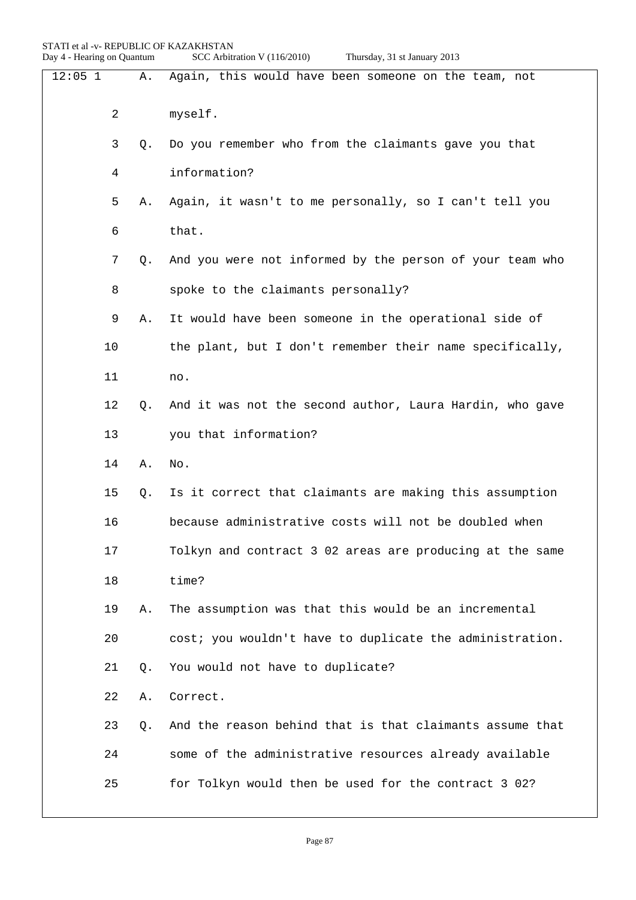12:05 1 A. Again, this would have been someone on the team, not

2 myself.

3 Q. Do you remember who from the claimants gave you that

4 information?

5 A. Again, it wasn't to me personally, so I can't tell you

6 that.

7 Q. And you were not informed by the person of your team who

8 spoke to the claimants personally?

9 A. It would have been someone in the operational side of

10 the plant, but I don't remember their name specifically,

11 no.

12 Q. And it was not the second author, Laura Hardin, who gave

13 you that information?

14 A. No.

15 Q. Is it correct that claimants are making this assumption

16 because administrative costs will not be doubled when

17 Tolkyn and contract 3 02 areas are producing at the same

18 time?

19 A. The assumption was that this would be an incremental

20 cost; you wouldn't have to duplicate the administration.

21 Q. You would not have to duplicate?

22 A. Correct.

23 Q. And the reason behind that is that claimants assume that

24 some of the administrative resources already available

25 for Tolkyn would then be used for the contract 3 02?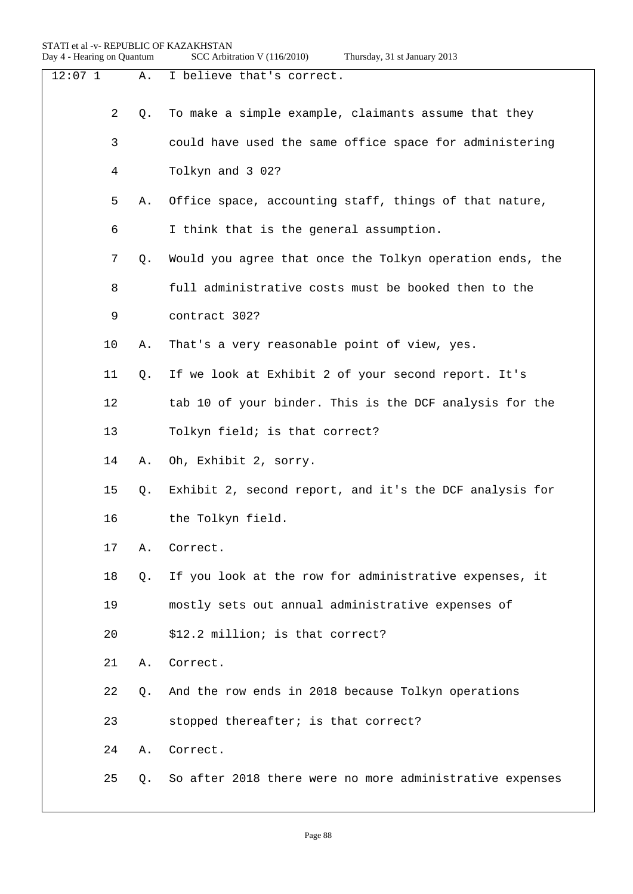12:07 1 A. I believe that's correct.

2 Q. To make a simple example, claimants assume that they

3 could have used the same office space for administering

4 Tolkyn and 3 02?

5 A. Office space, accounting staff, things of that nature,

6 I think that is the general assumption.

7 Q. Would you agree that once the Tolkyn operation ends, the

8 full administrative costs must be booked then to the

9 contract 302?

10 A. That's a very reasonable point of view, yes.

11 Q. If we look at Exhibit 2 of your second report. It's

12 tab 10 of your binder. This is the DCF analysis for the

13 Tolkyn field; is that correct?

14 A. Oh, Exhibit 2, sorry.

15 Q. Exhibit 2, second report, and it's the DCF analysis for

16 the Tolkyn field.

17 A. Correct.

18 Q. If you look at the row for administrative expenses, it

19 mostly sets out annual administrative expenses of

20 $12.2 million; is that correct?

21 A. Correct.

22 Q. And the row ends in 2018 because Tolkyn operations

23 stopped thereafter; is that correct?

24 A. Correct.

25 Q. So after 2018 there were no more administrative expenses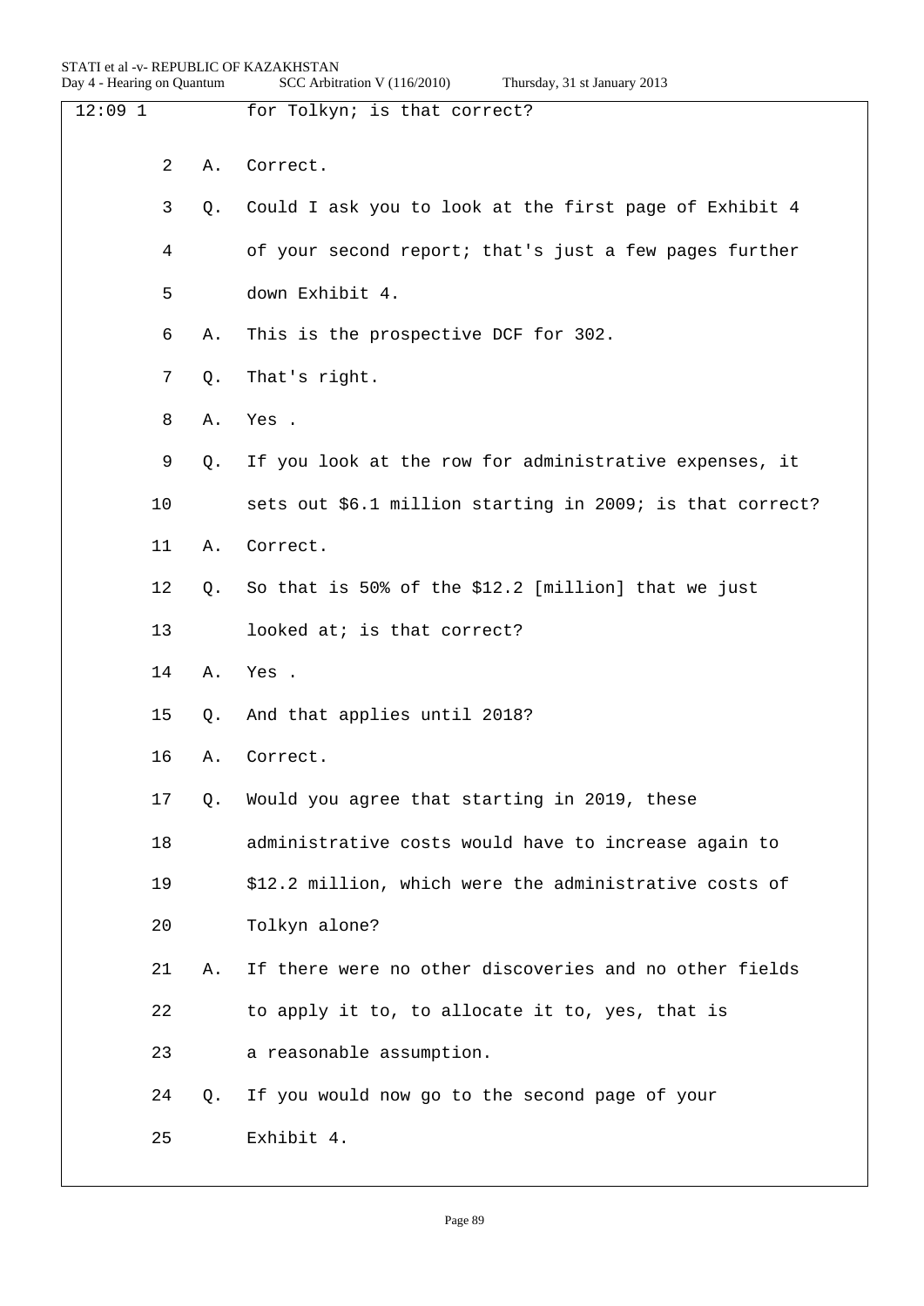12:09 1 for Tolkyn; is that correct?

2 A. Correct.

3 Q. Could I ask you to look at the first page of Exhibit 4

4 of your second report; that's just a few pages further

5 down Exhibit 4.

6 A. This is the prospective DCF for 302.

7 Q. That's right.

8 A. Yes .

9 Q. If you look at the row for administrative expenses, it

10 sets out $6.1 million starting in 2009; is that correct?

11 A. Correct.

12 Q. So that is 50% of the $12.2 [million] that we just

13 looked at; is that correct?

14 A. Yes .

15 Q. And that applies until 2018?

16 A. Correct.

17 Q. Would you agree that starting in 2019, these

18 administrative costs would have to increase again to

19 $12.2 million, which were the administrative costs of

20 Tolkyn alone?

21 A. If there were no other discoveries and no other fields

22 to apply it to, to allocate it to, yes, that is

23 a reasonable assumption.

24 Q. If you would now go to the second page of your

25 Exhibit 4.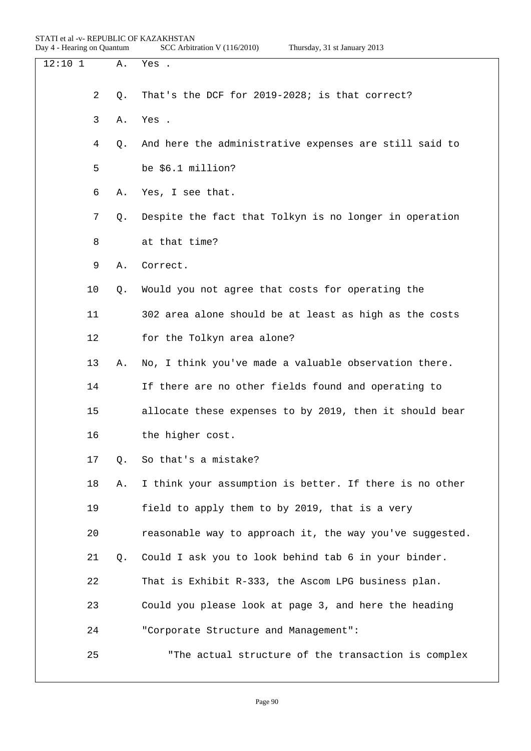12:10 1 A. Yes .

2 Q. That's the DCF for 2019-2028; is that correct?

3 A. Yes .

4 Q. And here the administrative expenses are still said to

5 be $6.1 million?

6 A. Yes, I see that.

7 Q. Despite the fact that Tolkyn is no longer in operation

8 at that time?

9 A. Correct.

10 Q. Would you not agree that costs for operating the

11 302 area alone should be at least as high as the costs

12 for the Tolkyn area alone?

13 A. No, I think you've made a valuable observation there.

14 If there are no other fields found and operating to

15 allocate these expenses to by 2019, then it should bear

16 the higher cost.

17 Q. So that's a mistake?

18 A. I think your assumption is better. If there is no other

19 field to apply them to by 2019, that is a very

20 reasonable way to approach it, the way you've suggested.

21 Q. Could I ask you to look behind tab 6 in your binder.

22 That is Exhibit R-333, the Ascom LPG business plan.

23 Could you please look at page 3, and here the heading

24 "Corporate Structure and Management":

25 "The actual structure of the transaction is complex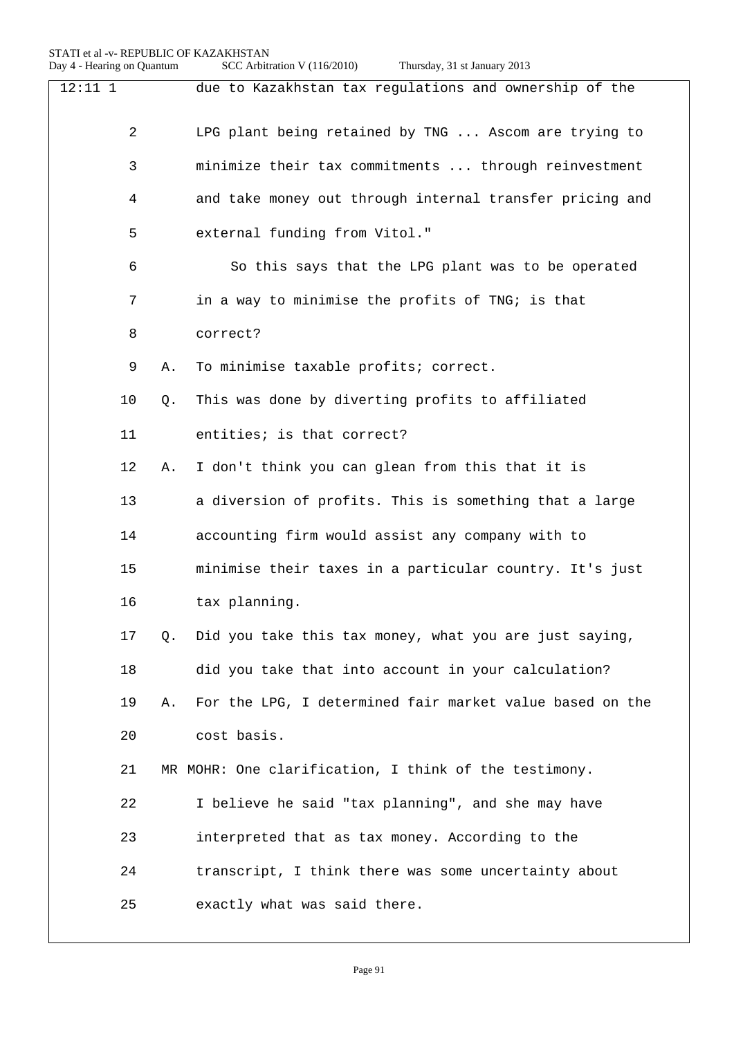12:11 1 due to Kazakhstan tax regulations and ownership of the

2 LPG plant being retained by TNG ... Ascom are trying to

3 minimize their tax commitments ... through reinvestment

4 and take money out through internal transfer pricing and

5 external funding from Vitol."

6 So this says that the LPG plant was to be operated

7 in a way to minimise the profits of TNG; is that

8 correct?

9 A. To minimise taxable profits; correct.

10 Q. This was done by diverting profits to affiliated

11 entities; is that correct?

12 A. I don't think you can glean from this that it is

13 a diversion of profits. This is something that a large

14 accounting firm would assist any company with to

15 minimise their taxes in a particular country. It's just

16 tax planning.

17 Q. Did you take this tax money, what you are just saying,

18 did you take that into account in your calculation?

19 A. For the LPG, I determined fair market value based on the

20 cost basis.

21 MR MOHR: One clarification, I think of the testimony.

22 I believe he said "tax planning", and she may have

23 interpreted that as tax money. According to the

24 transcript, I think there was some uncertainty about

25 exactly what was said there.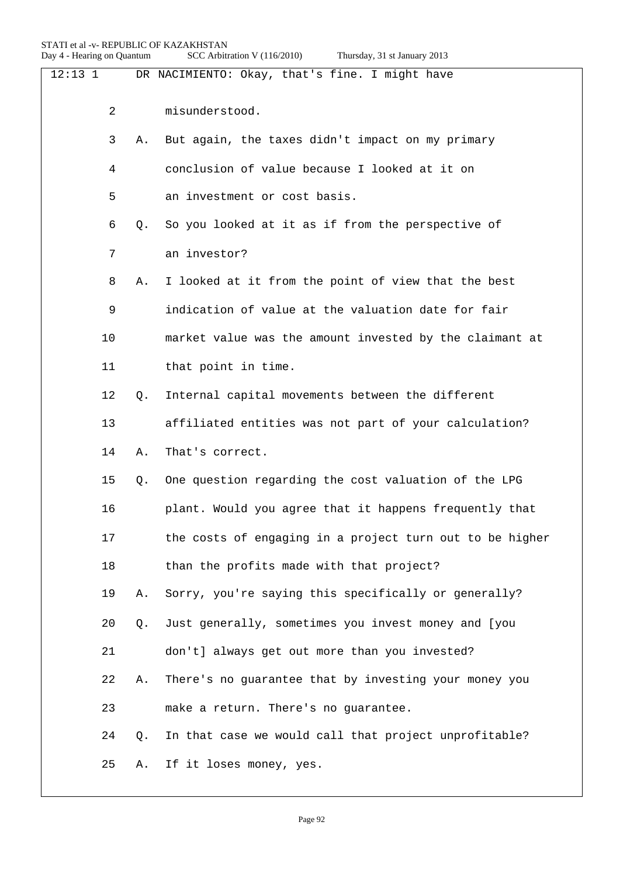12:13 1 DR NACIMIENTO: Okay, that's fine. I might have

2 misunderstood.

3 A. But again, the taxes didn't impact on my primary

4 conclusion of value because I looked at it on

5 an investment or cost basis.

6 Q. So you looked at it as if from the perspective of

7 an investor?

8 A. I looked at it from the point of view that the best

9 indication of value at the valuation date for fair

10 market value was the amount invested by the claimant at

11 that point in time.

12 Q. Internal capital movements between the different

13 affiliated entities was not part of your calculation?

14 A. That's correct.

15 Q. One question regarding the cost valuation of the LPG

16 plant. Would you agree that it happens frequently that

17 the costs of engaging in a project turn out to be higher

18 than the profits made with that project?

19 A. Sorry, you're saying this specifically or generally?

20 Q. Just generally, sometimes you invest money and [you

21 don't] always get out more than you invested?

22 A. There's no guarantee that by investing your money you

23 make a return. There's no guarantee.

24 Q. In that case we would call that project unprofitable?

25 A. If it loses money, yes.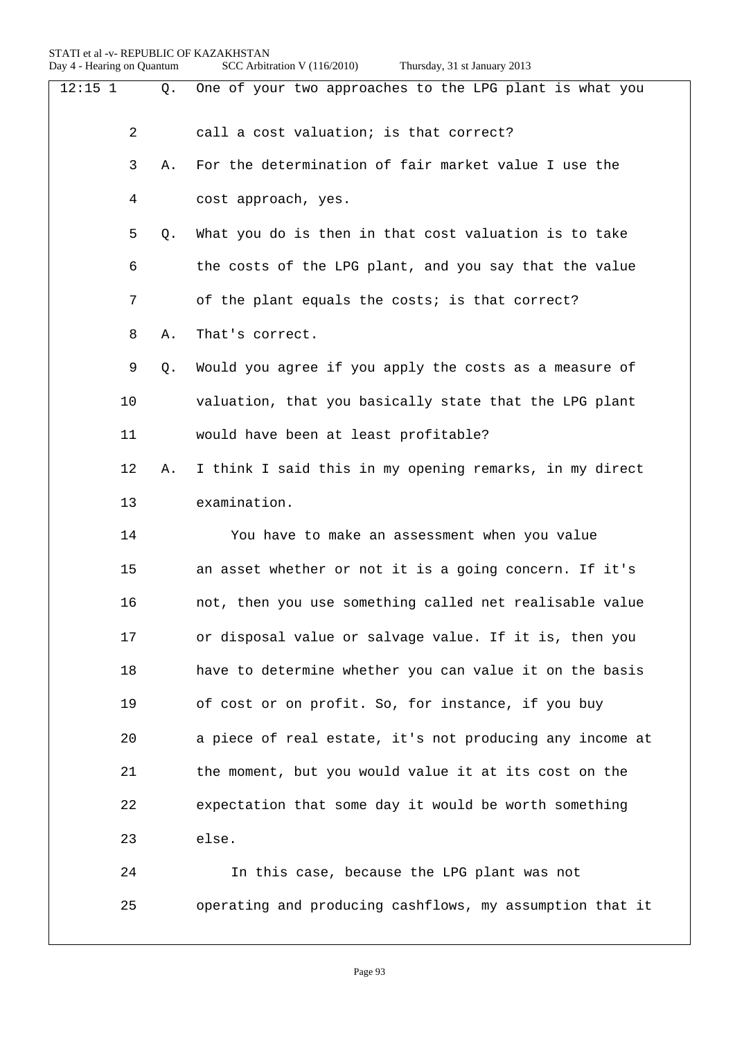12:15 1 Q. One of your two approaches to the LPG plant is what you

2 call a cost valuation; is that correct?

3 A. For the determination of fair market value I use the

4 cost approach, yes.

5 Q. What you do is then in that cost valuation is to take

6 the costs of the LPG plant, and you say that the value

7 of the plant equals the costs; is that correct?

8 A. That's correct.

9 Q. Would you agree if you apply the costs as a measure of

10 valuation, that you basically state that the LPG plant

11 would have been at least profitable?

12 A. I think I said this in my opening remarks, in my direct

13 examination.

14 You have to make an assessment when you value

15 an asset whether or not it is a going concern. If it's

16 not, then you use something called net realisable value

17 or disposal value or salvage value. If it is, then you

18 have to determine whether you can value it on the basis

19 of cost or on profit. So, for instance, if you buy

20 a piece of real estate, it's not producing any income at

21 the moment, but you would value it at its cost on the

22 expectation that some day it would be worth something

23 else.

24 In this case, because the LPG plant was not

25 operating and producing cashflows, my assumption that it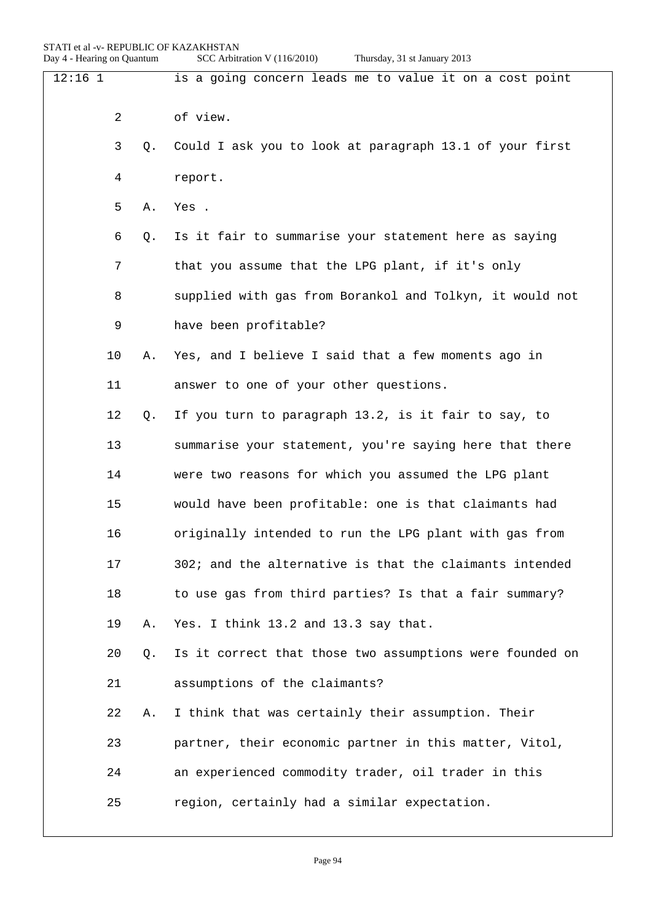12:16 1 is a going concern leads me to value it on a cost point

2 of view.

3 Q. Could I ask you to look at paragraph 13.1 of your first

4 report.

5 A. Yes .

6 Q. Is it fair to summarise your statement here as saying

7 that you assume that the LPG plant, if it's only

8 supplied with gas from Borankol and Tolkyn, it would not

9 have been profitable?

10 A. Yes, and I believe I said that a few moments ago in

11 answer to one of your other questions.

12 Q. If you turn to paragraph 13.2, is it fair to say, to

13 summarise your statement, you're saying here that there

14 were two reasons for which you assumed the LPG plant

15 would have been profitable: one is that claimants had

16 originally intended to run the LPG plant with gas from

17 302; and the alternative is that the claimants intended

18 to use gas from third parties? Is that a fair summary?

19 A. Yes. I think 13.2 and 13.3 say that.

20 Q. Is it correct that those two assumptions were founded on

21 assumptions of the claimants?

22 A. I think that was certainly their assumption. Their

23 partner, their economic partner in this matter, Vitol,

24 an experienced commodity trader, oil trader in this

25 region, certainly had a similar expectation.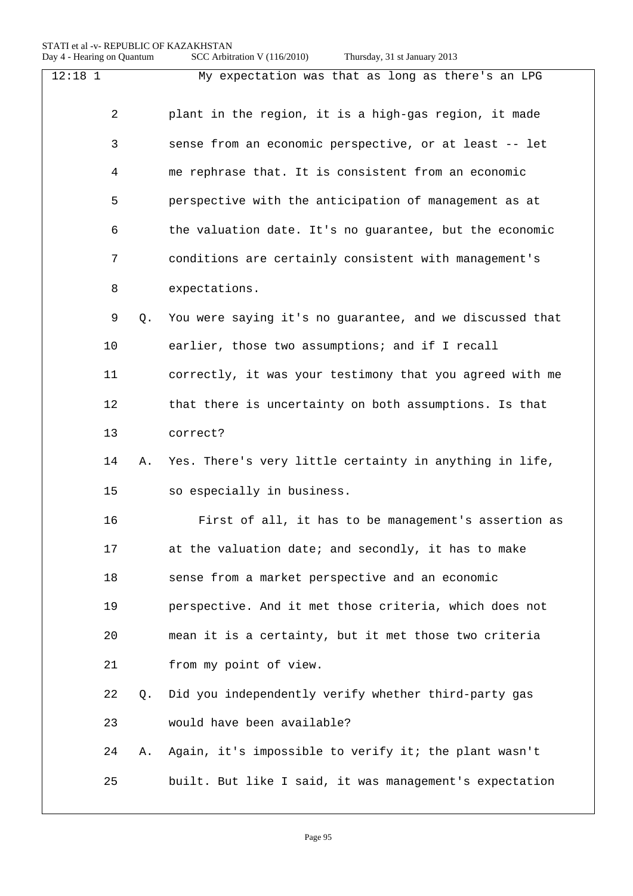12:18 1 My expectation was that as long as there's an LPG

2 plant in the region, it is a high-gas region, it made

3 sense from an economic perspective, or at least -- let

4 me rephrase that. It is consistent from an economic

5 perspective with the anticipation of management as at

6 the valuation date. It's no guarantee, but the economic

7 conditions are certainly consistent with management's

8 expectations.

9 Q. You were saying it's no guarantee, and we discussed that

10 earlier, those two assumptions; and if I recall

11 correctly, it was your testimony that you agreed with me

12 that there is uncertainty on both assumptions. Is that

13 correct?

14 A. Yes. There's very little certainty in anything in life,

15 so especially in business.

16 First of all, it has to be management's assertion as

17 at the valuation date; and secondly, it has to make

18 sense from a market perspective and an economic

19 perspective. And it met those criteria, which does not

20 mean it is a certainty, but it met those two criteria

21 from my point of view.

22 Q. Did you independently verify whether third-party gas

23 would have been available?

24 A. Again, it's impossible to verify it; the plant wasn't

25 built. But like I said, it was management's expectation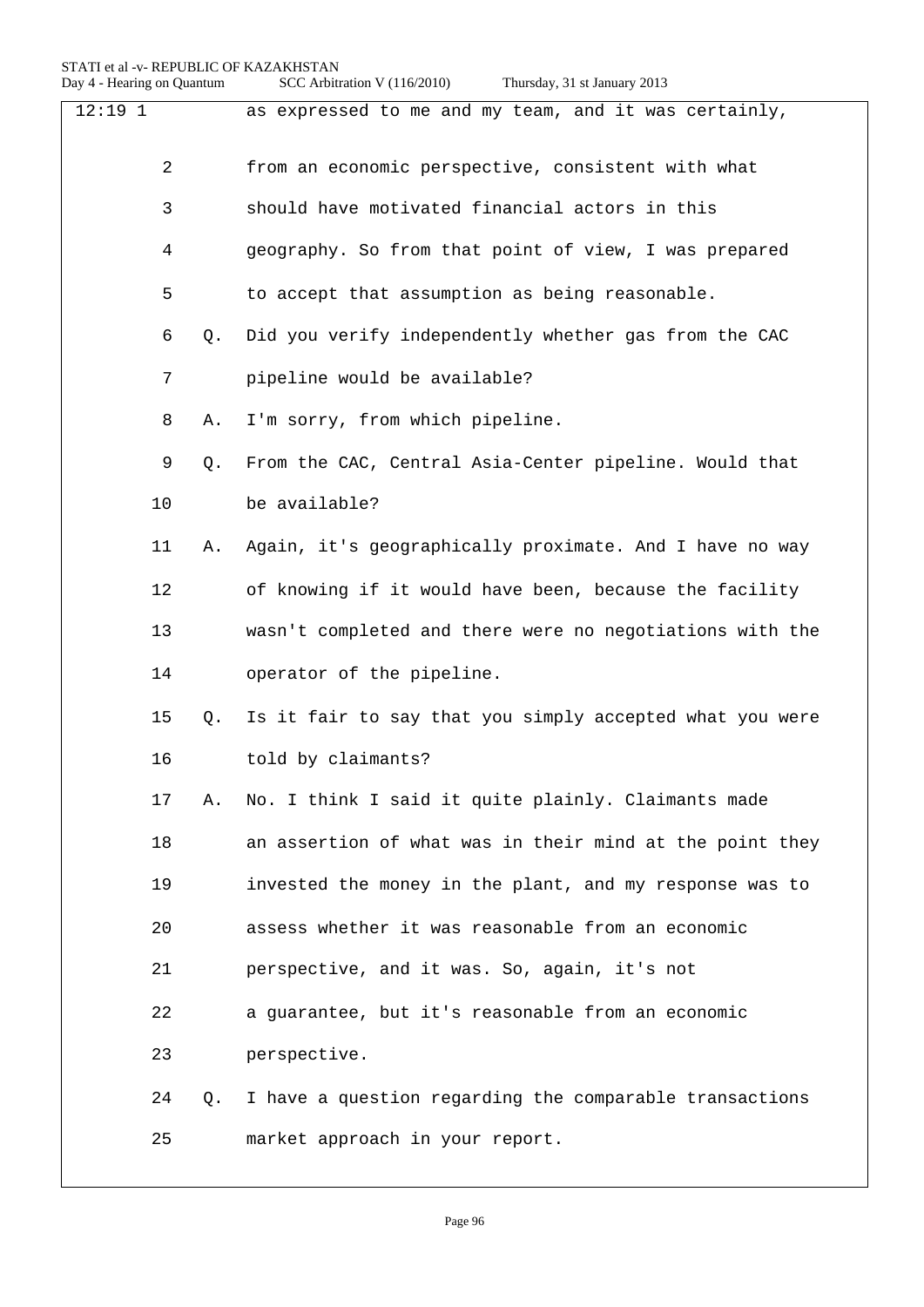12:19 1 as expressed to me and my team, and it was certainly,

2 from an economic perspective, consistent with what

3 should have motivated financial actors in this

4 geography. So from that point of view, I was prepared

5 to accept that assumption as being reasonable.

6 Q. Did you verify independently whether gas from the CAC

7 pipeline would be available?

8 A. I'm sorry, from which pipeline.

9 Q. From the CAC, Central Asia-Center pipeline. Would that

10 be available?

11 A. Again, it's geographically proximate. And I have no way

12 of knowing if it would have been, because the facility

13 wasn't completed and there were no negotiations with the

14 operator of the pipeline.

15 Q. Is it fair to say that you simply accepted what you were

16 told by claimants?

17 A. No. I think I said it quite plainly. Claimants made

18 an assertion of what was in their mind at the point they

19 invested the money in the plant, and my response was to

20 assess whether it was reasonable from an economic

21 perspective, and it was. So, again, it's not

22 a guarantee, but it's reasonable from an economic

23 perspective.

24 Q. I have a question regarding the comparable transactions

25 market approach in your report.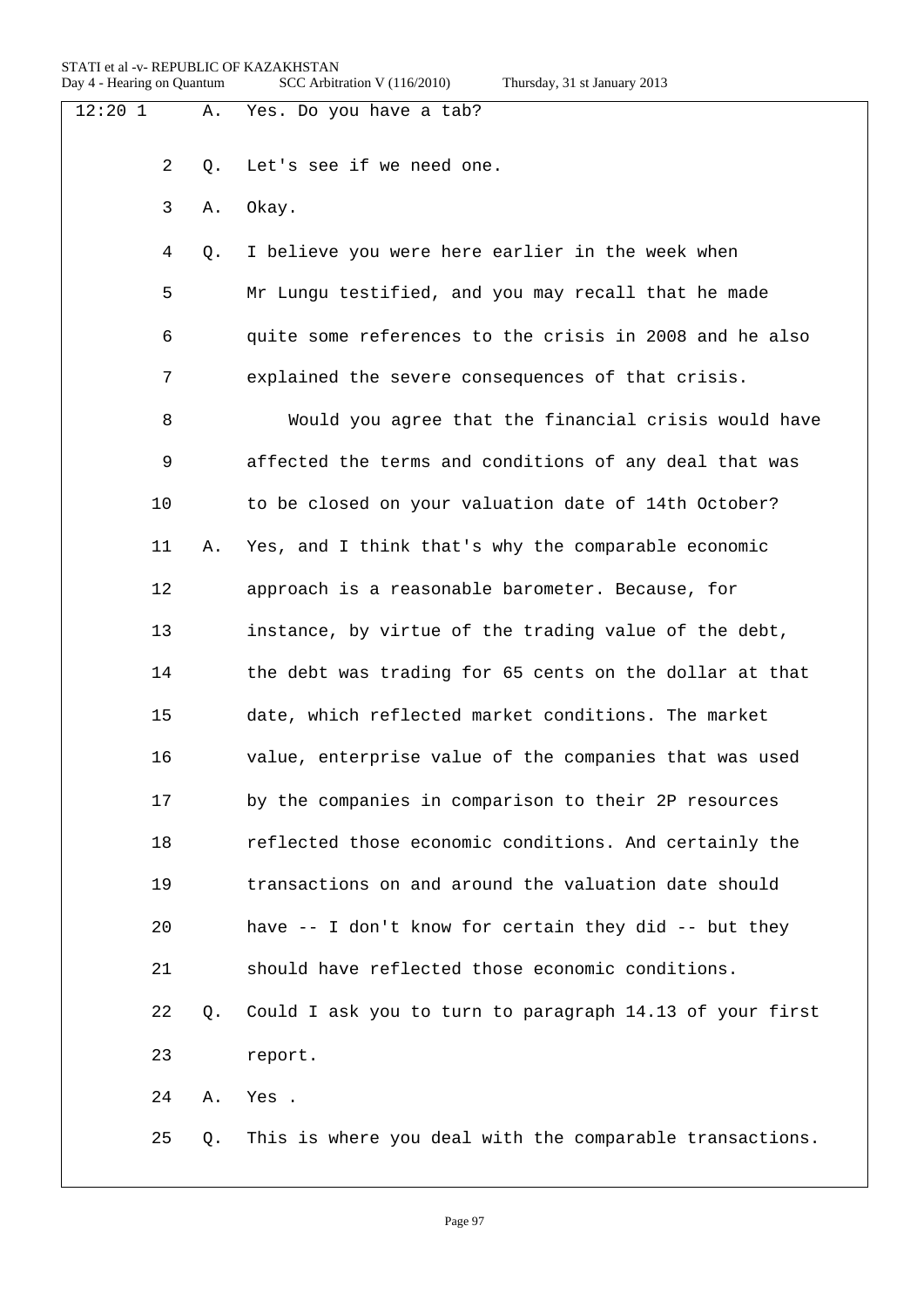12:20 1 A. Yes. Do you have a tab?

2 Q. Let's see if we need one.

3 A. Okay.

4 Q. I believe you were here earlier in the week when
5 Mr Lungu testified, and you may recall that he made
6 quite some references to the crisis in 2008 and he also
7 explained the severe consequences of that crisis.
8 Would you agree that the financial crisis would have
9 affected the terms and conditions of any deal that was
10 to be closed on your valuation date of 14th October?

11 A. Yes, and I think that's why the comparable economic
12 approach is a reasonable barometer. Because, for
13 instance, by virtue of the trading value of the debt,
14 the debt was trading for 65 cents on the dollar at that
15 date, which reflected market conditions. The market
16 value, enterprise value of the companies that was used
17 by the companies in comparison to their 2P resources
18 reflected those economic conditions. And certainly the
19 transactions on and around the valuation date should
20 have -- I don't know for certain they did -- but they
21 should have reflected those economic conditions.

22 Q. Could I ask you to turn to paragraph 14.13 of your first
23 report.

24 A. Yes .

25 Q. This is where you deal with the comparable transactions.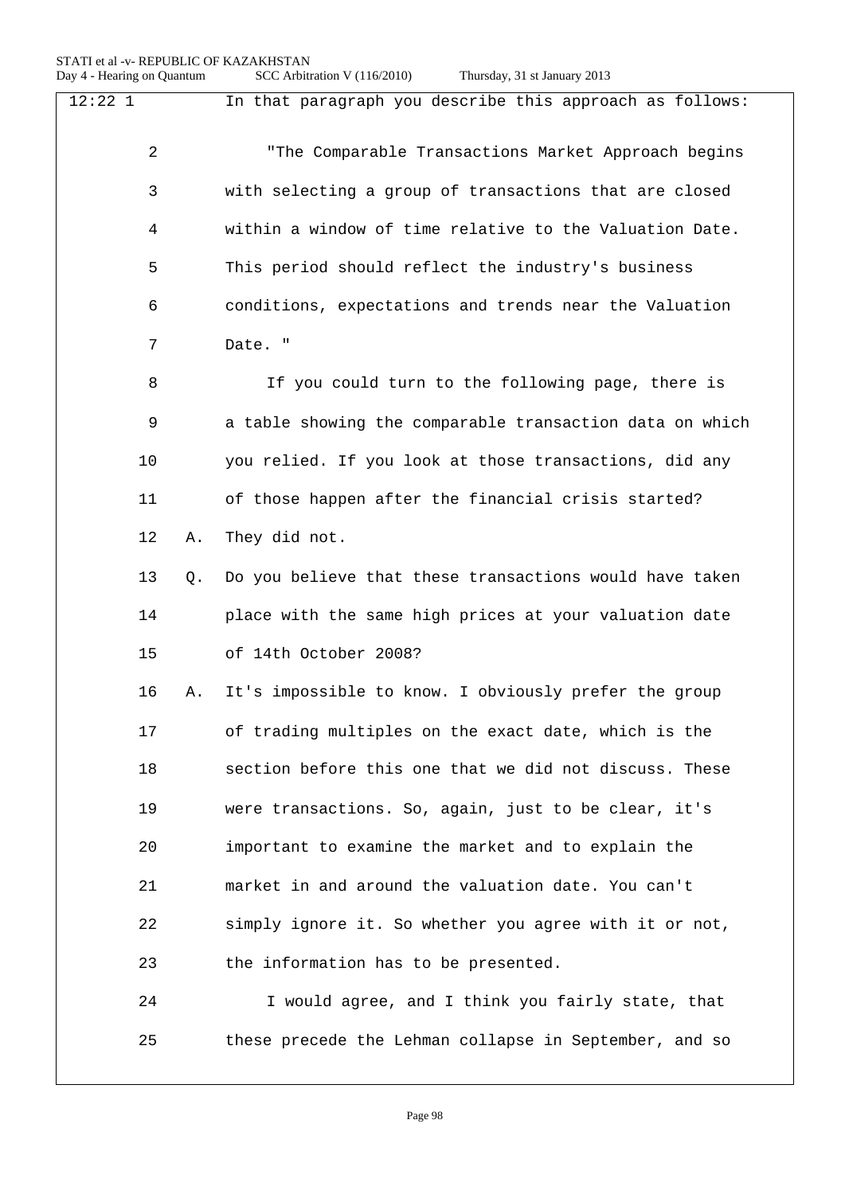12:22 1 In that paragraph you describe this approach as follows:

2 "The Comparable Transactions Market Approach begins

3 with selecting a group of transactions that are closed

4 within a window of time relative to the Valuation Date.

5 This period should reflect the industry's business

6 conditions, expectations and trends near the Valuation

7 Date. "

8 If you could turn to the following page, there is

9 a table showing the comparable transaction data on which

10 you relied. If you look at those transactions, did any

11 of those happen after the financial crisis started?

12 A. They did not.

13 Q. Do you believe that these transactions would have taken

14 place with the same high prices at your valuation date

15 of 14th October 2008?

16 A. It's impossible to know. I obviously prefer the group

17 of trading multiples on the exact date, which is the

18 section before this one that we did not discuss. These

19 were transactions. So, again, just to be clear, it's

20 important to examine the market and to explain the

21 market in and around the valuation date. You can't

22 simply ignore it. So whether you agree with it or not,

23 the information has to be presented.

24 I would agree, and I think you fairly state, that

25 these precede the Lehman collapse in September, and so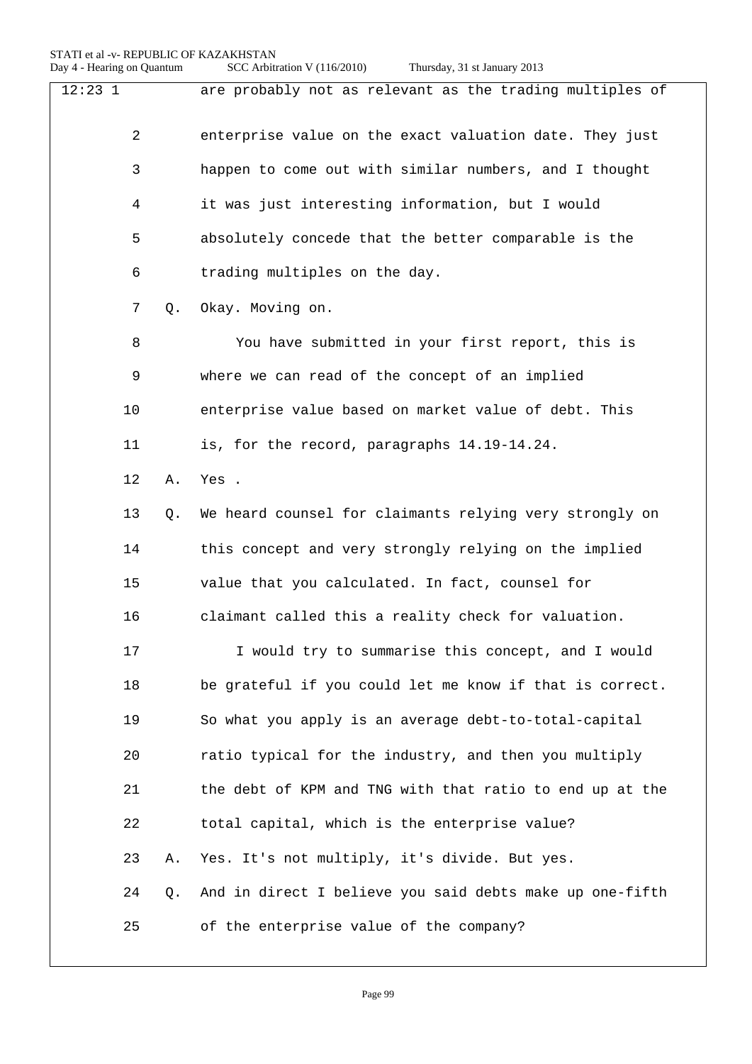12:23 1 are probably not as relevant as the trading multiples of

2 enterprise value on the exact valuation date. They just

3 happen to come out with similar numbers, and I thought

4 it was just interesting information, but I would

5 absolutely concede that the better comparable is the

6 trading multiples on the day.

7 Q. Okay. Moving on.

8 You have submitted in your first report, this is

9 where we can read of the concept of an implied

10 enterprise value based on market value of debt. This

11 is, for the record, paragraphs 14.19-14.24.

12 A. Yes .

13 Q. We heard counsel for claimants relying very strongly on

14 this concept and very strongly relying on the implied

15 value that you calculated. In fact, counsel for

16 claimant called this a reality check for valuation.

17 I would try to summarise this concept, and I would

18 be grateful if you could let me know if that is correct.

19 So what you apply is an average debt-to-total-capital

20 ratio typical for the industry, and then you multiply

21 the debt of KPM and TNG with that ratio to end up at the

22 total capital, which is the enterprise value?

23 A. Yes. It's not multiply, it's divide. But yes.

24 Q. And in direct I believe you said debts make up one-fifth

25 of the enterprise value of the company?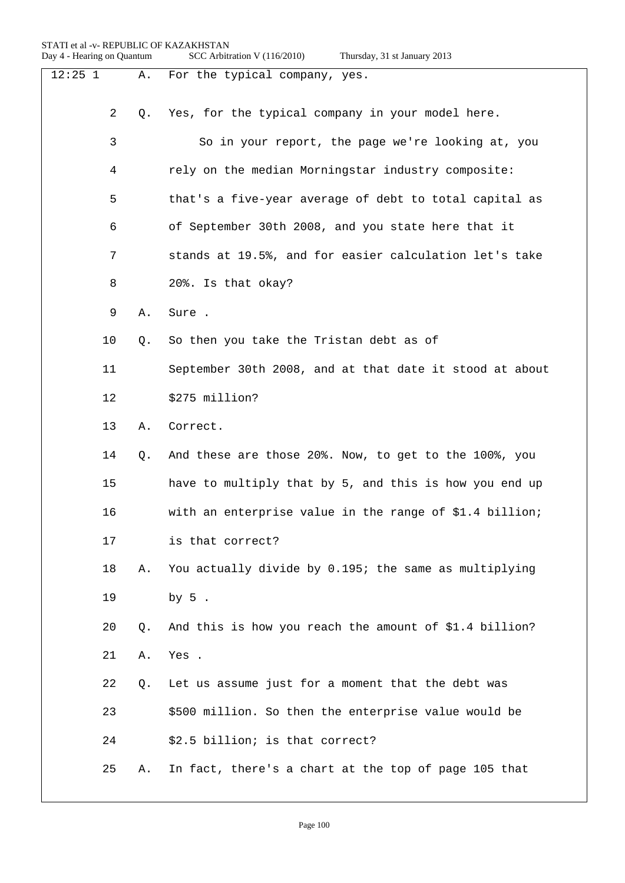12:25 1 A. For the typical company, yes.

2 Q. Yes, for the typical company in your model here.

3 So in your report, the page we're looking at, you

4 rely on the median Morningstar industry composite:

5 that's a five-year average of debt to total capital as

6 of September 30th 2008, and you state here that it

7 stands at 19.5%, and for easier calculation let's take

8 20%. Is that okay?

9 A. Sure .

10 Q. So then you take the Tristan debt as of

11 September 30th 2008, and at that date it stood at about

12 $275 million?

13 A. Correct.

14 Q. And these are those 20%. Now, to get to the 100%, you

15 have to multiply that by 5, and this is how you end up

16 with an enterprise value in the range of $1.4 billion;

17 is that correct?

18 A. You actually divide by 0.195; the same as multiplying

19 by 5 .

20 Q. And this is how you reach the amount of $1.4 billion?

21 A. Yes .

22 Q. Let us assume just for a moment that the debt was

23 $500 million. So then the enterprise value would be

24 $2.5 billion; is that correct?

25 A. In fact, there's a chart at the top of page 105 that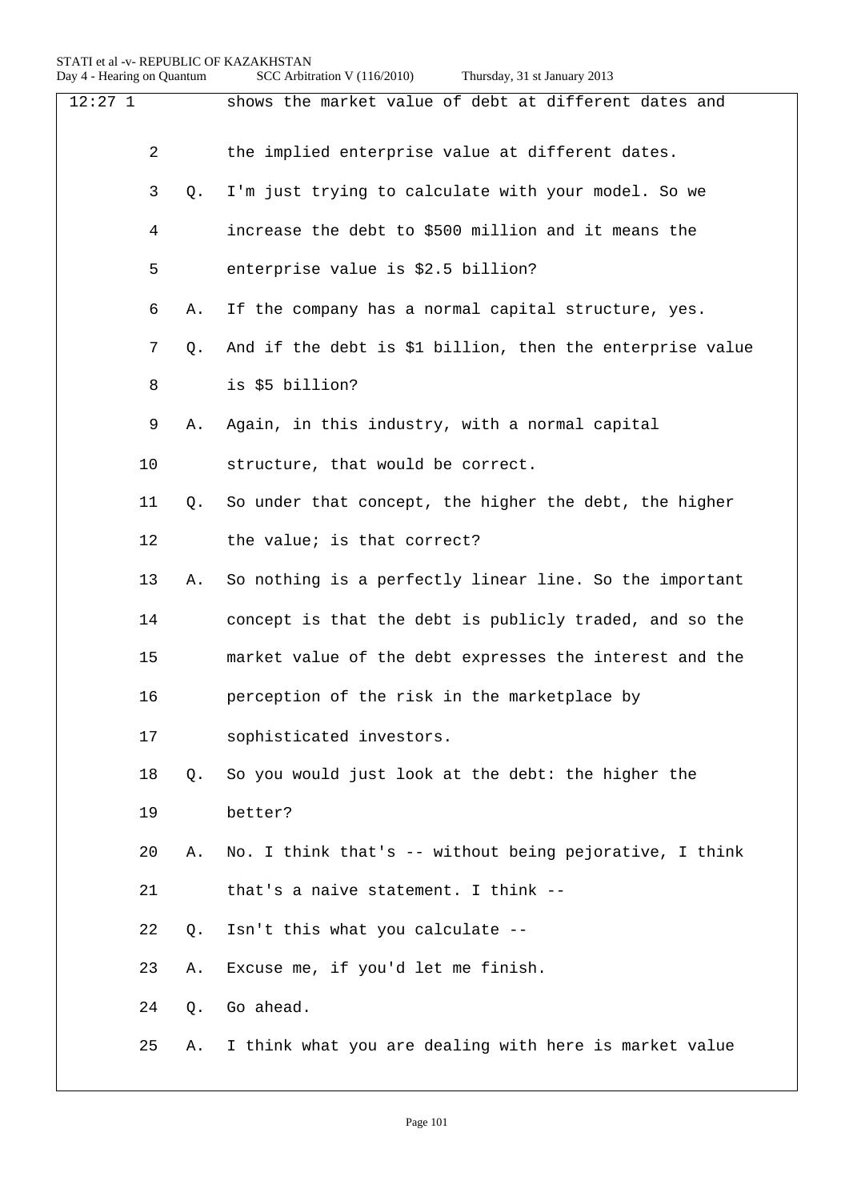12:27 1 shows the market value of debt at different dates and

2 the implied enterprise value at different dates.

3 Q. I'm just trying to calculate with your model. So we

4 increase the debt to $500 million and it means the

5 enterprise value is $2.5 billion?

6 A. If the company has a normal capital structure, yes.

7 Q. And if the debt is $1 billion, then the enterprise value

8 is $5 billion?

9 A. Again, in this industry, with a normal capital

10 structure, that would be correct.

11 Q. So under that concept, the higher the debt, the higher

12 the value; is that correct?

13 A. So nothing is a perfectly linear line. So the important

14 concept is that the debt is publicly traded, and so the

15 market value of the debt expresses the interest and the

16 perception of the risk in the marketplace by

17 sophisticated investors.

18 Q. So you would just look at the debt: the higher the

19 better?

20 A. No. I think that's -- without being pejorative, I think

21 that's a naive statement. I think --

22 Q. Isn't this what you calculate --

23 A. Excuse me, if you'd let me finish.

24 Q. Go ahead.

25 A. I think what you are dealing with here is market value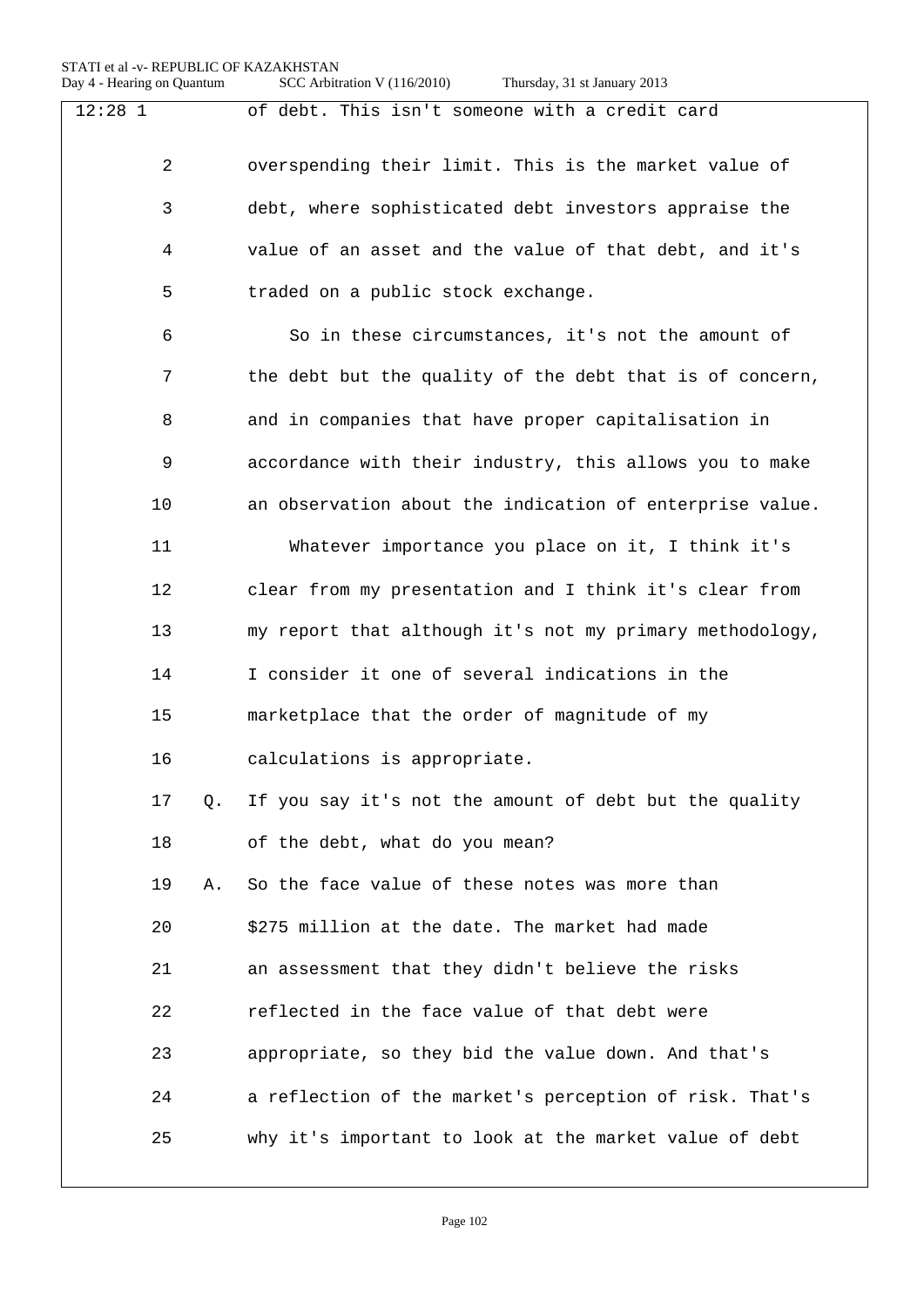12:28 1 of debt. This isn't someone with a credit card

2 overspending their limit. This is the market value of

3 debt, where sophisticated debt investors appraise the

4 value of an asset and the value of that debt, and it's

5 traded on a public stock exchange.

6 So in these circumstances, it's not the amount of

7 the debt but the quality of the debt that is of concern,

8 and in companies that have proper capitalisation in

9 accordance with their industry, this allows you to make

10 an observation about the indication of enterprise value.

11 Whatever importance you place on it, I think it's

12 clear from my presentation and I think it's clear from

13 my report that although it's not my primary methodology,

14 I consider it one of several indications in the

15 marketplace that the order of magnitude of my

16 calculations is appropriate.

17 Q. If you say it's not the amount of debt but the quality

18 of the debt, what do you mean?

19 A. So the face value of these notes was more than

20 $275 million at the date. The market had made

21 an assessment that they didn't believe the risks

22 reflected in the face value of that debt were

23 appropriate, so they bid the value down. And that's

24 a reflection of the market's perception of risk. That's

25 why it's important to look at the market value of debt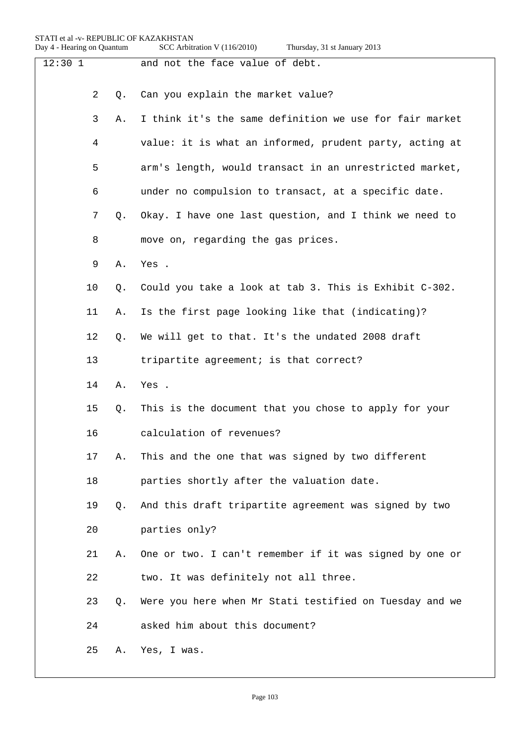12:30 1 and not the face value of debt.

2 Q. Can you explain the market value?

3 A. I think it's the same definition we use for fair market

4 value: it is what an informed, prudent party, acting at

5 arm's length, would transact in an unrestricted market,

6 under no compulsion to transact, at a specific date.

7 Q. Okay. I have one last question, and I think we need to

8 move on, regarding the gas prices.

9 A. Yes .

10 Q. Could you take a look at tab 3. This is Exhibit C-302.

11 A. Is the first page looking like that (indicating)?

12 Q. We will get to that. It's the undated 2008 draft

13 tripartite agreement; is that correct?

14 A. Yes .

15 Q. This is the document that you chose to apply for your

16 calculation of revenues?

17 A. This and the one that was signed by two different

18 parties shortly after the valuation date.

19 Q. And this draft tripartite agreement was signed by two

20 parties only?

21 A. One or two. I can't remember if it was signed by one or

22 two. It was definitely not all three.

23 Q. Were you here when Mr Stati testified on Tuesday and we

24 asked him about this document?

25 A. Yes, I was.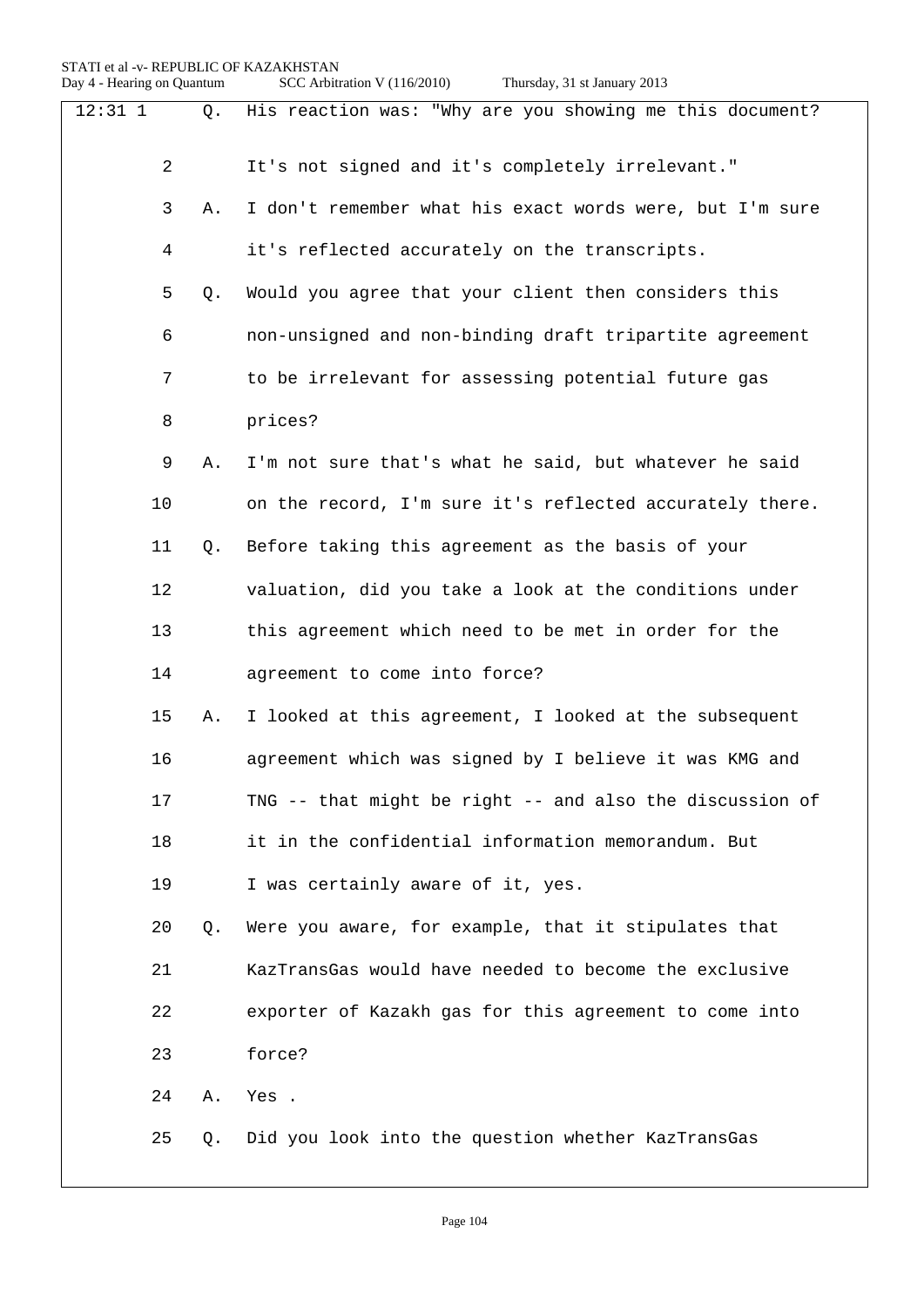12:31 1 Q. His reaction was: "Why are you showing me this document?

2 It's not signed and it's completely irrelevant."

3 A. I don't remember what his exact words were, but I'm sure

4 it's reflected accurately on the transcripts.

5 Q. Would you agree that your client then considers this

6 non-unsigned and non-binding draft tripartite agreement

7 to be irrelevant for assessing potential future gas

8 prices?

9 A. I'm not sure that's what he said, but whatever he said

10 on the record, I'm sure it's reflected accurately there.

11 Q. Before taking this agreement as the basis of your

12 valuation, did you take a look at the conditions under

13 this agreement which need to be met in order for the

14 agreement to come into force?

15 A. I looked at this agreement, I looked at the subsequent

16 agreement which was signed by I believe it was KMG and

17 TNG -- that might be right -- and also the discussion of

18 it in the confidential information memorandum. But

19 I was certainly aware of it, yes.

20 Q. Were you aware, for example, that it stipulates that

21 KazTransGas would have needed to become the exclusive

22 exporter of Kazakh gas for this agreement to come into

23 force?

24 A. Yes .

25 Q. Did you look into the question whether KazTransGas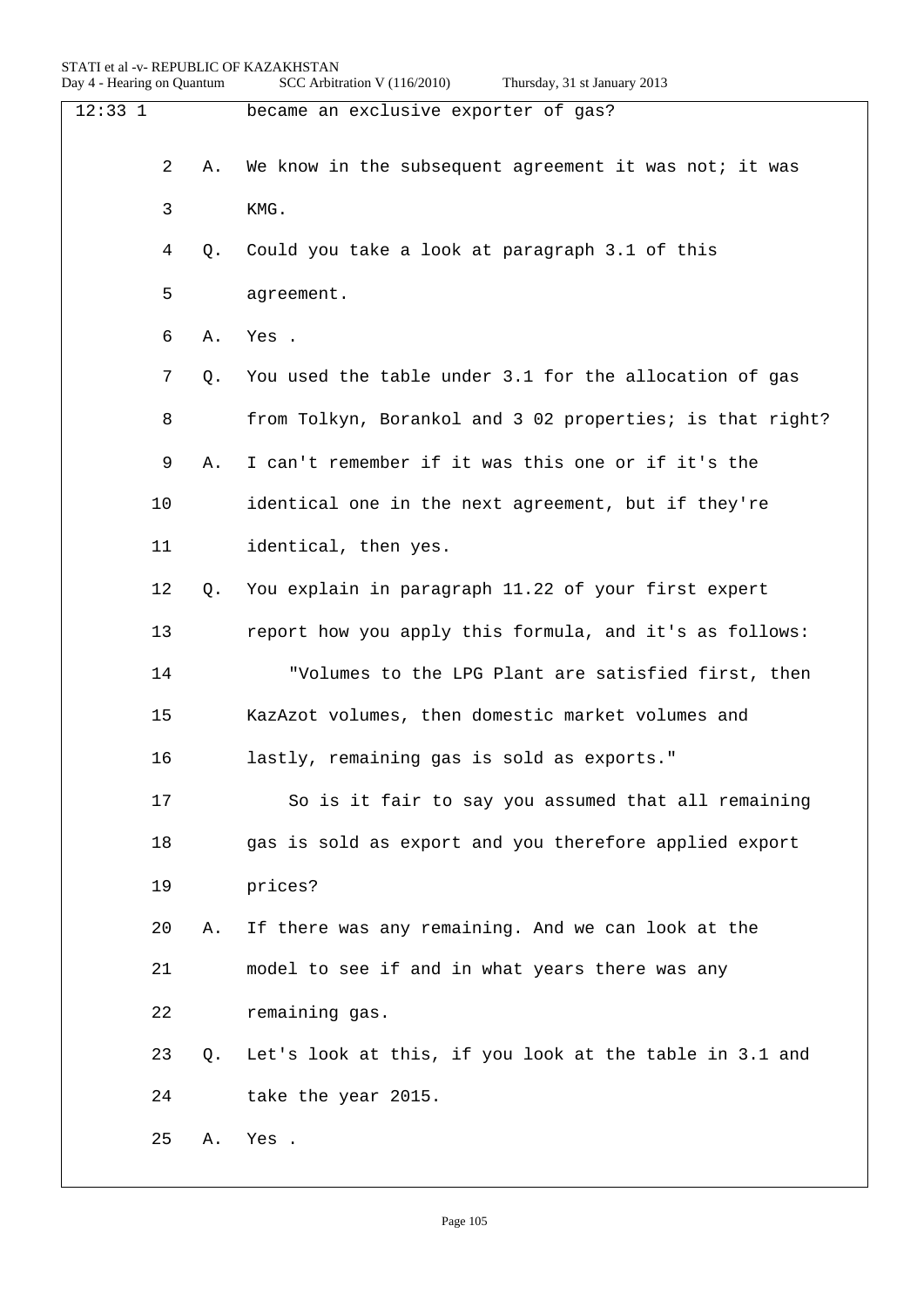12:33 1 became an exclusive exporter of gas?

2 A. We know in the subsequent agreement it was not; it was

3 KMG.

4 Q. Could you take a look at paragraph 3.1 of this

5 agreement.

6 A. Yes .

7 Q. You used the table under 3.1 for the allocation of gas

8 from Tolkyn, Borankol and 3 02 properties; is that right?

9 A. I can't remember if it was this one or if it's the

10 identical one in the next agreement, but if they're

11 identical, then yes.

12 Q. You explain in paragraph 11.22 of your first expert

13 report how you apply this formula, and it's as follows:

14 "Volumes to the LPG Plant are satisfied first, then

15 KazAzot volumes, then domestic market volumes and

16 lastly, remaining gas is sold as exports."

17 So is it fair to say you assumed that all remaining

18 gas is sold as export and you therefore applied export

19 prices?

20 A. If there was any remaining. And we can look at the

21 model to see if and in what years there was any

22 remaining gas.

23 Q. Let's look at this, if you look at the table in 3.1 and

24 take the year 2015.

25 A. Yes .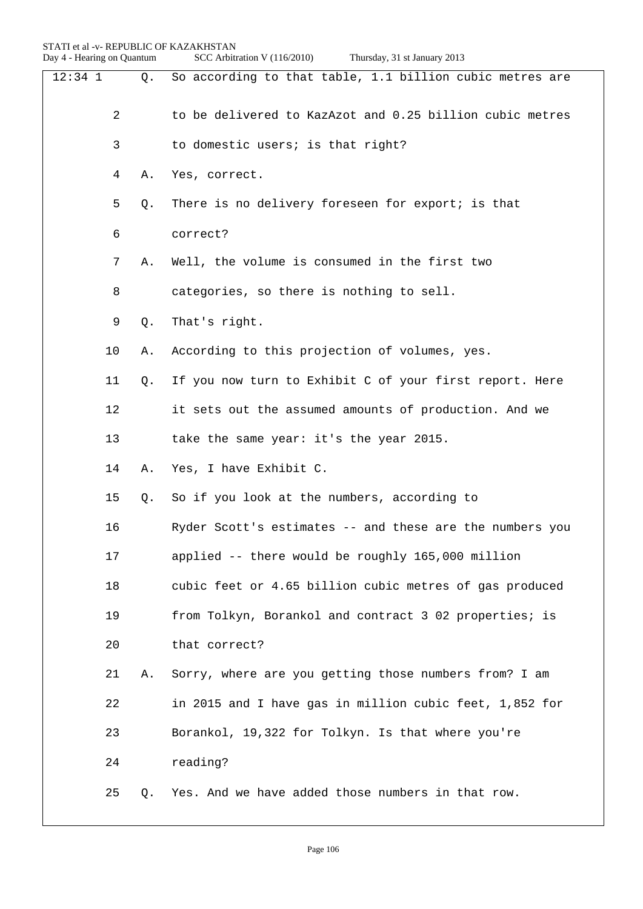12:34 1 Q. So according to that table, 1.1 billion cubic metres are

2 to be delivered to KazAzot and 0.25 billion cubic metres

3 to domestic users; is that right?

4 A. Yes, correct.

5 Q. There is no delivery foreseen for export; is that

6 correct?

7 A. Well, the volume is consumed in the first two

8 categories, so there is nothing to sell.

9 Q. That's right.

10 A. According to this projection of volumes, yes.

11 Q. If you now turn to Exhibit C of your first report. Here

12 it sets out the assumed amounts of production. And we

13 take the same year: it's the year 2015.

14 A. Yes, I have Exhibit C.

15 Q. So if you look at the numbers, according to

16 Ryder Scott's estimates -- and these are the numbers you

17 applied -- there would be roughly 165,000 million

18 cubic feet or 4.65 billion cubic metres of gas produced

19 from Tolkyn, Borankol and contract 3 02 properties; is

20 that correct?

21 A. Sorry, where are you getting those numbers from? I am

22 in 2015 and I have gas in million cubic feet, 1,852 for

23 Borankol, 19,322 for Tolkyn. Is that where you're

24 reading?

25 Q. Yes. And we have added those numbers in that row.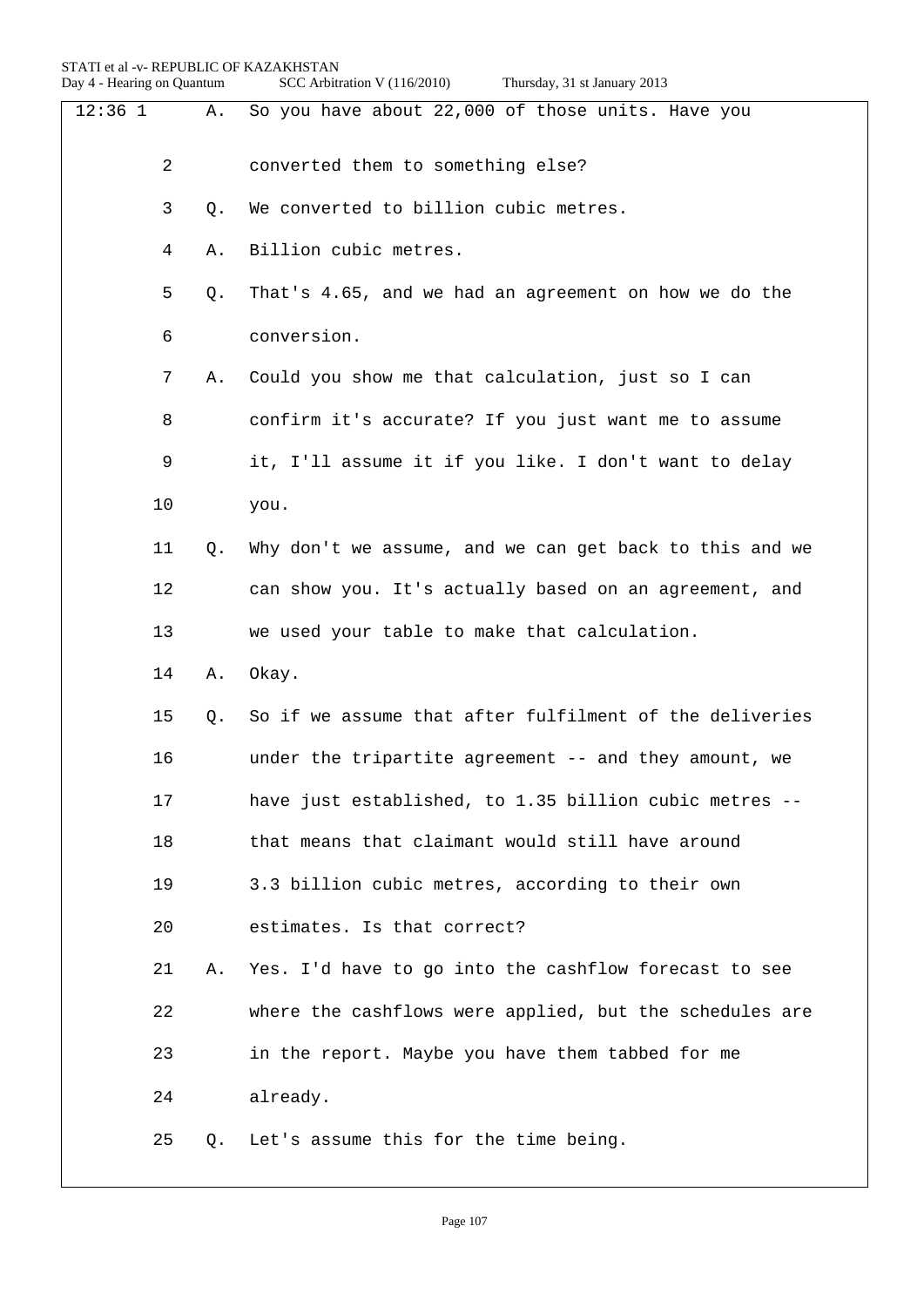12:36 1 A. So you have about 22,000 of those units. Have you

2 converted them to something else?

3 Q. We converted to billion cubic metres.

4 A. Billion cubic metres.

5 Q. That's 4.65, and we had an agreement on how we do the

6 conversion.

7 A. Could you show me that calculation, just so I can

8 confirm it's accurate? If you just want me to assume

9 it, I'll assume it if you like. I don't want to delay

10 you.

11 Q. Why don't we assume, and we can get back to this and we

12 can show you. It's actually based on an agreement, and

13 we used your table to make that calculation.

14 A. Okay.

15 Q. So if we assume that after fulfilment of the deliveries

16 under the tripartite agreement -- and they amount, we

17 have just established, to 1.35 billion cubic metres --

18 that means that claimant would still have around

19 3.3 billion cubic metres, according to their own

20 estimates. Is that correct?

21 A. Yes. I'd have to go into the cashflow forecast to see

22 where the cashflows were applied, but the schedules are

23 in the report. Maybe you have them tabbed for me

24 already.

25 Q. Let's assume this for the time being.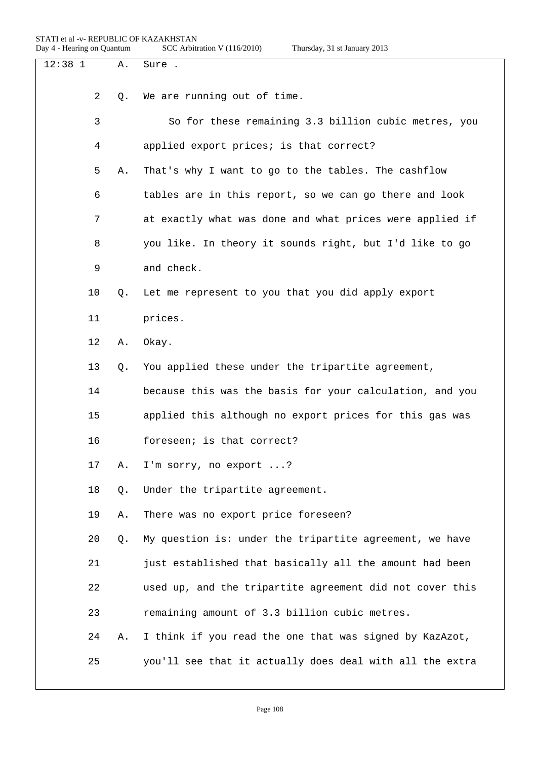12:38 1 A. Sure .

2 Q. We are running out of time.

3 So for these remaining 3.3 billion cubic metres, you

4 applied export prices; is that correct?

5 A. That's why I want to go to the tables. The cashflow

6 tables are in this report, so we can go there and look

7 at exactly what was done and what prices were applied if

8 you like. In theory it sounds right, but I'd like to go

9 and check.

10 Q. Let me represent to you that you did apply export

11 prices.

12 A. Okay.

13 Q. You applied these under the tripartite agreement,

14 because this was the basis for your calculation, and you

15 applied this although no export prices for this gas was

16 foreseen; is that correct?

17 A. I'm sorry, no export ...?

18 Q. Under the tripartite agreement.

19 A. There was no export price foreseen?

20 Q. My question is: under the tripartite agreement, we have

21 just established that basically all the amount had been

22 used up, and the tripartite agreement did not cover this

23 remaining amount of 3.3 billion cubic metres.

24 A. I think if you read the one that was signed by KazAzot,

25 you'll see that it actually does deal with all the extra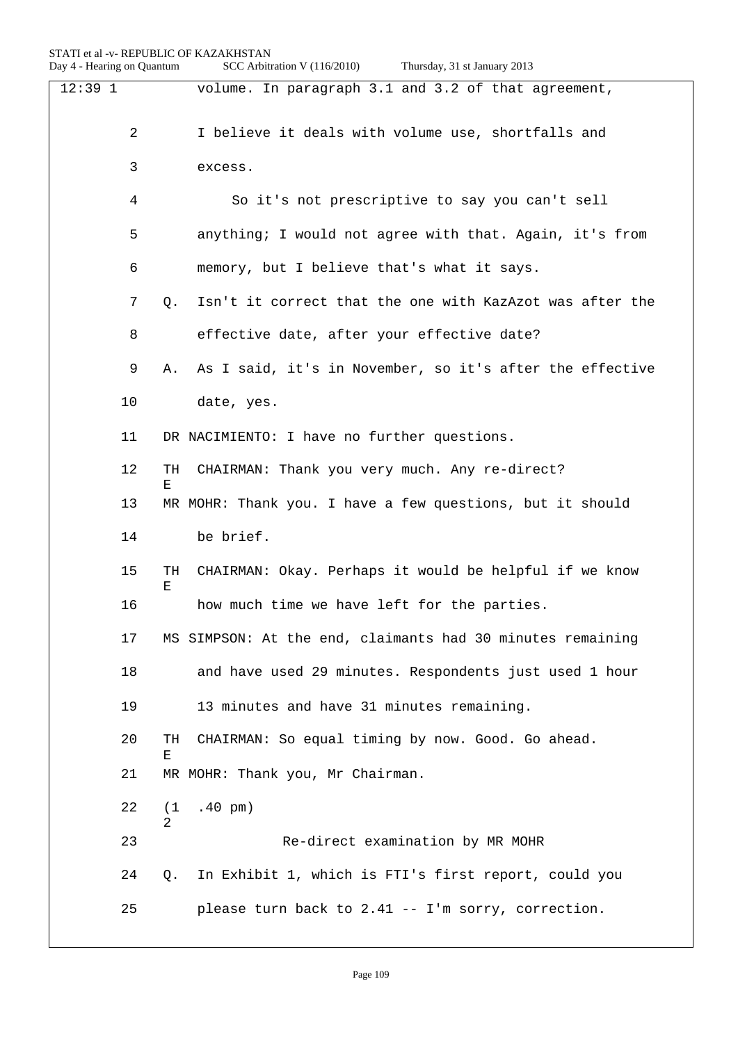12:39 1 volume. In paragraph 3.1 and 3.2 of that agreement,

2 I believe it deals with volume use, shortfalls and

3 excess.

4 So it's not prescriptive to say you can't sell

5 anything; I would not agree with that. Again, it's from

6 memory, but I believe that's what it says.

7 Q. Isn't it correct that the one with KazAzot was after the

8 effective date, after your effective date?

9 A. As I said, it's in November, so it's after the effective

10 date, yes.

11 DR NACIMIENTO: I have no further questions.

12 THE CHAIRMAN: Thank you very much. Any re-direct?

13 MR MOHR: Thank you. I have a few questions, but it should

14 be brief.

15 THE CHAIRMAN: Okay. Perhaps it would be helpful if we know

16 how much time we have left for the parties.

17 MS SIMPSON: At the end, claimants had 30 minutes remaining

18 and have used 29 minutes. Respondents just used 1 hour

19 13 minutes and have 31 minutes remaining.

20 THE CHAIRMAN: So equal timing by now. Good. Go ahead.

21 MR MOHR: Thank you, Mr Chairman.

22 (12.40 pm)

23 Re-direct examination by MR MOHR

24 Q. In Exhibit 1, which is FTI's first report, could you

25 please turn back to 2.41 -- I'm sorry, correction.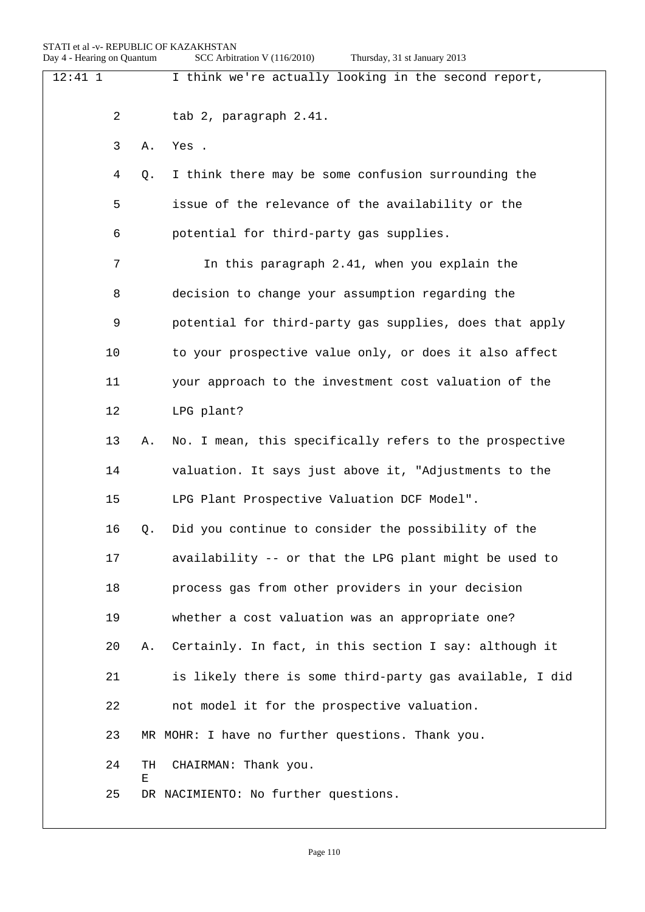12:41 1 I think we're actually looking in the second report,

2 tab 2, paragraph 2.41.

3 A. Yes .

4 Q. I think there may be some confusion surrounding the

5 issue of the relevance of the availability or the

6 potential for third-party gas supplies.

7 In this paragraph 2.41, when you explain the

8 decision to change your assumption regarding the

9 potential for third-party gas supplies, does that apply

10 to your prospective value only, or does it also affect

11 your approach to the investment cost valuation of the

12 LPG plant?

13 A. No. I mean, this specifically refers to the prospective

14 valuation. It says just above it, "Adjustments to the

15 LPG Plant Prospective Valuation DCF Model".

16 Q. Did you continue to consider the possibility of the

17 availability -- or that the LPG plant might be used to

18 process gas from other providers in your decision

19 whether a cost valuation was an appropriate one?

20 A. Certainly. In fact, in this section I say: although it

21 is likely there is some third-party gas available, I did

22 not model it for the prospective valuation.

23 MR MOHR: I have no further questions. Thank you.

24 THE CHAIRMAN: Thank you.

25 DR NACIMIENTO: No further questions.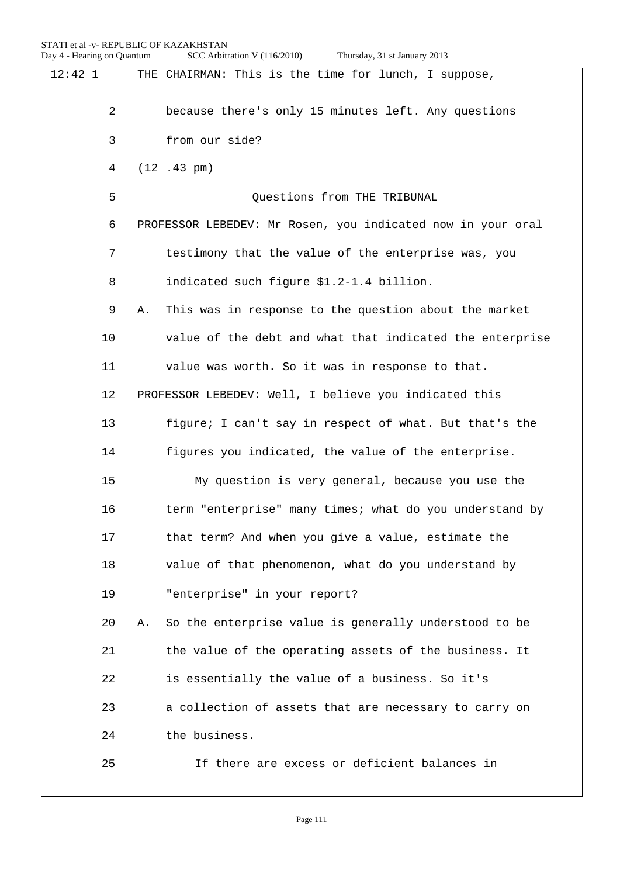12:42 1 THE CHAIRMAN: This is the time for lunch, I suppose,

2 because there's only 15 minutes left. Any questions

3 from our side?

4 (12 .43 pm)

5 Questions from THE TRIBUNAL

6 PROFESSOR LEBEDEV: Mr Rosen, you indicated now in your oral

7 testimony that the value of the enterprise was, you

8 indicated such figure $1.2-1.4 billion.

9 A. This was in response to the question about the market

10 value of the debt and what that indicated the enterprise

11 value was worth. So it was in response to that.

12 PROFESSOR LEBEDEV: Well, I believe you indicated this

13 figure; I can't say in respect of what. But that's the

14 figures you indicated, the value of the enterprise.

15 My question is very general, because you use the

16 term "enterprise" many times; what do you understand by

17 that term? And when you give a value, estimate the

18 value of that phenomenon, what do you understand by

19 "enterprise" in your report?

20 A. So the enterprise value is generally understood to be

21 the value of the operating assets of the business. It

22 is essentially the value of a business. So it's

23 a collection of assets that are necessary to carry on

24 the business.

25 If there are excess or deficient balances in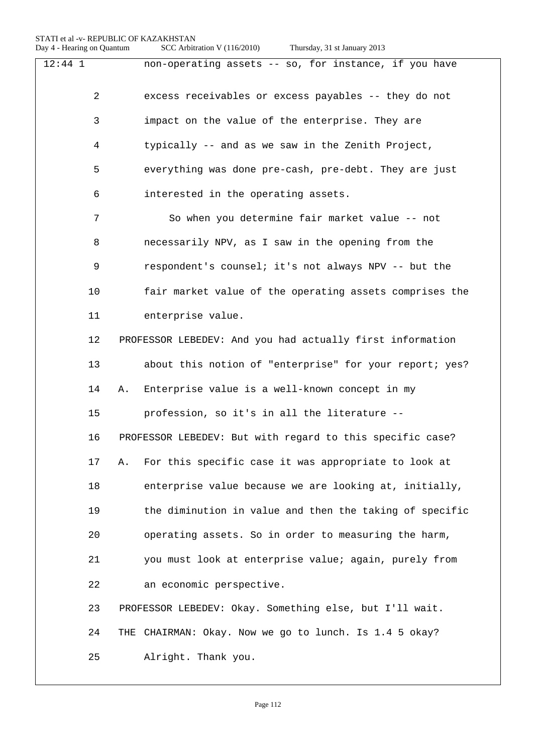12:44 1 non-operating assets -- so, for instance, if you have

2 excess receivables or excess payables -- they do not

3 impact on the value of the enterprise. They are

4 typically -- and as we saw in the Zenith Project,

5 everything was done pre-cash, pre-debt. They are just

6 interested in the operating assets.

7 So when you determine fair market value -- not

8 necessarily NPV, as I saw in the opening from the

9 respondent's counsel; it's not always NPV -- but the

10 fair market value of the operating assets comprises the

11 enterprise value.

12 PROFESSOR LEBEDEV: And you had actually first information

13 about this notion of "enterprise" for your report; yes?

14 A. Enterprise value is a well-known concept in my

15 profession, so it's in all the literature --

16 PROFESSOR LEBEDEV: But with regard to this specific case?

17 A. For this specific case it was appropriate to look at

18 enterprise value because we are looking at, initially,

19 the diminution in value and then the taking of specific

20 operating assets. So in order to measuring the harm,

21 you must look at enterprise value; again, purely from

22 an economic perspective.

23 PROFESSOR LEBEDEV: Okay. Something else, but I'll wait.

24 THE CHAIRMAN: Okay. Now we go to lunch. Is 1.4 5 okay?

25 Alright. Thank you.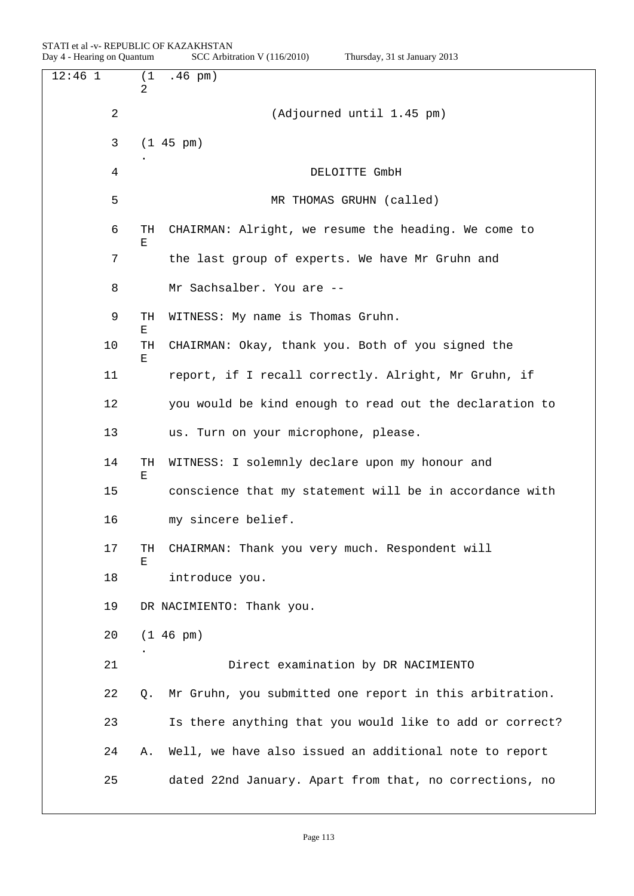12:46 1 (12.46 pm)

2 (Adjourned until 1.45 pm)

3 (1.45 pm)

4 DELOITTE GmbH

5 MR THOMAS GRUHN (called)

6 THE CHAIRMAN: Alright, we resume the heading. We come to

7 the last group of experts. We have Mr Gruhn and

8 Mr Sachsalber. You are --

9 THE WITNESS: My name is Thomas Gruhn.

10 THE CHAIRMAN: Okay, thank you. Both of you signed the

11 report, if I recall correctly. Alright, Mr Gruhn, if

12 you would be kind enough to read out the declaration to

13 us. Turn on your microphone, please.

14 THE WITNESS: I solemnly declare upon my honour and

15 conscience that my statement will be in accordance with

16 my sincere belief.

17 THE CHAIRMAN: Thank you very much. Respondent will

18 introduce you.

19 DR NACIMIENTO: Thank you.

20 (1.46 pm)

21 Direct examination by DR NACIMIENTO

22 Q. Mr Gruhn, you submitted one report in this arbitration.

23 Is there anything that you would like to add or correct?

24 A. Well, we have also issued an additional note to report

25 dated 22nd January. Apart from that, no corrections, no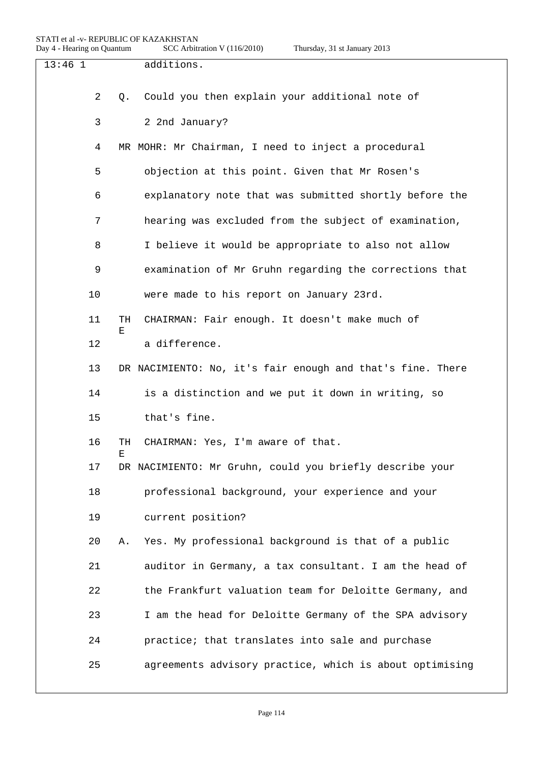13:46 1 additions.

2 Q. Could you then explain your additional note of

3 2 2nd January?

4 MR MOHR: Mr Chairman, I need to inject a procedural

5 objection at this point. Given that Mr Rosen's

6 explanatory note that was submitted shortly before the

7 hearing was excluded from the subject of examination,

8 I believe it would be appropriate to also not allow

9 examination of Mr Gruhn regarding the corrections that

10 were made to his report on January 23rd.

11 THE CHAIRMAN: Fair enough. It doesn't make much of

12 a difference.

13 DR NACIMIENTO: No, it's fair enough and that's fine. There

14 is a distinction and we put it down in writing, so

15 that's fine.

16 THE CHAIRMAN: Yes, I'm aware of that.

17 DR NACIMIENTO: Mr Gruhn, could you briefly describe your

18 professional background, your experience and your

19 current position?

20 A. Yes. My professional background is that of a public

21 auditor in Germany, a tax consultant. I am the head of

22 the Frankfurt valuation team for Deloitte Germany, and

23 I am the head for Deloitte Germany of the SPA advisory

24 practice; that translates into sale and purchase

25 agreements advisory practice, which is about optimising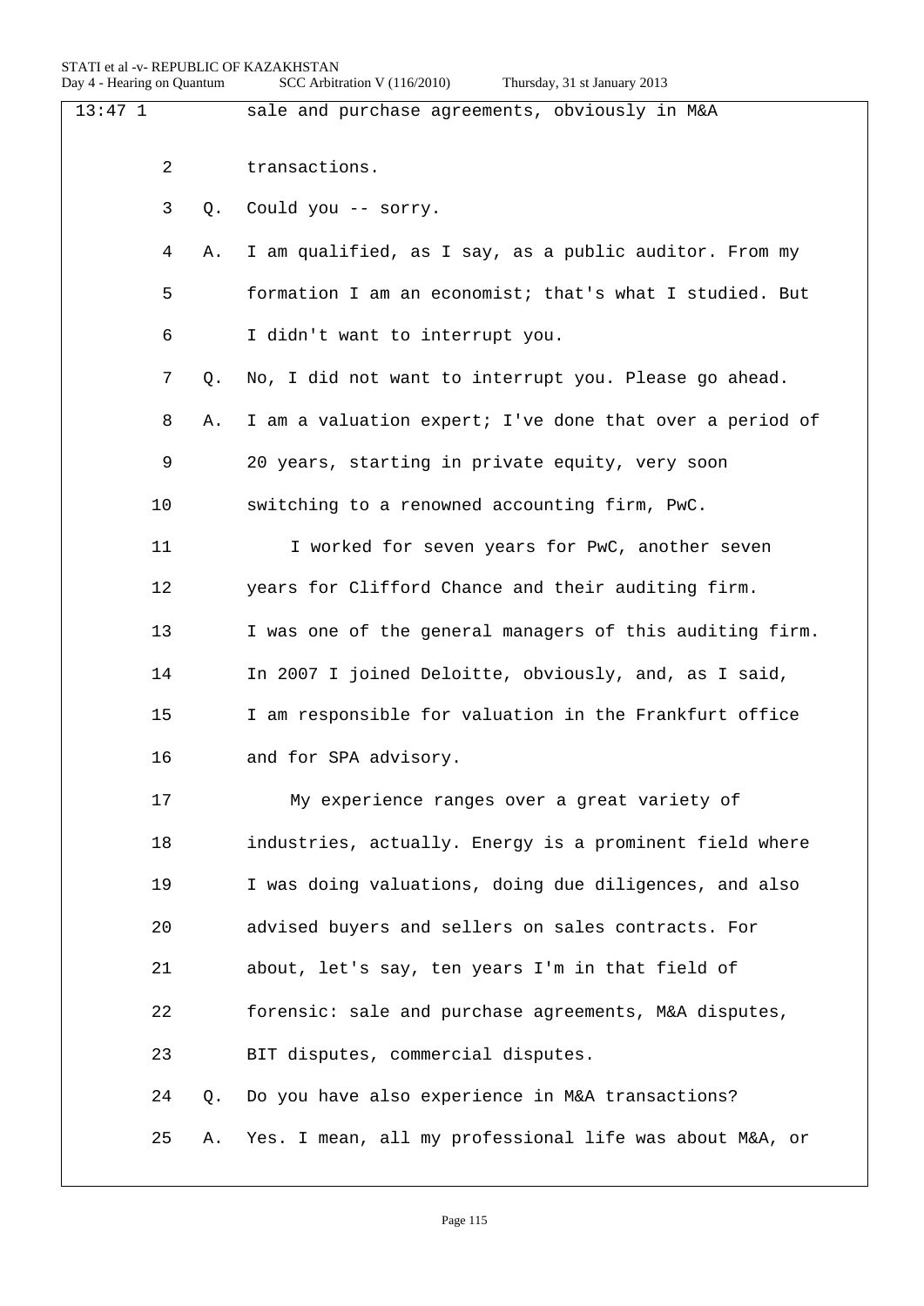13:47 1 sale and purchase agreements, obviously in M&A

2 transactions.

3 Q. Could you -- sorry.

4 A. I am qualified, as I say, as a public auditor. From my

5 formation I am an economist; that's what I studied. But

6 I didn't want to interrupt you.

7 Q. No, I did not want to interrupt you. Please go ahead.

8 A. I am a valuation expert; I've done that over a period of

9 20 years, starting in private equity, very soon

10 switching to a renowned accounting firm, PwC.

11 I worked for seven years for PwC, another seven

12 years for Clifford Chance and their auditing firm.

13 I was one of the general managers of this auditing firm.

14 In 2007 I joined Deloitte, obviously, and, as I said,

15 I am responsible for valuation in the Frankfurt office

16 and for SPA advisory.

17 My experience ranges over a great variety of

18 industries, actually. Energy is a prominent field where

19 I was doing valuations, doing due diligences, and also

20 advised buyers and sellers on sales contracts. For

21 about, let's say, ten years I'm in that field of

22 forensic: sale and purchase agreements, M&A disputes,

23 BIT disputes, commercial disputes.

24 Q. Do you have also experience in M&A transactions?

25 A. Yes. I mean, all my professional life was about M&A, or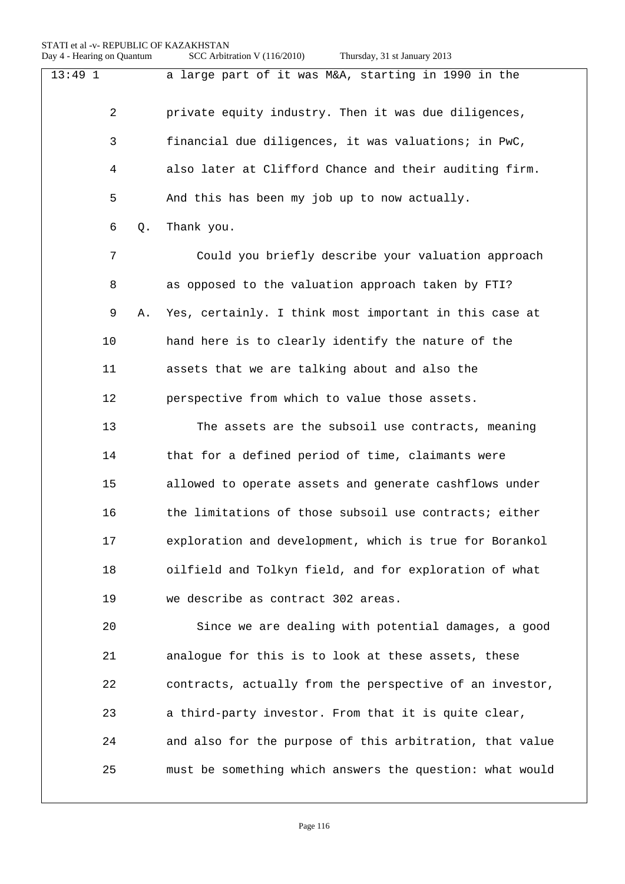13:49 1 a large part of it was M&A, starting in 1990 in the
2 private equity industry. Then it was due diligences,
3 financial due diligences, it was valuations; in PwC,
4 also later at Clifford Chance and their auditing firm.
5 And this has been my job up to now actually.
6 Q. Thank you.
7 Could you briefly describe your valuation approach
8 as opposed to the valuation approach taken by FTI?
9 A. Yes, certainly. I think most important in this case at
10 hand here is to clearly identify the nature of the
11 assets that we are talking about and also the
12 perspective from which to value those assets.
13 The assets are the subsoil use contracts, meaning
14 that for a defined period of time, claimants were
15 allowed to operate assets and generate cashflows under
16 the limitations of those subsoil use contracts; either
17 exploration and development, which is true for Borankol
18 oilfield and Tolkyn field, and for exploration of what
19 we describe as contract 302 areas.
20 Since we are dealing with potential damages, a good
21 analogue for this is to look at these assets, these
22 contracts, actually from the perspective of an investor,
23 a third-party investor. From that it is quite clear,
24 and also for the purpose of this arbitration, that value
25 must be something which answers the question: what would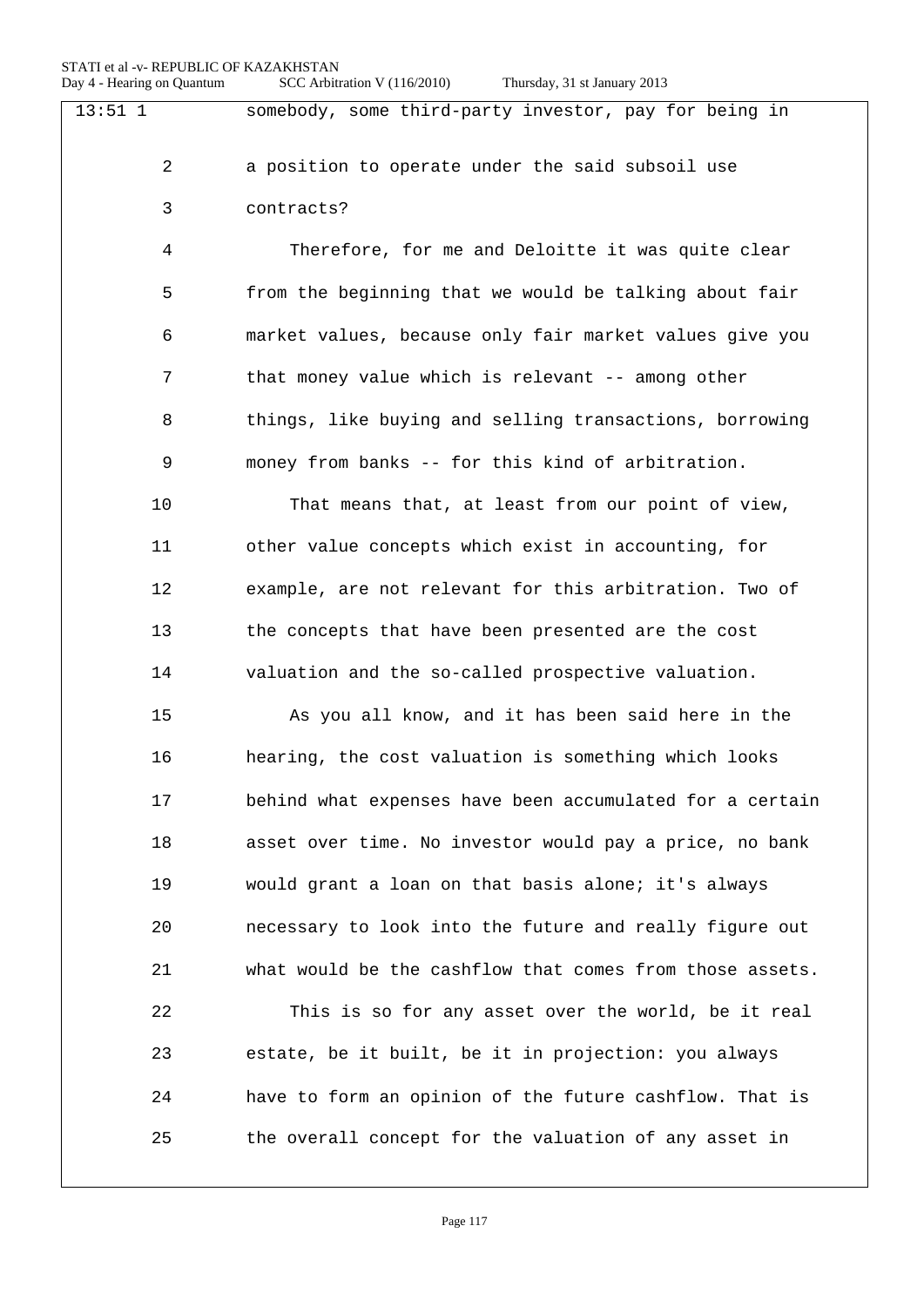13:51 1 somebody, some third-party investor, pay for being in

2 a position to operate under the said subsoil use

3 contracts?

4 Therefore, for me and Deloitte it was quite clear

5 from the beginning that we would be talking about fair

6 market values, because only fair market values give you

7 that money value which is relevant -- among other

8 things, like buying and selling transactions, borrowing

9 money from banks -- for this kind of arbitration.

10 That means that, at least from our point of view,

11 other value concepts which exist in accounting, for

12 example, are not relevant for this arbitration. Two of

13 the concepts that have been presented are the cost

14 valuation and the so-called prospective valuation.

15 As you all know, and it has been said here in the

16 hearing, the cost valuation is something which looks

17 behind what expenses have been accumulated for a certain

18 asset over time. No investor would pay a price, no bank

19 would grant a loan on that basis alone; it's always

20 necessary to look into the future and really figure out

21 what would be the cashflow that comes from those assets.

22 This is so for any asset over the world, be it real

23 estate, be it built, be it in projection: you always

24 have to form an opinion of the future cashflow. That is

25 the overall concept for the valuation of any asset in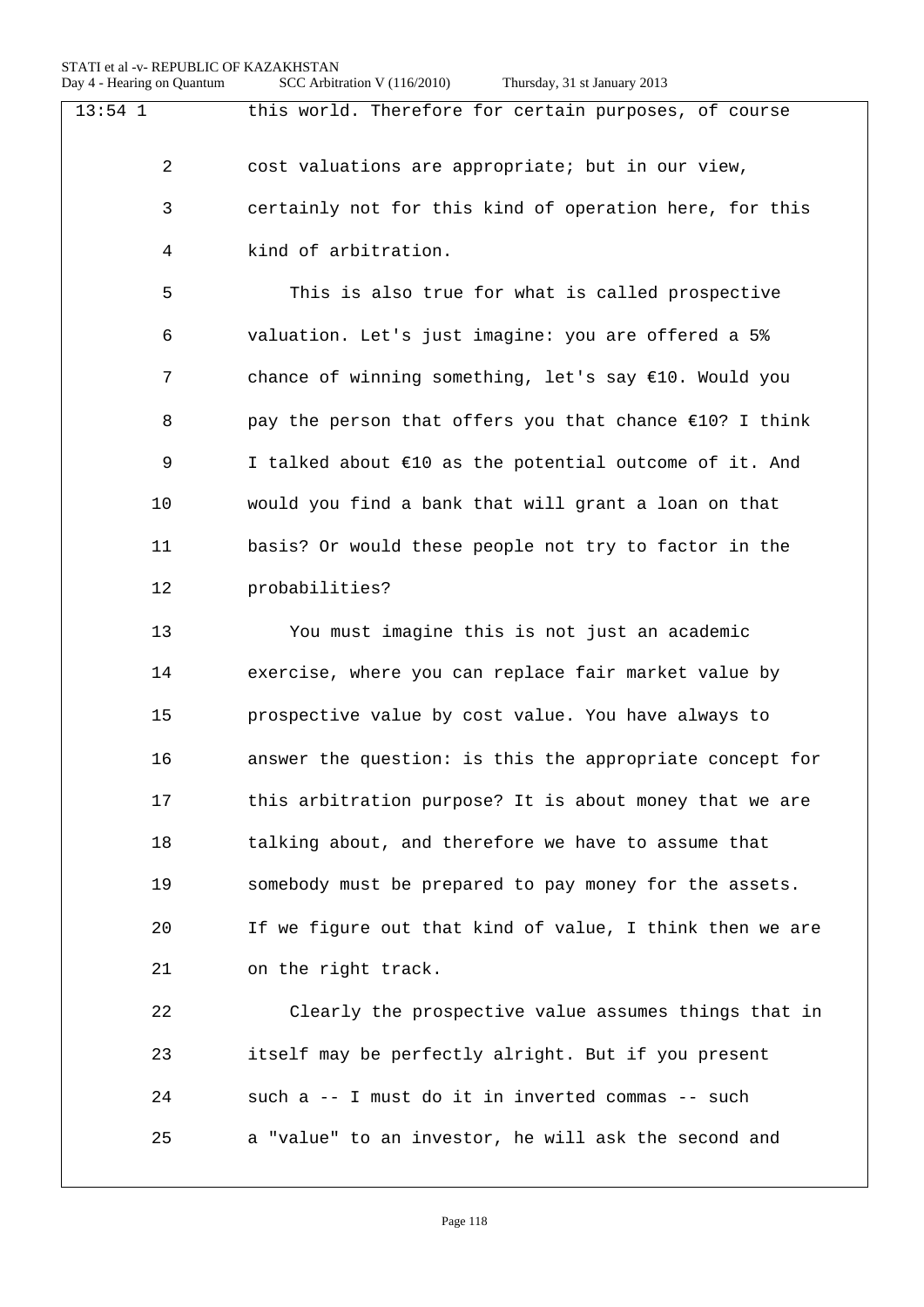13:54 1 this world. Therefore for certain purposes, of course

2 cost valuations are appropriate; but in our view,

3 certainly not for this kind of operation here, for this

4 kind of arbitration.

5 This is also true for what is called prospective

6 valuation. Let's just imagine: you are offered a 5%

7 chance of winning something, let's say €10. Would you

8 pay the person that offers you that chance €10? I think

9 I talked about €10 as the potential outcome of it. And

10 would you find a bank that will grant a loan on that

11 basis? Or would these people not try to factor in the

12 probabilities?

13 You must imagine this is not just an academic

14 exercise, where you can replace fair market value by

15 prospective value by cost value. You have always to

16 answer the question: is this the appropriate concept for

17 this arbitration purpose? It is about money that we are

18 talking about, and therefore we have to assume that

19 somebody must be prepared to pay money for the assets.

20 If we figure out that kind of value, I think then we are

21 on the right track.

22 Clearly the prospective value assumes things that in

23 itself may be perfectly alright. But if you present

24 such a -- I must do it in inverted commas -- such

25 a "value" to an investor, he will ask the second and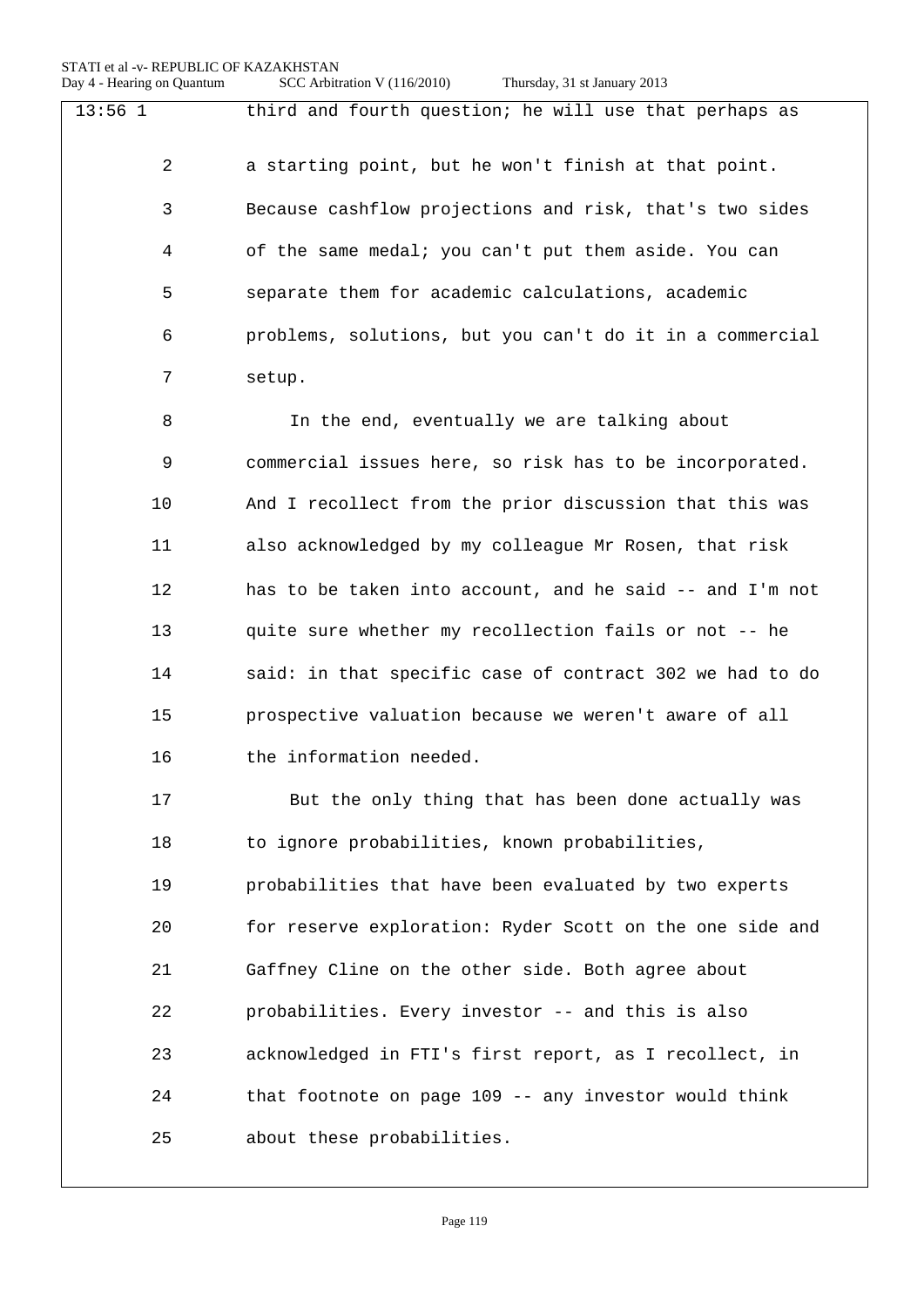third and fourth question; he will use that perhaps as a starting point, but he won't finish at that point. Because cashflow projections and risk, that's two sides of the same medal; you can't put them aside. You can separate them for academic calculations, academic problems, solutions, but you can't do it in a commercial setup.

In the end, eventually we are talking about commercial issues here, so risk has to be incorporated. And I recollect from the prior discussion that this was also acknowledged by my colleague Mr Rosen, that risk has to be taken into account, and he said -- and I'm not quite sure whether my recollection fails or not -- he said: in that specific case of contract 302 we had to do prospective valuation because we weren't aware of all the information needed.

But the only thing that has been done actually was to ignore probabilities, known probabilities, probabilities that have been evaluated by two experts for reserve exploration: Ryder Scott on the one side and Gaffney Cline on the other side. Both agree about probabilities. Every investor -- and this is also acknowledged in FTI's first report, as I recollect, in that footnote on page 109 -- any investor would think about these probabilities.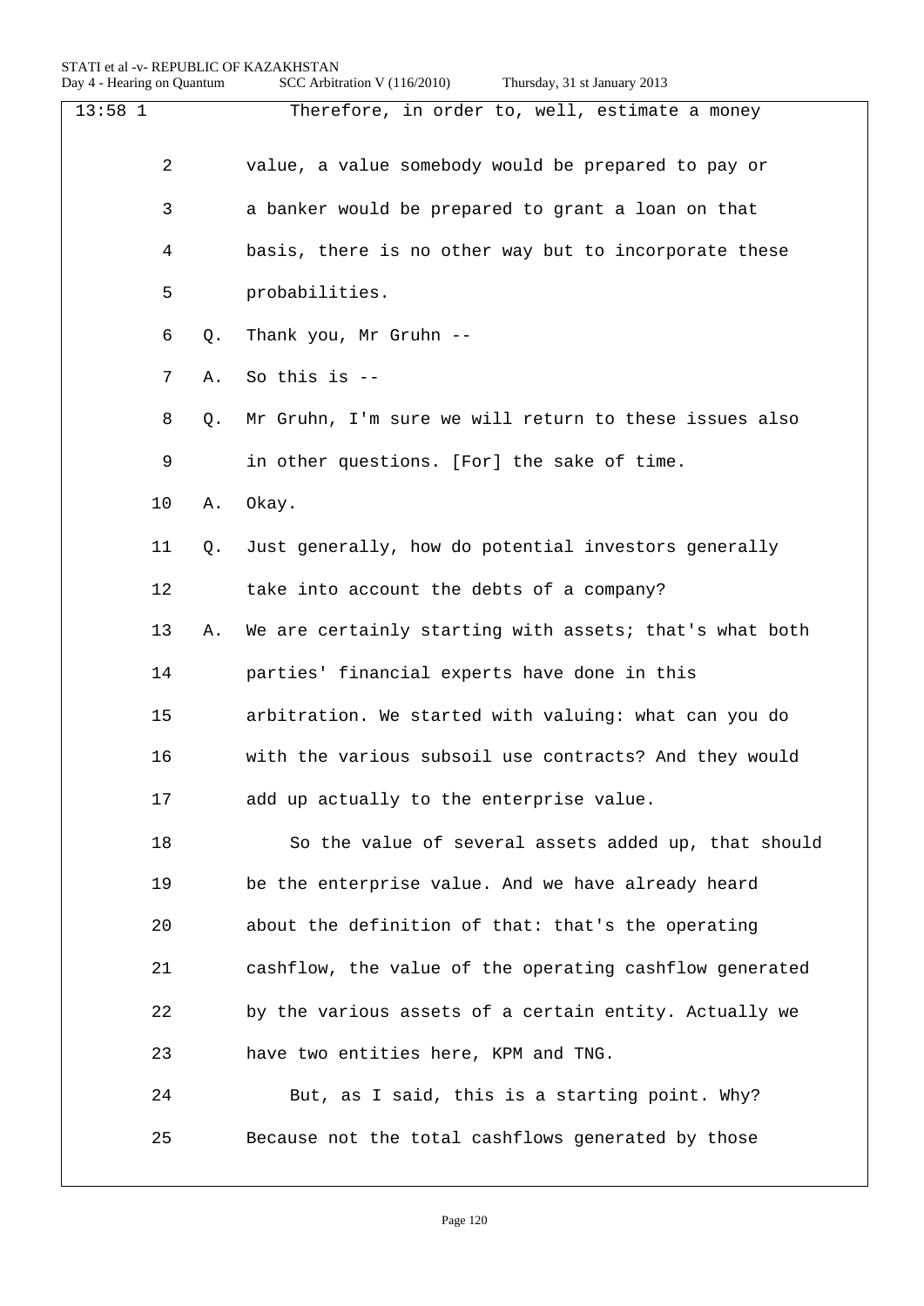13:58 1 Therefore, in order to, well, estimate a money

2 value, a value somebody would be prepared to pay or

3 a banker would be prepared to grant a loan on that

4 basis, there is no other way but to incorporate these

5 probabilities.

6 Q. Thank you, Mr Gruhn --

7 A. So this is --

8 Q. Mr Gruhn, I'm sure we will return to these issues also

9 in other questions. [For] the sake of time.

10 A. Okay.

11 Q. Just generally, how do potential investors generally

12 take into account the debts of a company?

13 A. We are certainly starting with assets; that's what both

14 parties' financial experts have done in this

15 arbitration. We started with valuing: what can you do

16 with the various subsoil use contracts? And they would

17 add up actually to the enterprise value.

18 So the value of several assets added up, that should

19 be the enterprise value. And we have already heard

20 about the definition of that: that's the operating

21 cashflow, the value of the operating cashflow generated

22 by the various assets of a certain entity. Actually we

23 have two entities here, KPM and TNG.

24 But, as I said, this is a starting point. Why?

25 Because not the total cashflows generated by those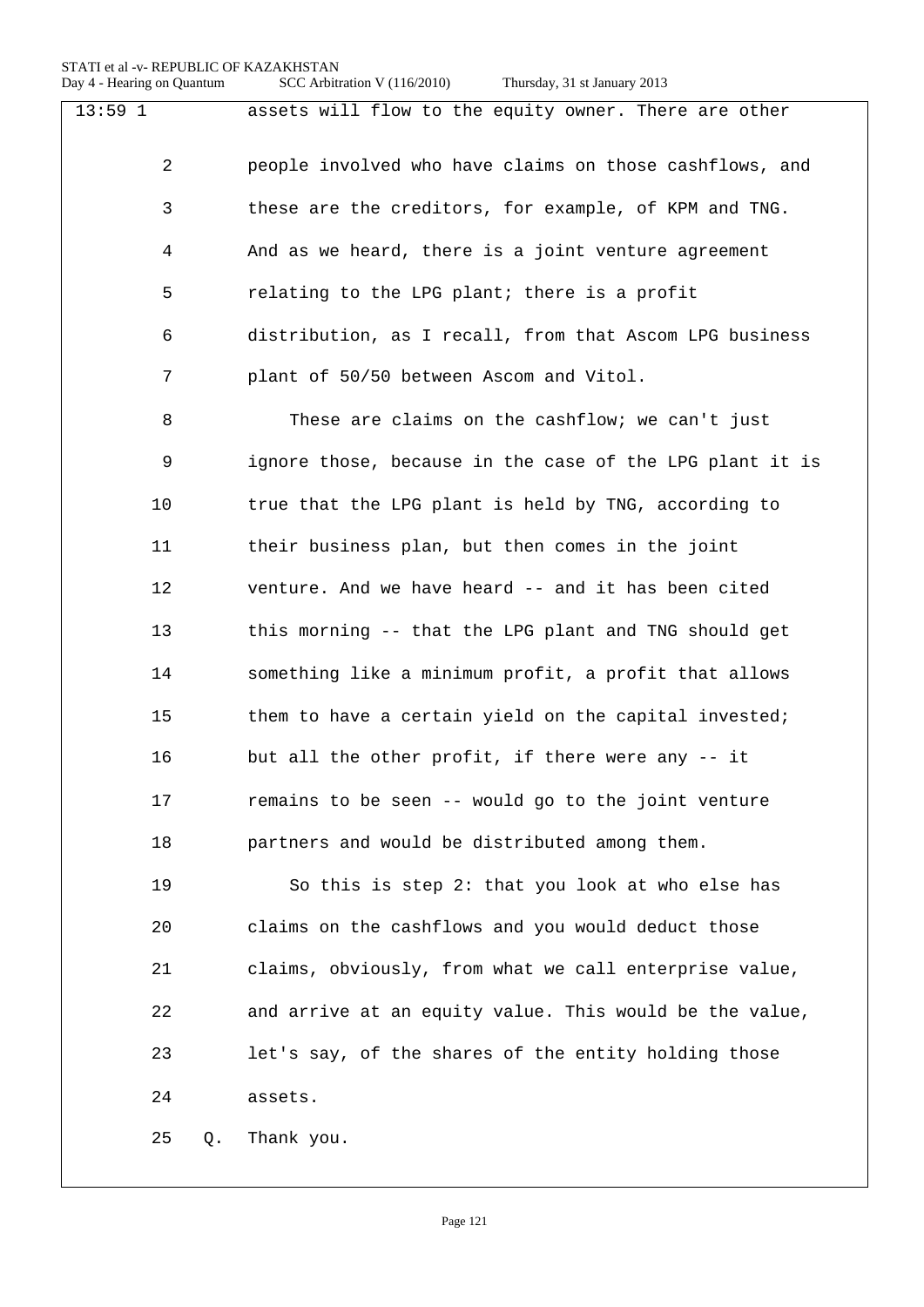13:59 1 assets will flow to the equity owner. There are other

2 people involved who have claims on those cashflows, and

3 these are the creditors, for example, of KPM and TNG.

4 And as we heard, there is a joint venture agreement

5 relating to the LPG plant; there is a profit

6 distribution, as I recall, from that Ascom LPG business

7 plant of 50/50 between Ascom and Vitol.

8 These are claims on the cashflow; we can't just

9 ignore those, because in the case of the LPG plant it is

10 true that the LPG plant is held by TNG, according to

11 their business plan, but then comes in the joint

12 venture. And we have heard -- and it has been cited

13 this morning -- that the LPG plant and TNG should get

14 something like a minimum profit, a profit that allows

15 them to have a certain yield on the capital invested;

16 but all the other profit, if there were any -- it

17 remains to be seen -- would go to the joint venture

18 partners and would be distributed among them.

19 So this is step 2: that you look at who else has

20 claims on the cashflows and you would deduct those

21 claims, obviously, from what we call enterprise value,

22 and arrive at an equity value. This would be the value,

23 let's say, of the shares of the entity holding those

24 assets.

25 Q. Thank you.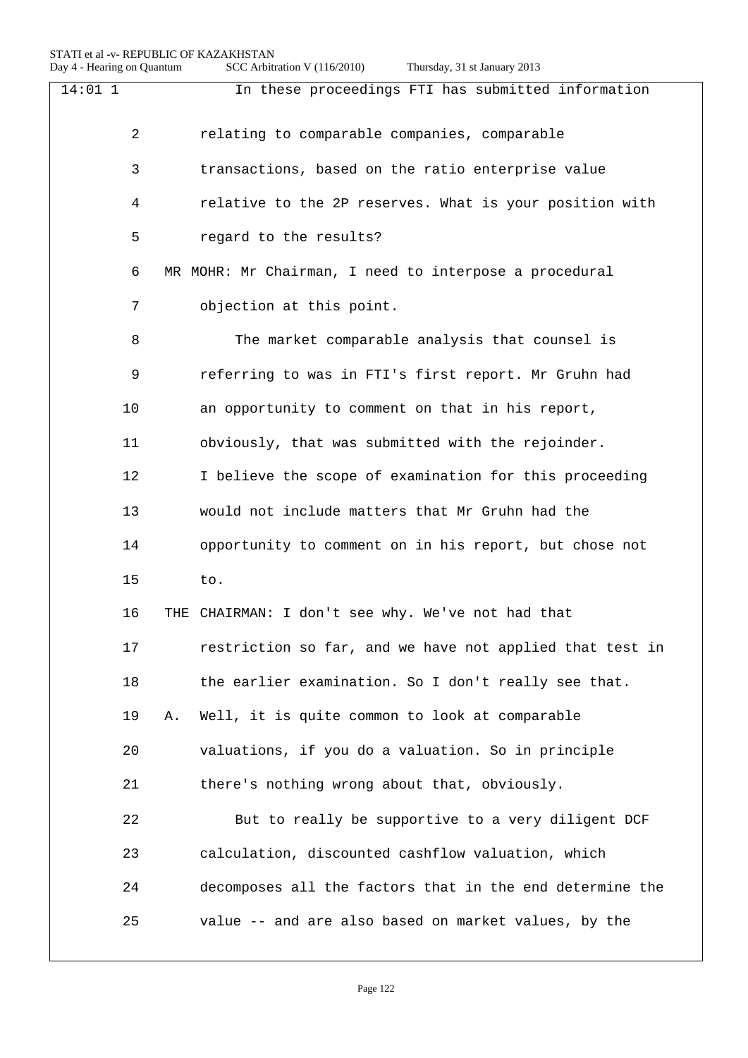14:01 1 In these proceedings FTI has submitted information relating to comparable companies, comparable transactions, based on the ratio enterprise value relative to the 2P reserves. What is your position with regard to the results?

MR MOHR: Mr Chairman, I need to interpose a procedural objection at this point.

The market comparable analysis that counsel is referring to was in FTI's first report. Mr Gruhn had an opportunity to comment on that in his report, obviously, that was submitted with the rejoinder. I believe the scope of examination for this proceeding would not include matters that Mr Gruhn had the opportunity to comment on in his report, but chose not to.

THE CHAIRMAN: I don't see why. We've not had that restriction so far, and we have not applied that test in the earlier examination. So I don't really see that.

A. Well, it is quite common to look at comparable valuations, if you do a valuation. So in principle there's nothing wrong about that, obviously.

But to really be supportive to a very diligent DCF calculation, discounted cashflow valuation, which decomposes all the factors that in the end determine the value -- and are also based on market values, by the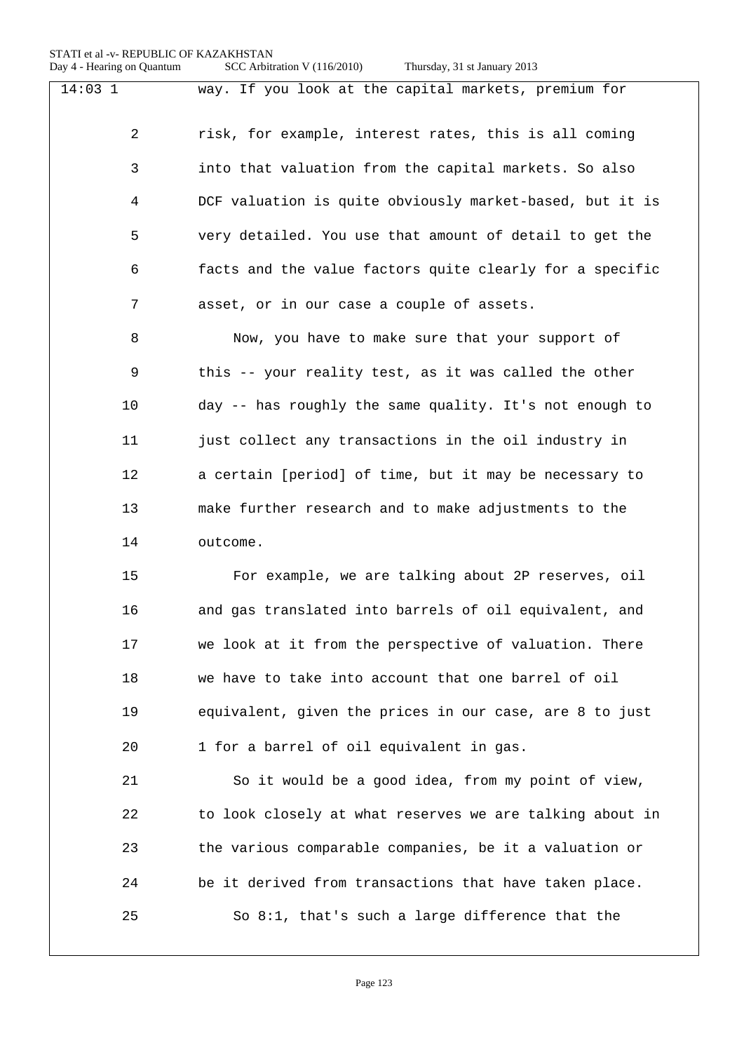14:03 1 way. If you look at the capital markets, premium for

2 risk, for example, interest rates, this is all coming

3 into that valuation from the capital markets. So also

4 DCF valuation is quite obviously market-based, but it is

5 very detailed. You use that amount of detail to get the

6 facts and the value factors quite clearly for a specific

7 asset, or in our case a couple of assets.

8 Now, you have to make sure that your support of

9 this -- your reality test, as it was called the other

10 day -- has roughly the same quality. It's not enough to

11 just collect any transactions in the oil industry in

12 a certain [period] of time, but it may be necessary to

13 make further research and to make adjustments to the

14 outcome.

15 For example, we are talking about 2P reserves, oil

16 and gas translated into barrels of oil equivalent, and

17 we look at it from the perspective of valuation. There

18 we have to take into account that one barrel of oil

19 equivalent, given the prices in our case, are 8 to just

20 1 for a barrel of oil equivalent in gas.

21 So it would be a good idea, from my point of view,

22 to look closely at what reserves we are talking about in

23 the various comparable companies, be it a valuation or

24 be it derived from transactions that have taken place.

25 So 8:1, that's such a large difference that the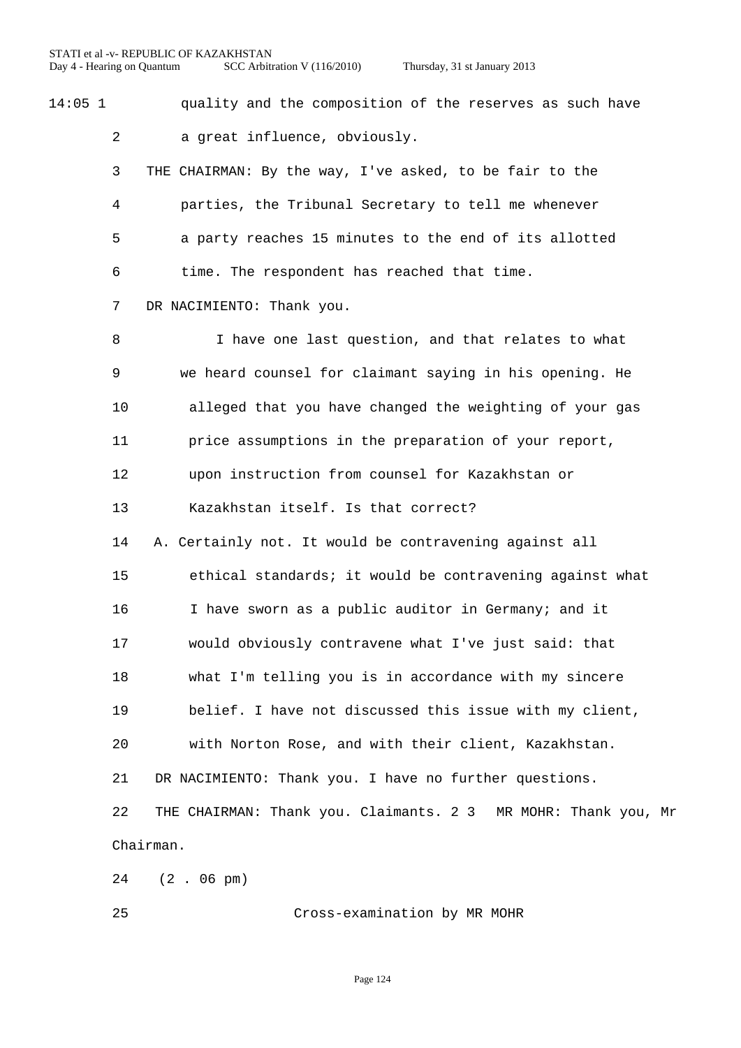14:05 1 quality and the composition of the reserves as such have

2 a great influence, obviously.

3 THE CHAIRMAN: By the way, I've asked, to be fair to the

4 parties, the Tribunal Secretary to tell me whenever

5 a party reaches 15 minutes to the end of its allotted

6 time. The respondent has reached that time.

7 DR NACIMIENTO: Thank you.

8 I have one last question, and that relates to what

9 we heard counsel for claimant saying in his opening. He

10 alleged that you have changed the weighting of your gas

11 price assumptions in the preparation of your report,

12 upon instruction from counsel for Kazakhstan or

13 Kazakhstan itself. Is that correct?

14 A. Certainly not. It would be contravening against all

15 ethical standards; it would be contravening against what

16 I have sworn as a public auditor in Germany; and it

17 would obviously contravene what I've just said: that

18 what I'm telling you is in accordance with my sincere

19 belief. I have not discussed this issue with my client,

20 with Norton Rose, and with their client, Kazakhstan.

21 DR NACIMIENTO: Thank you. I have no further questions.

22 THE CHAIRMAN: Thank you. Claimants. 2 3 MR MOHR: Thank you, Mr Chairman.

24 (2 . 06 pm)

25 Cross-examination by MR MOHR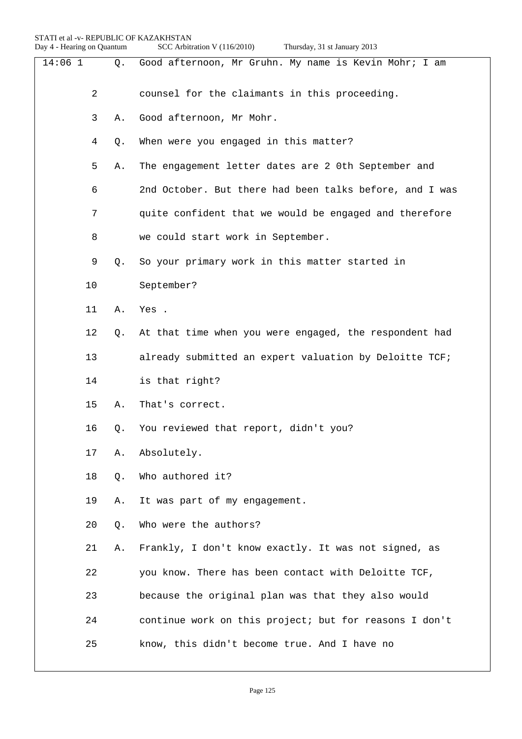14:06 1 Q. Good afternoon, Mr Gruhn. My name is Kevin Mohr; I am

2 counsel for the claimants in this proceeding.

3 A. Good afternoon, Mr Mohr.

4 Q. When were you engaged in this matter?

5 A. The engagement letter dates are 2 0th September and

6 2nd October. But there had been talks before, and I was

7 quite confident that we would be engaged and therefore

8 we could start work in September.

9 Q. So your primary work in this matter started in

10 September?

11 A. Yes .

12 Q. At that time when you were engaged, the respondent had

13 already submitted an expert valuation by Deloitte TCF;

14 is that right?

15 A. That's correct.

16 Q. You reviewed that report, didn't you?

17 A. Absolutely.

18 Q. Who authored it?

19 A. It was part of my engagement.

20 Q. Who were the authors?

21 A. Frankly, I don't know exactly. It was not signed, as

22 you know. There has been contact with Deloitte TCF,

23 because the original plan was that they also would

24 continue work on this project; but for reasons I don't

25 know, this didn't become true. And I have no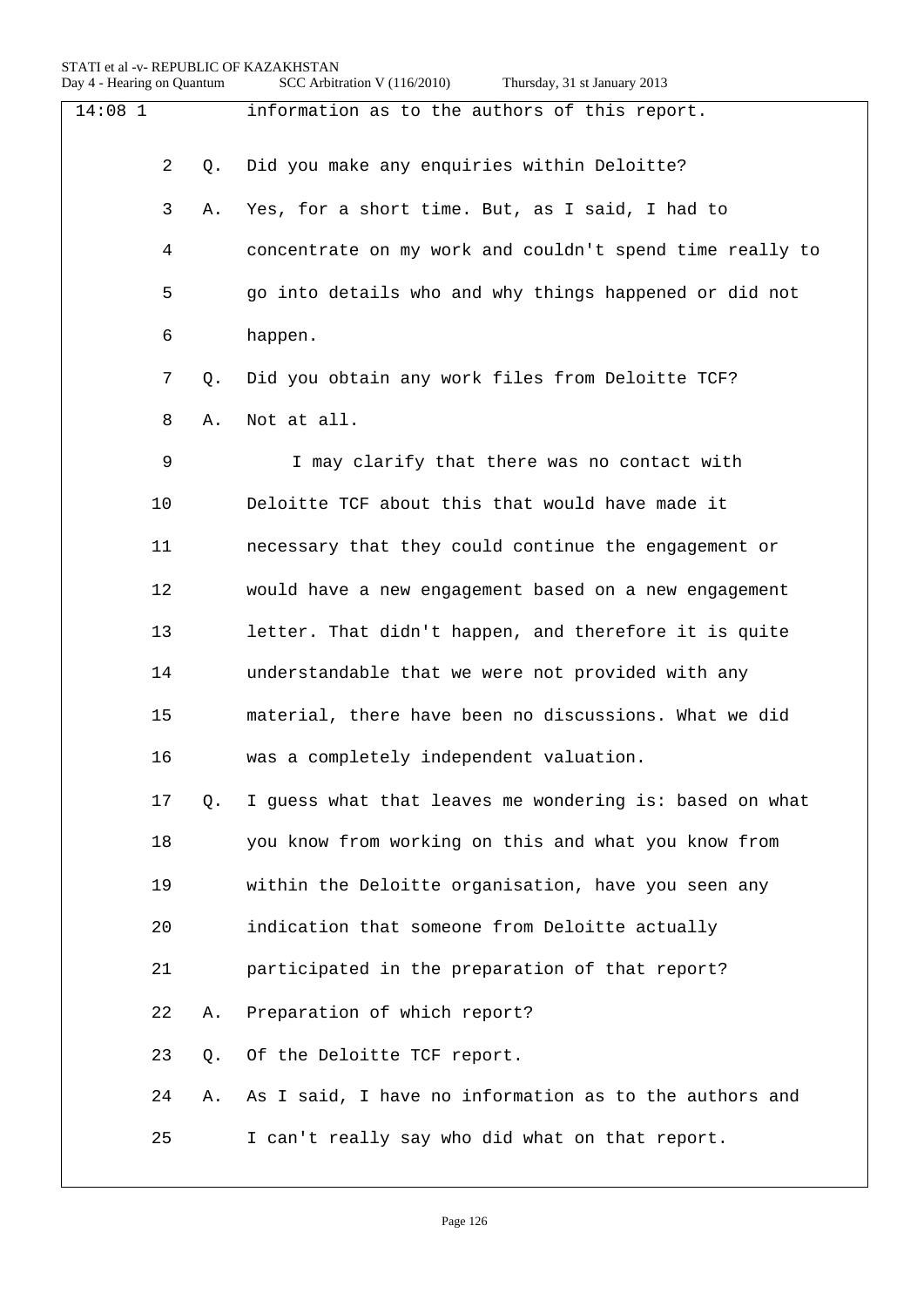14:08 1 information as to the authors of this report.

2 Q. Did you make any enquiries within Deloitte?

3 A. Yes, for a short time. But, as I said, I had to

4 concentrate on my work and couldn't spend time really to

5 go into details who and why things happened or did not

6 happen.

7 Q. Did you obtain any work files from Deloitte TCF?

8 A. Not at all.

9 I may clarify that there was no contact with

10 Deloitte TCF about this that would have made it

11 necessary that they could continue the engagement or

12 would have a new engagement based on a new engagement

13 letter. That didn't happen, and therefore it is quite

14 understandable that we were not provided with any

15 material, there have been no discussions. What we did

16 was a completely independent valuation.

17 Q. I guess what that leaves me wondering is: based on what

18 you know from working on this and what you know from

19 within the Deloitte organisation, have you seen any

20 indication that someone from Deloitte actually

21 participated in the preparation of that report?

22 A. Preparation of which report?

23 Q. Of the Deloitte TCF report.

24 A. As I said, I have no information as to the authors and

25 I can't really say who did what on that report.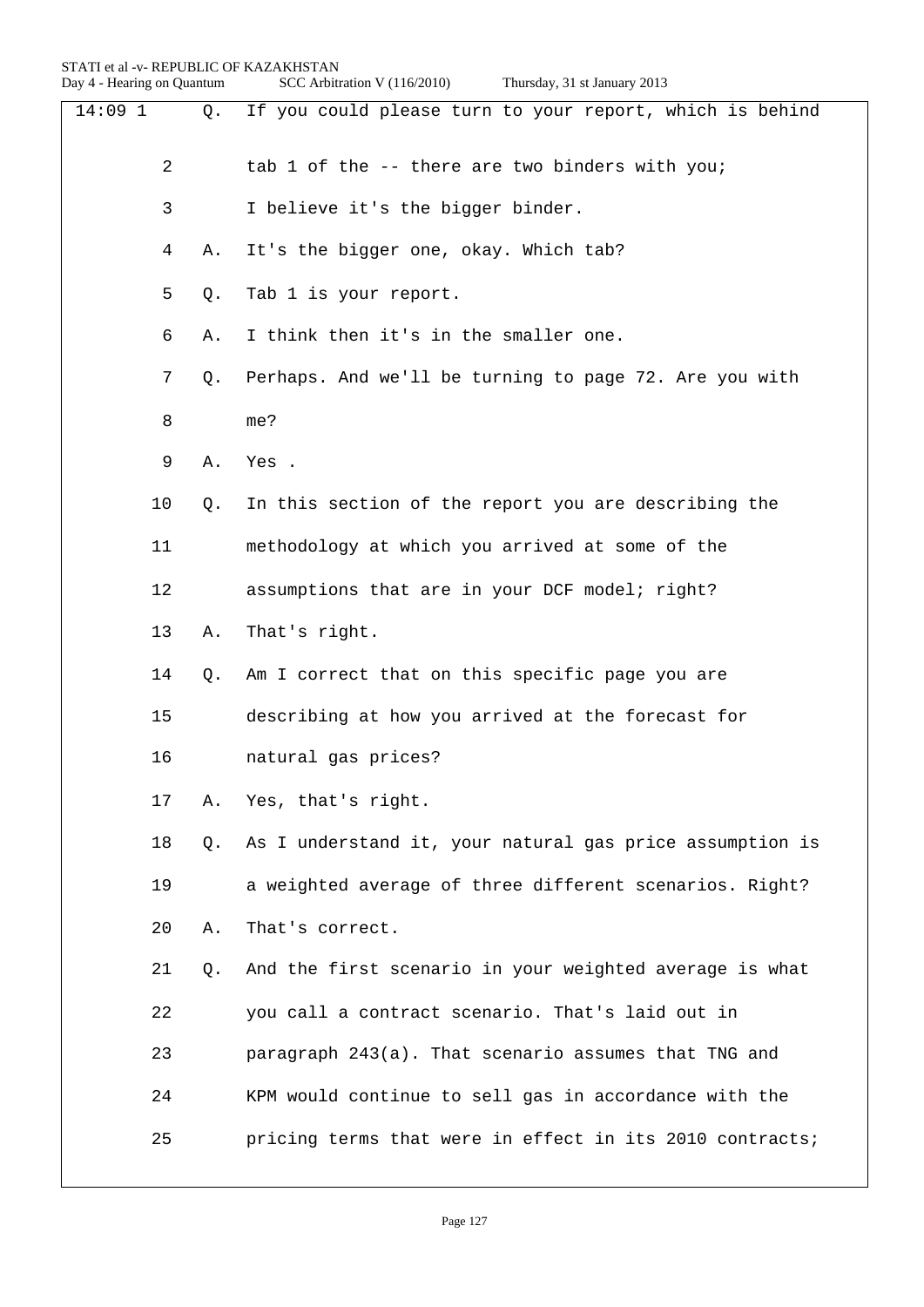14:09 1 Q. If you could please turn to your report, which is behind

2 tab 1 of the -- there are two binders with you;

3 I believe it's the bigger binder.

4 A. It's the bigger one, okay. Which tab?

5 Q. Tab 1 is your report.

6 A. I think then it's in the smaller one.

7 Q. Perhaps. And we'll be turning to page 72. Are you with

8 me?

9 A. Yes .

10 Q. In this section of the report you are describing the

11 methodology at which you arrived at some of the

12 assumptions that are in your DCF model; right?

13 A. That's right.

14 Q. Am I correct that on this specific page you are

15 describing at how you arrived at the forecast for

16 natural gas prices?

17 A. Yes, that's right.

18 Q. As I understand it, your natural gas price assumption is

19 a weighted average of three different scenarios. Right?

20 A. That's correct.

21 Q. And the first scenario in your weighted average is what

22 you call a contract scenario. That's laid out in

23 paragraph 243(a). That scenario assumes that TNG and

24 KPM would continue to sell gas in accordance with the

25 pricing terms that were in effect in its 2010 contracts;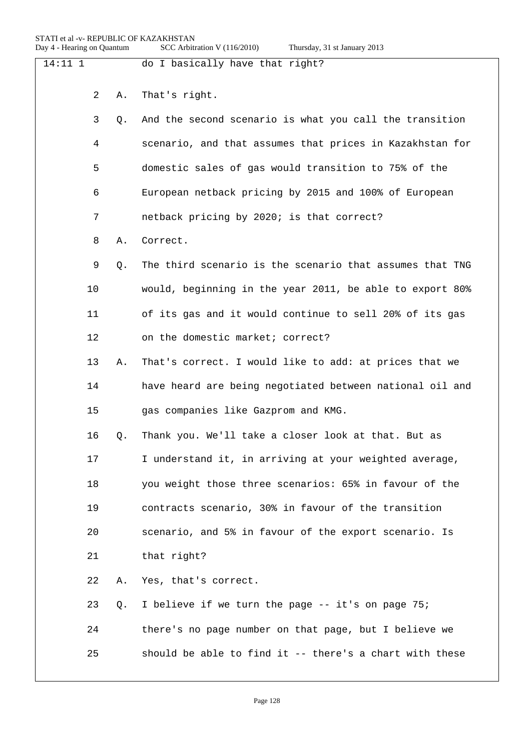14:11 1 do I basically have that right?

2 A. That's right.

3 Q. And the second scenario is what you call the transition

4 scenario, and that assumes that prices in Kazakhstan for

5 domestic sales of gas would transition to 75% of the

6 European netback pricing by 2015 and 100% of European

7 netback pricing by 2020; is that correct?

8 A. Correct.

9 Q. The third scenario is the scenario that assumes that TNG

10 would, beginning in the year 2011, be able to export 80%

11 of its gas and it would continue to sell 20% of its gas

12 on the domestic market; correct?

13 A. That's correct. I would like to add: at prices that we

14 have heard are being negotiated between national oil and

15 gas companies like Gazprom and KMG.

16 Q. Thank you. We'll take a closer look at that. But as

17 I understand it, in arriving at your weighted average,

18 you weight those three scenarios: 65% in favour of the

19 contracts scenario, 30% in favour of the transition

20 scenario, and 5% in favour of the export scenario. Is

21 that right?

22 A. Yes, that's correct.

23 Q. I believe if we turn the page -- it's on page 75;

24 there's no page number on that page, but I believe we

25 should be able to find it -- there's a chart with these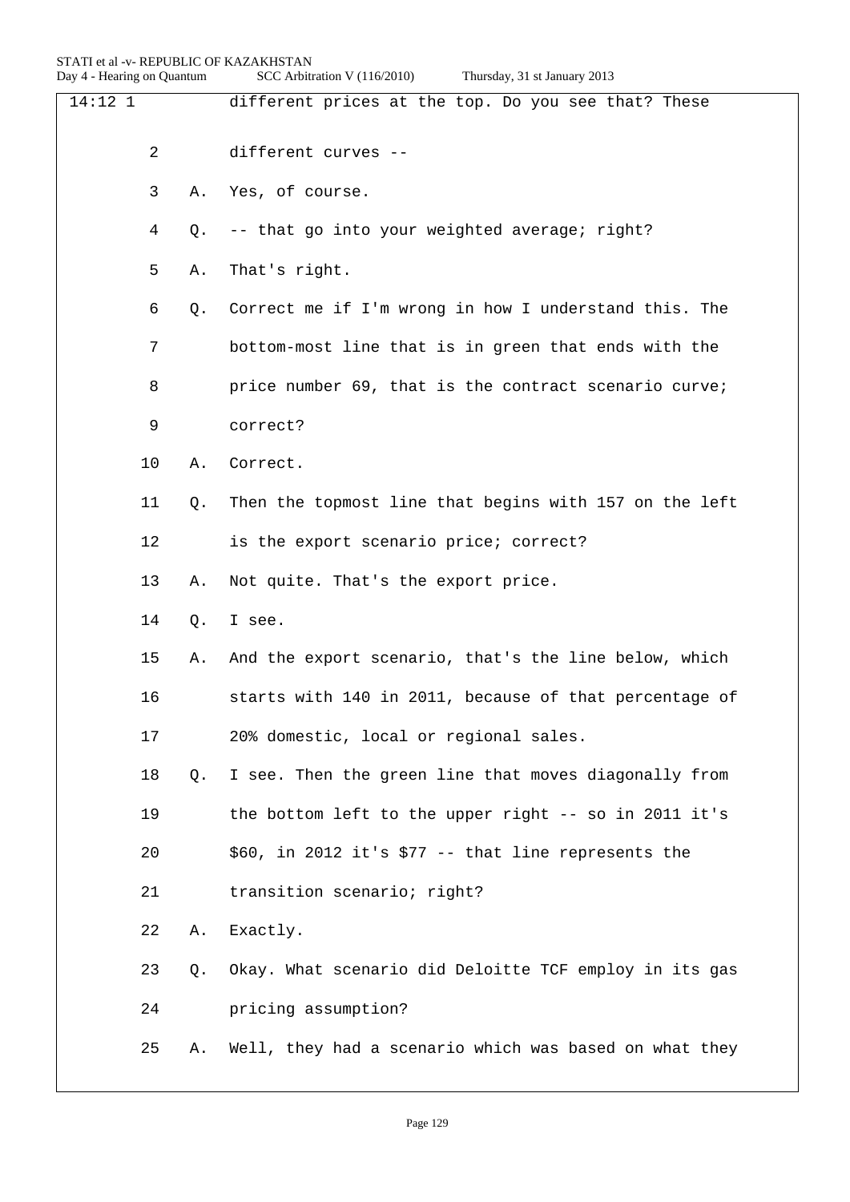14:12 1 different prices at the top. Do you see that? These

2 different curves --

3 A. Yes, of course.

4 Q. -- that go into your weighted average; right?

5 A. That's right.

6 Q. Correct me if I'm wrong in how I understand this. The

7 bottom-most line that is in green that ends with the

8 price number 69, that is the contract scenario curve;

9 correct?

10 A. Correct.

11 Q. Then the topmost line that begins with 157 on the left

12 is the export scenario price; correct?

13 A. Not quite. That's the export price.

14 Q. I see.

15 A. And the export scenario, that's the line below, which

16 starts with 140 in 2011, because of that percentage of

17 20% domestic, local or regional sales.

18 Q. I see. Then the green line that moves diagonally from

19 the bottom left to the upper right -- so in 2011 it's

20 $60, in 2012 it's $77 -- that line represents the

21 transition scenario; right?

22 A. Exactly.

23 Q. Okay. What scenario did Deloitte TCF employ in its gas

24 pricing assumption?

25 A. Well, they had a scenario which was based on what they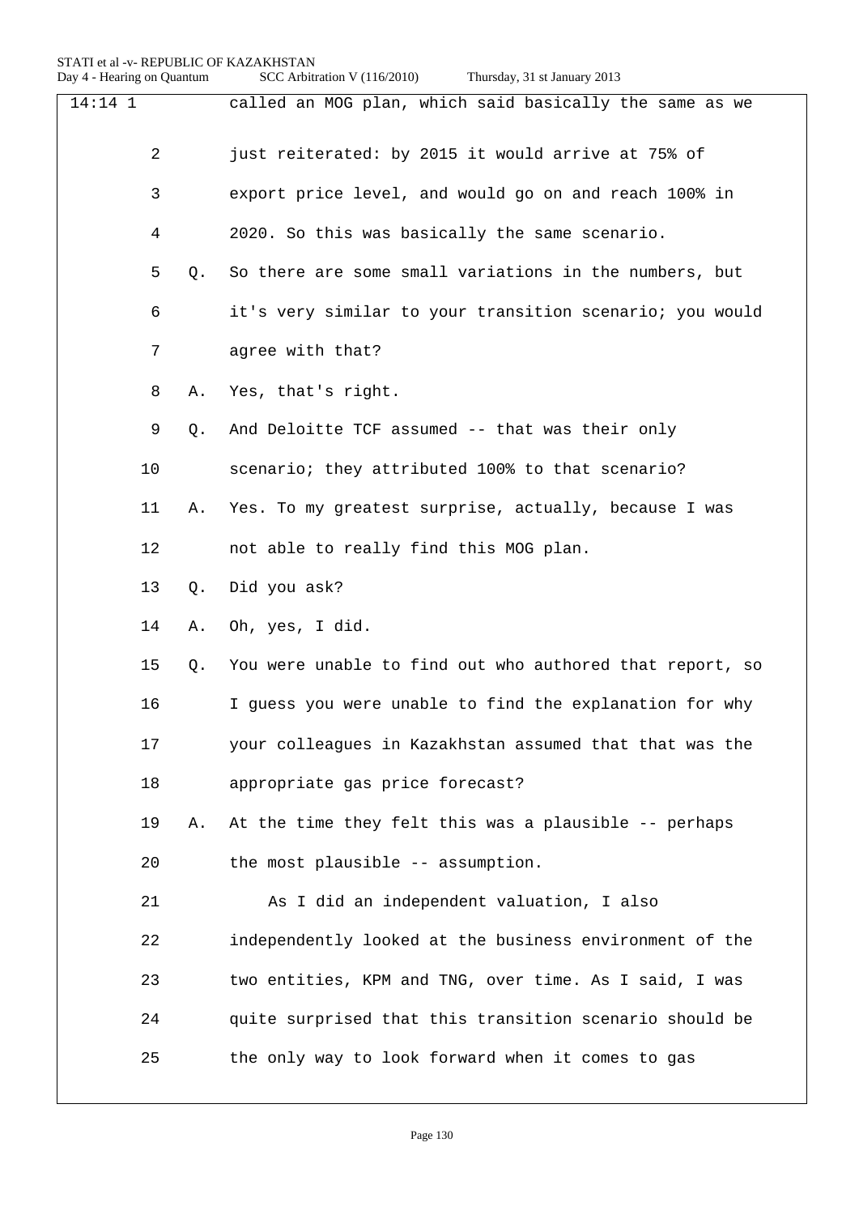14:14 1 called an MOG plan, which said basically the same as we

2 just reiterated: by 2015 it would arrive at 75% of

3 export price level, and would go on and reach 100% in

4 2020. So this was basically the same scenario.

5 Q. So there are some small variations in the numbers, but

6 it's very similar to your transition scenario; you would

7 agree with that?

8 A. Yes, that's right.

9 Q. And Deloitte TCF assumed -- that was their only

10 scenario; they attributed 100% to that scenario?

11 A. Yes. To my greatest surprise, actually, because I was

12 not able to really find this MOG plan.

13 Q. Did you ask?

14 A. Oh, yes, I did.

15 Q. You were unable to find out who authored that report, so

16 I guess you were unable to find the explanation for why

17 your colleagues in Kazakhstan assumed that that was the

18 appropriate gas price forecast?

19 A. At the time they felt this was a plausible -- perhaps

20 the most plausible -- assumption.

21 As I did an independent valuation, I also

22 independently looked at the business environment of the

23 two entities, KPM and TNG, over time. As I said, I was

24 quite surprised that this transition scenario should be

25 the only way to look forward when it comes to gas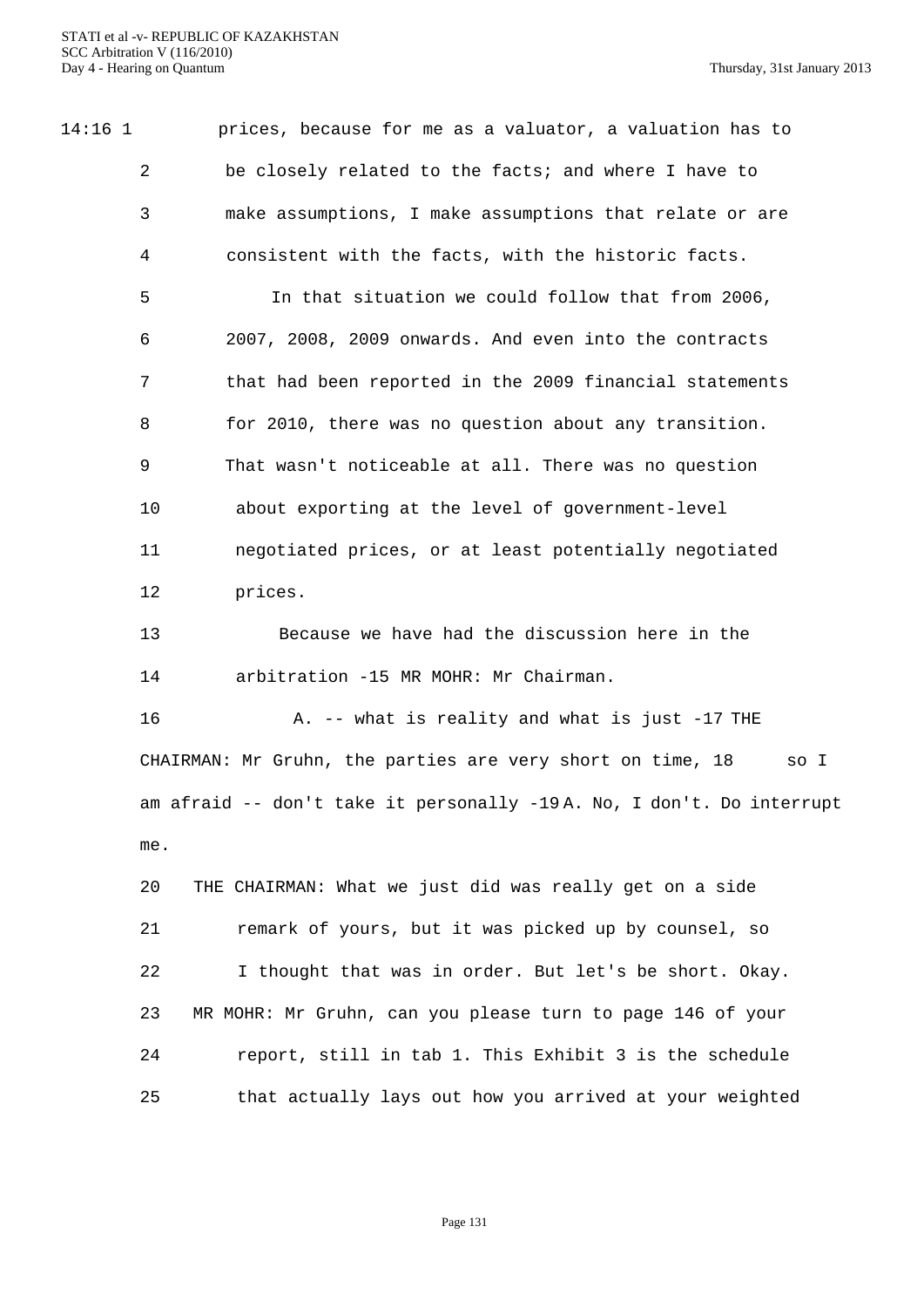14:16 1 prices, because for me as a valuator, a valuation has to

2 be closely related to the facts; and where I have to

3 make assumptions, I make assumptions that relate or are

4 consistent with the facts, with the historic facts.

5 In that situation we could follow that from 2006,

6 2007, 2008, 2009 onwards. And even into the contracts

7 that had been reported in the 2009 financial statements

8 for 2010, there was no question about any transition.

9 That wasn't noticeable at all. There was no question

10 about exporting at the level of government-level

11 negotiated prices, or at least potentially negotiated

12 prices.

13 Because we have had the discussion here in the

14 arbitration -15 MR MOHR: Mr Chairman.

16 A. -- what is reality and what is just -17 THE CHAIRMAN: Mr Gruhn, the parties are very short on time, 18 so I am afraid -- don't take it personally -19 A. No, I don't. Do interrupt me.

20 THE CHAIRMAN: What we just did was really get on a side

21 remark of yours, but it was picked up by counsel, so

22 I thought that was in order. But let's be short. Okay.

23 MR MOHR: Mr Gruhn, can you please turn to page 146 of your

24 report, still in tab 1. This Exhibit 3 is the schedule

25 that actually lays out how you arrived at your weighted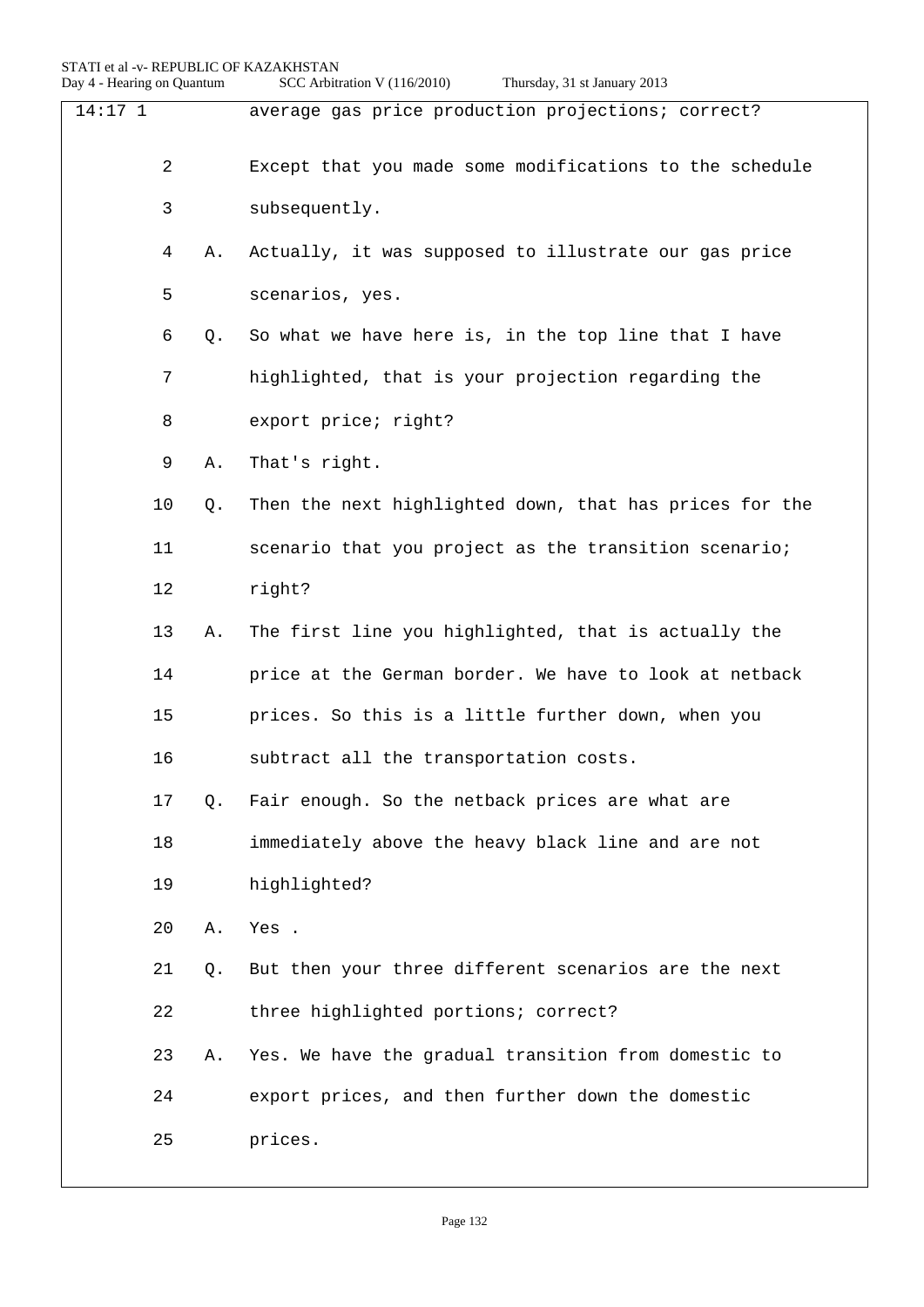14:17 1 average gas price production projections; correct?

2 Except that you made some modifications to the schedule

3 subsequently.

4 A. Actually, it was supposed to illustrate our gas price

5 scenarios, yes.

6 Q. So what we have here is, in the top line that I have

7 highlighted, that is your projection regarding the

8 export price; right?

9 A. That's right.

10 Q. Then the next highlighted down, that has prices for the

11 scenario that you project as the transition scenario;

12 right?

13 A. The first line you highlighted, that is actually the

14 price at the German border. We have to look at netback

15 prices. So this is a little further down, when you

16 subtract all the transportation costs.

17 Q. Fair enough. So the netback prices are what are

18 immediately above the heavy black line and are not

19 highlighted?

20 A. Yes .

21 Q. But then your three different scenarios are the next

22 three highlighted portions; correct?

23 A. Yes. We have the gradual transition from domestic to

24 export prices, and then further down the domestic

25 prices.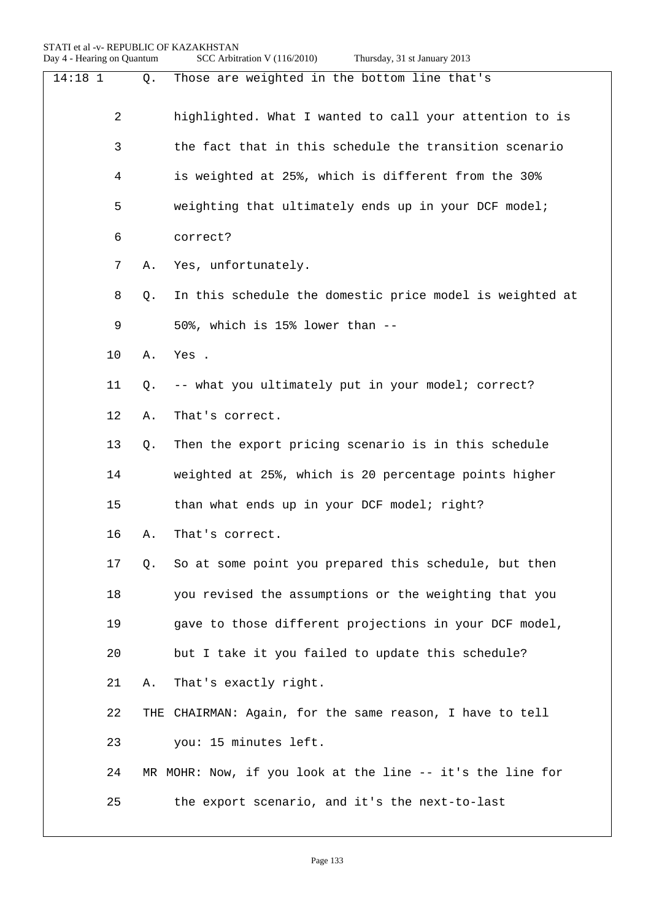14:18 1 Q. Those are weighted in the bottom line that's

2 highlighted. What I wanted to call your attention to is

3 the fact that in this schedule the transition scenario

4 is weighted at 25%, which is different from the 30%

5 weighting that ultimately ends up in your DCF model;

6 correct?

7 A. Yes, unfortunately.

8 Q. In this schedule the domestic price model is weighted at

9 50%, which is 15% lower than --

10 A. Yes .

11 Q. -- what you ultimately put in your model; correct?

12 A. That's correct.

13 Q. Then the export pricing scenario is in this schedule

14 weighted at 25%, which is 20 percentage points higher

15 than what ends up in your DCF model; right?

16 A. That's correct.

17 Q. So at some point you prepared this schedule, but then

18 you revised the assumptions or the weighting that you

19 gave to those different projections in your DCF model,

20 but I take it you failed to update this schedule?

21 A. That's exactly right.

22 THE CHAIRMAN: Again, for the same reason, I have to tell

23 you: 15 minutes left.

24 MR MOHR: Now, if you look at the line -- it's the line for

25 the export scenario, and it's the next-to-last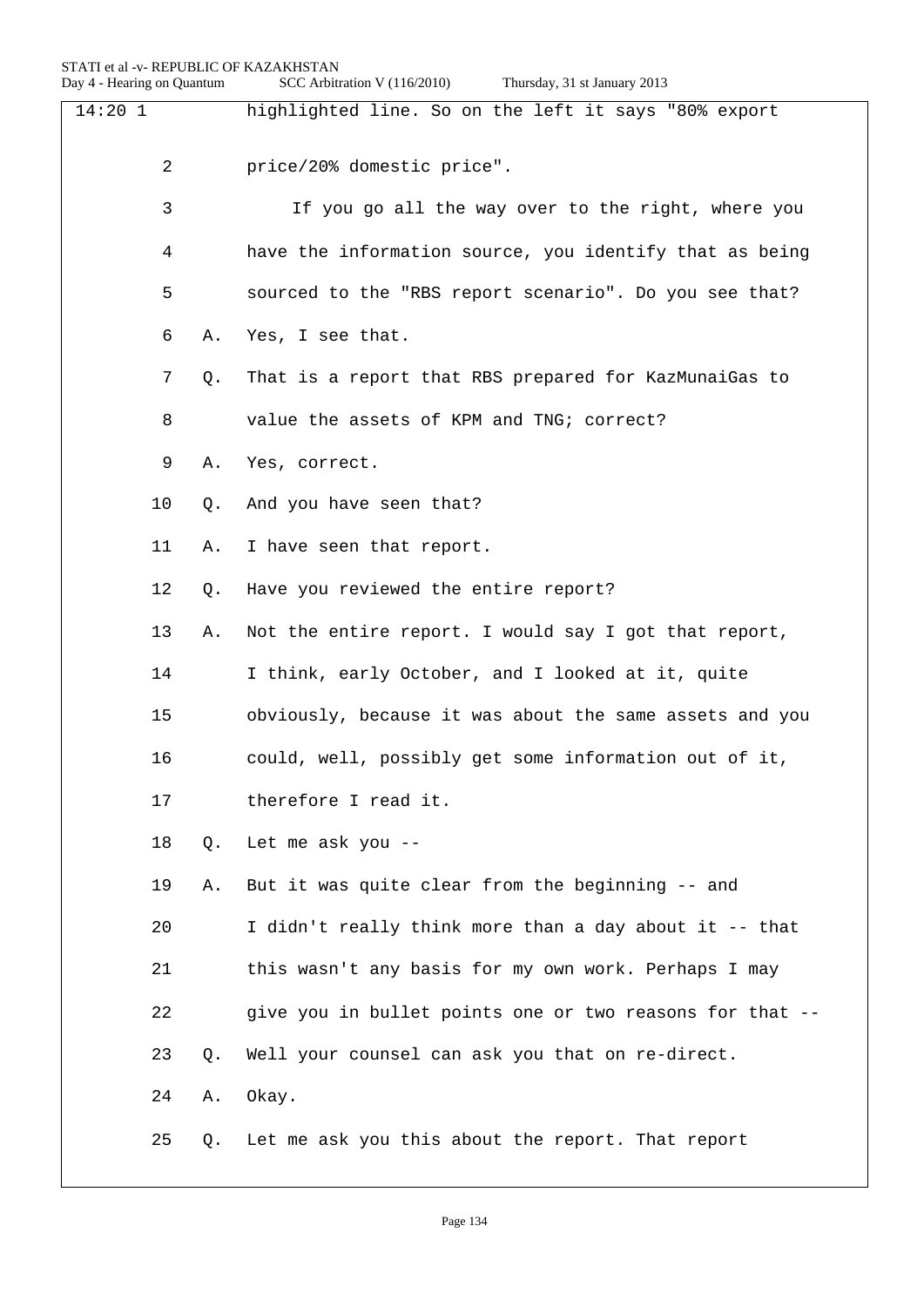14:20 1 highlighted line. So on the left it says "80% export

2 price/20% domestic price".

3 If you go all the way over to the right, where you

4 have the information source, you identify that as being

5 sourced to the "RBS report scenario". Do you see that?

6 A. Yes, I see that.

7 Q. That is a report that RBS prepared for KazMunaiGas to

8 value the assets of KPM and TNG; correct?

9 A. Yes, correct.

10 Q. And you have seen that?

11 A. I have seen that report.

12 Q. Have you reviewed the entire report?

13 A. Not the entire report. I would say I got that report,

14 I think, early October, and I looked at it, quite

15 obviously, because it was about the same assets and you

16 could, well, possibly get some information out of it,

17 therefore I read it.

18 Q. Let me ask you --

19 A. But it was quite clear from the beginning -- and

20 I didn't really think more than a day about it -- that

21 this wasn't any basis for my own work. Perhaps I may

22 give you in bullet points one or two reasons for that --

23 Q. Well your counsel can ask you that on re-direct.

24 A. Okay.

25 Q. Let me ask you this about the report. That report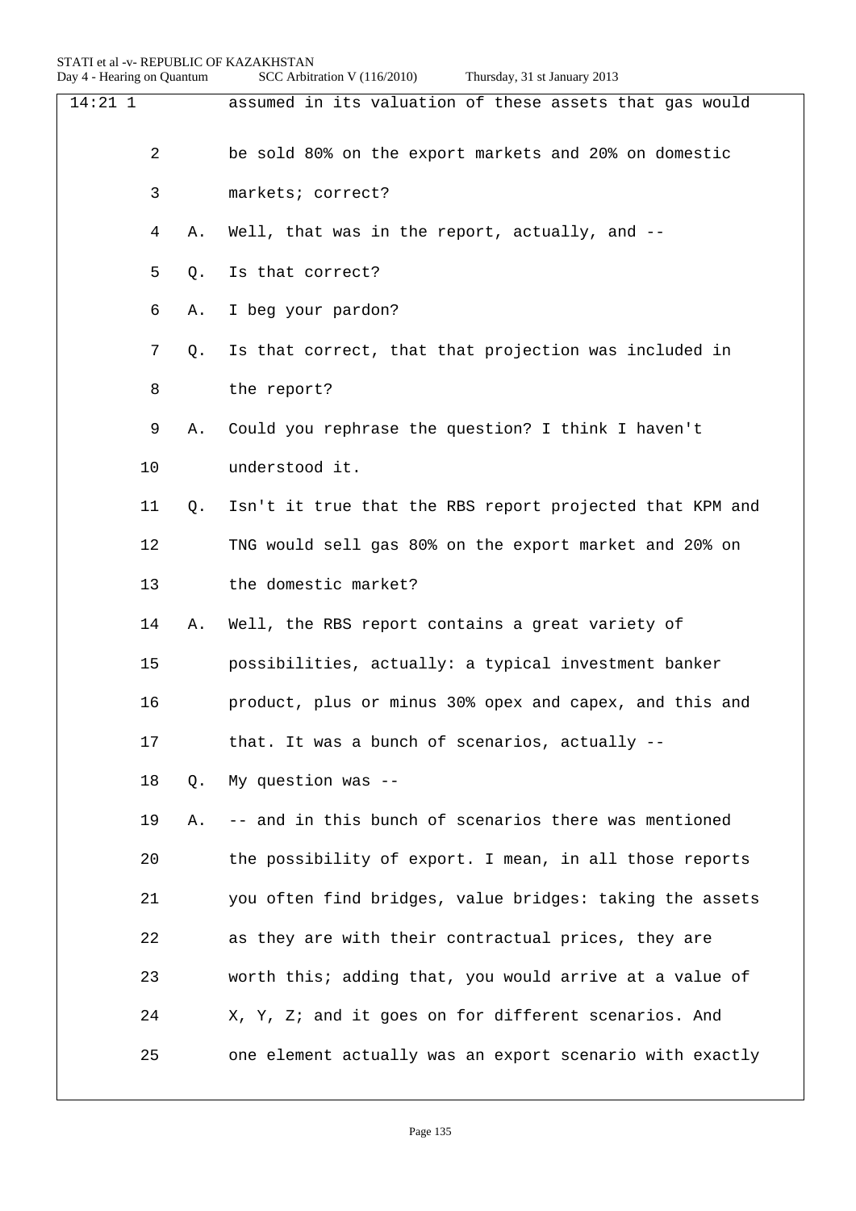14:21 1 assumed in its valuation of these assets that gas would

2 be sold 80% on the export markets and 20% on domestic

3 markets; correct?

4 A. Well, that was in the report, actually, and --

5 Q. Is that correct?

6 A. I beg your pardon?

7 Q. Is that correct, that that projection was included in

8 the report?

9 A. Could you rephrase the question? I think I haven't

10 understood it.

11 Q. Isn't it true that the RBS report projected that KPM and

12 TNG would sell gas 80% on the export market and 20% on

13 the domestic market?

14 A. Well, the RBS report contains a great variety of

15 possibilities, actually: a typical investment banker

16 product, plus or minus 30% opex and capex, and this and

17 that. It was a bunch of scenarios, actually --

18 Q. My question was --

19 A. -- and in this bunch of scenarios there was mentioned

20 the possibility of export. I mean, in all those reports

21 you often find bridges, value bridges: taking the assets

22 as they are with their contractual prices, they are

23 worth this; adding that, you would arrive at a value of

24 X, Y, Z; and it goes on for different scenarios. And

25 one element actually was an export scenario with exactly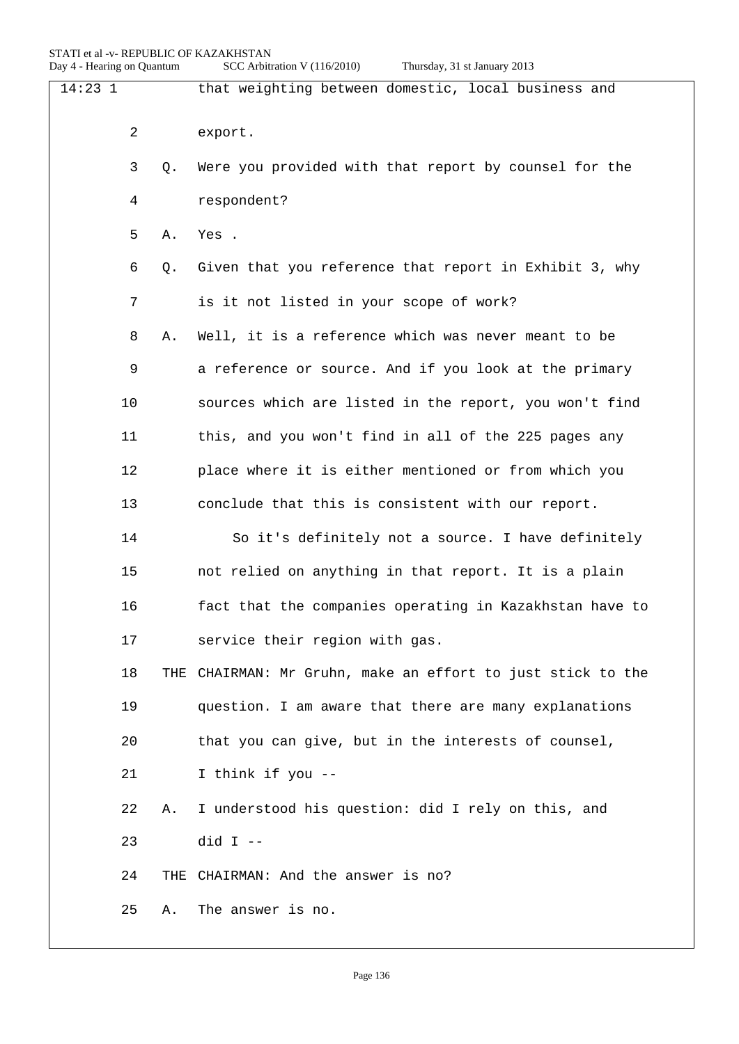14:23 1 that weighting between domestic, local business and

2 export.

3 Q. Were you provided with that report by counsel for the

4 respondent?

5 A. Yes .

6 Q. Given that you reference that report in Exhibit 3, why

7 is it not listed in your scope of work?

8 A. Well, it is a reference which was never meant to be

9 a reference or source. And if you look at the primary

10 sources which are listed in the report, you won't find

11 this, and you won't find in all of the 225 pages any

12 place where it is either mentioned or from which you

13 conclude that this is consistent with our report.

14 So it's definitely not a source. I have definitely

15 not relied on anything in that report. It is a plain

16 fact that the companies operating in Kazakhstan have to

17 service their region with gas.

18 THE CHAIRMAN: Mr Gruhn, make an effort to just stick to the

19 question. I am aware that there are many explanations

20 that you can give, but in the interests of counsel,

21 I think if you --

22 A. I understood his question: did I rely on this, and

23 did I --

24 THE CHAIRMAN: And the answer is no?

25 A. The answer is no.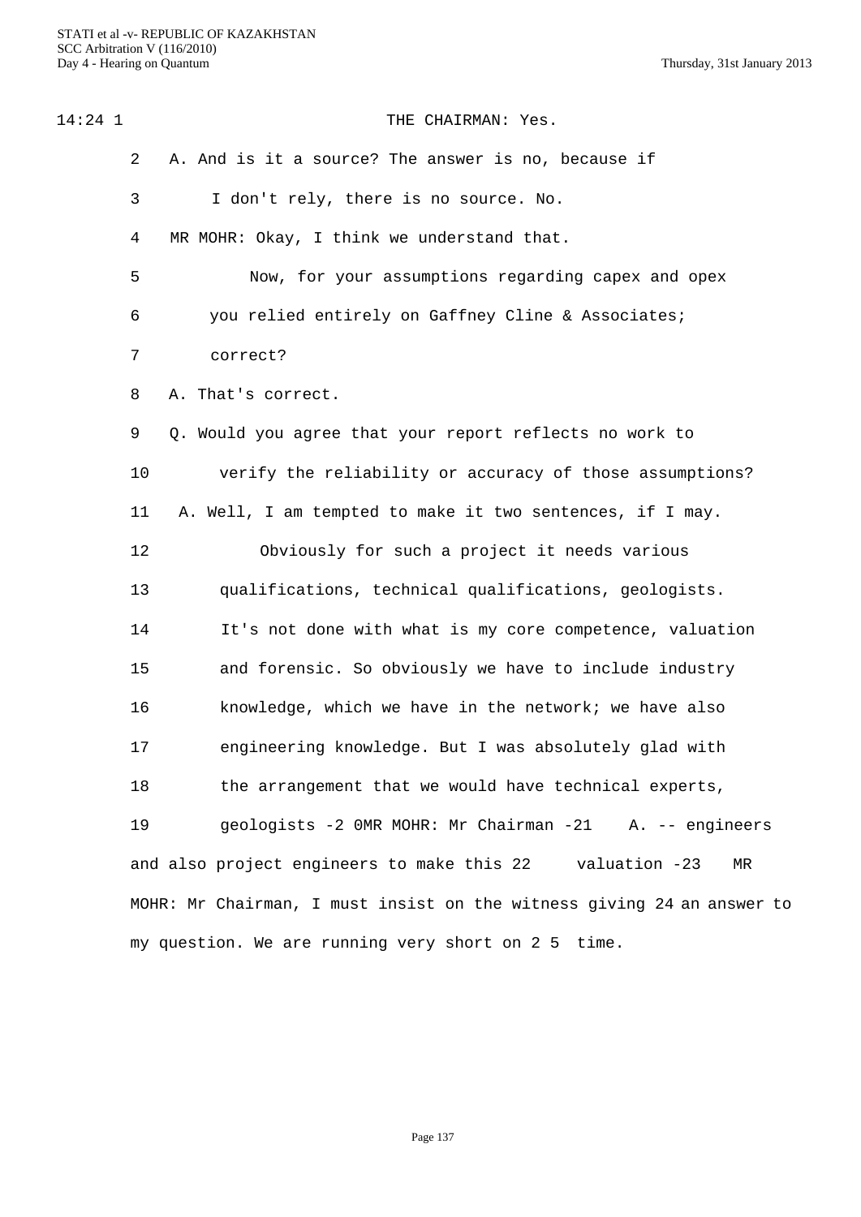14:24 1 THE CHAIRMAN: Yes.

2 A. And is it a source? The answer is no, because if

3 I don't rely, there is no source. No.

4 MR MOHR: Okay, I think we understand that.

5 Now, for your assumptions regarding capex and opex

6 you relied entirely on Gaffney Cline & Associates;

7 correct?

8 A. That's correct.

9 Q. Would you agree that your report reflects no work to

10 verify the reliability or accuracy of those assumptions?

11 A. Well, I am tempted to make it two sentences, if I may.

12 Obviously for such a project it needs various

13 qualifications, technical qualifications, geologists.

14 It's not done with what is my core competence, valuation

15 and forensic. So obviously we have to include industry

16 knowledge, which we have in the network; we have also

17 engineering knowledge. But I was absolutely glad with

18 the arrangement that we would have technical experts,

19 geologists -2 0MR MOHR: Mr Chairman -21 A. -- engineers and also project engineers to make this 22 valuation -23 MR MOHR: Mr Chairman, I must insist on the witness giving 24 an answer to my question. We are running very short on 2 5 time.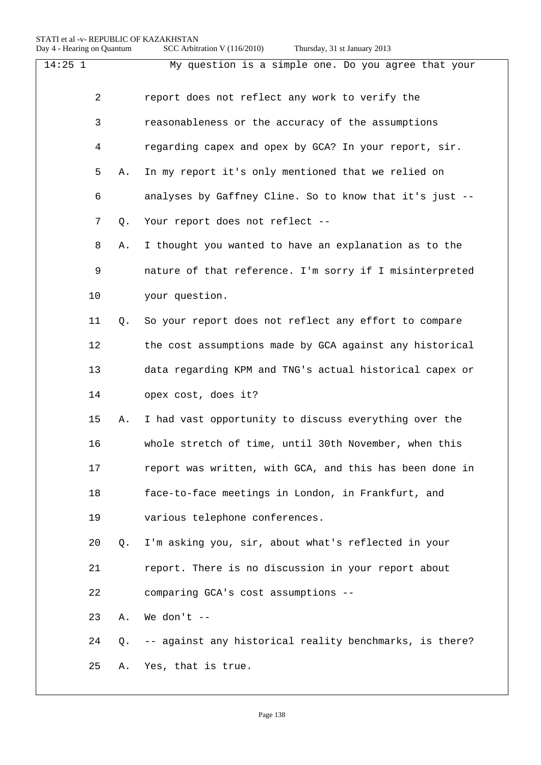14:25 1 My question is a simple one. Do you agree that your

2 report does not reflect any work to verify the

3 reasonableness or the accuracy of the assumptions

4 regarding capex and opex by GCA? In your report, sir.

5 A. In my report it's only mentioned that we relied on

6 analyses by Gaffney Cline. So to know that it's just --

7 Q. Your report does not reflect --

8 A. I thought you wanted to have an explanation as to the

9 nature of that reference. I'm sorry if I misinterpreted

10 your question.

11 Q. So your report does not reflect any effort to compare

12 the cost assumptions made by GCA against any historical

13 data regarding KPM and TNG's actual historical capex or

14 opex cost, does it?

15 A. I had vast opportunity to discuss everything over the

16 whole stretch of time, until 30th November, when this

17 report was written, with GCA, and this has been done in

18 face-to-face meetings in London, in Frankfurt, and

19 various telephone conferences.

20 Q. I'm asking you, sir, about what's reflected in your

21 report. There is no discussion in your report about

22 comparing GCA's cost assumptions --

23 A. We don't --

24 Q. -- against any historical reality benchmarks, is there?

25 A. Yes, that is true.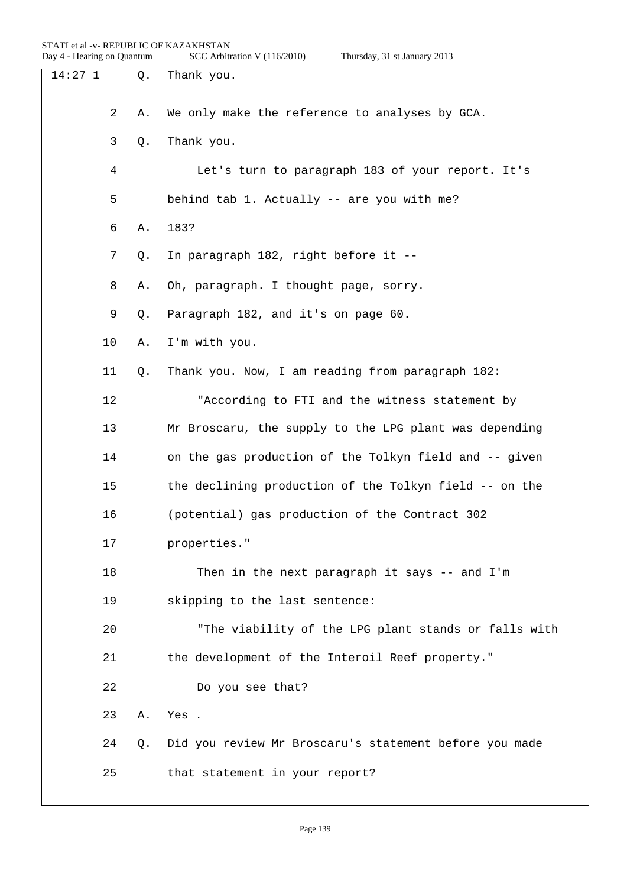14:27 1 Q. Thank you.

2 A. We only make the reference to analyses by GCA.

3 Q. Thank you.

4 Let's turn to paragraph 183 of your report. It's

5 behind tab 1. Actually -- are you with me?

6 A. 183?

7 Q. In paragraph 182, right before it --

8 A. Oh, paragraph. I thought page, sorry.

9 Q. Paragraph 182, and it's on page 60.

10 A. I'm with you.

11 Q. Thank you. Now, I am reading from paragraph 182:

12 "According to FTI and the witness statement by

13 Mr Broscaru, the supply to the LPG plant was depending

14 on the gas production of the Tolkyn field and -- given

15 the declining production of the Tolkyn field -- on the

16 (potential) gas production of the Contract 302

17 properties."

18 Then in the next paragraph it says -- and I'm

19 skipping to the last sentence:

20 "The viability of the LPG plant stands or falls with

21 the development of the Interoil Reef property."

22 Do you see that?

23 A. Yes .

24 Q. Did you review Mr Broscaru's statement before you made

25 that statement in your report?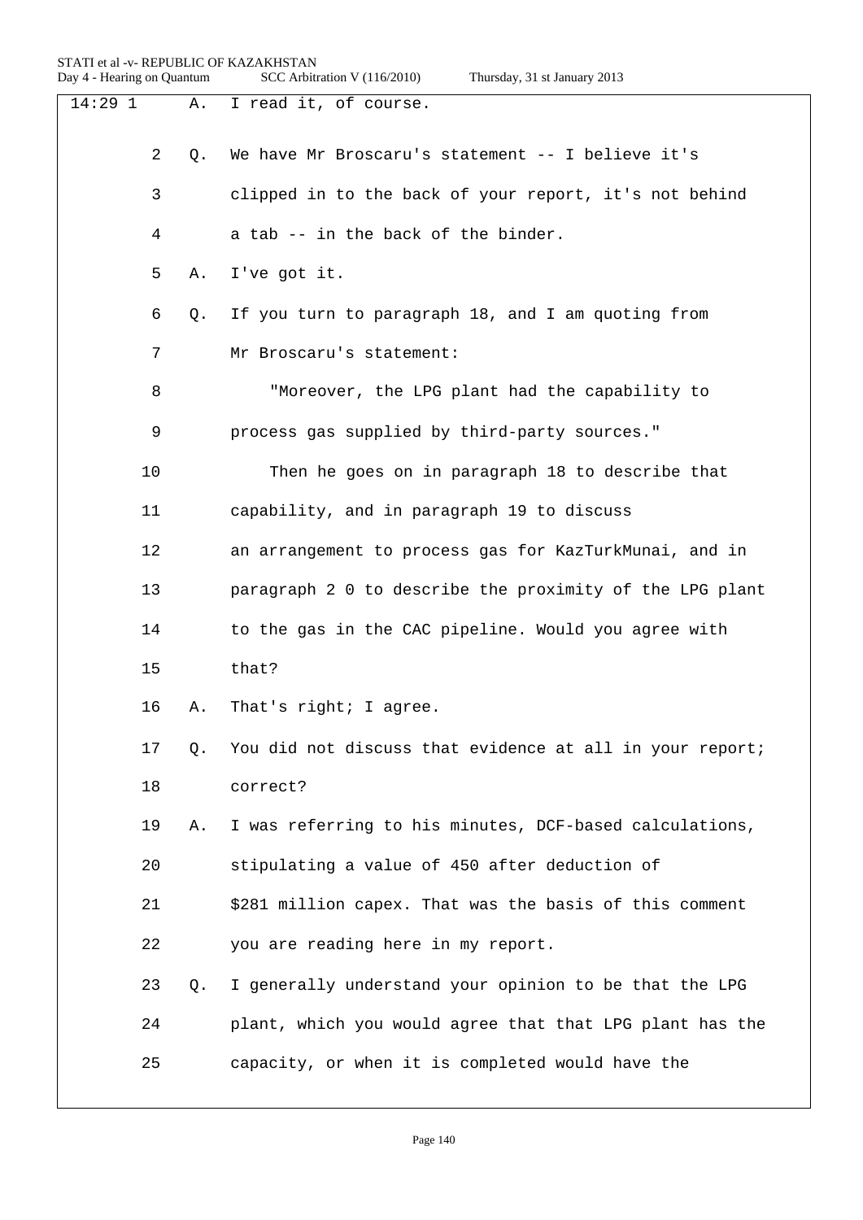14:29 1 A. I read it, of course.

2 Q. We have Mr Broscaru's statement -- I believe it's
3 clipped in to the back of your report, it's not behind
4 a tab -- in the back of the binder.

5 A. I've got it.

6 Q. If you turn to paragraph 18, and I am quoting from
7 Mr Broscaru's statement:

8 "Moreover, the LPG plant had the capability to
9 process gas supplied by third-party sources."

10 Then he goes on in paragraph 18 to describe that
11 capability, and in paragraph 19 to discuss
12 an arrangement to process gas for KazTurkMunai, and in
13 paragraph 2 0 to describe the proximity of the LPG plant
14 to the gas in the CAC pipeline. Would you agree with
15 that?

16 A. That's right; I agree.

17 Q. You did not discuss that evidence at all in your report;
18 correct?

19 A. I was referring to his minutes, DCF-based calculations,
20 stipulating a value of 450 after deduction of
21 $281 million capex. That was the basis of this comment
22 you are reading here in my report.

23 Q. I generally understand your opinion to be that the LPG
24 plant, which you would agree that that LPG plant has the
25 capacity, or when it is completed would have the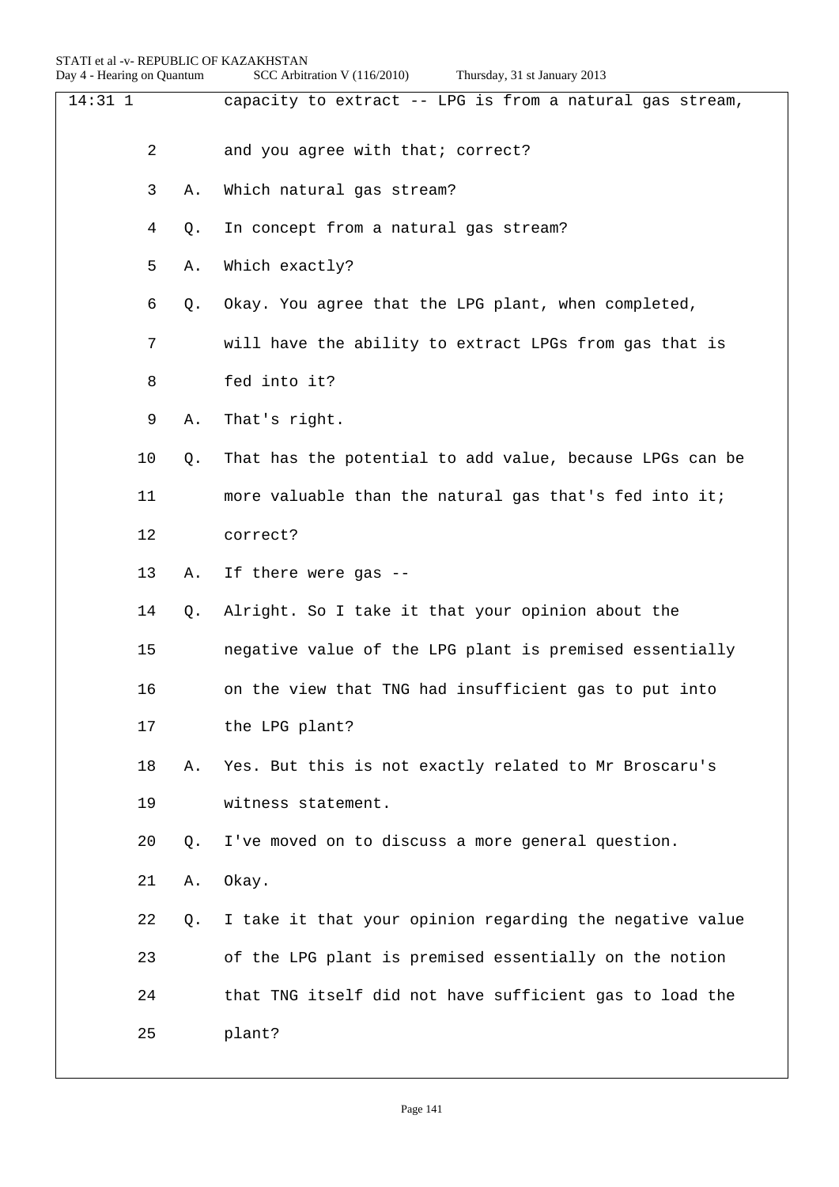14:31 1 capacity to extract -- LPG is from a natural gas stream,

2 and you agree with that; correct?

3 A. Which natural gas stream?

4 Q. In concept from a natural gas stream?

5 A. Which exactly?

6 Q. Okay. You agree that the LPG plant, when completed,

7 will have the ability to extract LPGs from gas that is

8 fed into it?

9 A. That's right.

10 Q. That has the potential to add value, because LPGs can be

11 more valuable than the natural gas that's fed into it;

12 correct?

13 A. If there were gas --

14 Q. Alright. So I take it that your opinion about the

15 negative value of the LPG plant is premised essentially

16 on the view that TNG had insufficient gas to put into

17 the LPG plant?

18 A. Yes. But this is not exactly related to Mr Broscaru's

19 witness statement.

20 Q. I've moved on to discuss a more general question.

21 A. Okay.

22 Q. I take it that your opinion regarding the negative value

23 of the LPG plant is premised essentially on the notion

24 that TNG itself did not have sufficient gas to load the

25 plant?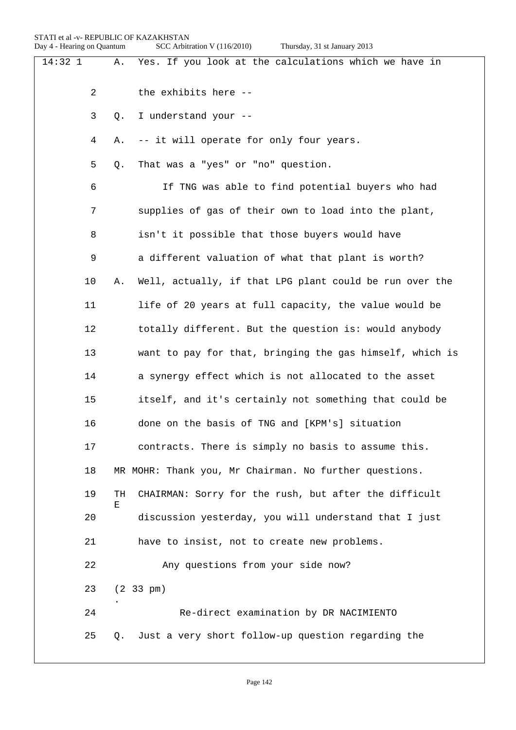14:32 1 A. Yes. If you look at the calculations which we have in

2 the exhibits here --

3 Q. I understand your --

4 A. -- it will operate for only four years.

5 Q. That was a "yes" or "no" question.

6 If TNG was able to find potential buyers who had

7 supplies of gas of their own to load into the plant,

8 isn't it possible that those buyers would have

9 a different valuation of what that plant is worth?

10 A. Well, actually, if that LPG plant could be run over the

11 life of 20 years at full capacity, the value would be

12 totally different. But the question is: would anybody

13 want to pay for that, bringing the gas himself, which is

14 a synergy effect which is not allocated to the asset

15 itself, and it's certainly not something that could be

16 done on the basis of TNG and [KPM's] situation

17 contracts. There is simply no basis to assume this.

18 MR MOHR: Thank you, Mr Chairman. No further questions.

19 THE CHAIRMAN: Sorry for the rush, but after the difficult

20 discussion yesterday, you will understand that I just

21 have to insist, not to create new problems.

22 Any questions from your side now?

23 (2.33 pm)

24 Re-direct examination by DR NACIMIENTO

25 Q. Just a very short follow-up question regarding the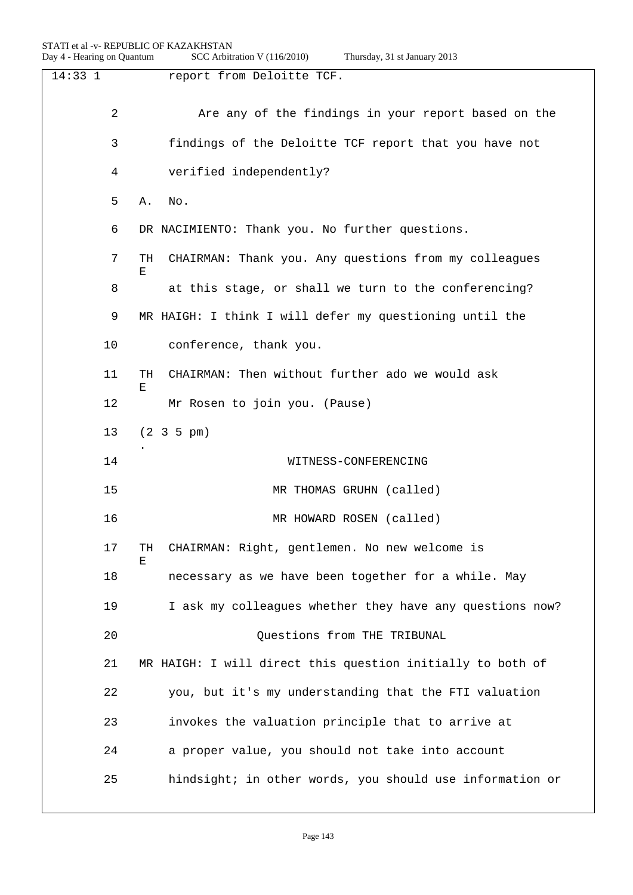14:33 1 report from Deloitte TCF.

2 Are any of the findings in your report based on the

3 findings of the Deloitte TCF report that you have not

4 verified independently?

5 A. No.

6 DR NACIMIENTO: Thank you. No further questions.

7 THE CHAIRMAN: Thank you. Any questions from my colleagues

8 at this stage, or shall we turn to the conferencing?

9 MR HAIGH: I think I will defer my questioning until the

10 conference, thank you.

11 THE CHAIRMAN: Then without further ado we would ask

12 Mr Rosen to join you. (Pause)

13 (2.35 pm)

14 WITNESS-CONFERENCING

15 MR THOMAS GRUHN (called)

16 MR HOWARD ROSEN (called)

17 THE CHAIRMAN: Right, gentlemen. No new welcome is

18 necessary as we have been together for a while. May

19 I ask my colleagues whether they have any questions now?

20 Questions from THE TRIBUNAL

21 MR HAIGH: I will direct this question initially to both of

22 you, but it's my understanding that the FTI valuation

23 invokes the valuation principle that to arrive at

24 a proper value, you should not take into account

25 hindsight; in other words, you should use information or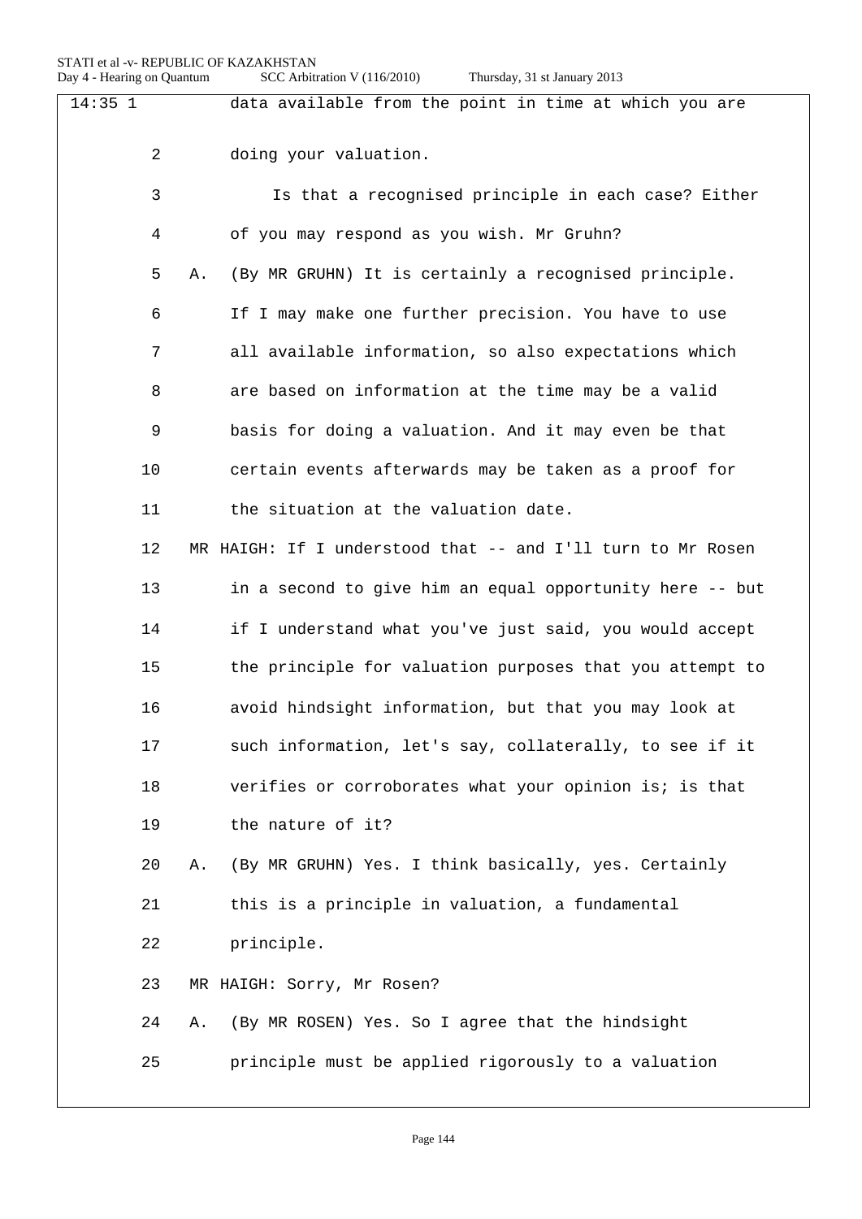14:35 1 data available from the point in time at which you are

2 doing your valuation.

3 Is that a recognised principle in each case? Either

4 of you may respond as you wish. Mr Gruhn?

5 A. (By MR GRUHN) It is certainly a recognised principle.

6 If I may make one further precision. You have to use

7 all available information, so also expectations which

8 are based on information at the time may be a valid

9 basis for doing a valuation. And it may even be that

10 certain events afterwards may be taken as a proof for

11 the situation at the valuation date.

12 MR HAIGH: If I understood that -- and I'll turn to Mr Rosen

13 in a second to give him an equal opportunity here -- but

14 if I understand what you've just said, you would accept

15 the principle for valuation purposes that you attempt to

16 avoid hindsight information, but that you may look at

17 such information, let's say, collaterally, to see if it

18 verifies or corroborates what your opinion is; is that

19 the nature of it?

20 A. (By MR GRUHN) Yes. I think basically, yes. Certainly

21 this is a principle in valuation, a fundamental

22 principle.

23 MR HAIGH: Sorry, Mr Rosen?

24 A. (By MR ROSEN) Yes. So I agree that the hindsight

25 principle must be applied rigorously to a valuation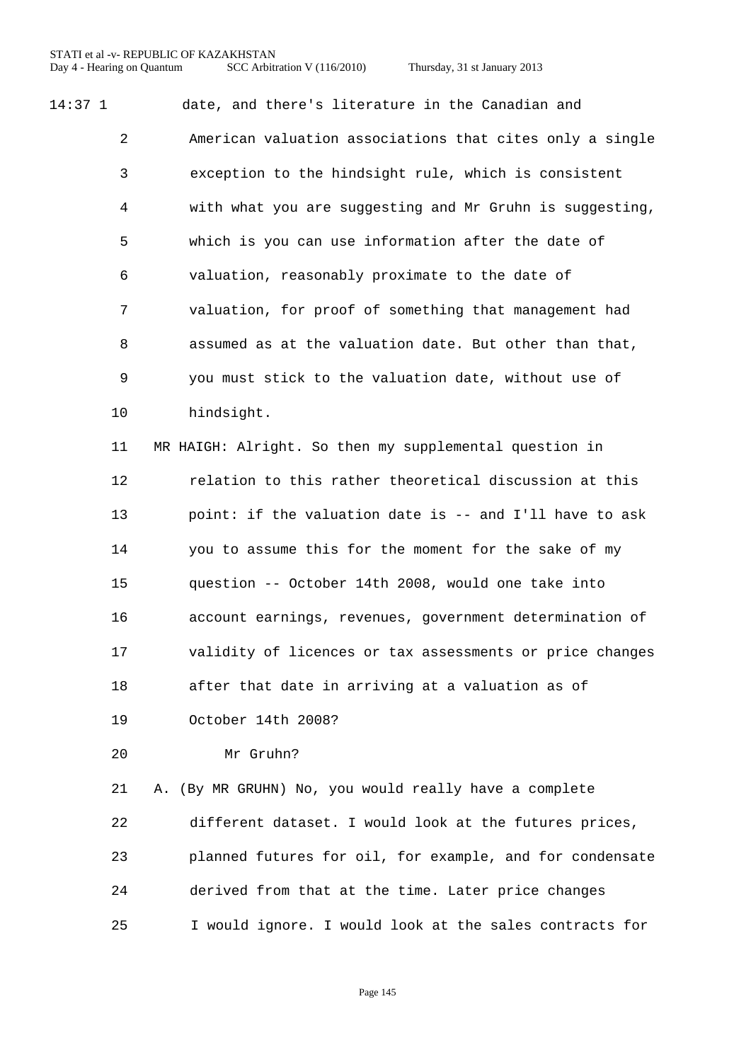date, and there's literature in the Canadian and American valuation associations that cites only a single exception to the hindsight rule, which is consistent with what you are suggesting and Mr Gruhn is suggesting, which is you can use information after the date of valuation, reasonably proximate to the date of valuation, for proof of something that management had assumed as at the valuation date. But other than that, you must stick to the valuation date, without use of hindsight.

MR HAIGH: Alright. So then my supplemental question in relation to this rather theoretical discussion at this point: if the valuation date is -- and I'll have to ask you to assume this for the moment for the sake of my question -- October 14th 2008, would one take into account earnings, revenues, government determination of validity of licences or tax assessments or price changes after that date in arriving at a valuation as of October 14th 2008?

Mr Gruhn?

A. (By MR GRUHN) No, you would really have a complete different dataset. I would look at the futures prices, planned futures for oil, for example, and for condensate derived from that at the time. Later price changes I would ignore. I would look at the sales contracts for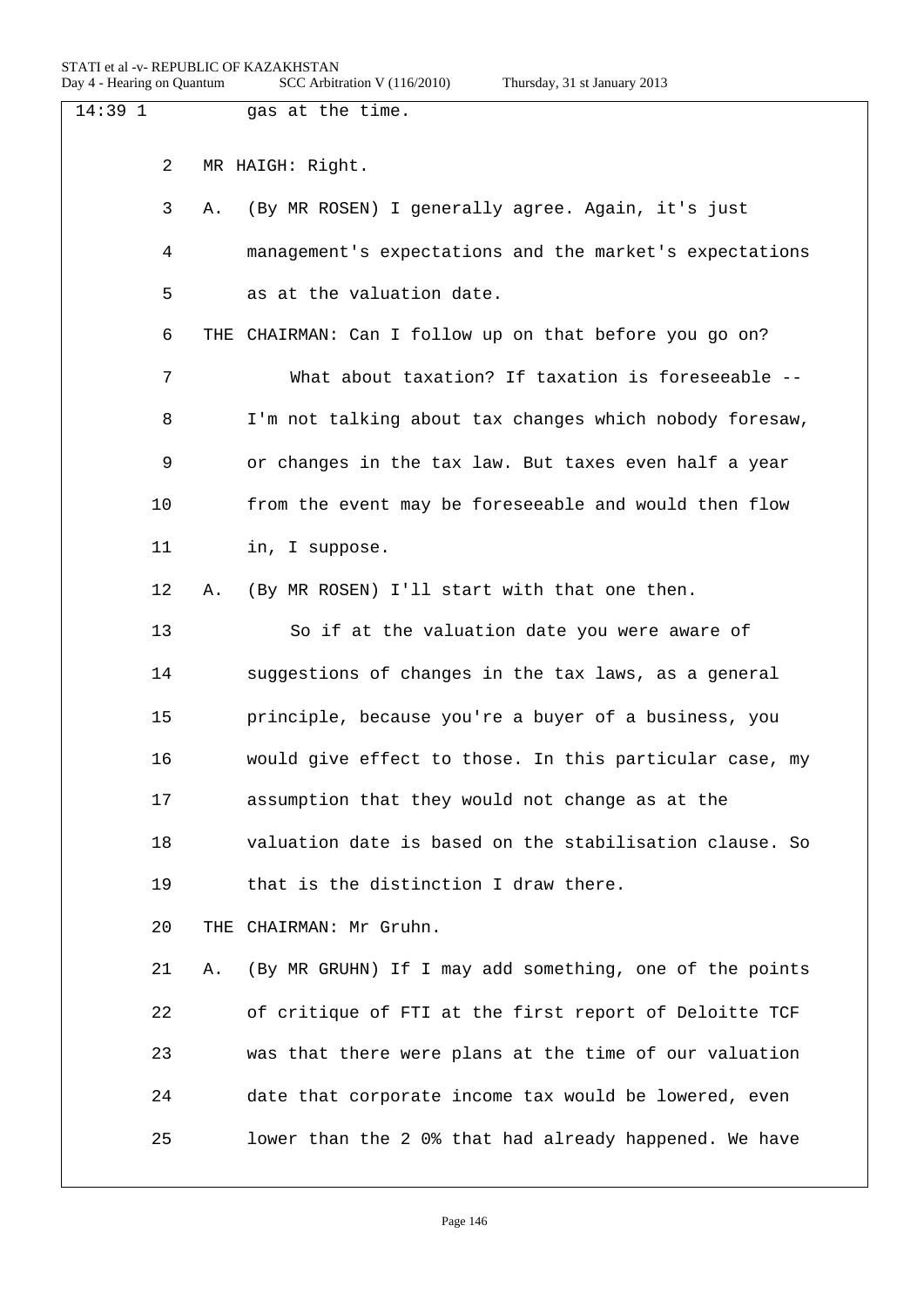14:39 1 gas at the time.

2 MR HAIGH: Right.

3 A. (By MR ROSEN) I generally agree. Again, it's just

4 management's expectations and the market's expectations

5 as at the valuation date.

6 THE CHAIRMAN: Can I follow up on that before you go on?

7 What about taxation? If taxation is foreseeable --

8 I'm not talking about tax changes which nobody foresaw,

9 or changes in the tax law. But taxes even half a year

10 from the event may be foreseeable and would then flow

11 in, I suppose.

12 A. (By MR ROSEN) I'll start with that one then.

13 So if at the valuation date you were aware of

14 suggestions of changes in the tax laws, as a general

15 principle, because you're a buyer of a business, you

16 would give effect to those. In this particular case, my

17 assumption that they would not change as at the

18 valuation date is based on the stabilisation clause. So

19 that is the distinction I draw there.

20 THE CHAIRMAN: Mr Gruhn.

21 A. (By MR GRUHN) If I may add something, one of the points

22 of critique of FTI at the first report of Deloitte TCF

23 was that there were plans at the time of our valuation

24 date that corporate income tax would be lowered, even

25 lower than the 2 0% that had already happened. We have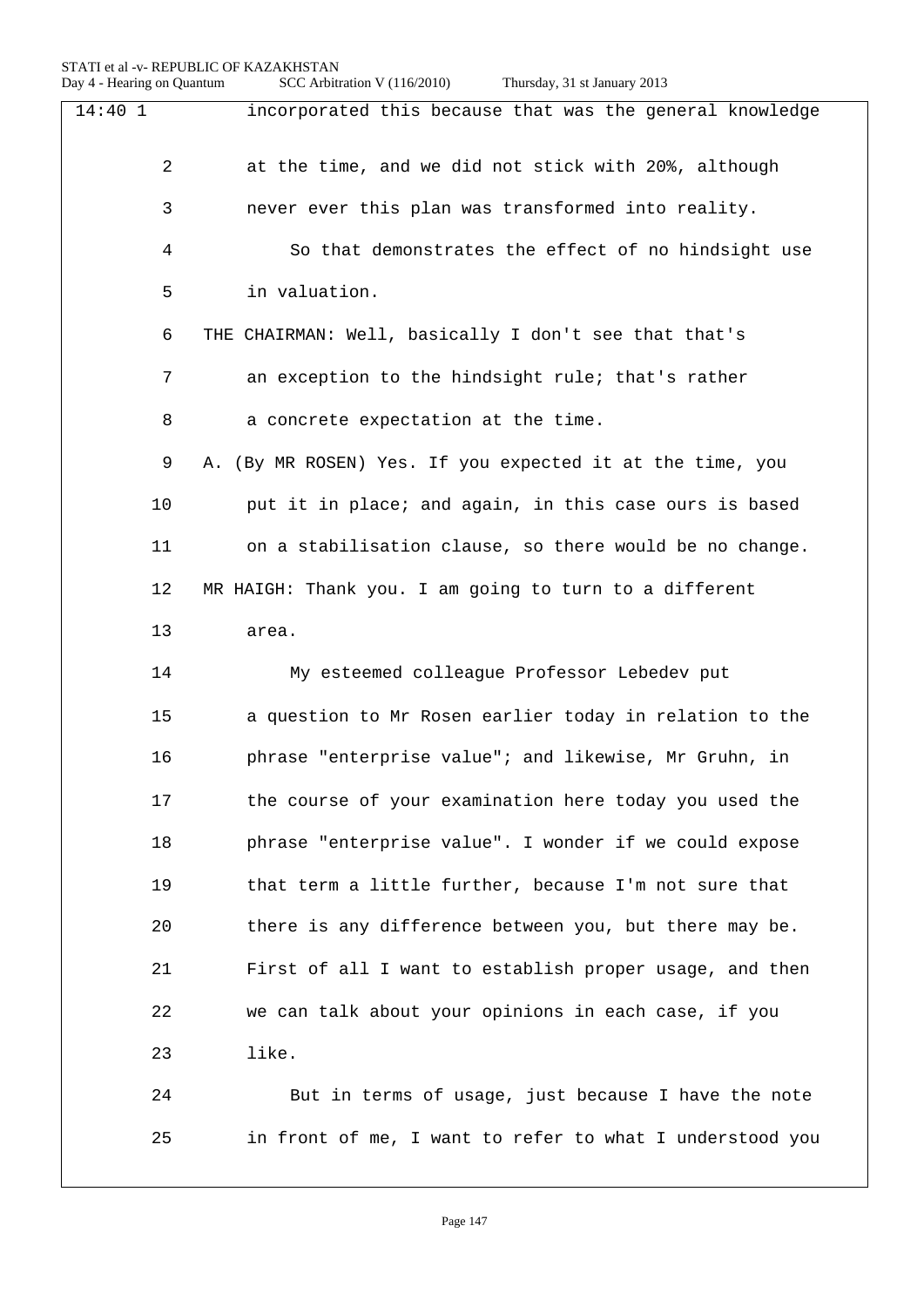14:40 1 incorporated this because that was the general knowledge

2 at the time, and we did not stick with 20%, although

3 never ever this plan was transformed into reality.

4 So that demonstrates the effect of no hindsight use

5 in valuation.

6 THE CHAIRMAN: Well, basically I don't see that that's

7 an exception to the hindsight rule; that's rather

8 a concrete expectation at the time.

9 A. (By MR ROSEN) Yes. If you expected it at the time, you

10 put it in place; and again, in this case ours is based

11 on a stabilisation clause, so there would be no change.

12 MR HAIGH: Thank you. I am going to turn to a different

13 area.

14 My esteemed colleague Professor Lebedev put

15 a question to Mr Rosen earlier today in relation to the

16 phrase "enterprise value"; and likewise, Mr Gruhn, in

17 the course of your examination here today you used the

18 phrase "enterprise value". I wonder if we could expose

19 that term a little further, because I'm not sure that

20 there is any difference between you, but there may be.

21 First of all I want to establish proper usage, and then

22 we can talk about your opinions in each case, if you

23 like.

24 But in terms of usage, just because I have the note

25 in front of me, I want to refer to what I understood you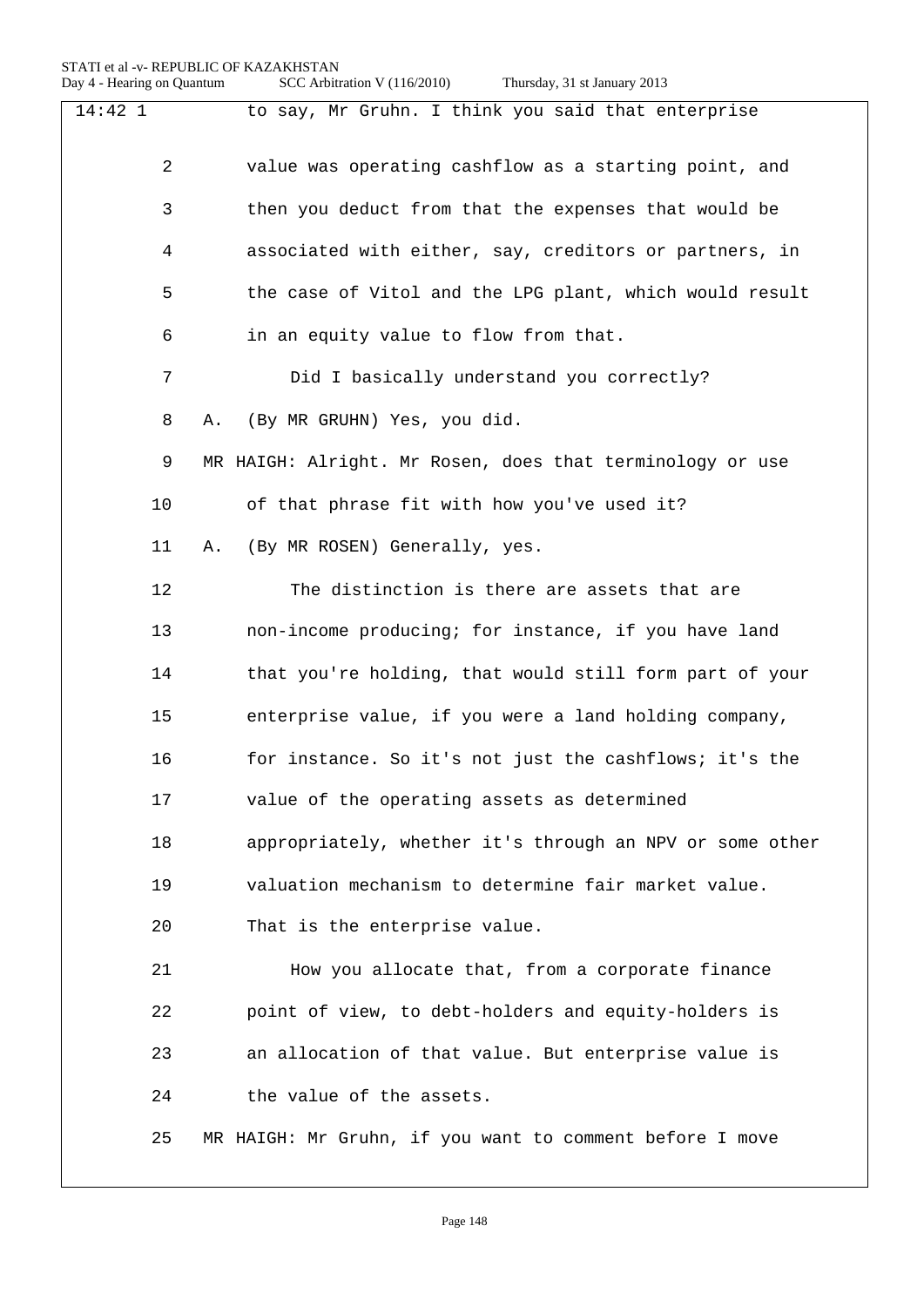14:42 1 to say, Mr Gruhn. I think you said that enterprise

2 value was operating cashflow as a starting point, and

3 then you deduct from that the expenses that would be

4 associated with either, say, creditors or partners, in

5 the case of Vitol and the LPG plant, which would result

6 in an equity value to flow from that.

7 Did I basically understand you correctly?

8 A. (By MR GRUHN) Yes, you did.

9 MR HAIGH: Alright. Mr Rosen, does that terminology or use

10 of that phrase fit with how you've used it?

11 A. (By MR ROSEN) Generally, yes.

12 The distinction is there are assets that are

13 non-income producing; for instance, if you have land

14 that you're holding, that would still form part of your

15 enterprise value, if you were a land holding company,

16 for instance. So it's not just the cashflows; it's the

17 value of the operating assets as determined

18 appropriately, whether it's through an NPV or some other

19 valuation mechanism to determine fair market value.

20 That is the enterprise value.

21 How you allocate that, from a corporate finance

22 point of view, to debt-holders and equity-holders is

23 an allocation of that value. But enterprise value is

24 the value of the assets.

25 MR HAIGH: Mr Gruhn, if you want to comment before I move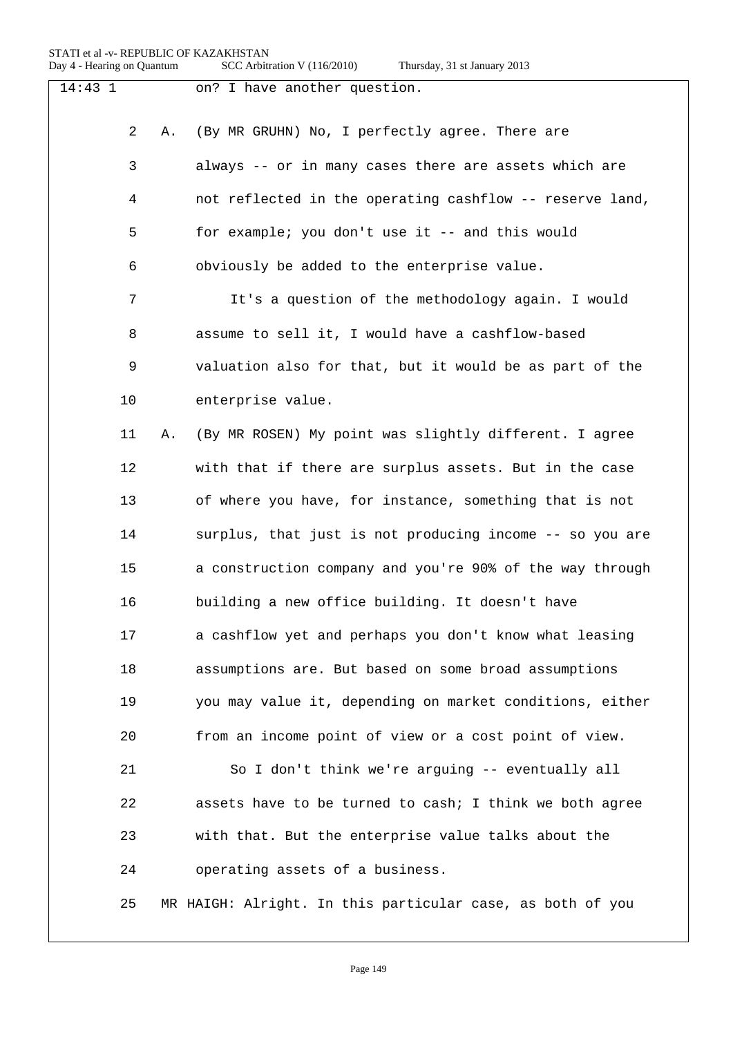14:43 1 on? I have another question.

2 A. (By MR GRUHN) No, I perfectly agree. There are

3 always -- or in many cases there are assets which are

4 not reflected in the operating cashflow -- reserve land,

5 for example; you don't use it -- and this would

6 obviously be added to the enterprise value.

7 It's a question of the methodology again. I would

8 assume to sell it, I would have a cashflow-based

9 valuation also for that, but it would be as part of the

10 enterprise value.

11 A. (By MR ROSEN) My point was slightly different. I agree

12 with that if there are surplus assets. But in the case

13 of where you have, for instance, something that is not

14 surplus, that just is not producing income -- so you are

15 a construction company and you're 90% of the way through

16 building a new office building. It doesn't have

17 a cashflow yet and perhaps you don't know what leasing

18 assumptions are. But based on some broad assumptions

19 you may value it, depending on market conditions, either

20 from an income point of view or a cost point of view.

21 So I don't think we're arguing -- eventually all

22 assets have to be turned to cash; I think we both agree

23 with that. But the enterprise value talks about the

24 operating assets of a business.

25 MR HAIGH: Alright. In this particular case, as both of you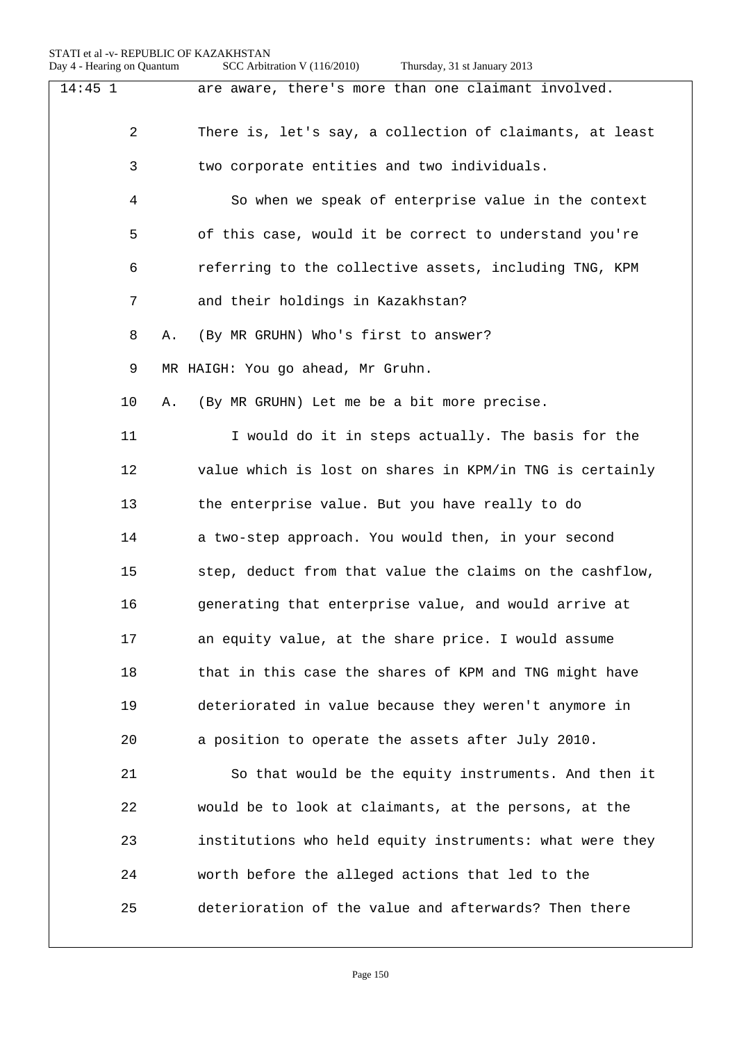14:45 1 are aware, there's more than one claimant involved.

2 There is, let's say, a collection of claimants, at least

3 two corporate entities and two individuals.

4 So when we speak of enterprise value in the context

5 of this case, would it be correct to understand you're

6 referring to the collective assets, including TNG, KPM

7 and their holdings in Kazakhstan?

8 A. (By MR GRUHN) Who's first to answer?

9 MR HAIGH: You go ahead, Mr Gruhn.

10 A. (By MR GRUHN) Let me be a bit more precise.

11 I would do it in steps actually. The basis for the

12 value which is lost on shares in KPM/in TNG is certainly

13 the enterprise value. But you have really to do

14 a two-step approach. You would then, in your second

15 step, deduct from that value the claims on the cashflow,

16 generating that enterprise value, and would arrive at

17 an equity value, at the share price. I would assume

18 that in this case the shares of KPM and TNG might have

19 deteriorated in value because they weren't anymore in

20 a position to operate the assets after July 2010.

21 So that would be the equity instruments. And then it

22 would be to look at claimants, at the persons, at the

23 institutions who held equity instruments: what were they

24 worth before the alleged actions that led to the

25 deterioration of the value and afterwards? Then there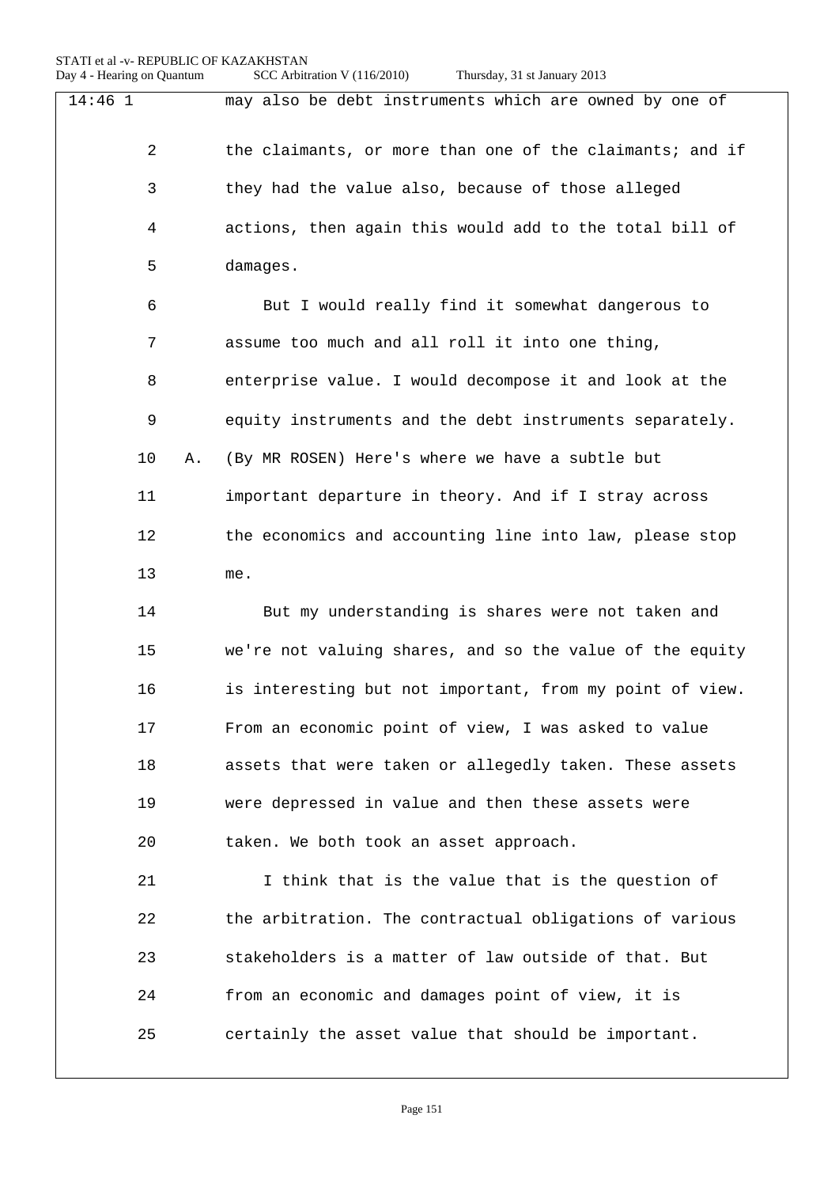may also be debt instruments which are owned by one of the claimants, or more than one of the claimants; and if they had the value also, because of those alleged actions, then again this would add to the total bill of damages.

But I would really find it somewhat dangerous to assume too much and all roll it into one thing, enterprise value. I would decompose it and look at the equity instruments and the debt instruments separately.

A. (By MR ROSEN) Here's where we have a subtle but important departure in theory. And if I stray across the economics and accounting line into law, please stop me.

But my understanding is shares were not taken and we're not valuing shares, and so the value of the equity is interesting but not important, from my point of view. From an economic point of view, I was asked to value assets that were taken or allegedly taken. These assets were depressed in value and then these assets were taken. We both took an asset approach.

I think that is the value that is the question of the arbitration. The contractual obligations of various stakeholders is a matter of law outside of that. But from an economic and damages point of view, it is certainly the asset value that should be important.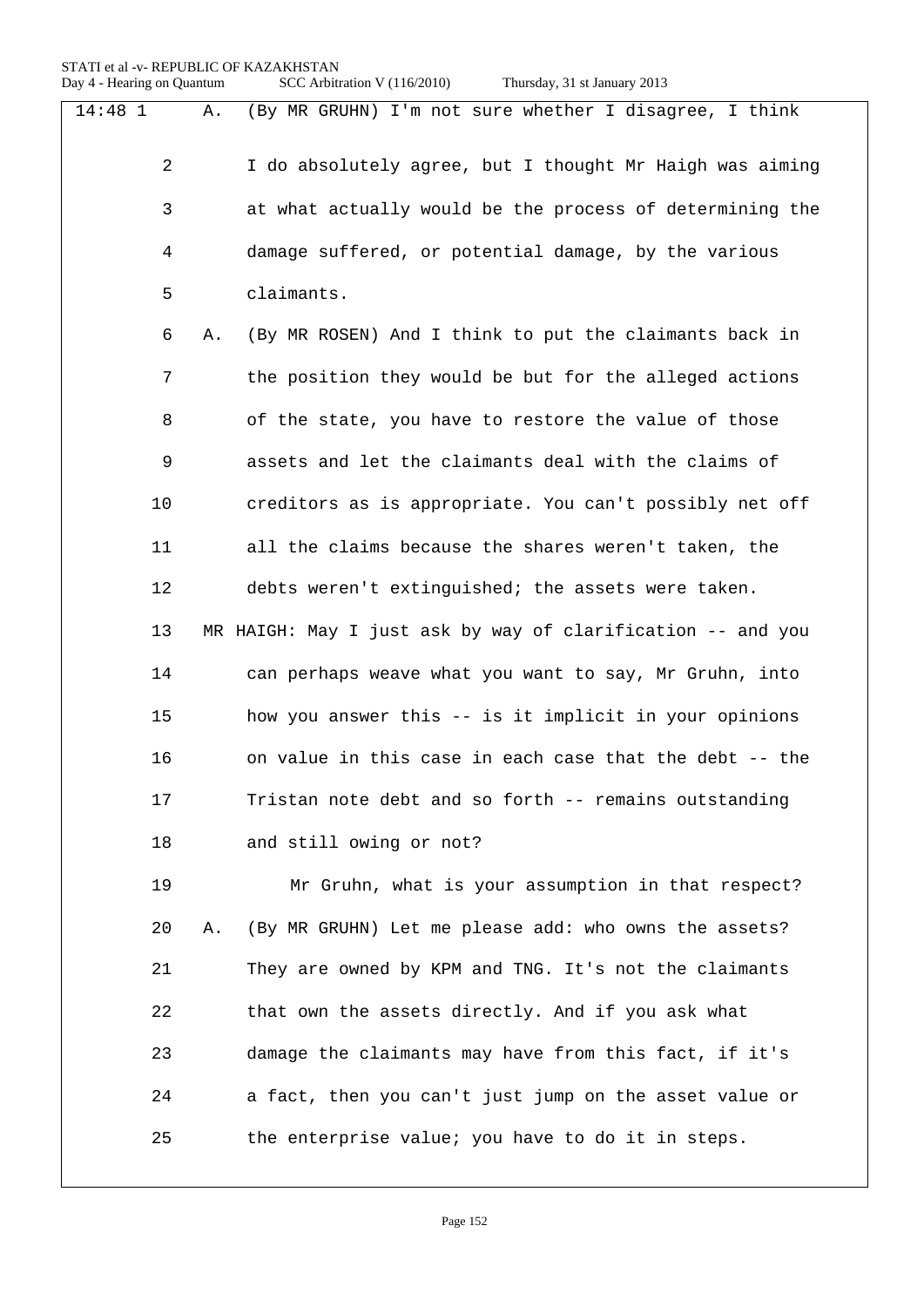14:48 1 A. (By MR GRUHN) I'm not sure whether I disagree, I think

2 I do absolutely agree, but I thought Mr Haigh was aiming

3 at what actually would be the process of determining the

4 damage suffered, or potential damage, by the various

5 claimants.

6 A. (By MR ROSEN) And I think to put the claimants back in

7 the position they would be but for the alleged actions

8 of the state, you have to restore the value of those

9 assets and let the claimants deal with the claims of

10 creditors as is appropriate. You can't possibly net off

11 all the claims because the shares weren't taken, the

12 debts weren't extinguished; the assets were taken.

13 MR HAIGH: May I just ask by way of clarification -- and you

14 can perhaps weave what you want to say, Mr Gruhn, into

15 how you answer this -- is it implicit in your opinions

16 on value in this case in each case that the debt -- the

17 Tristan note debt and so forth -- remains outstanding

18 and still owing or not?

19 Mr Gruhn, what is your assumption in that respect?

20 A. (By MR GRUHN) Let me please add: who owns the assets?

21 They are owned by KPM and TNG. It's not the claimants

22 that own the assets directly. And if you ask what

23 damage the claimants may have from this fact, if it's

24 a fact, then you can't just jump on the asset value or

25 the enterprise value; you have to do it in steps.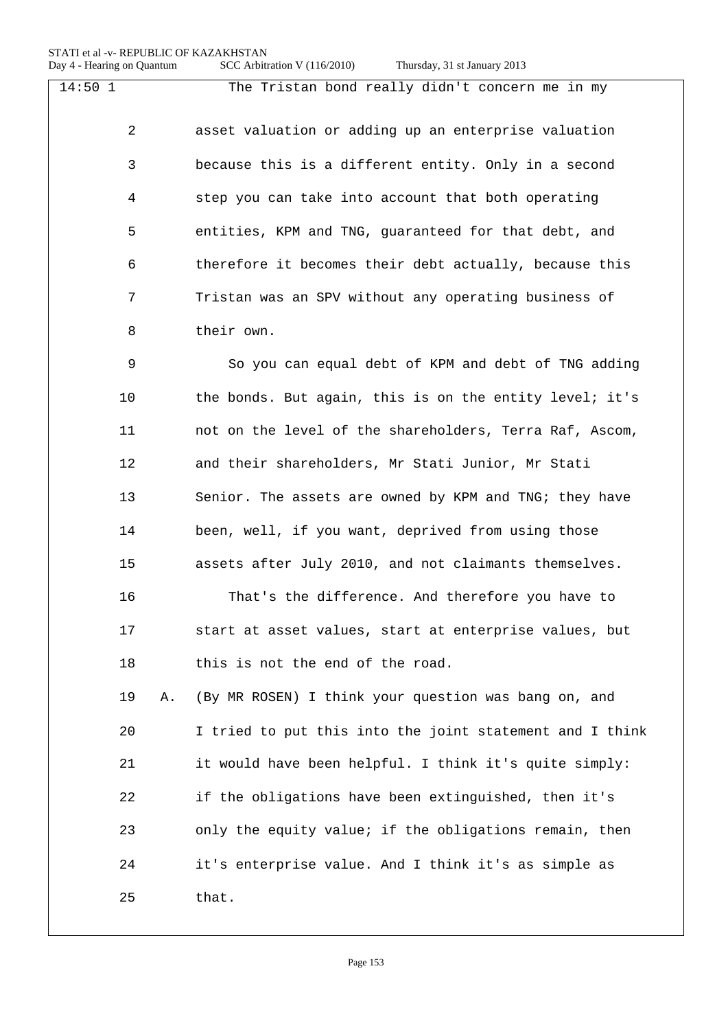14:50 1 The Tristan bond really didn't concern me in my

2 asset valuation or adding up an enterprise valuation

3 because this is a different entity. Only in a second

4 step you can take into account that both operating

5 entities, KPM and TNG, guaranteed for that debt, and

6 therefore it becomes their debt actually, because this

7 Tristan was an SPV without any operating business of

8 their own.

9 So you can equal debt of KPM and debt of TNG adding

10 the bonds. But again, this is on the entity level; it's

11 not on the level of the shareholders, Terra Raf, Ascom,

12 and their shareholders, Mr Stati Junior, Mr Stati

13 Senior. The assets are owned by KPM and TNG; they have

14 been, well, if you want, deprived from using those

15 assets after July 2010, and not claimants themselves.

16 That's the difference. And therefore you have to

17 start at asset values, start at enterprise values, but

18 this is not the end of the road.

19 A. (By MR ROSEN) I think your question was bang on, and

20 I tried to put this into the joint statement and I think

21 it would have been helpful. I think it's quite simply:

22 if the obligations have been extinguished, then it's

23 only the equity value; if the obligations remain, then

24 it's enterprise value. And I think it's as simple as

25 that.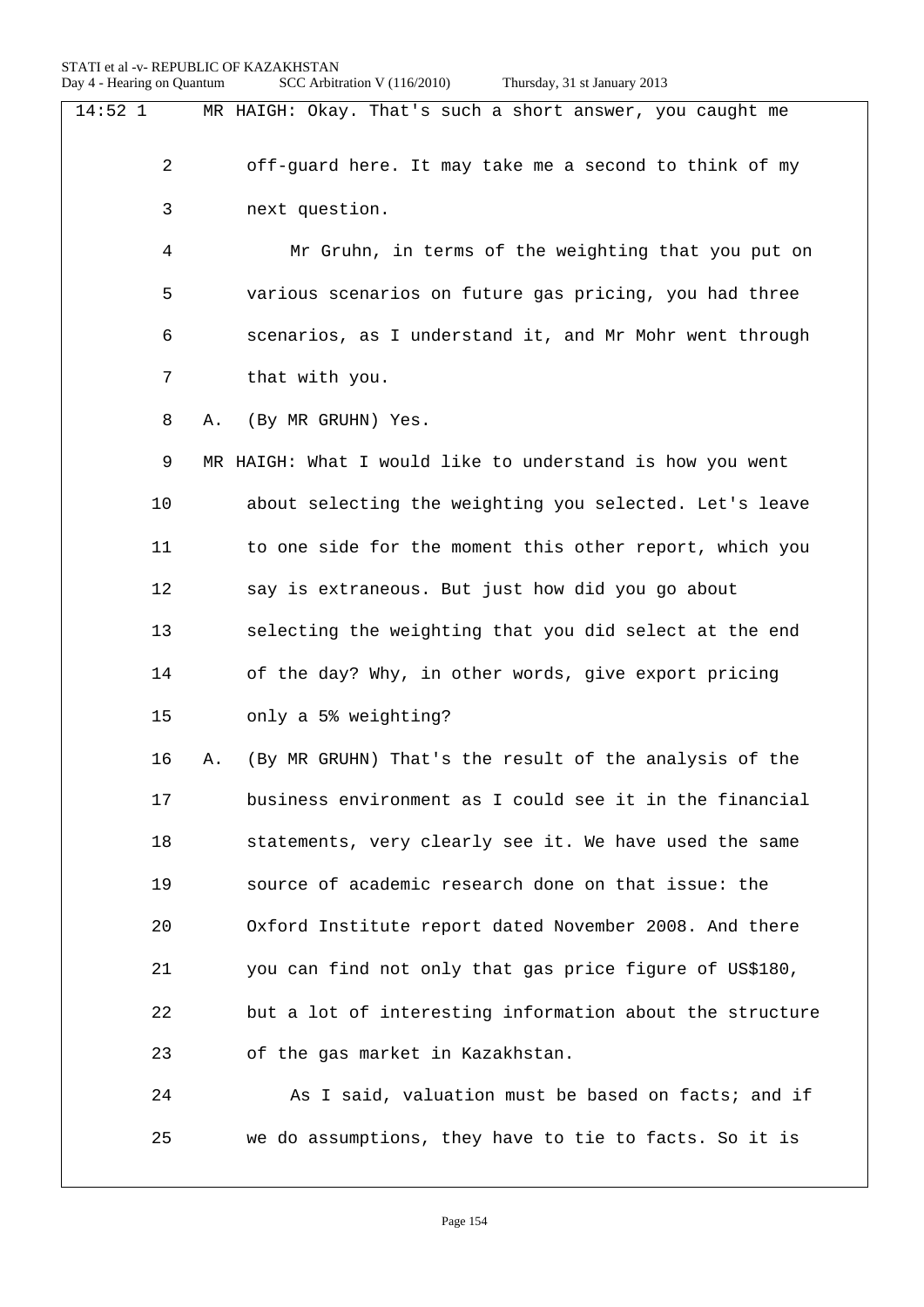14:52 1 MR HAIGH: Okay. That's such a short answer, you caught me

2 off-guard here. It may take me a second to think of my

3 next question.

4 Mr Gruhn, in terms of the weighting that you put on

5 various scenarios on future gas pricing, you had three

6 scenarios, as I understand it, and Mr Mohr went through

7 that with you.

8 A. (By MR GRUHN) Yes.

9 MR HAIGH: What I would like to understand is how you went

10 about selecting the weighting you selected. Let's leave

11 to one side for the moment this other report, which you

12 say is extraneous. But just how did you go about

13 selecting the weighting that you did select at the end

14 of the day? Why, in other words, give export pricing

15 only a 5% weighting?

16 A. (By MR GRUHN) That's the result of the analysis of the

17 business environment as I could see it in the financial

18 statements, very clearly see it. We have used the same

19 source of academic research done on that issue: the

20 Oxford Institute report dated November 2008. And there

21 you can find not only that gas price figure of US$180,

22 but a lot of interesting information about the structure

23 of the gas market in Kazakhstan.

24 As I said, valuation must be based on facts; and if

25 we do assumptions, they have to tie to facts. So it is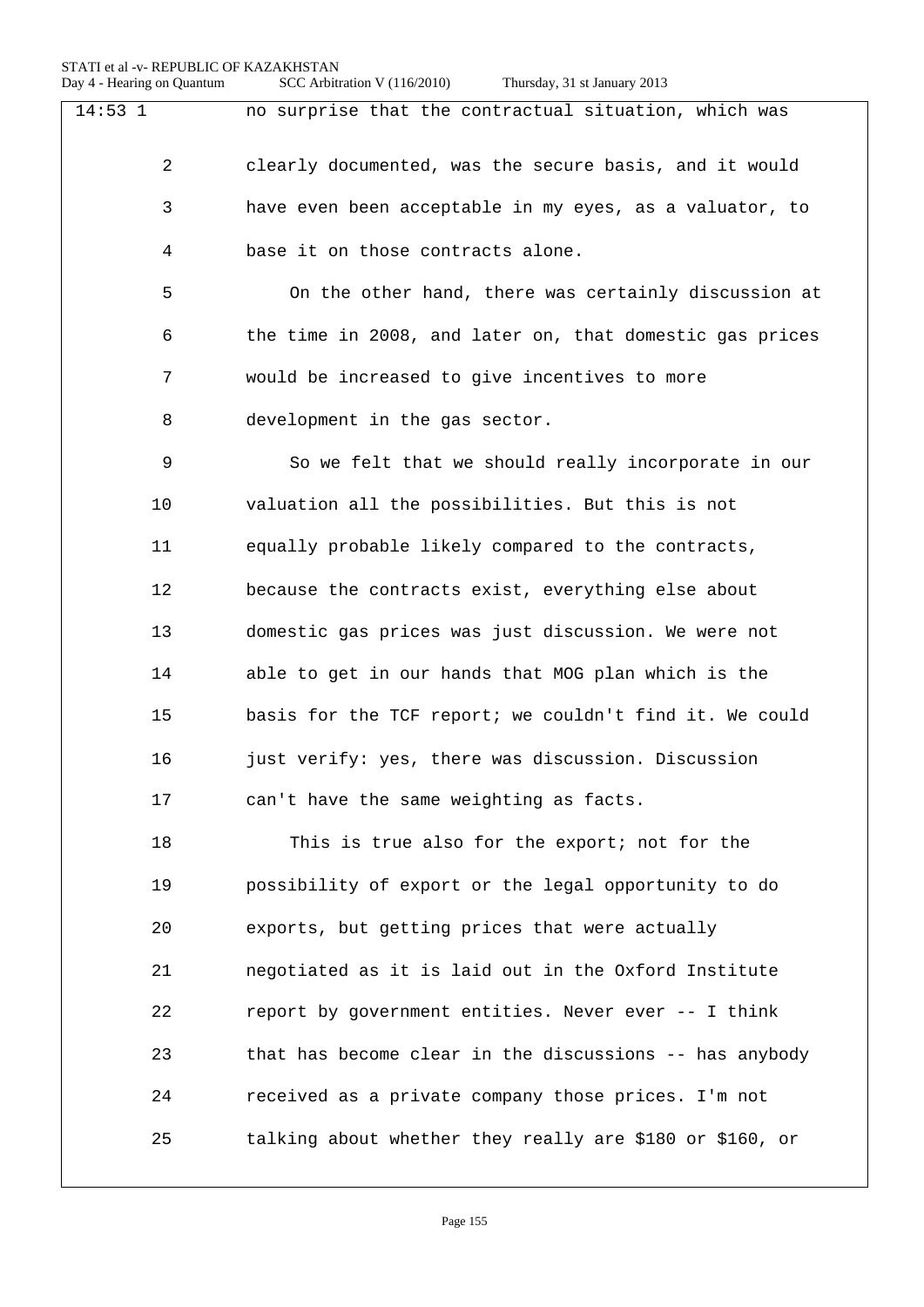14:53 1 no surprise that the contractual situation, which was

2 clearly documented, was the secure basis, and it would

3 have even been acceptable in my eyes, as a valuator, to

4 base it on those contracts alone.

5 On the other hand, there was certainly discussion at

6 the time in 2008, and later on, that domestic gas prices

7 would be increased to give incentives to more

8 development in the gas sector.

9 So we felt that we should really incorporate in our

10 valuation all the possibilities. But this is not

11 equally probable likely compared to the contracts,

12 because the contracts exist, everything else about

13 domestic gas prices was just discussion. We were not

14 able to get in our hands that MOG plan which is the

15 basis for the TCF report; we couldn't find it. We could

16 just verify: yes, there was discussion. Discussion

17 can't have the same weighting as facts.

18 This is true also for the export; not for the

19 possibility of export or the legal opportunity to do

20 exports, but getting prices that were actually

21 negotiated as it is laid out in the Oxford Institute

22 report by government entities. Never ever -- I think

23 that has become clear in the discussions -- has anybody

24 received as a private company those prices. I'm not

25 talking about whether they really are $180 or $160, or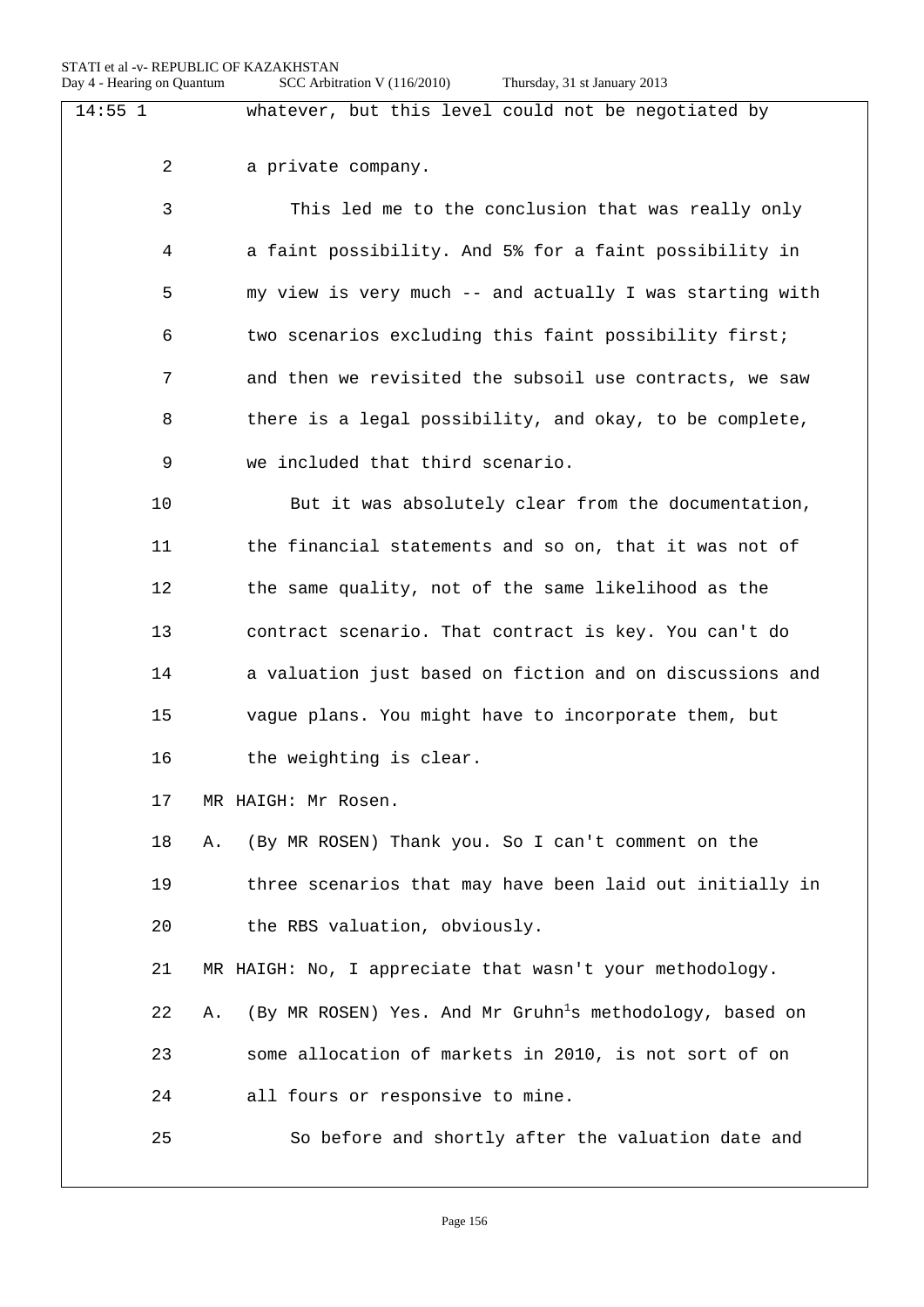whatever, but this level could not be negotiated by a private company.

This led me to the conclusion that was really only a faint possibility. And 5% for a faint possibility in my view is very much -- and actually I was starting with two scenarios excluding this faint possibility first; and then we revisited the subsoil use contracts, we saw there is a legal possibility, and okay, to be complete, we included that third scenario.

But it was absolutely clear from the documentation, the financial statements and so on, that it was not of the same quality, not of the same likelihood as the contract scenario. That contract is key. You can't do a valuation just based on fiction and on discussions and vague plans. You might have to incorporate them, but the weighting is clear.

MR HAIGH: Mr Rosen.

A. (By MR ROSEN) Thank you. So I can't comment on the three scenarios that may have been laid out initially in the RBS valuation, obviously.

MR HAIGH: No, I appreciate that wasn't your methodology.

A. (By MR ROSEN) Yes. And Mr Gruhn[1]s methodology, based on some allocation of markets in 2010, is not sort of on all fours or responsive to mine.

So before and shortly after the valuation date and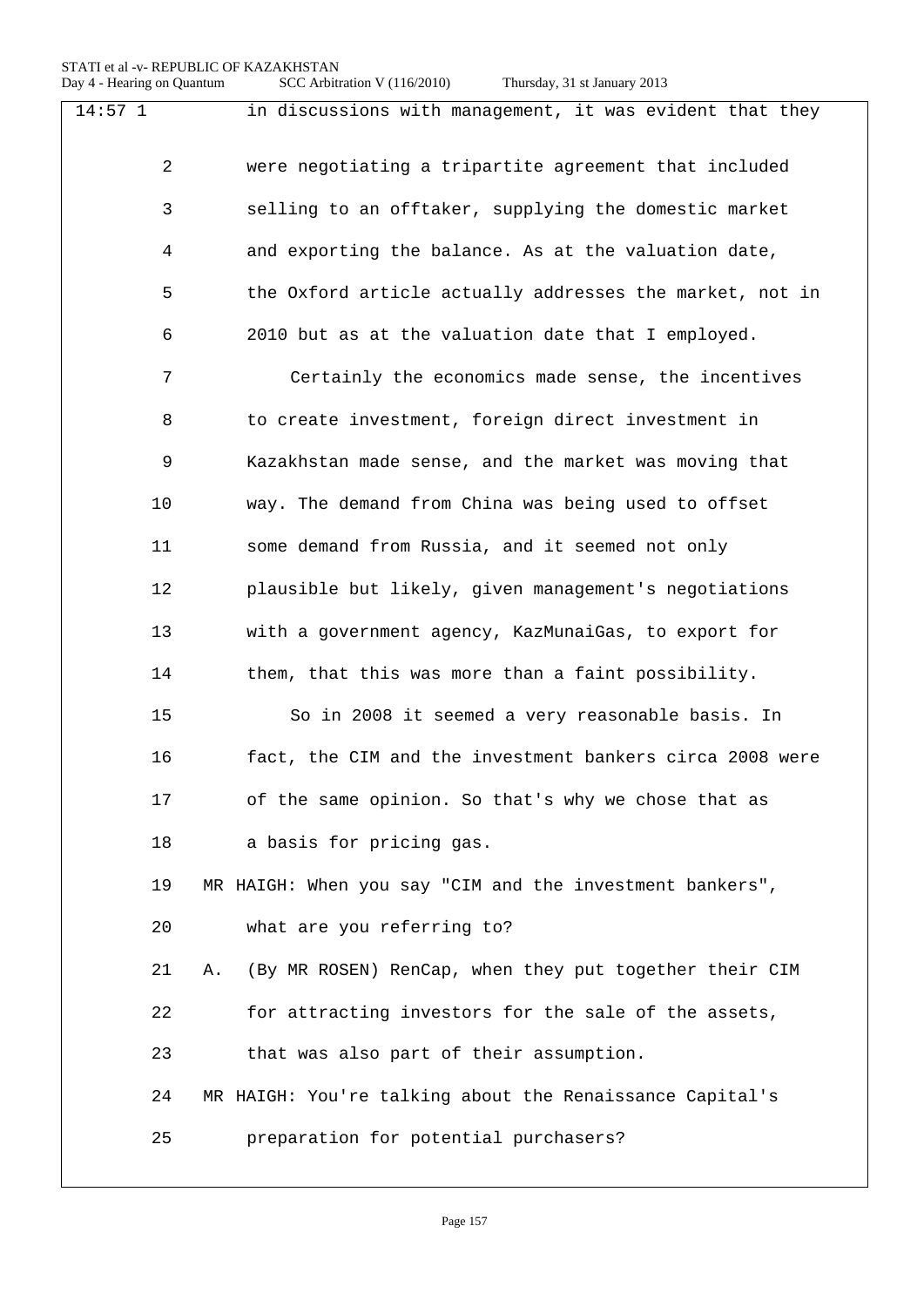14:57 1 in discussions with management, it was evident that they

2 were negotiating a tripartite agreement that included

3 selling to an offtaker, supplying the domestic market

4 and exporting the balance. As at the valuation date,

5 the Oxford article actually addresses the market, not in

6 2010 but as at the valuation date that I employed.

7 Certainly the economics made sense, the incentives

8 to create investment, foreign direct investment in

9 Kazakhstan made sense, and the market was moving that

10 way. The demand from China was being used to offset

11 some demand from Russia, and it seemed not only

12 plausible but likely, given management's negotiations

13 with a government agency, KazMunaiGas, to export for

14 them, that this was more than a faint possibility.

15 So in 2008 it seemed a very reasonable basis. In

16 fact, the CIM and the investment bankers circa 2008 were

17 of the same opinion. So that's why we chose that as

18 a basis for pricing gas.

19 MR HAIGH: When you say "CIM and the investment bankers",

20 what are you referring to?

21 A. (By MR ROSEN) RenCap, when they put together their CIM

22 for attracting investors for the sale of the assets,

23 that was also part of their assumption.

24 MR HAIGH: You're talking about the Renaissance Capital's

25 preparation for potential purchasers?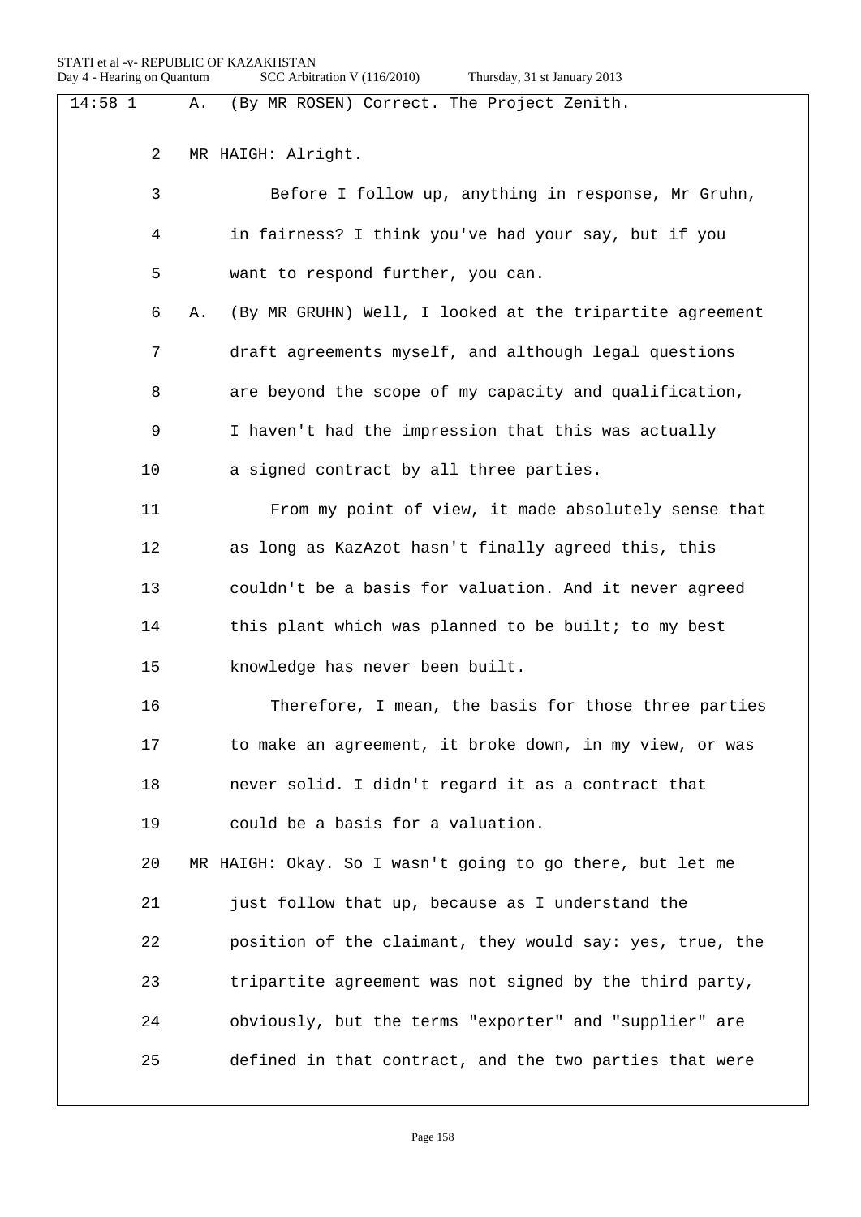14:58 1 A. (By MR ROSEN) Correct. The Project Zenith.

2 MR HAIGH: Alright.

3 Before I follow up, anything in response, Mr Gruhn,

4 in fairness? I think you've had your say, but if you

5 want to respond further, you can.

6 A. (By MR GRUHN) Well, I looked at the tripartite agreement

7 draft agreements myself, and although legal questions

8 are beyond the scope of my capacity and qualification,

9 I haven't had the impression that this was actually

10 a signed contract by all three parties.

11 From my point of view, it made absolutely sense that

12 as long as KazAzot hasn't finally agreed this, this

13 couldn't be a basis for valuation. And it never agreed

14 this plant which was planned to be built; to my best

15 knowledge has never been built.

16 Therefore, I mean, the basis for those three parties

17 to make an agreement, it broke down, in my view, or was

18 never solid. I didn't regard it as a contract that

19 could be a basis for a valuation.

20 MR HAIGH: Okay. So I wasn't going to go there, but let me

21 just follow that up, because as I understand the

22 position of the claimant, they would say: yes, true, the

23 tripartite agreement was not signed by the third party,

24 obviously, but the terms "exporter" and "supplier" are

25 defined in that contract, and the two parties that were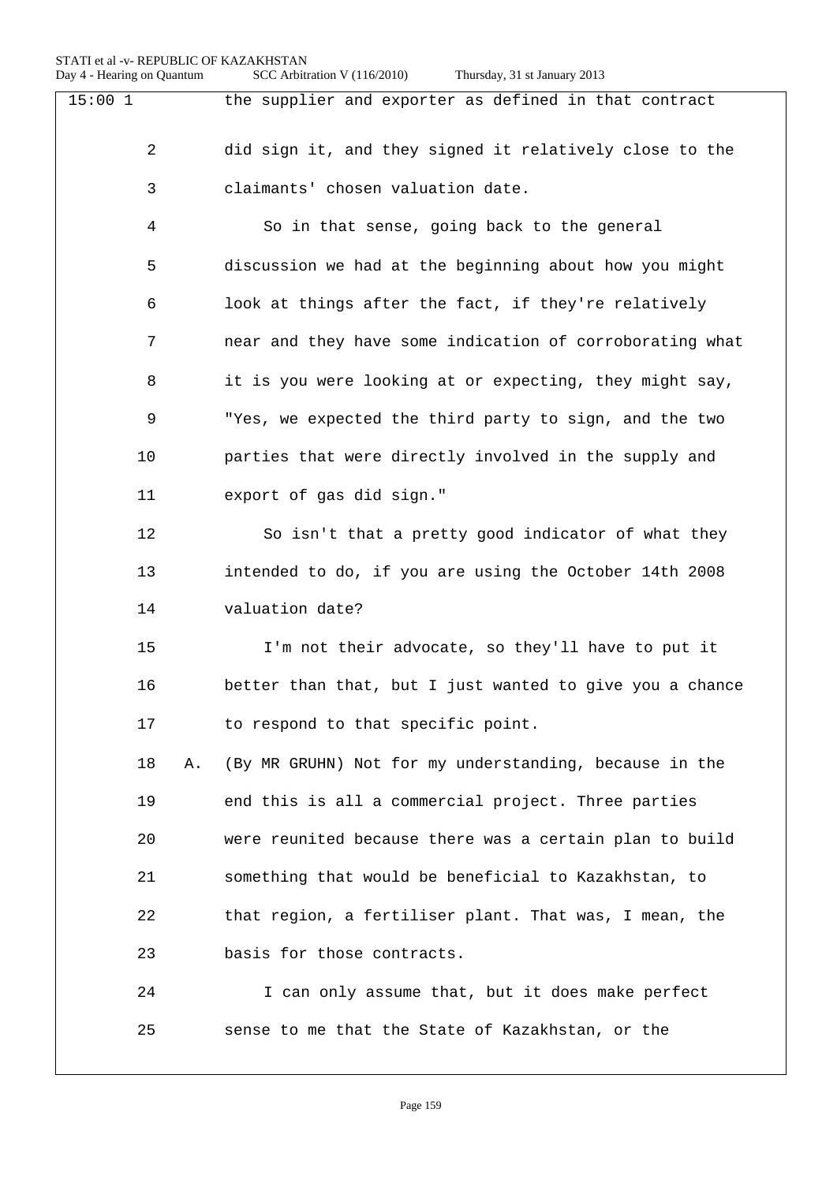15:00 1 the supplier and exporter as defined in that contract

2 did sign it, and they signed it relatively close to the

3 claimants' chosen valuation date.

4 So in that sense, going back to the general

5 discussion we had at the beginning about how you might

6 look at things after the fact, if they're relatively

7 near and they have some indication of corroborating what

8 it is you were looking at or expecting, they might say,

9 "Yes, we expected the third party to sign, and the two

10 parties that were directly involved in the supply and

11 export of gas did sign."

12 So isn't that a pretty good indicator of what they

13 intended to do, if you are using the October 14th 2008

14 valuation date?

15 I'm not their advocate, so they'll have to put it

16 better than that, but I just wanted to give you a chance

17 to respond to that specific point.

18 A. (By MR GRUHN) Not for my understanding, because in the

19 end this is all a commercial project. Three parties

20 were reunited because there was a certain plan to build

21 something that would be beneficial to Kazakhstan, to

22 that region, a fertiliser plant. That was, I mean, the

23 basis for those contracts.

24 I can only assume that, but it does make perfect

25 sense to me that the State of Kazakhstan, or the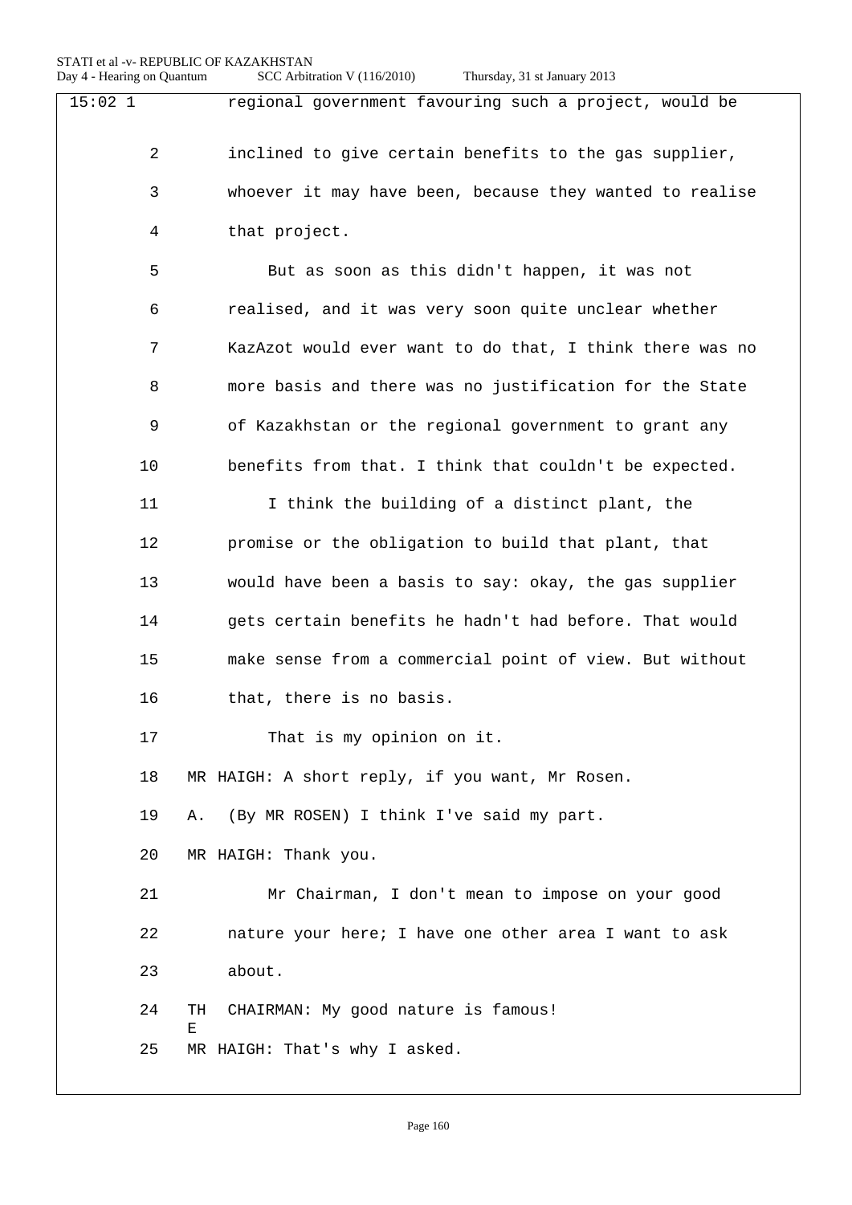15:02 1 regional government favouring such a project, would be

2 inclined to give certain benefits to the gas supplier,

3 whoever it may have been, because they wanted to realise

4 that project.

5 But as soon as this didn't happen, it was not

6 realised, and it was very soon quite unclear whether

7 KazAzot would ever want to do that, I think there was no

8 more basis and there was no justification for the State

9 of Kazakhstan or the regional government to grant any

10 benefits from that. I think that couldn't be expected.

11 I think the building of a distinct plant, the

12 promise or the obligation to build that plant, that

13 would have been a basis to say: okay, the gas supplier

14 gets certain benefits he hadn't had before. That would

15 make sense from a commercial point of view. But without

16 that, there is no basis.

17 That is my opinion on it.

18 MR HAIGH: A short reply, if you want, Mr Rosen.

19 A. (By MR ROSEN) I think I've said my part.

20 MR HAIGH: Thank you.

21 Mr Chairman, I don't mean to impose on your good

22 nature your here; I have one other area I want to ask

23 about.

24 THE CHAIRMAN: My good nature is famous!

25 MR HAIGH: That's why I asked.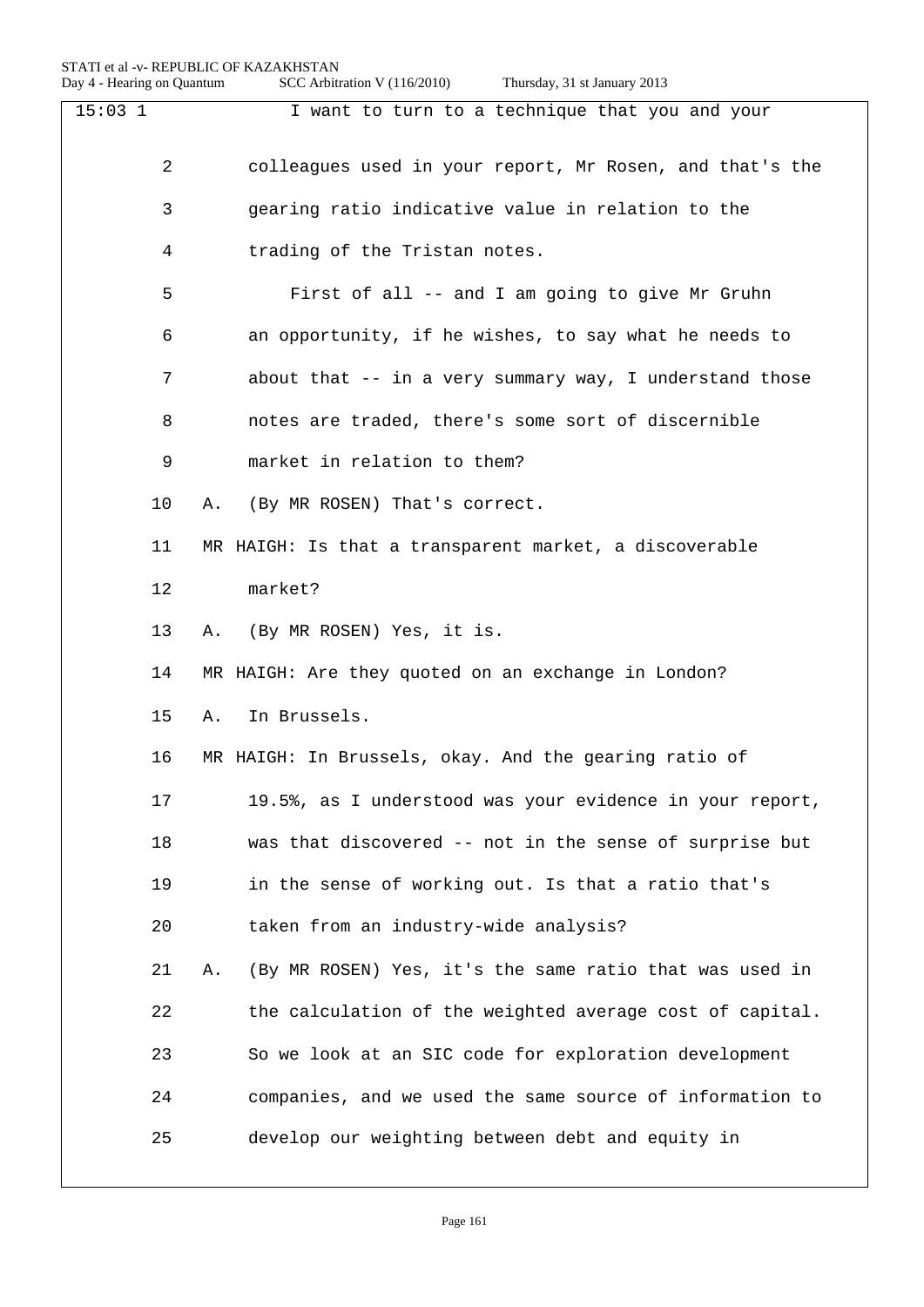15:03 1 I want to turn to a technique that you and your

2 colleagues used in your report, Mr Rosen, and that's the

3 gearing ratio indicative value in relation to the

4 trading of the Tristan notes.

5 First of all -- and I am going to give Mr Gruhn

6 an opportunity, if he wishes, to say what he needs to

7 about that -- in a very summary way, I understand those

8 notes are traded, there's some sort of discernible

9 market in relation to them?

10 A. (By MR ROSEN) That's correct.

11 MR HAIGH: Is that a transparent market, a discoverable

12 market?

13 A. (By MR ROSEN) Yes, it is.

14 MR HAIGH: Are they quoted on an exchange in London?

15 A. In Brussels.

16 MR HAIGH: In Brussels, okay. And the gearing ratio of

17 19.5%, as I understood was your evidence in your report,

18 was that discovered -- not in the sense of surprise but

19 in the sense of working out. Is that a ratio that's

20 taken from an industry-wide analysis?

21 A. (By MR ROSEN) Yes, it's the same ratio that was used in

22 the calculation of the weighted average cost of capital.

23 So we look at an SIC code for exploration development

24 companies, and we used the same source of information to

25 develop our weighting between debt and equity in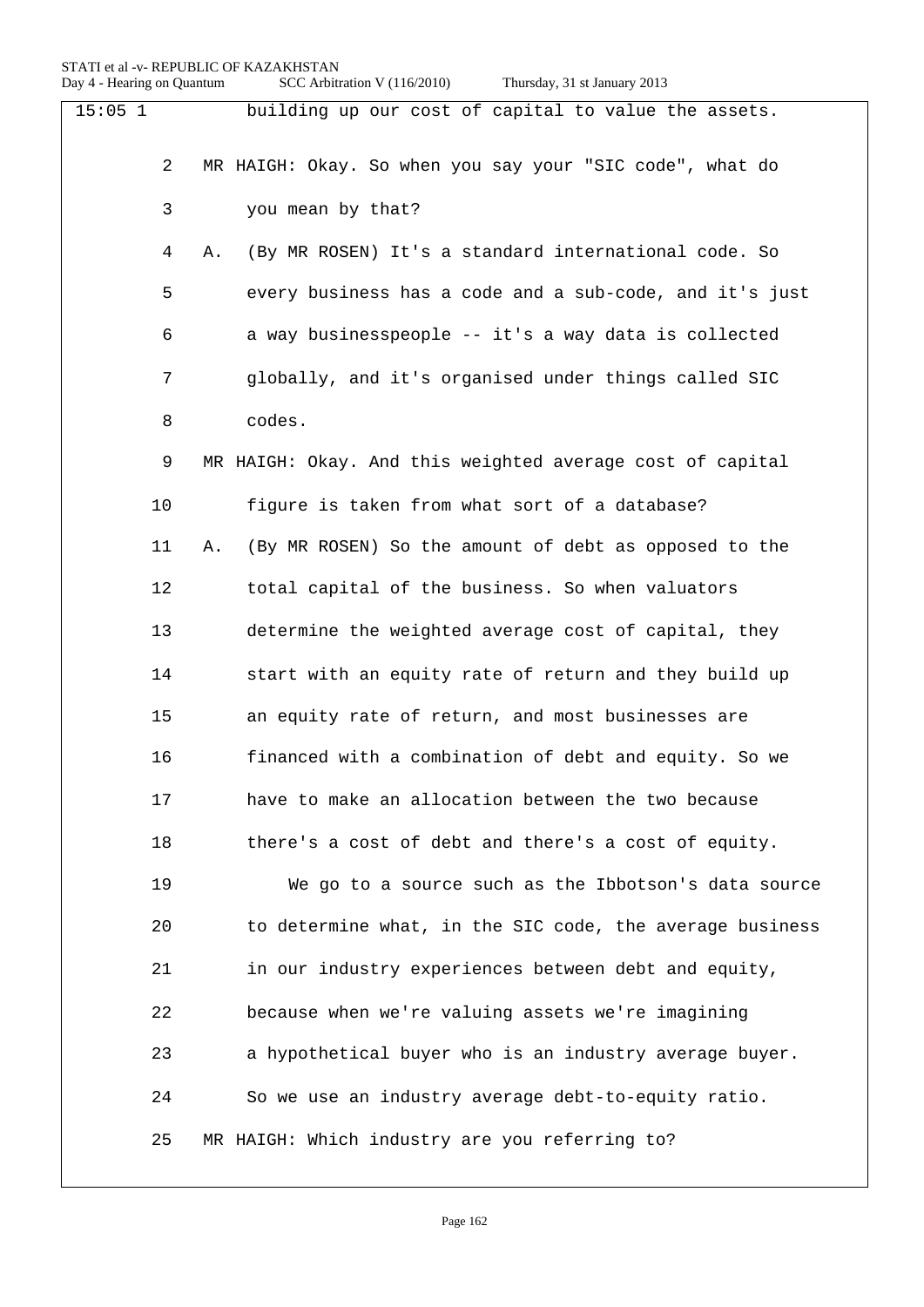15:05 1 building up our cost of capital to value the assets.

2 MR HAIGH: Okay. So when you say your "SIC code", what do

3 you mean by that?

4 A. (By MR ROSEN) It's a standard international code. So

5 every business has a code and a sub-code, and it's just

6 a way businesspeople -- it's a way data is collected

7 globally, and it's organised under things called SIC

8 codes.

9 MR HAIGH: Okay. And this weighted average cost of capital

10 figure is taken from what sort of a database?

11 A. (By MR ROSEN) So the amount of debt as opposed to the

12 total capital of the business. So when valuators

13 determine the weighted average cost of capital, they

14 start with an equity rate of return and they build up

15 an equity rate of return, and most businesses are

16 financed with a combination of debt and equity. So we

17 have to make an allocation between the two because

18 there's a cost of debt and there's a cost of equity.

19 We go to a source such as the Ibbotson's data source

20 to determine what, in the SIC code, the average business

21 in our industry experiences between debt and equity,

22 because when we're valuing assets we're imagining

23 a hypothetical buyer who is an industry average buyer.

24 So we use an industry average debt-to-equity ratio.

25 MR HAIGH: Which industry are you referring to?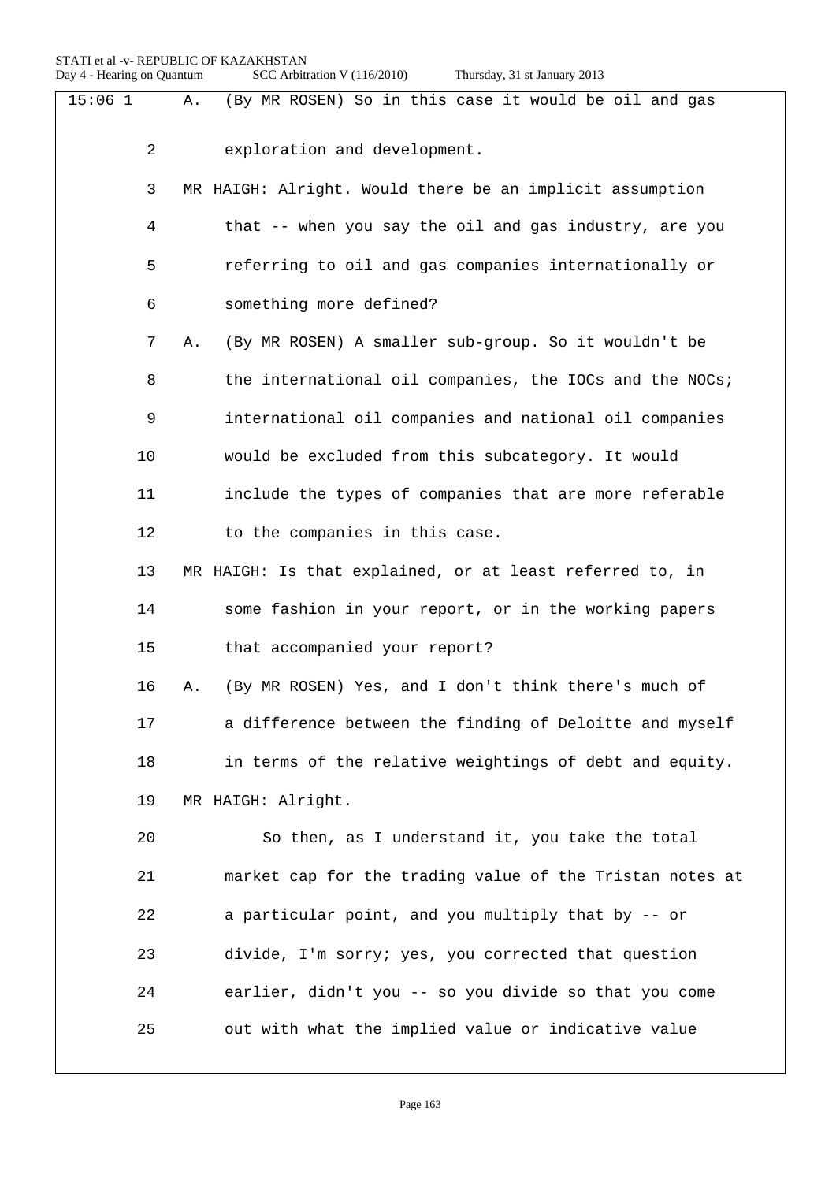15:06 1 A. (By MR ROSEN) So in this case it would be oil and gas

2 exploration and development.

3 MR HAIGH: Alright. Would there be an implicit assumption

4 that -- when you say the oil and gas industry, are you

5 referring to oil and gas companies internationally or

6 something more defined?

7 A. (By MR ROSEN) A smaller sub-group. So it wouldn't be

8 the international oil companies, the IOCs and the NOCs;

9 international oil companies and national oil companies

10 would be excluded from this subcategory. It would

11 include the types of companies that are more referable

12 to the companies in this case.

13 MR HAIGH: Is that explained, or at least referred to, in

14 some fashion in your report, or in the working papers

15 that accompanied your report?

16 A. (By MR ROSEN) Yes, and I don't think there's much of

17 a difference between the finding of Deloitte and myself

18 in terms of the relative weightings of debt and equity.

19 MR HAIGH: Alright.

20 So then, as I understand it, you take the total

21 market cap for the trading value of the Tristan notes at

22 a particular point, and you multiply that by -- or

23 divide, I'm sorry; yes, you corrected that question

24 earlier, didn't you -- so you divide so that you come

25 out with what the implied value or indicative value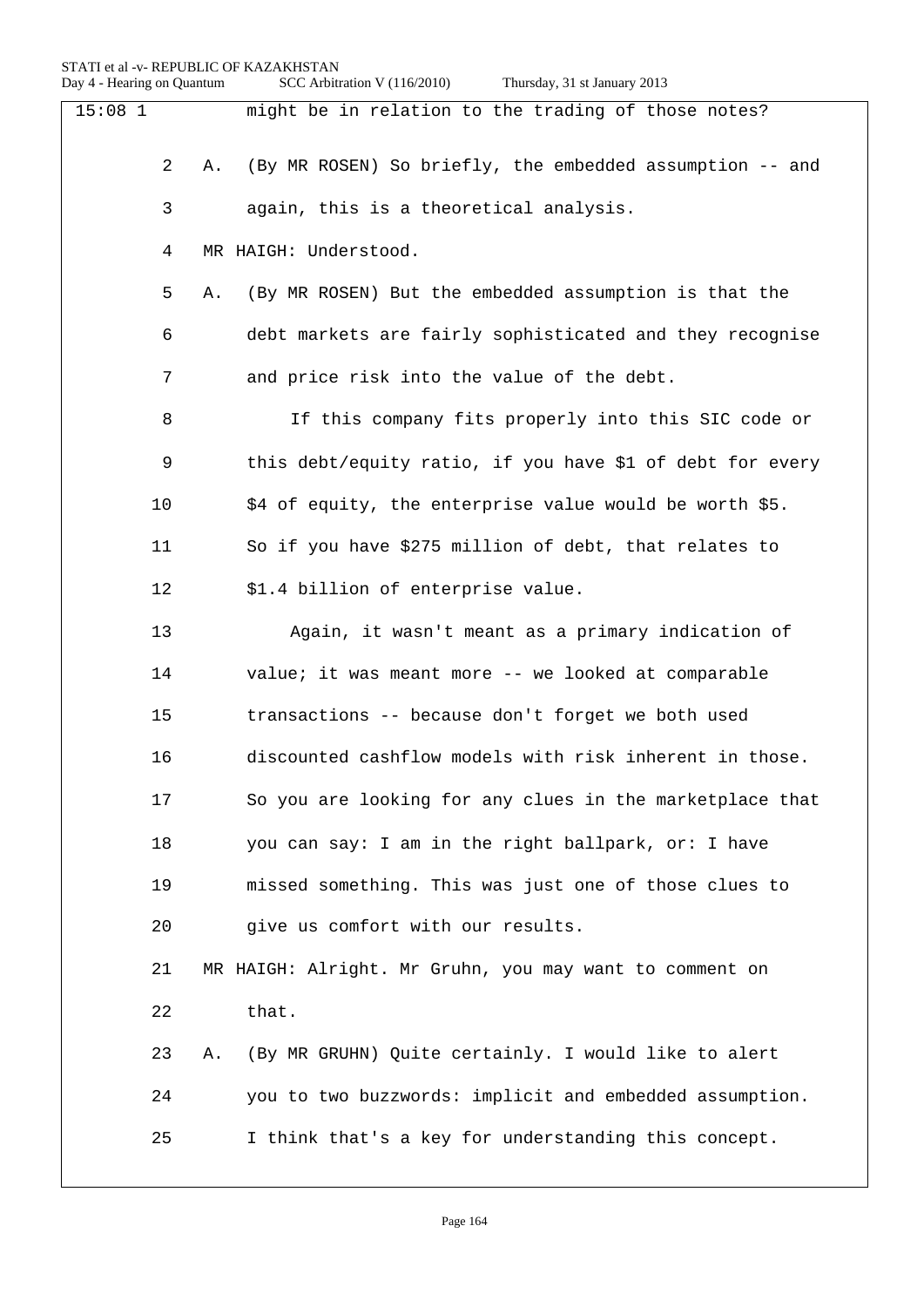15:08 1 might be in relation to the trading of those notes?

2 A. (By MR ROSEN) So briefly, the embedded assumption -- and

3 again, this is a theoretical analysis.

4 MR HAIGH: Understood.

5 A. (By MR ROSEN) But the embedded assumption is that the

6 debt markets are fairly sophisticated and they recognise

7 and price risk into the value of the debt.

8 If this company fits properly into this SIC code or

9 this debt/equity ratio, if you have $1 of debt for every

10 $4 of equity, the enterprise value would be worth $5.

11 So if you have $275 million of debt, that relates to

12 $1.4 billion of enterprise value.

13 Again, it wasn't meant as a primary indication of

14 value; it was meant more -- we looked at comparable

15 transactions -- because don't forget we both used

16 discounted cashflow models with risk inherent in those.

17 So you are looking for any clues in the marketplace that

18 you can say: I am in the right ballpark, or: I have

19 missed something. This was just one of those clues to

20 give us comfort with our results.

21 MR HAIGH: Alright. Mr Gruhn, you may want to comment on

22 that.

23 A. (By MR GRUHN) Quite certainly. I would like to alert

24 you to two buzzwords: implicit and embedded assumption.

25 I think that's a key for understanding this concept.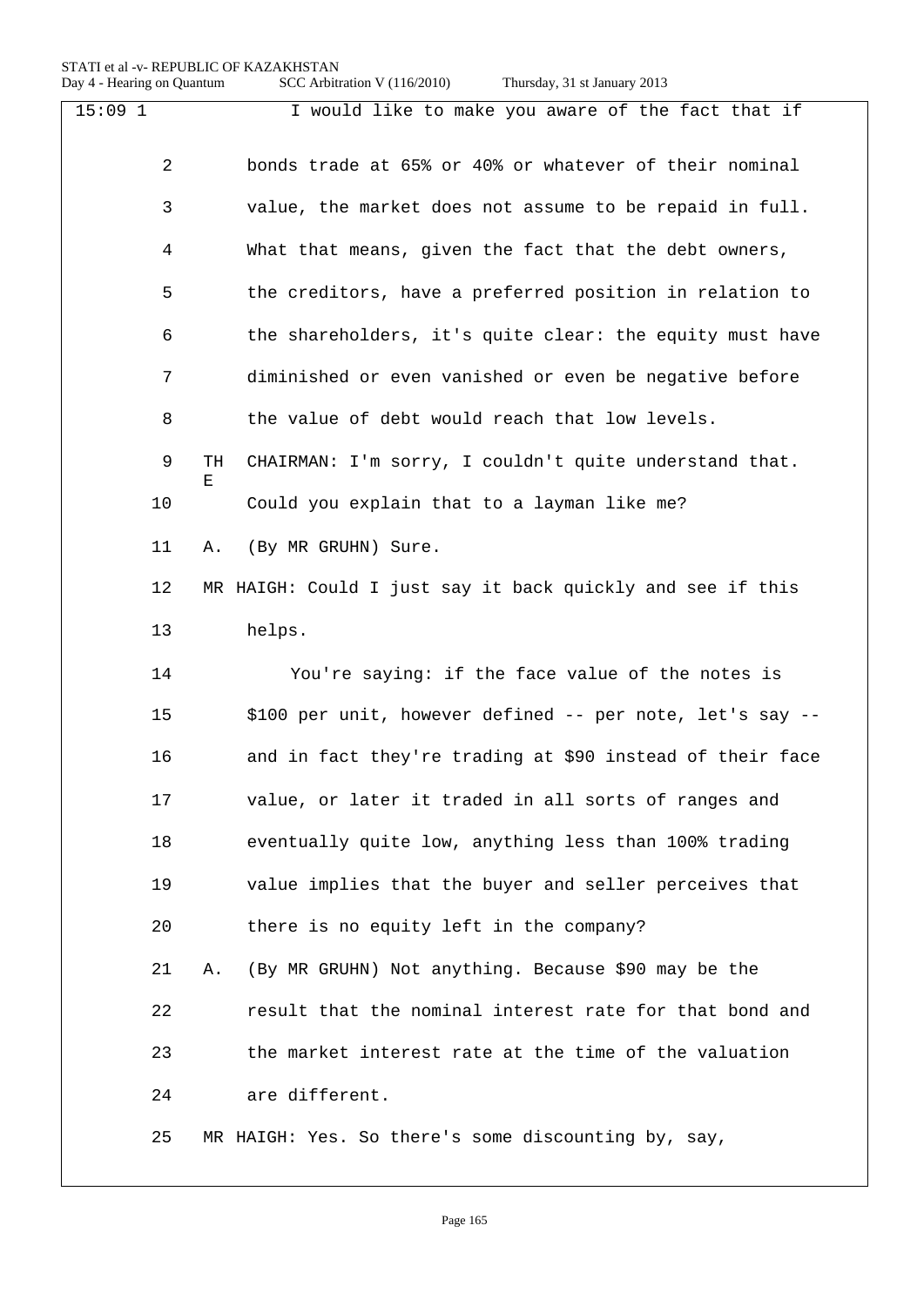15:09 1 I would like to make you aware of the fact that if

2 bonds trade at 65% or 40% or whatever of their nominal

3 value, the market does not assume to be repaid in full.

4 What that means, given the fact that the debt owners,

5 the creditors, have a preferred position in relation to

6 the shareholders, it's quite clear: the equity must have

7 diminished or even vanished or even be negative before

8 the value of debt would reach that low levels.

9 THE CHAIRMAN: I'm sorry, I couldn't quite understand that.

10 Could you explain that to a layman like me?

11 A. (By MR GRUHN) Sure.

12 MR HAIGH: Could I just say it back quickly and see if this

13 helps.

14 You're saying: if the face value of the notes is

15 $100 per unit, however defined -- per note, let's say --

16 and in fact they're trading at $90 instead of their face

17 value, or later it traded in all sorts of ranges and

18 eventually quite low, anything less than 100% trading

19 value implies that the buyer and seller perceives that

20 there is no equity left in the company?

21 A. (By MR GRUHN) Not anything. Because $90 may be the

22 result that the nominal interest rate for that bond and

23 the market interest rate at the time of the valuation

24 are different.

25 MR HAIGH: Yes. So there's some discounting by, say,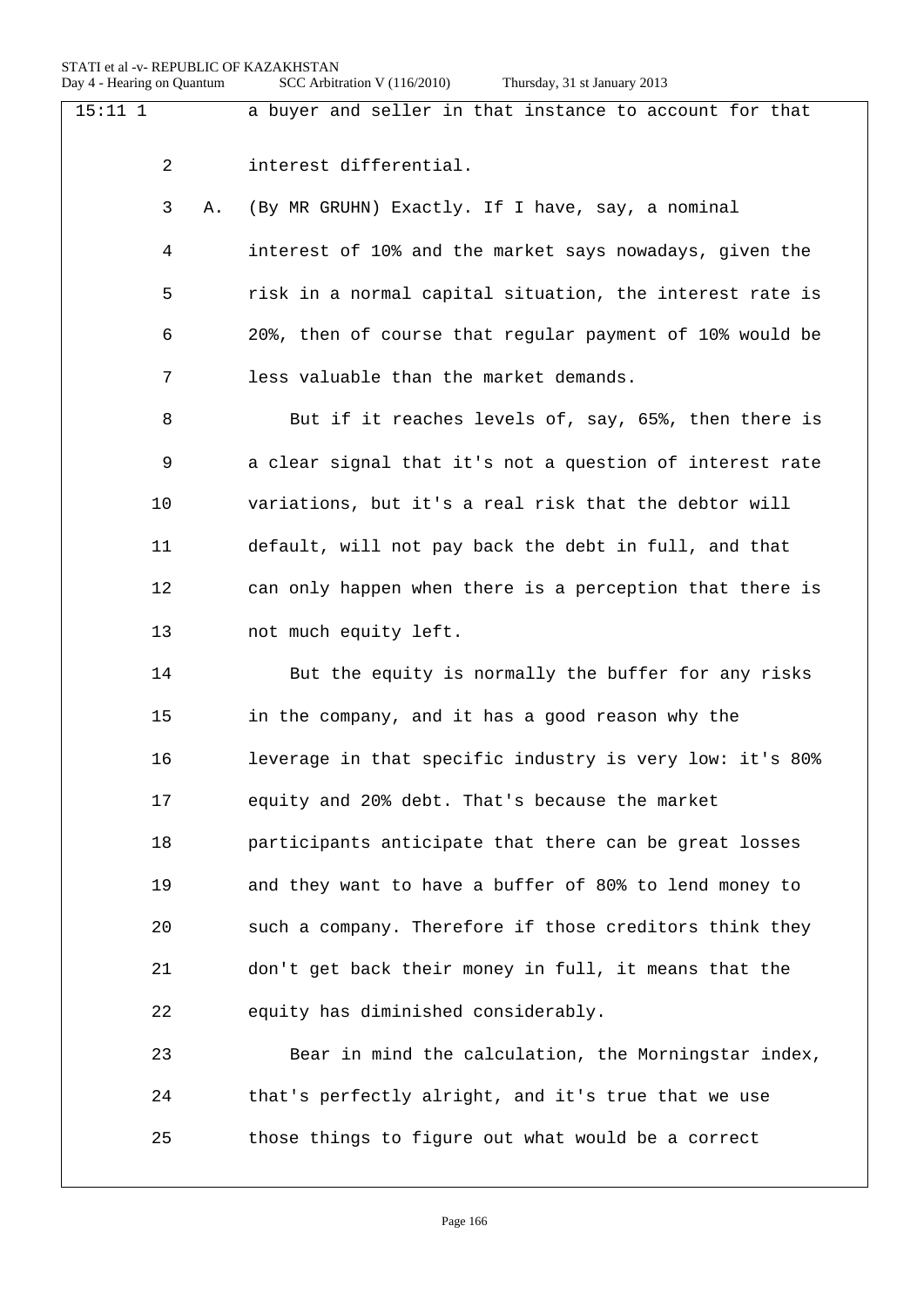a buyer and seller in that instance to account for that interest differential.

A. (By MR GRUHN) Exactly. If I have, say, a nominal interest of 10% and the market says nowadays, given the risk in a normal capital situation, the interest rate is 20%, then of course that regular payment of 10% would be less valuable than the market demands.

But if it reaches levels of, say, 65%, then there is a clear signal that it's not a question of interest rate variations, but it's a real risk that the debtor will default, will not pay back the debt in full, and that can only happen when there is a perception that there is not much equity left.

But the equity is normally the buffer for any risks in the company, and it has a good reason why the leverage in that specific industry is very low: it's 80% equity and 20% debt. That's because the market participants anticipate that there can be great losses and they want to have a buffer of 80% to lend money to such a company. Therefore if those creditors think they don't get back their money in full, it means that the equity has diminished considerably.

Bear in mind the calculation, the Morningstar index, that's perfectly alright, and it's true that we use those things to figure out what would be a correct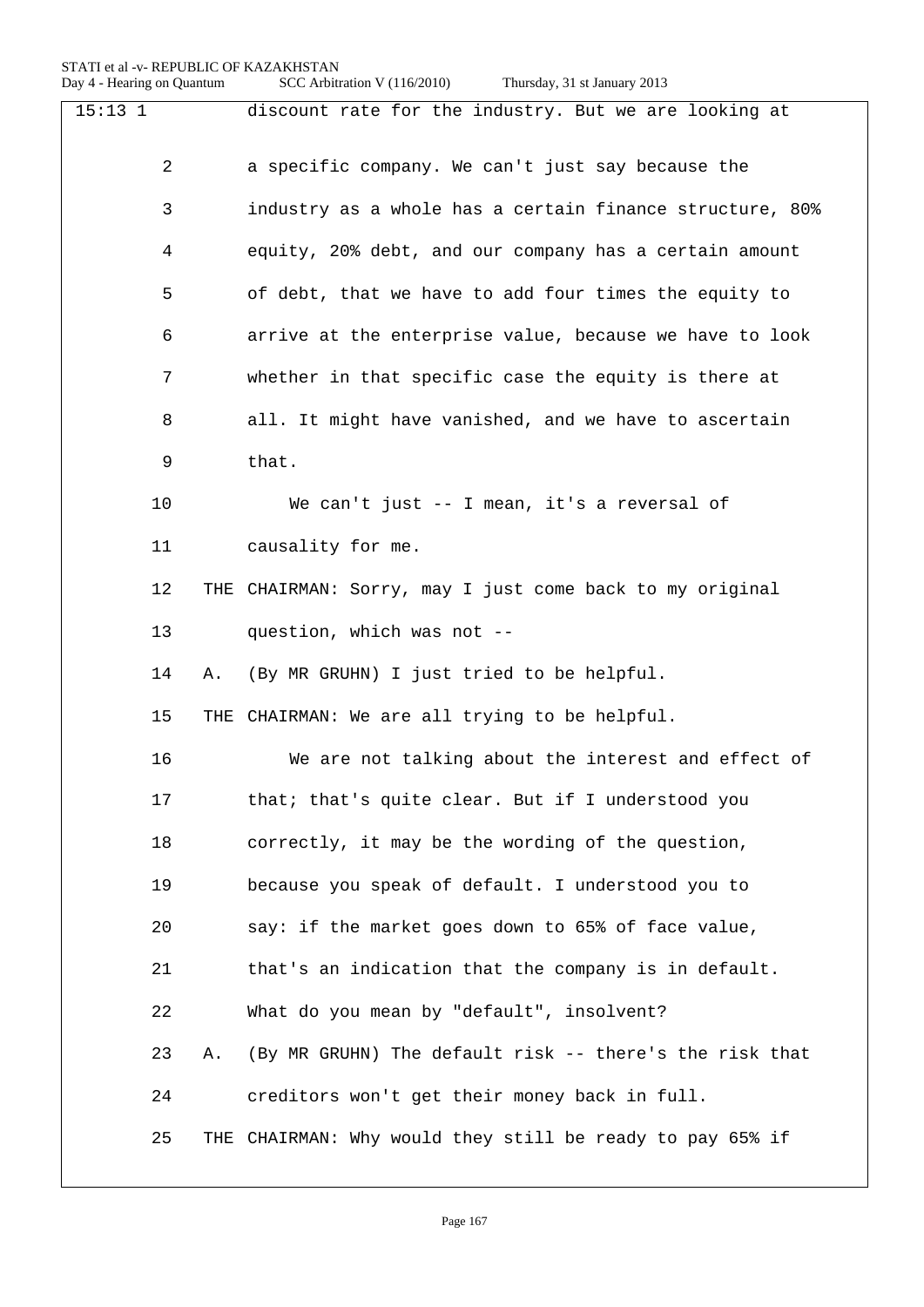15:13 1 discount rate for the industry. But we are looking at

2 a specific company. We can't just say because the

3 industry as a whole has a certain finance structure, 80%

4 equity, 20% debt, and our company has a certain amount

5 of debt, that we have to add four times the equity to

6 arrive at the enterprise value, because we have to look

7 whether in that specific case the equity is there at

8 all. It might have vanished, and we have to ascertain

9 that.

10 We can't just -- I mean, it's a reversal of

11 causality for me.

12 THE CHAIRMAN: Sorry, may I just come back to my original

13 question, which was not --

14 A. (By MR GRUHN) I just tried to be helpful.

15 THE CHAIRMAN: We are all trying to be helpful.

16 We are not talking about the interest and effect of

17 that; that's quite clear. But if I understood you

18 correctly, it may be the wording of the question,

19 because you speak of default. I understood you to

20 say: if the market goes down to 65% of face value,

21 that's an indication that the company is in default.

22 What do you mean by "default", insolvent?

23 A. (By MR GRUHN) The default risk -- there's the risk that

24 creditors won't get their money back in full.

25 THE CHAIRMAN: Why would they still be ready to pay 65% if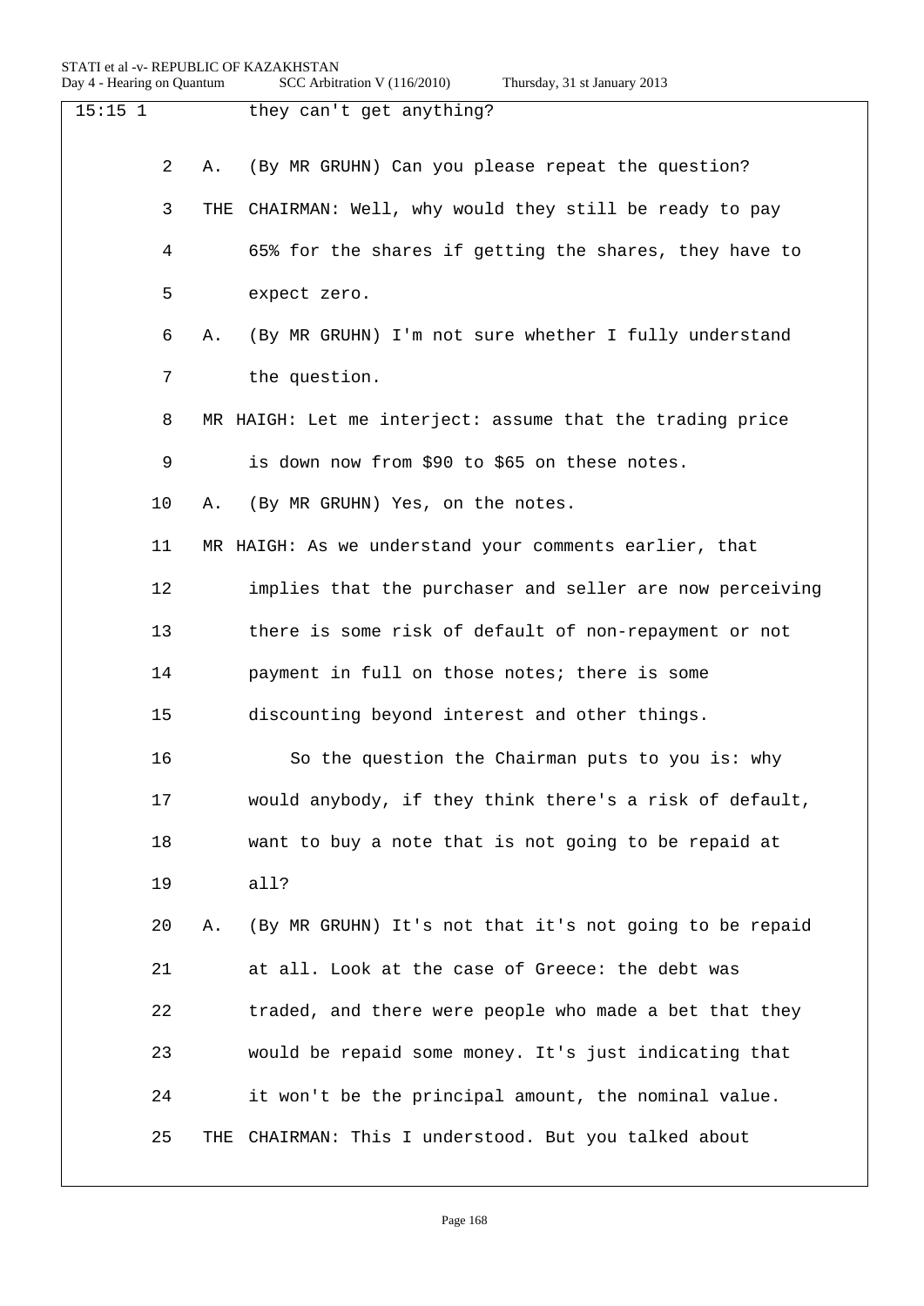15:15 1 they can't get anything?

2 A. (By MR GRUHN) Can you please repeat the question?

3 THE CHAIRMAN: Well, why would they still be ready to pay

4 65% for the shares if getting the shares, they have to

5 expect zero.

6 A. (By MR GRUHN) I'm not sure whether I fully understand

7 the question.

8 MR HAIGH: Let me interject: assume that the trading price

9 is down now from $90 to $65 on these notes.

10 A. (By MR GRUHN) Yes, on the notes.

11 MR HAIGH: As we understand your comments earlier, that

12 implies that the purchaser and seller are now perceiving

13 there is some risk of default of non-repayment or not

14 payment in full on those notes; there is some

15 discounting beyond interest and other things.

16 So the question the Chairman puts to you is: why

17 would anybody, if they think there's a risk of default,

18 want to buy a note that is not going to be repaid at

19 all?

20 A. (By MR GRUHN) It's not that it's not going to be repaid

21 at all. Look at the case of Greece: the debt was

22 traded, and there were people who made a bet that they

23 would be repaid some money. It's just indicating that

24 it won't be the principal amount, the nominal value.

25 THE CHAIRMAN: This I understood. But you talked about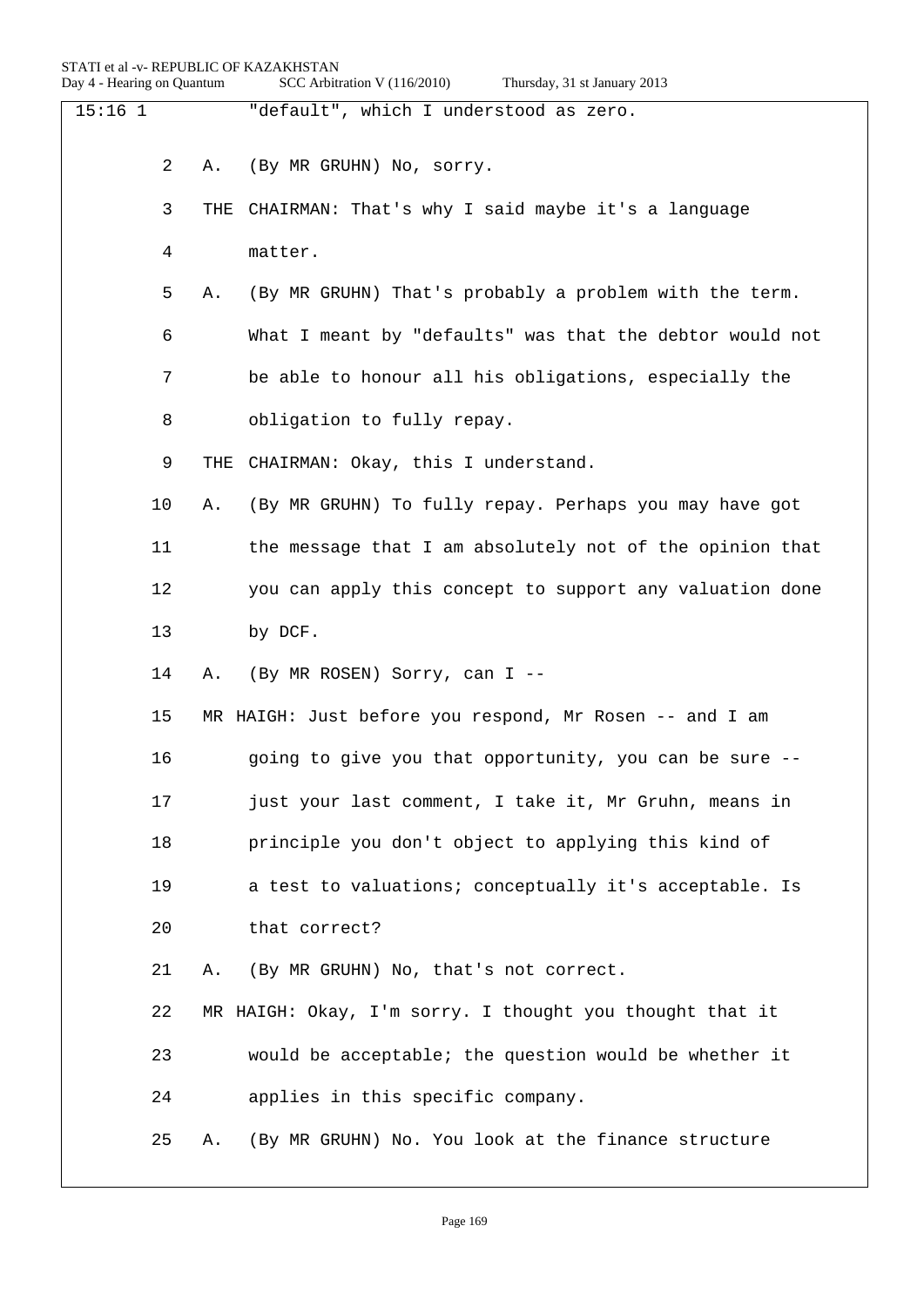15:16 1 "default", which I understood as zero.

2 A. (By MR GRUHN) No, sorry.

3 THE CHAIRMAN: That's why I said maybe it's a language

4 matter.

5 A. (By MR GRUHN) That's probably a problem with the term.

6 What I meant by "defaults" was that the debtor would not

7 be able to honour all his obligations, especially the

8 obligation to fully repay.

9 THE CHAIRMAN: Okay, this I understand.

10 A. (By MR GRUHN) To fully repay. Perhaps you may have got

11 the message that I am absolutely not of the opinion that

12 you can apply this concept to support any valuation done

13 by DCF.

14 A. (By MR ROSEN) Sorry, can I --

15 MR HAIGH: Just before you respond, Mr Rosen -- and I am

16 going to give you that opportunity, you can be sure --

17 just your last comment, I take it, Mr Gruhn, means in

18 principle you don't object to applying this kind of

19 a test to valuations; conceptually it's acceptable. Is

20 that correct?

21 A. (By MR GRUHN) No, that's not correct.

22 MR HAIGH: Okay, I'm sorry. I thought you thought that it

23 would be acceptable; the question would be whether it

24 applies in this specific company.

25 A. (By MR GRUHN) No. You look at the finance structure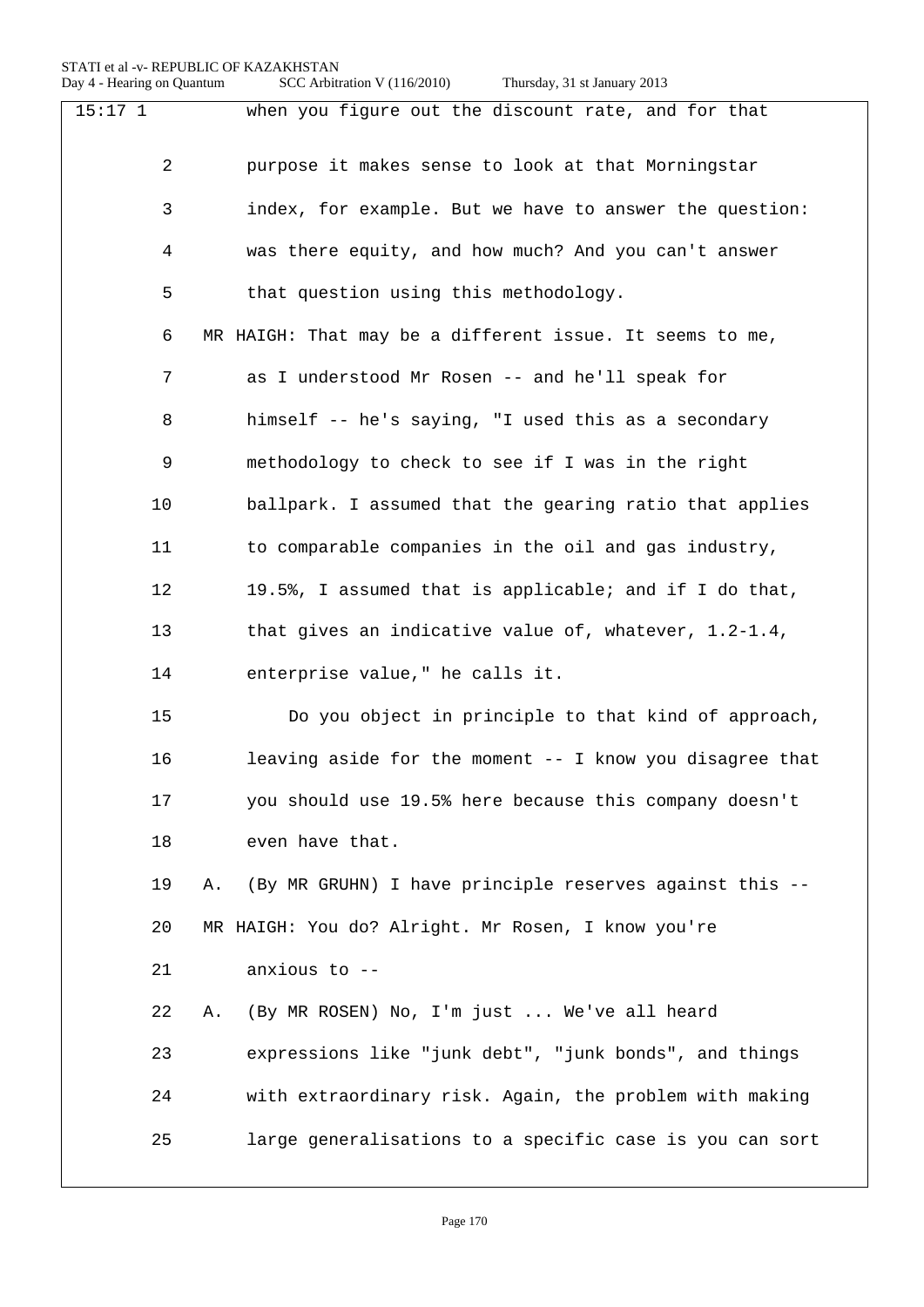when you figure out the discount rate, and for that purpose it makes sense to look at that Morningstar index, for example. But we have to answer the question: was there equity, and how much? And you can't answer that question using this methodology.

MR HAIGH: That may be a different issue. It seems to me, as I understood Mr Rosen -- and he'll speak for himself -- he's saying, "I used this as a secondary methodology to check to see if I was in the right ballpark. I assumed that the gearing ratio that applies to comparable companies in the oil and gas industry, 19.5%, I assumed that is applicable; and if I do that, that gives an indicative value of, whatever, 1.2-1.4, enterprise value," he calls it.

Do you object in principle to that kind of approach, leaving aside for the moment -- I know you disagree that you should use 19.5% here because this company doesn't even have that.

A. (By MR GRUHN) I have principle reserves against this --

MR HAIGH: You do? Alright. Mr Rosen, I know you're anxious to --

A. (By MR ROSEN) No, I'm just ... We've all heard expressions like "junk debt", "junk bonds", and things with extraordinary risk. Again, the problem with making large generalisations to a specific case is you can sort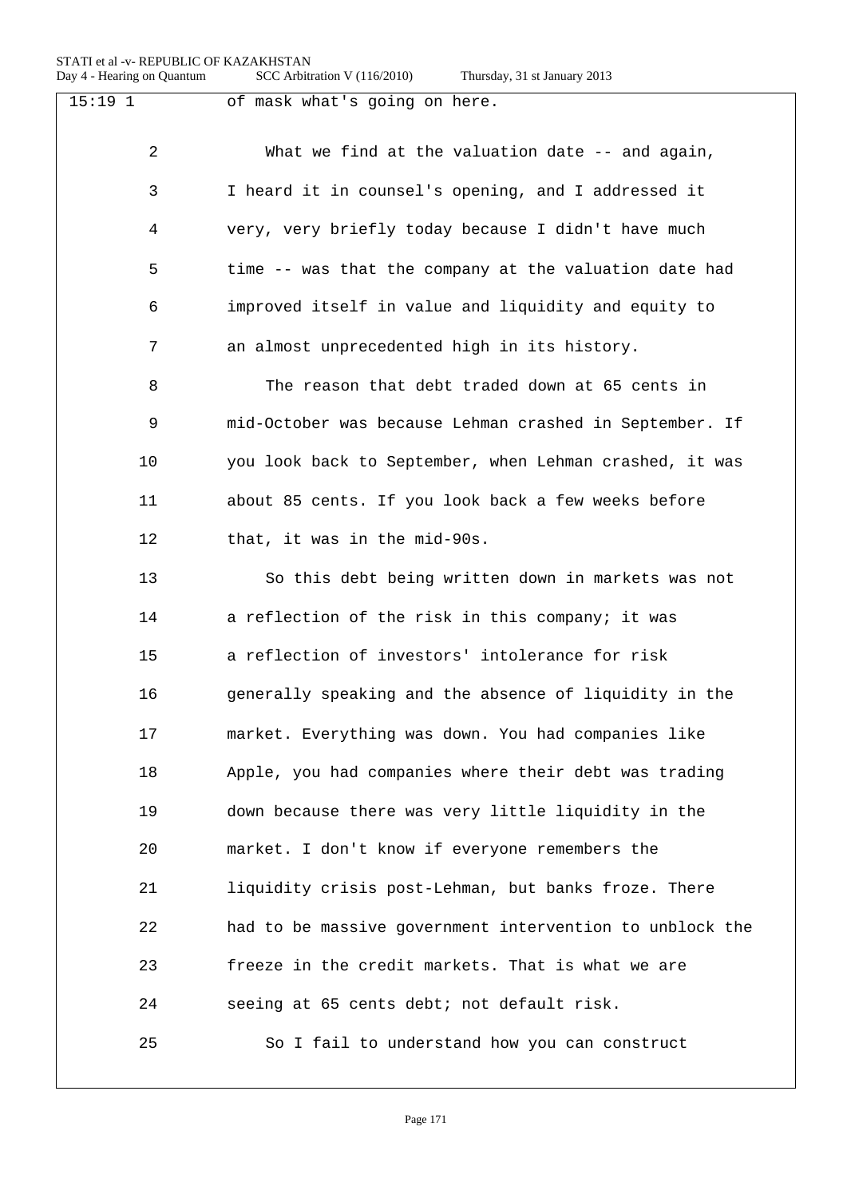15:19 1 of mask what's going on here.

2 What we find at the valuation date -- and again,
3 I heard it in counsel's opening, and I addressed it
4 very, very briefly today because I didn't have much
5 time -- was that the company at the valuation date had
6 improved itself in value and liquidity and equity to
7 an almost unprecedented high in its history.

8 The reason that debt traded down at 65 cents in
9 mid-October was because Lehman crashed in September. If
10 you look back to September, when Lehman crashed, it was
11 about 85 cents. If you look back a few weeks before
12 that, it was in the mid-90s.

13 So this debt being written down in markets was not
14 a reflection of the risk in this company; it was
15 a reflection of investors' intolerance for risk
16 generally speaking and the absence of liquidity in the
17 market. Everything was down. You had companies like
18 Apple, you had companies where their debt was trading
19 down because there was very little liquidity in the
20 market. I don't know if everyone remembers the
21 liquidity crisis post-Lehman, but banks froze. There
22 had to be massive government intervention to unblock the
23 freeze in the credit markets. That is what we are
24 seeing at 65 cents debt; not default risk.

25 So I fail to understand how you can construct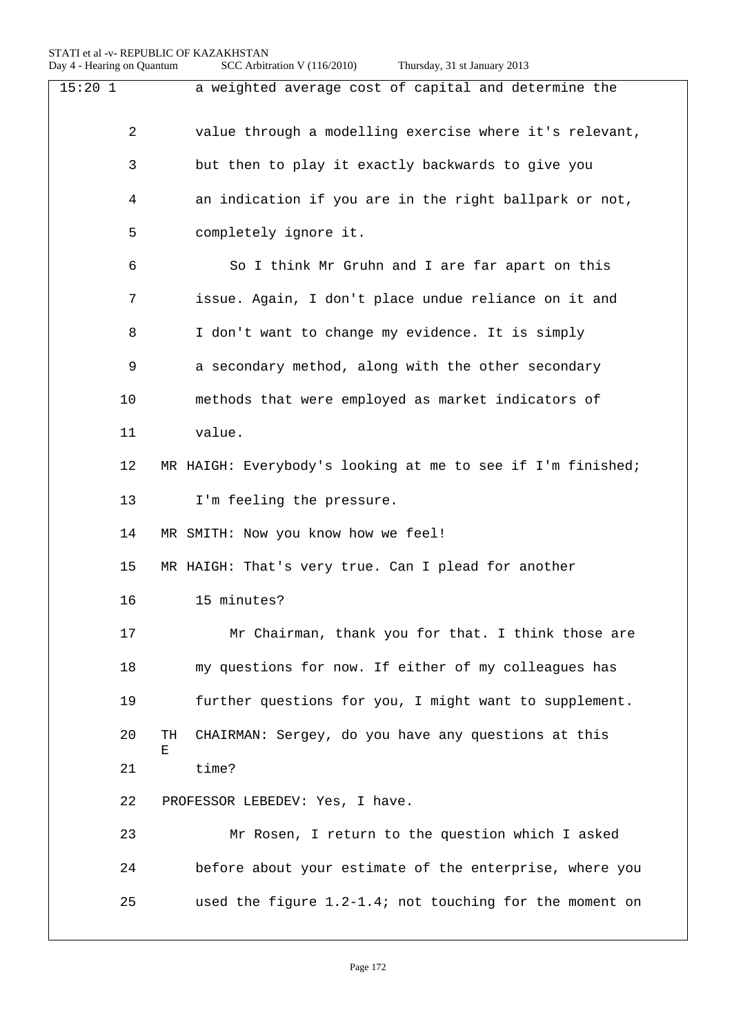15:20 1 a weighted average cost of capital and determine the

2 value through a modelling exercise where it's relevant,

3 but then to play it exactly backwards to give you

4 an indication if you are in the right ballpark or not,

5 completely ignore it.

6 So I think Mr Gruhn and I are far apart on this

7 issue. Again, I don't place undue reliance on it and

8 I don't want to change my evidence. It is simply

9 a secondary method, along with the other secondary

10 methods that were employed as market indicators of

11 value.

12 MR HAIGH: Everybody's looking at me to see if I'm finished;

13 I'm feeling the pressure.

14 MR SMITH: Now you know how we feel!

15 MR HAIGH: That's very true. Can I plead for another

16 15 minutes?

17 Mr Chairman, thank you for that. I think those are

18 my questions for now. If either of my colleagues has

19 further questions for you, I might want to supplement.

20 THE CHAIRMAN: Sergey, do you have any questions at this

21 time?

22 PROFESSOR LEBEDEV: Yes, I have.

23 Mr Rosen, I return to the question which I asked

24 before about your estimate of the enterprise, where you

25 used the figure 1.2-1.4; not touching for the moment on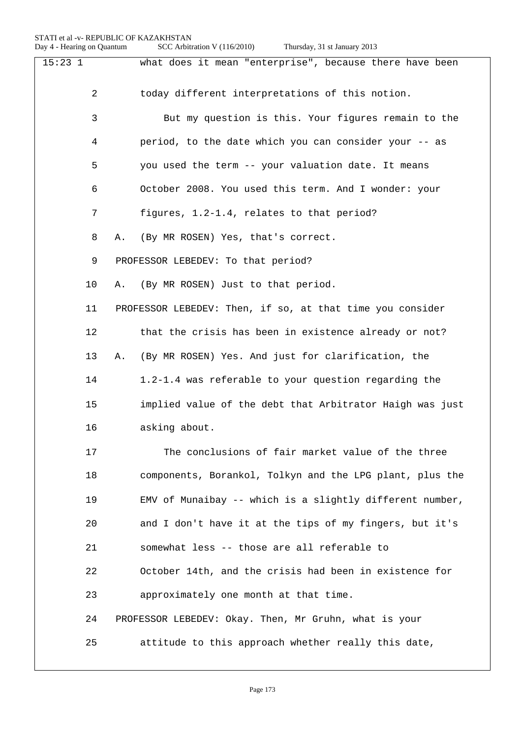15:23 1 what does it mean "enterprise", because there have been

2 today different interpretations of this notion.

3 But my question is this. Your figures remain to the

4 period, to the date which you can consider your -- as

5 you used the term -- your valuation date. It means

6 October 2008. You used this term. And I wonder: your

7 figures, 1.2-1.4, relates to that period?

8 A. (By MR ROSEN) Yes, that's correct.

9 PROFESSOR LEBEDEV: To that period?

10 A. (By MR ROSEN) Just to that period.

11 PROFESSOR LEBEDEV: Then, if so, at that time you consider

12 that the crisis has been in existence already or not?

13 A. (By MR ROSEN) Yes. And just for clarification, the

14 1.2-1.4 was referable to your question regarding the

15 implied value of the debt that Arbitrator Haigh was just

16 asking about.

17 The conclusions of fair market value of the three

18 components, Borankol, Tolkyn and the LPG plant, plus the

19 EMV of Munaibay -- which is a slightly different number,

20 and I don't have it at the tips of my fingers, but it's

21 somewhat less -- those are all referable to

22 October 14th, and the crisis had been in existence for

23 approximately one month at that time.

24 PROFESSOR LEBEDEV: Okay. Then, Mr Gruhn, what is your

25 attitude to this approach whether really this date,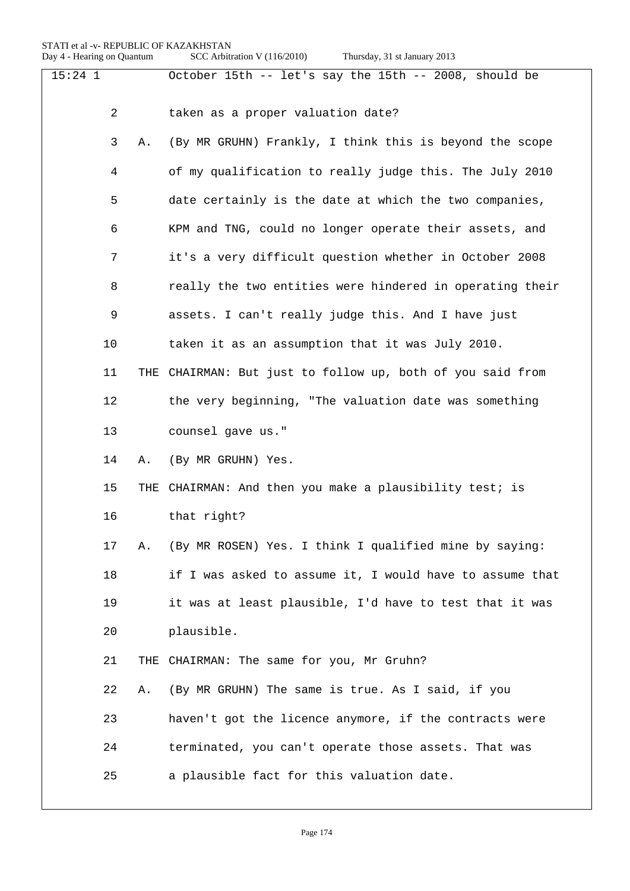15:24 1 October 15th -- let's say the 15th -- 2008, should be

2 taken as a proper valuation date?

3 A. (By MR GRUHN) Frankly, I think this is beyond the scope

4 of my qualification to really judge this. The July 2010

5 date certainly is the date at which the two companies,

6 KPM and TNG, could no longer operate their assets, and

7 it's a very difficult question whether in October 2008

8 really the two entities were hindered in operating their

9 assets. I can't really judge this. And I have just

10 taken it as an assumption that it was July 2010.

11 THE CHAIRMAN: But just to follow up, both of you said from

12 the very beginning, "The valuation date was something

13 counsel gave us."

14 A. (By MR GRUHN) Yes.

15 THE CHAIRMAN: And then you make a plausibility test; is

16 that right?

17 A. (By MR ROSEN) Yes. I think I qualified mine by saying:

18 if I was asked to assume it, I would have to assume that

19 it was at least plausible, I'd have to test that it was

20 plausible.

21 THE CHAIRMAN: The same for you, Mr Gruhn?

22 A. (By MR GRUHN) The same is true. As I said, if you

23 haven't got the licence anymore, if the contracts were

24 terminated, you can't operate those assets. That was

25 a plausible fact for this valuation date.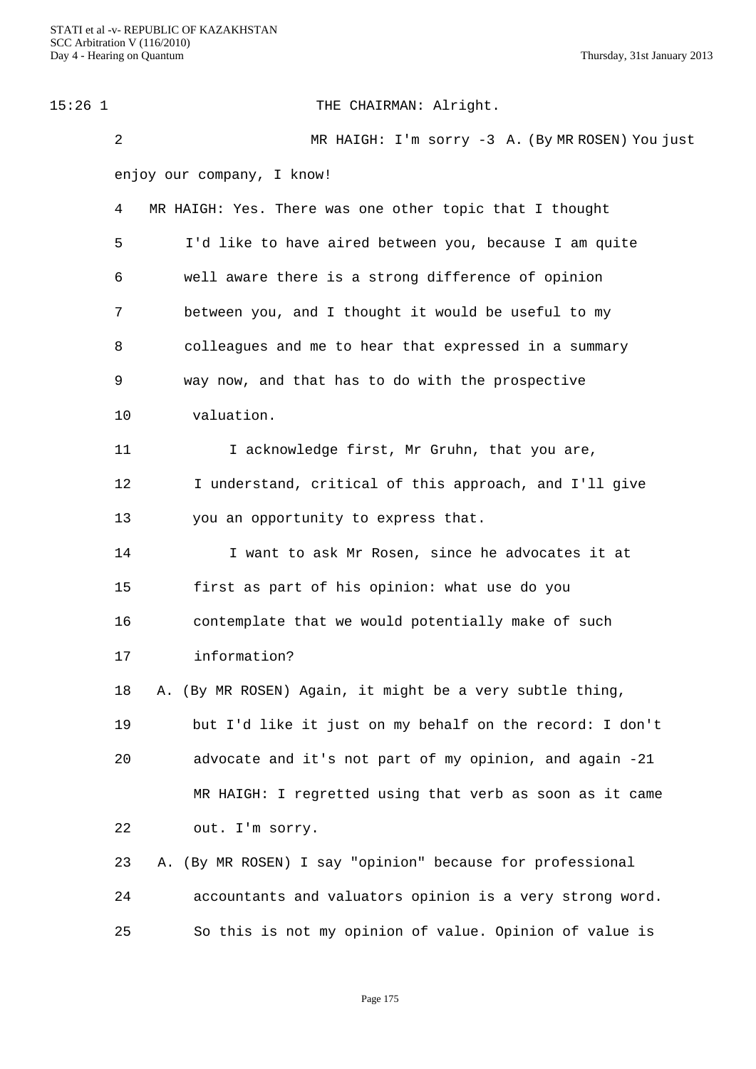15:26 1 THE CHAIRMAN: Alright.

2 MR HAIGH: I'm sorry -3 A. (By MR ROSEN) You just enjoy our company, I know!

4 MR HAIGH: Yes. There was one other topic that I thought

5 I'd like to have aired between you, because I am quite

6 well aware there is a strong difference of opinion

7 between you, and I thought it would be useful to my

8 colleagues and me to hear that expressed in a summary

9 way now, and that has to do with the prospective

10 valuation.

11 I acknowledge first, Mr Gruhn, that you are,

12 I understand, critical of this approach, and I'll give

13 you an opportunity to express that.

14 I want to ask Mr Rosen, since he advocates it at

15 first as part of his opinion: what use do you

16 contemplate that we would potentially make of such

17 information?

18 A. (By MR ROSEN) Again, it might be a very subtle thing,

19 but I'd like it just on my behalf on the record: I don't

20 advocate and it's not part of my opinion, and again -21 MR HAIGH: I regretted using that verb as soon as it came

22 out. I'm sorry.

23 A. (By MR ROSEN) I say "opinion" because for professional

24 accountants and valuators opinion is a very strong word.

25 So this is not my opinion of value. Opinion of value is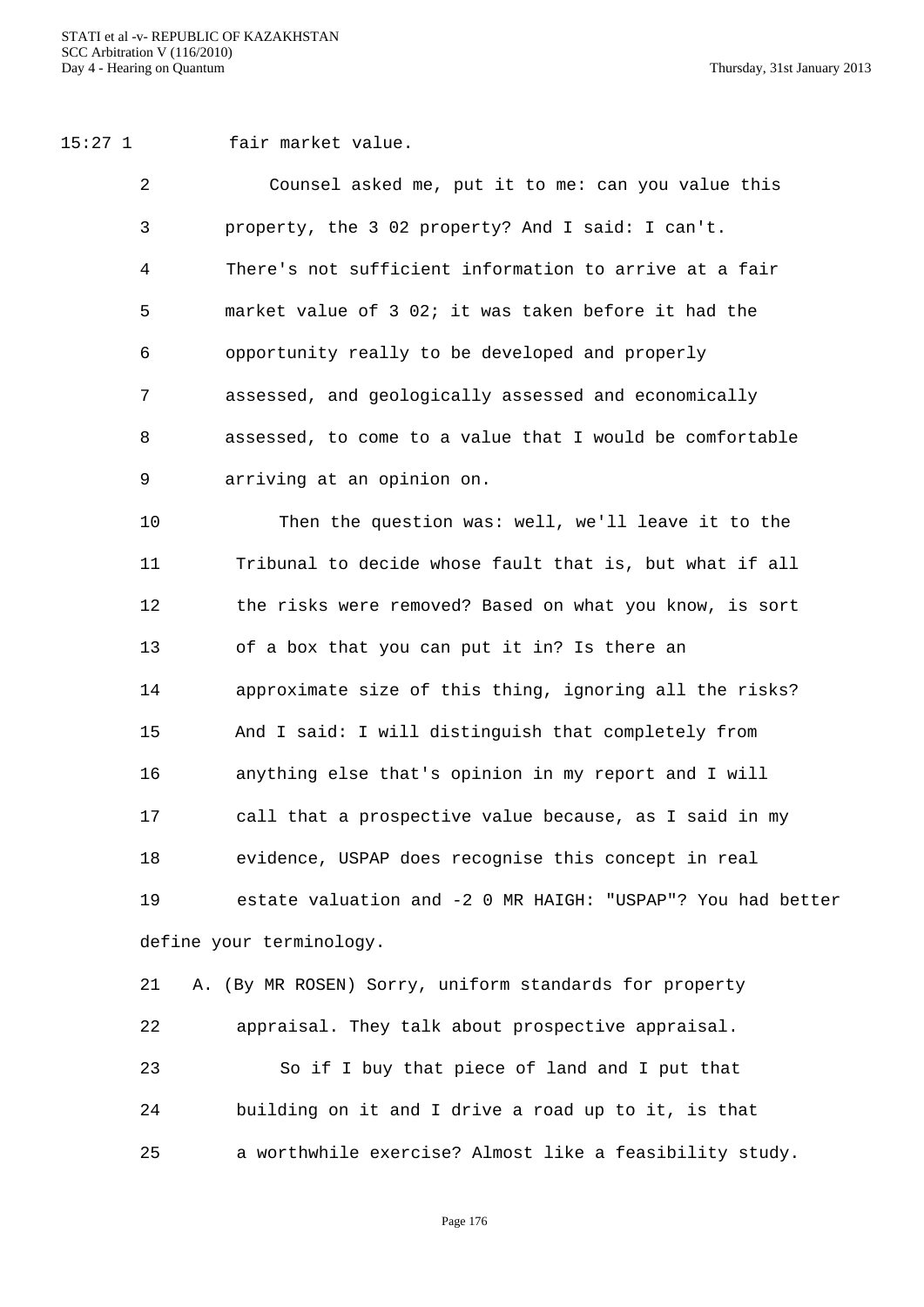15:27 1 fair market value.

2 Counsel asked me, put it to me: can you value this

3 property, the 3 02 property? And I said: I can't.

4 There's not sufficient information to arrive at a fair

5 market value of 3 02; it was taken before it had the

6 opportunity really to be developed and properly

7 assessed, and geologically assessed and economically

8 assessed, to come to a value that I would be comfortable

9 arriving at an opinion on.

10 Then the question was: well, we'll leave it to the

11 Tribunal to decide whose fault that is, but what if all

12 the risks were removed? Based on what you know, is sort

13 of a box that you can put it in? Is there an

14 approximate size of this thing, ignoring all the risks?

15 And I said: I will distinguish that completely from

16 anything else that's opinion in my report and I will

17 call that a prospective value because, as I said in my

18 evidence, USPAP does recognise this concept in real

19 estate valuation and -2 0 MR HAIGH: "USPAP"? You had better

define your terminology.

21 A. (By MR ROSEN) Sorry, uniform standards for property

22 appraisal. They talk about prospective appraisal.

23 So if I buy that piece of land and I put that

24 building on it and I drive a road up to it, is that

25 a worthwhile exercise? Almost like a feasibility study.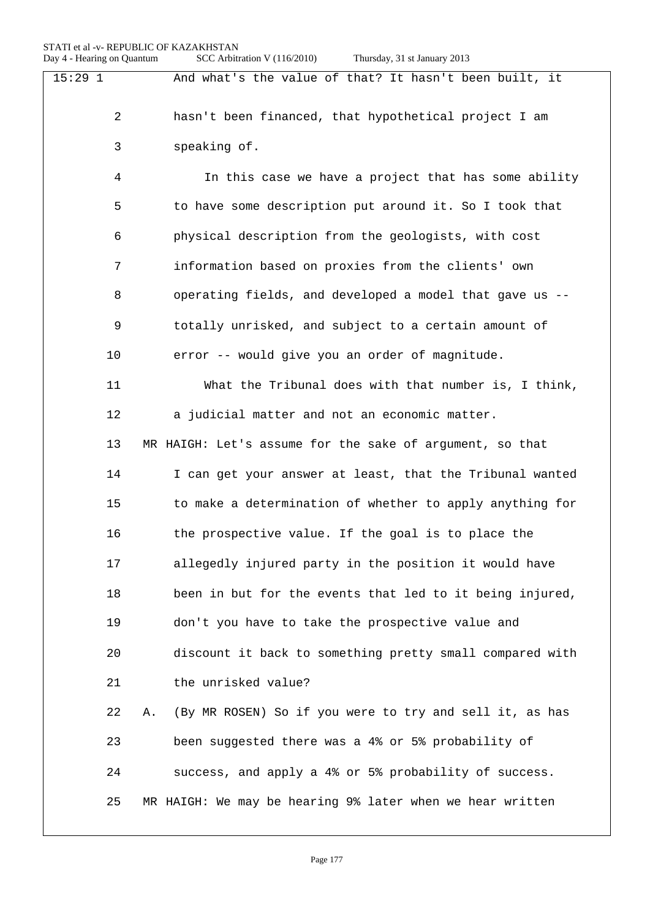15:29 1 And what's the value of that? It hasn't been built, it
2 hasn't been financed, that hypothetical project I am
3 speaking of.
4 In this case we have a project that has some ability
5 to have some description put around it. So I took that
6 physical description from the geologists, with cost
7 information based on proxies from the clients' own
8 operating fields, and developed a model that gave us --
9 totally unrisked, and subject to a certain amount of
10 error -- would give you an order of magnitude.
11 What the Tribunal does with that number is, I think,
12 a judicial matter and not an economic matter.
13 MR HAIGH: Let's assume for the sake of argument, so that
14 I can get your answer at least, that the Tribunal wanted
15 to make a determination of whether to apply anything for
16 the prospective value. If the goal is to place the
17 allegedly injured party in the position it would have
18 been in but for the events that led to it being injured,
19 don't you have to take the prospective value and
20 discount it back to something pretty small compared with
21 the unrisked value?
22 A. (By MR ROSEN) So if you were to try and sell it, as has
23 been suggested there was a 4% or 5% probability of
24 success, and apply a 4% or 5% probability of success.
25 MR HAIGH: We may be hearing 9% later when we hear written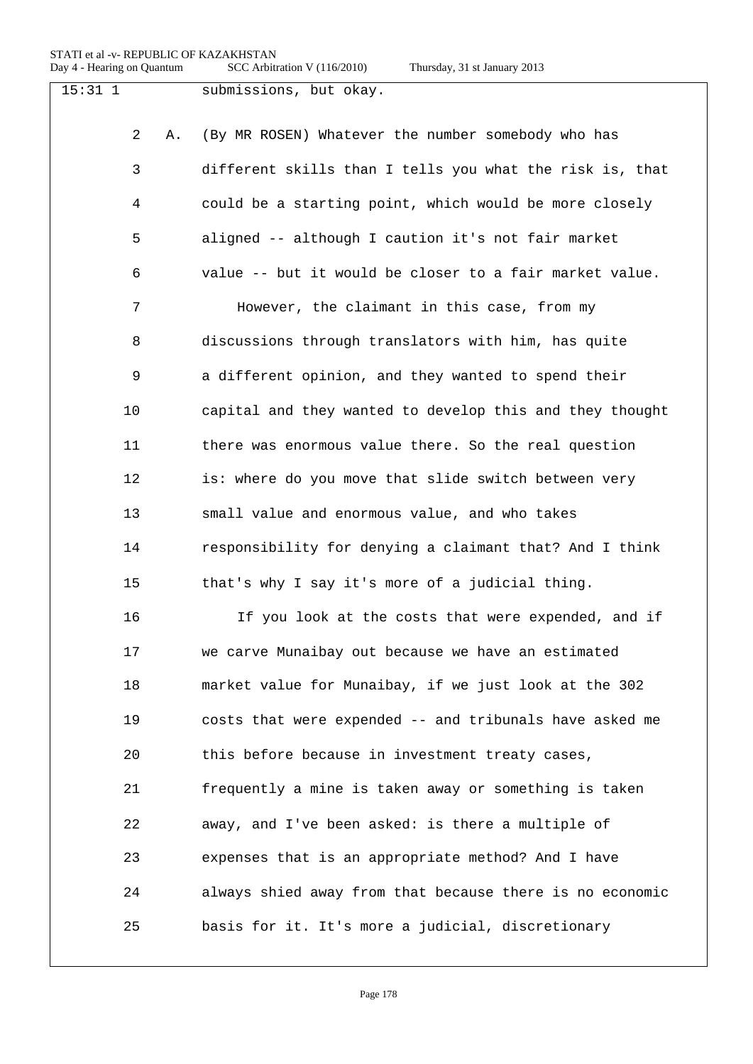15:31 1 submissions, but okay.

2 A. (By MR ROSEN) Whatever the number somebody who has

3 different skills than I tells you what the risk is, that

4 could be a starting point, which would be more closely

5 aligned -- although I caution it's not fair market

6 value -- but it would be closer to a fair market value.

7 However, the claimant in this case, from my

8 discussions through translators with him, has quite

9 a different opinion, and they wanted to spend their

10 capital and they wanted to develop this and they thought

11 there was enormous value there. So the real question

12 is: where do you move that slide switch between very

13 small value and enormous value, and who takes

14 responsibility for denying a claimant that? And I think

15 that's why I say it's more of a judicial thing.

16 If you look at the costs that were expended, and if

17 we carve Munaibay out because we have an estimated

18 market value for Munaibay, if we just look at the 302

19 costs that were expended -- and tribunals have asked me

20 this before because in investment treaty cases,

21 frequently a mine is taken away or something is taken

22 away, and I've been asked: is there a multiple of

23 expenses that is an appropriate method? And I have

24 always shied away from that because there is no economic

25 basis for it. It's more a judicial, discretionary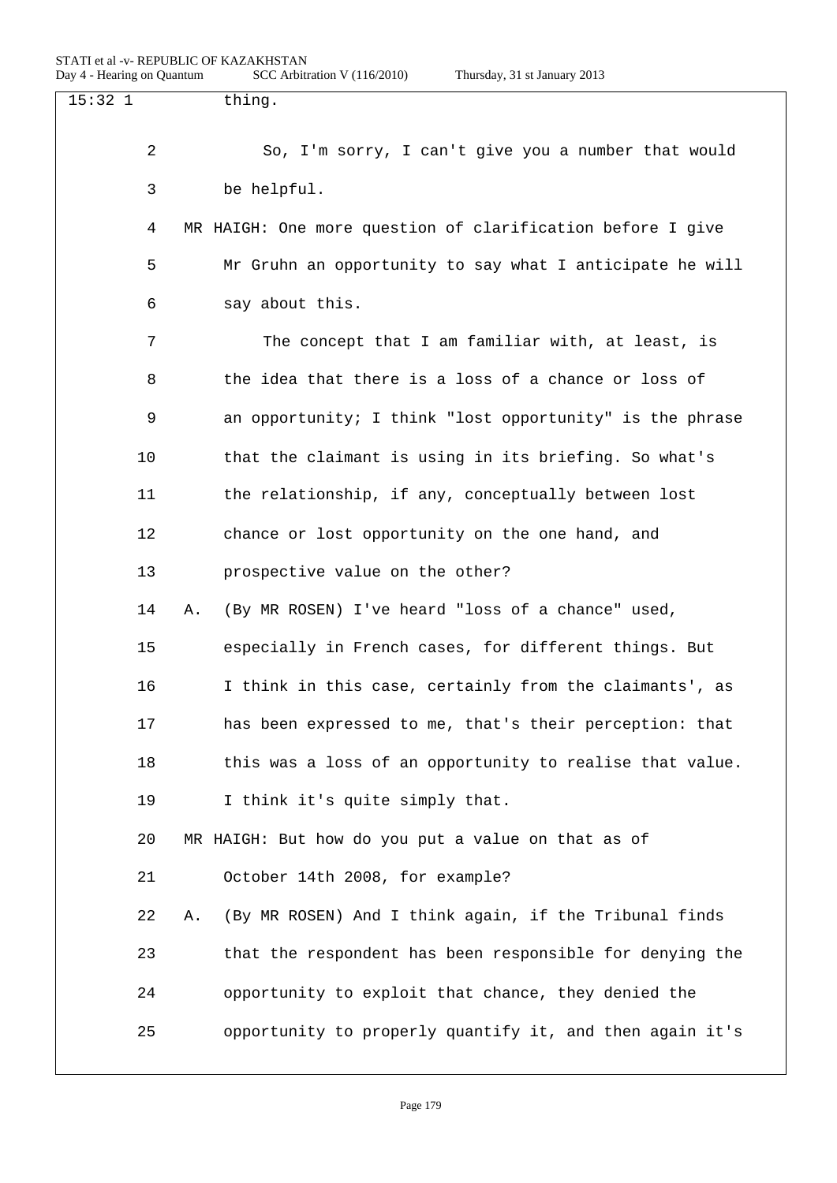15:32 1 thing.

2 So, I'm sorry, I can't give you a number that would

3 be helpful.

4 MR HAIGH: One more question of clarification before I give

5 Mr Gruhn an opportunity to say what I anticipate he will

6 say about this.

7 The concept that I am familiar with, at least, is

8 the idea that there is a loss of a chance or loss of

9 an opportunity; I think "lost opportunity" is the phrase

10 that the claimant is using in its briefing. So what's

11 the relationship, if any, conceptually between lost

12 chance or lost opportunity on the one hand, and

13 prospective value on the other?

14 A. (By MR ROSEN) I've heard "loss of a chance" used,

15 especially in French cases, for different things. But

16 I think in this case, certainly from the claimants', as

17 has been expressed to me, that's their perception: that

18 this was a loss of an opportunity to realise that value.

19 I think it's quite simply that.

20 MR HAIGH: But how do you put a value on that as of

21 October 14th 2008, for example?

22 A. (By MR ROSEN) And I think again, if the Tribunal finds

23 that the respondent has been responsible for denying the

24 opportunity to exploit that chance, they denied the

25 opportunity to properly quantify it, and then again it's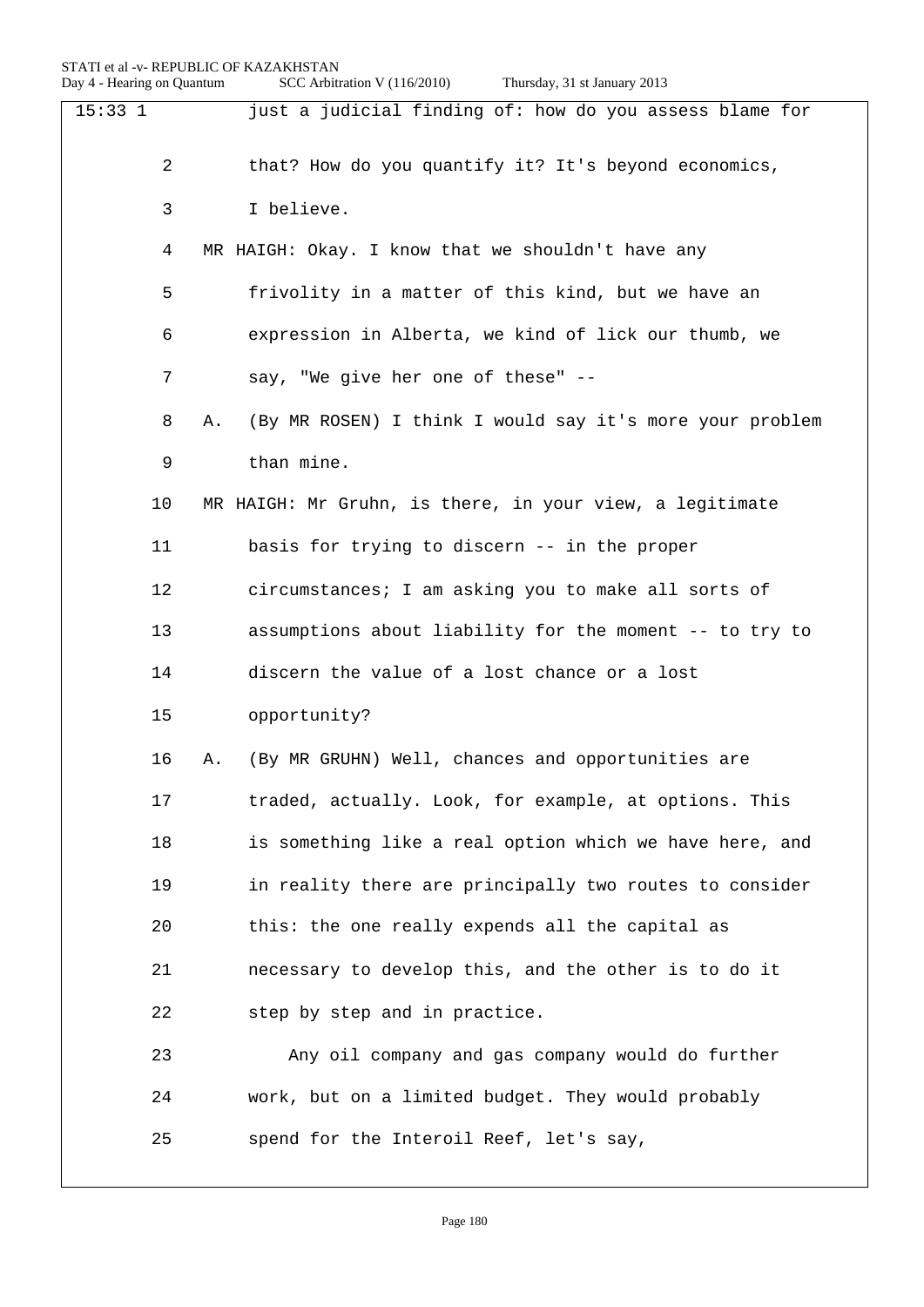just a judicial finding of: how do you assess blame for that? How do you quantify it? It's beyond economics, I believe.

MR HAIGH: Okay. I know that we shouldn't have any frivolity in a matter of this kind, but we have an expression in Alberta, we kind of lick our thumb, we say, "We give her one of these" --

A. (By MR ROSEN) I think I would say it's more your problem than mine.

MR HAIGH: Mr Gruhn, is there, in your view, a legitimate basis for trying to discern -- in the proper circumstances; I am asking you to make all sorts of assumptions about liability for the moment -- to try to discern the value of a lost chance or a lost opportunity?

A. (By MR GRUHN) Well, chances and opportunities are traded, actually. Look, for example, at options. This is something like a real option which we have here, and in reality there are principally two routes to consider this: the one really expends all the capital as necessary to develop this, and the other is to do it step by step and in practice.

Any oil company and gas company would do further work, but on a limited budget. They would probably spend for the Interoil Reef, let's say,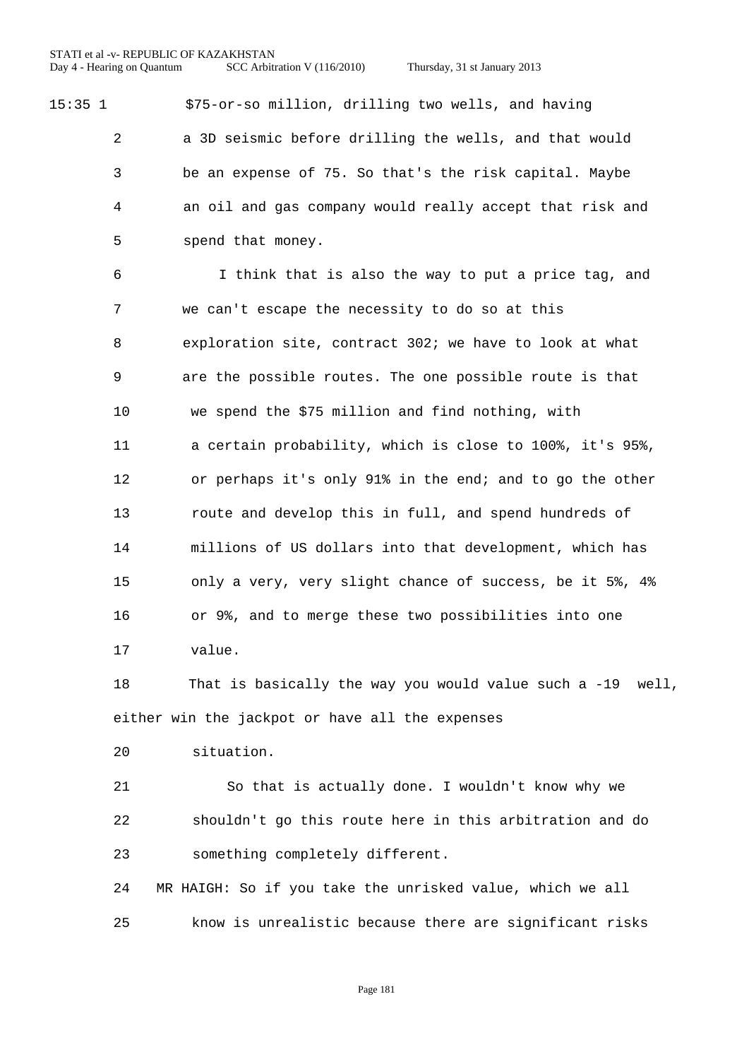15:35 1 $75-or-so million, drilling two wells, and having

2 a 3D seismic before drilling the wells, and that would

3 be an expense of 75. So that's the risk capital. Maybe

4 an oil and gas company would really accept that risk and

5 spend that money.

6 I think that is also the way to put a price tag, and

7 we can't escape the necessity to do so at this

8 exploration site, contract 302; we have to look at what

9 are the possible routes. The one possible route is that

10 we spend the $75 million and find nothing, with

11 a certain probability, which is close to 100%, it's 95%,

12 or perhaps it's only 91% in the end; and to go the other

13 route and develop this in full, and spend hundreds of

14 millions of US dollars into that development, which has

15 only a very, very slight chance of success, be it 5%, 4%

16 or 9%, and to merge these two possibilities into one

17 value.

18 That is basically the way you would value such a -19 well, either win the jackpot or have all the expenses

20 situation.

21 So that is actually done. I wouldn't know why we

22 shouldn't go this route here in this arbitration and do

23 something completely different.

24 MR HAIGH: So if you take the unrisked value, which we all

25 know is unrealistic because there are significant risks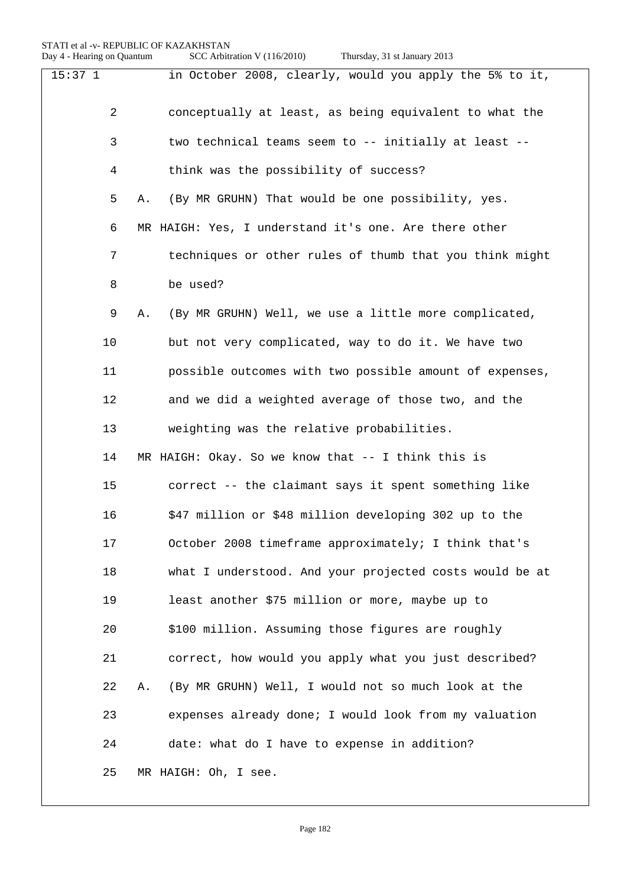15:37 1 in October 2008, clearly, would you apply the 5% to it,

2 conceptually at least, as being equivalent to what the

3 two technical teams seem to -- initially at least --

4 think was the possibility of success?

5 A. (By MR GRUHN) That would be one possibility, yes.

6 MR HAIGH: Yes, I understand it's one. Are there other

7 techniques or other rules of thumb that you think might

8 be used?

9 A. (By MR GRUHN) Well, we use a little more complicated,

10 but not very complicated, way to do it. We have two

11 possible outcomes with two possible amount of expenses,

12 and we did a weighted average of those two, and the

13 weighting was the relative probabilities.

14 MR HAIGH: Okay. So we know that -- I think this is

15 correct -- the claimant says it spent something like

16 $47 million or $48 million developing 302 up to the

17 October 2008 timeframe approximately; I think that's

18 what I understood. And your projected costs would be at

19 least another $75 million or more, maybe up to

20 $100 million. Assuming those figures are roughly

21 correct, how would you apply what you just described?

22 A. (By MR GRUHN) Well, I would not so much look at the

23 expenses already done; I would look from my valuation

24 date: what do I have to expense in addition?

25 MR HAIGH: Oh, I see.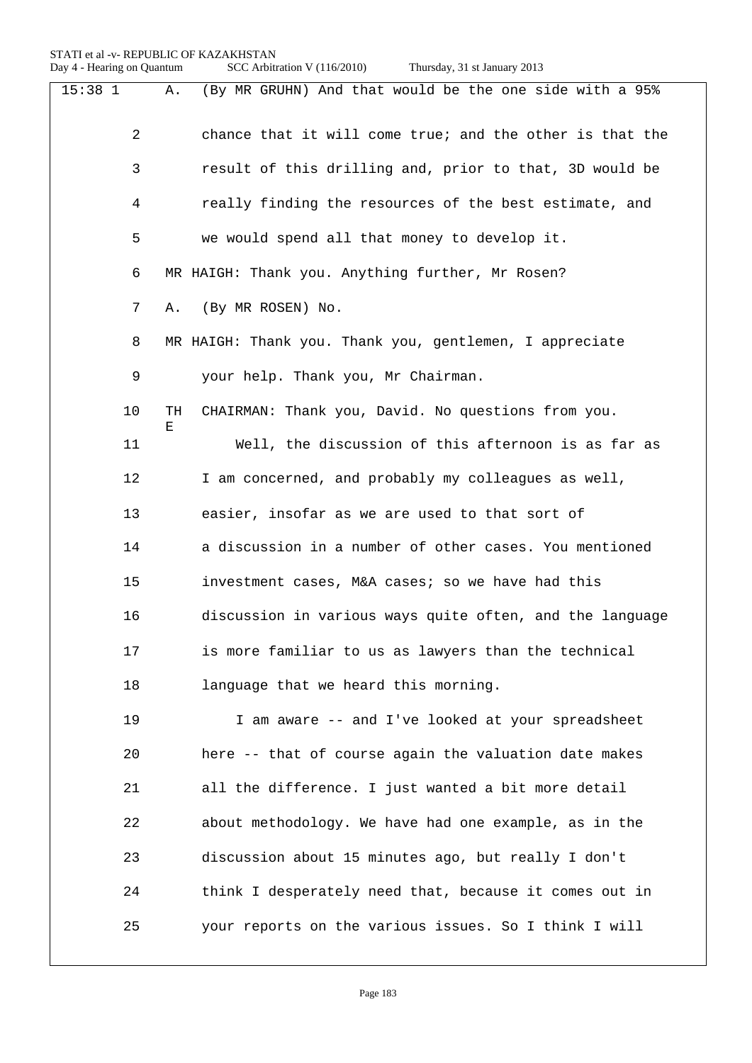15:38 1 A. (By MR GRUHN) And that would be the one side with a 95%

2 chance that it will come true; and the other is that the

3 result of this drilling and, prior to that, 3D would be

4 really finding the resources of the best estimate, and

5 we would spend all that money to develop it.

6 MR HAIGH: Thank you. Anything further, Mr Rosen?

7 A. (By MR ROSEN) No.

8 MR HAIGH: Thank you. Thank you, gentlemen, I appreciate

9 your help. Thank you, Mr Chairman.

10 THE CHAIRMAN: Thank you, David. No questions from you.

11 Well, the discussion of this afternoon is as far as

12 I am concerned, and probably my colleagues as well,

13 easier, insofar as we are used to that sort of

14 a discussion in a number of other cases. You mentioned

15 investment cases, M&A cases; so we have had this

16 discussion in various ways quite often, and the language

17 is more familiar to us as lawyers than the technical

18 language that we heard this morning.

19 I am aware -- and I've looked at your spreadsheet

20 here -- that of course again the valuation date makes

21 all the difference. I just wanted a bit more detail

22 about methodology. We have had one example, as in the

23 discussion about 15 minutes ago, but really I don't

24 think I desperately need that, because it comes out in

25 your reports on the various issues. So I think I will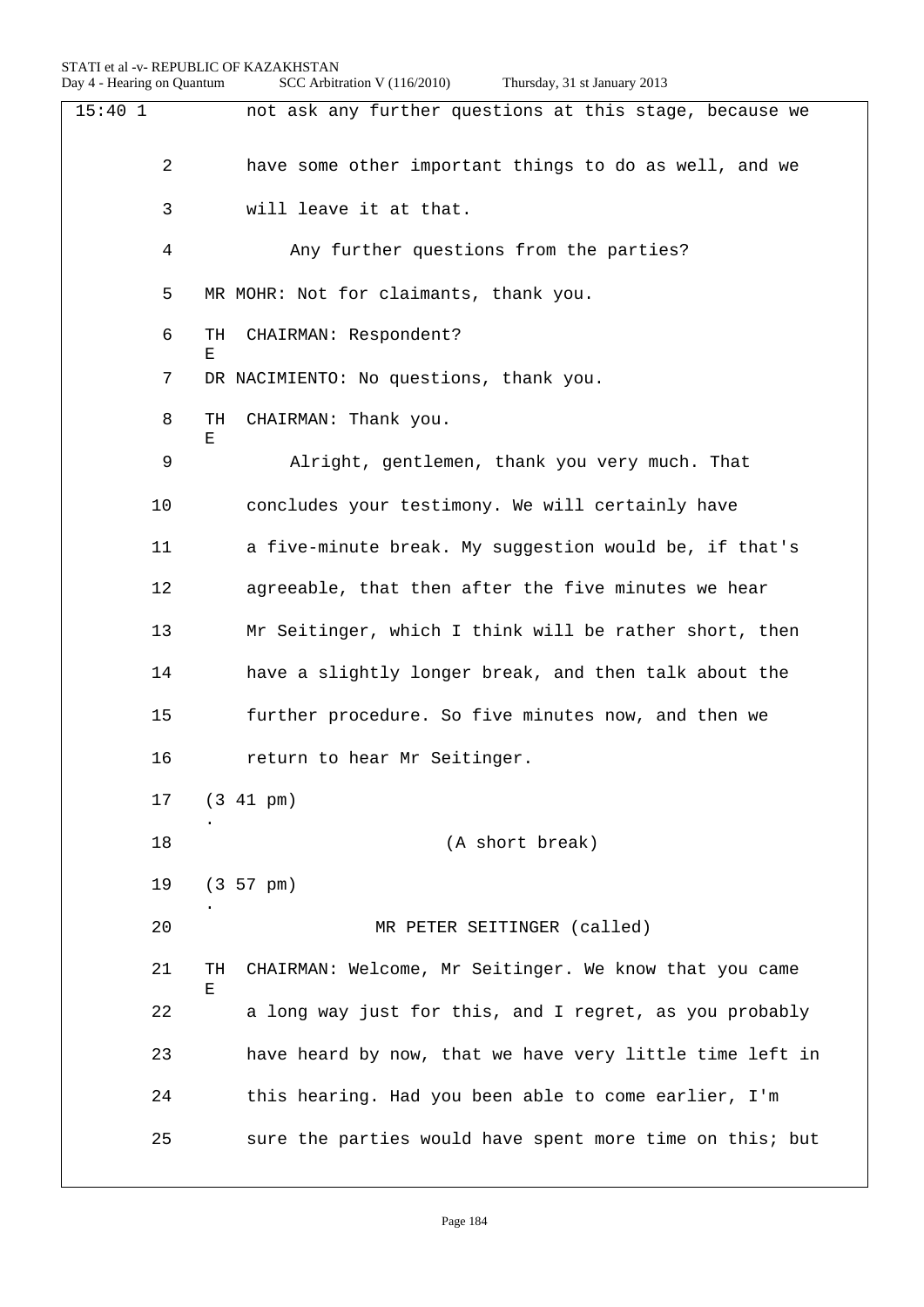15:40 1 not ask any further questions at this stage, because we

2 have some other important things to do as well, and we

3 will leave it at that.

4 Any further questions from the parties?

5 MR MOHR: Not for claimants, thank you.

6 THE CHAIRMAN: Respondent?

7 DR NACIMIENTO: No questions, thank you.

8 THE CHAIRMAN: Thank you.

9 Alright, gentlemen, thank you very much. That

10 concludes your testimony. We will certainly have

11 a five-minute break. My suggestion would be, if that's

12 agreeable, that then after the five minutes we hear

13 Mr Seitinger, which I think will be rather short, then

14 have a slightly longer break, and then talk about the

15 further procedure. So five minutes now, and then we

16 return to hear Mr Seitinger.

17 (3.41 pm)

18 (A short break)

19 (3.57 pm)

20 MR PETER SEITINGER (called)

21 THE CHAIRMAN: Welcome, Mr Seitinger. We know that you came

22 a long way just for this, and I regret, as you probably

23 have heard by now, that we have very little time left in

24 this hearing. Had you been able to come earlier, I'm

25 sure the parties would have spent more time on this; but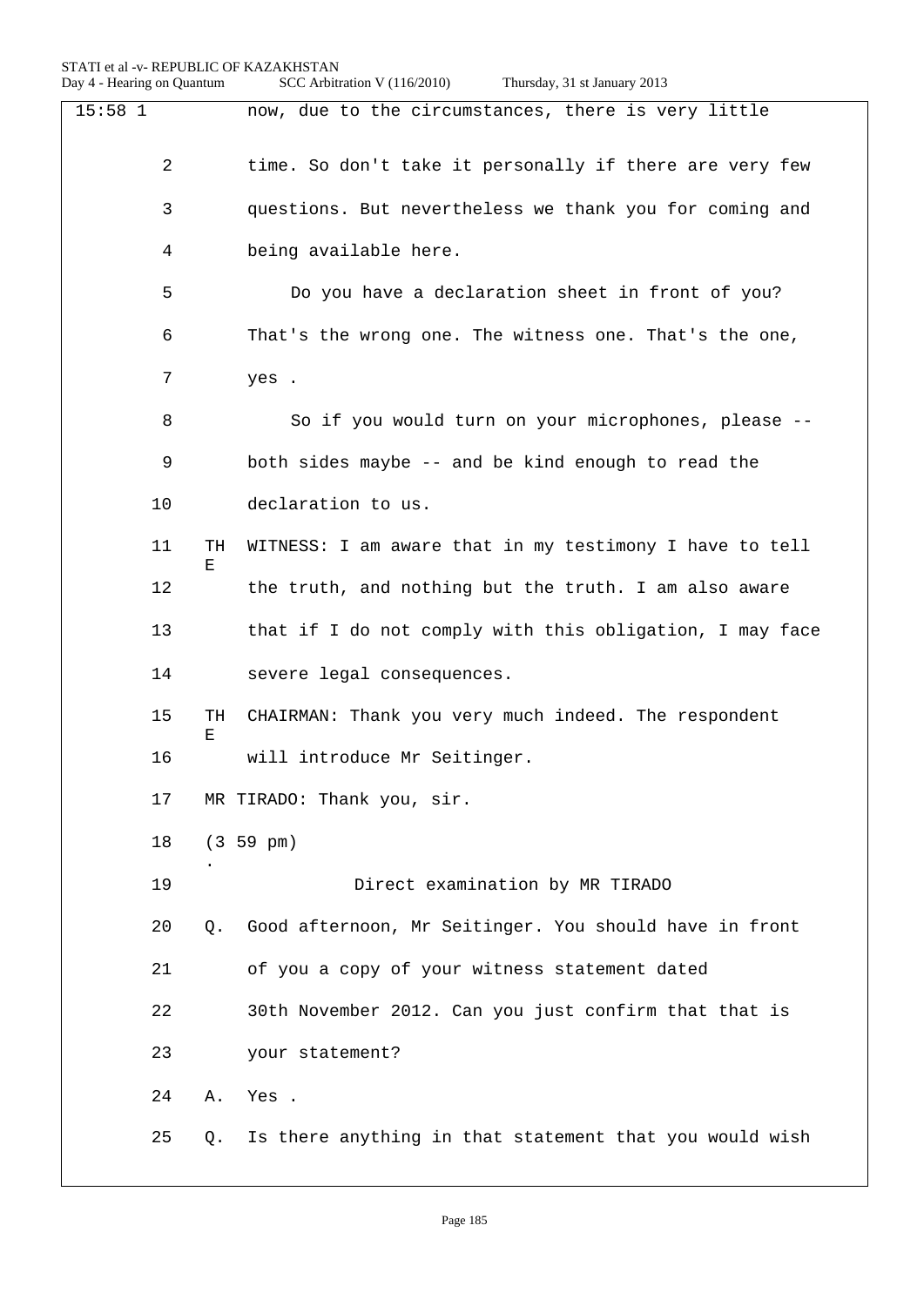15:58 1 now, due to the circumstances, there is very little

2 time. So don't take it personally if there are very few

3 questions. But nevertheless we thank you for coming and

4 being available here.

5 Do you have a declaration sheet in front of you?

6 That's the wrong one. The witness one. That's the one,

7 yes .

8 So if you would turn on your microphones, please --

9 both sides maybe -- and be kind enough to read the

10 declaration to us.

11 THE WITNESS: I am aware that in my testimony I have to tell

12 the truth, and nothing but the truth. I am also aware

13 that if I do not comply with this obligation, I may face

14 severe legal consequences.

15 THE CHAIRMAN: Thank you very much indeed. The respondent

16 will introduce Mr Seitinger.

17 MR TIRADO: Thank you, sir.

18 (3.59 pm)

19 Direct examination by MR TIRADO

20 Q. Good afternoon, Mr Seitinger. You should have in front

21 of you a copy of your witness statement dated

22 30th November 2012. Can you just confirm that that is

23 your statement?

24 A. Yes .

25 Q. Is there anything in that statement that you would wish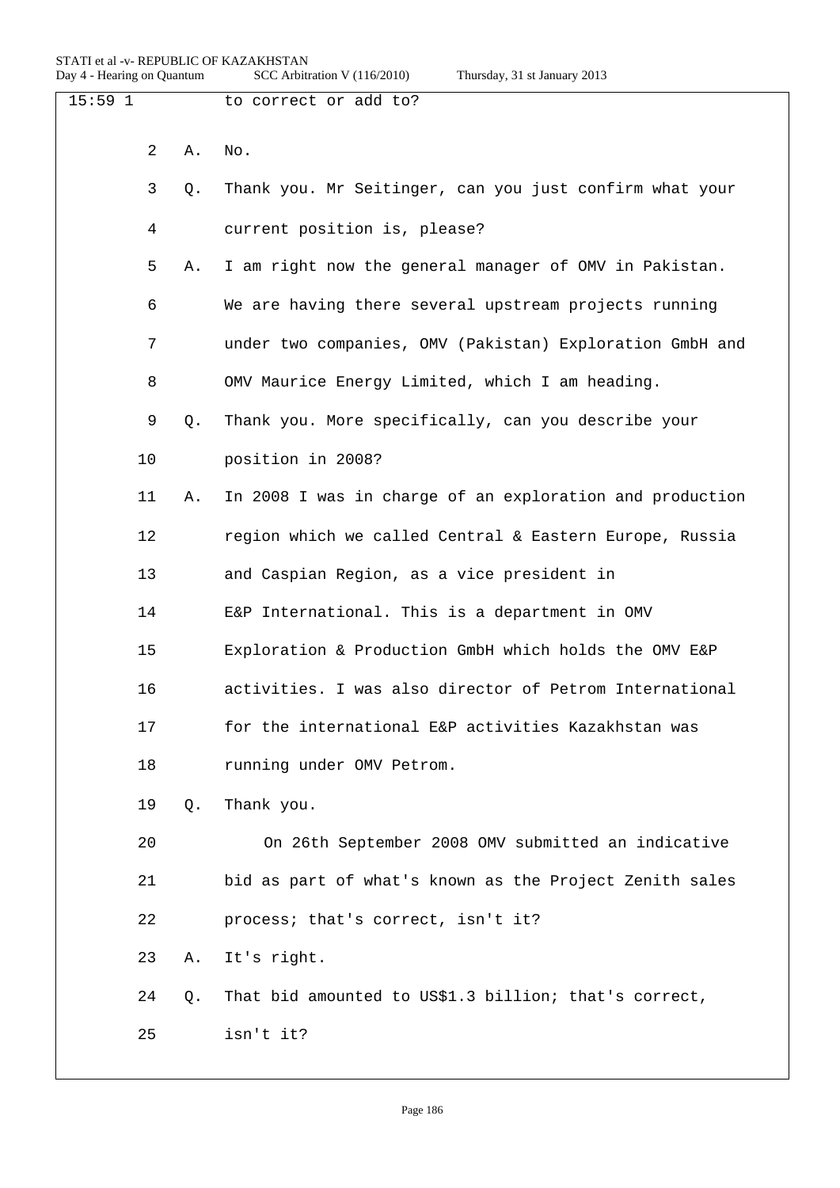15:59 1 to correct or add to?

2 A. No.

3 Q. Thank you. Mr Seitinger, can you just confirm what your

4 current position is, please?

5 A. I am right now the general manager of OMV in Pakistan.

6 We are having there several upstream projects running

7 under two companies, OMV (Pakistan) Exploration GmbH and

8 OMV Maurice Energy Limited, which I am heading.

9 Q. Thank you. More specifically, can you describe your

10 position in 2008?

11 A. In 2008 I was in charge of an exploration and production

12 region which we called Central & Eastern Europe, Russia

13 and Caspian Region, as a vice president in

14 E&P International. This is a department in OMV

15 Exploration & Production GmbH which holds the OMV E&P

16 activities. I was also director of Petrom International

17 for the international E&P activities Kazakhstan was

18 running under OMV Petrom.

19 Q. Thank you.

20 On 26th September 2008 OMV submitted an indicative

21 bid as part of what's known as the Project Zenith sales

22 process; that's correct, isn't it?

23 A. It's right.

24 Q. That bid amounted to US$1.3 billion; that's correct,

25 isn't it?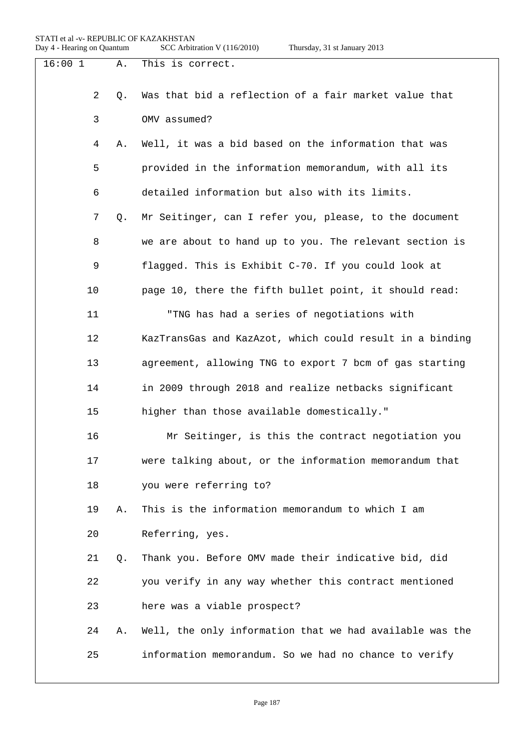16:00 1 A. This is correct.

2 Q. Was that bid a reflection of a fair market value that
3 OMV assumed?

4 A. Well, it was a bid based on the information that was
5 provided in the information memorandum, with all its
6 detailed information but also with its limits.

7 Q. Mr Seitinger, can I refer you, please, to the document
8 we are about to hand up to you. The relevant section is
9 flagged. This is Exhibit C-70. If you could look at
10 page 10, there the fifth bullet point, it should read:

11 "TNG has had a series of negotiations with
12 KazTransGas and KazAzot, which could result in a binding
13 agreement, allowing TNG to export 7 bcm of gas starting
14 in 2009 through 2018 and realize netbacks significant
15 higher than those available domestically."

16 Mr Seitinger, is this the contract negotiation you
17 were talking about, or the information memorandum that
18 you were referring to?

19 A. This is the information memorandum to which I am
20 Referring, yes.

21 Q. Thank you. Before OMV made their indicative bid, did
22 you verify in any way whether this contract mentioned
23 here was a viable prospect?

24 A. Well, the only information that we had available was the
25 information memorandum. So we had no chance to verify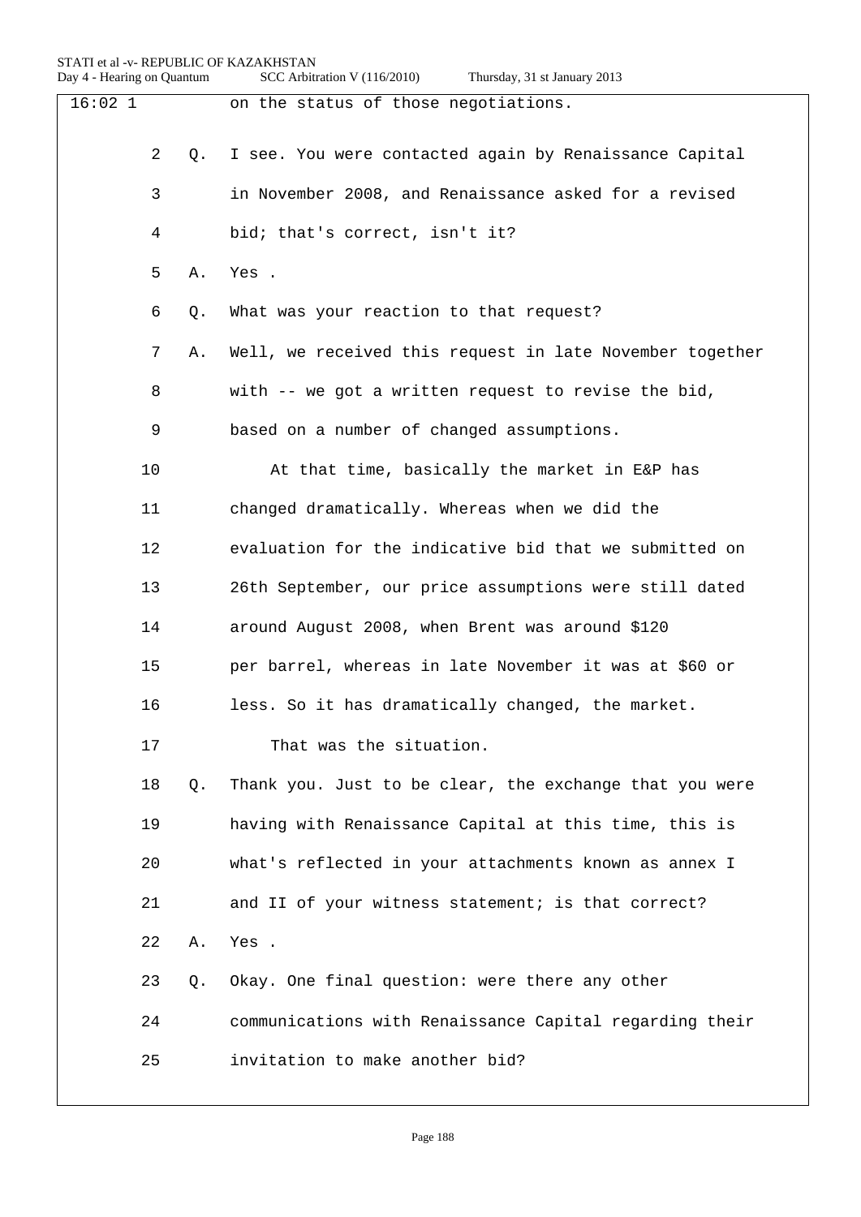16:02 1 on the status of those negotiations.

2 Q. I see. You were contacted again by Renaissance Capital

3 in November 2008, and Renaissance asked for a revised

4 bid; that's correct, isn't it?

5 A. Yes .

6 Q. What was your reaction to that request?

7 A. Well, we received this request in late November together

8 with -- we got a written request to revise the bid,

9 based on a number of changed assumptions.

10 At that time, basically the market in E&P has

11 changed dramatically. Whereas when we did the

12 evaluation for the indicative bid that we submitted on

13 26th September, our price assumptions were still dated

14 around August 2008, when Brent was around $120

15 per barrel, whereas in late November it was at $60 or

16 less. So it has dramatically changed, the market.

17 That was the situation.

18 Q. Thank you. Just to be clear, the exchange that you were

19 having with Renaissance Capital at this time, this is

20 what's reflected in your attachments known as annex I

21 and II of your witness statement; is that correct?

22 A. Yes .

23 Q. Okay. One final question: were there any other

24 communications with Renaissance Capital regarding their

25 invitation to make another bid?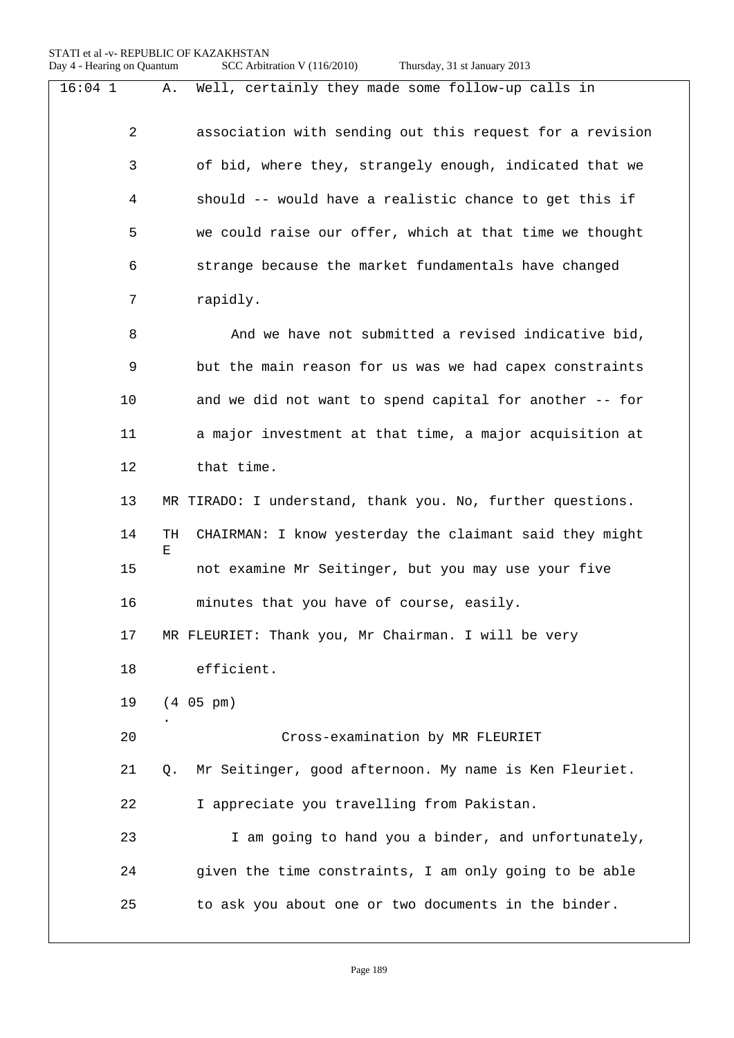16:04 1 A. Well, certainly they made some follow-up calls in

2 association with sending out this request for a revision

3 of bid, where they, strangely enough, indicated that we

4 should -- would have a realistic chance to get this if

5 we could raise our offer, which at that time we thought

6 strange because the market fundamentals have changed

7 rapidly.

8 And we have not submitted a revised indicative bid,

9 but the main reason for us was we had capex constraints

10 and we did not want to spend capital for another -- for

11 a major investment at that time, a major acquisition at

12 that time.

13 MR TIRADO: I understand, thank you. No, further questions.

14 THE CHAIRMAN: I know yesterday the claimant said they might

15 not examine Mr Seitinger, but you may use your five

16 minutes that you have of course, easily.

17 MR FLEURIET: Thank you, Mr Chairman. I will be very

18 efficient.

19 (4.05 pm)

20 Cross-examination by MR FLEURIET

21 Q. Mr Seitinger, good afternoon. My name is Ken Fleuriet.

22 I appreciate you travelling from Pakistan.

23 I am going to hand you a binder, and unfortunately,

24 given the time constraints, I am only going to be able

25 to ask you about one or two documents in the binder.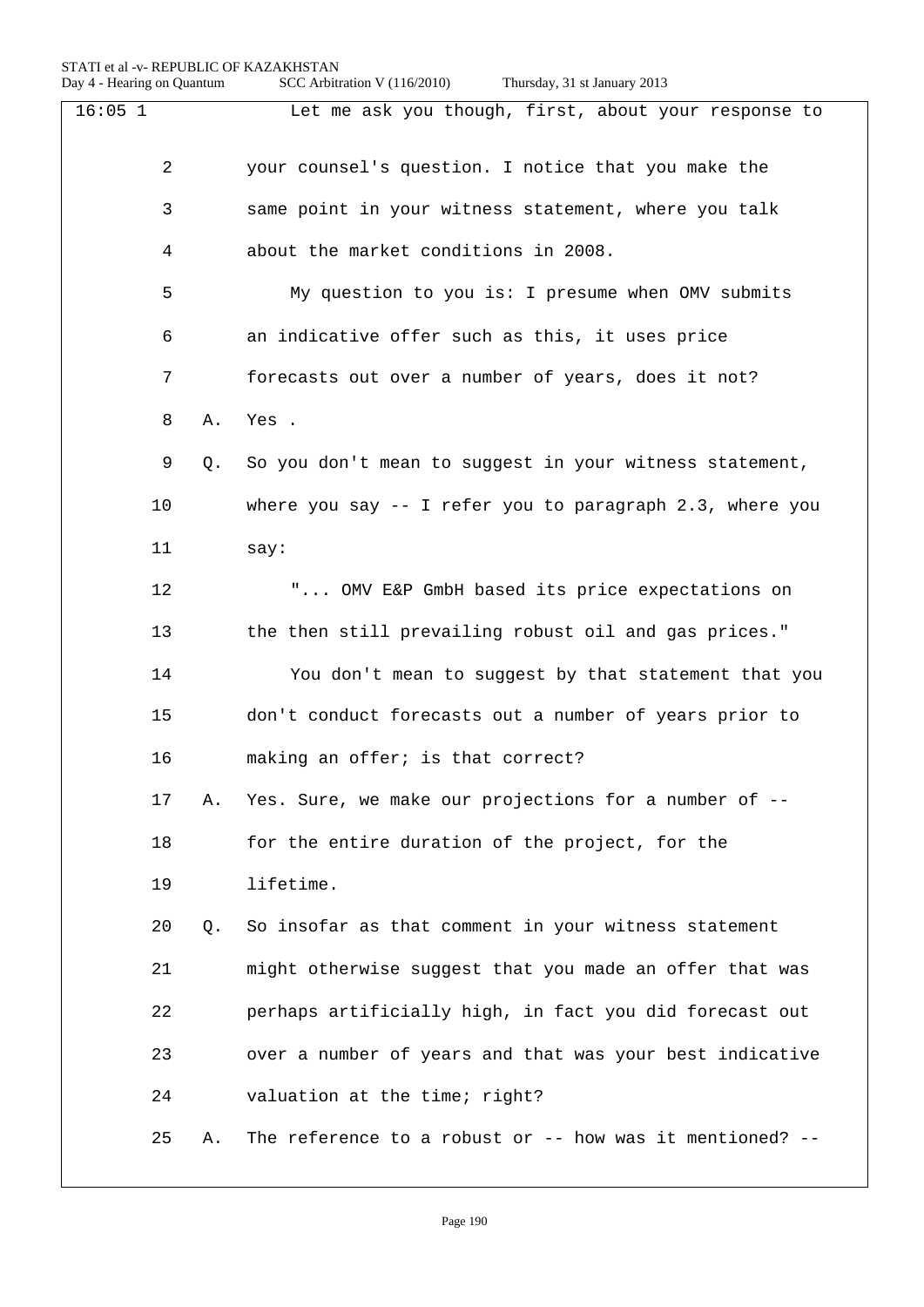16:05 1 Let me ask you though, first, about your response to

2 your counsel's question. I notice that you make the

3 same point in your witness statement, where you talk

4 about the market conditions in 2008.

5 My question to you is: I presume when OMV submits

6 an indicative offer such as this, it uses price

7 forecasts out over a number of years, does it not?

8 A. Yes .

9 Q. So you don't mean to suggest in your witness statement,

10 where you say -- I refer you to paragraph 2.3, where you

11 say:

12 "... OMV E&P GmbH based its price expectations on

13 the then still prevailing robust oil and gas prices."

14 You don't mean to suggest by that statement that you

15 don't conduct forecasts out a number of years prior to

16 making an offer; is that correct?

17 A. Yes. Sure, we make our projections for a number of --

18 for the entire duration of the project, for the

19 lifetime.

20 Q. So insofar as that comment in your witness statement

21 might otherwise suggest that you made an offer that was

22 perhaps artificially high, in fact you did forecast out

23 over a number of years and that was your best indicative

24 valuation at the time; right?

25 A. The reference to a robust or -- how was it mentioned? --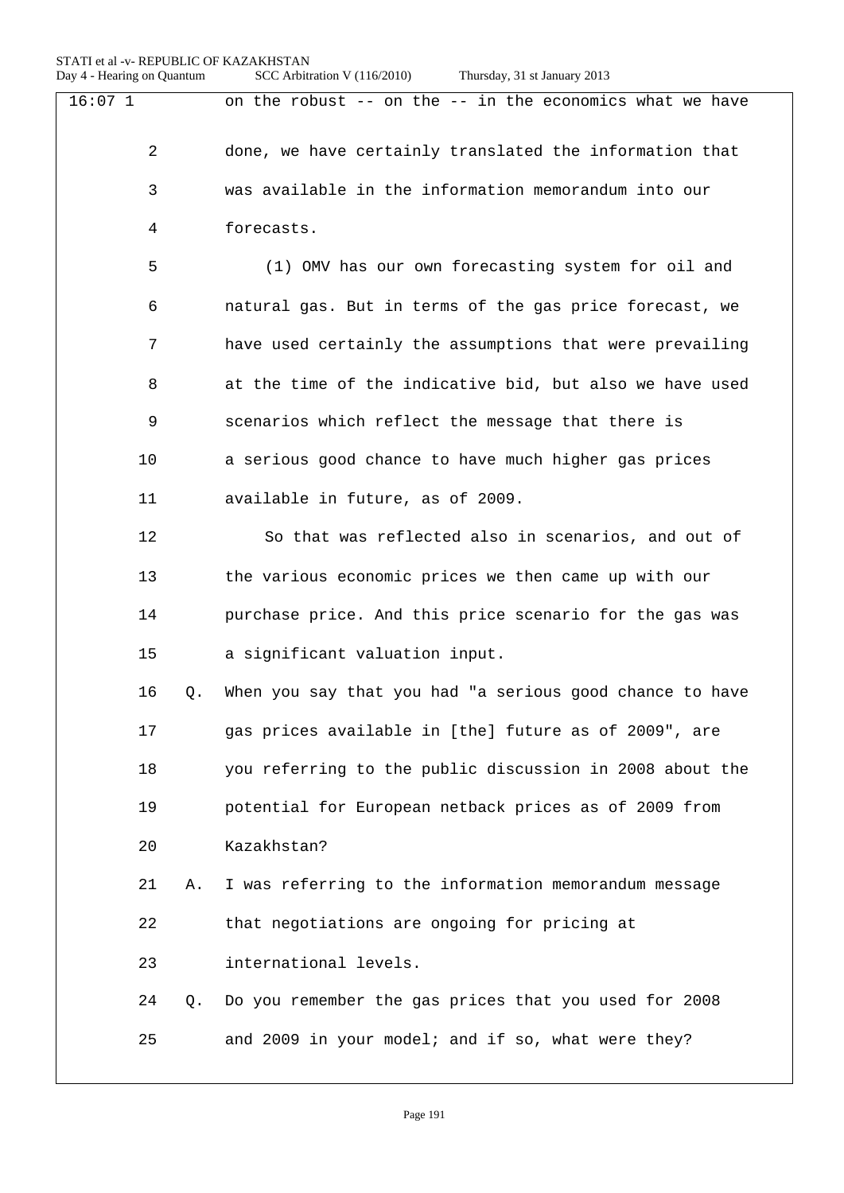16:07 1 on the robust -- on the -- in the economics what we have

2 done, we have certainly translated the information that

3 was available in the information memorandum into our

4 forecasts.

5 (1) OMV has our own forecasting system for oil and

6 natural gas. But in terms of the gas price forecast, we

7 have used certainly the assumptions that were prevailing

8 at the time of the indicative bid, but also we have used

9 scenarios which reflect the message that there is

10 a serious good chance to have much higher gas prices

11 available in future, as of 2009.

12 So that was reflected also in scenarios, and out of

13 the various economic prices we then came up with our

14 purchase price. And this price scenario for the gas was

15 a significant valuation input.

16 Q. When you say that you had "a serious good chance to have

17 gas prices available in [the] future as of 2009", are

18 you referring to the public discussion in 2008 about the

19 potential for European netback prices as of 2009 from

20 Kazakhstan?

21 A. I was referring to the information memorandum message

22 that negotiations are ongoing for pricing at

23 international levels.

24 Q. Do you remember the gas prices that you used for 2008

25 and 2009 in your model; and if so, what were they?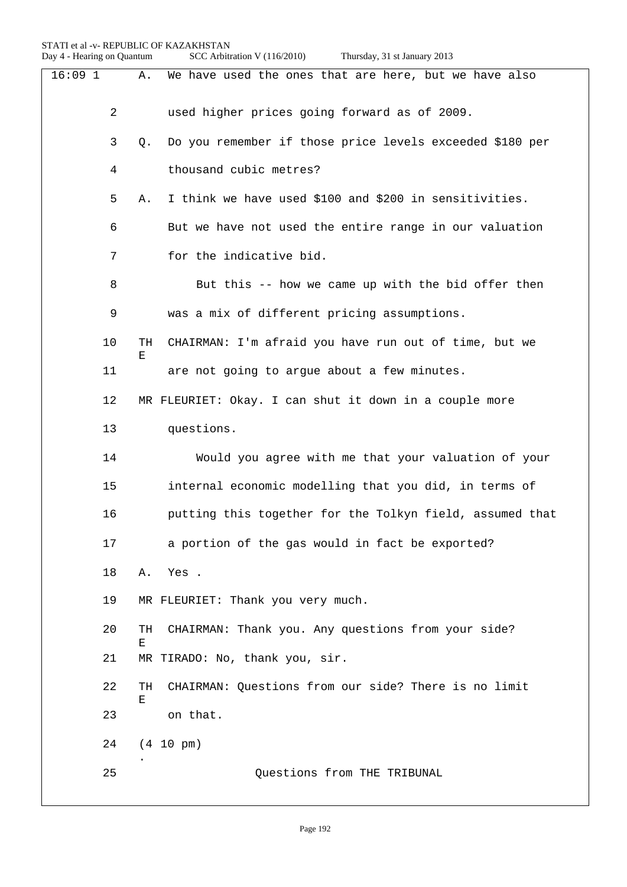16:09 1 A. We have used the ones that are here, but we have also

2 used higher prices going forward as of 2009.

3 Q. Do you remember if those price levels exceeded $180 per

4 thousand cubic metres?

5 A. I think we have used $100 and $200 in sensitivities.

6 But we have not used the entire range in our valuation

7 for the indicative bid.

8 But this -- how we came up with the bid offer then

9 was a mix of different pricing assumptions.

10 THE CHAIRMAN: I'm afraid you have run out of time, but we

11 are not going to argue about a few minutes.

12 MR FLEURIET: Okay. I can shut it down in a couple more

13 questions.

14 Would you agree with me that your valuation of your

15 internal economic modelling that you did, in terms of

16 putting this together for the Tolkyn field, assumed that

17 a portion of the gas would in fact be exported?

18 A. Yes .

19 MR FLEURIET: Thank you very much.

20 THE CHAIRMAN: Thank you. Any questions from your side?

21 MR TIRADO: No, thank you, sir.

22 THE CHAIRMAN: Questions from our side? There is no limit

23 on that.

24 (4.10 pm)

25 Questions from THE TRIBUNAL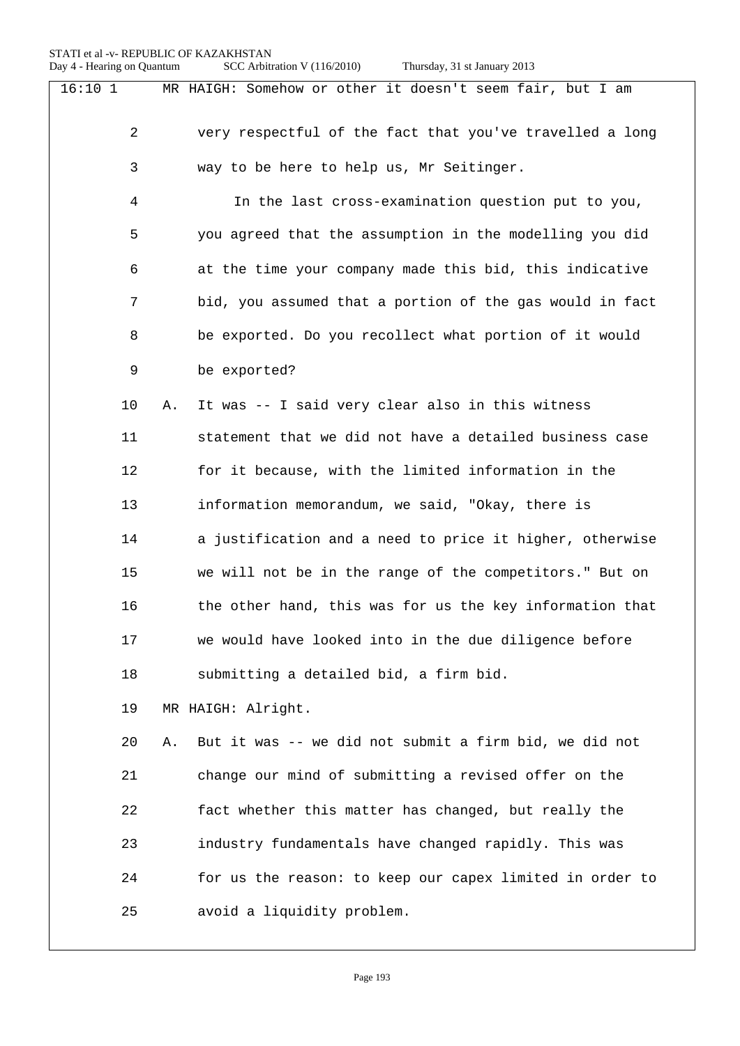16:10 1 MR HAIGH: Somehow or other it doesn't seem fair, but I am

2 very respectful of the fact that you've travelled a long

3 way to be here to help us, Mr Seitinger.

4 In the last cross-examination question put to you,

5 you agreed that the assumption in the modelling you did

6 at the time your company made this bid, this indicative

7 bid, you assumed that a portion of the gas would in fact

8 be exported. Do you recollect what portion of it would

9 be exported?

10 A. It was -- I said very clear also in this witness

11 statement that we did not have a detailed business case

12 for it because, with the limited information in the

13 information memorandum, we said, "Okay, there is

14 a justification and a need to price it higher, otherwise

15 we will not be in the range of the competitors." But on

16 the other hand, this was for us the key information that

17 we would have looked into in the due diligence before

18 submitting a detailed bid, a firm bid.

19 MR HAIGH: Alright.

20 A. But it was -- we did not submit a firm bid, we did not

21 change our mind of submitting a revised offer on the

22 fact whether this matter has changed, but really the

23 industry fundamentals have changed rapidly. This was

24 for us the reason: to keep our capex limited in order to

25 avoid a liquidity problem.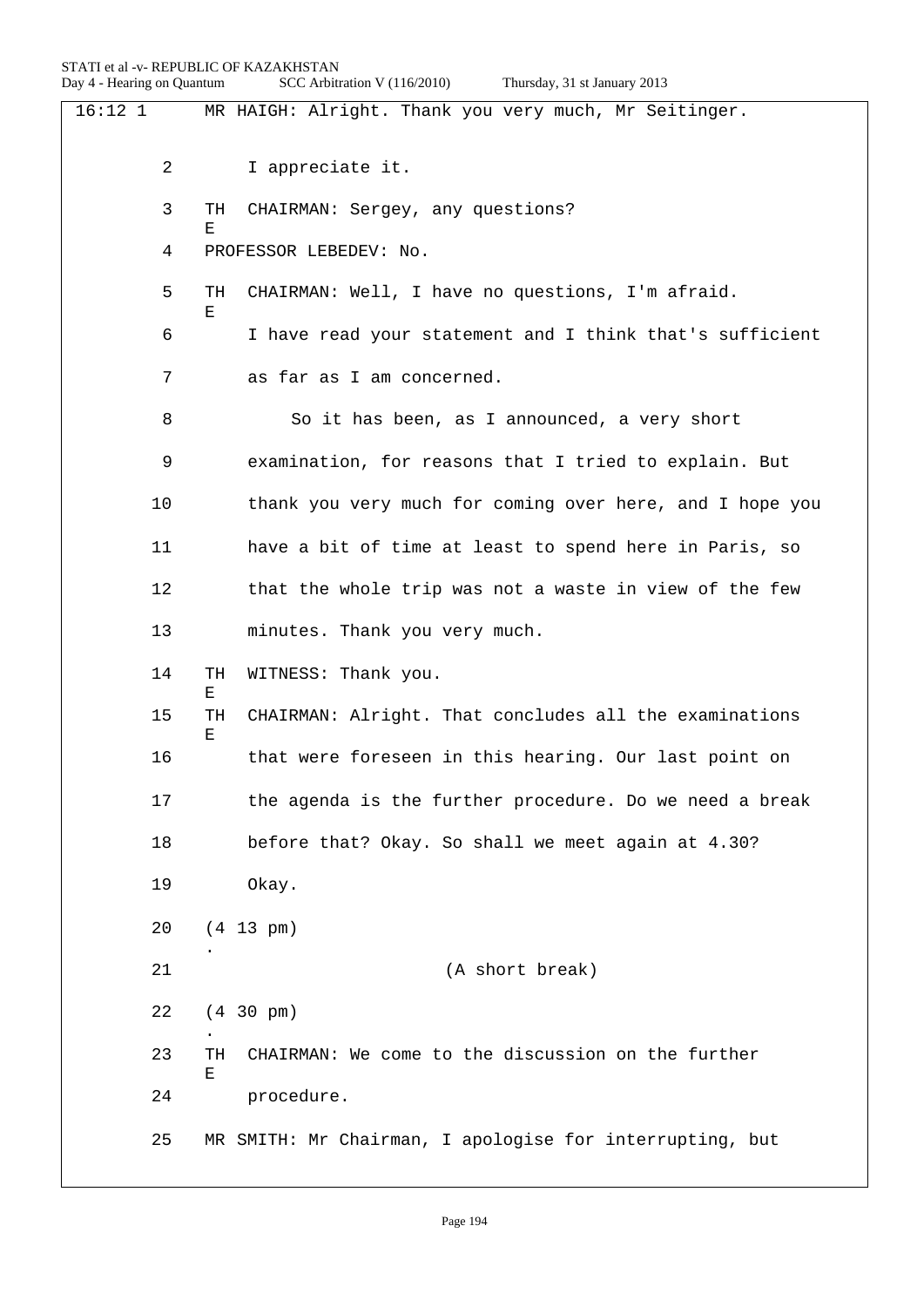16:12 1 MR HAIGH: Alright. Thank you very much, Mr Seitinger.

2 I appreciate it.

3 THE CHAIRMAN: Sergey, any questions?

4 PROFESSOR LEBEDEV: No.

5 THE CHAIRMAN: Well, I have no questions, I'm afraid.

6 I have read your statement and I think that's sufficient

7 as far as I am concerned.

8 So it has been, as I announced, a very short

9 examination, for reasons that I tried to explain. But

10 thank you very much for coming over here, and I hope you

11 have a bit of time at least to spend here in Paris, so

12 that the whole trip was not a waste in view of the few

13 minutes. Thank you very much.

14 THE WITNESS: Thank you.

15 THE CHAIRMAN: Alright. That concludes all the examinations

16 that were foreseen in this hearing. Our last point on

17 the agenda is the further procedure. Do we need a break

18 before that? Okay. So shall we meet again at 4.30?

19 Okay.

20 (4.13 pm)

21 (A short break)

22 (4.30 pm)

23 THE CHAIRMAN: We come to the discussion on the further

24 procedure.

25 MR SMITH: Mr Chairman, I apologise for interrupting, but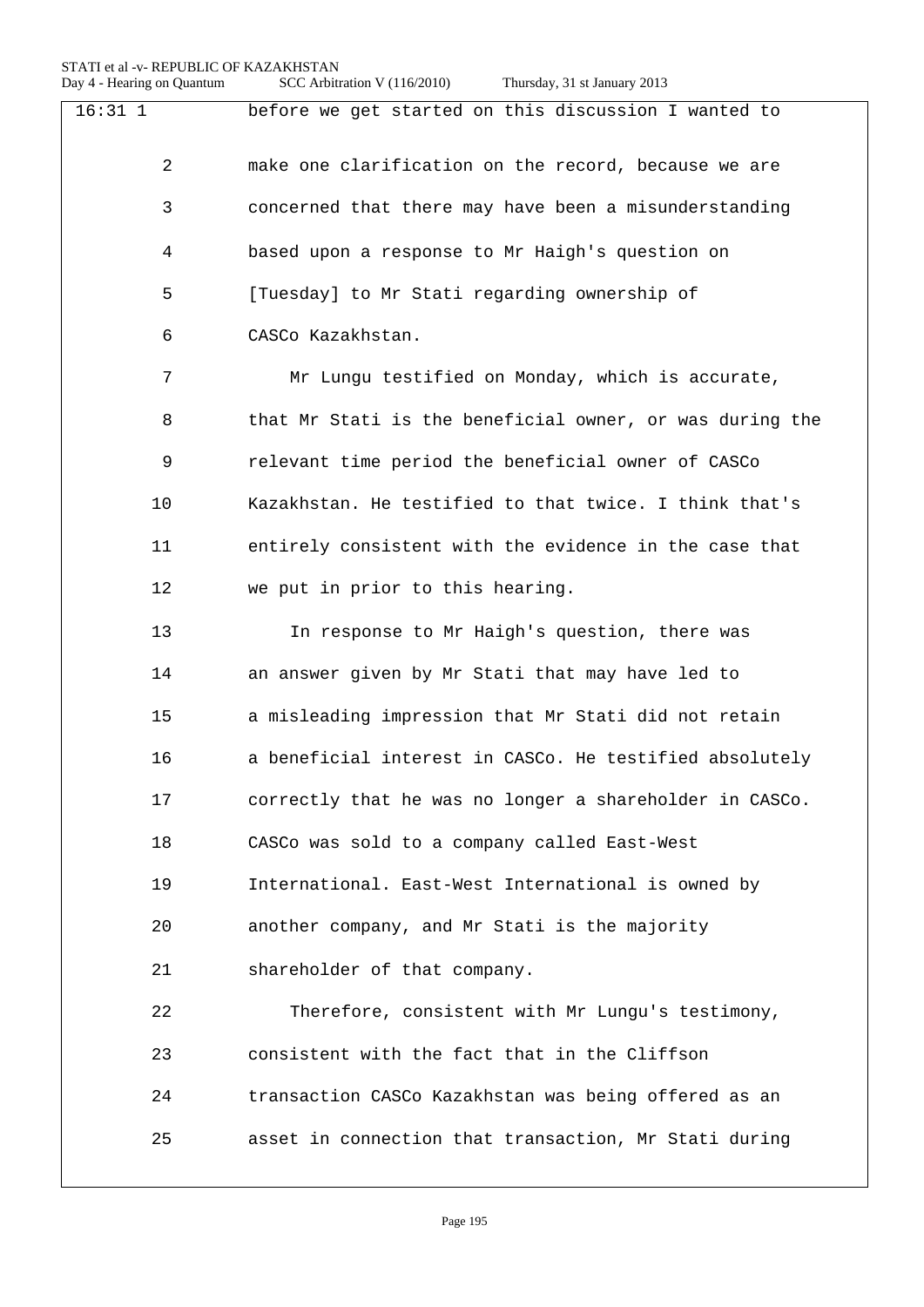16:31 1 before we get started on this discussion I wanted to

2 make one clarification on the record, because we are

3 concerned that there may have been a misunderstanding

4 based upon a response to Mr Haigh's question on

5 [Tuesday] to Mr Stati regarding ownership of

6 CASCo Kazakhstan.

7 Mr Lungu testified on Monday, which is accurate,

8 that Mr Stati is the beneficial owner, or was during the

9 relevant time period the beneficial owner of CASCo

10 Kazakhstan. He testified to that twice. I think that's

11 entirely consistent with the evidence in the case that

12 we put in prior to this hearing.

13 In response to Mr Haigh's question, there was

14 an answer given by Mr Stati that may have led to

15 a misleading impression that Mr Stati did not retain

16 a beneficial interest in CASCo. He testified absolutely

17 correctly that he was no longer a shareholder in CASCo.

18 CASCo was sold to a company called East-West

19 International. East-West International is owned by

20 another company, and Mr Stati is the majority

21 shareholder of that company.

22 Therefore, consistent with Mr Lungu's testimony,

23 consistent with the fact that in the Cliffson

24 transaction CASCo Kazakhstan was being offered as an

25 asset in connection that transaction, Mr Stati during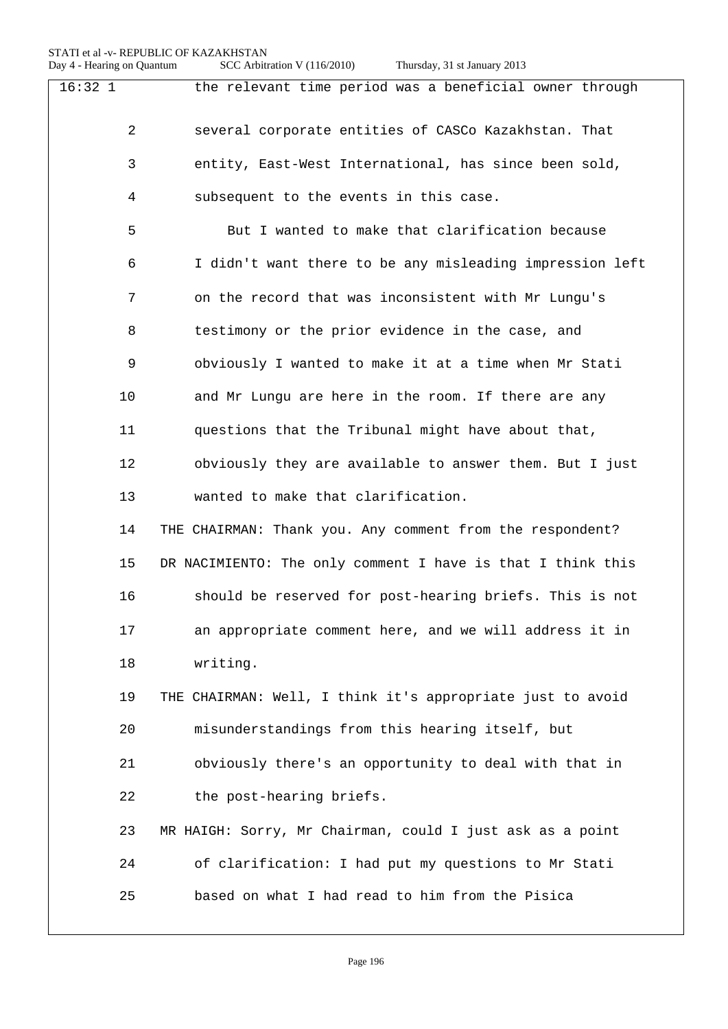the relevant time period was a beneficial owner through several corporate entities of CASCo Kazakhstan. That entity, East-West International, has since been sold, subsequent to the events in this case.

But I wanted to make that clarification because I didn't want there to be any misleading impression left on the record that was inconsistent with Mr Lungu's testimony or the prior evidence in the case, and obviously I wanted to make it at a time when Mr Stati and Mr Lungu are here in the room. If there are any questions that the Tribunal might have about that, obviously they are available to answer them. But I just wanted to make that clarification.

THE CHAIRMAN: Thank you. Any comment from the respondent?

DR NACIMIENTO: The only comment I have is that I think this should be reserved for post-hearing briefs. This is not an appropriate comment here, and we will address it in writing.

THE CHAIRMAN: Well, I think it's appropriate just to avoid misunderstandings from this hearing itself, but obviously there's an opportunity to deal with that in the post-hearing briefs.

MR HAIGH: Sorry, Mr Chairman, could I just ask as a point of clarification: I had put my questions to Mr Stati based on what I had read to him from the Pisica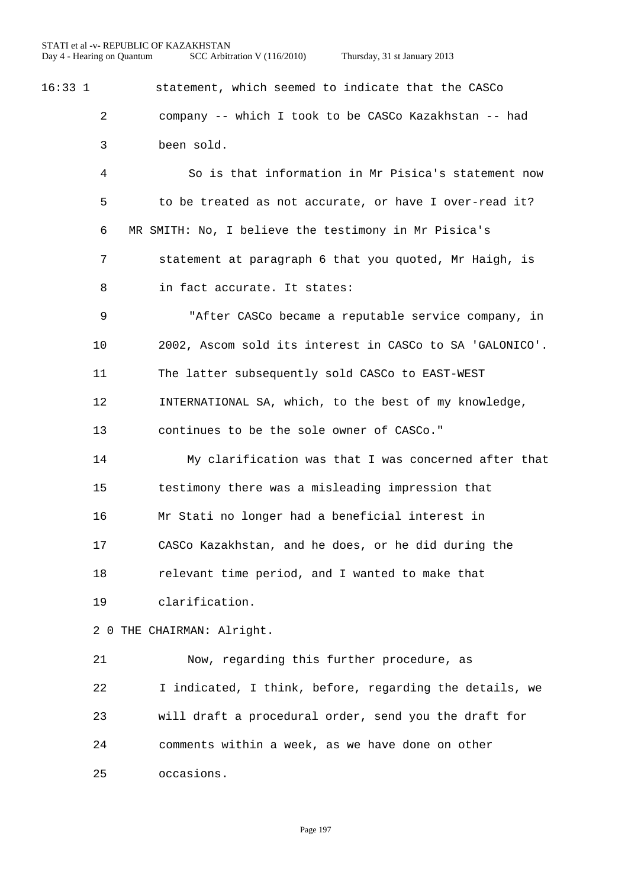statement, which seemed to indicate that the CASCo company -- which I took to be CASCo Kazakhstan -- had been sold.

So is that information in Mr Pisica's statement now to be treated as not accurate, or have I over-read it?

MR SMITH: No, I believe the testimony in Mr Pisica's statement at paragraph 6 that you quoted, Mr Haigh, is in fact accurate. It states:

"After CASCo became a reputable service company, in 2002, Ascom sold its interest in CASCo to SA 'GALONICO'. The latter subsequently sold CASCo to EAST-WEST INTERNATIONAL SA, which, to the best of my knowledge, continues to be the sole owner of CASCo."

My clarification was that I was concerned after that testimony there was a misleading impression that Mr Stati no longer had a beneficial interest in CASCo Kazakhstan, and he does, or he did during the relevant time period, and I wanted to make that clarification.

THE CHAIRMAN: Alright.

Now, regarding this further procedure, as I indicated, I think, before, regarding the details, we will draft a procedural order, send you the draft for comments within a week, as we have done on other occasions.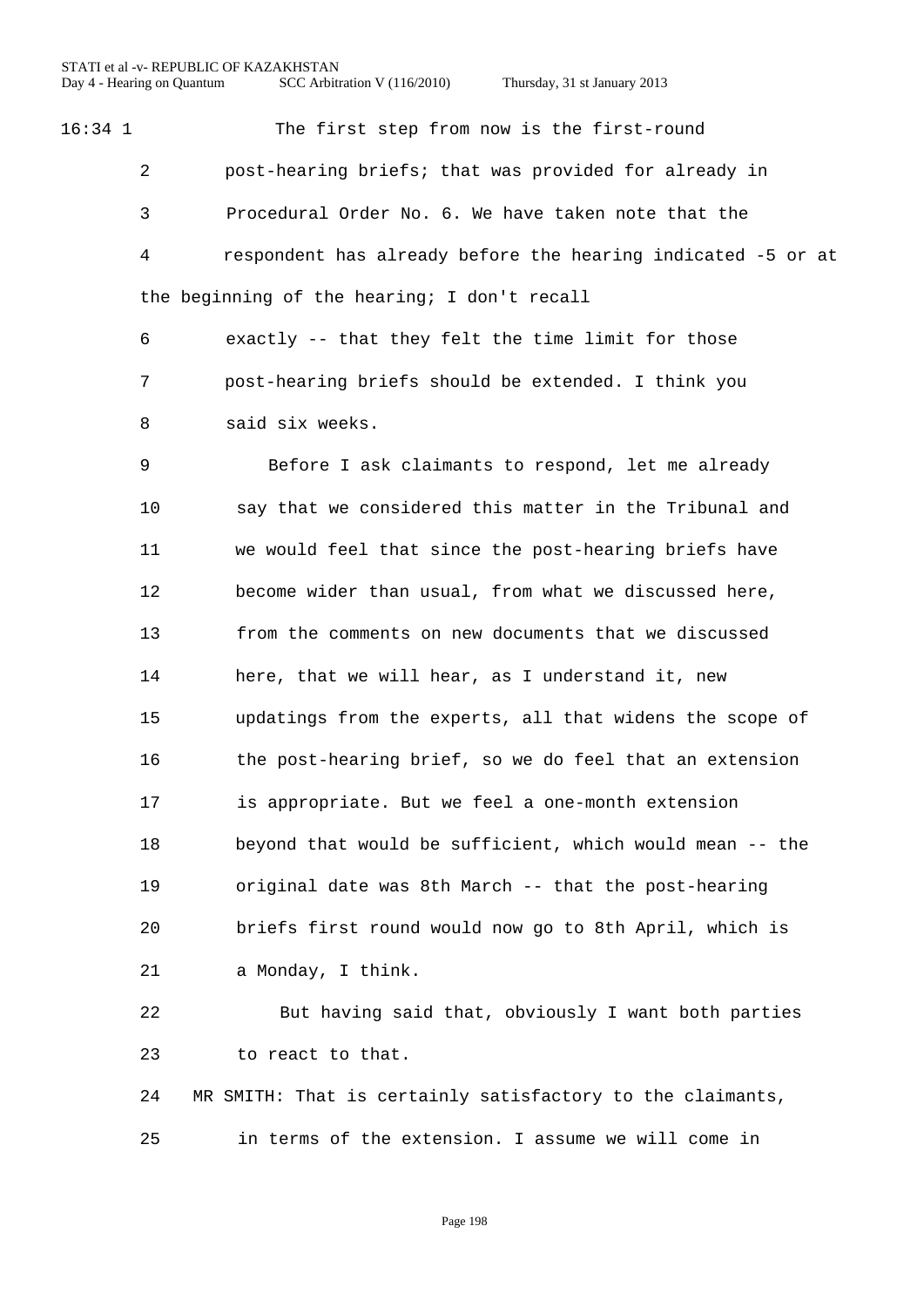16:34 1 The first step from now is the first-round
2 post-hearing briefs; that was provided for already in
3 Procedural Order No. 6. We have taken note that the
4 respondent has already before the hearing indicated -5 or at the beginning of the hearing; I don't recall
6 exactly -- that they felt the time limit for those
7 post-hearing briefs should be extended. I think you
8 said six weeks.
9 Before I ask claimants to respond, let me already
10 say that we considered this matter in the Tribunal and
11 we would feel that since the post-hearing briefs have
12 become wider than usual, from what we discussed here,
13 from the comments on new documents that we discussed
14 here, that we will hear, as I understand it, new
15 updatings from the experts, all that widens the scope of
16 the post-hearing brief, so we do feel that an extension
17 is appropriate. But we feel a one-month extension
18 beyond that would be sufficient, which would mean -- the
19 original date was 8th March -- that the post-hearing
20 briefs first round would now go to 8th April, which is
21 a Monday, I think.
22 But having said that, obviously I want both parties
23 to react to that.
24 MR SMITH: That is certainly satisfactory to the claimants,
25 in terms of the extension. I assume we will come in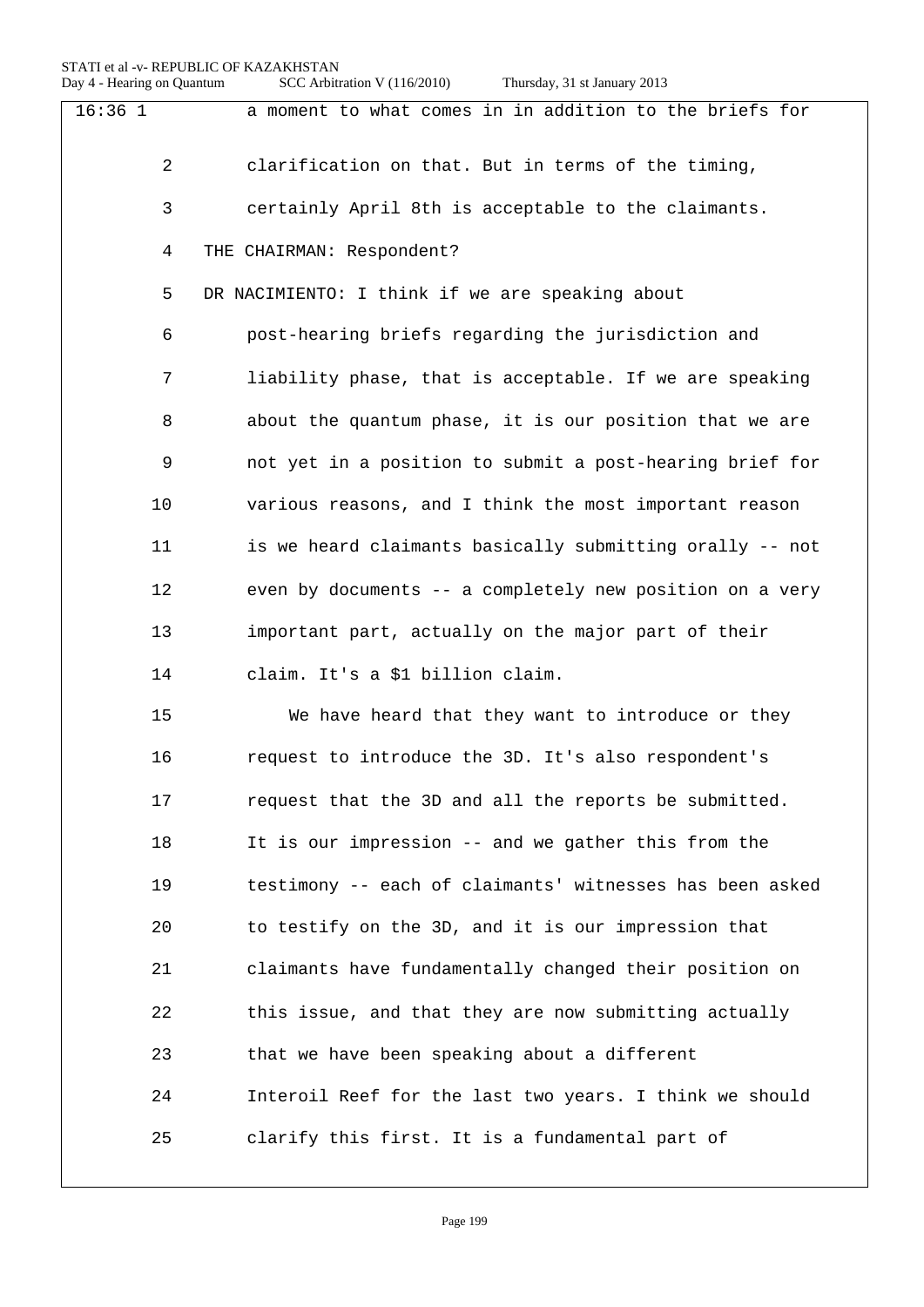a moment to what comes in in addition to the briefs for clarification on that. But in terms of the timing, certainly April 8th is acceptable to the claimants.

THE CHAIRMAN: Respondent?

DR NACIMIENTO: I think if we are speaking about post-hearing briefs regarding the jurisdiction and liability phase, that is acceptable. If we are speaking about the quantum phase, it is our position that we are not yet in a position to submit a post-hearing brief for various reasons, and I think the most important reason is we heard claimants basically submitting orally -- not even by documents -- a completely new position on a very important part, actually on the major part of their claim. It's a $1 billion claim.

We have heard that they want to introduce or they request to introduce the 3D. It's also respondent's request that the 3D and all the reports be submitted. It is our impression -- and we gather this from the testimony -- each of claimants' witnesses has been asked to testify on the 3D, and it is our impression that claimants have fundamentally changed their position on this issue, and that they are now submitting actually that we have been speaking about a different Interoil Reef for the last two years. I think we should clarify this first. It is a fundamental part of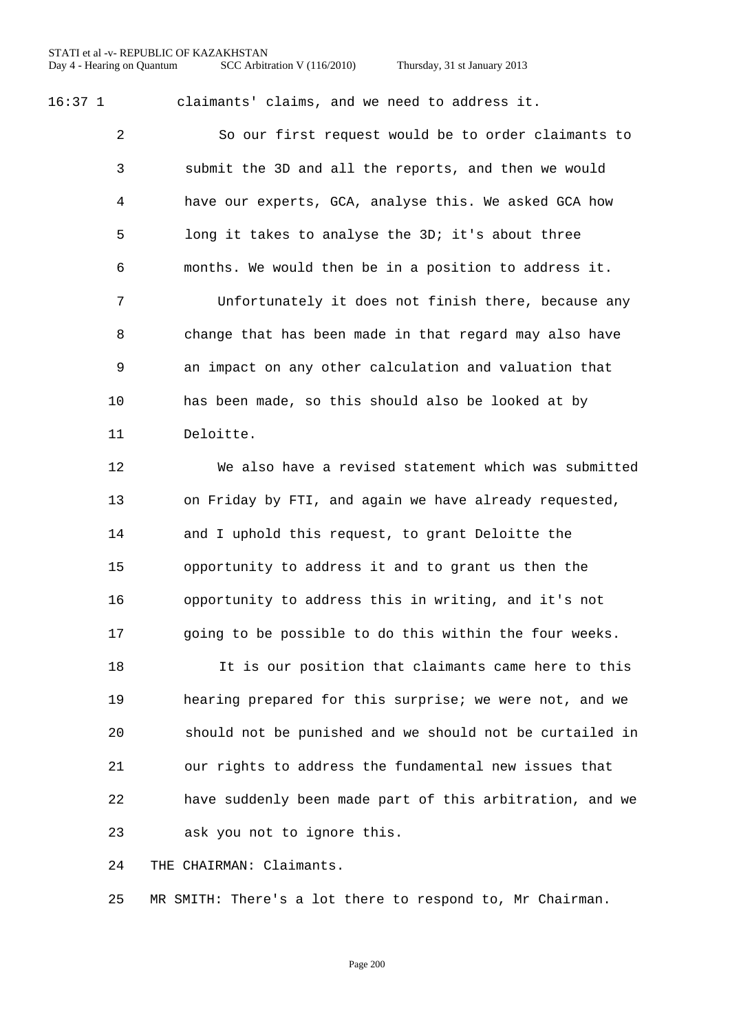claimants' claims, and we need to address it.

So our first request would be to order claimants to submit the 3D and all the reports, and then we would have our experts, GCA, analyse this. We asked GCA how long it takes to analyse the 3D; it's about three months. We would then be in a position to address it.

Unfortunately it does not finish there, because any change that has been made in that regard may also have an impact on any other calculation and valuation that has been made, so this should also be looked at by Deloitte.

We also have a revised statement which was submitted on Friday by FTI, and again we have already requested, and I uphold this request, to grant Deloitte the opportunity to address it and to grant us then the opportunity to address this in writing, and it's not going to be possible to do this within the four weeks.

It is our position that claimants came here to this hearing prepared for this surprise; we were not, and we should not be punished and we should not be curtailed in our rights to address the fundamental new issues that have suddenly been made part of this arbitration, and we ask you not to ignore this.

THE CHAIRMAN: Claimants.

MR SMITH: There's a lot there to respond to, Mr Chairman.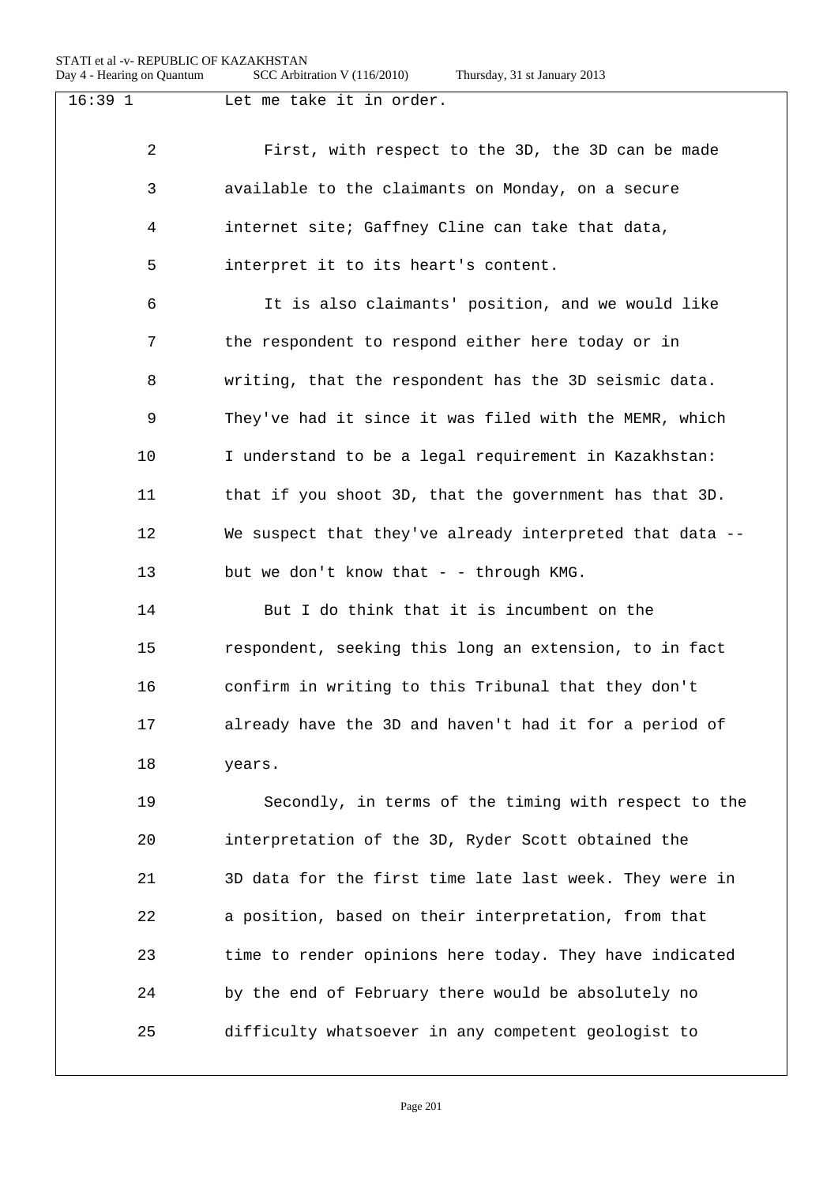16:39 1 Let me take it in order.

2 First, with respect to the 3D, the 3D can be made
3 available to the claimants on Monday, on a secure
4 internet site; Gaffney Cline can take that data,
5 interpret it to its heart's content.

6 It is also claimants' position, and we would like
7 the respondent to respond either here today or in
8 writing, that the respondent has the 3D seismic data.
9 They've had it since it was filed with the MEMR, which
10 I understand to be a legal requirement in Kazakhstan:
11 that if you shoot 3D, that the government has that 3D.
12 We suspect that they've already interpreted that data --
13 but we don't know that - - through KMG.

14 But I do think that it is incumbent on the
15 respondent, seeking this long an extension, to in fact
16 confirm in writing to this Tribunal that they don't
17 already have the 3D and haven't had it for a period of
18 years.

19 Secondly, in terms of the timing with respect to the
20 interpretation of the 3D, Ryder Scott obtained the
21 3D data for the first time late last week. They were in
22 a position, based on their interpretation, from that
23 time to render opinions here today. They have indicated
24 by the end of February there would be absolutely no
25 difficulty whatsoever in any competent geologist to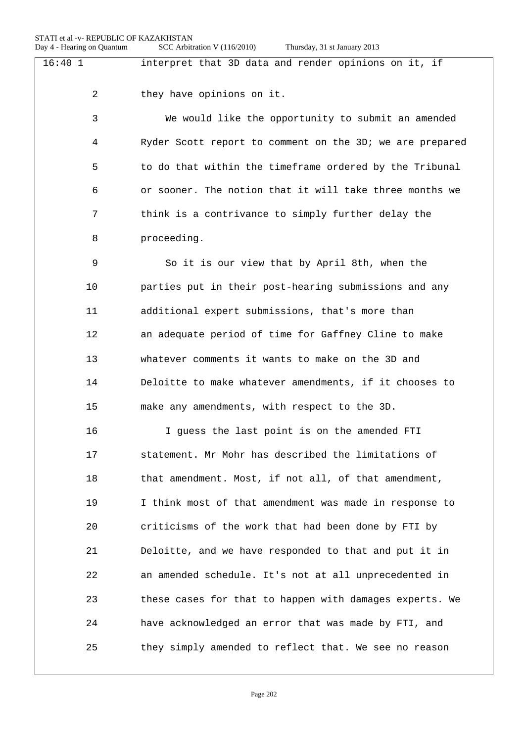16:40 1 interpret that 3D data and render opinions on it, if

2 they have opinions on it.

3 We would like the opportunity to submit an amended

4 Ryder Scott report to comment on the 3D; we are prepared

5 to do that within the timeframe ordered by the Tribunal

6 or sooner. The notion that it will take three months we

7 think is a contrivance to simply further delay the

8 proceeding.

9 So it is our view that by April 8th, when the

10 parties put in their post-hearing submissions and any

11 additional expert submissions, that's more than

12 an adequate period of time for Gaffney Cline to make

13 whatever comments it wants to make on the 3D and

14 Deloitte to make whatever amendments, if it chooses to

15 make any amendments, with respect to the 3D.

16 I guess the last point is on the amended FTI

17 statement. Mr Mohr has described the limitations of

18 that amendment. Most, if not all, of that amendment,

19 I think most of that amendment was made in response to

20 criticisms of the work that had been done by FTI by

21 Deloitte, and we have responded to that and put it in

22 an amended schedule. It's not at all unprecedented in

23 these cases for that to happen with damages experts. We

24 have acknowledged an error that was made by FTI, and

25 they simply amended to reflect that. We see no reason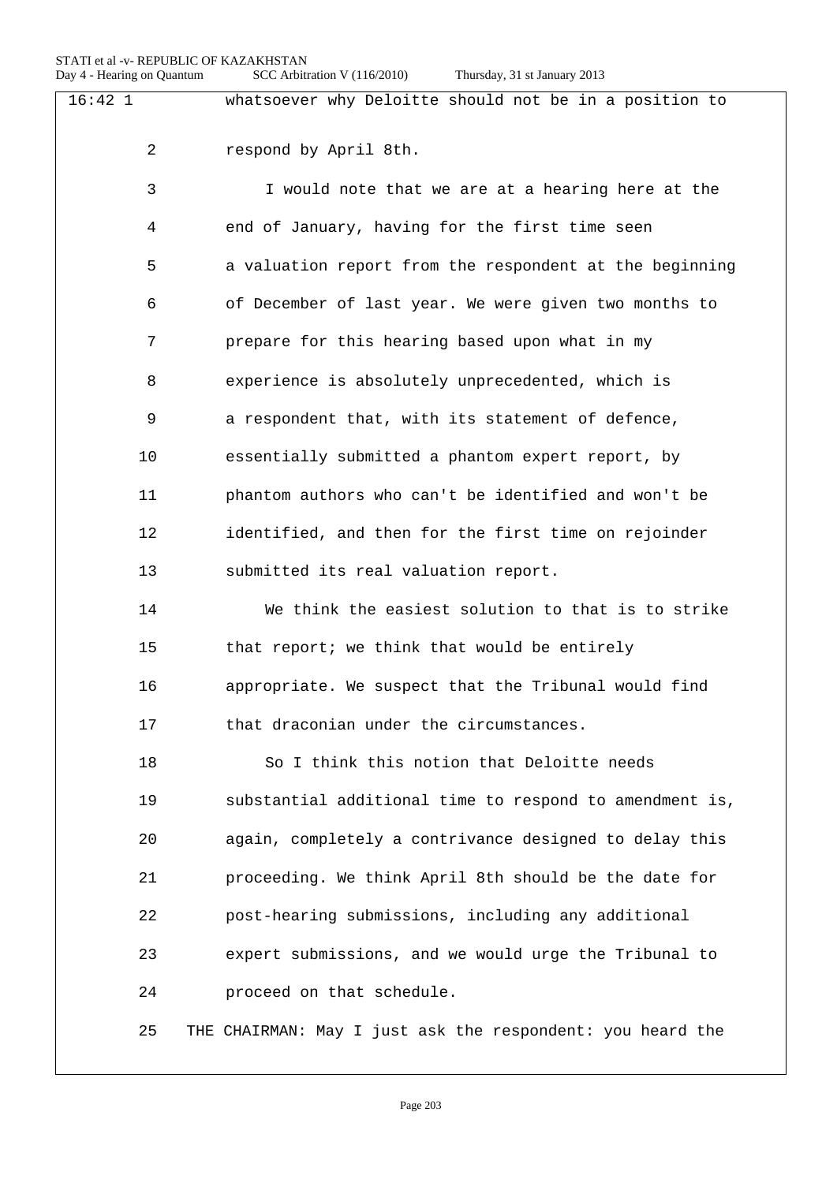whatsoever why Deloitte should not be in a position to respond by April 8th.

I would note that we are at a hearing here at the end of January, having for the first time seen a valuation report from the respondent at the beginning of December of last year. We were given two months to prepare for this hearing based upon what in my experience is absolutely unprecedented, which is a respondent that, with its statement of defence, essentially submitted a phantom expert report, by phantom authors who can't be identified and won't be identified, and then for the first time on rejoinder submitted its real valuation report.

We think the easiest solution to that is to strike that report; we think that would be entirely appropriate. We suspect that the Tribunal would find that draconian under the circumstances.

So I think this notion that Deloitte needs substantial additional time to respond to amendment is, again, completely a contrivance designed to delay this proceeding. We think April 8th should be the date for post-hearing submissions, including any additional expert submissions, and we would urge the Tribunal to proceed on that schedule.

THE CHAIRMAN: May I just ask the respondent: you heard the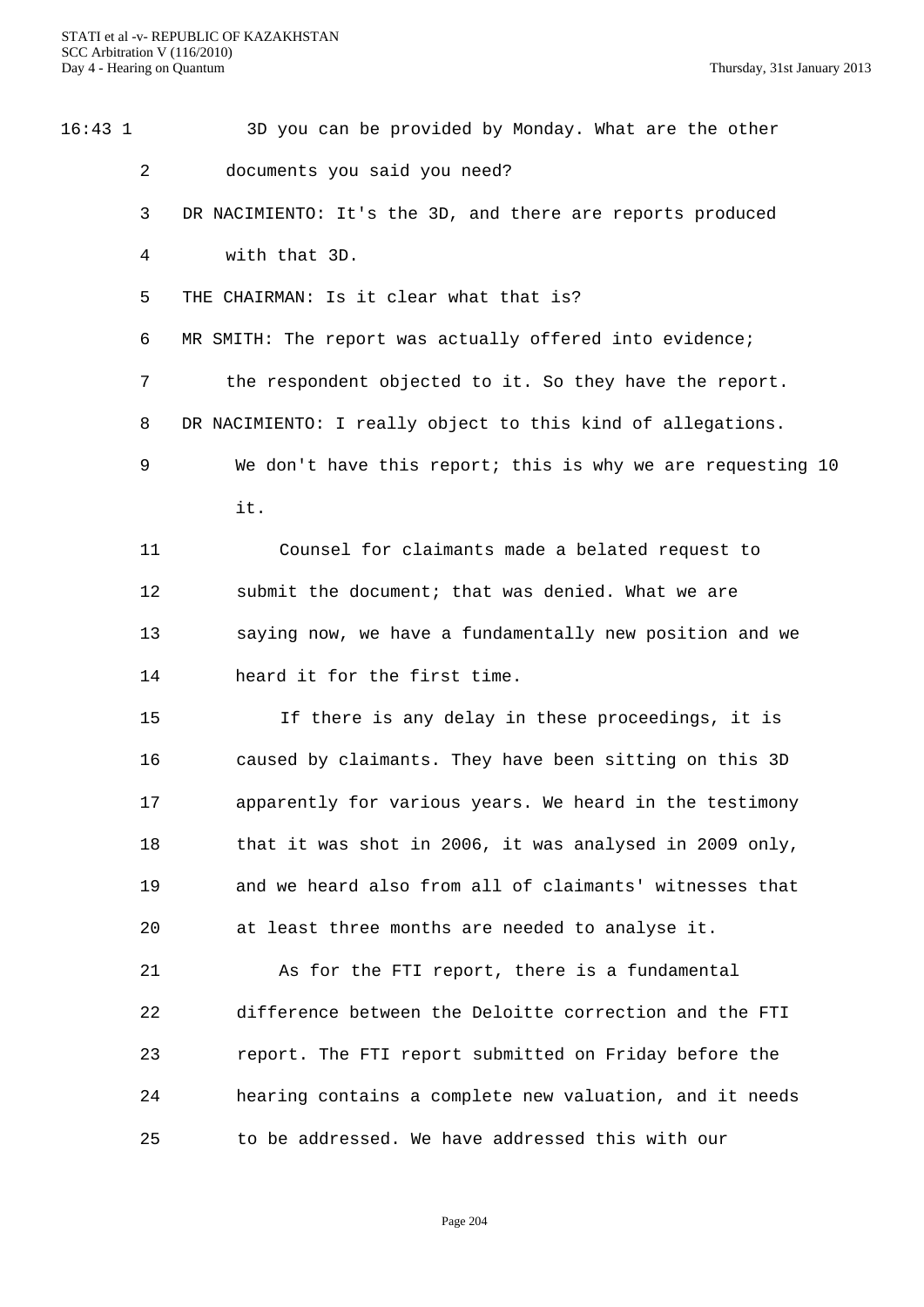16:43 1 3D you can be provided by Monday. What are the other
2 documents you said you need?
3 DR NACIMIENTO: It's the 3D, and there are reports produced
4 with that 3D.
5 THE CHAIRMAN: Is it clear what that is?
6 MR SMITH: The report was actually offered into evidence;
7 the respondent objected to it. So they have the report.
8 DR NACIMIENTO: I really object to this kind of allegations.
9 We don't have this report; this is why we are requesting 10 it.
11 Counsel for claimants made a belated request to
12 submit the document; that was denied. What we are
13 saying now, we have a fundamentally new position and we
14 heard it for the first time.
15 If there is any delay in these proceedings, it is
16 caused by claimants. They have been sitting on this 3D
17 apparently for various years. We heard in the testimony
18 that it was shot in 2006, it was analysed in 2009 only,
19 and we heard also from all of claimants' witnesses that
20 at least three months are needed to analyse it.
21 As for the FTI report, there is a fundamental
22 difference between the Deloitte correction and the FTI
23 report. The FTI report submitted on Friday before the
24 hearing contains a complete new valuation, and it needs
25 to be addressed. We have addressed this with our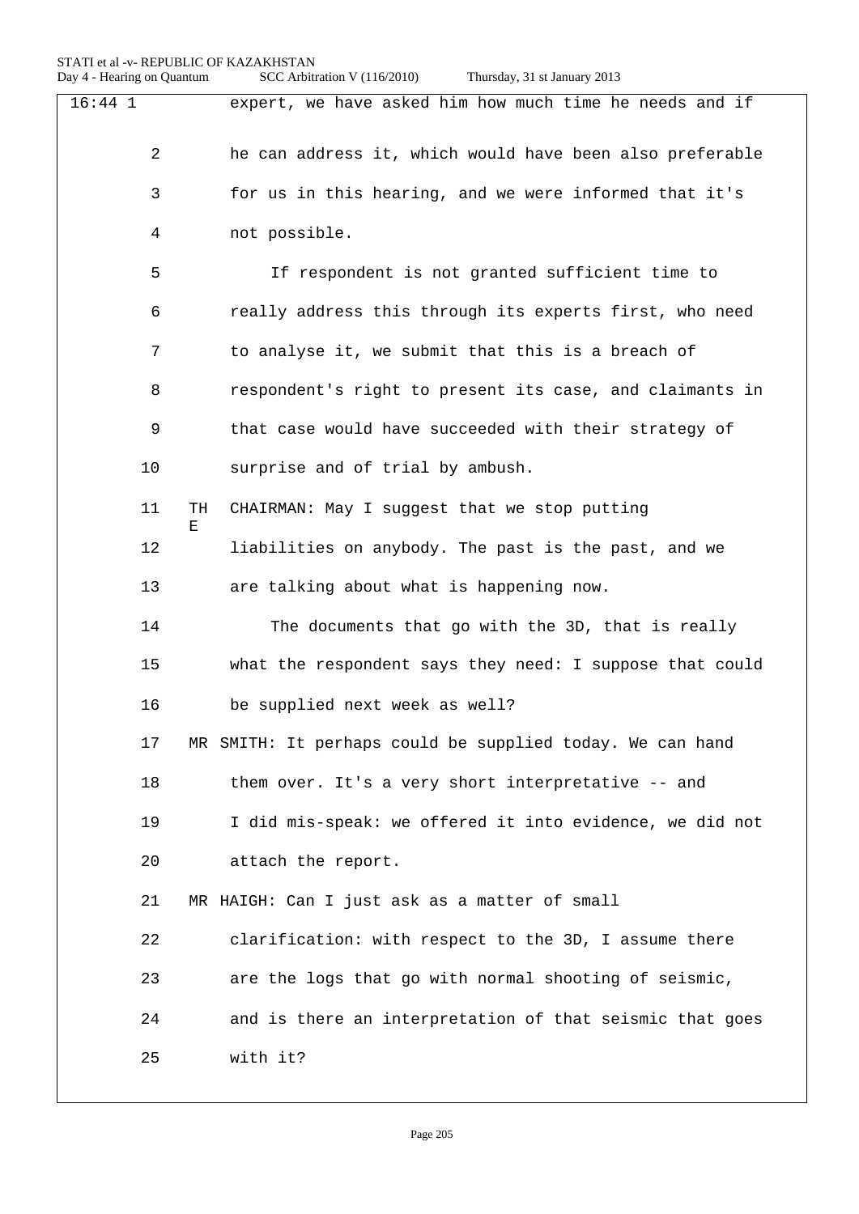16:44 1 expert, we have asked him how much time he needs and if
2 he can address it, which would have been also preferable
3 for us in this hearing, and we were informed that it's
4 not possible.
5 If respondent is not granted sufficient time to
6 really address this through its experts first, who need
7 to analyse it, we submit that this is a breach of
8 respondent's right to present its case, and claimants in
9 that case would have succeeded with their strategy of
10 surprise and of trial by ambush.
11 THE CHAIRMAN: May I suggest that we stop putting
12 liabilities on anybody. The past is the past, and we
13 are talking about what is happening now.
14 The documents that go with the 3D, that is really
15 what the respondent says they need: I suppose that could
16 be supplied next week as well?
17 MR SMITH: It perhaps could be supplied today. We can hand
18 them over. It's a very short interpretative -- and
19 I did mis-speak: we offered it into evidence, we did not
20 attach the report.
21 MR HAIGH: Can I just ask as a matter of small
22 clarification: with respect to the 3D, I assume there
23 are the logs that go with normal shooting of seismic,
24 and is there an interpretation of that seismic that goes
25 with it?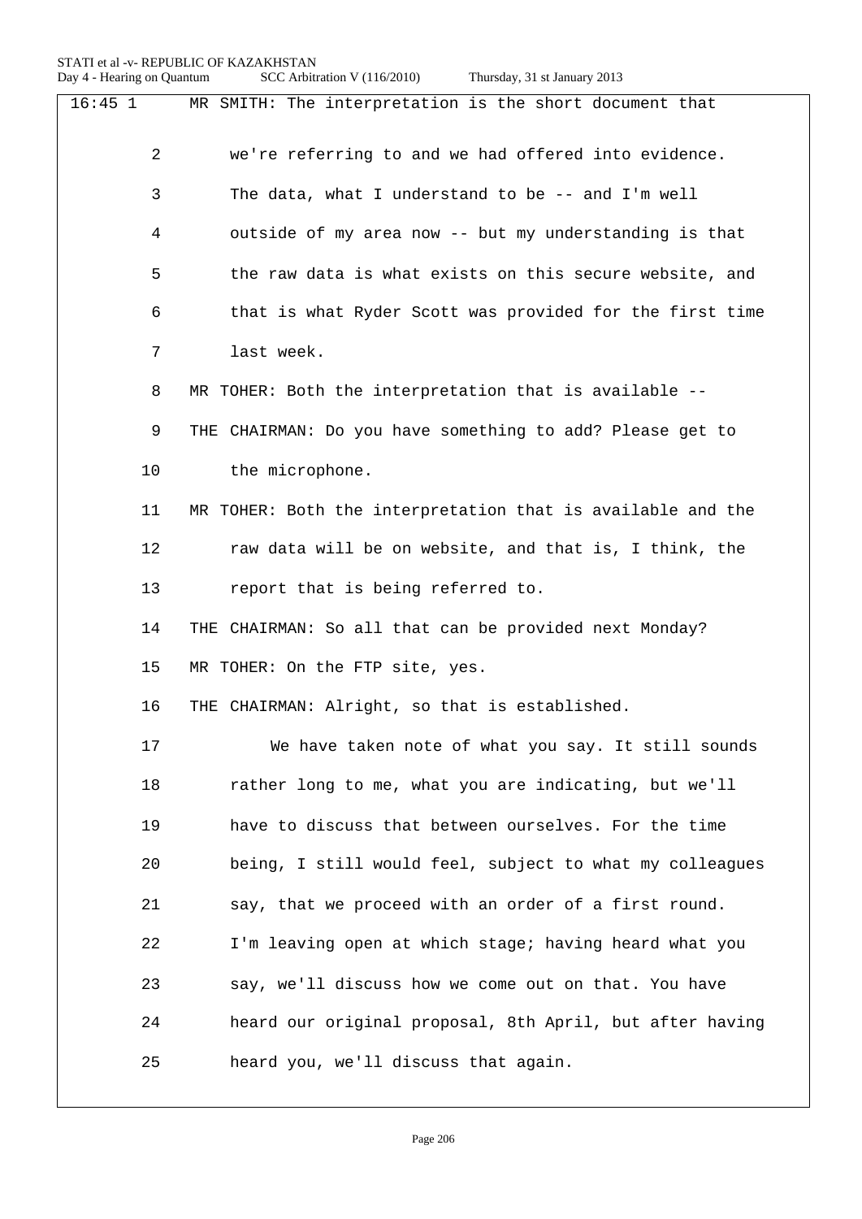16:45 1 MR SMITH: The interpretation is the short document that

2 we're referring to and we had offered into evidence.

3 The data, what I understand to be -- and I'm well

4 outside of my area now -- but my understanding is that

5 the raw data is what exists on this secure website, and

6 that is what Ryder Scott was provided for the first time

7 last week.

8 MR TOHER: Both the interpretation that is available --

9 THE CHAIRMAN: Do you have something to add? Please get to

10 the microphone.

11 MR TOHER: Both the interpretation that is available and the

12 raw data will be on website, and that is, I think, the

13 report that is being referred to.

14 THE CHAIRMAN: So all that can be provided next Monday?

15 MR TOHER: On the FTP site, yes.

16 THE CHAIRMAN: Alright, so that is established.

17 We have taken note of what you say. It still sounds

18 rather long to me, what you are indicating, but we'll

19 have to discuss that between ourselves. For the time

20 being, I still would feel, subject to what my colleagues

21 say, that we proceed with an order of a first round.

22 I'm leaving open at which stage; having heard what you

23 say, we'll discuss how we come out on that. You have

24 heard our original proposal, 8th April, but after having

25 heard you, we'll discuss that again.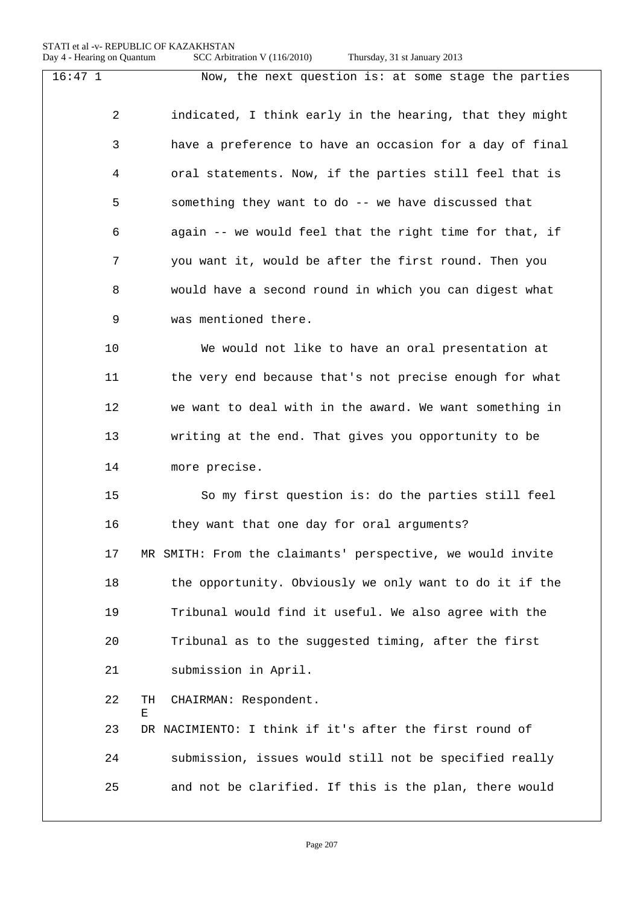16:47 1 Now, the next question is: at some stage the parties

2 indicated, I think early in the hearing, that they might

3 have a preference to have an occasion for a day of final

4 oral statements. Now, if the parties still feel that is

5 something they want to do -- we have discussed that

6 again -- we would feel that the right time for that, if

7 you want it, would be after the first round. Then you

8 would have a second round in which you can digest what

9 was mentioned there.

10 We would not like to have an oral presentation at

11 the very end because that's not precise enough for what

12 we want to deal with in the award. We want something in

13 writing at the end. That gives you opportunity to be

14 more precise.

15 So my first question is: do the parties still feel

16 they want that one day for oral arguments?

17 MR SMITH: From the claimants' perspective, we would invite

18 the opportunity. Obviously we only want to do it if the

19 Tribunal would find it useful. We also agree with the

20 Tribunal as to the suggested timing, after the first

21 submission in April.

22 THE CHAIRMAN: Respondent.

23 DR NACIMIENTO: I think if it's after the first round of

24 submission, issues would still not be specified really

25 and not be clarified. If this is the plan, there would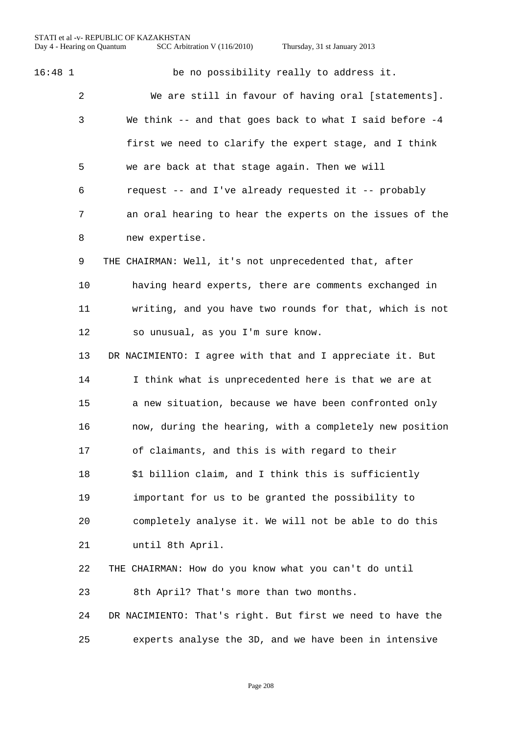16:48 1 be no possibility really to address it.

2 We are still in favour of having oral [statements].

3 We think -- and that goes back to what I said before -4 first we need to clarify the expert stage, and I think

5 we are back at that stage again. Then we will

6 request -- and I've already requested it -- probably

7 an oral hearing to hear the experts on the issues of the

8 new expertise.

9 THE CHAIRMAN: Well, it's not unprecedented that, after

10 having heard experts, there are comments exchanged in

11 writing, and you have two rounds for that, which is not

12 so unusual, as you I'm sure know.

13 DR NACIMIENTO: I agree with that and I appreciate it. But

14 I think what is unprecedented here is that we are at

15 a new situation, because we have been confronted only

16 now, during the hearing, with a completely new position

17 of claimants, and this is with regard to their

18 $1 billion claim, and I think this is sufficiently

19 important for us to be granted the possibility to

20 completely analyse it. We will not be able to do this

21 until 8th April.

22 THE CHAIRMAN: How do you know what you can't do until

23 8th April? That's more than two months.

24 DR NACIMIENTO: That's right. But first we need to have the

25 experts analyse the 3D, and we have been in intensive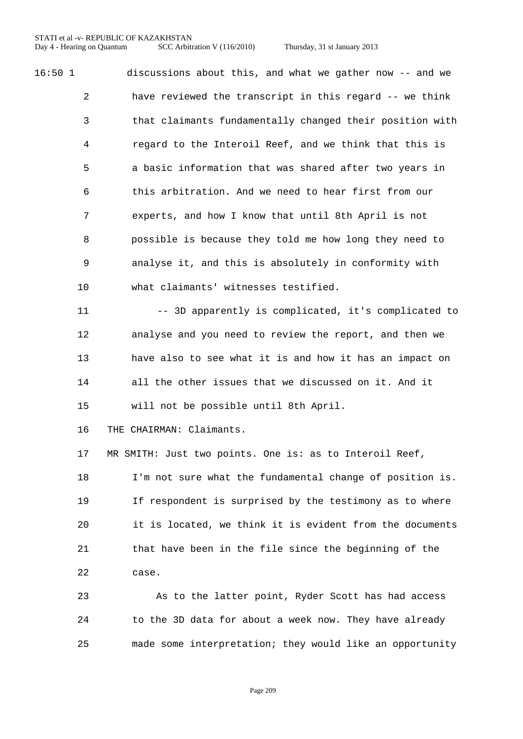16:50 1 discussions about this, and what we gather now -- and we
2 have reviewed the transcript in this regard -- we think
3 that claimants fundamentally changed their position with
4 regard to the Interoil Reef, and we think that this is
5 a basic information that was shared after two years in
6 this arbitration. And we need to hear first from our
7 experts, and how I know that until 8th April is not
8 possible is because they told me how long they need to
9 analyse it, and this is absolutely in conformity with
10 what claimants' witnesses testified.

11 -- 3D apparently is complicated, it's complicated to
12 analyse and you need to review the report, and then we
13 have also to see what it is and how it has an impact on
14 all the other issues that we discussed on it. And it
15 will not be possible until 8th April.

16 THE CHAIRMAN: Claimants.

17 MR SMITH: Just two points. One is: as to Interoil Reef,
18 I'm not sure what the fundamental change of position is.
19 If respondent is surprised by the testimony as to where
20 it is located, we think it is evident from the documents
21 that have been in the file since the beginning of the
22 case.

23 As to the latter point, Ryder Scott has had access
24 to the 3D data for about a week now. They have already
25 made some interpretation; they would like an opportunity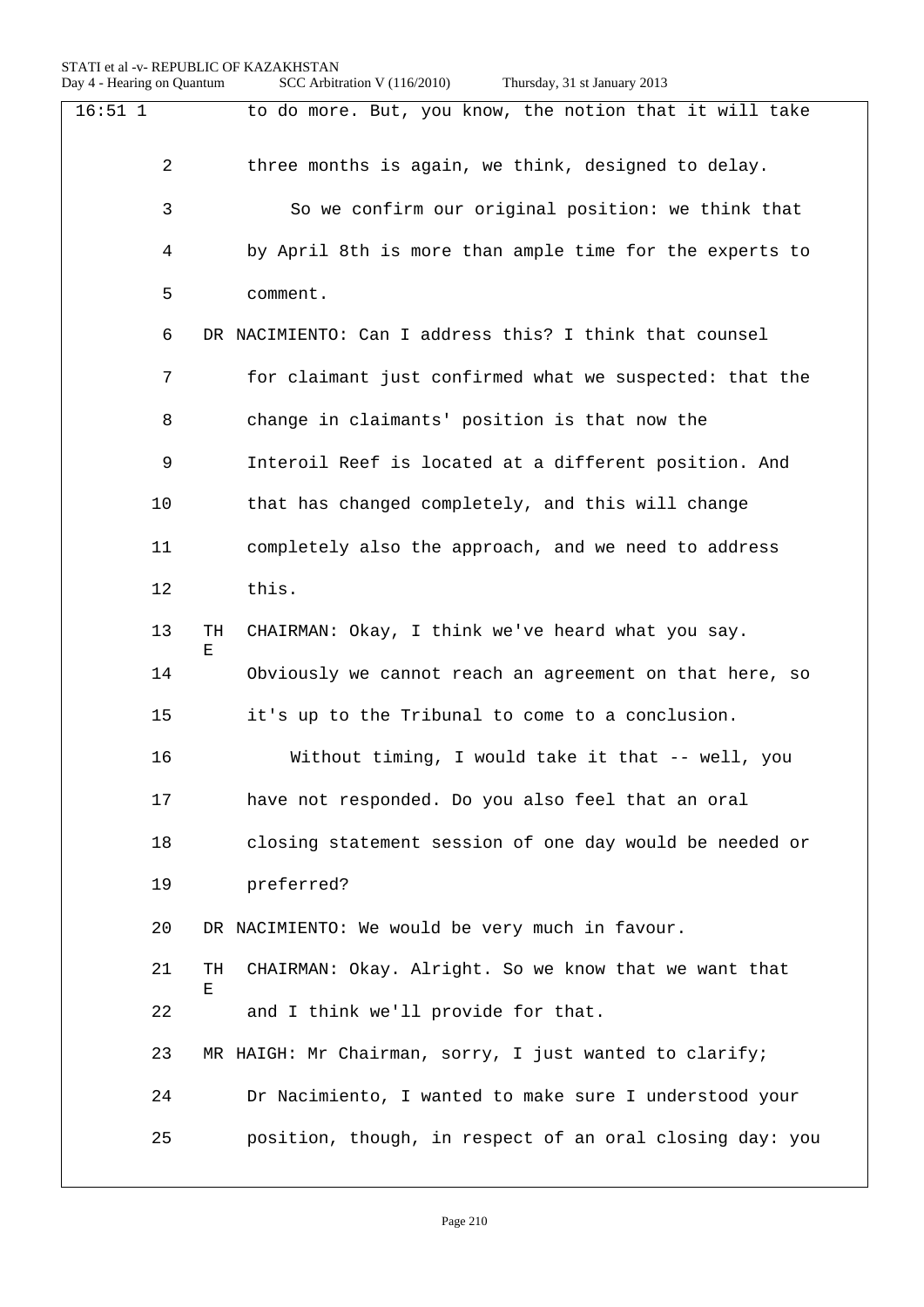16:51 1 to do more. But, you know, the notion that it will take

2 three months is again, we think, designed to delay.

3 So we confirm our original position: we think that

4 by April 8th is more than ample time for the experts to

5 comment.

6 DR NACIMIENTO: Can I address this? I think that counsel

7 for claimant just confirmed what we suspected: that the

8 change in claimants' position is that now the

9 Interoil Reef is located at a different position. And

10 that has changed completely, and this will change

11 completely also the approach, and we need to address

12 this.

13 THE CHAIRMAN: Okay, I think we've heard what you say.

14 Obviously we cannot reach an agreement on that here, so

15 it's up to the Tribunal to come to a conclusion.

16 Without timing, I would take it that -- well, you

17 have not responded. Do you also feel that an oral

18 closing statement session of one day would be needed or

19 preferred?

20 DR NACIMIENTO: We would be very much in favour.

21 THE CHAIRMAN: Okay. Alright. So we know that we want that

22 and I think we'll provide for that.

23 MR HAIGH: Mr Chairman, sorry, I just wanted to clarify;

24 Dr Nacimiento, I wanted to make sure I understood your

25 position, though, in respect of an oral closing day: you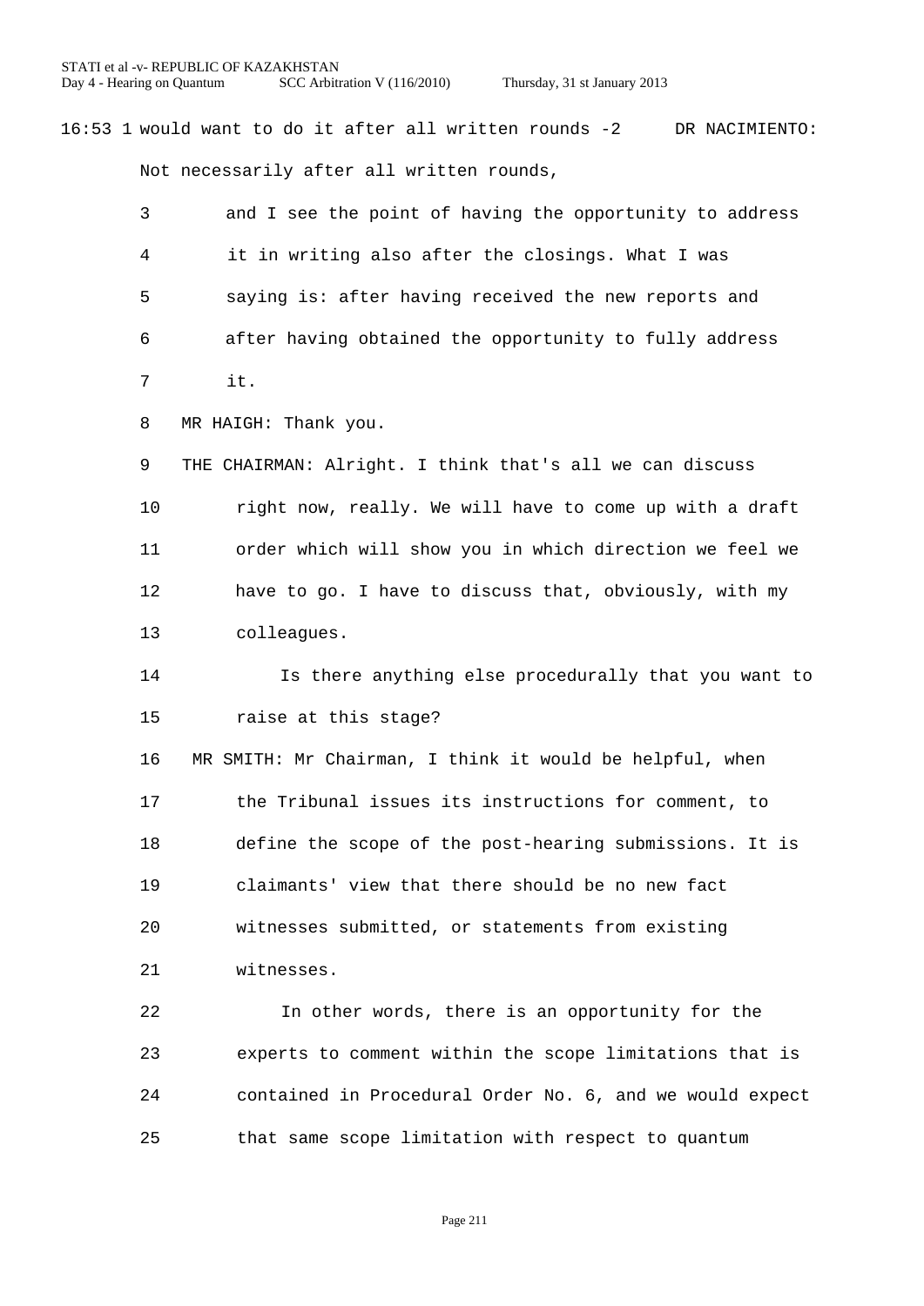16:53 1 would want to do it after all written rounds -2 DR NACIMIENTO: Not necessarily after all written rounds,

3 and I see the point of having the opportunity to address

4 it in writing also after the closings. What I was

5 saying is: after having received the new reports and

6 after having obtained the opportunity to fully address

7 it.

8 MR HAIGH: Thank you.

9 THE CHAIRMAN: Alright. I think that's all we can discuss

10 right now, really. We will have to come up with a draft

11 order which will show you in which direction we feel we

12 have to go. I have to discuss that, obviously, with my

13 colleagues.

14 Is there anything else procedurally that you want to

15 raise at this stage?

16 MR SMITH: Mr Chairman, I think it would be helpful, when

17 the Tribunal issues its instructions for comment, to

18 define the scope of the post-hearing submissions. It is

19 claimants' view that there should be no new fact

20 witnesses submitted, or statements from existing

21 witnesses.

22 In other words, there is an opportunity for the

23 experts to comment within the scope limitations that is

24 contained in Procedural Order No. 6, and we would expect

25 that same scope limitation with respect to quantum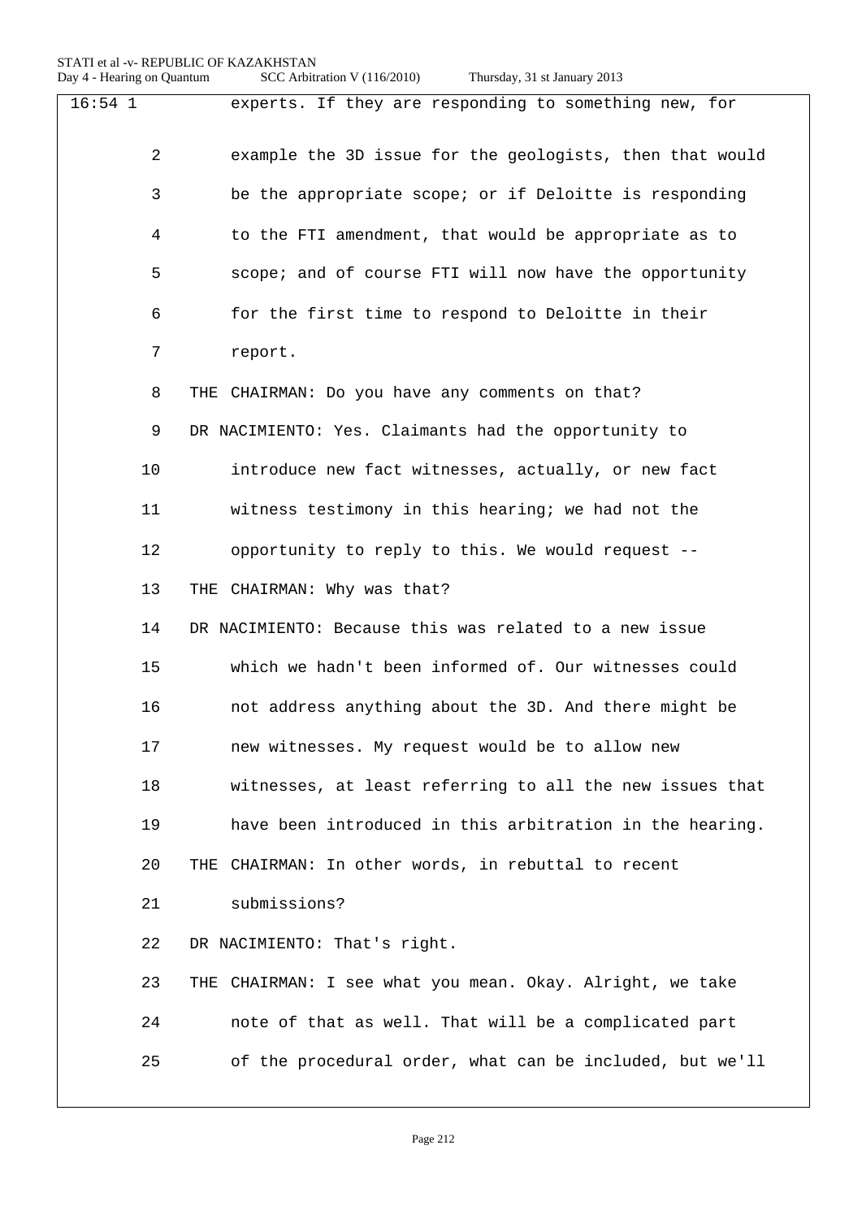16:54 1 experts. If they are responding to something new, for

2 example the 3D issue for the geologists, then that would

3 be the appropriate scope; or if Deloitte is responding

4 to the FTI amendment, that would be appropriate as to

5 scope; and of course FTI will now have the opportunity

6 for the first time to respond to Deloitte in their

7 report.

8 THE CHAIRMAN: Do you have any comments on that?

9 DR NACIMIENTO: Yes. Claimants had the opportunity to

10 introduce new fact witnesses, actually, or new fact

11 witness testimony in this hearing; we had not the

12 opportunity to reply to this. We would request --

13 THE CHAIRMAN: Why was that?

14 DR NACIMIENTO: Because this was related to a new issue

15 which we hadn't been informed of. Our witnesses could

16 not address anything about the 3D. And there might be

17 new witnesses. My request would be to allow new

18 witnesses, at least referring to all the new issues that

19 have been introduced in this arbitration in the hearing.

20 THE CHAIRMAN: In other words, in rebuttal to recent

21 submissions?

22 DR NACIMIENTO: That's right.

23 THE CHAIRMAN: I see what you mean. Okay. Alright, we take

24 note of that as well. That will be a complicated part

25 of the procedural order, what can be included, but we'll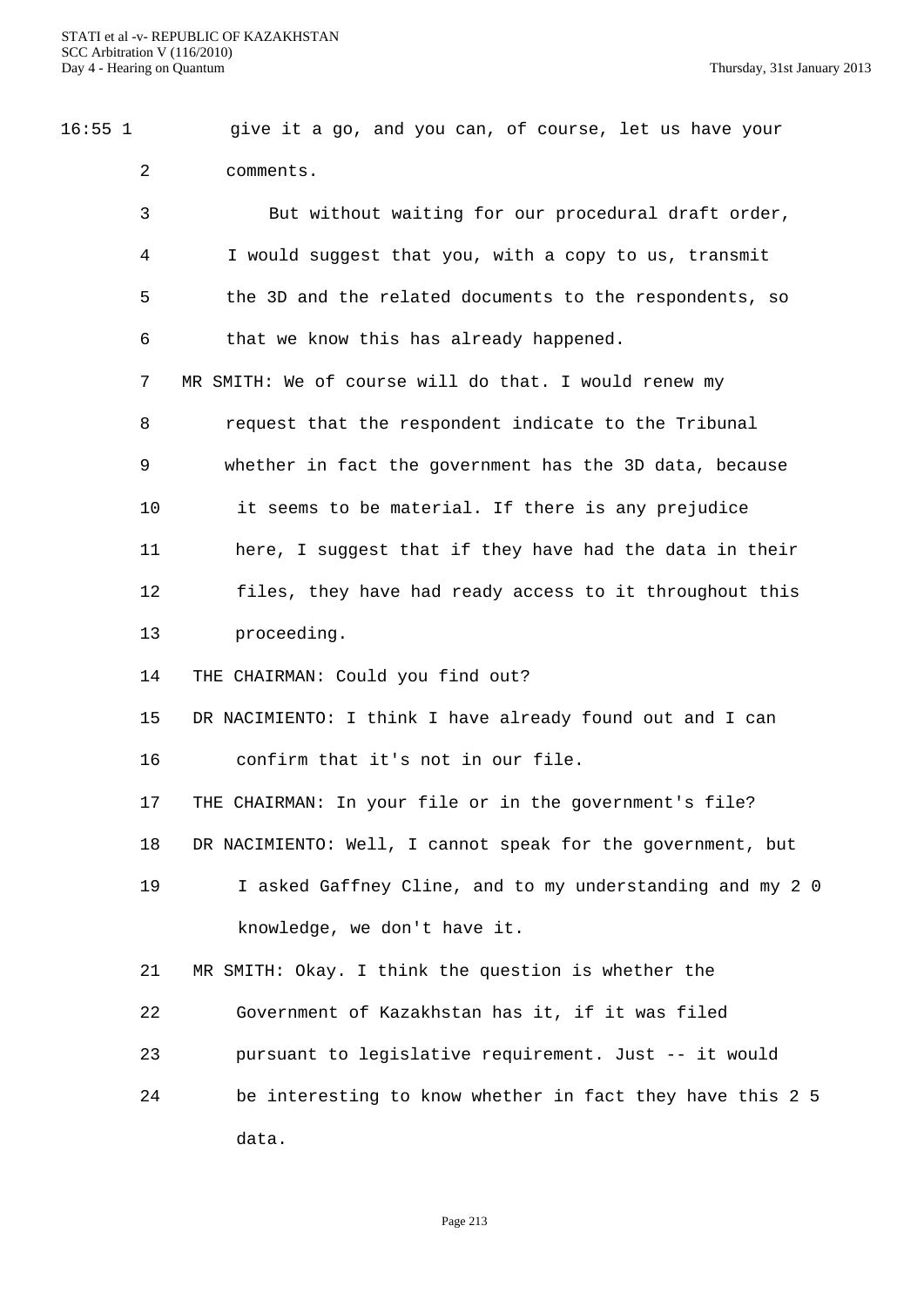16:55 1 give it a go, and you can, of course, let us have your

2 comments.

3 But without waiting for our procedural draft order,

4 I would suggest that you, with a copy to us, transmit

5 the 3D and the related documents to the respondents, so

6 that we know this has already happened.

7 MR SMITH: We of course will do that. I would renew my

8 request that the respondent indicate to the Tribunal

9 whether in fact the government has the 3D data, because

10 it seems to be material. If there is any prejudice

11 here, I suggest that if they have had the data in their

12 files, they have had ready access to it throughout this

13 proceeding.

14 THE CHAIRMAN: Could you find out?

15 DR NACIMIENTO: I think I have already found out and I can

16 confirm that it's not in our file.

17 THE CHAIRMAN: In your file or in the government's file?

18 DR NACIMIENTO: Well, I cannot speak for the government, but

19 I asked Gaffney Cline, and to my understanding and my 2 0

knowledge, we don't have it.

21 MR SMITH: Okay. I think the question is whether the

22 Government of Kazakhstan has it, if it was filed

23 pursuant to legislative requirement. Just -- it would

24 be interesting to know whether in fact they have this 2 5

data.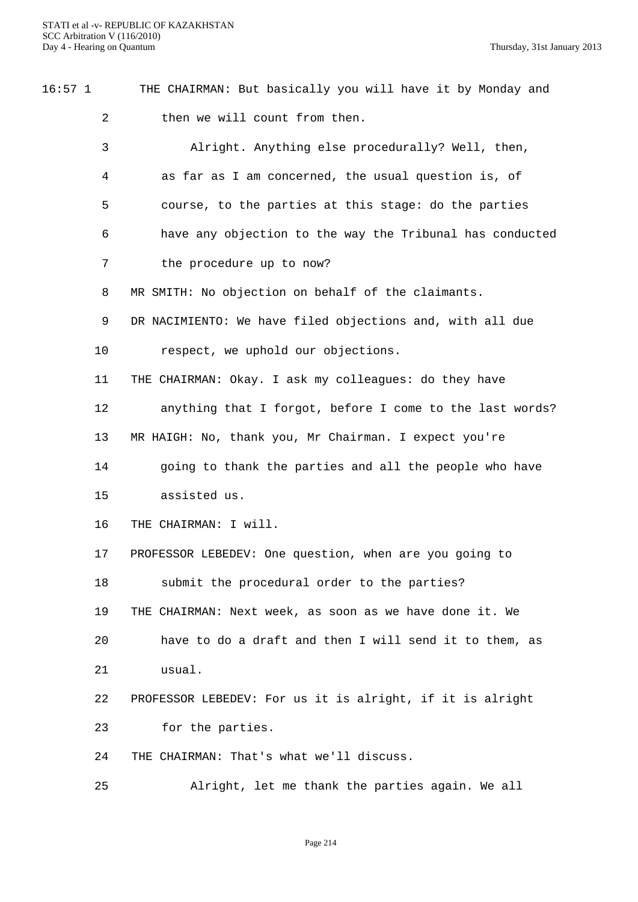16:57 1 THE CHAIRMAN: But basically you will have it by Monday and

2 then we will count from then.

3 Alright. Anything else procedurally? Well, then,

4 as far as I am concerned, the usual question is, of

5 course, to the parties at this stage: do the parties

6 have any objection to the way the Tribunal has conducted

7 the procedure up to now?

8 MR SMITH: No objection on behalf of the claimants.

9 DR NACIMIENTO: We have filed objections and, with all due

10 respect, we uphold our objections.

11 THE CHAIRMAN: Okay. I ask my colleagues: do they have

12 anything that I forgot, before I come to the last words?

13 MR HAIGH: No, thank you, Mr Chairman. I expect you're

14 going to thank the parties and all the people who have

15 assisted us.

16 THE CHAIRMAN: I will.

17 PROFESSOR LEBEDEV: One question, when are you going to

18 submit the procedural order to the parties?

19 THE CHAIRMAN: Next week, as soon as we have done it. We

20 have to do a draft and then I will send it to them, as

21 usual.

22 PROFESSOR LEBEDEV: For us it is alright, if it is alright

23 for the parties.

24 THE CHAIRMAN: That's what we'll discuss.

25 Alright, let me thank the parties again. We all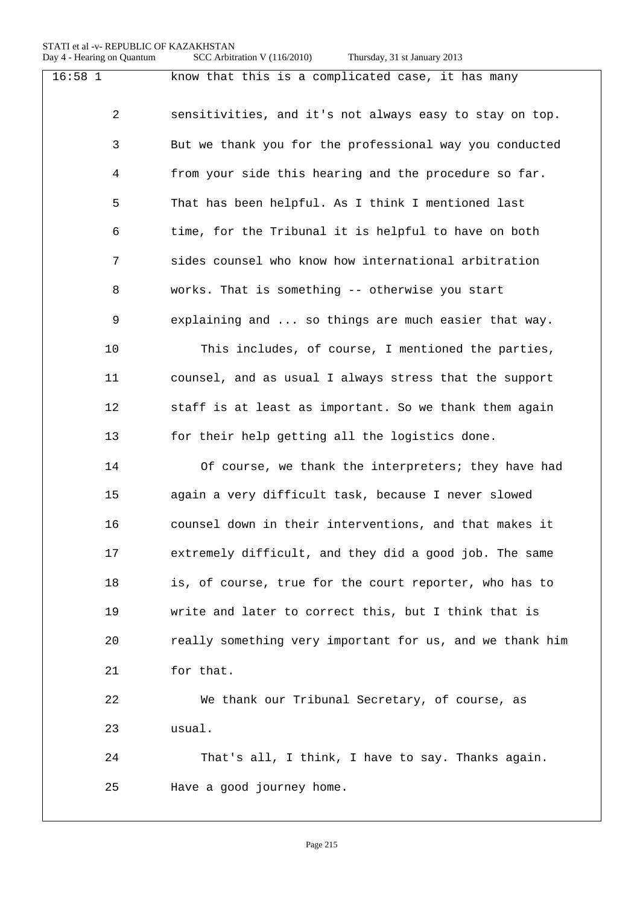16:58 1 know that this is a complicated case, it has many

2 sensitivities, and it's not always easy to stay on top.

3 But we thank you for the professional way you conducted

4 from your side this hearing and the procedure so far.

5 That has been helpful. As I think I mentioned last

6 time, for the Tribunal it is helpful to have on both

7 sides counsel who know how international arbitration

8 works. That is something -- otherwise you start

9 explaining and ... so things are much easier that way.

10 This includes, of course, I mentioned the parties,

11 counsel, and as usual I always stress that the support

12 staff is at least as important. So we thank them again

13 for their help getting all the logistics done.

14 Of course, we thank the interpreters; they have had

15 again a very difficult task, because I never slowed

16 counsel down in their interventions, and that makes it

17 extremely difficult, and they did a good job. The same

18 is, of course, true for the court reporter, who has to

19 write and later to correct this, but I think that is

20 really something very important for us, and we thank him

21 for that.

22 We thank our Tribunal Secretary, of course, as

23 usual.

24 That's all, I think, I have to say. Thanks again.

25 Have a good journey home.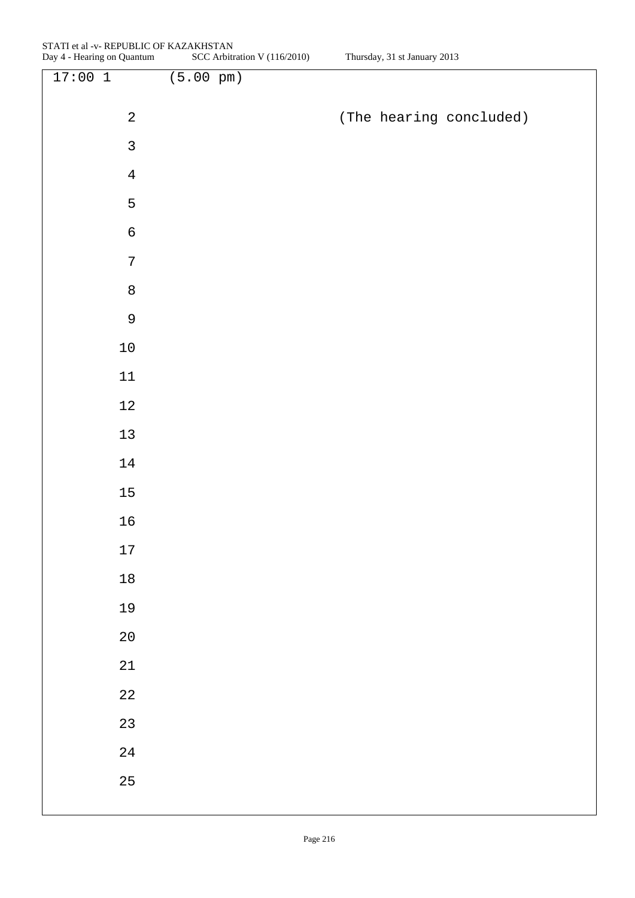17:00 1 (5.00 pm)

2 (The hearing concluded)

3

4

5

6

7

8

9

10

11

12

13

14

15

16

17

18

19

20

21

22

23

24

25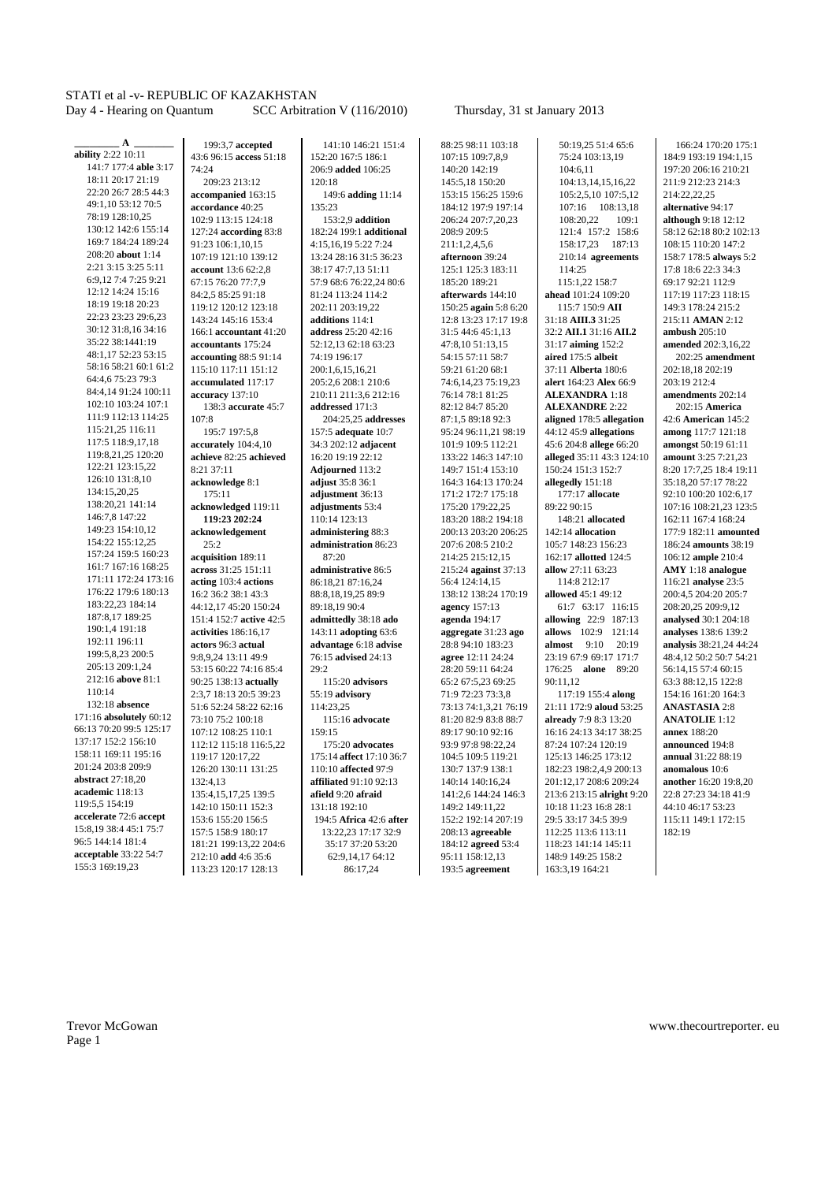**A**

**ability** 2:22 10:11 141:7 177:4 **able** 3:17 18:11 20:17 21:19 22:20 26:7 28:5 44:3 49:1,10 53:12 70:5 78:19 128:10,25 130:12 142:6 155:14 169:7 184:24 189:24 208:20 **about** 1:14 2:21 3:15 3:25 5:11 6:9,12 7:4 7:25 9:21 12:12 14:24 15:16 18:19 19:18 20:23 22:23 23:23 29:6,23 30:12 31:8,16 34:16 35:22 38:1441:19 48:1,17 52:23 53:15 58:16 58:21 60:1 61:2 64:4,6 75:23 79:3 84:4,14 91:24 100:11 102:10 103:24 107:1 111:9 112:13 114:25 115:21,25 116:11 117:5 118:9,17,18 119:8,21,25 120:20 122:21 123:15,22 126:10 131:8,10 134:15,20,25 138:20,21 141:14 146:7,8 147:22 149:23 154:10,12 154:22 155:12,25 157:24 159:5 160:23 161:7 167:16 168:25 171:11 172:24 173:16 176:22 179:6 180:13 183:22,23 184:14 187:8,17 189:25 190:1,4 191:18 192:11 196:11 199:5,8,23 200:5 205:13 209:1,24 212:16 **above** 81:1 110:14 132:18 **absence** 171:16 **absolutely** 60:12 66:13 70:20 99:5 125:17 137:17 152:2 156:10 158:11 169:11 195:16 201:24 203:8 209:9 **abstract** 27:18,20 **academic** 118:13 119:5,5 154:19 **accelerate** 72:6 **accept** 15:8,19 38:4 45:1 75:7 96:5 144:14 181:4 **acceptable** 33:22 54:7 155:3 169:19,23

199:3,7 **accepted** 43:6 96:15 **access** 51:18 74:24 209:23 213:12 **accompanied** 163:15 **accordance** 40:25 102:9 113:15 124:18 127:24 **according** 83:8 91:23 106:1,10,15 107:19 121:10 139:12 **account** 13:6 62:2,8 67:15 76:20 77:7,9 84:2,5 85:25 91:18 119:12 120:12 123:18 143:24 145:16 153:4 166:1 **accountant** 41:20 **accountants** 175:24 **accounting** 88:5 91:14 115:10 117:11 151:12 **accumulated** 117:17 **accuracy** 137:10 138:3 **accurate** 45:7 107:8 195:7 197:5,8 **accurately** 104:4,10 **achieve** 82:25 **achieved** 8:21 37:11 **acknowledge** 8:1 175:11 **acknowledged** 119:11 **119:23 202:24** **acknowledgement** 25:2 **acquisition** 189:11 **across** 31:25 151:11 **acting** 103:4 **actions** 16:2 36:2 38:1 43:3 44:12,17 45:20 150:24 151:4 152:7 **active** 42:5 **activities** 186:16,17 **actors** 96:3 **actual** 9:8,9,24 13:11 49:9 53:15 60:22 74:16 85:4 90:25 138:13 **actually** 2:3,7 18:13 20:5 39:23 51:6 52:24 58:22 62:16 73:10 75:2 100:18 107:12 108:25 110:1 112:12 115:18 116:5,22 119:17 120:17,22 126:20 130:11 131:25 132:4,13 135:4,15,17,25 139:5 142:10 150:11 152:3 153:6 155:20 156:5 157:5 158:9 180:17 181:21 199:13,22 204:6 212:10 **add** 4:6 35:6 113:23 120:17 128:13

141:10 146:21 151:4 152:20 167:5 186:1 206:9 **added** 106:25 120:18 149:6 **adding** 11:14 135:23 153:2,9 **addition** 182:24 199:1 **additional** 4:15,16,19 5:22 7:24 13:24 28:16 31:5 36:23 38:17 47:7,13 51:11 57:9 68:6 76:22,24 80:6 81:24 113:24 114:2 202:11 203:19,22 **additions** 114:1 **address** 25:20 42:16 52:12,13 62:18 63:23 74:19 196:17 200:1,6,15,16,21 205:2,6 208:1 210:6 210:11 211:3,6 212:16 **addressed** 171:3 204:25,25 **addresses** 157:5 **adequate** 10:7 34:3 202:12 **adjacent** 16:20 19:19 22:12 **Adjourned** 113:2 **adjust** 35:8 36:1 **adjustment** 36:13 **adjustments** 53:4 110:14 123:13 **administering** 88:3 **administration** 86:23 87:20 **administrative** 86:5 86:18,21 87:16,24 88:8,18,19,25 89:9 89:18,19 90:4 **admittedly** 38:18 **ado** 143:11 **adopting** 63:6 **advantage** 6:18 **advise** 76:15 **advised** 24:13 29:2 115:20 **advisors** 55:19 **advisory** 114:23,25 115:16 **advocate** 159:15 175:20 **advocates** 175:14 **affect** 17:10 36:7 110:10 **affected** 97:9 **affiliated** 91:10 92:13 **afield** 9:20 **afraid** 131:18 192:10 194:5 **Africa** 42:6 **after** 13:22,23 17:17 32:9 35:17 37:20 53:20 62:9,14,17 64:12 86:17,24

88:25 98:11 103:18 107:15 109:7,8,9 140:20 142:19 145:5,18 150:20 153:15 156:25 159:6 184:12 197:9 197:14 206:24 207:7,20,23 208:9 209:5 211:1,2,4,5,6 **afternoon** 39:24 125:1 125:3 183:11 185:20 189:21 **afterwards** 144:10 150:25 **again** 5:8 6:20 12:8 13:23 17:17 19:8 31:5 44:6 45:1,13 47:8,10 51:13,15 54:15 57:11 58:7 59:21 61:20 68:1 74:6,14,23 75:19,23 76:14 78:1 81:25 82:12 84:7 85:20 87:1,5 89:18 92:3 95:24 96:11,21 98:19 101:9 109:5 112:21 133:22 146:3 147:10 149:7 151:4 153:10 164:3 164:13 170:24 171:2 172:7 175:18 175:20 179:22,25 183:20 188:2 194:18 200:13 203:20 206:25 207:6 208:5 210:2 214:25 215:12,15 215:24 **against** 37:13 56:4 124:14,15 138:12 138:24 170:19 **agency** 157:13 **agenda** 194:17 **aggregate** 31:23 **ago** 28:8 94:10 183:23 **agree** 12:11 24:24 28:20 59:11 64:24 65:2 67:5,23 69:25 71:9 72:23 73:3,8 73:13 74:1,3,21 76:19 81:20 82:9 83:8 88:7 89:17 90:10 92:16 93:9 97:8 98:22,24 104:5 109:5 119:21 130:7 137:9 138:1 140:14 140:16,24 141:2,6 144:24 146:3 149:2 149:11,22 152:2 192:14 207:19 208:13 **agreeable** 184:12 **agreed** 53:4 95:11 158:12,13 193:5 **agreement**

50:19,25 51:4 65:6 75:24 103:13,19 104:6,11 104:13,14,15,16,22 105:2,5,10 107:5,12 107:16 108:13,18 108:20,22 109:1 121:4 157:2 158:6 158:17,23 187:13 210:14 **agreements** 114:25 115:1,22 158:7 **ahead** 101:24 109:20 115:7 150:9 **AII** 31:18 **AIII.3** 31:25 32:2 **AII.1** 31:16 **AII.2** 31:17 **aiming** 152:2 **aired** 175:5 **albeit** 37:11 **Alberta** 180:6 **alert** 164:23 **Alex** 66:9 **ALEXANDRA** 1:18 **ALEXANDRE** 2:22 **aligned** 178:5 **allegation** 44:12 45:9 **allegations** 45:6 204:8 **allege** 66:20 **alleged** 35:11 43:3 124:10 150:24 151:3 152:7 **allegedly** 151:18 177:17 **allocate** 89:22 90:15 148:21 **allocated** 142:14 **allocation** 105:7 148:23 156:23 162:17 **allotted** 124:5 **allow** 27:11 63:23 114:8 212:17 **allowed** 45:1 49:12 61:7 63:17 116:15 **allowing** 22:9 187:13 **allows** 102:9 121:14 **almost** 9:10 20:19 23:19 67:9 69:17 171:7 176:25 **alone** 89:20 90:11,12 117:19 155:4 **along** 21:11 172:9 **aloud** 53:25 **already** 7:9 8:3 13:20 16:16 24:13 34:17 38:25 87:24 107:24 120:19 125:13 146:25 173:12 182:23 198:2,4,9 200:13 201:12,17 208:6 209:24 213:6 213:15 **alright** 9:20 10:18 11:23 16:8 28:1 29:5 33:17 34:5 39:9 112:25 113:6 113:11 118:23 141:14 145:11 148:9 149:25 158:2 163:3,19 164:21

166:24 170:20 175:1 184:9 193:19 194:1,15 197:20 206:16 210:21 211:9 212:23 214:3 214:22,22,25 **alternative** 94:17 **although** 9:18 12:12 58:12 62:18 80:2 102:13 108:15 110:20 147:2 158:7 178:5 **always** 5:2 17:8 18:6 22:3 34:3 69:17 92:21 112:9 117:19 117:23 118:15 149:3 178:24 215:2 215:11 **AMAN** 2:12 **ambush** 205:10 **amended** 202:3,16,22 202:25 **amendment** 202:18,18 202:19 203:19 212:4 **amendments** 202:14 202:15 **America** 42:6 **American** 145:2 **among** 117:7 121:18 **amongst** 50:19 61:11 **amount** 3:25 7:21,23 8:20 17:7,25 18:4 19:11 35:18,20 57:17 78:22 92:10 100:20 102:6,17 107:16 108:21,23 123:5 162:11 167:4 168:24 177:9 182:11 **amounted** 186:24 **amounts** 38:19 106:12 **ample** 210:4 **AMY** 1:18 **analogue** 116:21 **analyse** 23:5 200:4,5 204:20 205:7 208:20,25 209:9,12 **analysed** 30:1 204:18 **analyses** 138:6 139:2 **analysis** 38:21,24 44:24 48:4,12 50:2 50:7 54:21 56:14,15 57:4 60:15 63:3 88:12,15 122:8 154:16 161:20 164:3 **ANASTASIA** 2:8 **ANATOLIE** 1:12 **annex** 188:20 **announced** 194:8 **annual** 31:22 88:19 **anomalous** 10:6 **another** 16:20 19:8,20 22:8 27:23 34:18 41:9 44:10 46:17 53:23 115:11 149:1 172:15 182:19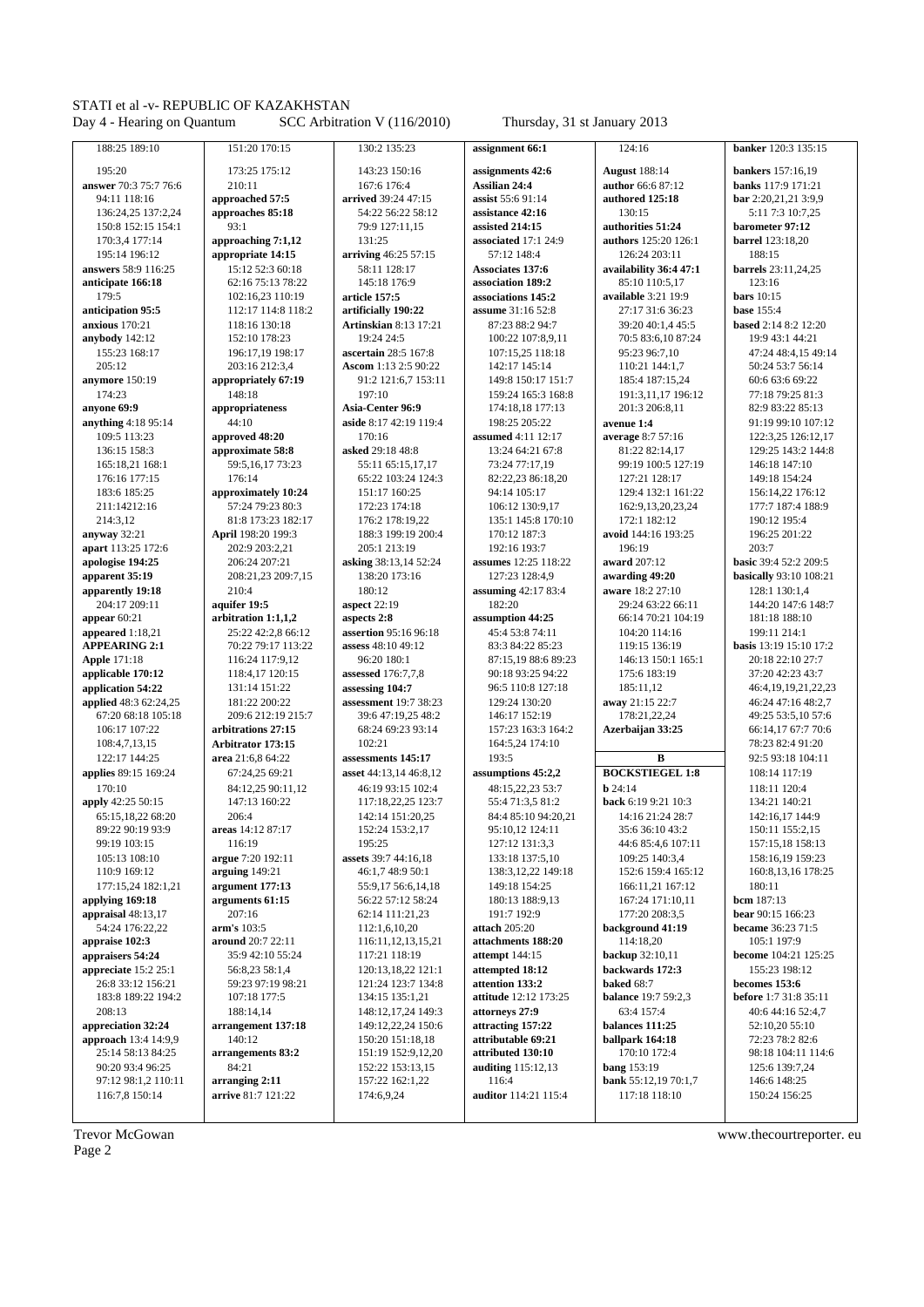188:25 189:10
195:20
**answer** 70:3 75:7 76:6
94:11 118:16
136:24,25 137:2,24
150:8 152:15 154:1
170:3,4 177:14
195:14 196:12
**answers** 58:9 116:25
**anticipate** 166:18
179:5
**anticipation** 95:5
**anxious** 170:21
**anybody** 142:12
155:23 168:17
205:12
**anymore** 150:19
174:23
**anyone** 69:9
**anything** 4:18 95:14
109:5 113:23
136:15 158:3
165:18,21 168:1
176:16 177:15
183:6 185:25
211:14212:16
214:3,12
**anyway** 32:21
**apart** 113:25 172:6
**apologise** 194:25
**apparent** 35:19
**apparently** 19:18
204:17 209:11
**appear** 60:21
**appeared** 1:18,21
**APPEARING** 2:1
**Apple** 171:18
**applicable** 170:12
**application** 54:22
**applied** 48:3 62:24,25
67:20 68:18 105:18
106:17 107:22
108:4,7,13,15
122:17 144:25
**applies** 89:15 169:24
170:10
**apply** 42:25 50:15
65:15,18,22 68:20
89:22 90:19 93:9
99:19 103:15
105:13 108:10
110:9 169:12
177:15,24 182:1,21
**applying** 169:18
**appraisal** 48:13,17
54:24 176:22,22
**appraise** 102:3
**appraisers** 54:24
**appreciate** 15:2 25:1
26:8 33:12 156:21
183:8 189:22 194:2
208:13
**appreciation** 32:24
**approach** 13:4 14:9,9
25:14 58:13 84:25
90:20 93:4 96:25
97:12 98:1,2 110:11
116:7,8 150:14

151:20 170:15
173:25 175:12
210:11
**approached** 57:5
**approaches** 85:18
93:1
**approaching** 7:1,12
**appropriate** 14:15
15:12 52:3 60:18
62:16 75:13 78:22
102:16,23 110:19
112:17 114:8 118:2
118:16 130:18
152:10 178:23
196:17,19 198:17
203:16 212:3,4
**appropriately** 67:19
148:18
**appropriateness**
44:10
**approved** 48:20
**approximate** 58:8
59:5,16,17 73:23
176:14
**approximately** 10:24
57:24 79:23 80:3
81:8 173:23 182:17
**April** 198:20 199:3
202:9 203:2,21
206:24 207:21
208:21,23 209:7,15
210:4
**aquifer** 19:5
**arbitration** 1:1,1,2
25:22 42:2,8 66:12
70:22 79:17 113:22
116:24 117:9,12
118:4,17 120:15
131:14 151:22
181:22 200:22
209:6 212:19 215:7
**arbitrations** 27:15
**Arbitrator** 173:15
**area** 21:6,8 64:22
67:24,25 69:21
84:12,25 90:11,12
147:13 160:22
206:4
**areas** 14:12 87:17
116:19
**argue** 7:20 192:11
**arguing** 149:21
**argument** 177:13
**arguments** 61:15
207:16
**arm's** 103:5
**around** 20:7 22:11
35:9 42:10 55:24
56:8,23 58:1,4
59:23 97:19 98:21
107:18 177:5
188:14,14
**arrangement** 137:18
140:12
**arrangements** 83:2
84:21
**arranging** 2:11
**arrive** 81:7 121:22

130:2 135:23
143:23 150:16
167:6 176:4
**arrived** 39:24 47:15
54:22 56:22 58:12
79:9 127:11,15
131:25
**arriving** 46:25 57:15
58:11 128:17
145:18 176:9
**article 157:5**
**artificially** 190:22
**Artinskian** 8:13 17:21
19:24 24:5
**ascertain** 28:5 167:8
**Ascom** 1:13 2:5 90:22
91:2 121:6,7 153:11
197:10
**Asia-Center 96:9**
**aside** 8:17 42:19 119:4
170:16
**asked** 29:18 48:8
55:11 65:15,17,17
65:22 103:24 124:3
151:17 160:25
172:23 174:18
176:2 178:19,22
188:3 199:19 200:4
205:1 213:19
**asking** 38:13,14 52:24
138:20 173:16
180:12
**aspect** 22:19
**aspects** 2:8
**assertion** 95:16 96:18
**assess** 48:10 49:12
96:20 180:1
**assessed** 176:7,7,8
**assessing** 104:7
**assessment** 19:7 38:23
39:6 47:19,25 48:2
68:24 69:23 93:14
102:21
**assessments** 145:17
**asset** 44:13,14 46:8,12
46:19 93:15 102:4
117:18,22,25 123:7
142:14 151:20,25
152:24 153:2,17
195:25
**assets** 39:7 44:16,18
46:1,7 48:9 50:1
55:9,17 56:6,14,18
56:22 57:12 58:24
62:14 111:21,23
112:1,6,10,20
116:11,12,13,15,21
117:21 118:19
120:13,18,22 121:1
121:24 123:7 134:8
134:15 135:1,21
148:12,17,24 149:3
149:12,22,24 150:6
150:20 151:18,18
151:19 152:9,12,20
152:22 153:13,15
157:22 162:1,22
174:6,9,24

**assignment** 66:1
**assignments** 42:6
**Assilian** 24:4
**assist** 55:6 91:14
**assistance** 42:16
**assisted** 214:15
**associated** 17:1 24:9
57:12 148:4
**Associates** 137:6
**association** 189:2
**associations** 145:2
**assume** 31:16 52:8
87:23 88:2 94:7
100:22 107:8,9,11
107:15,25 118:18
142:17 145:14
149:8 150:17 151:7
159:24 165:3 168:8
174:18,18 177:13
198:25 205:22
**assumed** 4:11 12:17
13:24 64:21 67:8
73:24 77:17,19
82:22,23 86:18,20
94:14 105:17
106:12 130:9,17
135:1 145:8 170:10
170:12 187:3
192:16 193:7
**assumes** 12:25 118:22
127:23 128:4,9
**assuming** 42:17 83:4
182:20
**assumption** 44:25
45:4 53:8 74:11
83:3 84:22 85:23
87:15,19 88:6 89:23
90:18 93:25 94:22
96:5 110:8 127:18
129:24 130:20
146:17 152:19
157:23 163:3 164:2
164:5,24 174:10
193:5
**assumptions** 45:2,2
48:15,22,23 53:7
55:4 71:3,5 81:2
84:4 85:10 94:20,21
95:10,12 124:11
127:12 131:3,3
133:18 137:5,10
138:3,12,22 149:18
149:18 154:25
180:13 188:9,13
191:7 192:9
**attach** 205:20
**attachments** 188:20
**attempt** 144:15
**attempted** 18:12
**attention** 133:2
**attitude** 12:12 173:25
**attorneys** 27:9
**attracting** 157:22
**attributable** 69:21
**attributed** 130:10
**auditing** 115:12,13
116:4
**auditor** 114:21 115:4

124:16
**August** 188:14
**author** 66:6 87:12
**authored** 125:18
130:15
**authorities** 51:24
**authors** 125:20 126:1
126:24 203:11
**availability** 36:4 47:1
85:10 110:5,17
**available** 3:21 19:9
27:17 31:6 36:23
39:20 40:1,4 45:5
70:5 83:6,10 87:24
95:23 96:7,10
110:21 144:1,7
185:4 187:15,24
191:3,11,17 196:12
201:3 206:8,11
**avenue** 1:4
**average** 8:7 57:16
81:22 82:14,17
99:19 100:5 127:19
127:21 128:17
129:4 132:1 161:22
162:9,13,20,23,24
172:1 182:12
**avoid** 144:16 193:25
196:19
**award** 207:12
**awarding** 49:20
**aware** 18:2 27:10
29:24 63:22 66:11
66:14 70:21 104:19
104:20 114:16
119:15 136:19
146:13 150:1 165:1
175:6 183:19
185:11,12
**away** 21:15 22:7
178:21,22,24
**Azerbaijan** 33:25

**B**

**BOCKSTIEGEL** 1:8
**b** 24:14
**back** 6:19 9:21 10:3
14:16 21:24 28:7
35:6 36:10 43:2
44:6 85:4,6 107:11
109:25 140:3,4
152:6 159:4 165:12
166:11,21 167:12
167:24 171:10,11
177:20 208:3,5
**background** 41:19
114:18,20
**backup** 32:10,11
**backwards** 172:3
**baked** 68:7
**balance** 19:7 59:2,3
63:4 157:4
**balances** 111:25
**ballpark** 164:18
170:10 172:4
**bang** 153:19
**bank** 55:12,19 70:1,7
117:18 118:10

**banker** 120:3 135:15
**bankers** 157:16,19
**banks** 117:9 171:21
**bar** 2:20,21,21 3:9,9
5:11 7:3 10:7,25
**barometer** 97:12
**barrel** 123:18,20
188:15
**barrels** 23:11,24,25
123:16
**bars** 10:15
**base** 155:4
**based** 2:14 8:2 12:20
19:9 43:1 44:21
47:24 48:4,15 49:14
50:24 53:7 56:14
60:6 63:6 69:22
77:18 79:25 81:3
82:9 83:22 85:13
91:19 99:10 107:12
122:3,25 126:12,17
129:25 143:2 144:8
146:18 147:10
149:18 154:24
156:14,22 176:12
177:7 187:4 188:9
190:12 195:4
196:25 201:22
203:7
**basic** 39:4 52:2 209:5
**basically** 93:10 108:21
128:1 130:1,4
144:20 147:6 148:7
181:18 188:10
199:11 214:1
**basis** 13:19 15:10 17:2
20:18 22:10 27:7
37:20 42:23 43:7
46:4,19,21,22,23
46:24 47:16 48:2,7
49:25 53:5,10 57:6
66:14,17 67:7 70:6
78:23 82:4 91:20
92:5 93:18 104:11
108:14 117:19
118:11 120:4
134:21 140:21
142:16,17 144:9
150:11 155:2,15
157:15,18 158:13
158:16,19 159:23
160:8,13,16 178:25
180:11
**bcm** 187:13
**bear** 90:15 166:23
**became** 36:23 71:5
105:1 197:9
**become** 104:21 125:25
155:23 198:12
**becomes** 153:6
**before** 1:7 31:8 35:11
40:6 44:16 52:4,7
52:10,20 55:10
72:23 78:2 82:6
98:18 104:11 114:6
125:6 139:7,24
146:6 148:25
150:24 156:25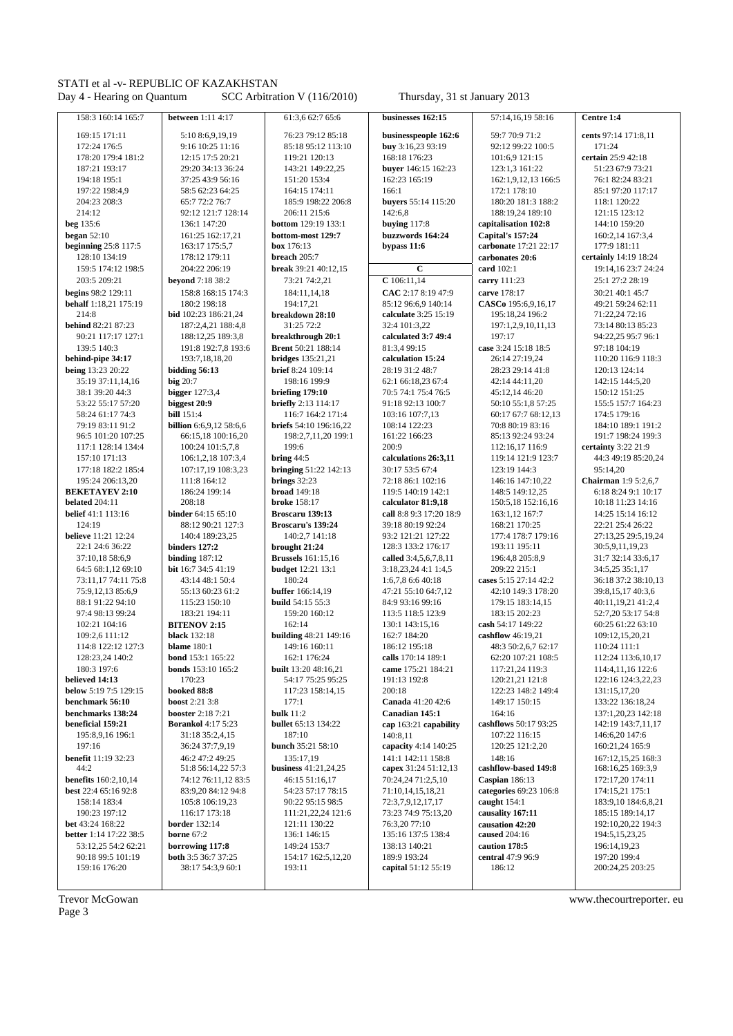158:3 160:14 165:7
169:15 171:11
172:24 176:5
178:20 179:4 181:2
187:21 193:17
194:18 195:1
197:22 198:4,9
204:23 208:3
214:12
**beg** 135:6
**began** 52:10
**beginning** 25:8 117:5
128:10 134:19
159:5 174:12 198:5
203:5 209:21
**begins** 98:2 129:11
**behalf** 1:18,21 175:19
214:8
**behind** 82:21 87:23
90:21 117:17 127:1
139:5 140:3
**behind-pipe** 34:17
**being** 13:23 20:22
35:19 37:11,14,16
38:1 39:20 44:3
53:22 55:17 57:20
58:24 61:17 74:3
79:19 83:11 91:2
96:5 101:20 107:25
117:1 128:14 134:4
157:10 171:13
177:18 182:2 185:4
195:24 206:13,20
**BEKETAYEV** 2:10
**belated** 204:11
**belief** 41:1 113:16
124:19
**believe** 11:21 12:24
22:1 24:6 36:22
37:10,18 58:6,9
64:5 68:1,12 69:10
73:11,17 74:11 75:8
75:9,12,13 85:6,9
88:1 91:22 94:10
97:4 98:13 99:24
102:21 104:16
109:2,6 111:12
114:8 122:12 127:3
128:23,24 140:2
180:3 197:6
**believed** 14:13
**below** 5:19 7:5 129:15
**benchmark** 56:10
**benchmarks** 138:24
**beneficial** 159:21
195:8,9,16 196:1
197:16
**benefit** 11:19 32:23
44:2
**benefits** 160:2,10,14
**best** 22:4 65:16 92:8
158:14 183:4
190:23 197:12
**bet** 43:24 168:22
**better** 1:14 17:22 38:5
53:12,25 54:2 62:21
90:18 99:5 101:19
159:16 176:20

**between** 1:11 4:17
5:10 8:6,9,19,19
9:16 10:25 11:16
12:15 17:5 20:21
29:20 34:13 36:24
37:25 43:9 56:16
58:5 62:23 64:25
65:7 72:2 76:7
92:12 121:7 128:14
136:1 147:20
161:25 162:17,21
163:17 175:5,7
178:12 179:11
204:22 206:19
**beyond** 7:18 38:2
158:8 168:15 174:3
180:2 198:18
**bid** 102:23 186:21,24
187:2,4,21 188:4,8
188:12,25 189:3,8
191:8 192:7,8 193:6
193:7,18,18,20
**bidding** 56:13
**big** 20:7
**bigger** 127:3,4
**biggest** 20:9
**bill** 151:4
**billion** 6:6,9,12 58:6,6
66:15,18 100:16,20
100:24 101:5,7,8
106:1,2,18 107:3,4
107:17,19 108:3,23
111:8 164:12
186:24 199:14
208:18
**binder** 64:15 65:10
88:12 90:21 127:3
140:4 189:23,25
**binders** 127:2
**binding** 187:12
**bit** 16:7 34:5 41:19
43:14 48:1 50:4
55:13 60:23 61:2
115:23 150:10
183:21 194:11
**BITENOV** 2:15
**black** 132:18
**blame** 180:1
**bond** 153:1 165:22
**bonds** 153:10 165:2
170:23
**booked** 88:8
**boost** 2:21 3:8
**booster** 2:18 7:21
**Borankol** 4:17 5:23
31:18 35:2,4,15
36:24 37:7,9,19
46:2 47:2 49:25
51:8 56:14,22 57:3
74:12 76:11,12 83:5
83:9,20 84:12 94:8
105:8 106:19,23
116:17 173:18
**border** 132:14
**borne** 67:2
**borrowing** 117:8
**both** 3:5 36:7 37:25
38:17 54:3,9 60:1

61:3,6 62:7 65:6
76:23 79:12 85:18
85:18 95:12 113:10
119:21 120:13
143:21 149:22,25
151:20 153:4
164:15 174:11
185:9 198:22 206:8
206:11 215:6
**bottom** 129:19 133:1
**bottom-most** 129:7
**box** 176:13
**breach** 205:7
**break** 39:21 40:12,15
73:21 74:2,21
184:11,14,18
194:17,21
**breakdown** 28:10
31:25 72:2
**breakthrough** 20:1
**Brent** 50:21 188:14
**bridges** 135:21,21
**brief** 8:24 109:14
198:16 199:9
**briefing** 179:10
**briefly** 2:13 114:17
116:7 164:2 171:4
**briefs** 54:10 196:16,22
198:2,7,11,20 199:1
199:6
**bring** 44:5
**bringing** 51:22 142:13
**brings** 32:23
**broad** 149:18
**broke** 158:17
**Broscaru** 139:13
**Broscaru's** 139:24
140:2,7 141:18
**brought** 21:24
**Brussels** 161:15,16
**budget** 12:21 13:1
180:24
**buffer** 166:14,19
**build** 54:15 55:3
159:20 160:12
162:14
**building** 48:21 149:16
149:16 160:11
162:1 176:24
**built** 13:20 48:16,21
54:17 75:25 95:25
117:23 158:14,15
177:1
**bulk** 11:2
**bullet** 65:13 134:22
187:10
**bunch** 35:21 58:10
135:17,19
**business** 41:21,24,25
46:15 51:16,17
54:23 57:17 78:15
90:22 95:15 98:5
111:21,22,24 121:6
121:11 130:22
136:1 146:15
149:24 153:7
154:17 162:5,12,20
193:11

**businesses** 162:15
**businesspeople** 162:6
**buy** 3:16,23 93:19
168:18 176:23
**buyer** 146:15 162:23
162:23 165:19
166:1
**buyers** 55:14 115:20
142:6,8
**buying** 117:8
**buzzwords** 164:24
**bypass** 11:6

**C**

**C** 106:11,14
**CAC** 2:17 8:19 47:9
85:12 96:6,9 140:14
**calculate** 3:25 15:19
32:4 101:3,22
**calculated** 3:7 49:4
81:3,4 99:15
**calculation** 15:24
28:19 31:2 48:7
62:1 66:18,23 67:4
70:5 74:1 75:4 76:5
91:18 92:13 100:7
103:16 107:7,13
108:14 122:23
161:22 166:23
200:9
**calculations** 26:3,11
30:17 53:5 67:4
72:18 86:1 102:16
119:5 140:19 142:1
**calculator** 81:9,18
**call** 8:8 9:3 17:20 18:9
39:18 80:19 92:24
93:2 121:21 127:22
128:3 133:2 176:17
193:11 195:11
**called** 3:4,5,6,7,8,11
3:18,23,24 4:1 1:4,5
1:6,7,8 6:6 40:18
47:21 55:10 64:7,12
84:9 93:16 99:16
113:5 118:5 123:9
130:1 143:15,16
162:7 184:20
186:12 195:18
**calls** 170:14 189:1
**came** 175:21 184:21
191:13 192:8
200:18
**Canada** 41:20 42:6
**Canadian** 145:1
**cap** 163:21 **capability**
140:8,11
**capacity** 4:14 140:25
141:1 142:11 158:8
**capex** 31:24 51:12,13
70:24,24 71:2,5,10
71:10,14,15,18,21
72:3,7,9,12,17,17
73:23 74:9 75:13,20
76:3,20 77:10
135:16 137:5 138:4
138:13 140:21
189:9 193:24
**capital** 51:12 55:19

57:14,16,19 58:16
59:7 70:9 71:2
92:12 99:22 100:5
101:6,9 121:15
123:1,3 161:22
162:1,9,12,13 166:5
172:1 178:10
180:20 181:3 188:2
188:19,24 189:10
**capitalisation** 102:8
**Capital's** 157:24
**carbonate** 17:21 22:17
**carbonates** 20:6
**card** 102:1
**carry** 111:23
**carve** 178:17
**CASCo** 195:6,9,16,17
195:18,24 196:2
197:1,2,9,10,11,13
197:17
**case** 3:24 15:18 18:5
26:14 27:19,24
28:23 29:14 41:8
42:14 44:11,20
45:12,14 46:20
50:10 55:1,8 57:25
60:17 67:7 68:12,13
70:8 80:19 83:16
85:13 92:24 93:24
112:16,17 116:9
119:14 121:9 123:7
123:19 144:3
146:16 147:10,22
148:5 149:12,25
150:5,18 152:16,16
163:1,12 167:7
168:21 170:25
177:4 178:7 179:16
193:11 195:11
196:4,8 205:8,9
209:22 215:1
**cases** 5:15 27:14 42:2
42:10 149:3 178:20
179:15 183:14,15
183:15 202:23
**cash** 54:17 149:22
**cashflow** 46:19,21
48:3 50:2,6,7 62:17
62:20 107:21 108:5
117:21,24 119:3
120:21,21 121:8
122:23 148:2 149:4
149:17 150:15
164:16
**cashflows** 50:17 93:25
107:22 116:15
120:25 121:2,20
148:16
**cashflow-based** 149:8
**Caspian** 186:13
**categories** 69:23 106:8
**caught** 154:1
**causality** 167:11
**causation** 42:20
**caused** 204:16
**caution** 178:5
**central** 47:9 96:9
186:12

**Centre** 1:4
**cents** 97:14 171:8,11
171:24
**certain** 25:9 42:18
51:23 67:9 73:21
76:1 82:24 83:21
85:1 97:20 117:17
118:1 120:22
121:15 123:12
144:10 159:20
160:2,14 167:3,4
177:9 181:11
**certainly** 14:19 18:24
19:14,16 23:7 24:24
25:1 27:2 28:19
30:21 40:1 45:7
49:21 59:24 62:11
71:22,24 72:16
73:14 80:13 85:23
94:22,25 95:7 96:1
97:18 104:19
110:20 116:9 118:3
120:13 124:14
142:15 144:5,20
150:12 151:25
155:5 157:7 164:23
174:5 179:16
184:10 189:1 191:2
191:7 198:24 199:3
**certainty** 3:22 21:9
44:3 49:19 85:20,24
95:14,20
**Chairman** 1:9 5:2,6,7
6:18 8:24 9:1 10:17
10:18 11:23 14:16
14:25 15:14 16:12
22:21 25:4 26:22
27:13,25 29:5,19,24
30:5,9,11,19,23
31:7 32:14 33:6,17
34:5,25 35:1,17
36:18 37:2 38:10,13
39:8,15,17 40:3,6
40:11,19,21 41:2,4
52:7,20 53:17 54:8
60:25 61:22 63:10
109:12,15,20,21
110:24 111:1
112:24 113:6,10,17
114:4,11,16 122:6
122:16 124:3,22,23
131:15,17,20
133:22 136:18,24
137:1,20,23 142:18
142:19 143:7,11,17
146:6,20 147:6
160:21,24 165:9
167:12,15,25 168:3
168:16,25 169:3,9
172:17,20 174:11
174:15,21 175:1
183:9,10 184:6,8,21
185:15 189:14,17
190:23 197:15
192:10,20,22 194:3
194:5,15,23,25
196:14,19,23
197:20 199:4
200:24,25 203:25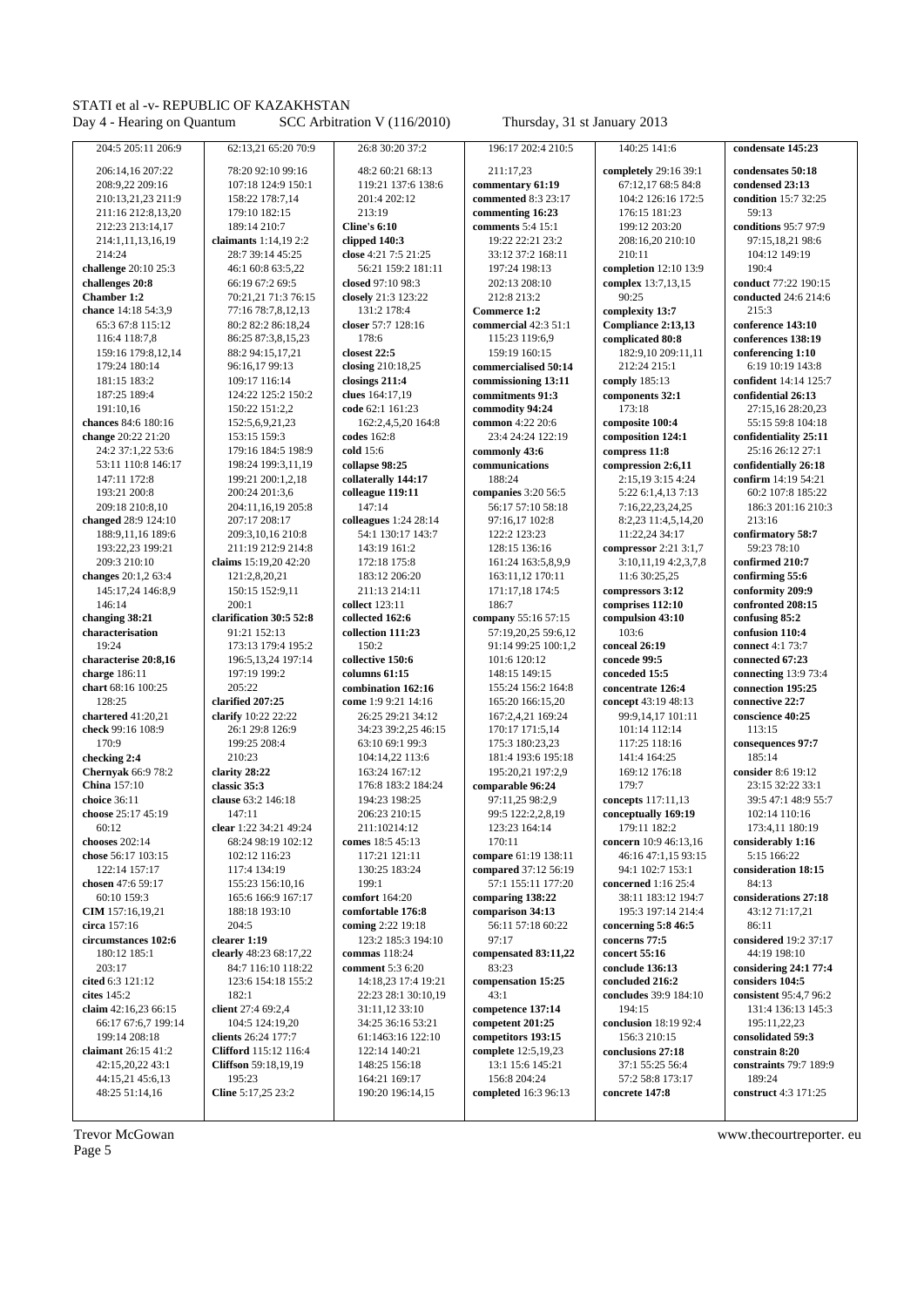204:5 205:11 206:9
206:14,16 207:22
208:9,22 209:16
210:13,21,23 211:9
211:16 212:8,13,20
212:23 213:14,17
214:1,11,13,16,19
214:24
**challenge** 20:10 25:3
**challenges 20:8**
**Chamber 1:2**
**chance** 14:18 54:3,9
65:3 67:8 115:12
116:4 118:7,8
159:16 179:8,12,14
179:24 180:14
181:15 183:2
187:25 189:4
191:10,16
**chances** 84:6 180:16
**change** 20:22 21:20
24:2 37:1,22 53:6
53:11 110:8 146:17
147:11 172:8
193:21 200:8
209:18 210:8,10
**changed** 28:9 124:10
188:9,11,16 189:6
193:22,23 199:21
209:3 210:10
**changes** 20:1,2 63:4
145:17,24 146:8,9
146:14
**changing 38:21**
**characterisation**
19:24
**characterise 20:8,16**
**charge** 186:11
**chart** 68:16 100:25
128:25
**chartered** 41:20,21
**check** 99:16 108:9
170:9
**checking 2:4**
**Chernyak** 66:9 78:2
**China** 157:10
**choice** 36:11
**choose** 25:17 45:19
60:12
**chooses** 202:14
**chose** 56:17 103:15
122:14 157:17
**chosen** 47:6 59:17
60:10 159:3
**CIM** 157:16,19,21
**circa** 157:16
**circumstances 102:6**
180:12 185:1
203:17
**cited** 6:3 121:12
**cites** 145:2
**claim** 42:16,23 66:15
66:17 67:6,7 199:14
199:14 208:18
**claimant** 26:15 41:2
42:15,20,22 43:1
44:15,21 45:6,13
48:25 51:14,16

62:13,21 65:20 70:9
78:20 92:10 99:16
107:18 124:9 150:1
158:22 178:7,14
179:10 182:15
189:14 210:7
**claimants** 1:14,19 2:2
28:7 39:14 45:25
46:1 60:8 63:5,22
66:19 67:2 69:5
70:21,21 71:3 76:15
77:16 78:7,8,12,13
80:2 82:2 86:18,24
86:25 87:3,8,15,23
88:2 94:15,17,21
96:16,17 99:13
109:17 116:14
124:22 125:2 150:2
150:22 151:2,2
152:5,6,9,21,23
153:15 159:3
179:16 184:5 198:9
198:24 199:3,11,19
199:21 200:1,2,18
200:24 201:3,6
204:11,16,19 205:8
207:17 208:17
209:3,10,16 210:8
211:19 212:9 214:8
**claims** 15:19,20 42:20
121:2,8,20,21
150:15 152:9,11
200:1
**clarification 30:5 52:8**
91:21 152:13
173:13 179:4 195:2
196:5,13,24 197:14
197:19 199:2
205:22
**clarified 207:25**
**clarify** 10:22 22:22
26:1 29:8 126:9
199:25 208:4
210:23
**clarity 28:22**
**classic 35:3**
**clause** 63:2 146:18
147:11
**clear** 1:22 34:21 49:24
68:24 98:19 102:12
102:12 116:23
117:4 134:19
155:23 156:10,16
165:6 166:9 167:17
188:18 193:10
204:5
**clearer 1:19**
**clearly** 48:23 68:17,22
84:7 116:10 118:22
123:6 154:18 155:2
182:1
**client** 27:4 69:2,4
104:5 124:19,20
**clients** 26:24 177:7
**Clifford** 115:12 116:4
**Cliffson** 59:18,19,19
195:23
**Cline** 5:17,25 23:2

26:8 30:20 37:2
48:2 60:21 68:13
119:21 137:6 138:6
201:4 202:12
213:19
**Cline's 6:10**
**clipped 140:3**
**close** 4:21 7:5 21:25
56:21 159:2 181:11
**closed** 97:10 98:3
131:2 178:4
**closely** 21:3 123:22
**closer** 57:7 128:16
178:6
**closest 22:5**
**closing** 210:18,25
**closings 211:4**
**clues** 164:17,19
**code** 62:1 161:23
162:2,4,5,20 164:8
**codes** 162:8
**cold** 15:6
**collapse 98:25**
**collaterally 144:17**
**colleague 119:11**
147:14
**colleagues** 1:24 28:14
54:1 130:17 143:7
143:19 161:2
172:18 175:8
183:12 206:20
211:13 214:11
**collect** 123:11
**collected 162:6**
**collection 111:23**
150:2
**collective 150:6**
**columns 61:15**
**combination 162:16**
**come** 1:9 9:21 14:16
26:25 29:21 34:12
34:23 39:2,25 46:15
63:10 69:1 99:3
104:14,22 113:6
163:24 167:12
176:8 183:2 184:24
194:23 198:25
206:23 210:25
211:10214:12
**comes** 18:5 45:13
117:21 121:11
130:25 183:24
199:1
**comfort** 164:20
**comfortable 176:8**
**coming** 2:22 19:18
123:2 185:3 194:10
**commas** 118:24
**comment** 5:3 6:20
14:18,23 17:4 19:21
22:23 28:1 30:10,19
31:11,12 33:10
34:25 36:16 53:21
61:1463:16 122:10
122:14 140:21
148:25 156:18
164:21 169:17
190:20 196:14,15

196:17 202:4 210:5
211:17,23
**commentary 61:19**
**commented** 8:3 23:17
**commenting 16:23**
**comments** 5:4 15:1
19:22 22:21 23:2
33:12 37:2 168:11
197:24 198:13
202:13 208:10
212:8 213:2
**Commerce 1:2**
**commercial** 42:3 51:1
115:23 119:6,9
159:19 160:15
**commercialised 50:14**
**commissioning 13:11**
**commitments 91:3**
**commodity 94:24**
**common** 4:22 20:6
23:4 24:24 122:19
**commonly 43:6**
**communications**
188:24
**companies** 3:20 56:5
56:17 57:10 58:18
97:16,17 102:8
122:2 123:23
128:15 136:16
161:24 163:5,8,9,9
163:11,12 170:11
171:17,18 174:5
186:7
**company** 55:16 57:15
57:19,20,25 59:6,12
91:14 99:25 100:1,2
101:6 120:12
148:15 149:15
155:24 156:2 164:8
165:20 166:15,20
167:2,4,21 169:24
170:17 171:5,14
175:3 180:23,23
181:4 193:6 195:18
195:20,21 197:2,9
**comparable 96:24**
97:11,25 98:2,9
99:5 122:2,2,8,19
123:23 164:14
170:11
**compare** 61:19 138:11
**compared** 37:12 56:19
57:1 155:11 177:20
**comparing 138:22**
**comparison 34:13**
56:11 57:18 60:22
97:17
**compensated 83:11,22**
83:23
**compensation 15:25**
43:1
**competence 137:14**
**competent 201:25**
**competitors 193:15**
**complete** 12:5,19,23
13:1 15:6 145:21
156:8 204:24
**completed** 16:3 96:13

140:25 141:6
**completely** 29:16 39:1
67:12,17 68:5 84:8
104:2 126:16 172:5
176:15 181:23
199:12 203:20
208:16,20 210:10
210:11
**completion** 12:10 13:9
**complex** 13:7,13,15
90:25
**complexity 13:7**
**Compliance 2:13,13**
**complicated 80:8**
182:9,10 209:11,11
212:24 215:1
**comply** 185:13
**components 32:1**
173:18
**composite 100:4**
**composition 124:1**
**compress 11:8**
**compression 2:6,11**
2:15,19 3:15 4:24
5:22 6:1,4,13 7:13
7:16,22,23,24,25
8:2,23 11:4,5,14,20
11:22,24 34:17
**compressor** 2:21 3:1,7
3:10,11,19 4:2,3,7,8
11:6 30:25,25
**compressors 3:12**
**comprises 112:10**
**compulsion 43:10**
103:6
**conceal 26:19**
**concede 99:5**
**conceded 15:5**
**concentrate 126:4**
**concept** 43:19 48:13
99:9,14,17 101:11
101:14 112:14
117:25 118:16
141:4 164:25
169:12 176:18
179:7
**concepts** 117:11,13
**conceptually 169:19**
179:11 182:2
**concern** 10:9 46:13,16
46:16 47:1,15 93:15
94:1 102:7 153:1
**concerned** 1:16 25:4
38:11 183:12 194:7
195:3 197:14 214:4
**concerning 5:8 46:5**
**concerns 77:5**
**concert 55:16**
**conclude 136:13**
**concluded 216:2**
**concludes** 39:9 184:10
194:15
**conclusion** 18:19 92:4
156:3 210:15
**conclusions 27:18**
37:1 55:25 56:4
57:2 58:8 173:17
**concrete 147:8**

**condensate 145:23**
**condensates 50:18**
**condensed 23:13**
**condition** 15:7 32:25
59:13
**conditions** 95:7 97:9
97:15,18,21 98:6
104:12 149:19
190:4
**conduct** 77:22 190:15
**conducted** 24:6 214:6
215:3
**conference 143:10**
**conferences 138:19**
**conferencing 1:10**
6:19 10:19 143:8
**confident** 14:14 125:7
**confidential 26:13**
27:15,16 28:20,23
55:15 59:8 104:18
**confidentiality 25:11**
25:16 26:12 27:1
**confidentially 26:18**
**confirm** 14:19 54:21
60:2 107:8 185:22
186:3 201:16 210:3
213:16
**confirmatory 58:7**
59:23 78:10
**confirmed 210:7**
**confirming 55:6**
**conformity 209:9**
**confronted 208:15**
**confusing 85:2**
**confusion 110:4**
**connect** 4:1 73:7
**connected 67:23**
**connecting** 13:9 73:4
**connection 195:25**
**connective 22:7**
**conscience 40:25**
113:15
**consequences 97:7**
185:14
**consider** 8:6 19:12
23:15 32:22 33:1
39:5 47:1 48:9 55:7
102:14 110:16
173:4,11 180:19
**considerably 1:16**
5:15 166:22
**consideration 18:15**
84:13
**considerations 27:18**
43:12 71:17,21
86:11
**considered** 19:2 37:17
44:19 198:10
**considering 24:1 77:4**
**considers 104:5**
**consistent** 95:4,7 96:2
131:4 136:13 145:3
195:11,22,23
**consolidated 59:3**
**constrain 8:20**
**constraints** 79:7 189:9
189:24
**construct** 4:3 171:25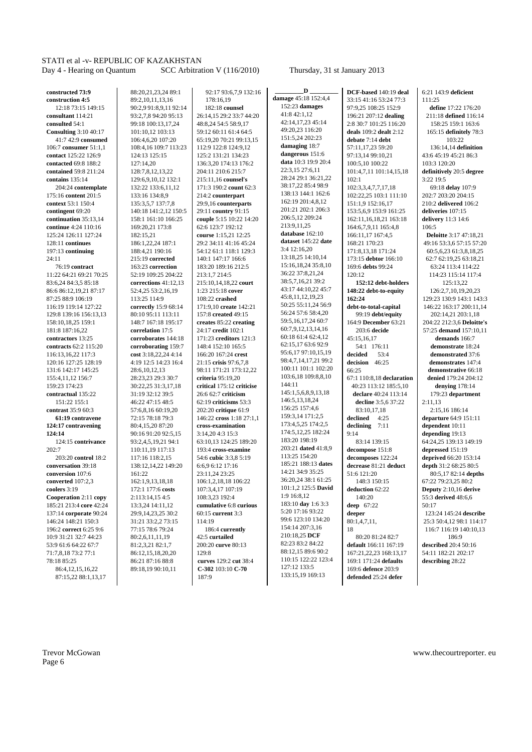**constructed** 73:9
**construction** 4:5
12:18 73:15 149:15
**consultant** 114:21
**consulted** 54:1
**Consulting** 3:10 40:17
41:7 42:9 **consumed**
106:7 **consumer** 51:1,1
**contact** 125:22 126:9
**contacted** 69:8 188:2
**contained** 59:8 211:24
**contains** 135:14
204:24 **contemplate**
175:16 **content** 201:5
**context** 53:1 150:4
**contingent** 69:20
**continuation** 35:13,14
**continue** 4:24 110:16
125:24 126:11 127:24
128:11 **continues**
197:13 **continuing**
24:11
76:19 **contract**
11:22 64:21 69:21 70:25
83:6,24 84:3,5 85:18
86:6 86:12,19,21 87:17
87:25 88:9 106:19
116:19 119:14 127:22
129:8 139:16 156:13,13
158:10,18,25 159:1
181:8 187:16,22
**contractors** 13:25
**contracts** 62:2 115:20
116:13,16,22 117:3
120:16 127:25 128:19
131:6 142:17 145:25
155:4,11,12 156:7
159:23 174:23
**contractual** 135:22
151:22 155:1
**contrast** 35:9 60:3
**61:19 contravene**
**124:17 contravening**
**124:14**
124:15 **contrivance**
202:7
203:20 **control** 18:2
**conversation** 39:18
**conversion** 107:6
**converted** 107:2,3
**coolers** 3:19
**Cooperation** 2:11 **copy**
185:21 213:4 **core** 42:24
137:14 **corporate** 90:24
146:24 148:21 150:3
196:2 **correct** 6:25 9:6
10:9 31:21 32:7 44:23
53:9 61:6 64:22 67:7
71:7,8,18 73:2 77:1
78:18 85:25
86:4,12,15,16,22
87:15,22 88:1,13,17
88:20,21,23,24 89:1
89:2,10,11,13,16
90:2,9 91:8,9,11 92:14
93:2,7,8 94:20 95:13
99:18 100:13,17,24
101:10,12 103:13
106:4,6,20 107:20
108:4,16 109:7 113:23
124:13 125:15
127:14,20
128:7,8,12,13,22
129:6,9,10,12 132:1
132:22 133:6,11,12
133:16 134:8,9
135:3,5,7 137:7,8
140:18 141:2,12 150:5
158:1 161:10 166:25
169:20,21 173:8
182:15,21
186:1,22,24 187:1
188:4,21 190:16
215:19 **corrected**
163:23 **correction**
52:19 109:25 204:22
**corrections** 41:12,13
52:4,25 53:2,16,19
113:25 114:9
**correctly** 15:9 68:14
80:10 95:11 113:11
148:7 167:18 195:17
**correlation** 17:5
**corroborates** 144:18
**corroborating** 159:7
**cost** 3:18,22,24 4:14
4:19 12:5 14:23 16:4
28:6,10,12,13
28:23,23 29:3 30:7
30:22,25 31:3,17,18
31:19 32:12 39:5
46:22 47:15 48:5
57:6,8,16 60:19,20
72:15 78:18 79:3
80:4,15,20 87:20
90:16 91:20 92:5,15
93:2,4,5,19,21 94:1
110:11,19 117:13
117:16 118:2,15
138:12,14,22 149:20
161:22
162:1,9,13,18,18
172:1 177:6 **costs**
2:113:14,15 4:5
13:3,24 14:11,12
29:9,14,23,25 30:2
31:21 33:2,2 73:15
77:15 78:6 79:24
80:2,6,11,11,19
81:2,3,21 82:1,7
86:12,15,18,20,20
86:21 87:16 88:8
89:18,19 90:10,11
92:17 93:6,7,9 132:16
178:16,19
182:18 **counsel**
26:14,15 29:2 33:7 44:20
48:8,24 54:5 58:9,17
59:12 60:11 61:4 64:5
65:19,20 70:21 99:13,15
112:9 122:8 124:9,12
125:2 131:21 134:23
136:3,20 174:13 176:2
204:11 210:6 215:7
215:11,16 **counsel's**
171:3 190:2 **count** 62:3
214:2 **counterpart**
29:9,16 **counterparts**
29:11 **country** 91:15
**couple** 5:15 10:22 14:20
62:6 123:7 192:12
**course** 1:15,21 12:25
29:2 34:11 41:16 45:24
54:12 61:1 118:1 129:3
140:1 147:17 166:6
183:20 189:16 212:5
213:1,7 214:5
215:10,14,18,22 **court**
1:23 215:18 **cover**
108:22 **crashed**
171:9,10 **create** 142:21
157:8 **created** 49:15
**creates** 85:22 **creating**
24:17 **credit** 102:1
171:23 **creditors** 121:3
148:4 152:10 165:5
166:20 167:24 **crest**
21:15 **crisis** 97:6,7,8
98:11 171:21 173:12,22
**criteria** 95:19,20
**critical** 175:12 **criticise**
26:6 62:7 **criticism**
62:19 **criticisms** 53:3
202:20 **critique** 61:9
146:22 **cross** 1:18 27:1,1
**cross-examination**
3:14,20 4:3 15:3
63:10,13 124:25 189:20
193:4 **cross-examine**
54:6 **cubic** 3:3,8 5:19
6:6,9 6:12 17:16
23:11,24 23:25
106:1,2,18,18 106:22
107:3,4,17 107:19
108:3,23 192:4
**cumulative** 6:8 **curious**
60:15 **current** 3:3
114:19
186:4 **currently**
42:5 **curtailed**
200:20 **curve** 80:13
129:8
**curves** 129:2 **cut** 38:4
**C-302** 103:10 **C-70**
187:9

**D**

**damage** 45:18 152:4,4
152:23 **damages**
41:8 42:1,12
42:14,17,23 45:14
49:20,23 116:20
151:5,24 202:23
**damaging** 18:7
**dangerous** 151:6
**data** 10:3 19:9 20:4
22:3,15 27:6,11
28:24 29:1 36:21,22
38:17,22 85:4 98:9
138:13 144:1 162:6
162:19 201:4,8,12
201:21 202:1 206:3
206:5,12 209:24
213:9,11,25
**database** 162:10
**dataset** 145:22 **date**
3:4 12:16,20
13:18,25 14:10,14
15:16,18,24 35:8,10
36:22 37:8,21,24
38:5,7,16,21 39:2
43:17 44:10,22 45:7
45:8,11,12,19,23
50:25 55:11,24 56:9
56:24 57:6 58:4,20
59:5,16,17,24 60:7
60:7,9,12,13,14,16
60:18 61:4 62:4,12
62:15,17 63:6 92:9
95:6,17 97:10,15,19
98:4,7,14,17,21 99:2
100:11 101:1 102:20
103:6,18 109:8,8,10
144:11
145:1,5,6,8,9,13,18
146:5,13,18,24
156:25 157:4,6
159:3,14 171:2,5
173:4,5,25 174:2,5
174:5,12,25 182:24
183:20 198:19
203:21 **dated** 41:8,9
113:25 154:20
185:21 188:13 **dates**
14:21 34:9 35:25
36:20,24 38:1 61:25
101:1,2 125:5 **David**
1:9 16:8,12
183:10 **day** 1:6 3:3
5:20 17:16 93:22
99:6 123:10 134:20
154:14 207:3,16
210:18,25 **DCF**
82:23 83:2 84:22
88:12,15 89:6 90:2
110:15 122:22 123:4
127:12 133:5
133:15,19 169:13
**DCF-based** 140:19 **deal**
33:15 41:16 53:24 77:3
97:9,25 108:25 152:9
196:21 207:12 **dealing**
2:8 30:7 101:25 116:20
**deals** 109:2 **dealt** 2:12
**debate** 7:14 **debt**
57:11,17,23 59:20
97:13,14 99:10,21
100:5,10 100:22
101:4,7,11 101:14,15,18
102:1
102:3,3,4,7,7,17,18
102:22,25 103:1 111:10
151:1,9 152:16,17
153:5,6,9 153:9 161:25
162:11,16,18,21 163:18
164:6,7,9,11 165:4,8
166:11,17 167:4,5
168:21 170:23
171:8,13,18 171:24
173:15 **debtor** 166:10
169:6 **debts** 99:24
120:12
**152:12 debt-holders**
**148:22 debt-to-equity**
**162:24**
**debt-to-total-capital**
99:19 **debt/equity**
164:9 **December** 63:21
203:6 **decide**
45:15,16,17
54:1 176:11
**decided** 53:4
**decision** 46:25
66:25
67:1 110:8,18 **declaration**
40:23 113:12 185:5,10
**declare** 40:24 113:14
**decline** 3:5,6 37:22
83:10,17,18
**declined** 4:25
**declining** 7:11
9:14
83:14 139:15
**decompose** 151:8
**decomposes** 122:24
**decrease** 81:21 **deduct**
51:6 121:20
148:3 150:15
**deduction** 62:22
140:20
**deep** 67:22
**deeper**
80:1,4,7,11,
18
80:20 81:24 82:7
**default** 166:11 167:19
167:21,22,23 168:13,17
169:1 171:24 **defaults**
169:6 **defence** 203:9
**defended** 25:24 **defer**
6:21 143:9 **deficient**
111:25
**define** 17:22 176:20
211:18 **defined** 116:14
158:25 159:1 163:6
165:15 **definitely** 78:3
103:22
136:14,14 **definition**
43:6 45:19 45:21 86:3
103:3 120:20
**definitively** 20:5 **degree**
3:22 19:5
69:18 **delay** 107:9
202:7 203:20 204:15
210:2 **delivered** 106:2
**deliveries** 107:15
**delivery** 11:3 14:6
106:5
**Deloitte** 3:17 47:18,21
49:16 53:3,6 57:15 57:20
60:5,6,23 61:3,8,18,25
62:7 62:19,25 63:18,21
63:24 113:4 114:22
114:23 115:14 117:4
125:13,22
126:2,7,10,19,20,23
129:23 130:9 143:1 143:3
146:22 163:17 200:11,14
202:14,21 203:1,18
204:22 212:3,6 **Deloitte's**
57:25 **demand** 157:10,11
**demands** 166:7
**demonstrate** 18:24
**demonstrated** 37:6
**demonstrates** 147:4
**demonstrative** 66:18
**denied** 179:24 204:12
**denying** 178:14
179:23 **department**
2:11,13
2:15,16 186:14
**departure** 64:9 151:11
**dependent** 10:11
**depending** 19:13
64:24,25 139:13 149:19
**depressed** 151:19
**deprived** 66:20 153:14
**depth** 31:2 68:25 80:5
80:5,17 82:14 **depths**
67:22 79:23,25 80:2
**Deputy** 2:10,16 **derive**
55:3 **derived** 48:6,6
50:17
123:24 145:24 **describe**
25:3 50:4,12 98:1 114:17
116:7 116:19 140:10,13
186:9
**described** 20:4 50:16
54:11 182:21 202:17
**describing** 28:22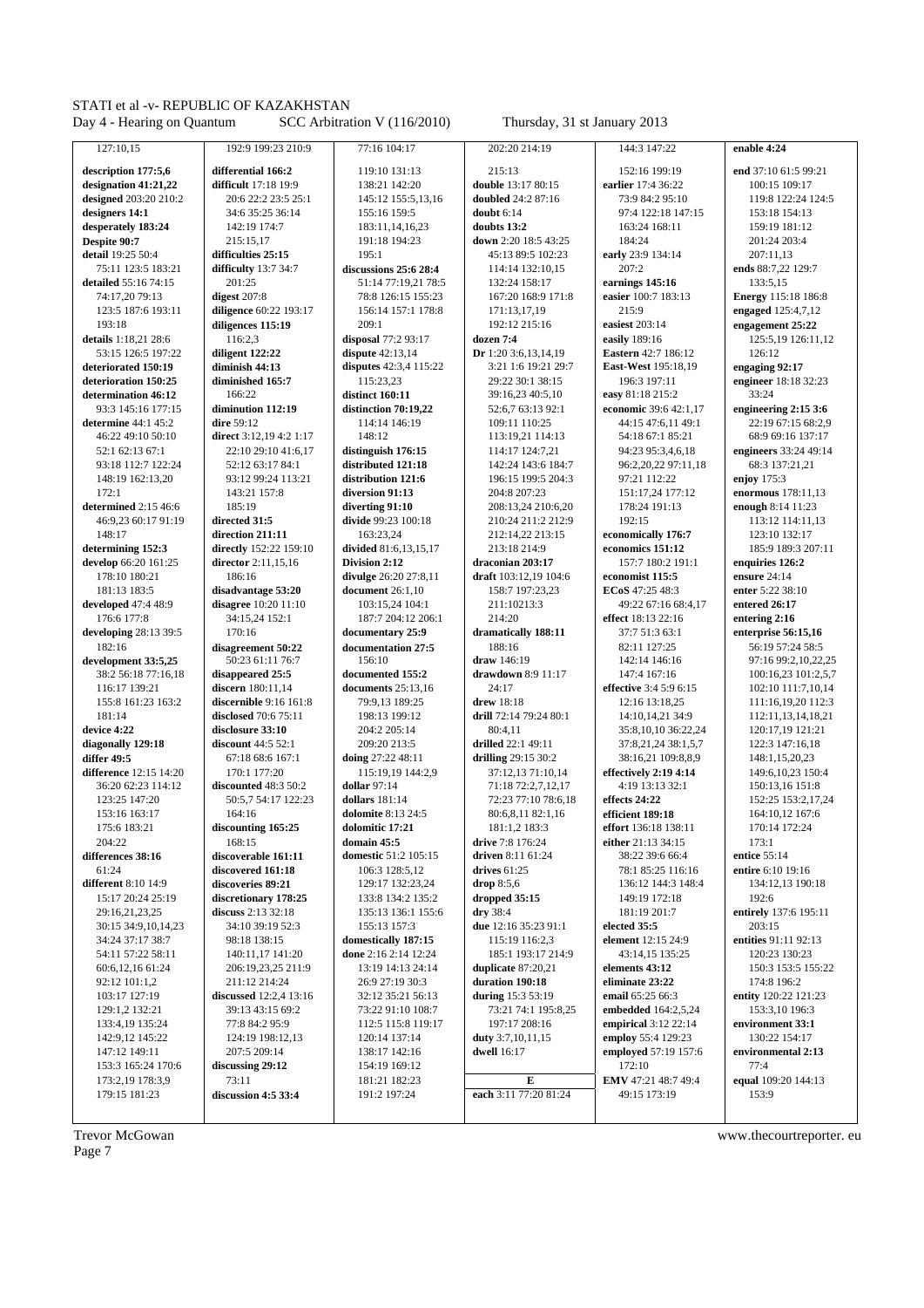127:10,15

**description** 177:5,6
**designation** 41:21,22
**designed** 203:20 210:2
**designers** 14:1
**desperately** 183:24
**Despite** 90:7
**detail** 19:25 50:4
75:11 123:5 183:21
**detailed** 55:16 74:15
74:17,20 79:13
123:5 187:6 193:11
193:18
**details** 1:18,21 28:6
53:15 126:5 197:22
**deteriorated** 150:19
**deterioration** 150:25
**determination** 46:12
93:3 145:16 177:15
**determine** 44:1 45:2
46:22 49:10 50:10
52:1 62:13 67:1
93:18 112:7 122:24
148:19 162:13,20
172:1
**determined** 2:15 46:6
46:9,23 60:17 91:19
148:17
**determining** 152:3
**develop** 66:20 161:25
178:10 180:21
181:13 183:5
**developed** 47:4 48:9
176:6 177:8
**developing** 28:13 39:5
182:16
**development** 33:5,25
38:2 56:18 77:16,18
116:17 139:21
155:8 161:23 163:2
181:14
**device** 4:22
**diagonally** 129:18
**differ** 49:5
**difference** 12:15 14:20
36:20 62:23 114:12
123:25 147:20
153:16 163:17
175:6 183:21
204:22
**differences** 38:16
61:24
**different** 8:10 14:9
15:17 20:24 25:19
29:16,21,23,25
30:15 34:9,10,14,23
34:24 37:17 38:7
54:11 57:22 58:11
60:6,12,16 61:24
92:12 101:1,2
103:17 127:19
129:1,2 132:21
133:4,19 135:24
142:9,12 145:22
147:12 149:11
153:3 165:24 170:6
173:2,19 178:3,9
179:15 181:23

192:9 199:23 210:9

**differential** 166:2
**difficult** 17:18 19:9
20:6 22:2 23:5 25:1
34:6 35:25 36:14
142:19 174:7
215:15,17
**difficulties** 25:15
**difficulty** 13:7 34:7
201:25
**digest** 207:8
**diligence** 60:22 193:17
**diligences** 115:19
116:2,3
**diligent** 122:22
**diminish** 44:13
**diminished** 165:7
166:22
**diminution** 112:19
**dire** 59:12
**direct** 3:12,19 4:2 1:17
22:10 29:10 41:6,17
52:12 63:17 84:1
93:12 99:24 113:21
143:21 157:8
185:19
**directed** 31:5
**direction** 211:11
**directly** 152:22 159:10
**director** 2:11,15,16
186:16
**disadvantage** 53:20
**disagree** 10:20 11:10
34:15,24 152:1
170:16
**disagreement** 50:22
50:23 61:11 76:7
**disappeared** 25:5
**discern** 180:11,14
**discernible** 9:16 161:8
**disclosed** 70:6 75:11
**disclosure** 33:10
**discount** 44:5 52:1
67:18 68:6 167:1
170:1 177:20
**discounted** 48:3 50:2
50:5,7 54:17 122:23
164:16
**discounting** 165:25
168:15
**discoverable** 161:11
**discovered** 161:18
**discoveries** 89:21
**discretionary** 178:25
**discuss** 2:13 32:18
34:10 39:19 52:3
98:18 138:15
140:11,17 141:20
206:19,23,25 211:9
211:12 214:24
**discussed** 12:2,4 13:16
39:13 43:15 69:2
77:8 84:2 95:9
124:19 198:12,13
207:5 209:14
**discussing** 29:12
73:11
**discussion** 4:5 33:4

77:16 104:17

119:10 131:13
138:21 142:20
145:12 155:5,13,16
155:16 159:5
183:11,14,16,23
191:18 194:23
195:1
**discussions** 25:6 28:4
51:14 77:19,21 78:5
78:8 126:15 155:23
156:14 157:1 178:8
209:1
**disposal** 77:2 93:17
**dispute** 42:13,14
**disputes** 42:3,4 115:22
115:23,23
**distinct** 160:11
**distinction** 70:19,22
114:14 146:19
148:12
**distinguish** 176:15
**distributed** 121:18
**distribution** 121:6
**diversion** 91:13
**diverting** 91:10
**divide** 99:23 100:18
163:23,24
**divided** 81:6,13,15,17
**Division** 2:12
**divulge** 26:20 27:8,11
**document** 26:1,10
103:15,24 104:1
187:7 204:12 206:1
**documentary** 25:9
**documentation** 27:5
156:10
**documented** 155:2
**documents** 25:13,16
79:9,13 189:25
198:13 199:12
204:2 205:14
209:20 213:5
**doing** 27:22 48:11
115:19,19 144:2,9
**dollar** 97:14
**dollars** 181:14
**dolomite** 8:13 24:5
**dolomitic** 17:21
**domain** 45:5
**domestic** 51:2 105:15
106:3 128:5,12
129:17 132:23,24
133:8 134:2 135:2
135:13 136:1 155:6
155:13 157:3
**domestically** 187:15
**done** 2:16 2:14 12:24
13:19 14:13 24:14
26:9 27:19 30:3
32:12 35:21 56:13
73:22 91:10 108:7
112:5 115:8 119:17
120:14 137:14
138:17 142:16
154:19 169:12
181:21 182:23
191:2 197:24

202:20 214:19

215:13
**double** 13:17 80:15
**doubled** 24:2 87:16
**doubt** 6:14
**doubts** 13:2
**down** 2:20 18:5 43:25
45:13 89:5 102:23
114:14 132:10,15
132:24 158:17
167:20 168:9 171:8
171:13,17,19
192:12 215:16
**dozen** 7:4
**Dr** 1:20 3:6,13,14,19
3:21 1:6 19:21 29:7
29:22 30:1 38:15
39:16,23 40:5,10
52:6,7 63:13 92:1
109:11 110:25
113:19,21 114:13
114:17 124:7,21
142:24 143:6 184:7
196:15 199:5 204:3
204:8 207:23
208:13,24 210:6,20
210:24 211:2 212:9
212:14,22 213:15
213:18 214:9
**draconian** 203:17
**draft** 103:12,19 104:6
158:7 197:23,23
211:10213:3
214:20
**dramatically** 188:11
188:16
**draw** 146:19
**drawdown** 8:9 11:17
24:17
**drew** 18:18
**drill** 72:14 79:24 80:1
80:4,11
**drilled** 22:1 49:11
**drilling** 29:15 30:2
37:12,13 71:10,14
71:18 72:2,7,12,17
72:23 77:10 78:6,18
80:6,8,11 82:1,16
181:1,2 183:3
**drive** 7:8 176:24
**driven** 8:11 61:24
**drives** 61:25
**drop** 8:5,6
**dropped** 35:15
**dry** 38:4
**due** 12:16 35:23 91:1
115:19 116:2,3
185:1 193:17 214:9
**duplicate** 87:20,21
**duration** 190:18
**during** 15:3 53:19
73:21 74:1 195:8,25
197:17 208:16
**duty** 3:7,10,11,15
**dwell** 16:17

**E**

**each** 3:11 77:20 81:24

144:3 147:22

152:16 199:19
**earlier** 17:4 36:22
73:9 84:2 95:10
97:4 122:18 147:15
163:24 168:11
184:24
**early** 23:9 134:14
207:2
**earnings** 145:16
**easier** 100:7 183:13
215:9
**easiest** 203:14
**easily** 189:16
**Eastern** 42:7 186:12
**East-West** 195:18,19
196:3 197:11
**easy** 81:18 215:2
**economic** 39:6 42:1,17
44:15 47:6,11 49:1
54:18 67:1 85:21
94:23 95:3,4,6,18
96:2,20,22 97:11,18
97:21 112:22
151:17,24 177:12
178:24 191:13
192:15
**economically** 176:7
**economics** 151:12
157:7 180:2 191:1
**economist** 115:5
**ECoS** 47:25 48:3
49:22 67:16 68:4,17
**effect** 18:13 22:16
37:7 51:3 63:1
82:11 127:25
142:14 146:16
147:4 167:16
**effective** 3:4 5:9 6:15
12:16 13:18,25
14:10,14,21 34:9
35:8,10,10 36:22,24
37:8,21,24 38:1,5,7
38:16,21 109:8,8,9
**effectively** 2:19 4:14
4:19 13:13 32:1
**effects** 24:22
**efficient** 189:18
**effort** 136:18 138:11
**either** 21:13 34:15
38:22 39:6 66:4
78:1 85:25 116:16
136:12 144:3 148:4
149:19 172:18
181:19 201:7
**elected** 35:5
**element** 12:15 24:9
43:14,15 135:25
**elements** 43:12
**eliminate** 23:22
**email** 65:25 66:3
**embedded** 164:2,5,24
**empirical** 3:12 22:14
**employ** 55:4 129:23
**employed** 57:19 157:6
172:10
**EMV** 47:21 48:7 49:4
49:15 173:19

**enable** 4:24

**end** 37:10 61:5 99:21
100:15 109:17
119:8 122:24 124:5
153:18 154:13
159:19 181:12
201:24 203:4
207:11,13
**ends** 88:7,22 129:7
133:5,15
**Energy** 115:18 186:8
**engaged** 125:4,7,12
**engagement** 25:22
125:5,19 126:11,12
126:12
**engaging** 92:17
**engineer** 18:18 32:23
33:24
**engineering** 2:15 3:6
22:19 67:15 68:2,9
68:9 69:16 137:17
**engineers** 33:24 49:14
68:3 137:21,21
**enjoy** 175:3
**enormous** 178:11,13
**enough** 8:14 11:23
113:12 114:11,13
123:10 132:17
185:9 189:3 207:11
**enquiries** 126:2
**ensure** 24:14
**enter** 5:22 38:10
**entered** 26:17
**entering** 2:16
**enterprise** 56:15,16
56:19 57:24 58:5
97:16 99:2,10,22,25
100:16,23 101:2,5,7
102:10 111:7,10,14
111:16,19,20 112:3
112:11,13,14,18,21
120:17,19 121:21
122:3 147:16,18
148:1,15,20,23
149:6,10,23 150:4
150:13,16 151:8
152:25 153:2,17,24
164:10,12 167:6
170:14 172:24
173:1
**entice** 55:14
**entire** 6:10 19:16
134:12,13 190:18
192:6
**entirely** 137:6 195:11
203:15
**entities** 91:11 92:13
120:23 130:23
150:3 153:5 155:22
174:8 196:2
**entity** 120:22 121:23
153:3,10 196:3
**environment** 33:1
130:22 154:17
**environmental** 2:13
77:4
**equal** 109:20 144:13
153:9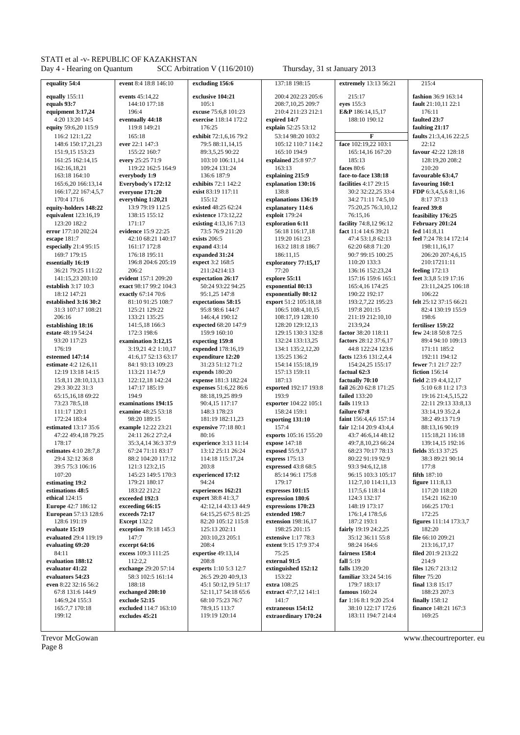**equality 54:4**
**equally** 155:11
**equals 93:7**
**equipment 3:17,24** 4:20 13:20 14:5
**equity** 59:6,20 115:9 116:2 121:1,22 148:6 150:17,21,23 151:9,15 153:23 161:25 162:14,15 162:16,18,21 163:18 164:10 165:6,20 166:13,14 166:17,22 167:4,5,7 170:4 171:6
**equity-holders 148:22**
**equivalent** 123:16,19 123:20 182:2
**error** 177:10 202:24
**escape** 181:7
**especially** 21:4 95:15 169:7 179:15
**essentially 16:19** 36:21 79:25 111:22 141:15,23 203:10
**establish** 3:17 10:3 18:12 147:21
**established 3:16** 30:2 31:3 107:17 108:21 206:16
**establishing 18:16**
**estate** 48:19 54:24 93:20 117:23 176:19
**esteemed 147:14**
**estimate** 4:2 12:6,11 12:19 13:18 14:15 15:8,11 28:10,13,13 29:3 30:22 31:3 65:15,16,18 69:22 73:23 78:5,18 111:17 120:1 172:24 183:4
**estimated** 13:17 35:6 47:22 49:4,18 79:25 178:17
**estimates** 4:10 28:7,8 29:4 32:12 36:8 39:5 75:3 106:16 107:20
**estimating 19:2**
**estimations 48:5**
**ethical** 124:15
**Europe** 42:7 186:12
**European** 57:13 128:6 128:6 191:19
**evaluate 15:19**
**evaluated** 29:4 119:19
**evaluating 69:20** 84:11
**evaluation 188:12**
**evaluator 41:22**
**evaluators 54:23**
**even** 8:22 32:16 56:2 67:8 131:6 144:9 146:9,24 155:3 165:7,7 170:18 199:12
**event** 8:4 18:8 146:10
**events** 45:14,22 144:10 177:18 196:4
**eventually 44:18** 119:8 149:21 165:18
**ever** 22:1 147:3 155:22 160:7
**every** 25:25 71:9 119:22 162:5 164:9
**everybody 1:9**
**Everybody's 172:12**
**everyone 171:20**
**everything 1:20,21** 13:9 79:19 112:5 138:15 155:12 171:17
**evidence** 15:9 22:25 42:10 68:21 140:17 161:17 172:8 176:18 195:11 196:8 204:6 205:19 206:2
**evident** 157:1 209:20
**exact** 98:17 99:2 104:3
**exactly** 67:14 70:6 81:10 91:25 108:7 125:21 129:22 133:21 135:25 141:5,18 166:3 172:3 198:6
**examination 3:12,15** 3:19,21 4:2 1:10,17 41:6,17 52:13 63:17 84:1 93:13 109:23 113:21 114:7,9 122:12,18 142:24 147:17 185:19 194:9
**examinations 194:15**
**examine** 48:25 53:18 98:20 189:15
**example** 12:22 23:21 24:11 26:2 27:2,4 35:3,4,14 36:3 37:9 67:24 71:11 83:17 88:2 104:20 117:12 121:3 123:2,15 145:23 149:5 170:3 179:21 180:17 183:22 212:2
**exceeded 192:3**
**exceeding 66:15**
**exceeds 72:17**
**Except** 132:2
**exception** 79:18 145:3 147:7
**excerpt 64:16**
**excess** 109:3 111:25 112:2,2
**exchange** 29:20 57:14 58:3 102:5 161:14 188:18
**exchanged 208:10**
**exclude 52:15**
**excluded** 114:7 163:10
**excludes 45:21**
**excluding 156:6**
**exclusive 104:21** 105:1
**excuse** 75:6,8 101:23
**exercise** 118:14 172:2 176:25
**exhibit** 72:1,6,16 79:2 79:5 88:11,14,15 89:3,5,25 90:22 103:10 106:11,14 109:24 131:24 136:6 187:9
**exhibits** 72:1 142:2
**exist** 83:19 117:11 155:12
**existed** 48:25 62:24
**existence** 173:12,22
**existing** 4:13,16 7:13 73:5 76:9 211:20
**exists** 206:5
**expand** 43:14
**expanded 31:24**
**expect** 3:2 168:5 211:24214:13
**expectation 26:17** 50:24 93:22 94:25 95:1,25 147:8
**expectations 58:15** 95:8 98:6 144:7 146:4,4 190:12
**expected** 68:20 147:9 159:9 160:10
**expecting 159:8**
**expended** 178:16,19
**expenditure 12:20** 31:23 51:12 71:2
**expends** 180:20
**expense** 181:3 182:24
**expenses** 51:6,22 86:6 88:18,19,25 89:9 90:4,15 117:17 148:3 178:23 181:19 182:11,23
**expensive** 77:18 80:1 80:16
**experience** 3:13 11:14 13:12 25:11 26:24 114:18 115:17,24 125:13 202:11 203:10,23 205:1 208:4
**expertise** 49:13,14 208:8
**experienced 17:12** 94:24
**experiences 162:21**
**expert** 38:8 41:3,7 42:12,14 43:13 44:9 64:15,25 67:5 81:25 82:20 105:12 115:8 125:13 202:11 203:10,23 205:1 208:4
**experts** 1:10 5:3 12:7 26:5 29:20 40:9,13 45:1 50:12,19 51:17 52:11,17 54:18 65:6 68:10 75:23 76:7 78:9,15 113:7 119:19 120:14
137:18 198:15 200:4 202:23 205:6 208:7,10,25 209:7 210:4 211:23 212:1
**expired 14:7**
**explain** 52:25 53:12 53:14 98:20 103:2 105:12 110:7 114:2 165:10 194:9
**explained** 25:8 97:7 163:13
**explaining 215:9**
**explanation 130:16** 138:8
**explanations 136:19**
**explanatory 114:6**
**exploit** 179:24
**exploration 6:11** 56:18 116:17,18 119:20 161:23 163:2 181:8 186:7 186:11,15
**exploratory 77:15,17** 77:20
**explore 55:11**
**exponential 80:13**
**exponentially 80:12**
**export** 51:2 105:18,18 106:5 108:4,10,15 108:17,19 128:10 128:20 129:12,13 129:15 130:3 132:8 132:24 133:13,25 134:1 135:2,12,20 135:25 136:2 154:14 155:18,19 157:13 159:11 187:13
**exported** 192:17 193:8 193:9
**exporter** 104:22 105:1 158:24 159:1
**exporting 131:10** 157:4
**exports** 105:16 155:20
**expose** 147:18
**exposed** 55:9,17
**express** 175:13
**expressed** 43:8 68:5 85:14 96:1 175:8 179:17
**expresses 101:15**
**expression 180:6**
**expressions 170:23**
**extended 198:7**
**extension** 198:16,17 198:25 201:15
**extensive** 1:17 78:3
**extent** 9:15 17:9 37:4 75:25
**external 91:5**
**extinguished 152:12** 153:22
**extra** 108:25
**extract** 47:7,12 141:1 141:7
**extraneous 154:12**
**extraordinary 170:24**
**extremely** 13:13 56:21 215:17
**eyes** 155:3
**E&P** 186:14,15,17 188:10 190:12

**F**

**face** 102:19,22 103:1 165:14,16 167:20 185:13
**faces** 80:6
**face-to-face 138:18**
**facilities** 4:17 29:15 30:2 32:22,25 33:4 34:2 71:11 74:5,10 75:20,25 76:3,10,12 76:15,16
**facility** 74:8,12 96:12
**fact** 11:4 14:6 39:21 47:4 53:1,8 62:13 62:20 68:8 71:20 90:7 99:15 100:25 110:20 133:3 136:16 152:23,24 157:16 159:6 165:1 165:4,16 174:25 190:22 192:17 193:2,7,22 195:23 197:8 201:15 211:19 212:10,10 213:9,24
**factor** 38:20 118:11
**factors** 28:12 37:6,17 44:8 122:24 123:6
**facts** 123:6 131:2,4,4 154:24,25 155:17
**factual 62:3**
**factually 70:10**
**fail** 26:20 62:8 171:25
**failed** 133:20
**fails** 119:13
**failure 67:8**
**faint** 156:4,4,6 157:14
**fair** 12:14 20:9 43:4,4 43:7 46:6,14 48:12 49:7,8,10,23 66:24 68:23 70:17 78:13 80:22 91:19 92:9 93:3 94:6,12,18 96:15 103:3 105:17 112:7,10 114:11,13 117:5,6 118:14 124:3 132:17 148:19 173:17 176:1,4 178:5,6 187:2 193:1
**fairly** 19:19 24:2,25 35:12 36:11 55:8 98:24 164:6
**fairness 158:4**
**fall** 5:19
**falls** 139:20
**familiar** 33:24 54:16 179:7 183:17
**famous** 160:24
**far** 1:16 8:1 9:20 25:4 38:10 122:17 172:6 183:11 194:7 214:4
215:4
**fashion** 36:9 163:14
**fault** 21:10,11 22:1 176:11
**faulted 23:7**
**faulting 21:17**
**faults** 21:3,4,16 22:2,5 22:12
**favour** 42:22 128:18 128:19,20 208:2 210:20
**favourable 63:4,7**
**favouring 160:1**
**FDP** 6:3,4,5,6 8:1,16 8:17 37:13
**feared 39:8**
**feasibility 176:25**
**February 201:24**
**fed** 141:8,11
**feel** 7:24 78:14 172:14 198:11,16,17 206:20 207:4,6,15 210:17211:11
**feeling** 172:13
**feet** 3:3,8 5:19 17:16 23:11,24,25 106:18 106:22
**felt** 25:12 37:15 66:21 82:4 130:19 155:9 198:6
**fertiliser 159:22**
**few** 24:18 50:8 72:5 89:4 94:10 109:13 171:11 185:2 192:11 194:12
**fewer** 7:1 21:7 22:7
**fiction** 156:14
**field** 2:19 4:4,12,17 5:10 6:8 11:2 17:3 19:16 21:4,5,15,22 22:11 29:13 33:8,13 33:14,19 35:2,4 38:2 49:13 71:9 88:13,16 90:19 115:18,21 116:18 139:14,15 192:16
**fields** 35:13 37:25 38:3 89:21 90:14 177:8
**fifth** 187:10
**figure** 111:8,13 117:20 118:20 154:21 162:10 166:25 170:1 172:25
**figures** 111:14 173:3,7 182:20
**file** 66:10 209:21 213:16,17,17
**filed** 201:9 213:22 214:9
**files** 126:7 213:12
**filter** 75:20
**final** 13:8 15:17 188:23 207:3
**finally** 158:12
**finance** 148:21 167:3 169:25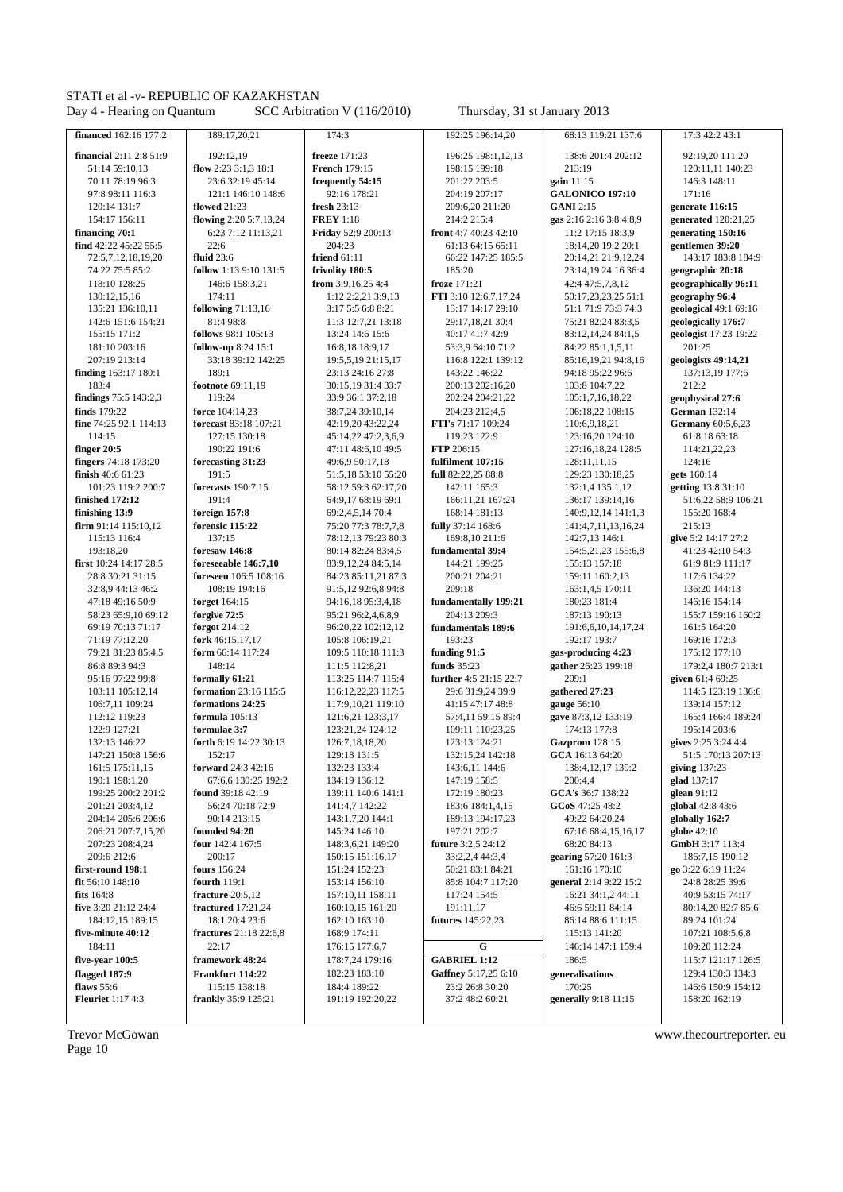**financed** 162:16 177:2 189:17,20,21 174:3 192:25 196:14,20 68:13 119:21 137:6 17:3 42:2 43:1

**financial** 2:11 2:8 51:9 51:14 59:10,13 70:11 78:19 96:3 97:8 98:11 116:3 120:14 131:7 154:17 156:11
**financing 70:1**
**find** 42:22 45:22 55:5 72:5,7,12,18,19,20 74:22 75:5 85:2 118:10 128:25 130:12,15,16 135:21 136:10,11 142:6 151:6 154:21 155:15 171:2 181:10 203:16 207:19 213:14
**finding** 163:17 180:1 183:4
**findings** 75:5 143:2,3
**finds** 179:22
**fine** 74:25 92:1 114:13 114:15
**finger 20:5**
**fingers** 74:18 173:20
**finish** 40:6 61:23 101:23 119:2 200:7
**finished 172:12**
**finishing 13:9**
**firm** 91:14 115:10,12 115:13 116:4 193:18,20
**first** 10:24 14:17 28:5 28:8 30:21 31:15 32:8,9 44:13 46:2 47:18 49:16 50:9 58:23 65:9,10 69:12 69:19 70:13 71:17 71:19 77:12,20 79:21 81:23 85:4,5 86:8 89:3 94:3 95:16 97:22 99:8 103:11 105:12,14 106:7,11 109:24 112:12 119:23 122:9 127:21 132:13 146:22 147:21 150:8 156:6 161:5 175:11,15 190:1 198:1,20 199:25 200:2 201:2 201:21 203:4,12 204:14 205:6 206:6 206:21 207:7,15,20 207:23 208:4,24 209:6 212:6
**first-round 198:1**
**fit** 56:10 148:10
**fits** 164:8
**five** 3:20 21:12 24:4 184:12,15 189:15
**five-minute 40:12** 184:11
**five-year 100:5**
**flagged 187:9**
**flaws** 55:6
**Fleuriet** 1:17 4:3

**flow** 2:23 3:1,3 18:1 23:6 32:19 45:14 121:1 146:10 148:6
**flowed** 21:23
**flowing** 2:20 5:7,13,24 6:23 7:12 11:13,21 22:6
**fluid** 23:6
**follow** 1:13 9:10 131:5 146:6 158:3,21 174:11
**following** 71:13,16 81:4 98:8
**follows** 98:1 105:13
**follow-up** 8:24 15:1 33:18 39:12 142:25 189:1
**footnote** 69:11,19 119:24
**force** 104:14,23
**forecast** 83:18 107:21 127:15 130:18 190:22 191:6
**forecasting 31:23** 191:5
**forecasts** 190:7,15 191:4
**foreign 157:8**
**forensic 115:22** 137:15
**foresaw 146:8**
**foreseeable 146:7,10**
**foreseen** 106:5 108:16 108:19 194:16
**forget** 164:15
**forgive 72:5**
**forgot** 214:12
**fork** 46:15,17,17
**form** 66:14 117:24 148:14
**formally 61:21**
**formation** 23:16 115:5
**formations 24:25**
**formula** 105:13
**formulae 3:7**
**forth** 6:19 14:22 30:13 152:17
**forward** 24:3 42:16 67:6,6 130:25 192:2
**found** 39:18 42:19 56:24 70:18 72:9 90:14 213:15
**founded 94:20**
**four** 142:4 167:5 200:17
**fours** 156:24
**fourth** 119:1
**fracture** 20:5,12
**fractured** 17:21,24 18:1 20:4 23:6
**fractures** 21:18 22:6,8 22:17
**framework 48:24**
**Frankfurt 114:22** 115:15 138:18
**frankly** 35:9 125:21

**freeze** 171:23
**French** 179:15
**frequently 54:15** 92:16 178:21
**fresh** 23:13
**FREY** 1:18
**Friday** 52:9 200:13 204:23
**friend** 61:11
**frivolity 180:5**
**from** 3:9,16,25 4:4 1:12 2:2,21 3:9,13 3:17 5:5 6:8 8:21 11:3 12:7,21 13:18 13:24 14:6 15:6 16:8,18 18:9,17 19:5,5,19 21:15,17 23:13 24:16 27:8 30:15,19 31:4 33:7 33:9 36:1 37:2,18 38:7,24 39:10,14 42:19,20 43:22,24 45:14,22 47:2,3,6,9 47:11 48:6,10 49:5 49:6,9 50:17,18 51:5,18 53:10 55:20 58:12 59:3 62:17,20 64:9,17 68:19 69:1 69:2,4,5,14 70:4 75:20 77:3 78:7,7,8 78:12,13 79:23 80:3 80:14 82:24 83:4,5 83:9,12,24 84:5,14 84:23 85:11,21 87:3 91:5,12 92:6,8 94:8 94:16,18 95:3,4,18 95:21 96:2,4,6,8,9 96:20,22 102:12,12 105:8 106:19,21 109:5 110:18 111:3 111:5 112:8,21 113:25 114:7 115:4 116:12,22,23 117:5 117:9,10,21 119:10 121:6,21 123:3,17 123:21,24 124:12 126:7,18,20 129:18 131:5 132:23 133:4 134:19 136:12 139:11 140:6 141:1 141:4,7 142:22 143:1,7,20 144:1 145:24 146:10 148:3,6,21 149:20 150:15 151:16,17 151:24 152:23 153:14 156:10 157:10,11 158:11 160:10,15 161:20 162:10 163:10 168:9 174:11 176:15 177:6,7 178:7,24 179:16 182:23 183:10 184:4 189:22 191:19 192:20,22

**froze** 171:21
**FTI** 3:10 12:6,7,17,24 13:17 14:17 29:10 29:17,18,21 30:4 40:17 41:7 42:9 53:3,9 64:10 71:2 116:8 122:1 139:12 143:22 146:22 200:13 202:16,20 202:24 204:21,22 204:23 212:4,5
**FTI's** 71:17 109:24 119:23 122:9
**FTP** 206:15
**fulfilment 107:15**
**full** 82:22,25 88:8 142:11 165:3 166:11,21 167:24 168:14 181:13
**fully** 37:14 168:6 169:8,10 211:6
**fundamental 39:4** 144:21 199:25 200:21 204:21 209:18
**fundamentally 199:21** 204:13 209:3
**fundamentals 189:6** 193:23
**funding 91:5**
**funds** 35:23
**further** 4:5 21:15 22:7 29:6 31:9,24 39:9 41:15 47:17 48:8 57:4,11 59:15 89:4 109:11 110:23,25 123:13 124:21 132:15,24 142:18 143:6,11 144:6 147:19 158:5 172:19 180:23 183:6 184:1,4,15 189:13 194:17,23 197:21 202:7
**future** 3:2,5 24:12 33:2,2,4 44:3,4 50:21 83:1 84:21 85:8 104:7 117:20 117:24 154:5 191:11,17
**futures** 145:22,23

**G**

**GABRIEL 1:12**
**Gaffney** 5:17,25 6:10 23:2 26:8 30:20 37:2 48:2 60:21

138:6 201:4 202:12 213:19
**gain** 11:15
**GALONICO 197:10**
**GANI** 2:15
**gas** 2:16 2:16 3:8 4:8,9 11:2 17:15 18:3,9 18:14,20 19:2 20:1 20:14,21 21:9,12,24 23:14,19 24:16 36:4 42:4 47:5,7,8,12 50:17,23,23,25 51:1 51:1 71:9 73:3 74:3 75:21 82:24 83:3,5 83:12,14,24 84:1,5 84:22 85:1,1,5,11 85:16,19,21 94:8,16 94:18 95:22 96:6 103:8 104:7,22 105:1,7,16,18,22 106:18,22 108:15 110:6,9,18,21 123:16,20 124:10 127:16,18,24 128:5 128:11,11,15 129:23 130:18,25 132:1,4 135:1,12 136:17 139:14,16 140:9,12,14 141:1,3 141:4,7,11,13,16,24 142:7,13 146:1 154:5,21,23 155:6,8 155:13 157:18 159:11 160:2,13 163:1,4,5 170:11 180:23 181:4 187:13 190:13 191:6,6,10,14,17,24 192:17 193:7
**gas-producing 4:23**
**gather** 26:23 199:18 209:1
**gathered 27:23**
**gauge** 56:10
**gave** 87:3,12 133:19 174:13 177:8
**Gazprom** 128:15
**GCA** 16:13 64:20 138:4,12,17 139:2 200:4,4
**GCA's** 36:7 138:22
**GCoS** 47:25 48:2 49:22 64:20,24 67:16 68:4,15,16,17 68:20 84:13
**gearing** 57:20 161:3 161:16 170:10
**general** 2:14 9:22 15:2 16:21 34:1,2 44:11 46:6 59:11 84:14 86:14 88:6 111:15 115:13 141:20 146:14 147:1 159:4 186:5
**generalisations** 170:25
**generally** 9:18 11:15

92:19,20 111:20 120:11,11 140:23 146:3 148:11 171:16
**generate 116:15**
**generated** 120:21,25
**generating 150:16**
**gentlemen 39:20** 143:17 183:8 184:9
**geographic 20:18**
**geographically 96:11**
**geography 96:4**
**geological** 49:1 69:16
**geologically 176:7**
**geologist** 17:23 19:22 201:25
**geologists 49:14,21** 137:13,19 177:6 212:2
**geophysical 27:6**
**German** 132:14
**Germany** 60:5,6,23 61:8,18 63:18 114:21,22,23 124:16
**gets** 160:14
**getting** 13:8 31:10 51:6,22 58:9 106:21 155:20 168:4 215:13
**give** 5:2 14:17 27:2 41:23 42:10 54:3 61:9 81:9 111:17 117:6 134:22 136:20 144:13 146:16 154:14 155:7 159:16 160:2 161:5 164:20 169:16 172:3 175:12 177:10 179:2,4 180:7 213:1
**given** 61:4 69:25 114:5 123:19 136:6 139:14 157:12 165:4 166:4 189:24 195:14 203:6
**gives** 2:25 3:24 4:4 51:5 170:13 207:13
**giving** 137:23
**glad** 137:17
**glean** 91:12
**global** 42:8 43:6
**globally 162:7**
**globe** 42:10
**GmbH** 3:17 113:4 186:7,15 190:12
**go** 3:22 6:19 11:24 24:8 28:25 39:6 40:9 53:15 74:17 80:14,20 82:7 85:6 89:24 101:24 107:21 108:5,6,8 109:20 112:24 115:7 121:17 126:5 129:4 130:3 134:3 146:6 150:9 154:12 158:20 162:19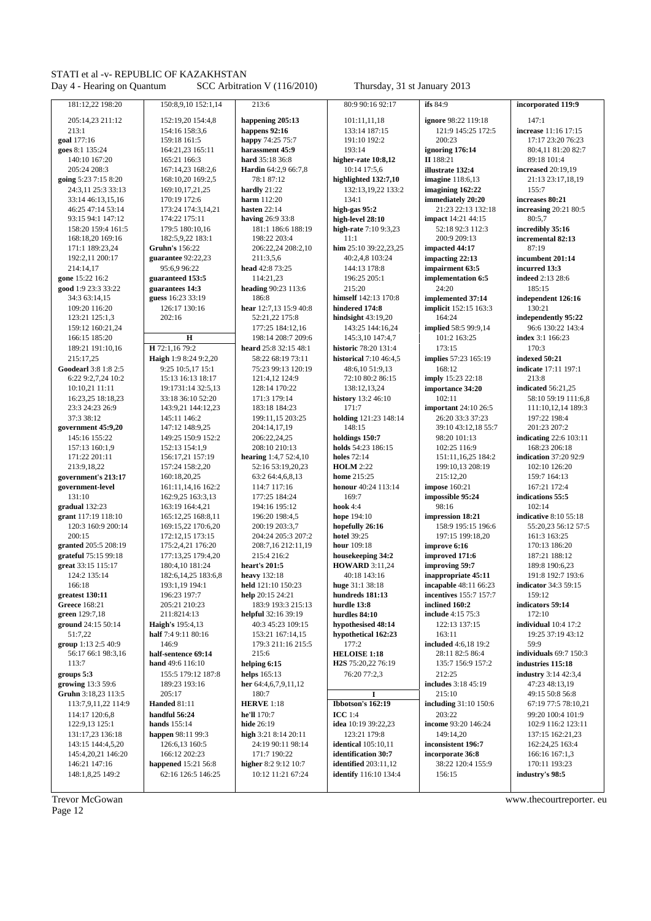181:12,22 198:20
205:14,23 211:12
213:1
**goal** 177:16
**goes** 8:1 135:24
140:10 167:20
205:24 208:3
**going** 5:23 7:15 8:20
24:3,11 25:3 33:13
33:14 46:13,15,16
46:25 47:14 53:14
93:15 94:1 147:12
158:20 159:4 161:5
168:18,20 169:16
171:1 189:23,24
192:2,11 200:17
214:14,17
**gone** 15:22 16:2
**good** 1:9 23:3 33:22
34:3 63:14,15
109:20 116:20
123:21 125:1,3
159:12 160:21,24
166:15 185:20
189:21 191:10,16
215:17,25
**Goodearl** 3:8 1:8 2:5
6:22 9:2,7,24 10:2
10:10,21 11:11
16:23,25 18:18,23
23:3 24:23 26:9
37:3 38:12
**government** 45:9,20
145:16 155:22
157:13 160:1,9
171:22 201:11
213:9,18,22
**government's** 213:17
**government-level**
131:10
**gradual** 132:23
**grant** 117:19 118:10
120:3 160:9 200:14
200:15
**granted** 205:5 208:19
**grateful** 75:15 99:18
**great** 33:15 115:17
124:2 135:14
166:18
**greatest** 130:11
**Greece** 168:21
**green** 129:7,18
**ground** 24:15 50:14
51:7,22
**group** 1:13 2:5 40:9
56:17 66:1 98:3,16
113:7
**groups** 5:3
**growing** 13:3 59:6
**Gruhn** 3:18,23 113:5
113:7,9,11,22 114:9
114:17 120:6,8
122:9,13 125:1
131:17,23 136:18
143:15 144:4,5,20
145:4,20,21 146:20
146:21 147:16
148:1,8,25 149:2
150:8,9,10 152:1,14
152:19,20 154:4,8
154:16 158:3,6
159:18 161:5
164:21,23 165:11
165:21 166:3
167:14,23 168:2,6
168:10,20 169:2,5
169:10,17,21,25
170:19 172:6
173:24 174:3,14,21
174:22 175:11
179:5 180:10,16
182:5,9,22 183:1
**Gruhn's** 156:22
**guarantee** 92:22,23
95:6,9 96:22
**guaranteed** 153:5
**guarantees** 14:3
**guess** 16:23 33:19
126:17 130:16
202:16

## H

**H** 72:1,16 79:2
**Haigh** 1:9 8:24 9:2,20
9:25 10:5,17 15:1
15:13 16:13 18:17
19:1731:14 32:5,13
33:18 36:10 52:20
143:9,21 144:12,23
145:11 146:2
147:12 148:9,25
149:25 150:9 152:2
152:13 154:1,9
156:17,21 157:19
157:24 158:2,20
160:18,20,25
161:11,14,16 162:2
162:9,25 163:3,13
163:19 164:4,21
165:12,25 168:8,11
169:15,22 170:6,20
172:12,15 173:15
175:2,4,21 176:20
177:13,25 179:4,20
180:4,10 181:24
182:6,14,25 183:6,8
193:1,19 194:1
196:23 197:7
205:21 210:23
211:8214:13
**Haigh's** 195:4,13
**half** 7:4 9:11 80:16
146:9
**half-sentence** 69:14
**hand** 49:6 116:10
155:5 179:12 187:8
189:23 193:16
205:17
**Handed** 81:11
**handful** 56:24
**hands** 155:14
**happen** 98:11 99:3
126:6,13 160:5
166:12 202:23
**happened** 15:21 56:8
62:16 126:5 146:25
213:6
**happening** 205:13
**happens** 92:16
**happy** 74:25 75:7
**harassment** 45:9
**hard** 35:18 36:8
**Hardin** 64:2,9 66:7,8
78:1 87:12
**hardly** 21:22
**harm** 112:20
**hasten** 22:14
**having** 26:9 33:8
181:1 186:6 188:19
198:22 203:4
206:22,24 208:2,10
211:3,5,6
**head** 42:8 73:25
114:21,23
**heading** 90:23 113:6
186:8
**hear** 12:7,13 15:9 40:8
52:21,22 175:8
177:25 184:12,16
198:14 208:7 209:6
**heard** 25:8 32:15 48:1
58:22 68:19 73:11
75:23 99:13 120:19
121:4,12 124:9
128:14 170:22
171:3 179:14
183:18 184:23
199:11,15 203:25
204:14,17,19
206:22,24,25
208:10 210:13
**hearing** 1:4,7 52:4,10
52:16 53:19,20,23
63:2 64:4,6,8,13
114:7 117:16
177:25 184:24
194:16 195:12
196:20 198:4,5
200:19 203:3,7
204:24 205:3 207:2
208:7,16 212:11,19
215:4 216:2
**heart's** 201:5
**heavy** 132:18
**held** 121:10 150:23
**help** 20:15 24:21
183:9 193:3 215:13
**helpful** 32:16 39:19
40:3 45:23 109:15
153:21 167:14,15
179:3 211:16 215:5
215:6
**helping** 6:15
**helps** 165:13
**her** 64:4,6,7,9,11,12
180:7
**HERVE** 1:18
**he'll** 170:7
**hide** 26:19
**high** 3:21 8:14 20:11
24:19 90:11 98:14
171:7 190:22
**higher** 8:2 9:12 10:7
10:12 11:21 67:24
80:9 90:16 92:17
101:11,11,18
133:14 187:15
191:10 192:2
193:14
**higher-rate** 10:8,12
10:14 17:5,6
**highlighted** 132:7,10
132:13,19,22 133:2
134:1
**high-gas** 95:2
**high-level** 28:10
**high-rate** 7:10 9:3,23
11:1
**him** 25:10 39:22,23,25
40:2,4,8 103:24
144:13 178:8
196:25 205:1
215:20
**himself** 142:13 170:8
**hindered** 174:8
**hindsight** 43:19,20
143:25 144:16,24
145:3,10 147:4,7
**historic** 78:20 131:4
**historical** 7:10 46:4,5
48:6,10 51:9,13
72:10 80:2 86:15
138:12,13,24
**history** 13:2 46:10
171:7
**holding** 121:23 148:14
148:15
**holdings** 150:7
**holds** 54:23 186:15
**holes** 72:14
**HOLM** 2:22
**home** 215:25
**honour** 40:24 113:14
169:7
**hook** 4:4
**hope** 194:10
**hopefully** 26:16
**hotel** 39:25
**hour** 109:18
**housekeeping** 34:2
**HOWARD** 3:11,24
40:18 143:16
**huge** 31:1 38:18
**hundreds** 181:13
**hurdle** 13:8
**hurdles** 84:10
**hypothesised** 48:14
**hypothetical** 162:23
177:2
**HELOISE** 1:18
**H2S** 75:20,22 76:19
76:20 77:2,3

## I

**Ibbotson's** 162:19
**ICC** 1:4
**idea** 10:19 39:22,23
123:21 179:8
**identical** 105:10,11
**identification** 30:7
**identified** 203:11,12
**identify** 116:10 134:4
**ifs** 84:9
**ignore** 98:22 119:18
121:9 145:25 172:5
200:23
**ignoring** 176:14
**II** 188:21
**illustrate** 132:4
**imagine** 118:6,13
**imagining** 162:22
**immediately** 20:20
21:23 22:13 132:18
**impact** 14:21 44:15
52:18 92:3 112:3
200:9 209:13
**impacted** 44:17
**impacting** 22:13
**impairment** 63:5
**implementation** 6:5
24:20
**implemented** 37:14
**implicit** 152:15 163:3
164:24
**implied** 58:5 99:9,14
101:2 163:25
173:15
**implies** 57:23 165:19
168:12
**imply** 15:23 22:18
**importance** 34:20
102:11
**important** 24:10 26:5
26:20 33:3 37:23
39:10 43:12,18 55:7
98:20 101:13
102:25 116:9
151:11,16,25 184:2
199:10,13 208:19
215:12,20
**impose** 160:21
**impossible** 95:24
98:16
**impression** 18:21
158:9 195:15 196:6
197:15 199:18,20
**improve** 6:16
**improved** 171:6
**improving** 59:7
**inappropriate** 45:11
**incapable** 48:11 66:23
**incentives** 155:7 157:7
**inclined** 160:2
**include** 4:15 75:3
122:13 137:15
163:11
**included** 4:6,18 19:2
28:11 82:5 86:4
135:7 156:9 157:2
212:25
**includes** 3:18 45:19
215:10
**including** 31:10 150:6
203:22
**income** 93:20 146:24
149:14,20
**inconsistent** 196:7
**incorporate** 36:8
38:22 120:4 155:9
156:15
**incorporated** 119:9
147:1
**increase** 11:16 17:15
17:17 23:20 76:23
80:4,11 81:20 82:7
89:18 101:4
**increased** 20:19,19
21:13 23:17,18,19
155:7
**increases** 80:21
**increasing** 20:21 80:5
80:5,7
**incredibly** 35:16
**incremental** 82:13
87:19
**incumbent** 201:14
**incurred** 13:3
**indeed** 2:13 28:6
185:15
**independent** 126:16
130:21
**independently** 95:22
96:6 130:22 143:4
**index** 3:1 166:23
170:3
**indexed** 50:21
**indicate** 17:11 197:1
213:8
**indicated** 56:21,25
58:10 59:19 111:6,8
111:10,12,14 189:3
197:22 198:4
201:23 207:2
**indicating** 22:6 103:11
168:23 206:18
**indication** 37:20 92:9
102:10 126:20
159:7 164:13
167:21 172:4
**indications** 55:5
102:14
**indicative** 8:10 55:18
55:20,23 56:12 57:5
161:3 163:25
170:13 186:20
187:21 188:12
189:8 190:6,23
191:8 192:7 193:6
**indicator** 34:3 59:15
159:12
**indicators** 59:14
172:10
**individual** 10:4 17:2
19:25 37:19 43:12
59:9
**individuals** 69:7 150:3
**industries** 115:18
**industry** 3:14 42:3,4
47:23 48:13,19
49:15 50:8 56:8
67:19 77:5 78:10,21
99:20 100:4 101:9
102:9 116:2 123:11
137:15 162:21,23
162:24,25 163:4
166:16 167:1,3
170:11 193:23
**industry's** 98:5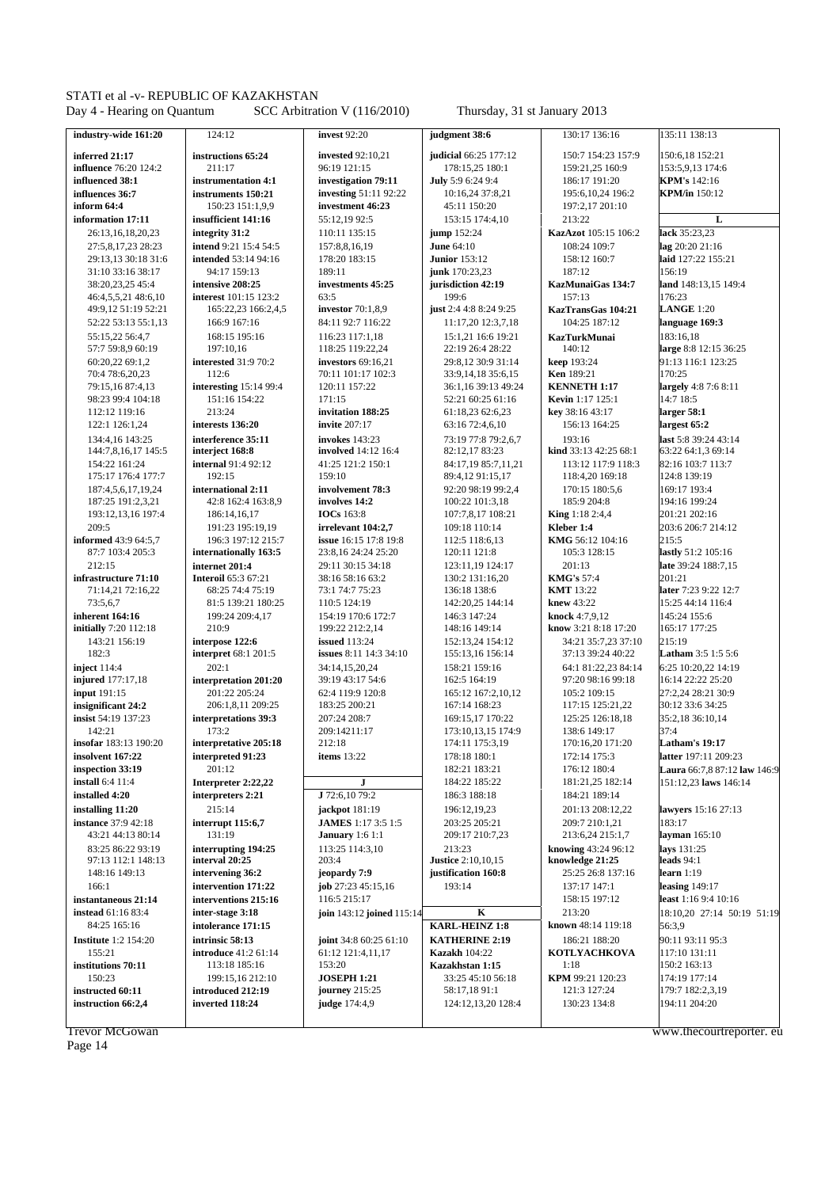**industry-wide 161:20**

**inferred 21:17**
**influence** 76:20 124:2
**influenced 38:1**
**influences 36:7**
**inform 64:4**
**information 17:11**
26:13,16,18,20,23
27:5,8,17,23 28:23
29:13,13 30:18 31:6
31:10 33:16 38:17
38:20,23,25 45:4
46:4,5,5,21 48:6,10
49:9,12 51:19 52:21
52:22 53:13 55:1,13
55:15,22 56:4,7
57:7 59:8,9 60:19
60:20,22 69:1,2
70:4 78:6,20,23
79:15,16 87:4,13
98:23 99:4 104:18
112:12 119:16
122:1 126:1,24
134:4,16 143:25
144:7,8,16,17 145:5
154:22 161:24
175:17 176:4 177:7
187:4,5,6,17,19,24
187:25 191:2,3,21
193:12,13,16 197:4
209:5
**informed** 43:9 64:5,7
87:7 103:4 205:3
212:15
**infrastructure 71:10**
71:14,21 72:16,22
73:5,6,7
**inherent 164:16**
**initially** 7:20 112:18
143:21 156:19
182:3
**inject** 114:4
**injured** 177:17,18
**input** 191:15
**insignificant 24:2**
**insist** 54:19 137:23
142:21
**insofar** 183:13 190:20
**insolvent 167:22**
**inspection 33:19**
**install** 6:4 11:4
**installed 4:20**
**installing 11:20**
**instance** 37:9 42:18
43:21 44:13 80:14
83:25 86:22 93:19
97:13 112:1 148:13
148:16 149:13
166:1
**instantaneous 21:14**
**instead** 61:16 83:4
84:25 165:16
**Institute** 1:2 154:20
155:21
**institutions 70:11**
150:23
**instructed 60:11**
**instruction 66:2,4**

124:12
**instructions 65:24**
211:17
**instrumentation 4:1**
**instruments 150:21**
150:23 151:1,9,9
**insufficient 141:16**
**integrity 31:2**
**intend** 9:21 15:4 54:5
**intended** 53:14 94:16
94:17 159:13
**intensive 208:25**
**interest** 101:15 123:2
165:22,23 166:2,4,5
166:9 167:16
168:15 195:16
197:10,16
**interested** 31:9 70:2
112:6
**interesting** 15:14 99:4
151:16 154:22
213:24
**interests 136:20**
**interference 35:11**
**interject 168:8**
**internal** 91:4 92:12
192:15
**international 2:11**
42:8 162:4 163:8,9
186:14,16,17
191:23 195:19,19
196:3 197:12 215:7
**internationally 163:5**
**internet 201:4**
**Interoil** 65:3 67:21
68:25 74:4 75:19
81:5 139:21 180:25
199:24 209:4,17
210:9
**interpose 122:6**
**interpret** 68:1 201:5
202:1
**interpretation 201:20**
201:22 205:24
206:1,8,11 209:25
**interpretations 39:3**
173:2
**interpretative 205:18**
**interpreted 91:23**
201:12
**Interpreter 2:22,22**
**interpreters 2:21**
215:14
**interrupt 115:6,7**
131:19
**interrupting 194:25**
**interval 20:25**
**intervening 36:2**
**intervention 171:22**
**interventions 215:16**
**inter-stage 3:18**
**intolerance 171:15**
**intrinsic 58:13**
**introduce** 41:2 61:14
113:18 185:16
199:15,16 212:10
**introduced 212:19**
**inverted 118:24**

**invest** 92:20
**invested** 92:10,21
96:19 121:15
**investigation 79:11**
**investing** 51:11 92:22
**investment 46:23**
55:12,19 92:5
110:11 135:15
157:8,8,16,19
178:20 183:15
189:11
**investments 45:25**
63:5
**investor** 70:1,8,9
84:11 92:7 116:22
116:23 117:1,18
118:25 119:22,24
**investors** 69:16,21
70:11 101:17 102:3
120:11 157:22
171:15
**invitation 188:25**
**invite** 207:17
**invokes** 143:23
**involved** 14:12 16:4
41:25 121:2 150:1
159:10
**involvement 78:3**
**involves 14:2**
**IOCs** 163:8
**irrelevant 104:2,7**
**issue** 16:15 17:8 19:8
23:8,16 24:24 25:20
29:11 30:15 34:18
38:16 58:16 63:2
73:1 74:7 75:23
110:5 124:19
154:19 170:6 172:7
199:22 212:2,14
**issued** 113:24
**issues** 8:11 14:3 34:10
34:14,15,20,24
39:19 43:17 54:6
62:4 119:9 120:8
183:25 200:21
207:24 208:7
209:14211:17
212:18
**items** 13:22

**J**

**J** 72:6,10 79:2
**jackpot** 181:19
**JAMES** 1:17 3:5 1:5
**January** 1:6 1:1
113:25 114:3,10
203:4
**jeopardy 7:9**
**job** 27:23 45:15,16
116:5 215:17
**join** 143:12 **joined** 115:14
**joint** 34:8 60:25 61:10
61:12 121:4,11,17
153:20
**JOSEPH 1:21**
**journey** 215:25
**judge** 174:4,9

**judgment 38:6**
**judicial** 66:25 177:12
178:15,25 180:1
**July** 5:9 6:24 9:4
10:16,24 37:8,21
45:11 150:20
153:15 174:4,10
**jump** 152:24
**June** 64:10
**Junior** 153:12
**junk** 170:23,23
**jurisdiction 42:19**
199:6
**just** 2:4 4:8 8:24 9:25
11:17,20 12:3,7,18
15:1,21 16:6 19:21
22:19 26:4 28:22
29:8,12 30:12 31:14
33:9,14,18 35:6,15
36:1,16 39:13 49:24
52:21 60:25 61:16
61:18,23 62:6,23
63:16 72:4,6,10
73:19 77:8 79:2,6,7
82:12,17 83:23
84:17,19 85:7,11,21
89:4,12 91:15,17
92:20 98:19 99:2,4
100:22 101:3,18
107:7,8,17 108:21
109:18 110:14
112:5 118:6,13
120:11 121:8
123:11,19 124:17
130:2 131:16,20
136:18 138:6
142:20,25 144:14
146:3 147:24
148:16 149:14
152:13,24 154:12
155:13,16 156:14
158:21 159:16
162:5 164:19
165:12 167:2,10,12
167:14 168:23
169:15,17 170:22
173:10,13,15 174:9
174:11 175:3,19
178:18 180:1
182:21 183:21
184:22 185:22
186:3 188:18
196:12,19,23
203:25 205:21
209:17 210:7,23
213:23
**Justice** 2:10,10,15
**justification 160:8**
193:14

**K**

**KARL-HEINZ 1:8**
**KATHERINE 2:19**
**Kazakh** 104:22
**Kazakhstan 1:15**
33:25 45:10 56:18
58:17,18 91:1
124:12,13,20 128:4

130:17 136:16
150:7 154:23 157:9
159:21,25 160:9
186:17 191:20
195:6,10,24 196:2
197:2,17 201:10
213:22
**KazAzot** 105:15 106:2
108:24 109:7
158:12 160:7
187:12
**KazMunaiGas 134:7**
157:13
**KazTransGas 104:21**
104:25 187:12
**KazTurkMunai**
140:12
**keep** 193:24
**Ken** 189:21
**KENNETH 1:17**
**Kevin** 1:17 125:1
**key** 38:16 43:17
156:13 164:25
193:16
**kind** 33:13 42:25 68:1
113:12 117:9 118:3
118:4,20 169:18
170:15 180:5,6
185:9 204:8
**King** 1:18 2:4,4
**Kleber 1:4**
**KMG** 56:12 104:16
105:3 128:15
201:13
**KMG's** 57:4
**KMT** 13:22
**knew** 43:22
**knock** 4:7,9,12
**know** 3:21 8:18 17:20
34:21 35:7,23 37:10
37:13 39:24 40:22
64:1 81:22,23 84:14
97:20 98:16 99:18
105:2 109:15
117:15 125:21,22
125:25 126:18,18
138:6 149:17
170:16,20 171:20
172:14 175:3
176:12 180:4
181:21,25 182:14
184:21 189:14
201:13 208:12,22
209:7 210:1,21
213:6,24 215:1,7
**knowing** 43:24 96:12
**knowledge 21:25**
25:25 26:8 137:16
137:17 147:1
158:15 197:12
213:20
**known** 48:14 119:18
186:21 188:20
**KOTLYACHKOVA**
1:18
**KPM** 99:21 120:23
121:3 127:24
130:23 134:8

135:11 138:13
150:6,18 152:21
153:5,9,13 174:6
**KPM's** 142:16
**KPM/in** 150:12

**L**

**lack** 35:23,23
**lag** 20:20 21:16
**laid** 127:22 155:21
156:19
**land** 148:13,15 149:4
176:23
**LANGE** 1:20
**language 169:3**
183:16,18
**large** 8:8 12:15 36:25
91:13 116:1 123:25
170:25
**largely** 4:8 7:6 8:11
14:7 18:5
**larger 58:1**
**largest 65:2**
**last** 5:8 39:24 43:14
63:22 64:1,3 69:14
82:16 103:7 113:7
124:8 139:19
169:17 193:4
194:16 199:24
201:21 202:16
203:6 206:7 214:12
215:5
**lastly** 51:2 105:16
**late** 39:24 188:7,15
201:21
**later** 7:23 9:22 12:7
15:25 44:14 116:4
145:24 155:6
165:17 177:25
215:19
**Latham** 3:5 1:5 5:6
6:25 10:20,22 14:19
16:14 22:22 25:20
27:2,24 28:21 30:9
30:12 33:6 34:25
35:2,18 36:10,14
37:4
**Latham's 19:17**
**latter** 197:11 209:23
**Laura** 66:7,8 87:12 **law** 146:9
151:12,23 **laws** 146:14
**lawyers** 15:16 27:13
183:17
**layman** 165:10
**lays** 131:25
**leads** 94:1
**learn** 1:19
**leasing** 149:17
**least** 1:16 9:4 10:16
18:10,20 27:14 50:19 51:19
56:3,9
90:11 93:11 95:3
117:10 131:11
150:2 163:13
174:19 177:14
179:7 182:2,3,19
194:11 204:20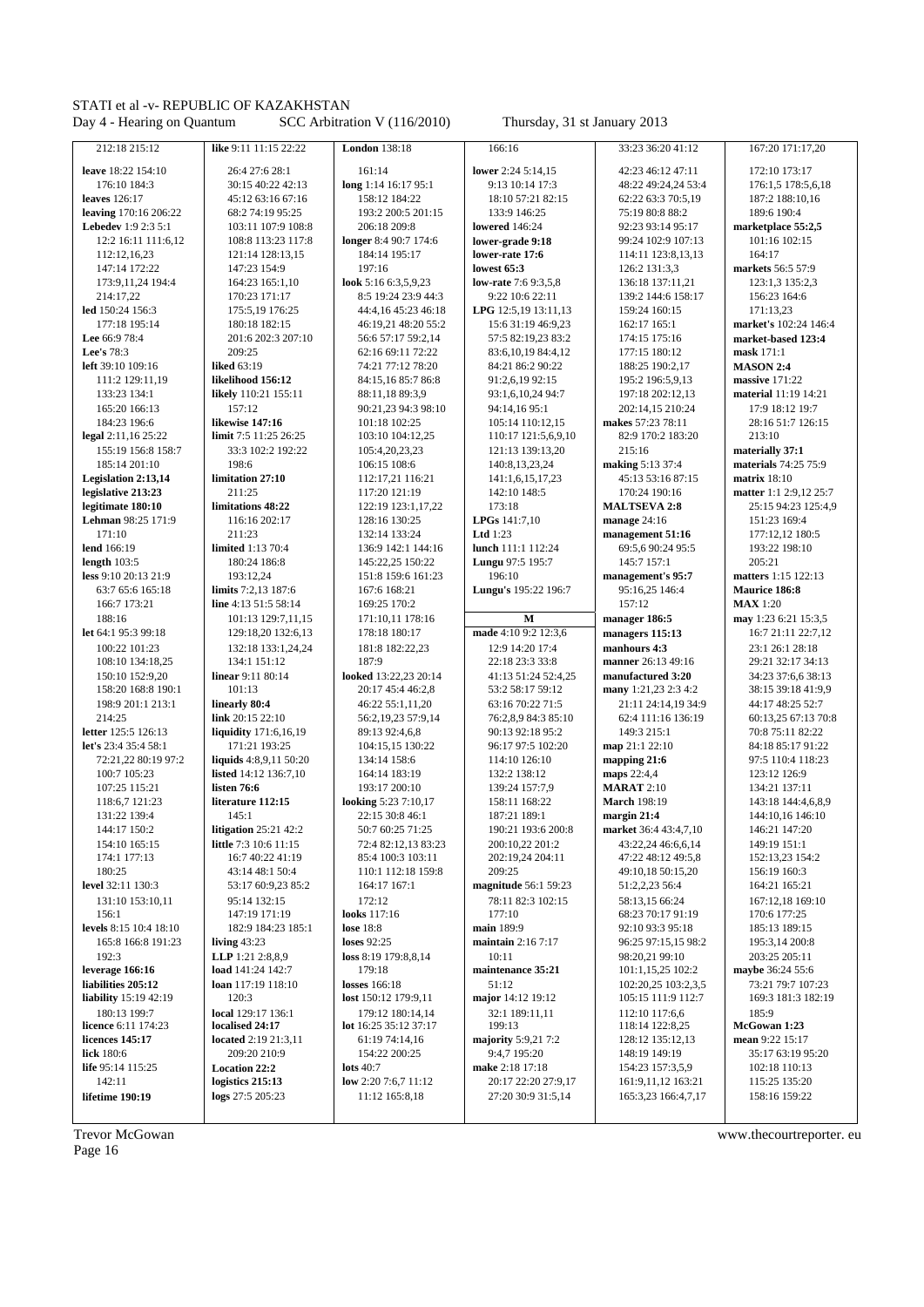212:18 215:12

**leave** 18:22 154:10
176:10 184:3
**leaves** 126:17
**leaving** 170:16 206:22
**Lebedev** 1:9 2:3 5:1
12:2 16:11 111:6,12
112:12,16,23
147:14 172:22
173:9,11,24 194:4
214:17,22
**led** 150:24 156:3
177:18 195:14
**Lee** 66:9 78:4
**Lee's** 78:3
**left** 39:10 109:16
111:2 129:11,19
133:23 134:1
165:20 166:13
184:23 196:6
**legal** 2:11,16 25:22
155:19 156:8 158:7
185:14 201:10
**Legislation 2:13,14**
**legislative 213:23**
**legitimate 180:10**
**Lehman** 98:25 171:9
171:10
**lend** 166:19
**length** 103:5
**less** 9:10 20:13 21:9
63:7 65:6 165:18
166:7 173:21
188:16
**let** 64:1 95:3 99:18
100:22 101:23
108:10 134:18,25
150:10 152:9,20
158:20 168:8 190:1
198:9 201:1 213:1
214:25
**letter** 125:5 126:13
**let's** 23:4 35:4 58:1
72:21,22 80:19 97:2
100:7 105:23
107:25 115:21
118:6,7 121:23
131:22 139:4
144:17 150:2
154:10 165:15
174:1 177:13
180:25
**level** 32:11 130:3
131:10 153:10,11
156:1
**levels** 8:15 10:4 18:10
165:8 166:8 191:23
192:3
**leverage 166:16**
**liabilities 205:12**
**liability** 15:19 42:19
180:13 199:7
**licence** 6:11 174:23
**licences 145:17**
**lick** 180:6
**life** 95:14 115:25
142:11
**lifetime 190:19**

**like** 9:11 11:15 22:22
26:4 27:6 28:1
30:15 40:22 42:13
45:12 63:16 67:16
68:2 74:19 95:25
103:11 107:9 108:8
108:8 113:23 117:8
121:14 128:13,15
147:23 154:9
164:23 165:1,10
170:23 171:17
175:5,19 176:25
180:18 182:15
201:6 202:3 207:10
209:25
**liked** 63:19
**likelihood 156:12**
**likely** 110:21 155:11
157:12
**likewise 147:16**
**limit** 7:5 11:25 26:25
33:3 102:2 192:22
198:6
**limitation 27:10**
211:25
**limitations 48:22**
116:16 202:17
211:23
**limited** 1:13 70:4
180:24 186:8
193:12,24
**limits** 7:2,13 187:6
**line** 4:13 51:5 58:14
101:13 129:7,11,15
129:18,20 132:6,13
132:18 133:1,24,24
134:1 151:12
**linear** 9:11 80:14
101:13
**linearly 80:4**
**link** 20:15 22:10
**liquidity** 171:6,16,19
171:21 193:25
**liquids** 4:8,9,11 50:20
**listed** 14:12 136:7,10
**listen 76:6**
**literature 112:15**
145:1
**litigation** 25:21 42:2
**little** 7:3 10:6 11:15
16:7 40:22 41:19
43:14 48:1 50:4
53:17 60:9,23 85:2
95:14 132:15
147:19 171:19
182:9 184:23 185:1
**living** 43:23
**LLP** 1:21 2:8,8,9
**load** 141:24 142:7
**loan** 117:19 118:10
120:3
**local** 129:17 136:1
**localised 24:17**
**located** 2:19 21:3,11
209:20 210:9
**Location 22:2**
**logistics 215:13**
**logs** 27:5 205:23

**London** 138:18
161:14
**long** 1:14 16:17 95:1
158:12 184:22
193:2 200:5 201:15
206:18 209:8
**longer** 8:4 90:7 174:6
184:14 195:17
197:16
**look** 5:16 6:3,5,9,23
8:5 19:24 23:9 44:3
44:4,16 45:23 46:18
46:19,21 48:20 55:2
56:6 57:17 59:2,14
62:16 69:11 72:22
74:21 77:12 78:20
84:15,16 85:7 86:8
88:11,18 89:3,9
90:21,23 94:3 98:10
101:18 102:25
103:10 104:12,25
105:4,20,23,23
106:15 108:6
112:17,21 116:21
117:20 121:19
122:19 123:1,17,22
128:16 130:25
132:14 133:24
136:9 142:1 144:16
145:22,25 150:22
151:8 159:6 161:23
167:6 168:21
169:25 170:2
171:10,11 178:16
178:18 180:17
181:8 182:22,23
187:9
**looked** 13:22,23 20:14
20:17 45:4 46:2,8
46:22 55:1,11,20
56:2,19,23 57:9,14
89:13 92:4,6,8
104:15,15 130:22
134:14 158:6
164:14 183:19
193:17 200:10
**looking** 5:23 7:10,17
22:15 30:8 46:1
50:7 60:25 71:25
72:4 82:12,13 83:23
85:4 100:3 103:11
110:1 112:18 159:8
164:17 167:1
172:12
**looks** 117:16
**lose** 18:8
**loses** 92:25
**loss** 8:19 179:8,8,14
179:18
**losses** 166:18
**lost** 150:12 179:9,11
179:12 180:14,14
**lot** 16:25 35:12 37:17
61:19 74:14,16
154:22 200:25
**lots** 40:7
**low** 2:20 7:6,7 11:12
11:12 165:8,18

166:16

**lower** 2:24 5:14,15
9:13 10:14 17:3
18:10 57:21 82:15
133:9 146:25
**lowered** 146:24
**lower-grade 9:18**
**lower-rate 17:6**
**lowest 65:3**
**low-rate** 7:6 9:3,5,8
9:22 10:6 22:11
**LPG** 12:5,19 13:11,13
15:6 31:19 46:9,23
57:5 82:19,23 83:2
83:6,10,19 84:4,12
84:21 86:2 90:22
91:2,6,19 92:15
93:1,6,10,24 94:7
94:14,16 95:1
105:14 110:12,15
110:17 121:5,6,9,10
121:13 139:13,20
140:8,13,23,24
141:1,6,15,17,23
142:10 148:5
173:18
**LPGs** 141:7,10
**Ltd** 1:23
**lunch** 111:1 112:24
**Lungu** 97:5 195:7
196:10
**Lungu's** 195:22 196:7

**M**

**made** 4:10 9:2 12:3,6
12:9 14:20 17:4
22:18 23:3 33:8
53:2 58:17 59:12
41:13 51:24 52:4,25
63:16 70:22 71:5
76:2,8,9 84:3 85:10
90:13 92:18 95:2
96:17 97:5 102:20
114:10 126:10
132:2 138:12
139:24 157:7,9
158:11 168:22
187:22 189:1
190:21 193:6 200:8
200:10,22 201:2
202:19,24 204:11
209:25
**magnitude** 56:1 59:23
78:11 82:3 102:15
177:10
**main** 189:9
**maintain** 2:16 7:17
10:11
**maintenance 35:21**
51:12
**major** 14:12 19:12
32:1 189:11,11
199:13
**majority** 5:9,21 7:2
9:4,7 195:20
**make** 2:18 17:18
20:17 22:20 27:9,17
27:20 30:9 31:5,14

33:23 36:20 41:12
42:23 46:12 47:11
48:22 49:24,24 53:4
62:22 63:3 70:5,19
75:19 80:8 88:2
92:23 93:14 95:17
99:24 102:9 107:13
114:11 123:8,13,13
126:2 131:3,3
136:18 137:11,21
139:2 144:6 158:17
159:24 160:15
162:17 165:1
174:15 175:16
177:15 180:12
188:25 190:2,17
195:2 196:5,9,13
197:18 202:12,13
202:14,15 210:24
**makes** 57:23 78:11
82:9 170:2 183:20
215:16
**making** 5:13 37:4
45:13 53:16 87:15
170:24 190:16
**MALTSEVA 2:8**
**manage** 24:16
**management 51:16**
69:5,6 90:24 95:5
145:7 157:1
**management's 95:7**
95:16,25 146:4
157:12
**manager 186:5**
**managers 115:13**
**manhours 4:3**
**manner** 26:13 49:16
**manufactured 3:20**
**many** 1:21,23 2:3 4:2
21:11 24:14,19 34:9
62:4 111:16 136:19
149:3 215:1
**map** 21:1 22:10
**mapping 21:6**
**maps** 22:4,4
**MARAT** 2:10
**March** 198:19
**margin 21:4**
**market** 36:4 43:4,7,10
43:22,24 46:6,6,14
47:22 48:12 49:5,8
49:10,18 50:15,20
51:2,2,23 56:4
58:13,15 66:24
68:23 70:17 91:19
92:10 93:3 95:18
96:25 97:15,15 98:2
98:20,21 99:10
101:1,15,25 102:2
102:20,25 103:2,3,5
105:15 111:9 112:7
112:10 117:6,6
118:14 122:8,25
128:12 135:12,13
148:19 149:19
154:23 157:3,5,9
161:9,11,12 163:21
165:3,23 166:4,7,17

167:20 171:17,20
172:10 173:17
176:1,5 178:5,6,18
187:2 188:10,16
189:6 190:4
**marketplace 55:2,5**
101:16 102:15
164:17
**markets** 56:5 57:9
123:1,3 135:2,3
156:23 164:6
171:13,23
**market's** 102:24 146:4
**market-based 123:4**
**mask** 171:1
**MASON 2:4**
**massive** 171:22
**material** 11:19 14:21
17:9 18:12 19:7
28:16 51:7 126:15
213:10
**materially 37:1**
**materials** 74:25 75:9
**matrix** 18:10
**matter** 1:1 2:9,12 25:7
25:15 94:23 125:4,9
151:23 169:4
177:12,12 180:5
193:22 198:10
205:21
**matters** 1:15 122:13
**Maurice 186:8**
**MAX** 1:20
**may** 1:23 6:21 15:3,5
16:7 21:11 22:7,12
23:1 26:1 28:18
29:21 32:17 34:13
34:23 37:6,6 38:13
38:15 39:18 41:9,9
44:17 48:25 52:7
60:13,25 67:13 70:8
70:8 75:11 82:22
84:18 85:17 91:22
97:5 110:4 118:23
123:12 126:9
134:21 137:11
143:18 144:4,6,8,9
144:10,16 146:10
146:21 147:20
149:19 151:1
152:13,23 154:2
156:19 160:3
164:21 165:21
167:12,18 169:10
170:6 177:25
185:13 189:15
195:3,14 200:8
203:25 205:11
**maybe** 36:24 55:6
73:21 79:7 107:23
169:3 181:3 182:19
185:9
**McGowan 1:23**
**mean** 9:22 15:17
35:17 63:19 95:20
102:18 110:13
115:25 135:20
158:16 159:22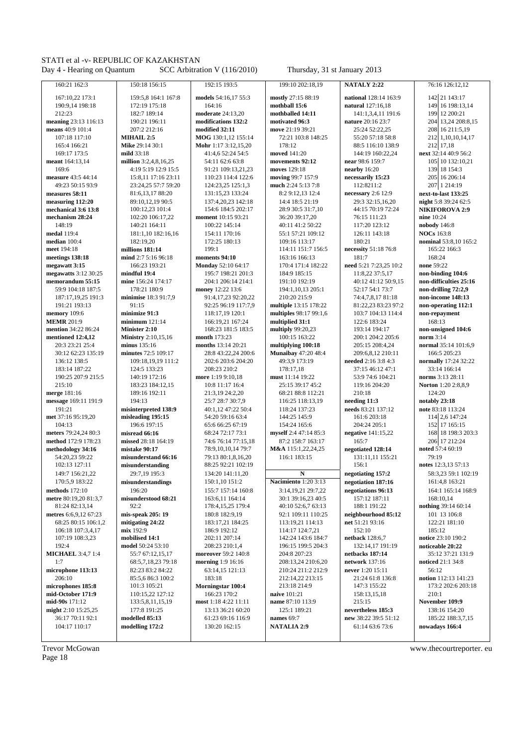160:21 162:3
167:10,22 173:1
190:9,14 198:18
212:23
**meaning** 23:13 116:13
**means** 40:9 101:4
107:18 117:10
165:4 166:21
169:17 173:5
**meant** 164:13,14
169:6
**measure** 43:5 44:14
49:23 50:15 93:9
**measures 58:11**
**measuring 112:20**
**mechanical 3:6 13:8**
**mechanism 28:24**
148:19
**medal** 119:4
**median** 100:4
**meet** 194:18
**meetings 138:18**
**megawatt 3:15**
**megawatts** 3:12 30:25
**memorandum 55:15**
59:9 104:18 187:5
187:17,19,25 191:3
191:21 193:13
**memory** 109:6
**MEMR** 201:9
**mention** 34:22 86:24
**mentioned 12:4,12**
20:3 23:21 25:4
30:12 62:23 135:19
136:12 138:5
183:14 187:22
190:25 207:9 215:5
215:10
**merge** 181:16
**message** 169:11 191:9
191:21
**met** 37:16 95:19,20
104:13
**meters** 79:24,24 80:3
**method** 172:9 178:23
**methodology 34:16**
54:20,23 59:22
102:13 127:11
149:7 156:21,22
170:5,9 183:22
**methods** 172:10
**metre** 80:19,20 81:3,7
81:24 82:13,14
**metres** 6:6,9,12 67:23
68:25 80:15 106:1,2
106:18 107:3,4,17
107:19 108:3,23
192:4
**MICHAEL** 3:4,7 1:4
1:7
**microphone 113:13**
206:10
**microphones 185:8**
**mid-October 171:9**
**mid-90s** 171:12
**might** 2:10 15:25,25
36:17 70:11 92:1
104:17 110:17

150:18 156:15
159:5,8 164:1 167:8
172:19 175:18
182:7 189:14
190:21 196:11
207:2 212:16
**MIHAIL 2:5**
**Mike** 29:14 30:1
**mild** 33:18
**million** 3:2,4,8,16,25
4:19 5:19 12:9 15:5
15:8,11 17:16 23:11
23:24,25 57:7 59:20
81:6,13,17 88:20
89:10,12,19 90:5
100:12,23 101:4
102:20 106:17,22
140:21 164:11
181:1,10 182:16,16
182:19,20
**millions 181:14**
**mind** 2:7 5:16 96:18
166:23 193:21
**mindful 19:4**
**mine** 156:24 174:17
178:21 180:9
**minimise** 18:3 91:7,9
91:15
**minimize 91:3**
**minimum** 121:14
**Minister 2:10**
**Ministry** 2:10,15,16
**minus** 135:16
**minutes** 72:5 109:17
109:18,19,19 111:2
124:5 133:23
140:19 172:16
183:23 184:12,15
189:16 192:11
194:13
**misinterpreted 138:9**
**misleading 195:15**
196:6 197:15
**misread 66:16**
**missed** 28:18 164:19
**mistake 90:17**
**misunderstand 66:16**
**misunderstanding**
29:7,19 195:3
**misunderstandings**
196:20
**misunderstood 68:21**
92:2
**mis-speak 205: 19**
**mitigating 24:22**
**mix** 192:9
**mobilised 14:1**
**model** 50:24 53:10
55:7 67:12,15,17
68:5,7,18,23 79:18
82:23 83:2 84:22
85:5,6 86:3 100:2
101:3 105:21
110:15,22 127:12
133:5,8,11,15,19
177:8 191:25
**modelled 85:13**
**modelling 172:2**

192:15 193:5
**models** 54:16,17 55:3
164:16
**moderate** 24:13,20
**modifications 132:2**
**modified 32:11**
**MOG** 130:1,12 155:14
**Mohr** 1:17 3:12,15,20
41:4,6 52:24 54:5
54:11 62:6 63:8
91:21 109:13,21,23
110:23 114:4 122:6
124:23,25 125:1,3
131:15,23 133:24
137:4,20,23 142:18
154:6 184:5 202:17
**moment** 10:15 93:21
100:22 145:14
154:11 170:16
172:25 180:13
199:1
**moments 94:10**
**Monday** 52:10 64:17
195:7 198:21 201:3
204:1 206:14 214:1
**money** 12:22 13:6
91:4,17,23 92:20,22
92:25 96:19 117:7,9
118:17,19 120:1
166:19,21 167:24
168:23 181:5 183:5
**month** 173:23
**months** 13:14 20:21
28:8 43:22,24 200:6
202:6 203:6 204:20
208:23 210:2
**more** 1:19 9:10,18
10:8 11:17 16:4
21:3,19 24:2,20
25:7 28:7 30:7,9
40:1,12 47:22 50:4
54:20 59:16 63:4
65:6 66:25 67:19
68:24 72:17 73:1
74:6 76:14 77:15,18
78:9,10,10,14 79:7
79:13 80:1,8,16,20
88:25 92:21 102:19
134:20 141:11,20
150:1,10 151:2
155:7 157:14 160:8
163:6,11 164:14
178:4,15,25 179:4
180:8 182:9,19
183:17,21 184:25
186:9 192:12
202:11 207:14
208:23 210:1,4
**moreover** 59:2 140:8
**morning** 1:9 16:16
63:14,15 121:13
183:18
**Morningstar 100:4**
166:23 170:2
**most** 1:18 4:22 11:11
13:13 36:21 60:20
61:23 69:16 116:9
130:20 162:15

199:10 202:18,19
**mostly** 27:15 88:19
**mothball 15:6**
**mothballed 14:11**
**motivated 96:3**
**move** 21:19 39:21
72:21 103:8 148:25
178:12
**moved** 141:20
**movements 92:12**
**moves** 129:18
**moving** 99:7 157:9
**much** 2:24 5:13 7:8
8:2 9:12,13 12:4
14:4 18:5 21:19
28:9 30:5 31:7,10
36:20 39:17,20
40:11 41:2 50:22
55:1 57:21 109:12
109:16 113:17
114:11 151:7 156:5
163:16 166:13
170:4 171:4 182:22
184:9 185:15
191:10 192:19
194:1,10,13 205:1
210:20 215:9
**multiple** 13:15 178:22
**multiples** 98:17 99:1,6
**multiplied 31:1**
**multiply** 99:20,23
100:15 163:22
**multiplying 100:18**
**Munaibay** 47:20 48:4
49:3,9 173:19
178:17,18
**must** 11:14 19:22
25:15 39:17 45:2
68:21 88:8 112:21
116:25 118:13,19
118:24 137:23
144:25 145:9
154:24 165:6
**myself** 2:4 47:14 85:3
87:2 158:7 163:17
**M&A** 115:1,22,24,25
116:1 183:15

## N

**Nacimiento** 1:20 3:13
3:14,19,21 29:7,22
30:1 39:16,23 40:5
40:10 52:6,7 63:13
92:1 109:11 110:25
113:19,21 114:13
114:17 124:7,21
142:24 143:6 184:7
196:15 199:5 204:3
204:8 207:23
208:13,24 210:6,20
210:24 211:2 212:9
212:14,22 213:15
213:18 214:9
**naive** 101:21
**name** 87:10 113:9
125:1 189:21
**names** 69:7
**NATALIA 2:9**

**NATALY 2:22**
**national** 128:14 163:9
**natural** 127:16,18
141:1,3,4,11 191:6
**nature** 20:16 23:7
25:24 52:22,25
55:20 57:18 58:8
88:5 116:10 138:9
144:19 160:22,24
**near** 98:6 159:7
**nearby** 16:20
**necessarily 15:23**
112:8211:2
**necessary** 2:6 12:9
29:3 32:15,16,20
44:15 70:19 72:24
76:15 111:23
117:20 123:12
126:11 143:18
180:21
**necessity** 51:18 76:8
181:7
**need** 5:21 7:23,25 10:2
11:8,22 37:5,17
40:12 41:12 50:9,15
52:17 54:1 73:7
74:4,7,8,17 81:18
81:22,23 83:23 97:2
103:7 104:13 114:4
122:6 183:24
193:14 194:17
200:1 204:2 205:6
205:15 208:4,24
209:6,8,12 210:11
**needed** 2:16 3:8 4:3
37:15 46:12 47:1
53:9 74:6 104:21
119:16 204:20
210:18
**needing 11:3**
**needs** 83:21 137:12
161:6 203:18
204:24 205:1
**negative** 141:15,22
165:7
**negotiated 128:14**
131:11,11 155:21
156:1
**negotiating 157:2**
**negotiation 187:16**
**negotiations 96:13**
157:12 187:11
188:1 191:22
**neighbourhood 85:12**
**net** 51:21 93:16
152:10
**netback** 128:6,7
132:14,17 191:19
**netbacks 187:14**
**network** 137:16
**never** 1:20 15:11
21:24 61:8 136:8
147:3 155:22
158:13,15,18
215:15
**nevertheless 185:3**
**new** 38:22 39:5 51:12
61:14 63:6 73:6

76:16 126:12,12
142 21 143:17
149 16 198:13,14
199 12 200:21
204 13,24 208:8,15
208 16 211:5,19
212 1,10,10,14,17
212 17,18
**next** 32:14 40:9 56:2
105 10 132:10,21
139 18 154:3
205 16 206:14
207 1 214:19
**next-to-last 133:25**
**night** 5:8 39:24 62:5
**NIKIFOROVA 2:9**
**nine** 10:24
**nobody** 146:8
**NOCs** 163:8
**nominal** 53:8,10 165:2
165:22 166:3
168:24
**none** 59:22
**non-binding 104:6**
**non-difficulties 25:16**
**non-drilling 72:2,9**
**non-income 148:13**
**non-operating 112:1**
**non-repayment**
168:13
**non-unsigned 104:6**
**norm** 3:14
**normal** 35:14 101:6,9
166:5 205:23
**normally** 17:24 32:22
33:14 166:14
**norms** 3:13 28:11
**Norton** 1:20 2:8,8,9
124:20
**notably 23:18**
**note** 83:18 113:24
114 2,6 147:24
152 17 165:15
168 18 198:3 203:3
206 17 212:24
**noted** 57:4 60:19
79:19
**notes** 12:3,13 57:13
58:3,23 59:1 102:19
161:4,8 163:21
164:1 165:14 168:9
168:10,14
**nothing** 39:14 60:14
101 13 106:8
122:21 181:10
185:12
**notice** 23:10 190:2
**noticeable 20:22**
35:12 37:21 131:9
**noticed** 21:1 34:8
56:12
**notion** 112:13 141:23
173:2 202:6 203:18
210:1
**November 109:9**
138:16 154:20
185:22 188:3,7,15
**nowadays 166:4**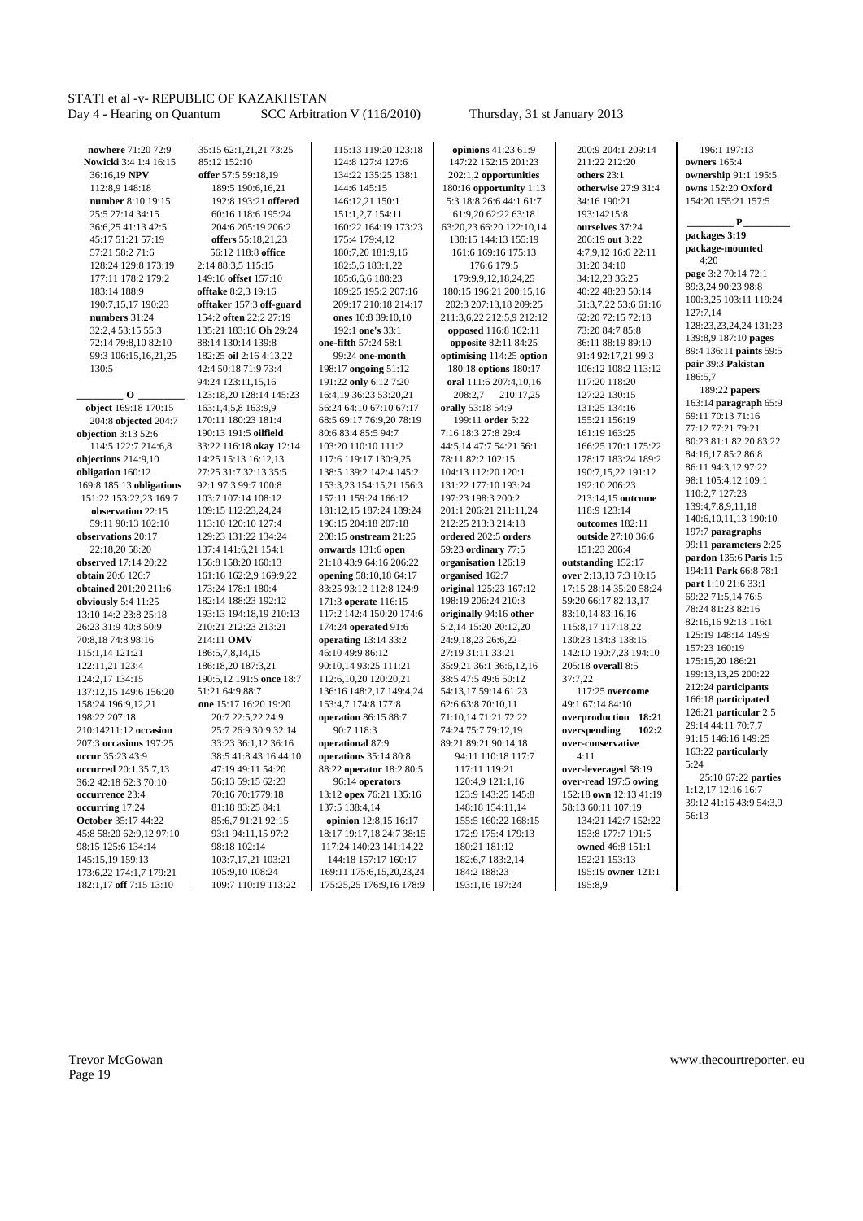**nowhere** 71:20 72:9
**Nowicki** 3:4 1:4 16:15 36:16,19 **NPV** 112:8,9 148:18
**number** 8:10 19:15 25:5 27:14 34:15 36:6,25 41:13 42:5 45:17 51:21 57:19 57:21 58:2 71:6 128:24 129:8 173:19 177:11 178:2 179:2 183:14 188:9 190:7,15,17 190:23
**numbers** 31:24 32:2,4 53:15 55:3 72:14 79:8,10 82:10 99:3 106:15,16,21,25 130:5

## O

**object** 169:18 170:15 204:8 **objected** 204:7
**objection** 3:13 52:6 114:5 122:7 214:6,8
**objections** 214:9,10
**obligation** 160:12 169:8 185:13 **obligations** 151:22 153:22,23 169:7
**observation** 22:15 59:11 90:13 102:10
**observations** 20:17 22:18,20 58:20
**observed** 17:14 20:22
**obtain** 20:6 126:7
**obtained** 201:20 211:6
**obviously** 5:4 11:25 13:10 14:2 23:8 25:18 26:23 31:9 40:8 50:9 70:8,18 74:8 98:16 115:1,14 121:21 122:11,21 123:4 124:2,17 134:15 137:12,15 149:6 156:20 158:24 196:9,12,21 198:22 207:18 210:14211:12 **occasion** 207:3 **occasions** 197:25
**occur** 35:23 43:9
**occurred** 20:1 35:7,13 36:2 42:18 62:3 70:10
**occurrence** 23:4
**occurring** 17:24
**October** 35:17 44:22 45:8 58:20 62:9,12 97:10 98:15 125:6 134:14 145:15,19 159:13 173:6,22 174:1,7 179:21 182:1,17 **off** 7:15 13:10 35:15 62:1,21,21 73:25 85:12 152:10
**offer** 57:5 59:18,19 189:5 190:6,16,21 192:8 193:21 **offered** 60:16 118:6 195:24 204:6 205:19 206:2
**offers** 55:18,21,23 56:12 118:8 **office** 2:14 88:3,5 115:15 149:16 **offset** 157:10
**offtake** 8:2,3 19:16
**offtaker** 157:3 **off-guard** 154:2 **often** 22:2 27:19 135:21 183:16 **Oh** 29:24 88:14 130:14 139:8 182:25 **oil** 2:16 4:13,22 42:4 50:18 71:9 73:4 94:24 123:11,15,16 123:18,20 128:14 145:23 163:1,4,5,8 163:9,9 170:11 180:23 181:4 190:13 191:5 **oilfield** 33:22 116:18 **okay** 12:14 14:25 15:13 16:12,13 27:25 31:7 32:13 35:5 92:1 97:3 99:7 100:8 103:7 107:14 108:12 109:15 112:23,24,24 113:10 120:10 127:4 129:23 131:22 134:24 137:4 141:6,21 154:1 156:8 158:20 160:13 161:16 162:2,9 169:9,22 173:24 178:1 180:4 182:14 188:23 192:12 193:13 194:18,19 210:13 210:21 212:23 213:21 214:11 **OMV** 186:5,7,8,14,15 186:18,20 187:3,21 190:5,12 191:5 **once** 18:7 51:21 64:9 88:7
**one** 15:17 16:20 19:20 20:7 22:5,22 24:9 25:7 26:9 30:9 32:14 33:23 36:1,12 36:16 38:5 41:8 43:16 44:10 47:19 49:11 54:20 56:13 59:15 62:23 70:16 70:1779:18 81:18 83:25 84:1 85:6,7 91:21 92:15 93:1 94:11,15 97:2 98:18 102:14 103:7,17,21 103:21 105:9,10 108:24 109:7 110:19 113:22 115:13 119:20 123:18 124:8 127:4 127:6 134:22 135:25 138:1 144:6 145:15 146:12,21 150:1 151:1,2,7 154:11 160:22 164:19 173:23 175:4 179:4,12 180:7,20 181:9,16 182:5,6 183:1,22 185:6,6,6 188:23 189:25 195:2 207:16 209:17 210:18 214:17 **ones** 10:8 39:10,10 192:1 **one's** 33:1 **one-fifth** 57:24 58:1 99:24 **one-month** 198:17 **ongoing** 51:12 191:22 **only** 6:12 7:20 16:4,19 36:23 53:20,21 56:24 64:10 67:10 67:17 68:5 69:17 76:9,20 78:19 80:6 83:4 85:5 94:7 103:20 110:10 111:2 117:6 119:17 130:9,25 138:5 139:2 142:4 145:2 153:3,23 154:15,21 156:3 157:11 159:24 166:12 181:12,15 187:24 189:24 196:15 204:18 207:18 208:15 **onstream** 21:25 **onwards** 131:6 **open** 21:18 43:9 64:16 206:22
**opening** 58:10,18 64:17 83:25 93:12 112:8 124:9 171:3 **operate** 116:15 117:2 142:4 150:20 174:6 174:24 **operated** 91:6
**operating** 13:14 33:2 46:10 49:9 86:12 90:10,14 93:25 111:21 112:6,10,20 120:20,21 136:16 148:2,17 149:4,24 153:4,7 174:8 177:8
**operation** 86:15 88:7 90:7 118:3
**operational** 87:9
**operations** 35:14 80:8 88:22 **operator** 18:2 80:5 96:14 **operators** 13:12 **opex** 76:21 135:16 137:5 138:4,14
**opinion** 12:8,15 16:17 18:17 19:17,18 24:7 38:15 117:24 140:23 141:14,22 144:18 157:17 160:17 169:11 175:6,15,20,23,24 175:25,25 176:9,16 178:9
**opinions** 41:23 61:9 147:22 152:15 201:23 202:1,2 **opportunities** 180:16 **opportunity** 1:13 5:3 18:8 26:6 44:1 61:7 61:9,20 62:22 63:18 63:20,23 66:20 122:10,14 138:15 144:13 155:19 161:6 169:16 175:13 176:6 179:5 179:9,9,12,18,24,25 180:15 196:21 200:15,16 202:3 207:13,18 209:25 211:3,6,22 212:5,9 212:12 **opposed** 116:8 162:11 **opposite** 82:11 84:25 **optimising** 114:25 **option** 180:18 **options** 180:17 **oral** 111:6 207:4,10,16 208:2,7 210:17,25 **orally** 53:18 54:9 199:11 **order** 5:22 7:16 18:3 27:8 29:4 44:5,14 47:7 54:21 56:1 78:11 82:2 102:15 104:13 112:20 120:1 131:22 177:10 193:24 197:23 198:3 200:2 201:1 206:21 211:11,24 212:25 213:3 214:18
**ordered** 202:5 **orders** 59:23 **ordinary** 77:5
**organisation** 126:19
**organised** 162:7
**original** 125:23 167:12 198:19 206:24 210:3
**originally** 94:16 **other** 5:2,14 15:20 20:12,20 24:9,18,23 26:6,22 27:19 31:11 33:21 35:9,21 36:1 36:6,12,16 38:5 47:5 49:6 50:12 54:13,17 59:14 61:23 62:6 63:8 70:10,11 71:10,14 71:21 72:22 74:24 75:7 79:12,19 89:21 89:21 90:14,18 94:11 110:18 117:7 117:11 119:21 120:4,9 121:1,16 123:9 143:25 145:8 148:18 154:11,14 155:5 160:22 168:15 172:9 175:4 179:13 180:21 181:12 182:6,7 183:2,14 184:2 188:23 193:1,16 197:24 200:9 204:1 209:14 211:22 212:20
**others** 23:1
**otherwise** 27:9 31:4 34:16 190:21 193:14215:8
**ourselves** 37:24 206:19 **out** 3:22 4:7,9,12 16:6 22:11 31:20 34:10 34:12,23 36:25 40:22 48:23 50:14 51:3,7,22 53:6 61:16 62:20 72:15 72:18 73:20 84:7 85:8 86:11 88:19 89:10 91:4 92:17,21 99:3 106:12 108:2 113:12 117:20 118:20 127:22 130:15 131:25 134:16 155:21 156:19 161:19 163:25 166:25 170:1 175:22 178:17 183:24 189:2 190:7,15,22 191:12 192:10 206:23 213:14,15 **outcome** 118:9 123:14
**outcomes** 182:11
**outside** 27:10 36:6 151:23 206:4
**outstanding** 152:17
**over** 2:13,13 7:3 10:15 17:15 28:14 35:20 58:24 59:20 66:17 82:13,17 83:10,14 83:16,16 115:8,17 117:18,22 130:23 134:3 138:15 142:10 190:7,23 194:10 205:18 **overall** 8:5 37:7,22
117:25 **overcome** 49:1 67:14 84:10
**overproduction 18:21**
**overspending 102:2**
**over-conservative** 4:11
**over-leveraged** 58:19
**over-read** 197:5 **owing** 152:18 **own** 12:13 41:19 58:13 60:11 107:19 134:21 142:7 152:22 153:8 177:7 191:5
**owned** 46:8 151:1 152:21 153:13 195:19 **owner** 121:1 195:8,9
196:1 197:13
**owners** 165:4
**ownership** 91:1 195:5
**owns** 152:20 **Oxford** 154:20 155:21 157:5

## P

**packages 3:19**
**package-mounted** 4:20
**page** 3:2 70:14 72:1 89:3,24 90:23 98:8 100:3,25 103:11 119:24 127:7,14 128:23,23,24,24 131:23 139:8,9 187:10 **pages** 89:4 136:11 **paints** 59:5
**pair** 39:3 **Pakistan** 186:5,7
189:22 **papers** 163:14 **paragraph** 65:9 69:11 70:13 71:16 77:12 77:21 79:21 80:23 81:1 82:20 83:22 84:16,17 85:2 86:8 86:11 94:3,12 97:22 98:1 105:4,12 109:1 110:2,7 127:23 139:4,7,8,9,11,18 140:6,10,11,13 190:10 197:7 **paragraphs** 99:11 **parameters** 2:25
**pardon** 135:6 **Paris** 1:5 194:11 **Park** 66:8 78:1
**part** 1:10 21:6 33:1 69:22 71:5,14 76:5 78:24 81:23 82:16 82:16,16 92:13 116:1 125:19 148:14 149:6 157:23 160:19 175:15,20 186:21 199:13,13,25 200:22 212:24 **participants** 166:18 **participated** 126:21 **particular** 2:5 29:14 44:11 70:7,7 91:15 146:16 149:25 163:22 **particularly** 5:24
25:10 67:22 **parties** 1:12,17 12:16 16:7 39:12 41:16 43:9 54:3,9 56:13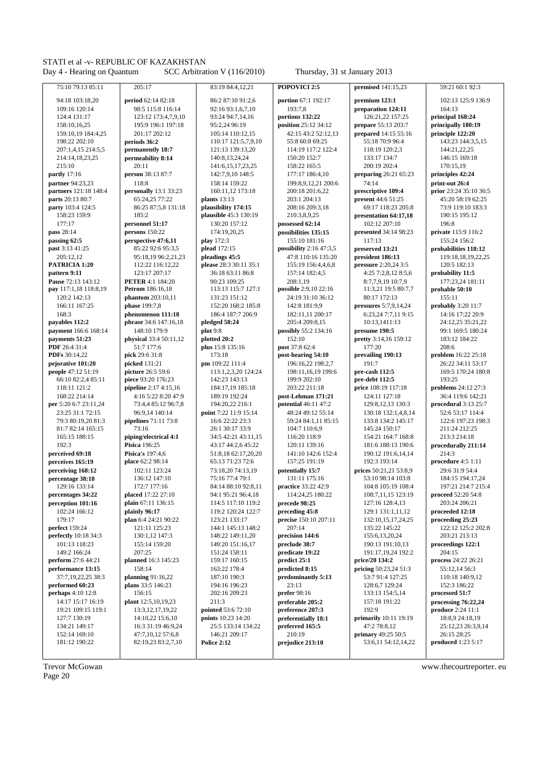75:10 79:13 85:11
94:18 103:18,20
109:16 120:14
124:4 131:17
158:10,16,25
159:10,19 184:4,25
198:22 202:10
207:1,4,15 214:5,5
214:14,18,23,25
215:10

**partly** 17:16
**partner** 94:23,23
**partners** 121:18 148:4
**parts** 20:13 80:7
**party** 103:4 124:5
158:23 159:9
177:17
**pass** 28:14
**passing 62:5**
**past** 3:13 41:25
205:12,12
**PATRICIA 1:20**
**pattern 9:11**
**Pause** 72:13 143:12
**pay** 117:1,18 118:8,19
120:2 142:13
166:11 167:25
168:3
**payables 112:2**
**payment** 166:6 168:14
**payments 51:23**
**PDF** 26:4 31:4
**PDFs** 30:14,22
**pejorative 101:20**
**people** 47:12 51:19
66:10 82:2,4 85:11
118:11 121:2
168:22 214:14
**per** 5:20 6:7 23:11,24
23:25 31:1 72:15
79:3 80:19,20 81:3
81:7 82:14 165:15
165:15 188:15
192:3
**perceived 69:18**
**perceives 165:19**
**perceiving 168:12**
**percentage 38:18**
129:16 133:14
**percentages 34:22**
**perception 101:16**
102:24 166:12
179:17
**perfect** 159:24
**perfectly** 10:18 34:3
101:13 118:23
149:2 166:24
**perform** 27:6 44:21
**performance 13:15**
37:7,19,22,25 38:3
**performed 60:23**
**perhaps** 4:10 12:8
14:17 15:17 16:19
19:21 109:15 119:1
127:7 130:19
134:21 149:17
152:14 169:10
181:12 190:22

205:17
**period** 62:14 82:18
98:5 115:8 116:14
123:12 173:4,7,9,10
195:9 196:1 197:18
201:17 202:12
**periods 36:2**
**permanently 18:7**
**permeability 8:14**
20:11
**person** 38:13 87:7
118:8
**personally** 13:1 33:23
65:24,25 77:22
86:25 87:5,8 131:18
185:2
**personnel 51:17**
**persons** 150:22
**perspective 47:6,11**
85:22 92:6 95:3,5
95:18,19 96:2,21,23
112:22 116:12,22
123:17 207:17
**PETER** 4:1 184:20
**Petrom** 186:16,18
**phantom** 203:10,11
**phase** 199:7,8
**phenomenon 111:18**
**phrase** 34:6 147:16,18
148:10 179:9
**physical** 33:4 50:11,12
51:7 177:6
**pick** 29:6 31:8
**picked** 131:21
**picture** 26:5 59:6
**piece** 93:20 176:23
**pipeline** 2:17 4:15,16
4:16 5:22 8:20 47:9
73:4,4 85:12 96:7,8
96:9,14 140:14
**pipelines** 71:11 73:8
73:16
**piping/electrical 4:1**
**Pisica** 196:25
**Pisica's** 197:4,6
**place** 62:2 98:14
102:11 123:24
136:12 147:10
172:7 177:16
**placed** 17:22 27:10
**plain** 67:11 136:15
**plainly 96:17**
**plan** 6:4 24:21 90:22
121:11 125:23
130:1,12 147:3
155:14 159:20
207:25
**planned** 16:3 145:23
158:14
**planning** 91:16,22
**plans** 33:5 146:23
156:15
**plant** 12:5,10,19,23
13:3,12,17,19,22
14:10,22 15:6,10
16:3 31:19 46:9,24
47:7,10,12 57:6,8
82:19,23 83:2,7,10

83:19 84:4,12,21
86:2 87:10 91:2,6
92:16 93:1,6,7,10
93:24 94:7,14,16
95:2,24 96:19
105:14 110:12,15
110:17 121:5,7,9,10
121:13 139:13,20
140:8,13,24,24
141:6,15,17,23,25
142:7,9,10 148:5
158:14 159:22
160:11,12 173:18
**plants** 13:13
**plausibility 174:15**
**plausible** 45:3 130:19
130:20 157:12
174:19,20,25
**play** 172:3
**plead** 172:15
**pleadings 45:5**
**please** 28:3 30:11 35:1
36:18 63:11 86:8
90:23 109:25
113:13 115:7 127:1
131:23 151:12
152:20 168:2 185:8
186:4 187:7 206:9
**pledged 58:24**
**plot** 9:8
**plotted 20:2**
**plus** 15:8 135:16
173:18
**pm** 109:22 111:4
113:1,2,3,20 124:24
142:23 143:13
184:17,19 185:18
189:19 192:24
194:20,22 216:1
**point** 7:22 11:9 15:14
16:6 22:22 23:3
26:1 30:17 33:9
34:5 42:21 43:11,15
43:17 44:2,6 45:22
51:8,18 62:17,20,20
65:13 71:23 72:6
73:18,20 74:13,19
75:16 77:4 79:1
84:14 88:10 92:8,11
94:1 95:21 96:4,18
114:5 117:10 119:2
119:2 120:24 122:7
123:21 133:17
144:1 145:13 148:2
148:22 149:11,20
149:20 151:16,17
151:24 158:11
159:17 160:15
163:22 178:4
187:10 190:3
194:16 196:23
202:16 209:23
211:3
**pointed** 53:6 72:10
**points** 10:23 14:20
25:5 133:14 134:22
146:21 209:17
**Police 2:12**

**POPOVICI 2:5**
**portion** 67:1 192:17
193:7,8
**portions 132:22**
**position** 25:12 34:12
42:15 43:2 52:12,13
55:8 60:8 69:25
114:19 117:2 122:4
150:20 152:7
158:22 165:5
177:17 186:4,10
199:8,9,12,21 200:6
200:18 201:6,22
203:1 204:13
208:16 209:3,18
210:3,8,9,25
**possessed 62:14**
**possibilities 135:15**
155:10 181:16
**possibility** 2:16 47:3,5
47:8 110:16 135:20
155:19 156:4,4,6,8
157:14 182:4,5
208:1,19
**possible** 2:9,10 22:16
24:19 31:10 36:12
142:8 181:9,9
182:11,11 200:17
205:4 209:8,15
**possibly** 55:2 134:16
152:10
**post** 37:8 62:4
**post-hearing 54:10**
196:16,22 198:2,7
198:11,16,19 199:6
199:9 202:10
203:22 211:18
**post-Lehman 171:21**
**potential** 46:11 47:2
48:24 49:12 55:14
59:24 84:1,11 85:15
104:7 110:6,9
116:20 118:9
120:11 139:16
141:10 142:6 152:4
157:25 191:19
**potentially 15:7**
131:11 175:16
**practice** 33:22 42:9
114:24,25 180:22
**precede 98:25**
**preceding 45:8**
**precise** 150:10 207:11
207:14
**precision 144:6**
**preclude 38:7**
**predicate 19:22**
**predict 25:1**
**predicted 8:15**
**predominantly 5:13**
23:13
**prefer** 98:16
**preferable 205:2**
**preference 207:3**
**preferentially 18:1**
**preferred 165:5**
210:19
**prejudice 213:10**

**premised** 141:15,23
**premium 123:1**
**preparation 124:11**
126:21,22 157:25
**prepare** 55:13 203:7
**prepared** 14:15 55:16
55:18 70:9 96:4
118:19 120:2,3
133:17 134:7
200:19 202:4
**preparing** 26:21 65:23
74:14
**prescriptive 109:4**
**present** 44:6 51:25
69:17 118:23 205:8
**presentation 64:17,18**
102:12 207:10
**presented** 34:14 98:23
117:13
**preserved 13:21**
**president 186:13**
**pressure** 2:20,24 3:5
4:25 7:2,8,12 8:5,6
8:7,7,9,19 10:7,9
11:3,21 19:5 80:7,7
80:17 172:13
**pressures** 5:7,9,14,24
6:23,24 7:7,11 9:15
10:13,1411:13
**presume 190:5**
**pretty** 3:14,16 159:12
177:20
**prevailing 190:13**
191:7
**pre-cash 112:5**
**pre-debt 112:5**
**price** 108:19 117:18
124:11 127:18
129:8,12,13 130:3
130:18 132:1,4,8,14
133:8 134:2 145:17
145:24 150:17
154:21 164:7 168:8
181:6 188:13 190:6
190:12 191:6,14,14
192:3 193:14
**prices** 50:21,21 53:8,9
53:10 98:14 103:8
104:8 105:19 108:4
108:7,11,15 123:19
127:16 128:4,13
129:1 131:1,11,12
132:10,15,17,24,25
135:22 145:22
155:6,13,20,24
190:13 191:10,13
191:17,19,24 192:2
**price/20 134:2**
**pricing** 50:23,24 51:3
53:7 91:4 127:25
128:6,7 129:24
133:13 154:5,14
157:18 191:22
192:9
**primarily** 10:11 19:19
47:2 78:8,12
**primary** 49:25 50:5
53:6,11 54:12,14,22

59:21 60:1 92:3
102:13 125:9 136:9
164:13
**principal 168:24**
**principally 180:19**
**principle 122:20**
143:23 144:3,5,15
144:21,22,25
146:15 169:18
170:15,19
**principles 42:24**
**print-out 26:4**
**prior** 23:24 35:10 36:5
45:20 58:19 62:25
73:9 119:10 183:3
190:15 195:12
196:8
**private** 115:9 116:2
155:24 156:2
**probabilities 118:12**
119:18,18,19,22,25
120:5 182:13
**probability 11:5**
177:23,24 181:11
**probable 50:10**
155:11
**probably** 3:20 11:7
14:16 17:22 20:9
24:12,25 35:21,22
99:1 169:5 180:24
183:12 184:22
208:6
**problem** 16:22 25:18
26:22 34:11 53:17
169:5 170:24 180:8
193:25
**problems** 24:12 27:3
36:4 119:6 142:21
**procedural** 3:13 25:7
52:6 53:17 114:4
122:6 197:23 198:3
211:24 212:25
213:3 214:18
**procedurally 211:14**
214:3
**procedure** 4:5 1:11
29:6 31:9 54:4
184:15 194:17,24
197:21 214:7 215:4
**proceed** 52:20 54:8
203:24 206:21
**proceeded 12:18**
**proceeding 25:23**
122:12 125:2 202:8
203:21 213:13
**proceedings 122:1**
204:15
**process** 24:22 26:21
55:12,14 56:3
110:18 140:9,12
152:3 186:22
**processed 51:7**
**processing 76:22,24**
**produce** 2:24 11:1
18:8,9 24:18,19
25:12,23 26:3,9,14
26:15 28:25
**produced** 1:23 5:17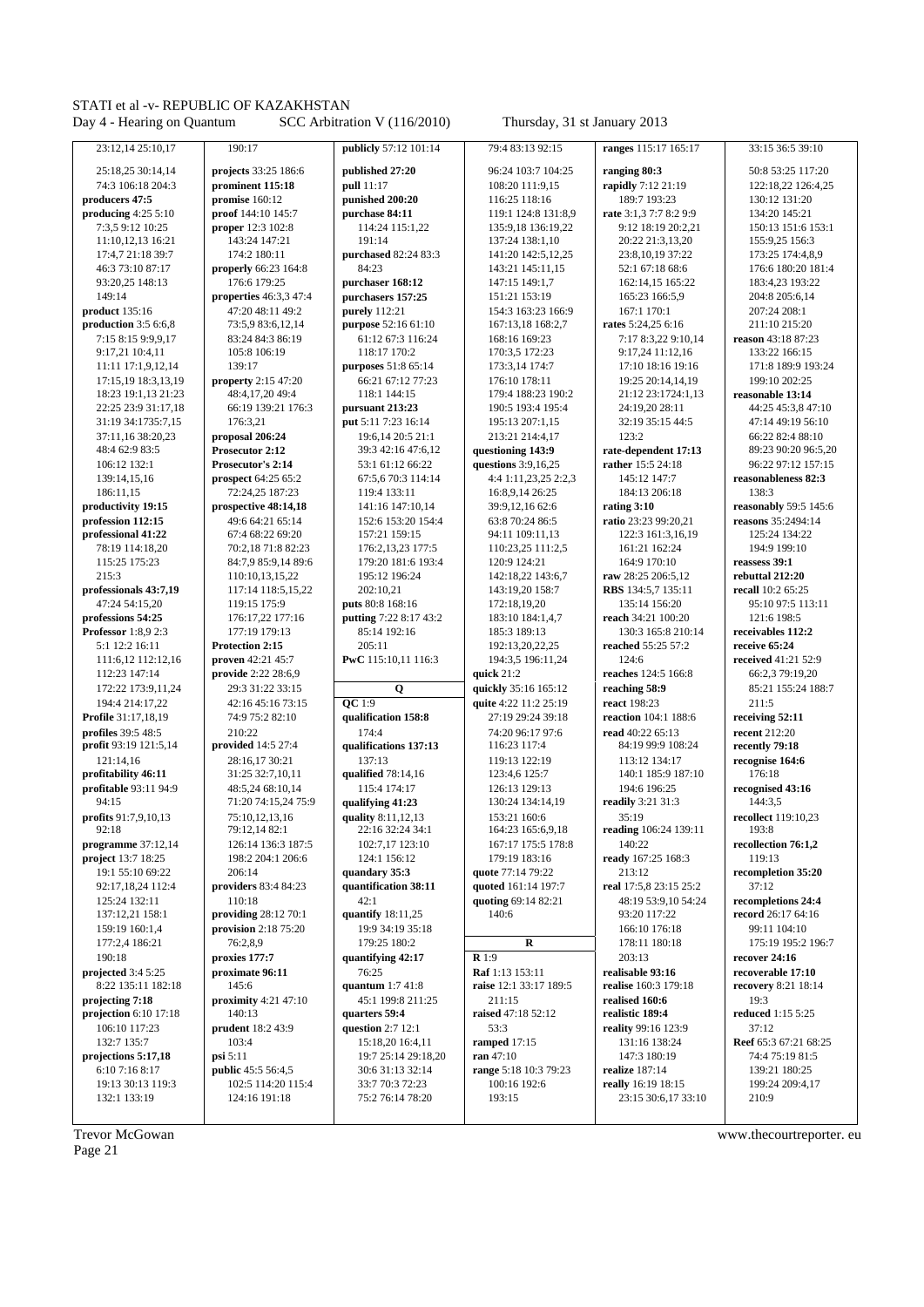23:12,14 25:10,17
25:18,25 30:14,14
74:3 106:18 204:3
**producers 47:5**
**producing** 4:25 5:10
7:3,5 9:12 10:25
11:10,12,13 16:21
17:4,7 21:18 39:7
46:3 73:10 87:17
93:20,25 148:13
149:14
**product** 135:16
**production** 3:5 6:6,8
7:15 8:15 9:9,9,17
9:17,21 10:4,11
11:11 17:1,9,12,14
17:15,19 18:3,13,19
18:23 19:1,13 21:23
22:25 23:9 31:17,18
31:19 34:1735:7,15
37:11,16 38:20,23
48:4 62:9 83:5
106:12 132:1
139:14,15,16
186:11,15
**productivity 19:15**
**profession 112:15**
**professional 41:22**
78:19 114:18,20
115:25 175:23
215:3
**professionals 43:7,19**
47:24 54:15,20
**professions 54:25**
**Professor** 1:8,9 2:3
5:1 12:2 16:11
111:6,12 112:12,16
112:23 147:14
172:22 173:9,11,24
194:4 214:17,22
**Profile** 31:17,18,19
**profiles** 39:5 48:5
**profit** 93:19 121:5,14
121:14,16
**profitability 46:11**
**profitable** 93:11 94:9
94:15
**profits** 91:7,9,10,13
92:18
**programme** 37:12,14
**project** 13:7 18:25
19:1 55:10 69:22
92:17,18,24 112:4
125:24 132:11
137:12,21 158:1
159:19 160:1,4
177:2,4 186:21
190:18
**projected** 3:4 5:25
8:22 135:11 182:18
**projecting 7:18**
**projection** 6:10 17:18
106:10 117:23
132:7 135:7
**projections 5:17,18**
6:10 7:16 8:17
19:13 30:13 119:3
132:1 133:19

190:17
**projects** 33:25 186:6
**prominent 115:18**
**promise** 160:12
**proof** 144:10 145:7
**proper** 12:3 102:8
143:24 147:21
174:2 180:11
**properly** 66:23 164:8
176:6 179:25
**properties** 46:3,3 47:4
47:20 48:11 49:2
73:5,9 83:6,12,14
83:24 84:3 86:19
105:8 106:19
139:17
**property** 2:15 47:20
48:4,17,20 49:4
66:19 139:21 176:3
176:3,21
**proposal 206:24**
**Prosecutor 2:12**
**Prosecutor's 2:14**
**prospect** 64:25 65:2
72:24,25 187:23
**prospective 48:14,18**
49:6 64:21 65:14
67:4 68:22 69:20
70:2,18 71:8 82:23
84:7,9 85:9,14 89:6
110:10,13,15,22
117:14 118:5,15,22
119:15 175:9
176:17,22 177:16
177:19 179:13
**Protection 2:15**
**proven** 42:21 45:7
**provide** 2:22 28:6,9
29:3 31:22 33:15
42:16 45:16 73:15
74:9 75:2 82:10
210:22
**provided** 14:5 27:4
28:16,17 30:21
31:25 32:7,10,11
48:5,24 68:10,14
71:20 74:15,24 75:9
75:10,12,13,16
79:12,14 82:1
126:14 136:3 187:5
198:2 204:1 206:6
206:14
**providers** 83:4 84:23
110:18
**providing** 28:12 70:1
**provision** 2:18 75:20
76:2,8,9
**proxies 177:7**
**proximate 96:11**
145:6
**proximity** 4:21 47:10
140:13
**prudent** 18:2 43:9
103:4
**psi** 5:11
**public** 45:5 56:4,5
102:5 114:20 115:4
124:16 191:18

**publicly** 57:12 101:14
**published 27:20**
**pull** 11:17
**punished 200:20**
**purchase 84:11**
114:24 115:1,22
191:14
**purchased** 82:24 83:3
84:23
**purchaser 168:12**
**purchasers 157:25**
**purely** 112:21
**purpose** 52:16 61:10
61:12 67:3 116:24
118:17 170:2
**purposes** 51:8 65:14
66:21 67:12 77:23
118:1 144:15
**pursuant 213:23**
**put** 5:11 7:23 16:14
19:6,14 20:5 21:1
39:3 42:16 47:6,12
53:1 61:12 66:22
67:5,6 70:3 114:14
119:4 133:11
141:16 147:10,14
152:6 153:20 154:4
157:21 159:15
176:2,13,23 177:5
179:20 181:6 193:4
195:12 196:24
202:10,21
**puts** 80:8 168:16
**putting** 7:22 8:17 43:2
85:14 192:16
205:11
**PwC** 115:10,11 116:3

**Q**

**QC** 1:9
**qualification 158:8**
174:4
**qualifications 137:13**
137:13
**qualified** 78:14,16
115:4 174:17
**qualifying 41:23**
**quality** 8:11,12,13
22:16 32:24 34:1
102:7,17 123:10
124:1 156:12
**quandary 35:3**
**quantification 38:11**
42:1
**quantify** 18:11,25
19:9 34:19 35:18
179:25 180:2
**quantifying 42:17**
76:25
**quantum** 1:7 41:8
45:1 199:8 211:25
**quarters 59:4**
**question** 2:7 12:1
15:18,20 16:4,11
19:7 25:14 29:18,20
30:6 31:13 32:14
33:7 70:3 72:23
75:2 76:14 78:20

79:4 83:13 92:15
96:24 103:7 104:25
108:20 111:9,15
116:25 118:16
119:1 124:8 131:8,9
135:9,18 136:19,22
137:24 138:1,10
141:20 142:5,12,25
143:21 145:11,15
147:15 149:1,7
151:21 153:19
154:3 163:23 166:9
167:13,18 168:2,7
168:16 169:23
170:3,5 172:23
173:3,14 174:7
176:10 178:11
179:4 188:23 190:2
190:5 193:4 195:4
195:13 207:1,15
213:21 214:4,17
**questioning 143:9**
**questions** 3:9,16,25
4:4 1:11,23,25 2:2,3
16:8,9,14 26:25
39:9,12,16 62:6
63:8 70:24 86:5
94:11 109:11,13
110:23,25 111:2,5
120:9 124:21
142:18,22 143:6,7
143:19,20 158:7
172:18,19,20
183:10 184:1,4,7
185:3 189:13
192:13,20,22,25
194:3,5 196:11,24
**quick** 21:2
**quite** 4:22 11:2 25:19
27:19 29:24 39:18
74:20 96:17 97:6
116:23 117:4
119:13 122:19
123:4,6 125:7
126:13 129:13
130:24 134:14,19
153:21 160:6
164:23 165:6,9,18
167:17 175:5 178:8
179:19 183:16
**quote** 77:14 79:22
**quoted** 161:14 197:7
**quoting** 69:14 82:21
140:6

**R**

**R** 1:9
**Raf** 1:13 153:11
**raise** 12:1 33:17 189:5
211:15
**raised** 47:18 52:12
53:3
**ramped** 17:15
**ran** 47:10
**range** 5:18 10:3 79:23
100:16 192:6
193:15

**ranges** 115:17 165:17
**ranging 80:3**
**rapidly** 7:12 21:19
189:7 193:23
**rate** 3:1,3 7:7 8:2 9:9
9:12 18:19 20:2,21
20:22 21:3,13,20
23:8,10,19 37:22
52:1 67:18 68:6
162:14,15 165:22
165:23 166:5,9
167:1 170:1
**rates** 5:24,25 6:16
7:17 8:3,22 9:10,14
9:17,24 11:12,16
17:10 18:16 19:16
19:25 20:14,14,19
21:12 23:1724:1,13
24:19,20 28:11
32:19 35:15 44:5
123:2
**rate-dependent 17:13**
**rather** 15:5 24:18
145:12 147:7
184:13 206:18
**rating 3:10**
**ratio** 23:23 99:20,21
122:3 161:3,16,19
161:21 162:24
164:9 170:10
**raw** 28:25 206:5,12
**RBS** 134:5,7 135:11
135:14 156:20
**reach** 34:21 100:20
130:3 165:8 210:14
**reached** 55:25 57:2
124:6
**reaches** 124:5 166:8
**reaching 58:9**
**react** 198:23
**reaction** 104:1 188:6
**read** 40:22 65:13
84:19 99:9 108:24
113:12 134:17
140:1 185:9 187:10
194:6 196:25
**readily** 3:21 31:3
35:19
**reading** 106:24 139:11
140:22
**ready** 167:25 168:3
213:12
**real** 17:5,8 23:15 25:2
48:19 53:9,10 54:24
93:20 117:22
166:10 176:18
178:11 180:18
203:13
**realisable 93:16**
**realise** 160:3 179:18
**realised 160:6**
**realistic 189:4**
**reality** 99:16 123:9
131:16 138:24
147:3 180:19
**realize** 187:14
**really** 16:19 18:15
23:15 30:6,17 33:10

33:15 36:5 39:10
50:8 53:25 117:20
122:18,22 126:4,25
130:12 131:20
134:20 145:21
150:13 151:6 153:1
155:9,25 156:3
173:25 174:4,8,9
176:6 180:20 181:4
183:4,23 193:22
204:8 205:6,14
207:24 208:1
211:10 215:20
**reason** 43:18 87:23
133:22 166:15
171:8 189:9 193:24
199:10 202:25
**reasonable 13:14**
44:25 45:3,8 47:10
47:14 49:19 56:10
66:22 82:4 88:10
89:23 90:20 96:5,20
96:22 97:12 157:15
**reasonableness 82:3**
138:3
**reasonably** 59:5 145:6
**reasons** 35:2494:14
125:24 134:22
194:9 199:10
**reassess 39:1**
**rebuttal 212:20**
**recall** 10:2 65:25
95:10 97:5 113:11
121:6 198:5
**receivables 112:2**
**receive 65:24**
**received** 41:21 52:9
66:2,3 79:19,20
85:21 155:24 188:7
211:5
**receiving 52:11**
**recent** 212:20
**recently 79:18**
**recognise 164:6**
176:18
**recognised 43:16**
144:3,5
**recollect** 119:10,23
193:8
**recollection 76:1,2**
119:13
**recompletion 35:20**
37:12
**recompletions 24:4**
**record** 26:17 64:16
99:11 104:10
175:19 195:2 196:7
**recover 24:16**
**recoverable 17:10**
**recovery** 8:21 18:14
19:3
**reduced** 1:15 5:25
37:12
**Reef** 65:3 67:21 68:25
74:4 75:19 81:5
139:21 180:25
199:24 209:4,17
210:9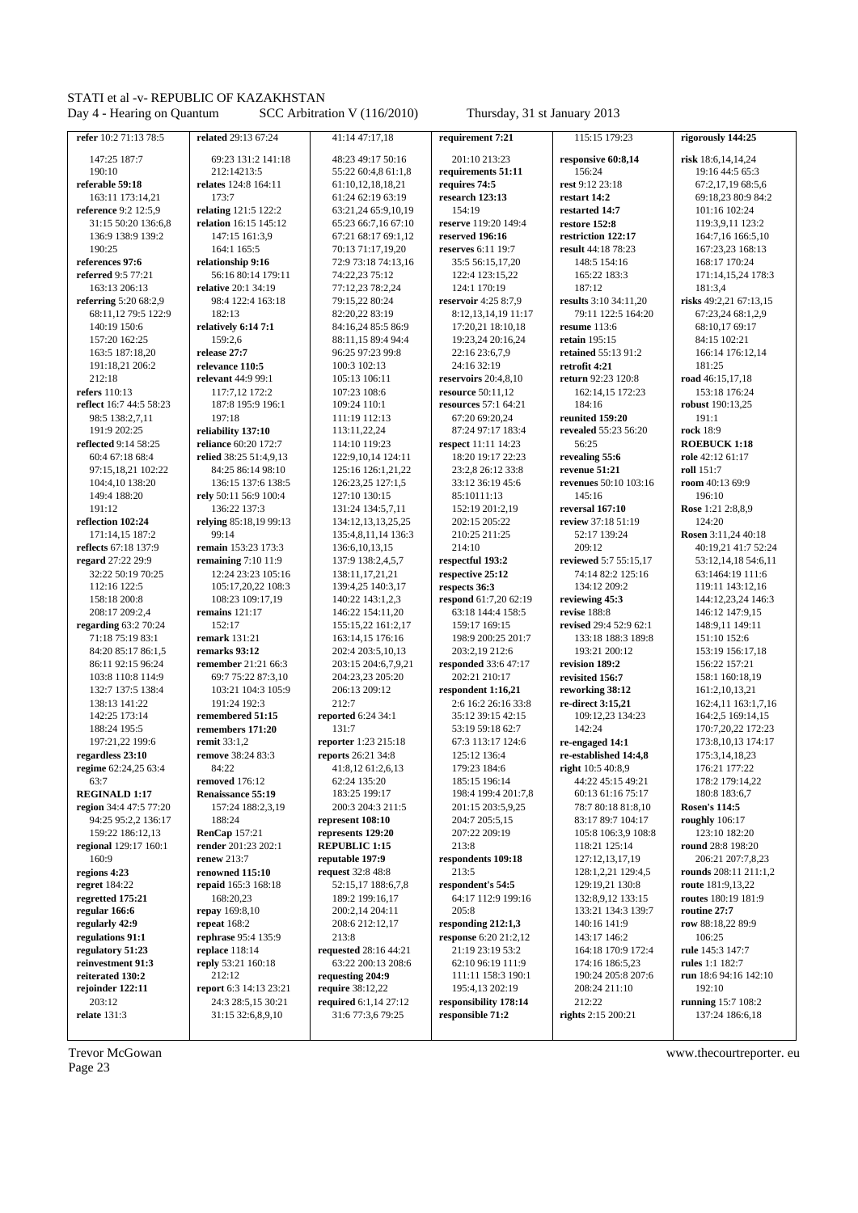**refer** 10:2 71:13 78:5
147:25 187:7
190:10
**referable 59:18**
163:11 173:14,21
**reference** 9:2 12:5,9
31:15 50:20 136:6,8
136:9 138:9 139:2
190:25
**references 97:6**
**referred** 9:5 77:21
163:13 206:13
**referring** 5:20 68:2,9
68:11,12 79:5 122:9
140:19 150:6
157:20 162:25
163:5 187:18,20
191:18,21 206:2
212:18
**refers** 110:13
**reflect** 16:7 44:5 58:23
98:5 138:2,7,11
191:9 202:25
**reflected** 9:14 58:25
60:4 67:18 68:4
97:15,18,21 102:22
104:4,10 138:20
149:4 188:20
191:12
**reflection 102:24**
171:14,15 187:2
**reflects** 67:18 137:9
**regard** 27:22 29:9
32:22 50:19 70:25
112:16 122:5
158:18 200:8
208:17 209:2,4
**regarding** 63:2 70:24
71:18 75:19 83:1
84:20 85:17 86:1,5
86:11 92:15 96:24
103:8 110:8 114:9
132:7 137:5 138:4
138:13 141:22
142:25 173:14
188:24 195:5
197:21,22 199:6
**regardless 23:10**
**regime** 62:24,25 63:4
63:7
**REGINALD 1:17**
**region** 34:4 47:5 77:20
94:25 95:2,2 136:17
159:22 186:12,13
**regional** 129:17 160:1
160:9
**regions 4:23**
**regret** 184:22
**regretted 175:21**
**regular 166:6**
**regularly 42:9**
**regulations 91:1**
**regulatory 51:23**
**reinvestment 91:3**
**reiterated 130:2**
**rejoinder 122:11**
203:12
**relate** 131:3

**related** 29:13 67:24
69:23 131:2 141:18
212:14213:5
**relates** 124:8 164:11
173:7
**relating** 121:5 122:2
**relation** 16:15 145:12
147:15 161:3,9
164:1 165:5
**relationship 9:16**
56:16 80:14 179:11
**relative** 20:1 34:19
98:4 122:4 163:18
182:13
**relatively 6:14 7:1**
159:2,6
**release 27:7**
**relevance 110:5**
**relevant** 44:9 99:1
117:7,12 172:2
187:8 195:9 196:1
197:18
**reliability 137:10**
**reliance** 60:20 172:7
**relied** 38:25 51:4,9,13
84:25 86:14 98:10
136:15 137:6 138:5
**rely** 50:11 56:9 100:4
136:22 137:3
**relying** 85:18,19 99:13
99:14
**remain** 153:23 173:3
**remaining** 7:10 11:9
12:24 23:23 105:16
105:17,20,22 108:3
108:23 109:17,19
**remains** 121:17
152:17
**remark** 131:21
**remarks 93:12**
**remember** 21:21 66:3
69:7 75:22 87:3,10
103:21 104:3 105:9
191:24 192:3
**remembered 51:15**
**remembers 171:20**
**remit** 33:1,2
**remove** 38:24 83:3
84:22
**removed** 176:12
**Renaissance 55:19**
157:24 188:2,3,19
188:24
**RenCap** 157:21
**render** 201:23 202:1
**renew** 213:7
**renowned 115:10**
**repaid** 165:3 168:18
168:20,23
**repay** 169:8,10
**repeat** 168:2
**rephrase** 95:4 135:9
**replace** 118:14
**reply** 53:21 160:18
212:12
**report** 6:3 14:13 23:21
24:3 28:5,15 30:21
31:15 32:6,8,9,10

41:14 47:17,18
48:23 49:17 50:16
55:22 60:4,8 61:1,8
61:10,12,18,18,21
61:24 62:19 63:19
63:21,24 65:9,10,19
65:23 66:7,16 67:10
67:21 68:17 69:1,12
70:13 71:17,19,20
72:9 73:18 74:13,16
74:22,23 75:12
77:12,23 78:2,24
79:15,22 80:24
82:20,22 83:19
84:16,24 85:5 86:9
88:11,15 89:4 94:4
96:25 97:23 99:8
100:3 102:13
105:13 106:11
107:23 108:6
109:24 110:1
111:19 112:13
113:11,22,24
114:10 119:23
122:9,10,14 124:11
125:16 126:1,21,22
126:23,25 127:1,5
127:10 130:15
131:24 134:5,7,11
134:12,13,13,25,25
135:4,8,11,14 136:3
136:6,10,13,15
137:9 138:2,4,5,7
138:11,17,21,21
139:4,25 140:3,17
140:22 143:1,2,3
146:22 154:11,20
155:15,22 161:2,17
163:14,15 176:16
202:4 203:5,10,13
203:15 204:6,7,9,21
204:23,23 205:20
206:13 209:12
212:7
**reported** 6:24 34:1
131:7
**reporter** 1:23 215:18
**reports** 26:21 34:8
41:8,12 61:2,6,13
62:24 135:20
183:25 199:17
200:3 204:3 211:5
**represent 108:10**
**represents 129:20**
**REPUBLIC 1:15**
**reputable 197:9**
**request** 32:8 48:8
52:15,17 188:6,7,8
189:2 199:16,17
200:2,14 204:11
208:6 212:12,17
213:8
**requested** 28:16 44:21
63:22 200:13 208:6
**requesting 204:9**
**require** 38:12,22
**required** 6:1,14 27:12
31:6 77:3,6 79:25

**requirement 7:21**
201:10 213:23
**requirements 51:11**
**requires 74:5**
**research 123:13**
154:19
**reserve** 119:20 149:4
**reserved 196:16**
**reserves** 6:11 19:7
35:5 56:15,17,20
122:4 123:15,22
124:1 170:19
**reservoir** 4:25 8:7,9
8:12,13,14,19 11:17
17:20,21 18:10,18
19:23,24 20:16,24
22:16 23:6,7,9
24:16 32:19
**reservoirs** 20:4,8,10
**resource** 50:11,12
**resources** 57:1 64:21
67:20 69:20,24
87:24 97:17 183:4
**respect** 11:11 14:23
18:20 19:17 22:23
23:2,8 26:12 33:8
33:12 36:19 45:6
85:10111:13
152:19 201:2,19
202:15 205:22
210:25 211:25
214:10
**respectful 193:2**
**respective 25:12**
**respects 36:3**
**respond** 61:7,20 62:19
63:18 144:4 158:5
159:17 169:15
198:9 200:25 201:7
203:2,19 212:6
**responded** 33:6 47:17
202:21 210:17
**respondent 1:16,21**
2:6 16:2 26:16 33:8
35:12 39:15 42:15
53:19 59:18 62:7
67:3 113:17 124:6
125:12 136:4
179:23 184:6
185:15 196:14
198:4 199:4 201:7,8
201:15 203:5,9,25
204:7 205:5,15
207:22 209:19
213:8
**respondents 109:18**
213:5
**respondent's 54:5**
64:17 112:9 199:16
205:8
**responding 212:1,3**
**response** 6:20 21:2,12
21:19 23:19 53:2
62:10 96:19 111:9
111:11 158:3 190:1
195:4,13 202:19
**responsibility 178:14**
**responsible 71:2**

115:15 179:23
**responsive 60:8,14**
156:24
**rest** 9:12 23:18
**restart 14:2**
**restarted 14:7**
**restore 152:8**
**restriction 122:17**
**result** 44:18 78:23
148:5 154:16
165:22 183:3
187:12
**results** 3:10 34:11,20
79:11 122:5 164:20
**resume** 113:6
**retain** 195:15
**retained** 55:13 91:2
**retrofit 4:21**
**return** 92:23 120:8
162:14,15 172:23
184:16
**reunited 159:20**
**revealed** 55:23 56:20
56:25
**revealing 55:6**
**revenue 51:21**
**revenues** 50:10 103:16
145:16
**reversal 167:10**
**review** 37:18 51:19
52:17 139:24
209:12
**reviewed** 5:7 55:15,17
74:14 82:2 125:16
134:12 209:2
**reviewing 45:3**
**revise** 188:8
**revised** 29:4 52:9 62:1
133:18 188:3 189:8
193:21 200:12
**revision 189:2**
**revisited 156:7**
**reworking 38:12**
**re-direct 3:15,21**
109:12,23 134:23
142:24
**re-engaged 14:1**
**re-established 14:4,8**
**right** 10:5 40:8,9
44:22 45:15 49:21
60:13 61:16 75:17
78:7 80:18 81:8,10
83:17 89:7 104:17
105:8 106:3,9 108:8
118:21 125:14
127:12,13,17,19
128:1,2,21 129:4,5
129:19,21 130:8
132:8,9,12 133:15
133:21 134:3 139:7
140:16 141:9
143:17 146:2
164:18 170:9 172:4
174:16 186:5,23
190:24 205:8 207:6
208:24 211:10
212:22
**rights** 2:15 200:21

**rigorously 144:25**
**risk** 18:6,14,14,24
19:16 44:5 65:3
67:2,17,19 68:5,6
69:18,23 80:9 84:2
101:16 102:24
119:3,9,11 123:2
164:7,16 166:5,10
167:23,23 168:13
168:17 170:24
171:14,15,24 178:3
181:3,4
**risks** 49:2,21 67:13,15
67:23,24 68:1,2,9
68:10,17 69:17
84:15 102:21
166:14 176:12,14
181:25
**road** 46:15,17,18
153:18 176:24
**robust** 190:13,25
191:1
**rock** 18:9
**ROEBUCK 1:18**
**role** 42:12 61:17
**roll** 151:7
**room** 40:13 69:9
196:10
**Rose** 1:21 2:8,8,9
124:20
**Rosen** 3:11,24 40:18
40:19,21 41:7 52:24
53:12,14,18 54:6,11
63:1464:19 111:6
119:11 143:12,16
144:12,23,24 146:3
146:12 147:9,15
148:9,11 149:11
151:10 152:6
153:19 156:17,18
156:22 157:21
158:1 160:18,19
161:2,10,13,21
162:4,11 163:1,7,16
164:2,5 169:14,15
170:7,20,22 172:23
173:8,10,13 174:17
175:3,14,18,23
176:21 177:22
178:2 179:14,22
180:8 183:6,7
**Rosen's 114:5**
**roughly** 106:17
123:10 182:20
**round** 28:8 198:20
206:21 207:7,8,23
**rounds** 208:11 211:1,2
**route** 181:9,13,22
**routes** 180:19 181:9
**routine 27:7**
**row** 88:18,22 89:9
106:25
**rule** 145:3 147:7
**rules** 1:1 182:7
**run** 18:6 94:16 142:10
192:10
**running** 15:7 108:2
137:24 186:6,18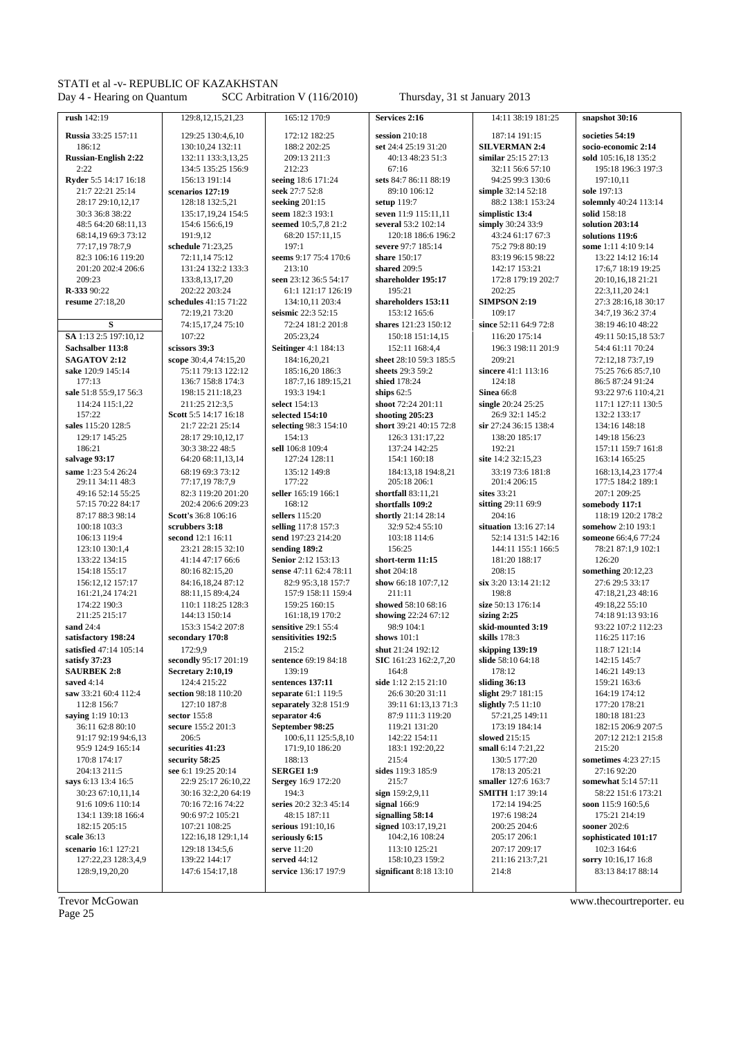rush 142:19
Russia 33:25 157:11 186:12
Russian-English 2:22 2:22
Ryder 5:5 14:17 16:18 21:7 22:21 25:14 28:17 29:10,12,17 30:3 36:8 38:22 48:5 64:20 68:11,13 68:14,19 69:3 73:12 77:17,19 78:7,9 82:3 106:16 119:20 201:20 202:4 206:6 209:23
R-333 90:22
resume 27:18,20

**S**

SA 1:13 2:5 197:10,12
Sachsalber 113:8
SAGATOV 2:12
sake 120:9 145:14 177:13
sale 51:8 55:9,17 56:3 114:24 115:1,22 157:22
sales 115:20 128:5 129:17 145:25 186:21
salvage 93:17
same 1:23 5:4 26:24 29:11 34:11 48:3 49:16 52:14 55:25 57:15 70:22 84:17 87:17 88:3 98:14 100:18 103:3 106:13 119:4 123:10 130:1,4 133:22 134:15 154:18 155:17 156:12,12 157:17 161:21,24 174:21 174:22 190:3 211:25 215:17
sand 24:4
satisfactory 198:24
satisfied 47:14 105:14
satisfy 37:23
SAURBEK 2:8
saved 4:14
saw 33:21 60:4 112:4 112:8 156:7
saying 1:19 10:13 36:11 62:8 80:10 91:17 92:19 94:6,13 95:9 124:9 165:14 170:8 174:17 204:13 211:5
says 6:13 13:4 16:5 30:23 67:10,11,14 91:6 109:6 110:14 134:1 139:18 166:4 182:15 205:15
scale 36:13
scenario 16:1 127:21 127:22,23 128:3,4,9 128:9,19,20,20
129:8,12,15,21,23 129:25 130:4,6,10 130:10,24 132:11 132:11 133:3,13,25 134:5 135:25 156:9 156:13 191:14
scenarios 127:19 128:18 132:5,21 135:17,19,24 154:5 154:6 156:6,19 191:9,12
schedule 71:23,25 72:11,14 75:12 131:24 132:2 133:3 133:8,13,17,20 202:22 203:24
schedules 41:15 71:22 72:19,21 73:20 74:15,17,24 75:10 107:22
scissors 39:3
scope 30:4,4 74:15,20 75:11 79:13 122:12 136:7 158:8 174:3 198:15 211:18,23 211:25 212:3,5
Scott 5:5 14:17 16:18 21:7 22:21 25:14 28:17 29:10,12,17 30:3 38:22 48:5 64:20 68:11,13,14 68:19 69:3 73:12 77:17,19 78:7,9 82:3 119:20 201:20 202:4 206:6 209:23
Scott's 36:8 106:16
scrubbers 3:18
second 12:1 16:11 23:21 28:15 32:10 41:14 47:17 66:6 80:16 82:15,20 84:16,18,24 87:12 88:11,15 89:4,24 110:1 118:25 128:3 144:13 150:14 153:3 154:2 207:8
secondary 170:8 172:9,9
secondly 95:17 201:19
Secretary 2:10,19 124:4 215:22
section 98:18 110:20 127:10 187:8
sector 155:8
secure 155:2 201:3 206:5
securities 41:23
security 58:25
see 6:1 19:25 20:14 22:9 25:17 26:10,22 30:16 32:2,20 64:19 70:16 72:16 74:22 90:6 97:2 105:21 107:21 108:25 122:16,18 129:1,14 129:18 134:5,6 139:22 144:17 147:6 154:17,18
165:12 170:9
172:12 182:25 188:2 202:25 209:13 211:3 212:23
seeing 18:6 171:24
seek 27:7 52:8
seeking 201:15
seem 182:3 193:1
seemed 10:5,7,8 21:2 68:20 157:11,15 197:1
seems 9:17 75:4 170:6 213:10
seen 23:12 36:5 54:17 61:1 121:17 126:19 134:10,11 203:4
seismic 22:3 52:15 72:24 181:2 201:8 205:23,24
Seitinger 4:1 184:13 184:16,20,21 185:16,20 186:3 187:7,16 189:15,21 193:3 194:1
select 154:13
selected 154:10
selecting 98:3 154:10 154:13
sell 106:8 109:4 127:24 128:11 135:12 149:8 177:22
seller 165:19 166:1 168:12
sellers 115:20
selling 117:8 157:3
send 197:23 214:20
sending 189:2
Senior 2:12 153:13
sense 47:11 62:4 78:11 82:9 95:3,18 157:9 157:9 158:11 159:4 159:25 160:15 161:18,19 170:2
sensitive 29:1 55:4
sensitivities 192:5 215:2
sentence 69:19 84:18 139:19
sentences 137:11
separate 61:1 119:5
separately 32:8 151:9
separator 4:6
September 98:25 100:6,11 125:5,8,10 171:9,10 186:20 188:13
SERGEI 1:9
Sergey 16:9 172:20 194:3
series 20:2 32:3 45:14 48:15 187:11
serious 191:10,16
seriously 6:15
serve 11:20
served 44:12
service 136:17 197:9
Services 2:16
session 210:18
set 24:4 25:19 31:20 40:13 48:23 51:3 67:16
sets 84:7 86:11 88:19 89:10 106:12
setup 119:7
seven 11:9 115:11,11
several 53:2 102:14 120:18 186:6 196:2 195:21
severe 97:7 185:14
share 150:17
shared 209:5
shareholder 195:17
shareholders 153:11 153:12 165:6
shares 121:23 150:12 150:18 151:14,15 152:11 168:4,4
sheet 28:10 59:3 185:5
sheets 29:3 59:2
shied 178:24
ships 62:5
shoot 72:24 201:11
shooting 205:23
short 39:21 40:15 72:8 126:3 131:17,22 137:24 142:25 154:1 160:18 184:13,18 194:8,21 205:18 206:1
shortfall 83:11,21
shortfalls 109:2
shortly 21:14 28:14 32:9 52:4 55:10 103:18 114:6 156:25
short-term 11:15
shot 204:18
show 66:18 107:7,12 211:11
showed 58:10 68:16
showing 22:24 67:12 98:9 104:1
shows 101:1
shut 21:24 192:12
SIC 161:23 162:2,7,20 164:8
side 1:12 2:15 21:10 26:6 30:20 31:11 39:11 61:13,13 71:3 87:9 111:3 119:20 119:21 131:20 142:22 154:11 183:1 192:20,22 215:4
sides 119:3 185:9 215:7
sign 159:2,9,11
signal 166:9
signalling 58:14
signed 103:17,19,21 104:2,16 108:24 113:10 125:21 158:10,23 159:2
significant 8:18 13:10
14:11 38:19 181:25
187:14 191:15
SILVERMAN 2:4
similar 25:15 27:13 32:11 56:6 57:10 94:25 99:3 130:6
simple 32:14 52:18 88:2 138:1 153:24
simplistic 13:4
simply 30:24 33:9 43:24 61:17 67:3 75:2 79:8 80:19 83:19 96:15 98:22 142:17 153:21 172:8 179:19 202:7 202:25
SIMPSON 2:19 109:17
since 52:11 64:9 72:8 116:20 175:14 196:3 198:11 201:9 209:21
sincere 41:1 113:16 124:18
Sinea 66:8
single 20:24 25:25 26:9 32:1 145:2
sir 27:24 36:15 138:4 138:20 185:17 192:21
site 14:2 32:15,23 33:19 73:6 181:8 201:4 206:15
sites 33:21
sitting 29:11 69:9 204:16
situation 13:16 27:14 52:14 131:5 142:16 144:11 155:1 166:5 181:20 188:17 208:15
six 3:20 13:14 21:12 198:8
size 50:13 176:14
sizing 2:25
skid-mounted 3:19
skills 178:3
skipping 139:19
slide 58:10 64:18 178:12
sliding 36:13
slight 29:7 181:15
slightly 7:5 11:10 57:21,25 149:11 173:19 184:14
slowed 215:15
small 6:14 7:21,22 130:5 177:20 178:13 205:21
smaller 127:6 163:7
SMITH 1:17 39:14 172:14 194:25 197:6 198:24 200:25 204:6 205:17 206:1 207:17 209:17 211:16 213:7,21 214:8
snapshot 30:16
societies 54:19
socio-economic 2:14
sold 105:16,18 135:2 195:18 196:3 197:3 197:10,11
sole 197:13
solemnly 40:24 113:14
solid 158:18
solution 203:14
solutions 119:6
some 1:11 4:10 9:14 13:22 14:12 16:14 17:6,7 18:19 19:25 20:10,16,18 21:21 22:3,11,20 24:1 27:3 28:16,18 30:17 34:7,19 36:2 37:4 38:19 46:10 48:22 49:11 50:15,18 53:7 54:4 61:11 70:24 72:12,18 73:7,19 75:25 76:6 85:7,10 86:5 87:24 91:24 93:22 97:6 110:4,21 117:1 127:11 130:5 132:2 133:17 134:16 148:18 149:18 156:23 157:11 159:7 161:8 163:14 165:25 168:13,14,23 177:4 177:5 184:2 189:1 207:1 209:25
somebody 117:1 118:19 120:1 178:2
somehow 2:10 193:1
someone 66:4,6 77:24 78:21 87:1,9 102:1 126:20
something 20:12,23 27:6 29:5 33:16 47:18,21,23 48:16 49:18,22 55:10 74:18 91:13 93:16 93:22 107:2 112:23 116:25 117:16 118:7 121:14 142:15 145:7 146:21 149:13 159:21 163:6 164:19 174:12 177:20 178:21 180:18 181:23 182:15 206:9 207:5 207:12 212:1 215:8 215:20
sometimes 4:23 27:15 27:16 92:20
somewhat 5:14 57:11 58:22 151:6 173:21
soon 115:9 160:5,6 175:21 214:19
sooner 202:6
sophisticated 101:17 102:3 164:6
sorry 10:16,17 16:8 83:13 84:17 88:14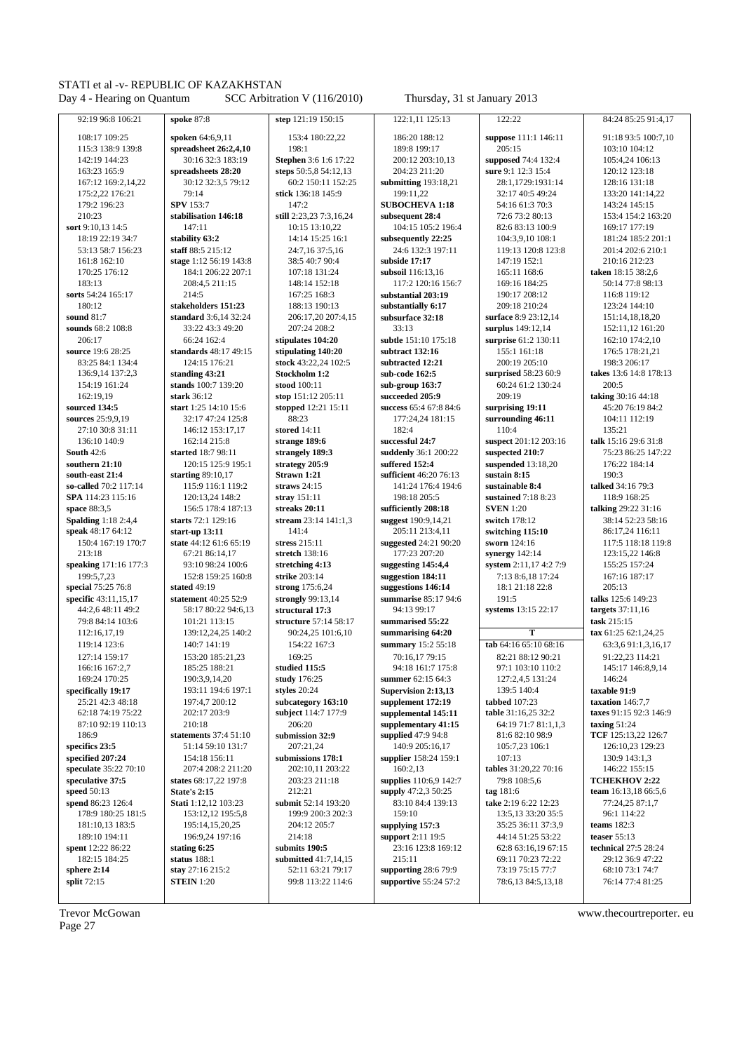92:19 96:8 106:21
108:17 109:25
115:3 138:9 139:8
142:19 144:23
163:23 165:9
167:12 169:2,14,22
175:2,22 176:21
179:2 196:23
210:23
**sort** 9:10,13 14:5
18:19 22:19 34:7
53:13 58:7 156:23
161:8 162:10
170:25 176:12
183:13
**sorts** 54:24 165:17
180:12
**sound** 81:7
**sounds** 68:2 108:8
206:17
**source** 19:6 28:25
83:25 84:1 134:4
136:9,14 137:2,3
154:19 161:24
162:19,19
**sourced** 134:5
**sources** 25:9,9,19
27:10 30:8 31:11
136:10 140:9
**South** 42:6
**southern** 21:10
**south-east** 21:4
**so-called** 70:2 117:14
**SPA** 114:23 115:16
**space** 88:3,5
**Spalding** 1:18 2:4,4
**speak** 48:17 64:12
150:4 167:19 170:7
213:18
**speaking** 171:16 177:3
199:5,7,23
**special** 75:25 76:8
**specific** 43:11,15,17
44:2,6 48:11 49:2
79:8 84:14 103:6
112:16,17,19
119:14 123:6
127:14 159:17
166:16 167:2,7
169:24 170:25
**specifically** 19:17
25:21 42:3 48:18
62:18 74:19 75:22
87:10 92:19 110:13
186:9
**specifics** 23:5
**specified** 207:24
**speculate** 35:22 70:10
**speculative** 37:5
**speed** 50:13
**spend** 86:23 126:4
178:9 180:25 181:5
181:10,13 183:5
189:10 194:11
**spent** 12:22 86:22
182:15 184:25
**sphere** 2:14
**split** 72:15

**spoke** 87:8
**spoken** 64:6,9,11
**spreadsheet 26:2,4,10**
30:16 32:3 183:19
**spreadsheets 28:20**
30:12 32:3,5 79:12
79:14
**SPV** 153:7
**stabilisation 146:18**
147:11
**stability 63:2**
**staff** 88:5 215:12
**stage** 1:12 56:19 143:8
184:1 206:22 207:1
208:4,5 211:15
214:5
**stakeholders 151:23**
**standard** 3:6,14 32:24
33:22 43:3 49:20
66:24 162:4
**standards** 48:17 49:15
124:15 176:21
**standing 43:21**
**stands** 100:7 139:20
**stark** 36:12
**start** 1:25 14:10 15:6
32:17 47:24 125:8
146:12 153:17,17
162:14 215:8
**started** 18:7 98:11
120:15 125:9 195:1
**starting** 89:10,17
115:9 116:1 119:2
120:13,24 148:2
156:5 178:4 187:13
**starts** 72:1 129:16
**start-up 13:11**
**state** 44:12 61:6 65:19
67:21 86:14,17
93:10 98:24 100:6
152:8 159:25 160:8
**stated** 49:19
**statement** 40:25 52:9
58:17 80:22 94:6,13
101:21 113:15
139:12,24,25 140:2
140:7 141:19
153:20 185:21,23
185:25 188:21
190:3,9,14,20
193:11 194:6 197:1
197:4,7 200:12
202:17 203:9
210:18
**statements** 37:4 51:10
51:14 59:10 131:7
154:18 156:11
207:4 208:2 211:20
**states** 68:17,22 197:8
**State's 2:15**
**Stati** 1:12,12 103:23
153:12,12 195:5,8
195:14,15,20,25
196:9,24 197:16
**stating 6:25**
**status** 188:1
**stay** 27:16 215:2
**STEIN** 1:20

**step** 121:19 150:15
153:4 180:22,22
198:1
**Stephen** 3:6 1:6 17:22
**steps** 50:5,8 54:12,13
60:2 150:11 152:25
**stick** 136:18 145:9
147:2
**still** 2:23,23 7:3,16,24
10:15 13:10,22
14:14 15:25 16:1
24:7,16 37:5,16
38:5 40:7 90:4
107:18 131:24
148:14 152:18
167:25 168:3
188:13 190:13
206:17,20 207:4,15
207:24 208:2
**stipulates 104:20**
**stipulating 140:20**
**stock** 43:22,24 102:5
**Stockholm 1:2**
**stood** 100:11
**stop** 151:12 205:11
**stopped** 12:21 15:11
88:23
**stored** 14:11
**strange 189:6**
**strangely 189:3**
**strategy 205:9**
**Strawn 1:21**
**straws** 24:15
**stray** 151:11
**streaks 20:11**
**stream** 23:14 141:1,3
141:4
**stress** 215:11
**stretch** 138:16
**stretching 4:13**
**strike** 203:14
**strong** 175:6,24
**strongly** 99:13,14
**structural 17:3**
**structure** 57:14 58:17
90:24,25 101:6,10
154:22 167:3
169:25
**studied 115:5**
**study** 176:25
**styles** 20:24
**subcategory 163:10**
**subject** 114:7 177:9
206:20
**submission 32:9**
207:21,24
**submissions 178:1**
202:10,11 203:22
203:23 211:18
212:21
**submit** 52:14 193:20
199:9 200:3 202:3
204:12 205:7
214:18
**submits 190:5**
**submitted** 41:7,14,15
52:11 63:21 79:17
99:8 113:22 114:6

122:1,11 125:13
186:20 188:12
189:8 199:17
200:12 203:10,13
204:23 211:20
**submitting** 193:18,21
199:11,22
**SUBOCHEVA 1:18**
**subsequent 28:4**
104:15 105:2 196:4
**subsequently 22:25**
24:6 132:3 197:11
**subside 17:17**
**subsoil** 116:13,16
117:2 120:16 156:7
**substantial 203:19**
**substantially 6:17**
**subsurface 32:18**
33:13
**subtle** 151:10 175:18
**subtract 132:16**
**subtracted 12:21**
**sub-code 162:5**
**sub-group 163:7**
**succeeded 205:9**
**success** 65:4 67:8 84:6
177:24,24 181:15
182:4
**successful 24:7**
**suddenly** 36:1 200:22
**suffered 152:4**
**sufficient** 46:20 76:13
141:24 176:4 194:6
198:18 205:5
**sufficiently 208:18**
**suggest** 190:9,14,21
205:11 213:4,11
**suggested** 24:21 90:20
177:23 207:20
**suggesting** 145:4,4
**suggestion 184:11**
**suggestions 146:14**
**summarise** 85:17 94:6
94:13 99:17
**summarised 55:22**
**summarising 64:20**
**summary** 15:2 55:18
70:16,17 79:15
94:18 161:7 175:8
**summer** 62:15 64:3
**Supervision 2:13,13**
**supplement 172:19**
**supplemental 145:11**
**supplementary 41:15**
**supplied** 47:9 94:8
140:9 205:16,17
**supplier** 158:24 159:1
160:2,13
**supplies** 110:6,9 142:7
**supply** 47:2,3 50:25
83:10 84:4 139:13
159:10
**supplying 157:3**
**support** 2:11 19:5
23:16 123:8 169:12
215:11
**supporting** 28:6 79:9
**supportive** 55:24 57:2

122:22
**suppose** 111:1 146:11
205:15
**supposed** 74:4 132:4
**sure** 9:1 12:3 15:4
28:1,1729:1931:14
32:17 40:5 49:24
54:16 61:3 70:3
72:6 73:2 80:13
82:6 83:13 100:9
104:3,9,10 108:1
119:13 120:8 123:8
147:19 152:1
165:11 168:6
169:16 184:25
190:17 208:12
209:18 210:24
**surface** 8:9 23:12,14
**surplus** 149:12,14
**surprise** 61:2 130:11
155:1 161:18
200:19 205:10
**surprised** 58:23 60:9
60:24 61:2 130:24
209:19
**surprising 19:11**
**surrounding 46:11**
110:4
**suspect** 201:12 203:16
**suspected 210:7**
**suspended** 13:18,20
**sustain 8:15**
**sustainable 8:4**
**sustained** 7:18 8:23
**SVEN** 1:20
**switch** 178:12
**switching 115:10**
**sworn** 124:16
**synergy** 142:14
**system** 2:11,17 4:2 7:9
7:13 8:6,18 17:24
18:1 21:18 22:8
191:5
**systems** 13:15 22:17

**T**

**tab** 64:16 65:10 68:16
82:21 88:12 90:21
97:1 103:10 110:2
127:2,4,5 131:24
139:5 140:4
**tabbed** 107:23
**table** 31:16,25 32:2
64:19 71:7 81:1,1,3
81:6 82:10 98:9
105:7,23 106:1
107:13
**tables** 31:20,22 70:16
79:8 108:5,6
**tag** 181:6
**take** 2:19 6:22 12:23
13:5,13 33:20 35:5
35:25 36:11 37:3,9
44:14 51:25 53:22
62:8 63:16,19 67:15
69:11 70:23 72:22
73:19 75:15 77:7
78:6,13 84:5,13,18

84:24 85:25 91:4,17
91:18 93:5 100:7,10
103:10 104:12
105:4,24 106:13
120:12 123:18
128:16 131:18
133:20 141:14,22
143:24 145:15
153:4 154:2 163:20
169:17 177:19
181:24 185:2 201:1
201:4 202:6 210:1
210:16 212:23
**taken** 18:15 38:2,6
50:14 77:8 98:13
116:8 119:12
123:24 144:10
151:14,18,18,20
152:11,12 161:20
162:10 174:2,10
176:5 178:21,21
198:3 206:17
**takes** 13:6 14:8 178:13
200:5
**taking** 30:16 44:18
45:20 76:19 84:2
104:11 112:19
135:21
**talk** 15:16 29:6 31:8
75:23 86:25 147:22
176:22 184:14
190:3
**talked** 34:16 79:3
118:9 168:25
**talking** 29:22 31:16
38:14 52:23 58:16
86:17,24 116:11
117:5 118:18 119:8
123:15,22 146:8
155:25 157:24
167:16 187:17
205:13
**talks** 125:6 149:23
**targets** 37:11,16
**task** 215:15
**tax** 61:25 62:1,24,25
63:3,6 91:1,3,16,17
91:22,23 114:21
145:17 146:8,9,14
146:24
**taxable 91:9**
**taxation** 146:7,7
**taxes** 91:15 92:3 146:9
**taxing** 51:24
**TCF** 125:13,22 126:7
126:10,23 129:23
130:9 143:1,3
146:22 155:15
**TCHEKHOV 2:22**
**team** 16:13,18 66:5,6
77:24,25 87:1,7
96:1 114:22
**teams** 182:3
**teaser** 55:13
**technical** 27:5 28:24
29:12 36:9 47:22
68:10 73:1 74:7
76:14 77:4 81:25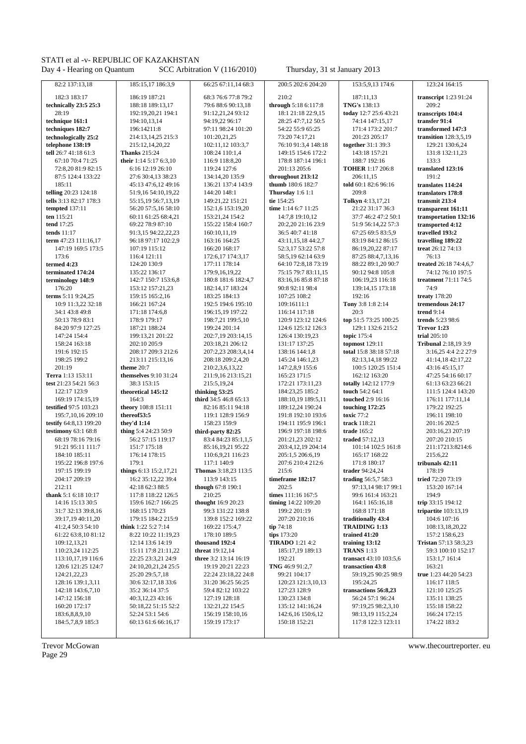82:2 137:13,18
182:3 183:17
**technically 23:5 25:3**
28:19
**technique 161:1**
**techniques 182:7**
**technologically 25:2**
**telephone 138:19**
**tell** 26:7 41:18 61:3
67:10 70:4 71:25
72:8,20 81:9 82:15
87:5 124:4 133:22
185:11
**telling** 20:23 124:18
**tells** 3:13 82:17 178:3
**tempted** 137:11
**ten** 115:21
**tend** 17:25
**tends** 11:17
**term** 47:23 111:16,17
147:19 169:5 173:5
173:6
**termed 4:23**
**terminated 174:24**
**terminology 148:9**
176:20
**terms** 5:11 9:24,25
10:9 11:3,22 32:18
34:1 43:8 49:8
50:13 78:9 83:1
84:20 97:9 127:25
147:24 154:4
158:24 163:18
191:6 192:15
198:25 199:2
201:19
**Terra** 1:13 153:11
**test** 21:23 54:21 56:3
122:17 123:9
169:19 174:15,19
**testified** 97:5 103:23
195:7,10,16 209:10
**testify** 64:8,13 199:20
**testimony** 63:1 68:8
68:19 78:16 79:16
91:21 95:11 111:7
184:10 185:11
195:22 196:8 197:6
197:15 199:19
204:17 209:19
212:11
**thank** 5:1 6:18 10:17
14:16 15:13 30:5
31:7 32:13 39:8,16
39:17,19 40:11,20
41:2,4 50:3 54:10
61:22 63:8,10 81:12
109:12,13,21
110:23,24 112:25
113:10,17,19 116:6
120:6 121:25 124:7
124:21,22,23
128:16 139:1,3,11
142:18 143:6,7,10
147:12 156:18
160:20 172:17
183:6,8,8,9,10
184:5,7,8,9 185:3
185:15,17 186:3,9
186:19 187:21
188:18 189:13,17
192:19,20,21 194:1
194:10,13,14
196:14211:8
214:13,14,25 215:3
215:12,14,20,22
**Thanks** 215:24
**their** 1:14 5:17 6:3,10
6:16 12:19 26:10
27:6 30:4,13 38:23
45:13 47:6,12 49:16
51:9,16 54:10,19,22
55:15,19 56:7,13,19
56:20 57:5,16 58:10
60:11 61:25 68:4,21
69:22 78:9 87:10
91:3,15 94:22,22,23
96:18 97:17 102:2,9
107:19 115:12
116:4 121:11
124:20 130:9
135:22 136:17
142:7 150:7 153:6,8
153:12 157:21,23
159:15 165:2,16
166:21 167:24
171:18 174:6,8
178:9 179:17
187:21 188:24
199:13,21 201:22
202:10 205:9
208:17 209:3 212:6
213:11 215:13,16
**theme** 20:7
**themselves** 9:10 31:24
38:3 153:15
**theoretical 145:12**
164:3
**theory** 108:8 151:11
**thereof53:5**
**they'd 1:14**
**thing** 5:4 24:23 50:9
56:2 57:15 119:17
151:7 175:18
176:14 178:15
179:1
**things** 6:13 15:2,17,21
16:2 35:12,22 39:4
42:18 62:3 88:5
117:8 118:22 126:5
159:6 162:7 166:25
168:15 170:23
179:15 184:2 215:9
**think** 1:22 5:2 7:14
8:22 10:22 11:19,23
12:14 13:6 14:19
15:11 17:8 21:11,22
22:25 23:3,21 24:9
24:10,20,21,24 25:5
25:20 29:5,7,18
30:6 32:17,18 33:6
35:2 36:14 37:5
40:3,12,23 43:16
50:18,22 51:15 52:2
52:24 53:1 54:6
60:13 61:6 66:16,17
66:25 67:11,14 68:3
68:3 76:6 77:8 79:2
79:6 88:6 90:13,18
91:12,21,24 93:12
94:19,22 96:17
97:11 98:24 101:20
101:20,21,25
102:11,12 103:3,7
108:24 110:1,4
116:9 118:8,20
119:24 127:6
134:14,20 135:9
136:21 137:4 143:9
144:20 148:1
149:21,22 151:21
152:1,6 153:19,20
153:21,24 154:2
155:22 158:4 160:7
160:10,11,19
163:16 164:25
166:20 168:17
172:6,17 174:3,17
177:11 178:14
179:9,16,19,22
180:8 181:6 182:4,7
182:14,17 183:24
183:25 184:13
192:5 194:6 195:10
196:15,19 197:22
198:7,21 199:5,10
199:24 201:14
202:7,19 203:14,15
203:18,21 206:12
207:2,23 208:3,4,14
208:18 209:2,4,20
210:2,3,6,13,22
211:9,16 213:15,21
215:5,19,24
**thinking 53:25**
**third** 34:5 46:8 65:13
82:16 85:11 94:18
119:1 128:9 156:9
158:23 159:9
**third-party 82:25**
83:4 84:23 85:1,1,5
85:16,19,21 95:22
110:6,9,21 116:23
117:1 140:9
**Thomas** 3:18,23 113:5
113:9 143:15
**though** 67:8 190:1
210:25
**thought** 16:9 20:23
99:3 131:22 138:8
139:8 152:2 169:22
169:22 175:4,7
178:10 189:5
**thousand 192:4**
**threat** 19:12,14
**three** 3:2 13:14 16:19
19:19 20:21 22:23
22:24 23:18,22 24:8
31:20 36:25 56:25
59:4 82:12 103:22
127:19 128:18
132:21,22 154:5
156:19 158:10,16
159:19 173:17
200:5 202:6 204:20
210:2
**through** 5:18 6:117:8
18:1 21:18 22:9,15
28:25 47:7,12 50:5
54:22 55:9 65:25
73:20 74:17,21
76:10 91:3,4 148:18
149:15 154:6 172:2
178:8 187:14 196:1
201:13 205:6
**throughout 213:12**
**thumb** 180:6 182:7
**Thursday** 1:6 1:1
**tie** 154:25
**time** 1:14 6:7 11:25
14:7,8 19:10,12
20:2,20 21:16 23:9
36:5 40:7 41:18
43:11,15,18 44:2,7
52:3,17 53:22 57:8
58:5,19 62:14 63:9
64:10 72:8,18 73:19
75:15 79:7 83:11,15
83:16,16 85:8 87:18
90:8 92:11 98:4
107:25 108:2
109:16111:1
116:14 117:18
120:9 123:12 124:6
124:6 125:12 126:3
126:4 130:19,23
131:17 137:25
138:16 144:1,8
145:24 146:1,23
147:2,8,9 155:6
165:23 171:5
172:21 173:11,23
184:23,25 185:2
188:10,19 189:5,11
189:12,24 190:24
191:8 192:10 193:6
194:11 195:9 196:1
196:9 197:18 198:6
201:21,23 202:12
203:4,12,19 204:14
205:1,5 206:6,19
207:6 210:4 212:6
215:6
**timeframe 182:17**
202:5
**times** 111:16 167:5
**timing** 14:22 109:20
199:2 201:19
207:20 210:16
**tip** 74:18
**tips** 173:20
**TIRADO** 1:21 4:2
185:17,19 189:13
192:21
**TNG** 46:9 91:2,7
99:21 104:17
120:23 121:3,10,13
127:23 128:9
130:23 134:8
135:12 141:16,24
142:6,16 150:6,12
150:18 152:21
153:5,9,13 174:6
187:11,13
**TNG's** 138:13
**today** 12:7 25:6 43:21
74:14 147:15,17
171:4 173:2 201:7
201:23 205:17
**together** 31:1 39:3
143:18 157:21
188:7 192:16
**TOHER** 1:17 206:8
206:11,15
**told** 60:1 82:6 96:16
209:8
**Tolkyn** 4:13,17,21
21:22 31:17 36:3
37:7 46:2 47:2 50:1
51:9 56:14,22 57:3
67:25 69:5 83:5,9
83:19 84:12 86:15
86:19,20,22 87:17
87:25 88:4,7,13,16
88:22 89:1,20 90:7
90:12 94:8 105:8
106:19,23 116:18
139:14,15 173:18
192:16
**Tony** 3:8 1:8 2:14
20:3
**top** 51:5 73:25 100:25
129:1 132:6 215:2
**topic** 175:4
**topmost** 129:11
**total** 15:8 38:18 57:18
82:13,14,18 99:22
100:5 120:25 151:4
162:12 163:20
**totally** 142:12 177:9
**touch** 54:2 64:1
**touched** 2:9 16:16
**touching** 172:25
**toxic** 77:2
**track** 118:21
**trade** 165:2
**traded** 57:12,13
101:14 102:5 161:8
165:17 168:22
171:8 180:17
**trader** 94:24,24
**trading** 56:5,7 58:3
97:13,14 98:17 99:1
99:6 161:4 163:21
164:1 165:16,18
168:8 171:18
**traditionally 43:4**
**TRAIDING 1:13**
**trained 41:20**
**training 13:12**
**TRANS** 1:13
**transact** 43:10 103:5,6
**transaction 43:8**
59:19,25 90:25 98:9
195:24,25
**transactions 56:8,23**
56:24 57:1 96:24
97:19,25 98:2,3,10
98:13,19 115:2,24
117:8 122:3 123:11
123:24 164:15
**transcript** 1:23 91:24
209:2
**transcripts 104:4**
**transfer 91:4**
**transformed 147:3**
**transition** 128:3,5,19
129:21 130:6,24
131:8 132:11,23
133:3
**translated 123:16**
191:2
**translates 114:24**
**translators 178:8**
**transmit 213:4**
**transparent 161:11**
**transportation 132:16**
**transported 4:12**
**travelled 193:2**
**travelling 189:22**
**treat** 26:12 74:13
76:13
**treated** 26:18 74:4,6,7
74:12 76:10 197:5
**treatment** 71:11 74:5
74:9
**treaty** 178:20
**tremendous 24:17**
**trend** 9:14
**trends** 5:23 98:6
**Trevor 1:23**
**trial** 205:10
**Tribunal** 2:18,19 3:9
3:16,25 4:4 2:2 27:9
41:14,18 42:17,22
43:16 45:15,17
47:25 54:16 60:17
61:13 63:23 66:21
111:5 124:4 143:20
176:11 177:11,14
179:22 192:25
196:11 198:10
201:16 202:5
203:16,23 207:19
207:20 210:15
211:17213:8214:6
215:6,22
**tribunals 42:11**
178:19
**tried** 72:20 73:19
153:20 167:14
194:9
**trip** 33:15 194:12
**tripartite** 103:13,19
104:6 107:16
108:13,18,20,22
157:2 158:6,23
**Tristan** 57:13 58:3,23
59:3 100:10 152:17
153:1,7 161:4
163:21
**true** 1:23 44:20 54:23
116:17 118:5
121:10 125:25
135:11 138:25
155:18 158:22
166:24 172:15
174:22 183:2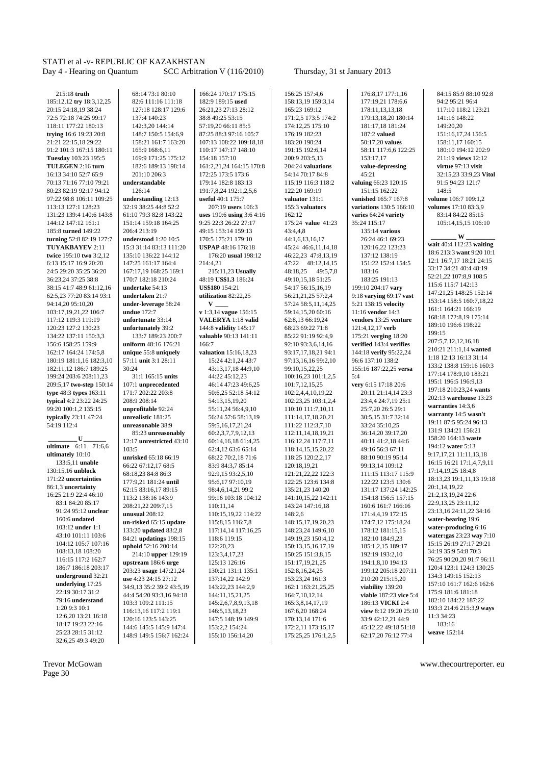215:18 **truth**
185:12,12 **try** 18:3,12,25 20:15 24:18,19 38:24 72:5 72:18 74:25 99:17 118:11 177:22 180:13
**trying** 16:6 19:23 20:8 21:21 22:15,18 29:22 91:2 101:3 167:15 180:11
**Tuesday** 103:23 195:5
**TULEGEN** 2:16 **turn** 16:13 34:10 52:7 65:9 70:13 71:16 77:10 79:21 80:23 82:19 92:17 94:12 97:22 98:8 106:11 109:25 113:13 127:1 128:23 131:23 139:4 140:6 143:8 144:12 147:12 161:1 185:8 **turned** 149:22
**turning** 52:8 82:19 127:7
**TUYAKBAYEV** 2:11
**twice** 195:10 **two** 3:2,12 6:13 15:17 16:9 20:20 24:5 29:20 35:25 36:20 36:23,24 37:25 38:8 38:15 41:7 48:9 61:12,16 62:5,23 77:20 83:14 93:1 94:14,20 95:10,20 103:17,19,21,22 106:7 117:12 119:3 119:19 120:23 127:2 130:23 134:22 137:11 150:3,3 156:6 158:25 159:9 162:17 164:24 174:5,8 180:19 181:1,16 182:3,10 182:11,12 186:7 189:25 199:24 203:6 208:11,23 209:5,17 **two-step** 150:14
**type** 48:3 **types** 163:11
**typical** 4:2 23:22 24:25 99:20 100:1,2 135:15
**typically** 23:11 47:24 54:19 112:4

**U**

**ultimate** 6:11 71:6,6
**ultimately** 10:10 133:5,11 **unable** 130:15,16 **unblock** 171:22 **uncertainties** 86:1,3 **uncertainty** 16:25 21:9 22:4 46:10 83:1 84:20 85:17 91:24 95:12 **unclear** 160:6 **undated** 103:12 **under** 1:1 43:10 101:11 103:6 104:12 105:7 107:16 108:13,18 108:20 116:15 117:2 162:7 186:7 186:18 203:17
**underground** 32:21
**underlying** 17:25 22:19 30:17 31:2 79:16 **understand** 1:20 9:3 10:1 12:6,20 13:21 16:18 18:17 19:23 22:16 25:23 28:15 31:12 32:6,25 49:3 49:20 68:14 73:1 80:10 82:6 111:16 111:18 127:18 128:17 129:6 137:4 140:23 142:3,20 144:14 148:7 150:5 154:6,9 158:21 161:7 163:20 165:9 168:6,11 169:9 171:25 175:12 182:6 189:13 198:14 201:10 206:3
**understandable** 126:14
**understanding** 12:13 32:19 38:25 44:8 52:2 61:10 79:3 82:8 143:22 151:14 159:18 164:25 206:4 213:19
**understood** 1:20 10:5 15:3 31:14 83:13 111:20 135:10 136:22 144:12 147:25 161:17 164:4 167:17,19 168:25 169:1 170:7 182:18 210:24
**undertake** 54:13
**undertaken** 21:7
**under-leverage** 58:24
**undue** 172:7
**unfortunate** 33:14
**unfortunately** 39:2 133:7 189:23 200:7
**uniform** 48:16 176:21
**unique** 55:8 **uniquely** 57:11 **unit** 3:1 28:11 30:24 31:1 165:15 **units** 107:1 **unprecedented** 171:7 202:22 203:8 208:9 208:14
**unprofitable** 92:24
**unrealistic** 181:25
**unreasonable** 38:9 85:23 **unreasonably** 12:17 **unrestricted** 43:10 103:5
**unrisked** 65:18 66:19 66:22 67:12,17 68:5 68:18,23 84:8 86:3 177:9,21 181:24 **until** 62:15 83:16,17 89:15 113:2 138:16 143:9 208:21,22 209:7,15
**unusual** 208:12
**un-risked** 65:15 **update** 133:20 **updated** 83:2,8 84:21 **updatings** 198:15
**uphold** 52:16 200:14 214:10 **upper** 129:19
**upstream** 186:6 **urge** 203:23 **usage** 147:21,24
**use** 4:23 24:15 27:12 34:9,13 35:2 39:2 43:5,19 44:4 54:20 93:3,16 94:18 103:3 109:2 111:15 116:13,16 117:2 119:1 120:16 123:5 143:25 144:6 145:5 145:9 147:4 148:9 149:5 156:7 162:24 166:24 170:17 175:15 182:9 189:15 **used** 26:21,23 27:13 28:12 38:8 49:25 53:15 57:19,20 66:11 85:5 87:25 88:3 97:16 105:7 107:13 108:22 109:18,18 110:17 147:17 148:10 154:18 157:10 161:2,21,24 164:15 170:8 172:25 173:5 173:6 179:14 182:8 183:13 191:7,8,24 192:1,2,5,6
**useful** 40:1 175:7 207:19 **users** 106:3
**uses** 190:6 **using** 3:6 4:16 9:25 22:3 26:22 27:17 49:15 153:14 159:13 170:5 175:21 179:10
**USPAP** 48:16 176:18 176:20 **usual** 198:12 214:4,21 215:11,23 **Usually** 48:19 **US$1.3** 186:24
**US$180** 154:21
**utilization** 82:22,25

**V**

**v** 1:3,14 **vague** 156:15
**VALERYA** 1:18 **valid** 144:8 **validity** 145:17
**valuable** 90:13 141:11 166:7
**valuation** 15:16,18,23 15:24 42:1,24 43:7 43:13,17,18 44:9,10 44:22 45:12,23 46:14 47:23 49:6,25 50:6,25 52:18 54:12 54:13,15,19,20 55:11,24 56:4,9,10 56:24 57:6 58:13,19 59:5,16,17,21,24 60:2,3,7,7,9,12,13 60:14,16,18 61:4,25 62:4,12 63:6 65:14 68:22 70:2,18 71:6 83:9 84:3,7 85:14 92:9,15,19 93:2,5,10 95:6,17 97:10,19 98:4,6,14,21 99:2 99:16 103:18 104:12 110:11,14 110:15,19,22 114:22 115:8,15 116:7,8 117:14,14 117:16,25 118:6 119:15 122:20,23 123:3,4,17,23 125:13 126:16 130:21 131:1 135:1 137:14,22 142:9 143:22,23 144:2,9 144:11,15,21,25 145:2,6,7,8,9,13,18 146:5,13,18,23 147:5 148:19 149:9 153:2,2 154:24 155:10 156:14,20 156:25 157:4,6 158:13,19 159:3,14 165:23 169:12 171:2,5 173:5 174:2 174:12,25 175:10 176:19 182:23 183:20 190:24 191:15 192:6,14 200:9 203:5,13 204:24 **valuations** 54:14 70:17 84:8 115:19 116:3 118:2 122:20 169:19
**valuator** 131:1 155:3 **valuators** 162:12 175:24 **value** 41:23 43:4,4,8 44:1,6,13,16,17 45:24 46:6,11,14,18 46:22,23 47:8,13,19 47:22 48:12,14,15 48:18,25 49:5,7,8 49:10,15,18 51:25 54:17 56:15,16,19 56:21,21,25 57:2,4 57:24 58:5,11,14,25 59:14,15,20 60:16 62:8,13 66:19,24 68:23 69:22 71:8 85:22 91:19 92:4,9 92:10 93:3,6,14,16 93:17,17,18,21 94:1 97:13,16,16 99:2,10 99:10,15,22,25 100:16,23 101:1,2,5 101:7,12,15,25 102:2,4,4,10,19,22 102:23,25 103:1,2,4 110:10 111:7,10,11 111:14,17,18,20,21 111:22 112:3,7,10 112:11,14,18,19,21 116:12,24 117:7,11 118:14,15,15,20,22 118:25 120:2,2,17 120:18,19,21 121:21,22,22 122:3 122:25 123:6 134:8 135:21,23 140:20 141:10,15,22 142:11 143:24 147:16,18 148:2,6 148:15,17,19,20,23 148:23,24 149:6,10 149:19,23 150:4,12 150:13,15,16,17,19 150:25 151:3,8,15 151:17,19,21,25 152:8,16,24,25 153:23,24 161:3 162:1 163:21,25,25 164:7,10,12,14 165:3,8,14,17,19 167:6,20 168:24 170:13,14 171:6 172:2,11 173:15,17 175:25,25 176:1,2,5 176:8,17 177:1,16 177:19,21 178:6,6 178:11,13,13,18 179:13,18,20 180:14 181:17,18 181:24 187:2 **valued** 50:17,20 **values** 58:11 117:6,6 122:25 153:17,17
**value-depressing** 45:21
**valuing** 66:23 120:15 151:15 162:22
**vanished** 165:7 167:8
**variations** 130:5 166:10
**varies** 64:24 **variety** 35:24 115:17 135:14 **various** 26:24 46:1 69:23 120:16,22 123:23 137:12 138:19 151:22 152:4 154:5 183:16 183:25 191:13
199:10 204:17 **vary** 9:18 **varying** 69:17 **vast** 5:21 138:15 **velocity** 11:16 **vendor** 14:3
**vendors** 13:25 **venture** 121:4,12,17 **verb** 175:21 **verging** 18:20
**verified** 143:4 **verifies** 144:18 **verify** 95:22,24 96:6 137:10 138:2 155:16 187:22,25 **versa** 5:4
**very** 6:15 17:18 20:6 20:11 21:14,14 23:3 23:4,4 24:7,19 25:1 25:7,20 26:5 29:1 30:5,15 31:7 32:14 33:24 35:10,25 36:14,20 39:17,20 40:11 41:2,18 44:6 49:16 56:3 67:11 88:10 90:19 95:14 99:13,14 109:12 111:15 113:17 115:9 122:22 123:5 130:6 131:17 137:24 142:25 154:18 156:5 157:15 160:6 161:7 166:16 171:4,4,19 172:15 174:7,12 175:18,24 178:12 181:15,15 182:10 184:9,23 185:1,2,15 189:17 192:19 193:2,10 194:1,8,10 194:13 199:12 205:18 207:11 210:20 215:15,20
**viability** 139:20
**viable** 187:23 **vice** 5:4
186:13 **VICKI** 2:4
182:10 **view** 8:12 19:20 25:10 33:9 42:12,21 44:9 45:12,22 49:18 51:18 62:17,20 76:12 77:4 84:15 85:9 88:10 92:8 94:2 95:21 96:4 117:10 118:2 123:21 141:16 148:22 149:20,20 151:16,17,24 156:5 158:11,17 160:15 180:10 194:12 202:9 211:19 **views** 12:12
**virtue** 97:13 **visit** 32:15,23 33:9,23 **Vitol** 91:5 94:23 121:7 148:5
**volume** 106:7 109:1,2
**volumes** 17:10 83:3,9 83:14 84:22 85:15 105:14,15,15 106:10

**W**

**wait** 40:4 112:23 **waiting** 18:6 213:3 **want** 9:20 10:1 12:1 16:7,17 18:21 24:15 33:17 34:21 40:4 48:19 52:21,22 107:8,9 108:5 115:6 115:7 142:13 147:21,25 148:25 152:14 153:14 158:5 160:7,18,22 161:1 164:21 166:19 168:18 172:8,19 175:14 189:10 196:6 198:22 199:15 207:5,7,12,12,16,18 210:21 211:1,14 **wanted** 1:18 12:13 16:13 31:14 133:2 138:8 159:16 160:3 177:14 178:9,10 183:21 195:1 196:5 196:9,13 197:18 210:23,24 **wants** 202:13 **warehouse** 13:23
**warranties** 14:3,6
**warranty** 14:5 **wasn't** 19:11 87:5 95:24 96:13 131:9 134:21 156:21 158:20 164:13 **waste** 194:12 **water** 5:13 9:17,17,21 11:11,13,18 16:15 16:21 17:1,4,7,9,11 17:14,19,25 18:4,8 18:13,23 19:1,11,13 19:18 20:1,14,19,22 21:2,13,19,24 22:6 22:9,13,25 23:11,12 23:13,16 24:11,22 34:16
**water-bearing** 19:6
**water-producing** 6:16
**water:gas** 23:23 **way** 7:10 15:15 26:19 27:17 29:21 34:19 35:9 54:8 70:3 76:25 90:20,20 91:7 96:11 120:4 123:1 124:3 130:25 134:3 149:15 152:13 157:10 161:7 162:6 162:6 175:9 181:6 181:18 182:10 184:22 187:22 193:3 214:6 215:3,9 **ways** 11:3 34:23 183:16
**weave** 152:14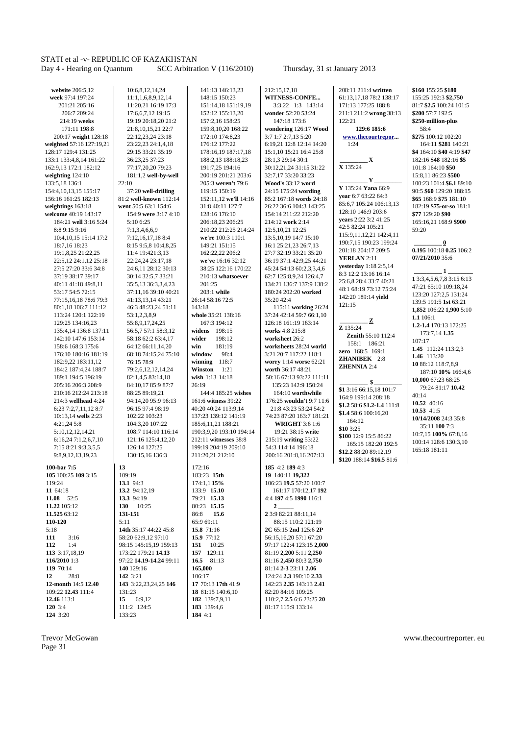**website** 206:5,12
**week** 97:4 197:24
201:21 205:16
206:7 209:24
214:19 **weeks**
171:11 198:8
200:17 **weight** 128:18
**weighted** 57:16 127:19,21
128:17 129:4 131:25
133:1 133:4,8,14 161:22
162:9,13 172:1 182:12
**weighting** 124:10
133:5,18 136:1
154:4,10,13,15 155:17
156:16 161:25 182:13
**weightings** 163:18
**welcome** 40:19 143:17
184:21 **well** 3:16 5:24
8:8 9:15 9:16
10:4,10,15 15:14 17:2
18:7,16 18:23
19:1,8,25 21:22,25
22:5,12 24:1,12 25:18
27:5 27:20 33:6 34:8
37:19 38:17 39:17
40:11 41:18 49:8,11
53:17 54:5 72:15
77:15,16,18 78:6 79:3
80:1,18 106:7 111:12
113:24 120:1 122:19
129:25 134:16,23
135:4,14 136:8 137:11
142:10 147:6 153:14
158:6 168:3 175:6
176:10 180:16 181:19
182:9,22 183:11,12
184:2 187:4,24 188:7
189:1 194:5 196:19
205:16 206:3 208:9
210:16 212:24 213:18
214:3 **wellhead** 4:24
6:23 7:2,7,11,12 8:7
10:13,14 **wells** 2:23
4:21,24 5:8
5:10,12,12,14,21
6:16,24 7:1,2,6,7,10
7:15 8:21 9:3,3,5,5
9:8,9,12,13,19,23
10:6,8,12,14,24
11:1,1,6,8,9,12,14
11:20,21 16:19 17:3
17:6,6,7,12 19:15
19:19 20:18,20 21:2
21:8,10,15,21 22:7
22:12,23,24 23:18
23:22,23 24:1,4,18
29:15 33:21 35:19
36:23,25 37:23
77:17,20,20 79:23
181:1,2 **well-by-well**
22:10
37:20 **well-drilling**
81:2 **well-known** 112:14
**went** 50:5 63:1 154:6
154:9 **were** 3:17 4:10
5:10 6:25
7:1,3,4,6,6,9
7:12,16,17,18 8:4
8:15 9:5,8 10:4,8,25
11:4 19:421:3,13
22:24,24 23:17,18
24:6,11 28:12 30:13
30:14 32:5,7 33:21
35:5,13 36:3,3,4,23
37:11,16 39:10 40:21
41:13,13,14 43:21
46:3 48:23,24 51:11
53:1,2,3,8,9
55:8,9,17,24,25
56:5,7 57:1 58:3,12
58:18 62:2 63:4,17
64:12 66:11,14,20
68:18 74:15,24 75:10
76:15 78:9
79:2,6,12,12,14,24
82:1,4,5 83:14,18
84:10,17 85:9 87:7
88:25 89:19,21
94:14,20 95:9 96:13
96:15 97:4 98:19
102:22 103:23
104:3,20 107:22
108:7 114:10 116:14
121:16 125:4,12,20
126:14 127:25
130:15,16 136:3
141:13 146:13,23
148:15 150:23
151:14,18 151:19,19
152:12 155:13,20
157:2,16 158:25
159:8,10,20 168:22
172:10 174:8,23
176:12 177:22
178:16,19 187:17,18
188:2,13 188:18,23
191:7,25 194:16
200:19 201:21 203:6
205:3 **weren't** 79:6
119:15 150:19
152:11,12 **we'll** 14:16
31:8 40:11 127:7
128:16 176:10
206:18,23 206:25
210:22 212:25 214:24
**we're** 100:3 110:1
149:21 151:15
162:22,22 206:2
**we've** 16:16 32:12
38:25 122:16 170:22
210:13 **whatsoever**
201:25
203:1 **while**
26:14 58:16 72:5
143:18
**whole** 35:21 138:16
167:3 194:12
**widens** 198:15
**wider** 198:12
**win** 181:19
**window** 98:4
**winning** 118:7
**Winston** 1:21
**wish** 1:13 14:18
26:19
144:4 185:25 **wishes**
161:6 **witness** 39:22
40:20 40:24 113:9,14
137:23 139:12 141:19
185:6,11,21 188:21
190:3,9,20 193:10 194:14
212:11 **witnesses** 38:8
199:19 204:19 209:10
211:20,21 212:10
212:15,17,18
**WITNESS-CONFE...**
3:3,22 1:3 143:14
**wonder** 52:20 53:24
147:18 173:6
**wondering** 126:17 **Wood**
3:7 1:7 2:7,13 5:20
6:19,21 12:8 12:14 14:20
15:1,10 15:21 16:4 25:8
28:1,3 29:14 30:1
30:12,21,24 31:15 31:22
32:7,17 33:20 33:23
**Wood's** 33:12 **word**
24:15 175:24 **wording**
85:2 167:18 **words** 24:18
26:22 36:6 104:3 143:25
154:14 211:22 212:20
214:12 **work** 2:14
12:5,10,21 12:25
13:5,10,19 14:7 15:10
16:1 25:21,23 26:7,13
27:7 32:19 33:21 35:20
36:19 37:1 42:9,25 44:21
45:24 54:13 60:2,3,3,4,6
62:7 125:8,9,24 126:4,7
134:21 136:7 137:9 138:2
180:24 202:20 **worked**
35:20 42:4
115:11 **working** 26:24
37:24 42:14 59:7 66:1,10
126:18 161:19 163:14
**works** 4:8 215:8
**worksheet** 26:2
**worksheets** 28:24 **world**
3:21 20:7 117:22 118:1
**worry** 1:14 **worse** 62:21
**worth** 36:17 48:21
50:16 67:13 93:22 111:11
135:23 142:9 150:24
164:10 **worthwhile**
176:25 **wouldn't** 9:7 11:6
21:8 43:23 53:24 54:2
74:23 87:20 163:7 181:21
**WRIGHT** 3:6 1:6
19:21 38:15 **write**
215:19 **writing** 53:22
54:3 114:14 196:18
200:16 201:8,16 207:13
208:11 211:4 **written**
61:13,17,18 78:2 138:17
171:13 177:25 188:8
211:1 211:2 **wrong** 38:13
122:21
129:6 185:6
**www.thecourtrepor...**
1:24

**X**

**X** 135:24

**Y**

**Y** 135:24 **Yana** 66:9
**year** 6:7 63:22 64:3
85:6,7 105:24 106:13,13
128:10 146:9 203:6
**years** 2:22 3:2 41:25
42:5 82:24 105:21
115:9,11,12,21 142:4,11
190:7,15 190:23 199:24
201:18 204:17 209:5
**YERLAN** 2:11
**yesterday** 1:18 2:5,14
8:3 12:2 13:16 16:14
25:6,8 28:4 33:7 40:21
48:1 68:19 73:12 75:24
142:20 189:14 **yield**
121:15

**Z**

**Z** 135:24
**Zenith** 55:10 112:4
158:1 186:21
**zero** 168:5 169:1
**ZHANIBEK** 2:8
**ZHENNIA** 2:4

**$**

**$1** 3:16 66:15,18 101:7
164:9 199:14 208:18
**$1.2** 58:6 **$1.2-1.4** 111:8
**$1.4** 58:6 100:16,20
164:12
**$10** 3:25
**$100** 12:9 15:5 86:22
165:15 182:20 192:5
**$12.2** 88:20 89:12,19
**$120** 188:14 **$16.5** 81:6
**$160** 155:25 **$180**
155:25 192:3 **$2,750**
81:7 **$2.5** 100:24 101:5
**$200** 57:7 192:5
**$250-million-plus**
58:4
**$275** 100:12 102:20
164:11 **$281** 140:21
**$4** 164:10 **$40** 4:19 **$47**
182:16 **$48** 182:16 **$5**
101:8 164:10 **$50**
15:8,11 86:23 **$500**
100:23 101:4 **$6.1** 89:10
90:5 **$60** 129:20 188:15
**$65** 168:9 **$75** 181:10
182:19 **$75-or-so** 181:1
**$77** 129:20 **$90**
165:16,21 168:9 **$900**
59:20

**0**

**0.195** 100:18 **0.25** 106:2
**07/21/2010** 35:6

**1**

**1** 3:3,4,5,6,7,8 3:15 6:13
47:21 65:10 109:18,24
123:20 127:2,5 131:24
139:5 191:5 **1st** 63:21
**1,852** 106:22 **1,900** 5:10
**1.1** 106:1
**1.2-1.4** 170:13 172:25
173:7,14 **1.35**
107:17
**1.45** 112:24 113:2,3
**1.46** 113:20
**10** 88:12 118:7,8,9
187:10 **10%** 166:4,6
**10,000** 67:23 68:25
79:24 81:17 **10.42**
40:14
**10.52** 40:16
**10.53** 41:5
**10/14/2008** 24:3 35:8
35:11 **100** 7:3
10:7,15 **100%** 67:8,16
100:14 128:6 130:3,10
165:18 181:11
**100-bar** 7:5
**105** 100:25 **109** 3:15
119:24
**11** 64:18
**11.08** 52:5
**11.22** 105:12
**11.525** 63:12
**110-120**
5:18
**111** 3:16
**112** 1:4
**113** 3:17,18,19
**116/2010** 1:3
**119** 70:14
**12** 28:8
**12-month** 14:5 **12.40**
109:22 **12.43** 111:4
**12.46** 113:1
**120** 3:4
**124** 3:20
**13**
109:19
**13.1** 94:3
**13.2** 94:12,19
**13.3** 94:19
**130** 10:25
**131-151**
5:11
**14th** 35:17 44:22 45:8
58:20 62:9,12 97:10
98:15 145:15,19 159:13
173:22 179:21 **14.13**
97:22 **14.19-14.24** 99:11
**140** 129:16
**142** 3:21
**143** 3:22,23,24,25 **146**
131:23
**15** 6:9,12
111:2 124:5
133:23
172:16
183:23 **15th**
174:1,1 **15%**
133:9 **15.10**
79:21 **15.13**
80:23 **15.15**
86:8 **15.6**
65:9 69:11
**15.8** 71:16
**15.9** 77:12
**151** 10:25
**157** 129:11
**16.5** 81:13
**165,000**
106:17
**17** 70:13 **17th** 41:9
**18** 81:15 140:6,10
**182** 139:7,9,11
**183** 139:4,6
**184** 4:1
**185** 4:2 **189** 4:3
**19** 140:11 **19,322**
106:23 **19.5** 57:20 100:7
161:17 170:12,17 **192**
4:4 **197** 4:5 **1990** 116:1

**2**

**2** 3:9 82:21 88:11,14
88:15 110:2 121:19
**2C** 65:15 **2nd** 125:6 **2P**
56:15,16,20 57:1 67:20
97:17 122:4 123:15 **2,000**
81:19 **2,200** 5:11 **2,250**
81:16 **2,450** 80:3 **2,750**
81:14 **2-3** 23:11 **2.06**
124:24 **2.3** 190:10 **2.33**
142:23 **2.35** 143:13 **2.41**
82:20 84:16 109:25
110:2,7 **2.5** 6:6 23:25 **20**
81:17 115:9 133:14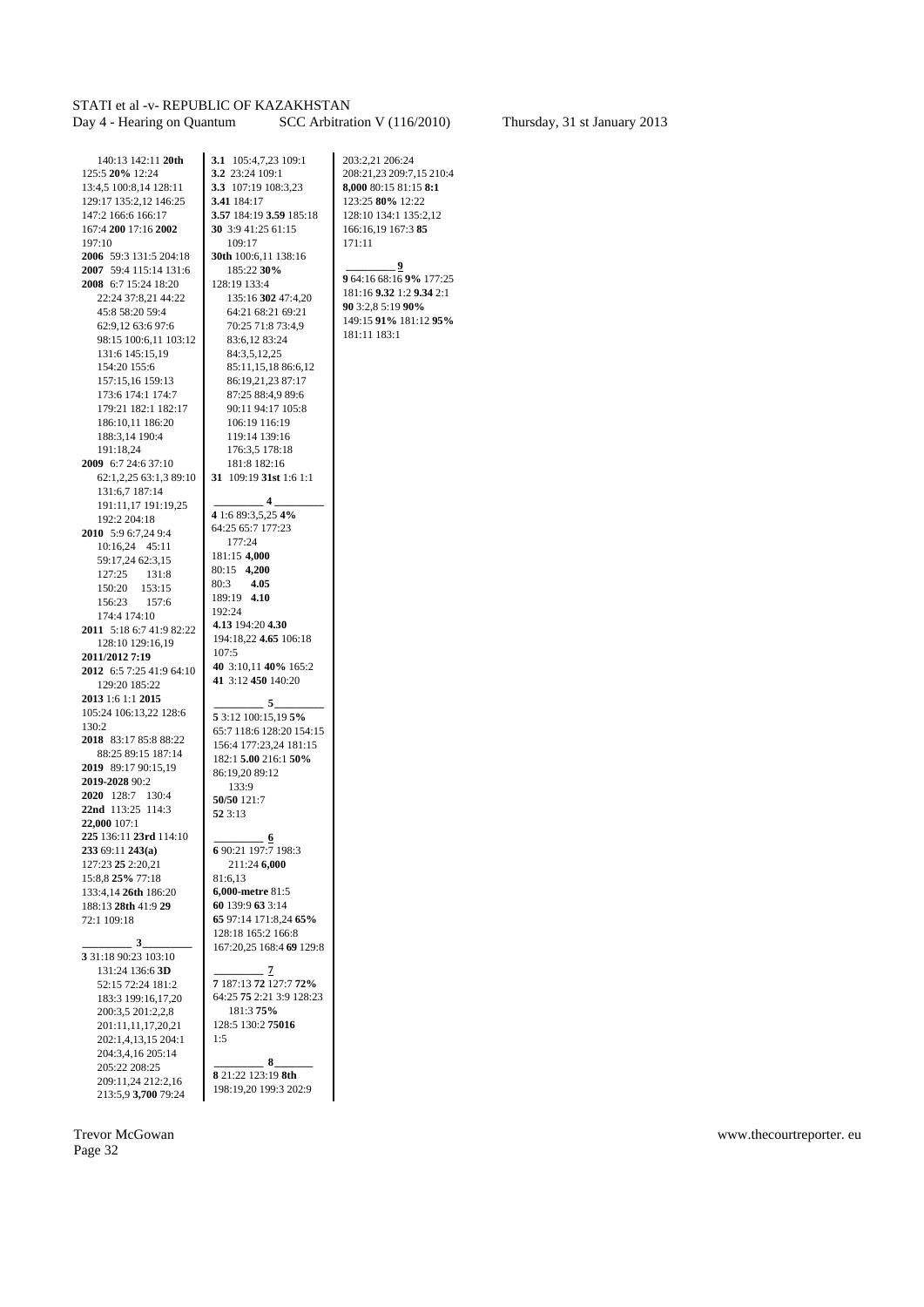140:13 142:11 **20th** 125:5 **20%** 12:24 13:4,5 100:8,14 128:11 129:17 135:2,12 146:25 147:2 166:6 166:17 167:4 **200** 17:16 **2002** 197:10
**2006** 59:3 131:5 204:18
**2007** 59:4 115:14 131:6
**2008** 6:7 15:24 18:20 22:24 37:8,21 44:22 45:8 58:20 59:4 62:9,12 63:6 97:6 98:15 100:6,11 103:12 131:6 145:15,19 154:20 155:6 157:15,16 159:13 173:6 174:1 174:7 179:21 182:1 182:17 186:10,11 186:20 188:3,14 190:4 191:18,24
**2009** 6:7 24:6 37:10 62:1,2,25 63:1,3 89:10 131:6,7 187:14 191:11,17 191:19,25 192:2 204:18
**2010** 5:9 6:7,24 9:4 10:16,24 45:11 59:17,24 62:3,15 127:25 131:8 150:20 153:15 156:23 157:6 174:4 174:10
**2011** 5:18 6:7 41:9 82:22 128:10 129:16,19
**2011/2012 7:19**
**2012** 6:5 7:25 41:9 64:10 129:20 185:22
**2013** 1:6 1:1 **2015** 105:24 106:13,22 128:6 130:2
**2018** 83:17 85:8 88:22 88:25 89:15 187:14
**2019** 89:17 90:15,19
**2019-2028** 90:2
**2020** 128:7 130:4
**22nd** 113:25 114:3
**22,000** 107:1
**225** 136:11 **23rd** 114:10
**233** 69:11 **243(a)** 127:23 **25** 2:20,21 15:8,8 **25%** 77:18 133:4,14 **26th** 186:20 188:13 **28th** 41:9 **29** 72:1 109:18

## 3

**3** 31:18 90:23 103:10 131:24 136:6 **3D** 52:15 72:24 181:2 183:3 199:16,17,20 200:3,5 201:2,2,8 201:11,11,17,20,21 202:1,4,13,15 204:1 204:3,4,16 205:14 205:22 208:25 209:11,24 212:2,16 213:5,9 **3,700** 79:24
**3.1** 105:4,7,23 109:1
**3.2** 23:24 109:1
**3.3** 107:19 108:3,23
**3.41** 184:17
**3.57** 184:19 **3.59** 185:18
**30** 3:9 41:25 61:15 109:17
**30th** 100:6,11 138:16 185:22 **30%** 128:19 133:4 135:16 **302** 47:4,20 64:21 68:21 69:21 70:25 71:8 73:4,9 83:6,12 83:24 84:3,5,12,25 85:11,15,18 86:6,12 86:19,21,23 87:17 87:25 88:4,9 89:6 90:11 94:17 105:8 106:19 116:19 119:14 139:16 176:3,5 178:18 181:8 182:16
**31** 109:19 **31st** 1:6 1:1

## 4

**4** 1:6 89:3,5,25 **4%** 64:25 65:7 177:23 177:24 181:15 **4,000** 80:15 **4,200** 80:3 **4.05** 189:19 **4.10** 192:24
**4.13** 194:20 **4.30** 194:18,22 **4.65** 106:18 107:5
**40** 3:10,11 **40%** 165:2
**41** 3:12 **450** 140:20

## 5

**5** 3:12 100:15,19 **5%** 65:7 118:6 128:20 154:15 156:4 177:23,24 181:15 182:1 **5.00** 216:1 **50%** 86:19,20 89:12 133:9
**50/50** 121:7
**52** 3:13

## 6

**6** 90:21 197:7 198:3 211:24 **6,000** 81:6,13
**6,000-metre** 81:5
**60** 139:9 **63** 3:14
**65** 97:14 171:8,24 **65%** 128:18 165:2 166:8 167:20,25 168:4 **69** 129:8

## 7

**7** 187:13 **72** 127:7 **72%** 64:25 **75** 2:21 3:9 128:23 181:3 **75%** 128:5 130:2 **75016** 1:5

## 8

**8** 21:22 123:19 **8th** 198:19,20 199:3 202:9 203:2,21 206:24 208:21,23 209:7,15 210:4
**8,000** 80:15 81:15 **8:1** 123:25 **80%** 12:22 128:10 134:1 135:2,12 166:16,19 167:3 **85** 171:11

## 9

**9** 64:16 68:16 **9%** 177:25 181:16 **9.32** 1:2 **9.34** 2:1
**90** 3:2,8 5:19 **90%** 149:15 **91%** 181:12 **95%** 181:11 183:1